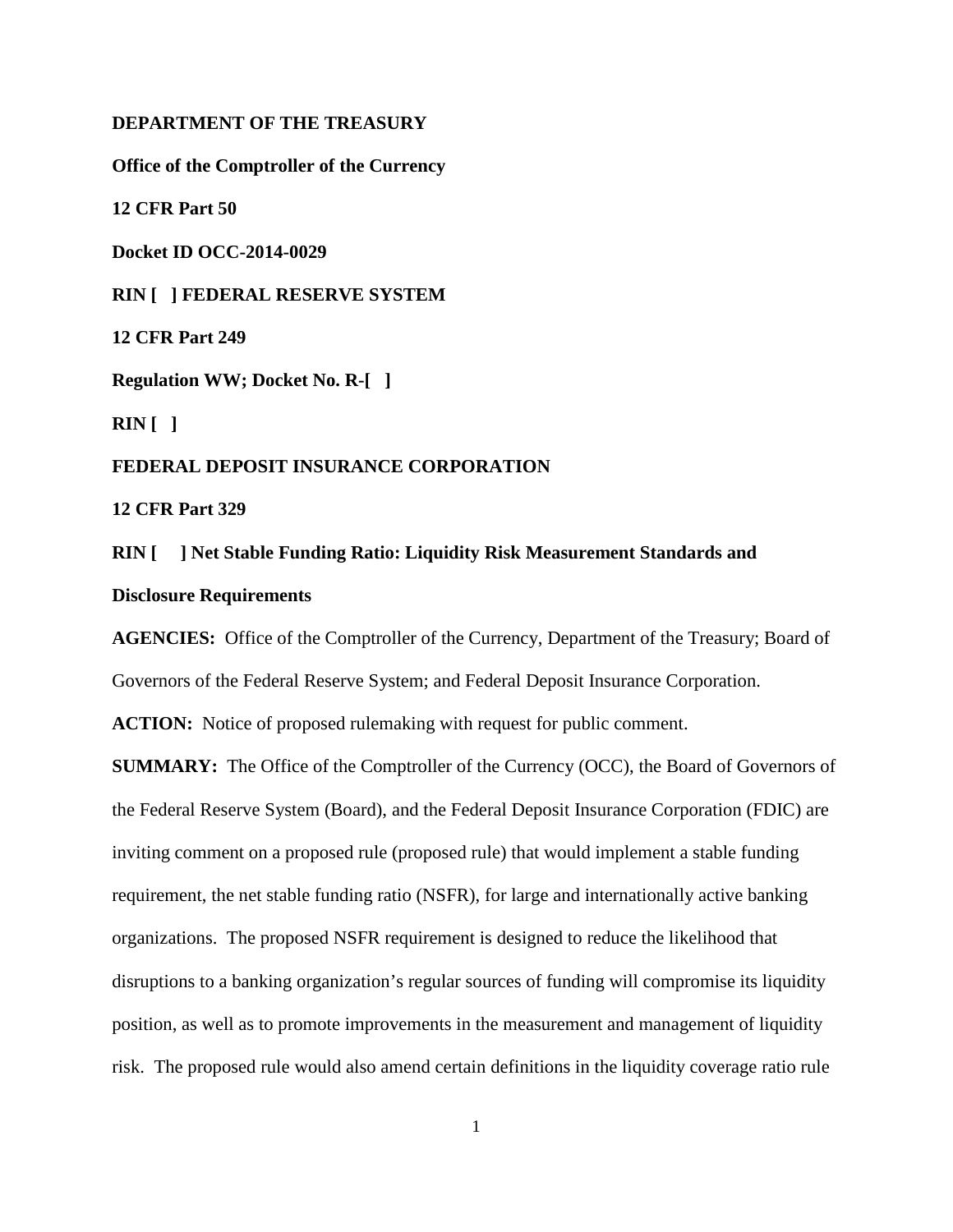**DEPARTMENT OF THE TREASURY**

**Office of the Comptroller of the Currency**

**12 CFR Part 50**

**Docket ID OCC-2014-0029**

**RIN [ ] FEDERAL RESERVE SYSTEM**

**12 CFR Part 249**

**Regulation WW; Docket No. R-[ ]**

**RIN [ ]**

**FEDERAL DEPOSIT INSURANCE CORPORATION**

**12 CFR Part 329**

**RIN [ ] Net Stable Funding Ratio: Liquidity Risk Measurement Standards and Disclosure Requirements**

**AGENCIES:** Office of the Comptroller of the Currency, Department of the Treasury; Board of Governors of the Federal Reserve System; and Federal Deposit Insurance Corporation.

**ACTION:** Notice of proposed rulemaking with request for public comment.

**SUMMARY:** The Office of the Comptroller of the Currency (OCC), the Board of Governors of the Federal Reserve System (Board), and the Federal Deposit Insurance Corporation (FDIC) are inviting comment on a proposed rule (proposed rule) that would implement a stable funding requirement, the net stable funding ratio (NSFR), for large and internationally active banking organizations. The proposed NSFR requirement is designed to reduce the likelihood that disruptions to a banking organization's regular sources of funding will compromise its liquidity position, as well as to promote improvements in the measurement and management of liquidity risk. The proposed rule would also amend certain definitions in the liquidity coverage ratio rule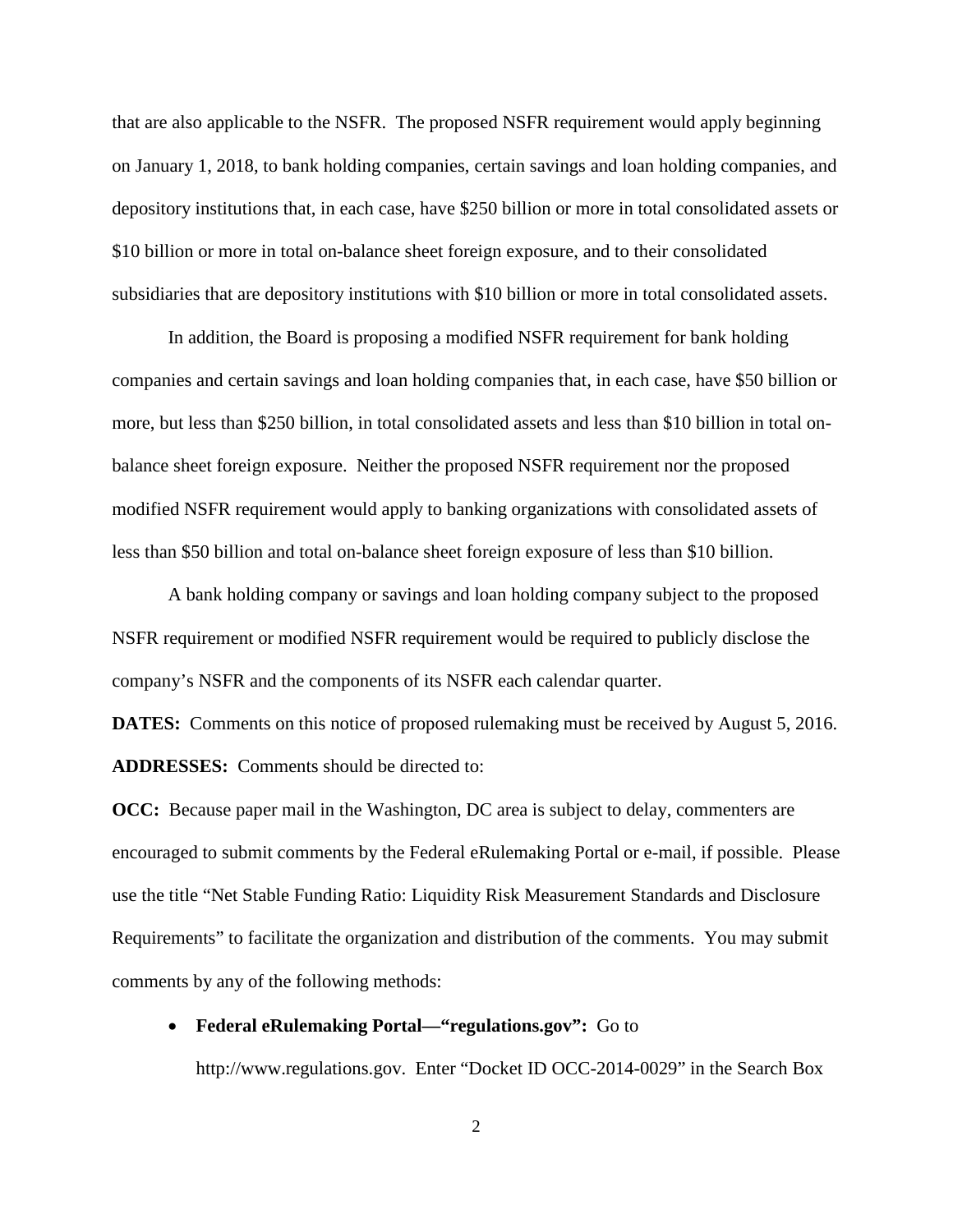that are also applicable to the NSFR. The proposed NSFR requirement would apply beginning on January 1, 2018, to bank holding companies, certain savings and loan holding companies, and depository institutions that, in each case, have \$250 billion or more in total consolidated assets or \$10 billion or more in total on-balance sheet foreign exposure, and to their consolidated subsidiaries that are depository institutions with \$10 billion or more in total consolidated assets.

In addition, the Board is proposing a modified NSFR requirement for bank holding companies and certain savings and loan holding companies that, in each case, have \$50 billion or more, but less than \$250 billion, in total consolidated assets and less than \$10 billion in total on-balance sheet foreign exposure. Neither the proposed NSFR requirement nor the proposed modified NSFR requirement would apply to banking organizations with consolidated assets of less than \$50 billion and total on-balance sheet foreign exposure of less than \$10 billion.

A bank holding company or savings and loan holding company subject to the proposed NSFR requirement or modified NSFR requirement would be required to publicly disclose the company's NSFR and the components of its NSFR each calendar quarter.

**DATES:** Comments on this notice of proposed rulemaking must be received by August 5, 2016.

**ADDRESSES:** Comments should be directed to:

**OCC:** Because paper mail in the Washington, DC area is subject to delay, commenters are encouraged to submit comments by the Federal eRulemaking Portal or e-mail, if possible. Please use the title "Net Stable Funding Ratio: Liquidity Risk Measurement Standards and Disclosure Requirements" to facilitate the organization and distribution of the comments. You may submit comments by any of the following methods:

- **Federal eRulemaking Portal—"regulations.gov":** Go to http://www.regulations.gov. Enter "Docket ID OCC-2014-0029" in the Search Box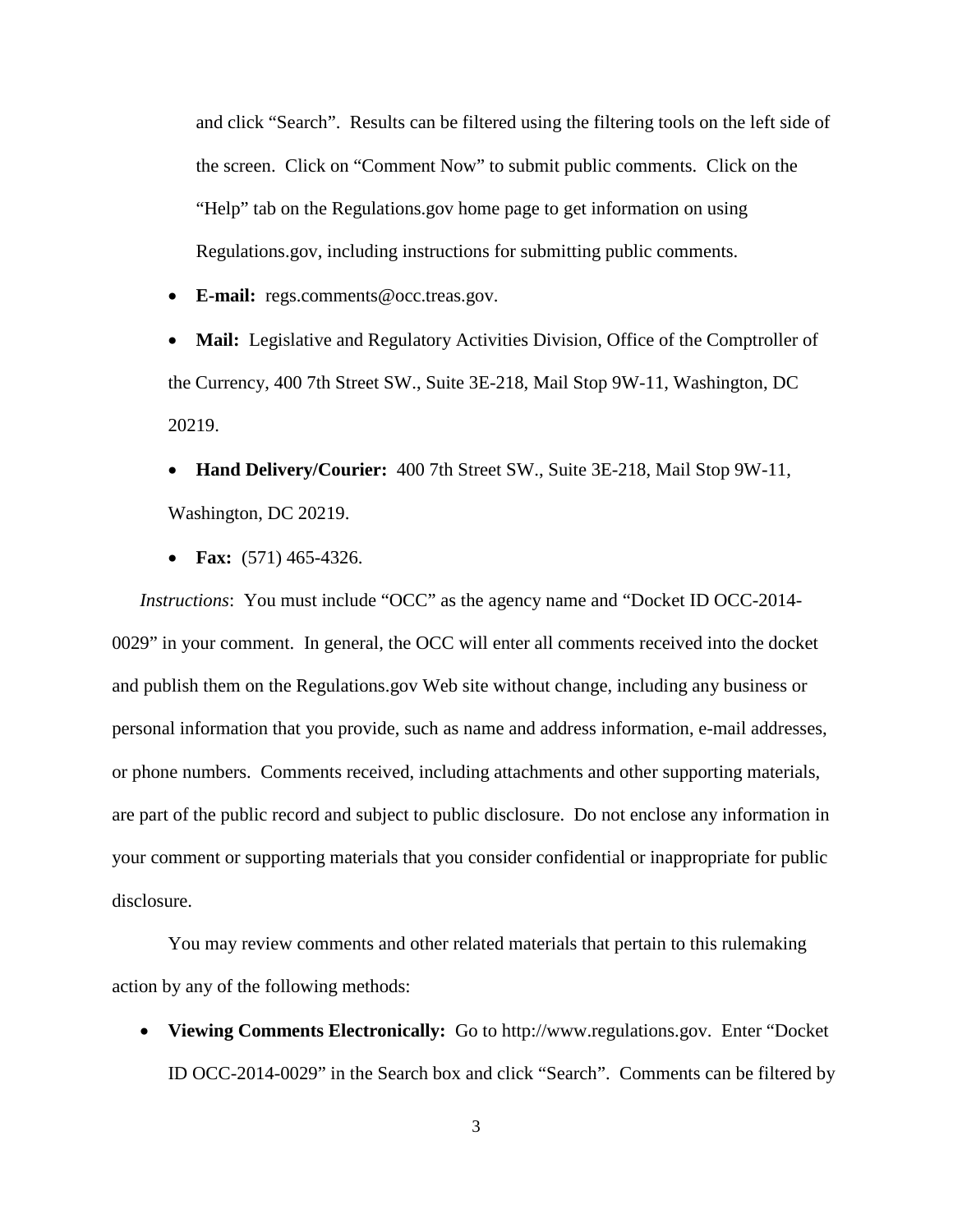and click “Search”. Results can be filtered using the filtering tools on the left side of the screen. Click on “Comment Now” to submit public comments. Click on the “Help” tab on the Regulations.gov home page to get information on using Regulations.gov, including instructions for submitting public comments.

- **E-mail:** regs.comments@occ.treas.gov.
- **Mail:** Legislative and Regulatory Activities Division, Office of the Comptroller of the Currency, 400 7th Street SW., Suite 3E-218, Mail Stop 9W-11, Washington, DC 20219.
- **Hand Delivery/Courier:** 400 7th Street SW., Suite 3E-218, Mail Stop 9W-11, Washington, DC 20219.
- **Fax:** (571) 465-4326.

*Instructions*: You must include “OCC” as the agency name and “Docket ID OCC-2014-0029” in your comment. In general, the OCC will enter all comments received into the docket and publish them on the Regulations.gov Web site without change, including any business or personal information that you provide, such as name and address information, e-mail addresses, or phone numbers. Comments received, including attachments and other supporting materials, are part of the public record and subject to public disclosure. Do not enclose any information in your comment or supporting materials that you consider confidential or inappropriate for public disclosure.

You may review comments and other related materials that pertain to this rulemaking action by any of the following methods:

- **Viewing Comments Electronically:** Go to http://www.regulations.gov. Enter “Docket ID OCC-2014-0029” in the Search box and click “Search”. Comments can be filtered by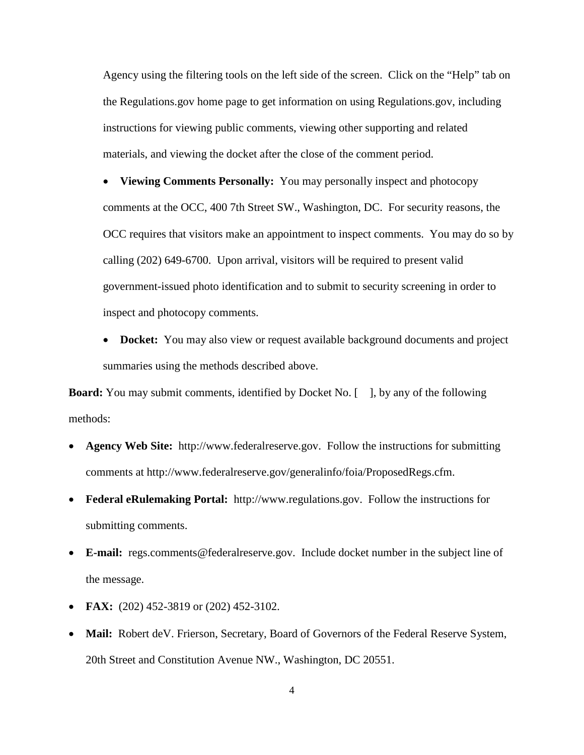Agency using the filtering tools on the left side of the screen. Click on the "Help" tab on the Regulations.gov home page to get information on using Regulations.gov, including instructions for viewing public comments, viewing other supporting and related materials, and viewing the docket after the close of the comment period.

- **Viewing Comments Personally:** You may personally inspect and photocopy comments at the OCC, 400 7th Street SW., Washington, DC. For security reasons, the OCC requires that visitors make an appointment to inspect comments. You may do so by calling (202) 649-6700. Upon arrival, visitors will be required to present valid government-issued photo identification and to submit to security screening in order to inspect and photocopy comments.

- **Docket:** You may also view or request available background documents and project summaries using the methods described above.

**Board:** You may submit comments, identified by Docket No. [ ], by any of the following methods:

- **Agency Web Site:** http://www.federalreserve.gov. Follow the instructions for submitting comments at http://www.federalreserve.gov/generalinfo/foia/ProposedRegs.cfm.
- **Federal eRulemaking Portal:** http://www.regulations.gov. Follow the instructions for submitting comments.
- **E-mail:** regs.comments@federalreserve.gov. Include docket number in the subject line of the message.
- **FAX:** (202) 452-3819 or (202) 452-3102.
- **Mail:** Robert deV. Frierson, Secretary, Board of Governors of the Federal Reserve System, 20th Street and Constitution Avenue NW., Washington, DC 20551.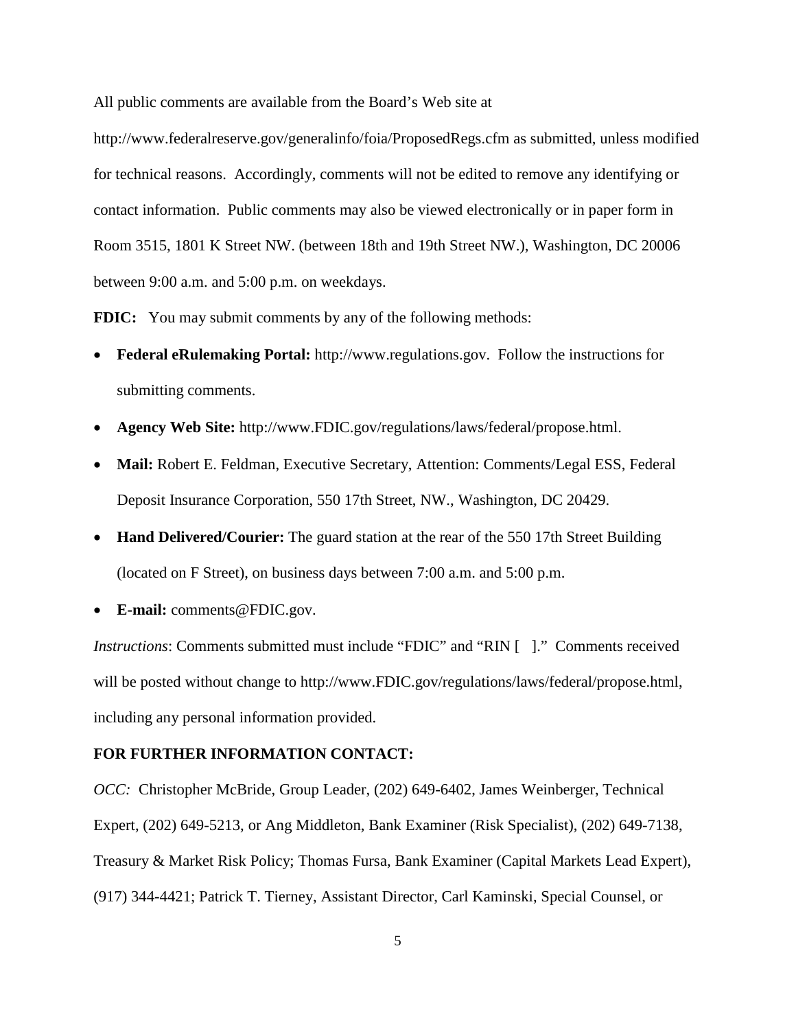All public comments are available from the Board's Web site at http://www.federalreserve.gov/generalinfo/foia/ProposedRegs.cfm as submitted, unless modified for technical reasons. Accordingly, comments will not be edited to remove any identifying or contact information. Public comments may also be viewed electronically or in paper form in Room 3515, 1801 K Street NW. (between 18th and 19th Street NW.), Washington, DC 20006 between 9:00 a.m. and 5:00 p.m. on weekdays.

**FDIC:** You may submit comments by any of the following methods:

- **Federal eRulemaking Portal:** http://www.regulations.gov. Follow the instructions for submitting comments.
- **Agency Web Site:** http://www.FDIC.gov/regulations/laws/federal/propose.html.
- **Mail:** Robert E. Feldman, Executive Secretary, Attention: Comments/Legal ESS, Federal Deposit Insurance Corporation, 550 17th Street, NW., Washington, DC 20429.
- **Hand Delivered/Courier:** The guard station at the rear of the 550 17th Street Building (located on F Street), on business days between 7:00 a.m. and 5:00 p.m.
- **E-mail:** comments@FDIC.gov.

*Instructions*: Comments submitted must include "FDIC" and "RIN [ ]." Comments received will be posted without change to http://www.FDIC.gov/regulations/laws/federal/propose.html, including any personal information provided.

**FOR FURTHER INFORMATION CONTACT:**

*OCC:* Christopher McBride, Group Leader, (202) 649-6402, James Weinberger, Technical Expert, (202) 649-5213, or Ang Middleton, Bank Examiner (Risk Specialist), (202) 649-7138, Treasury & Market Risk Policy; Thomas Fursa, Bank Examiner (Capital Markets Lead Expert), (917) 344-4421; Patrick T. Tierney, Assistant Director, Carl Kaminski, Special Counsel, or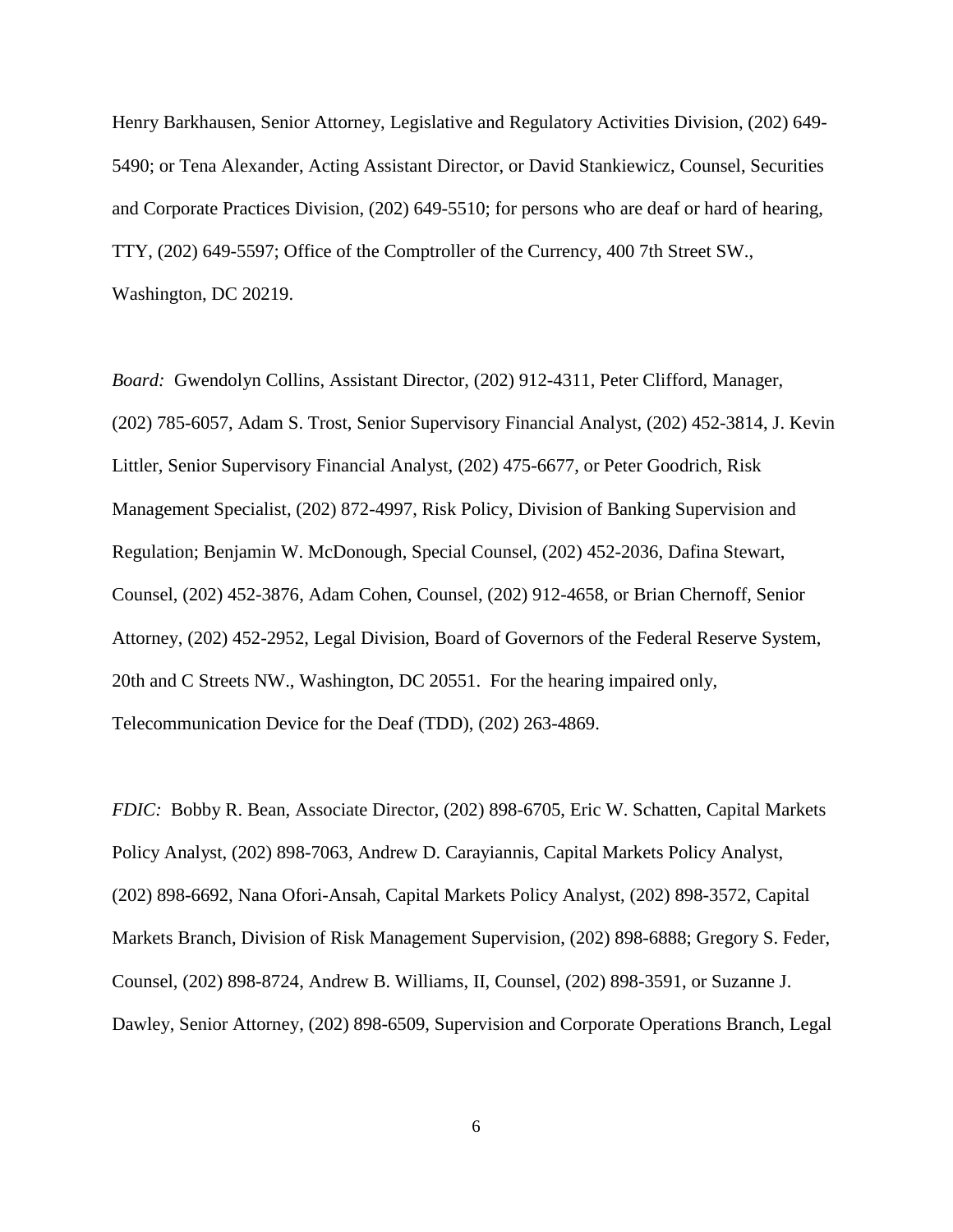Henry Barkhausen, Senior Attorney, Legislative and Regulatory Activities Division, (202) 649-5490; or Tena Alexander, Acting Assistant Director, or David Stankiewicz, Counsel, Securities and Corporate Practices Division, (202) 649-5510; for persons who are deaf or hard of hearing, TTY, (202) 649-5597; Office of the Comptroller of the Currency, 400 7th Street SW., Washington, DC 20219.

*Board:* Gwendolyn Collins, Assistant Director, (202) 912-4311, Peter Clifford, Manager, (202) 785-6057, Adam S. Trost, Senior Supervisory Financial Analyst, (202) 452-3814, J. Kevin Littler, Senior Supervisory Financial Analyst, (202) 475-6677, or Peter Goodrich, Risk Management Specialist, (202) 872-4997, Risk Policy, Division of Banking Supervision and Regulation; Benjamin W. McDonough, Special Counsel, (202) 452-2036, Dafina Stewart, Counsel, (202) 452-3876, Adam Cohen, Counsel, (202) 912-4658, or Brian Chernoff, Senior Attorney, (202) 452-2952, Legal Division, Board of Governors of the Federal Reserve System, 20th and C Streets NW., Washington, DC 20551. For the hearing impaired only, Telecommunication Device for the Deaf (TDD), (202) 263-4869.

*FDIC:* Bobby R. Bean, Associate Director, (202) 898-6705, Eric W. Schatten, Capital Markets Policy Analyst, (202) 898-7063, Andrew D. Carayiannis, Capital Markets Policy Analyst, (202) 898-6692, Nana Ofori-Ansah, Capital Markets Policy Analyst, (202) 898-3572, Capital Markets Branch, Division of Risk Management Supervision, (202) 898-6888; Gregory S. Feder, Counsel, (202) 898-8724, Andrew B. Williams, II, Counsel, (202) 898-3591, or Suzanne J. Dawley, Senior Attorney, (202) 898-6509, Supervision and Corporate Operations Branch, Legal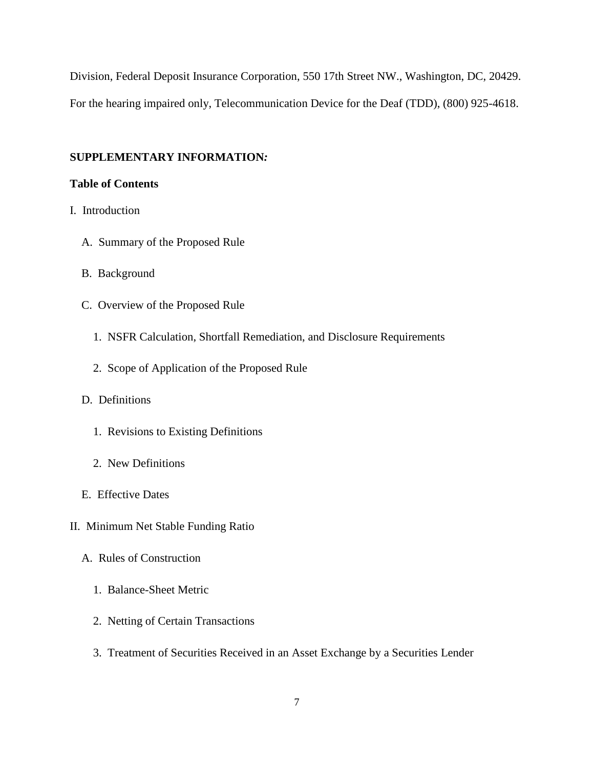Division, Federal Deposit Insurance Corporation, 550 17th Street NW., Washington, DC, 20429. For the hearing impaired only, Telecommunication Device for the Deaf (TDD), (800) 925-4618.

**SUPPLEMENTARY INFORMATION*:***

**Table of Contents**

I. Introduction

- A. Summary of the Proposed Rule
- B. Background
- C. Overview of the Proposed Rule
  - 1. NSFR Calculation, Shortfall Remediation, and Disclosure Requirements
  - 2. Scope of Application of the Proposed Rule
- D. Definitions
  - 1. Revisions to Existing Definitions
  - 2. New Definitions
- E. Effective Dates

II. Minimum Net Stable Funding Ratio

- A. Rules of Construction
  - 1. Balance-Sheet Metric
  - 2. Netting of Certain Transactions
  - 3. Treatment of Securities Received in an Asset Exchange by a Securities Lender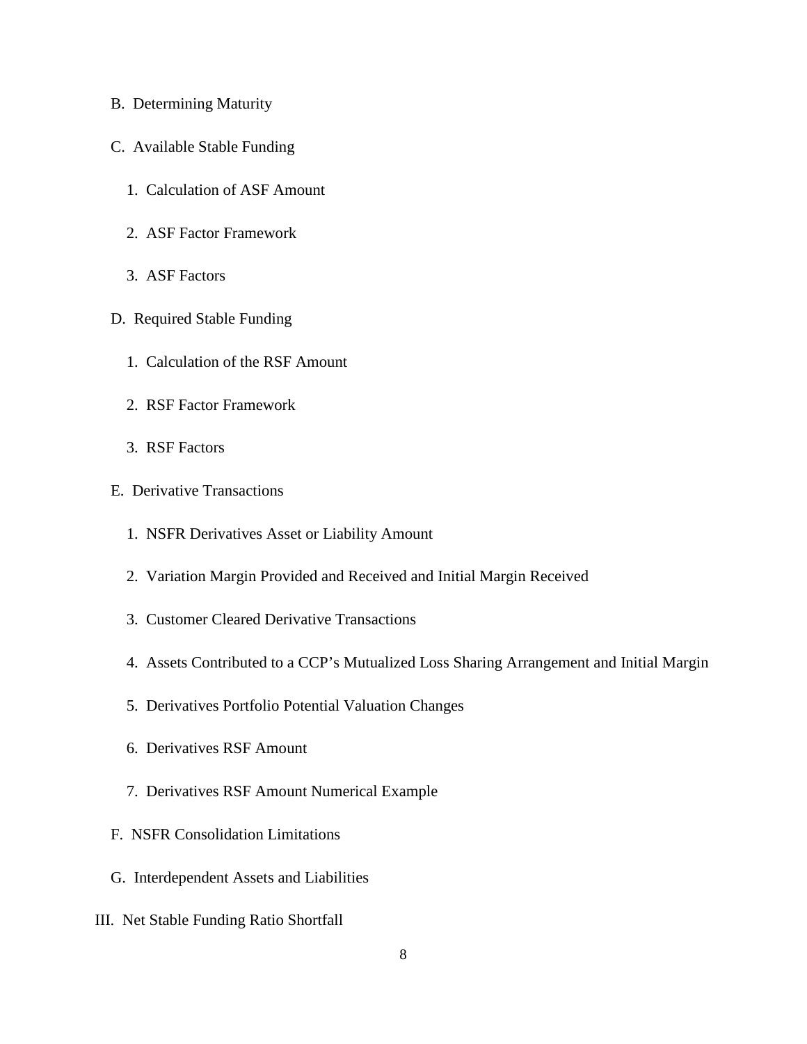- B. Determining Maturity
- C. Available Stable Funding
  1. Calculation of ASF Amount
  2. ASF Factor Framework
  3. ASF Factors
- D. Required Stable Funding
  1. Calculation of the RSF Amount
  2. RSF Factor Framework
  3. RSF Factors
- E. Derivative Transactions
  1. NSFR Derivatives Asset or Liability Amount
  2. Variation Margin Provided and Received and Initial Margin Received
  3. Customer Cleared Derivative Transactions
  4. Assets Contributed to a CCP's Mutualized Loss Sharing Arrangement and Initial Margin
  5. Derivatives Portfolio Potential Valuation Changes
  6. Derivatives RSF Amount
  7. Derivatives RSF Amount Numerical Example
- F. NSFR Consolidation Limitations
- G. Interdependent Assets and Liabilities

III. Net Stable Funding Ratio Shortfall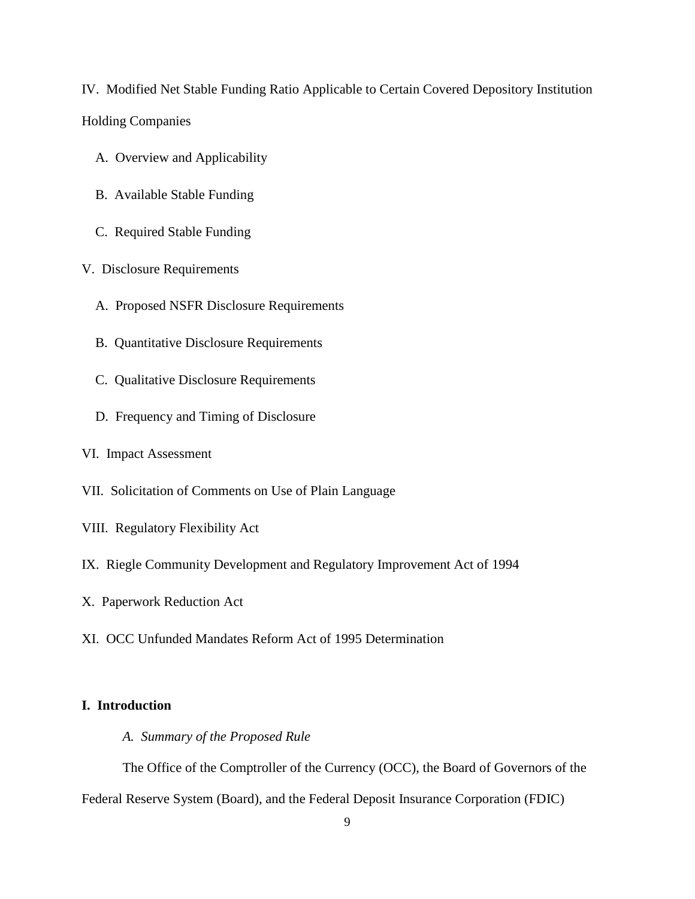IV. Modified Net Stable Funding Ratio Applicable to Certain Covered Depository Institution Holding Companies

- A. Overview and Applicability
- B. Available Stable Funding
- C. Required Stable Funding

V. Disclosure Requirements

- A. Proposed NSFR Disclosure Requirements
- B. Quantitative Disclosure Requirements
- C. Qualitative Disclosure Requirements
- D. Frequency and Timing of Disclosure

VI. Impact Assessment

VII. Solicitation of Comments on Use of Plain Language

VIII. Regulatory Flexibility Act

IX. Riegle Community Development and Regulatory Improvement Act of 1994

X. Paperwork Reduction Act

XI. OCC Unfunded Mandates Reform Act of 1995 Determination

## I. Introduction

### *A. Summary of the Proposed Rule*

The Office of the Comptroller of the Currency (OCC), the Board of Governors of the Federal Reserve System (Board), and the Federal Deposit Insurance Corporation (FDIC)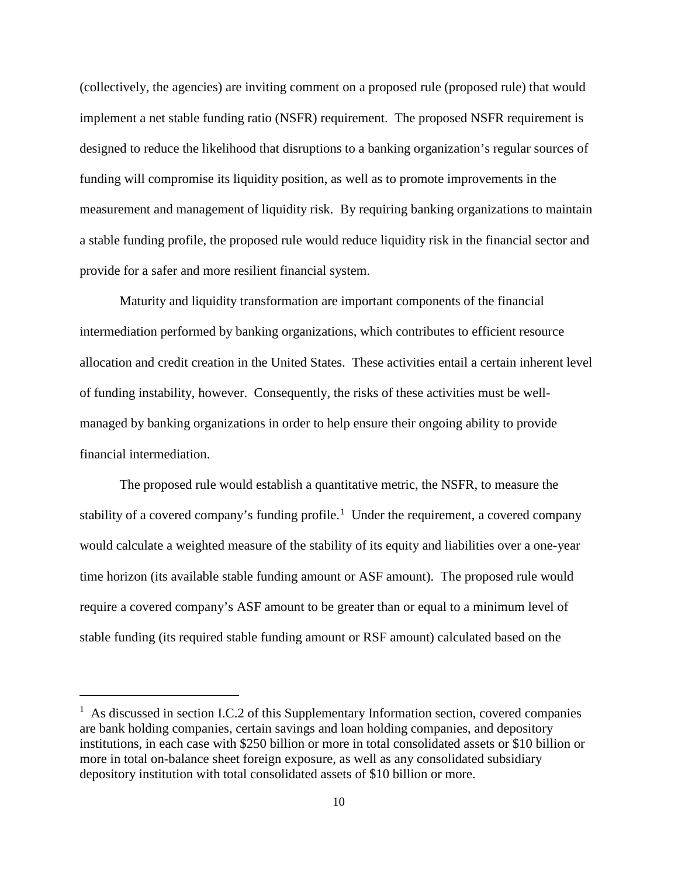(collectively, the agencies) are inviting comment on a proposed rule (proposed rule) that would implement a net stable funding ratio (NSFR) requirement. The proposed NSFR requirement is designed to reduce the likelihood that disruptions to a banking organization's regular sources of funding will compromise its liquidity position, as well as to promote improvements in the measurement and management of liquidity risk. By requiring banking organizations to maintain a stable funding profile, the proposed rule would reduce liquidity risk in the financial sector and provide for a safer and more resilient financial system.

Maturity and liquidity transformation are important components of the financial intermediation performed by banking organizations, which contributes to efficient resource allocation and credit creation in the United States. These activities entail a certain inherent level of funding instability, however. Consequently, the risks of these activities must be well-managed by banking organizations in order to help ensure their ongoing ability to provide financial intermediation.

The proposed rule would establish a quantitative metric, the NSFR, to measure the stability of a covered company's funding profile.[1] Under the requirement, a covered company would calculate a weighted measure of the stability of its equity and liabilities over a one-year time horizon (its available stable funding amount or ASF amount). The proposed rule would require a covered company's ASF amount to be greater than or equal to a minimum level of stable funding (its required stable funding amount or RSF amount) calculated based on the

---

[1] As discussed in section I.C.2 of this Supplementary Information section, covered companies are bank holding companies, certain savings and loan holding companies, and depository institutions, in each case with $250 billion or more in total consolidated assets or $10 billion or more in total on-balance sheet foreign exposure, as well as any consolidated subsidiary depository institution with total consolidated assets of $10 billion or more.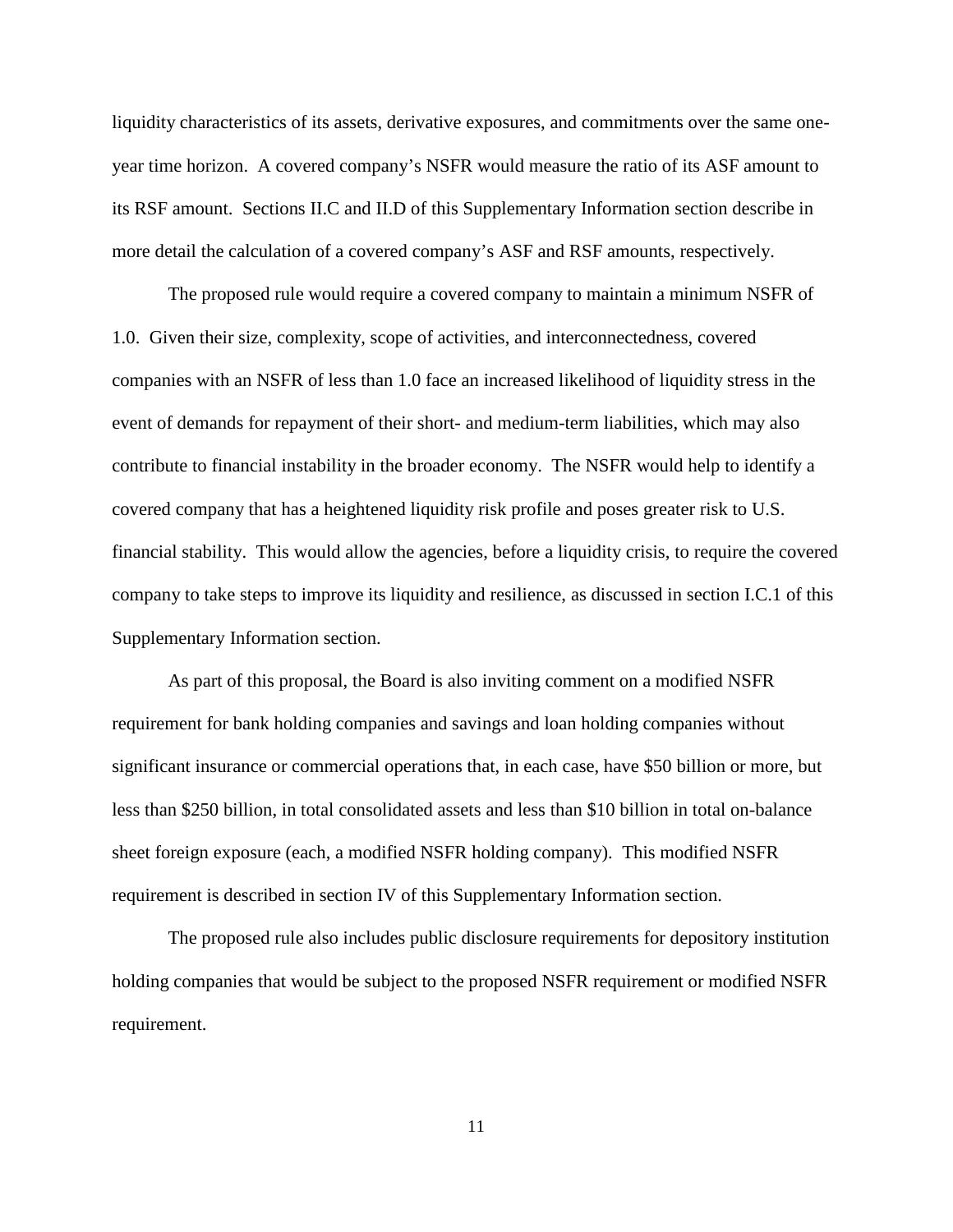liquidity characteristics of its assets, derivative exposures, and commitments over the same one-year time horizon. A covered company's NSFR would measure the ratio of its ASF amount to its RSF amount. Sections II.C and II.D of this Supplementary Information section describe in more detail the calculation of a covered company's ASF and RSF amounts, respectively.

The proposed rule would require a covered company to maintain a minimum NSFR of 1.0. Given their size, complexity, scope of activities, and interconnectedness, covered companies with an NSFR of less than 1.0 face an increased likelihood of liquidity stress in the event of demands for repayment of their short- and medium-term liabilities, which may also contribute to financial instability in the broader economy. The NSFR would help to identify a covered company that has a heightened liquidity risk profile and poses greater risk to U.S. financial stability. This would allow the agencies, before a liquidity crisis, to require the covered company to take steps to improve its liquidity and resilience, as discussed in section I.C.1 of this Supplementary Information section.

As part of this proposal, the Board is also inviting comment on a modified NSFR requirement for bank holding companies and savings and loan holding companies without significant insurance or commercial operations that, in each case, have $50 billion or more, but less than $250 billion, in total consolidated assets and less than $10 billion in total on-balance sheet foreign exposure (each, a modified NSFR holding company). This modified NSFR requirement is described in section IV of this Supplementary Information section.

The proposed rule also includes public disclosure requirements for depository institution holding companies that would be subject to the proposed NSFR requirement or modified NSFR requirement.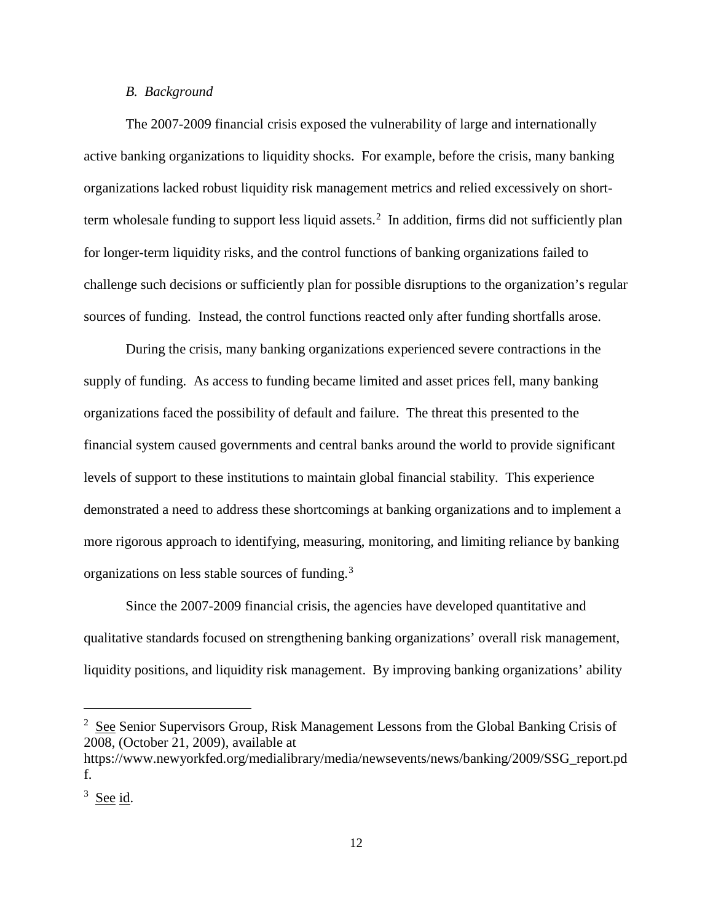### *B. Background*

The 2007-2009 financial crisis exposed the vulnerability of large and internationally active banking organizations to liquidity shocks. For example, before the crisis, many banking organizations lacked robust liquidity risk management metrics and relied excessively on short-term wholesale funding to support less liquid assets.[2] In addition, firms did not sufficiently plan for longer-term liquidity risks, and the control functions of banking organizations failed to challenge such decisions or sufficiently plan for possible disruptions to the organization's regular sources of funding. Instead, the control functions reacted only after funding shortfalls arose.

During the crisis, many banking organizations experienced severe contractions in the supply of funding. As access to funding became limited and asset prices fell, many banking organizations faced the possibility of default and failure. The threat this presented to the financial system caused governments and central banks around the world to provide significant levels of support to these institutions to maintain global financial stability. This experience demonstrated a need to address these shortcomings at banking organizations and to implement a more rigorous approach to identifying, measuring, monitoring, and limiting reliance by banking organizations on less stable sources of funding.[3]

Since the 2007-2009 financial crisis, the agencies have developed quantitative and qualitative standards focused on strengthening banking organizations' overall risk management, liquidity positions, and liquidity risk management. By improving banking organizations' ability

---

[2] See Senior Supervisors Group, Risk Management Lessons from the Global Banking Crisis of 2008, (October 21, 2009), available at https://www.newyorkfed.org/medialibrary/media/newsevents/news/banking/2009/SSG_report.pdf.

[3] See id.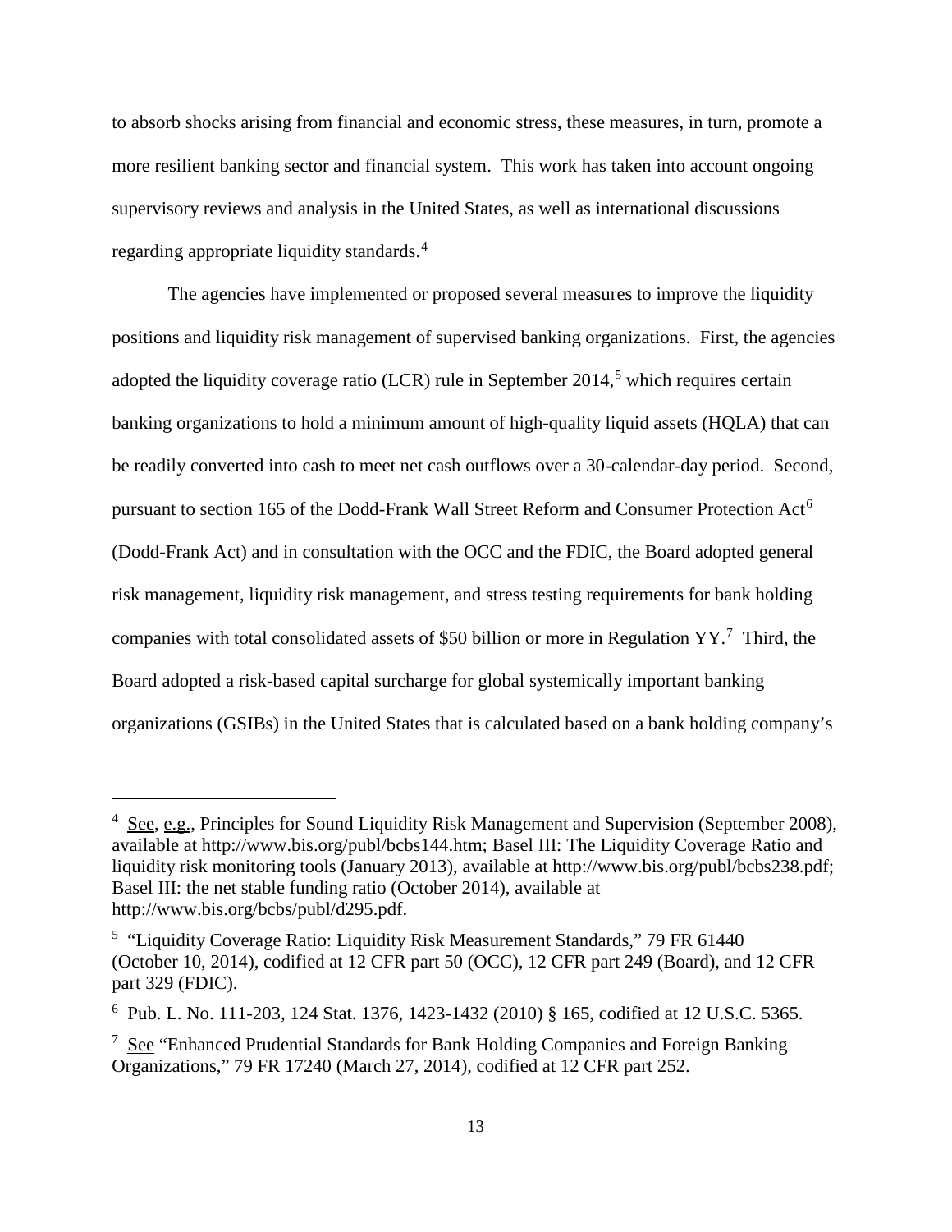to absorb shocks arising from financial and economic stress, these measures, in turn, promote a more resilient banking sector and financial system. This work has taken into account ongoing supervisory reviews and analysis in the United States, as well as international discussions regarding appropriate liquidity standards.[4]

The agencies have implemented or proposed several measures to improve the liquidity positions and liquidity risk management of supervised banking organizations. First, the agencies adopted the liquidity coverage ratio (LCR) rule in September 2014,[5] which requires certain banking organizations to hold a minimum amount of high-quality liquid assets (HQLA) that can be readily converted into cash to meet net cash outflows over a 30-calendar-day period. Second, pursuant to section 165 of the Dodd-Frank Wall Street Reform and Consumer Protection Act[6] (Dodd-Frank Act) and in consultation with the OCC and the FDIC, the Board adopted general risk management, liquidity risk management, and stress testing requirements for bank holding companies with total consolidated assets of $50 billion or more in Regulation YY.[7] Third, the Board adopted a risk-based capital surcharge for global systemically important banking organizations (GSIBs) in the United States that is calculated based on a bank holding company's

---

[4] See, e.g., Principles for Sound Liquidity Risk Management and Supervision (September 2008), available at http://www.bis.org/publ/bcbs144.htm; Basel III: The Liquidity Coverage Ratio and liquidity risk monitoring tools (January 2013), available at http://www.bis.org/publ/bcbs238.pdf; Basel III: the net stable funding ratio (October 2014), available at http://www.bis.org/bcbs/publ/d295.pdf.

[5] "Liquidity Coverage Ratio: Liquidity Risk Measurement Standards," 79 FR 61440 (October 10, 2014), codified at 12 CFR part 50 (OCC), 12 CFR part 249 (Board), and 12 CFR part 329 (FDIC).

[6] Pub. L. No. 111-203, 124 Stat. 1376, 1423-1432 (2010) § 165, codified at 12 U.S.C. 5365.

[7] See "Enhanced Prudential Standards for Bank Holding Companies and Foreign Banking Organizations," 79 FR 17240 (March 27, 2014), codified at 12 CFR part 252.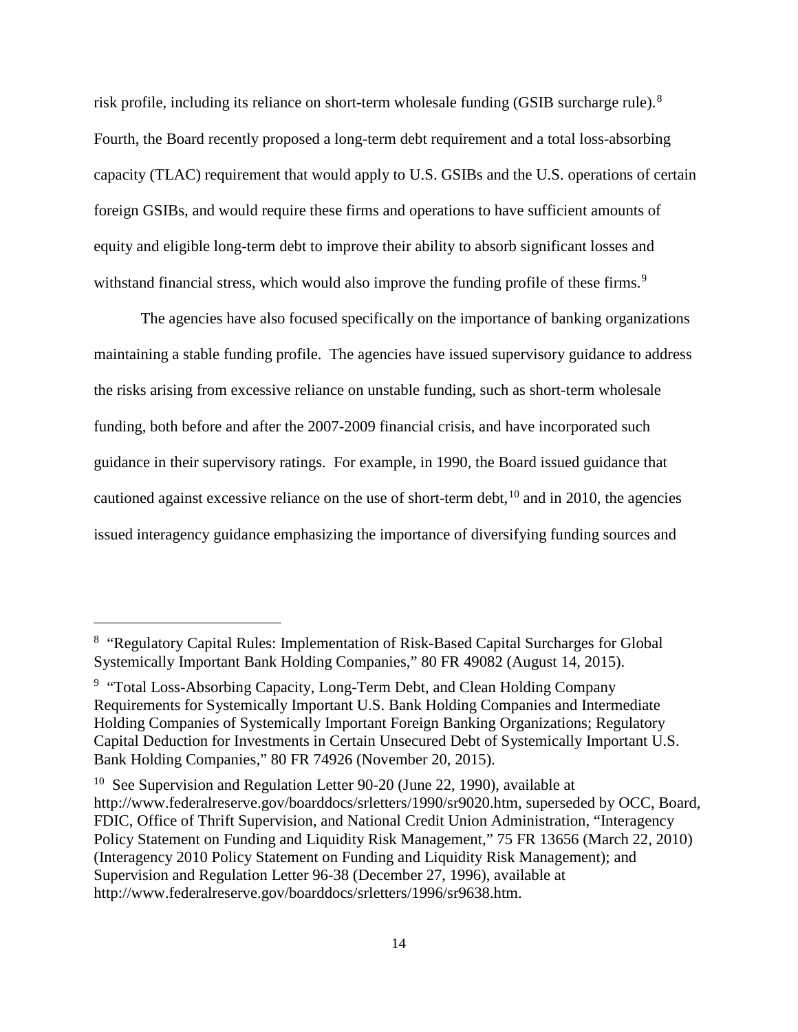risk profile, including its reliance on short-term wholesale funding (GSIB surcharge rule).[8] Fourth, the Board recently proposed a long-term debt requirement and a total loss-absorbing capacity (TLAC) requirement that would apply to U.S. GSIBs and the U.S. operations of certain foreign GSIBs, and would require these firms and operations to have sufficient amounts of equity and eligible long-term debt to improve their ability to absorb significant losses and withstand financial stress, which would also improve the funding profile of these firms.[9]

The agencies have also focused specifically on the importance of banking organizations maintaining a stable funding profile. The agencies have issued supervisory guidance to address the risks arising from excessive reliance on unstable funding, such as short-term wholesale funding, both before and after the 2007-2009 financial crisis, and have incorporated such guidance in their supervisory ratings. For example, in 1990, the Board issued guidance that cautioned against excessive reliance on the use of short-term debt,[10] and in 2010, the agencies issued interagency guidance emphasizing the importance of diversifying funding sources and

---

[8] "Regulatory Capital Rules: Implementation of Risk-Based Capital Surcharges for Global Systemically Important Bank Holding Companies," 80 FR 49082 (August 14, 2015).

[9] "Total Loss-Absorbing Capacity, Long-Term Debt, and Clean Holding Company Requirements for Systemically Important U.S. Bank Holding Companies and Intermediate Holding Companies of Systemically Important Foreign Banking Organizations; Regulatory Capital Deduction for Investments in Certain Unsecured Debt of Systemically Important U.S. Bank Holding Companies," 80 FR 74926 (November 20, 2015).

[10] See Supervision and Regulation Letter 90-20 (June 22, 1990), available at http://www.federalreserve.gov/boarddocs/srletters/1990/sr9020.htm, superseded by OCC, Board, FDIC, Office of Thrift Supervision, and National Credit Union Administration, "Interagency Policy Statement on Funding and Liquidity Risk Management," 75 FR 13656 (March 22, 2010) (Interagency 2010 Policy Statement on Funding and Liquidity Risk Management); and Supervision and Regulation Letter 96-38 (December 27, 1996), available at http://www.federalreserve.gov/boarddocs/srletters/1996/sr9638.htm.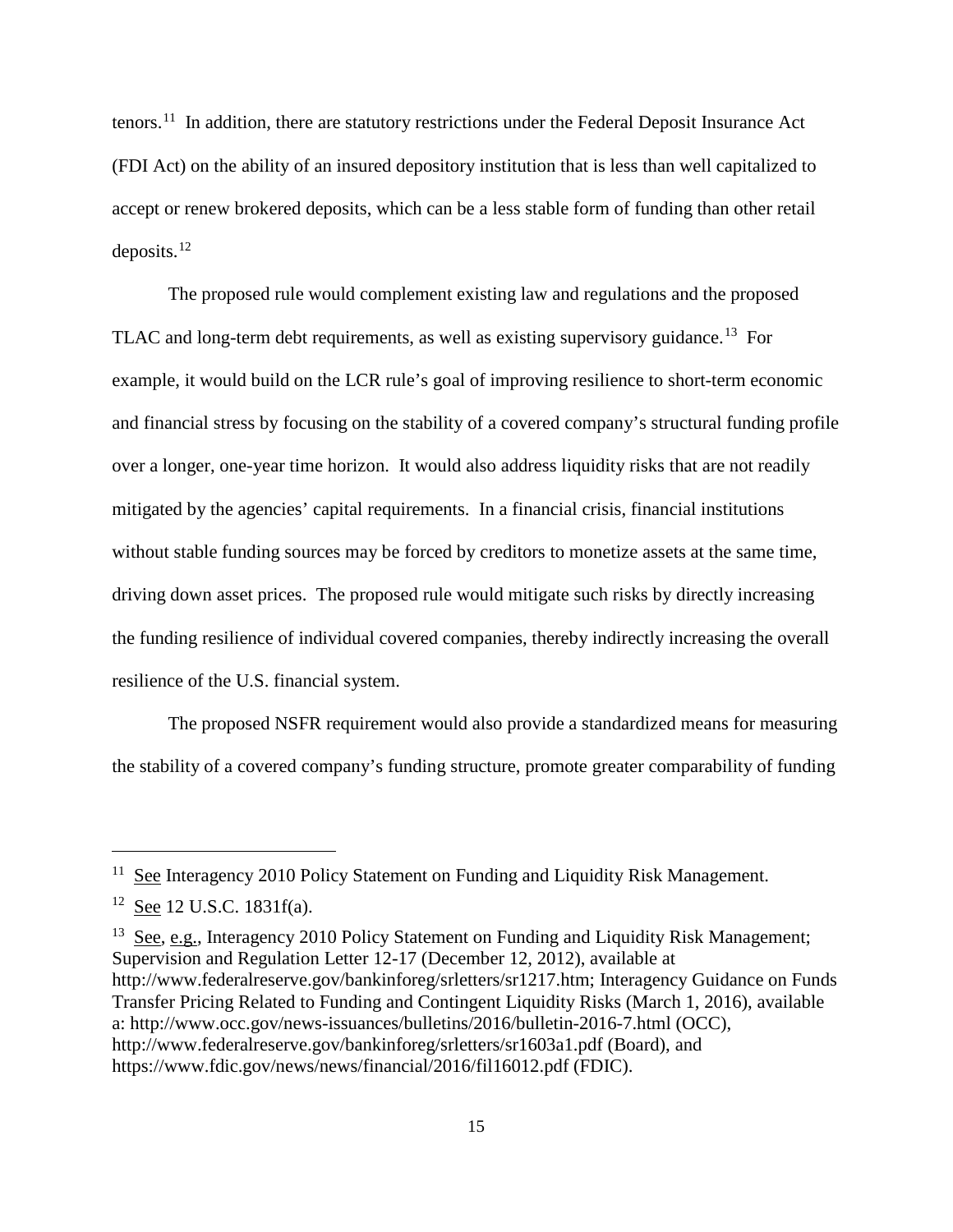tenors.[11] In addition, there are statutory restrictions under the Federal Deposit Insurance Act (FDI Act) on the ability of an insured depository institution that is less than well capitalized to accept or renew brokered deposits, which can be a less stable form of funding than other retail deposits.[12]

The proposed rule would complement existing law and regulations and the proposed TLAC and long-term debt requirements, as well as existing supervisory guidance.[13] For example, it would build on the LCR rule's goal of improving resilience to short-term economic and financial stress by focusing on the stability of a covered company's structural funding profile over a longer, one-year time horizon. It would also address liquidity risks that are not readily mitigated by the agencies' capital requirements. In a financial crisis, financial institutions without stable funding sources may be forced by creditors to monetize assets at the same time, driving down asset prices. The proposed rule would mitigate such risks by directly increasing the funding resilience of individual covered companies, thereby indirectly increasing the overall resilience of the U.S. financial system.

The proposed NSFR requirement would also provide a standardized means for measuring the stability of a covered company's funding structure, promote greater comparability of funding

---

[11] See Interagency 2010 Policy Statement on Funding and Liquidity Risk Management.

[12] See 12 U.S.C. 1831f(a).

[13] See, e.g., Interagency 2010 Policy Statement on Funding and Liquidity Risk Management; Supervision and Regulation Letter 12-17 (December 12, 2012), available at http://www.federalreserve.gov/bankinforeg/srletters/sr1217.htm; Interagency Guidance on Funds Transfer Pricing Related to Funding and Contingent Liquidity Risks (March 1, 2016), available a: http://www.occ.gov/news-issuances/bulletins/2016/bulletin-2016-7.html (OCC), http://www.federalreserve.gov/bankinforeg/srletters/sr1603a1.pdf (Board), and https://www.fdic.gov/news/news/financial/2016/fil16012.pdf (FDIC).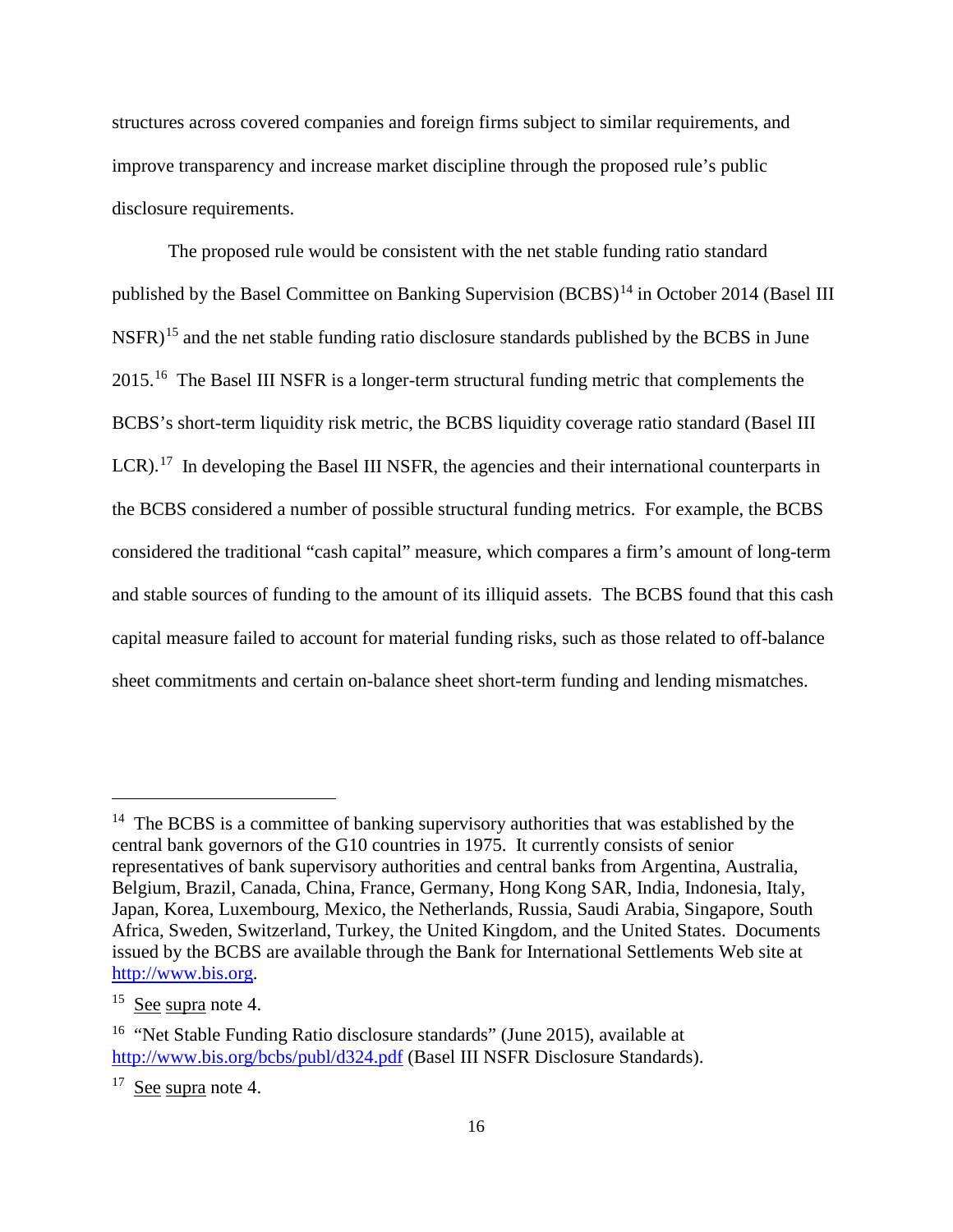structures across covered companies and foreign firms subject to similar requirements, and improve transparency and increase market discipline through the proposed rule's public disclosure requirements.

The proposed rule would be consistent with the net stable funding ratio standard published by the Basel Committee on Banking Supervision (BCBS)[14] in October 2014 (Basel III NSFR)[15] and the net stable funding ratio disclosure standards published by the BCBS in June 2015.[16] The Basel III NSFR is a longer-term structural funding metric that complements the BCBS's short-term liquidity risk metric, the BCBS liquidity coverage ratio standard (Basel III LCR).[17] In developing the Basel III NSFR, the agencies and their international counterparts in the BCBS considered a number of possible structural funding metrics. For example, the BCBS considered the traditional "cash capital" measure, which compares a firm's amount of long-term and stable sources of funding to the amount of its illiquid assets. The BCBS found that this cash capital measure failed to account for material funding risks, such as those related to off-balance sheet commitments and certain on-balance sheet short-term funding and lending mismatches.

---

[14] The BCBS is a committee of banking supervisory authorities that was established by the central bank governors of the G10 countries in 1975. It currently consists of senior representatives of bank supervisory authorities and central banks from Argentina, Australia, Belgium, Brazil, Canada, China, France, Germany, Hong Kong SAR, India, Indonesia, Italy, Japan, Korea, Luxembourg, Mexico, the Netherlands, Russia, Saudi Arabia, Singapore, South Africa, Sweden, Switzerland, Turkey, the United Kingdom, and the United States. Documents issued by the BCBS are available through the Bank for International Settlements Web site at http://www.bis.org.

[15] See supra note 4.

[16] "Net Stable Funding Ratio disclosure standards" (June 2015), available at http://www.bis.org/bcbs/publ/d324.pdf (Basel III NSFR Disclosure Standards).

[17] See supra note 4.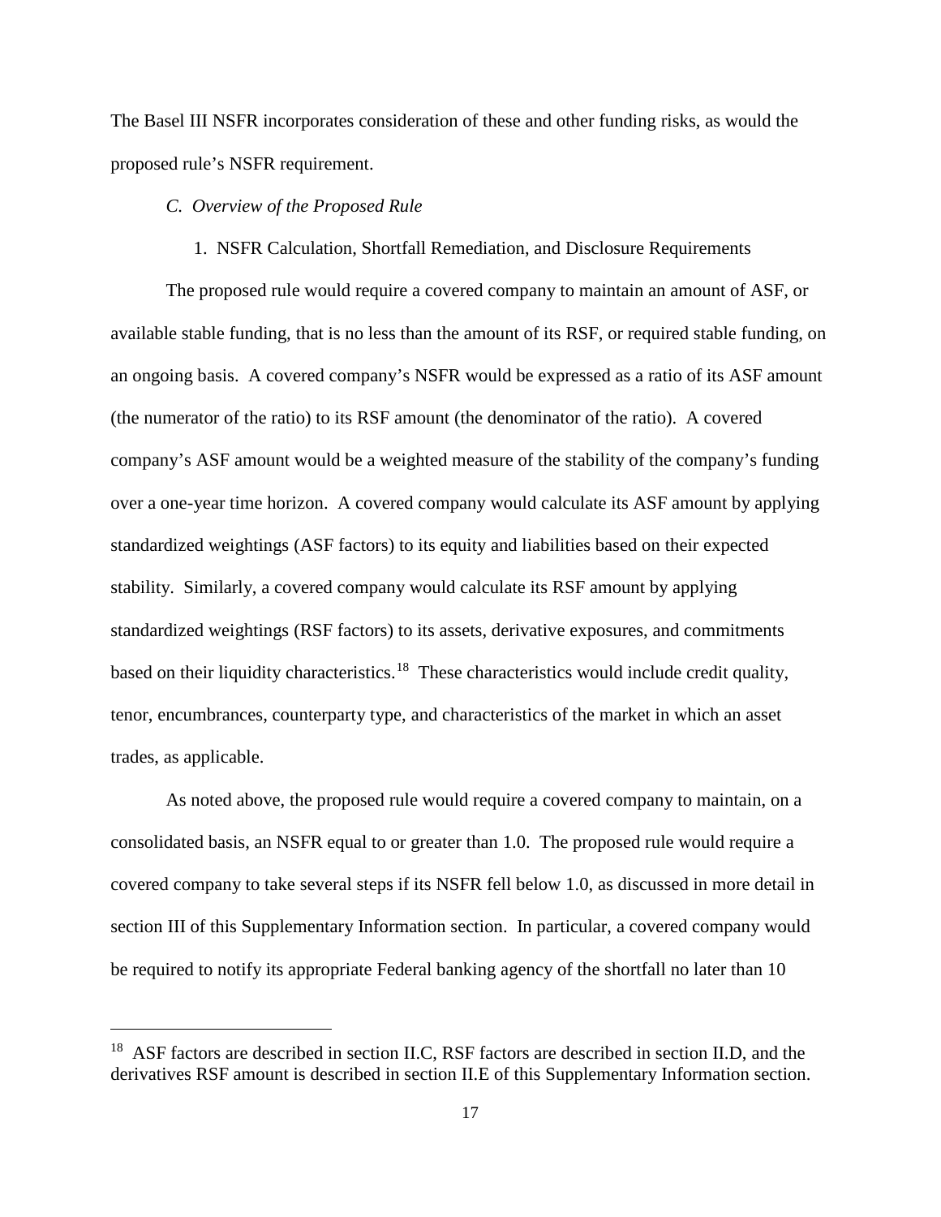The Basel III NSFR incorporates consideration of these and other funding risks, as would the proposed rule's NSFR requirement.

### *C. Overview of the Proposed Rule*

#### 1. NSFR Calculation, Shortfall Remediation, and Disclosure Requirements

The proposed rule would require a covered company to maintain an amount of ASF, or available stable funding, that is no less than the amount of its RSF, or required stable funding, on an ongoing basis. A covered company's NSFR would be expressed as a ratio of its ASF amount (the numerator of the ratio) to its RSF amount (the denominator of the ratio). A covered company's ASF amount would be a weighted measure of the stability of the company's funding over a one-year time horizon. A covered company would calculate its ASF amount by applying standardized weightings (ASF factors) to its equity and liabilities based on their expected stability. Similarly, a covered company would calculate its RSF amount by applying standardized weightings (RSF factors) to its assets, derivative exposures, and commitments based on their liquidity characteristics.[18] These characteristics would include credit quality, tenor, encumbrances, counterparty type, and characteristics of the market in which an asset trades, as applicable.

As noted above, the proposed rule would require a covered company to maintain, on a consolidated basis, an NSFR equal to or greater than 1.0. The proposed rule would require a covered company to take several steps if its NSFR fell below 1.0, as discussed in more detail in section III of this Supplementary Information section. In particular, a covered company would be required to notify its appropriate Federal banking agency of the shortfall no later than 10

---

[18] ASF factors are described in section II.C, RSF factors are described in section II.D, and the derivatives RSF amount is described in section II.E of this Supplementary Information section.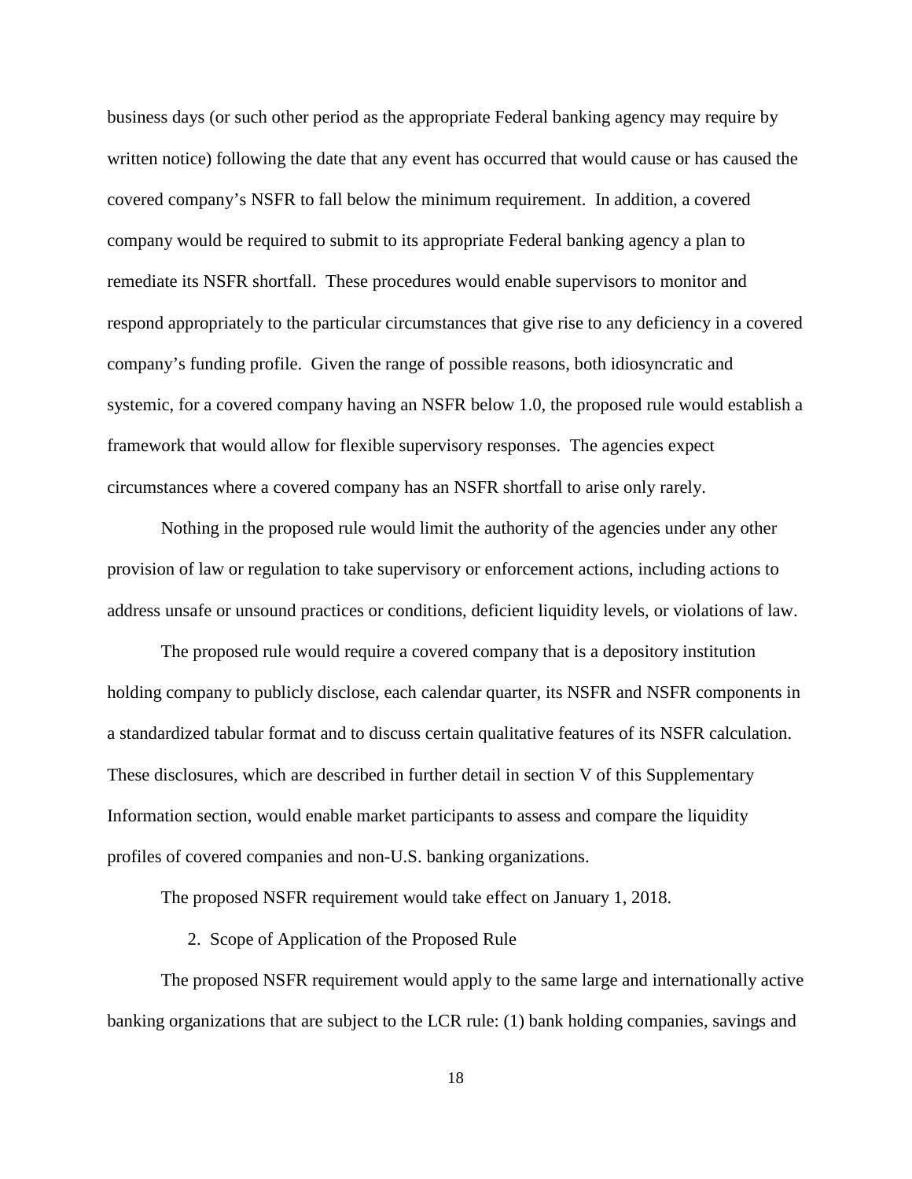business days (or such other period as the appropriate Federal banking agency may require by written notice) following the date that any event has occurred that would cause or has caused the covered company's NSFR to fall below the minimum requirement. In addition, a covered company would be required to submit to its appropriate Federal banking agency a plan to remediate its NSFR shortfall. These procedures would enable supervisors to monitor and respond appropriately to the particular circumstances that give rise to any deficiency in a covered company's funding profile. Given the range of possible reasons, both idiosyncratic and systemic, for a covered company having an NSFR below 1.0, the proposed rule would establish a framework that would allow for flexible supervisory responses. The agencies expect circumstances where a covered company has an NSFR shortfall to arise only rarely.

Nothing in the proposed rule would limit the authority of the agencies under any other provision of law or regulation to take supervisory or enforcement actions, including actions to address unsafe or unsound practices or conditions, deficient liquidity levels, or violations of law.

The proposed rule would require a covered company that is a depository institution holding company to publicly disclose, each calendar quarter, its NSFR and NSFR components in a standardized tabular format and to discuss certain qualitative features of its NSFR calculation. These disclosures, which are described in further detail in section V of this Supplementary Information section, would enable market participants to assess and compare the liquidity profiles of covered companies and non-U.S. banking organizations.

The proposed NSFR requirement would take effect on January 1, 2018.

### 2. Scope of Application of the Proposed Rule

The proposed NSFR requirement would apply to the same large and internationally active banking organizations that are subject to the LCR rule: (1) bank holding companies, savings and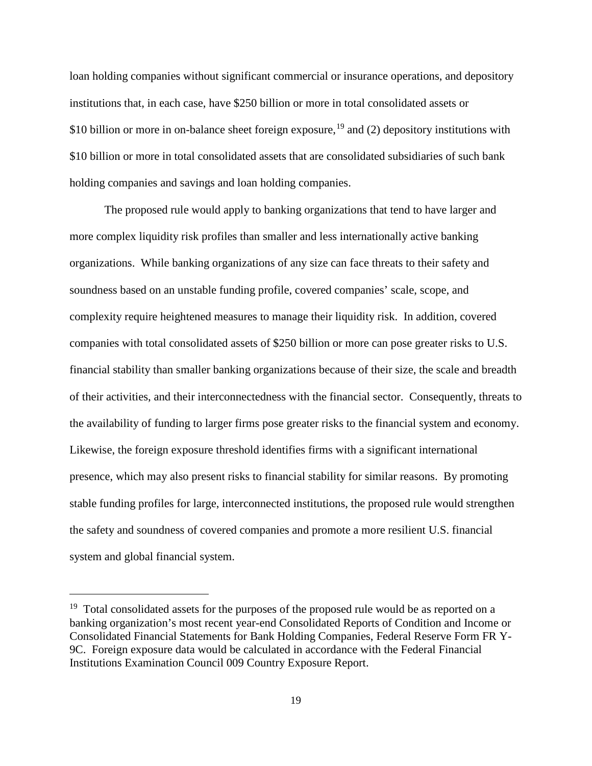loan holding companies without significant commercial or insurance operations, and depository institutions that, in each case, have $250 billion or more in total consolidated assets or $10 billion or more in on-balance sheet foreign exposure,[19] and (2) depository institutions with $10 billion or more in total consolidated assets that are consolidated subsidiaries of such bank holding companies and savings and loan holding companies.

The proposed rule would apply to banking organizations that tend to have larger and more complex liquidity risk profiles than smaller and less internationally active banking organizations. While banking organizations of any size can face threats to their safety and soundness based on an unstable funding profile, covered companies' scale, scope, and complexity require heightened measures to manage their liquidity risk. In addition, covered companies with total consolidated assets of $250 billion or more can pose greater risks to U.S. financial stability than smaller banking organizations because of their size, the scale and breadth of their activities, and their interconnectedness with the financial sector. Consequently, threats to the availability of funding to larger firms pose greater risks to the financial system and economy. Likewise, the foreign exposure threshold identifies firms with a significant international presence, which may also present risks to financial stability for similar reasons. By promoting stable funding profiles for large, interconnected institutions, the proposed rule would strengthen the safety and soundness of covered companies and promote a more resilient U.S. financial system and global financial system.

---

[19] Total consolidated assets for the purposes of the proposed rule would be as reported on a banking organization's most recent year-end Consolidated Reports of Condition and Income or Consolidated Financial Statements for Bank Holding Companies, Federal Reserve Form FR Y-9C. Foreign exposure data would be calculated in accordance with the Federal Financial Institutions Examination Council 009 Country Exposure Report.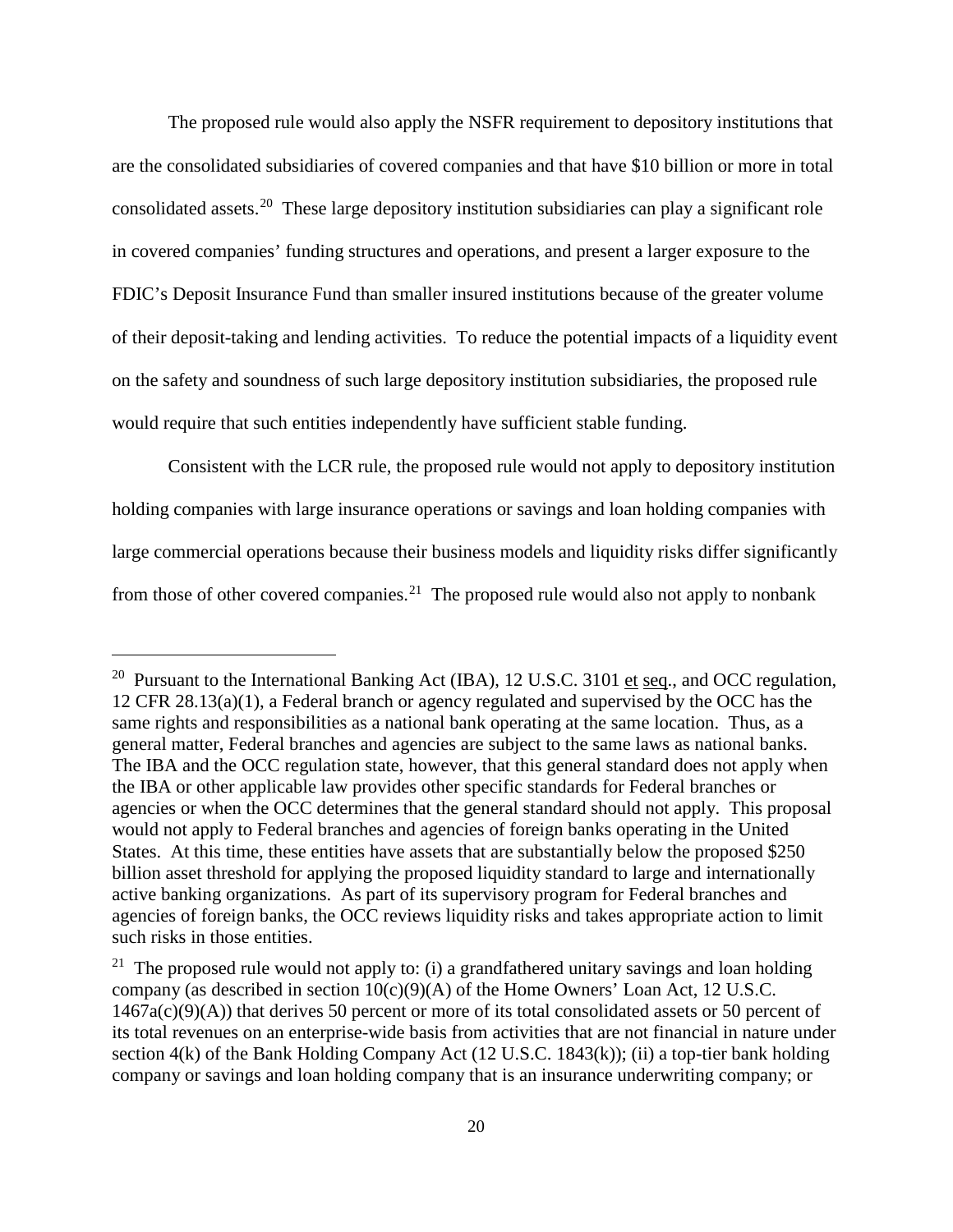The proposed rule would also apply the NSFR requirement to depository institutions that are the consolidated subsidiaries of covered companies and that have $10 billion or more in total consolidated assets.[20] These large depository institution subsidiaries can play a significant role in covered companies' funding structures and operations, and present a larger exposure to the FDIC's Deposit Insurance Fund than smaller insured institutions because of the greater volume of their deposit-taking and lending activities. To reduce the potential impacts of a liquidity event on the safety and soundness of such large depository institution subsidiaries, the proposed rule would require that such entities independently have sufficient stable funding.

Consistent with the LCR rule, the proposed rule would not apply to depository institution holding companies with large insurance operations or savings and loan holding companies with large commercial operations because their business models and liquidity risks differ significantly from those of other covered companies.[21] The proposed rule would also not apply to nonbank

---

[20] Pursuant to the International Banking Act (IBA), 12 U.S.C. 3101 et seq., and OCC regulation, 12 CFR 28.13(a)(1), a Federal branch or agency regulated and supervised by the OCC has the same rights and responsibilities as a national bank operating at the same location. Thus, as a general matter, Federal branches and agencies are subject to the same laws as national banks. The IBA and the OCC regulation state, however, that this general standard does not apply when the IBA or other applicable law provides other specific standards for Federal branches or agencies or when the OCC determines that the general standard should not apply. This proposal would not apply to Federal branches and agencies of foreign banks operating in the United States. At this time, these entities have assets that are substantially below the proposed $250 billion asset threshold for applying the proposed liquidity standard to large and internationally active banking organizations. As part of its supervisory program for Federal branches and agencies of foreign banks, the OCC reviews liquidity risks and takes appropriate action to limit such risks in those entities.

[21] The proposed rule would not apply to: (i) a grandfathered unitary savings and loan holding company (as described in section 10(c)(9)(A) of the Home Owners' Loan Act, 12 U.S.C. 1467a(c)(9)(A)) that derives 50 percent or more of its total consolidated assets or 50 percent of its total revenues on an enterprise-wide basis from activities that are not financial in nature under section 4(k) of the Bank Holding Company Act (12 U.S.C. 1843(k)); (ii) a top-tier bank holding company or savings and loan holding company that is an insurance underwriting company; or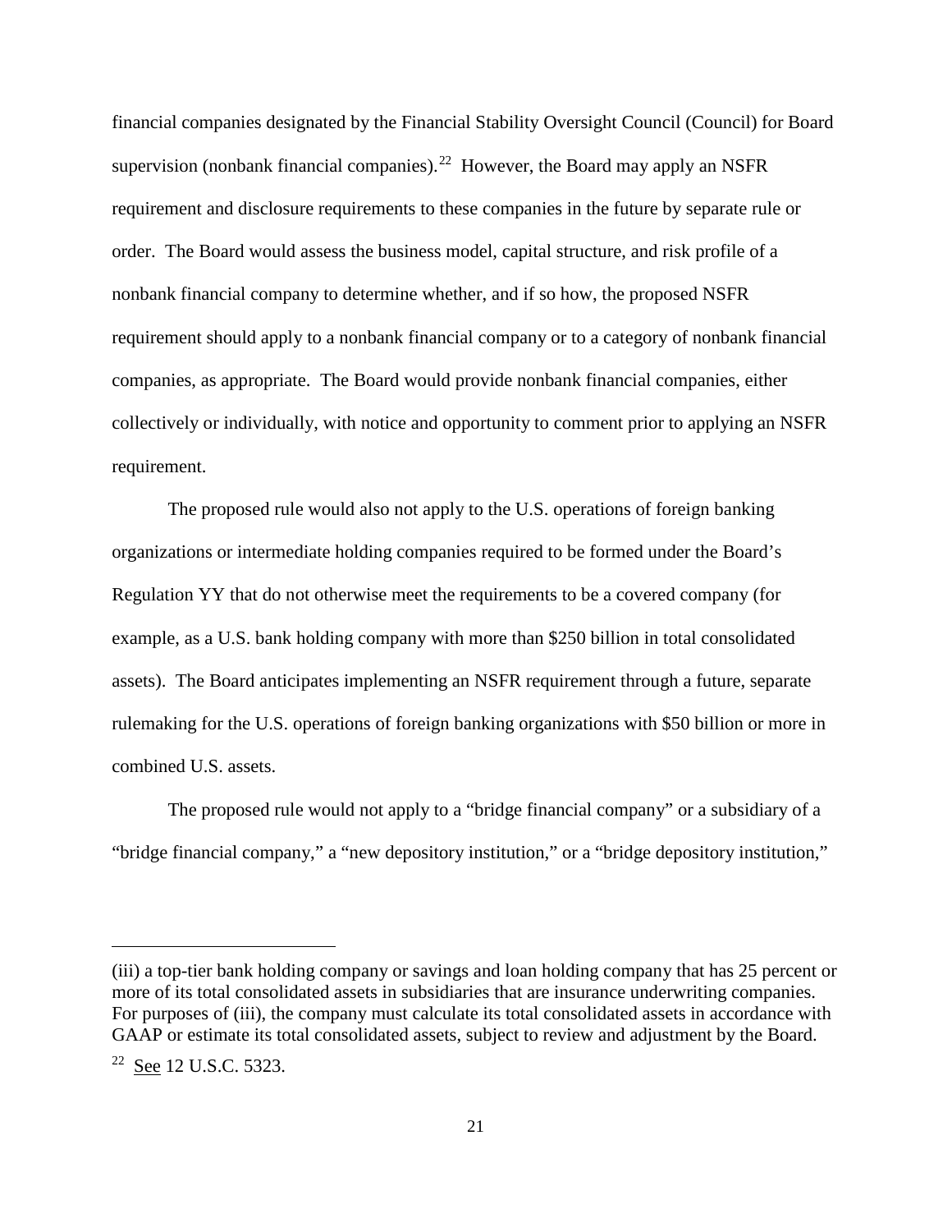financial companies designated by the Financial Stability Oversight Council (Council) for Board supervision (nonbank financial companies).[22] However, the Board may apply an NSFR requirement and disclosure requirements to these companies in the future by separate rule or order. The Board would assess the business model, capital structure, and risk profile of a nonbank financial company to determine whether, and if so how, the proposed NSFR requirement should apply to a nonbank financial company or to a category of nonbank financial companies, as appropriate. The Board would provide nonbank financial companies, either collectively or individually, with notice and opportunity to comment prior to applying an NSFR requirement.

The proposed rule would also not apply to the U.S. operations of foreign banking organizations or intermediate holding companies required to be formed under the Board's Regulation YY that do not otherwise meet the requirements to be a covered company (for example, as a U.S. bank holding company with more than \$250 billion in total consolidated assets). The Board anticipates implementing an NSFR requirement through a future, separate rulemaking for the U.S. operations of foreign banking organizations with \$50 billion or more in combined U.S. assets.

The proposed rule would not apply to a "bridge financial company" or a subsidiary of a "bridge financial company," a "new depository institution," or a "bridge depository institution,"

---

(iii) a top-tier bank holding company or savings and loan holding company that has 25 percent or more of its total consolidated assets in subsidiaries that are insurance underwriting companies. For purposes of (iii), the company must calculate its total consolidated assets in accordance with GAAP or estimate its total consolidated assets, subject to review and adjustment by the Board.

[22] See 12 U.S.C. 5323.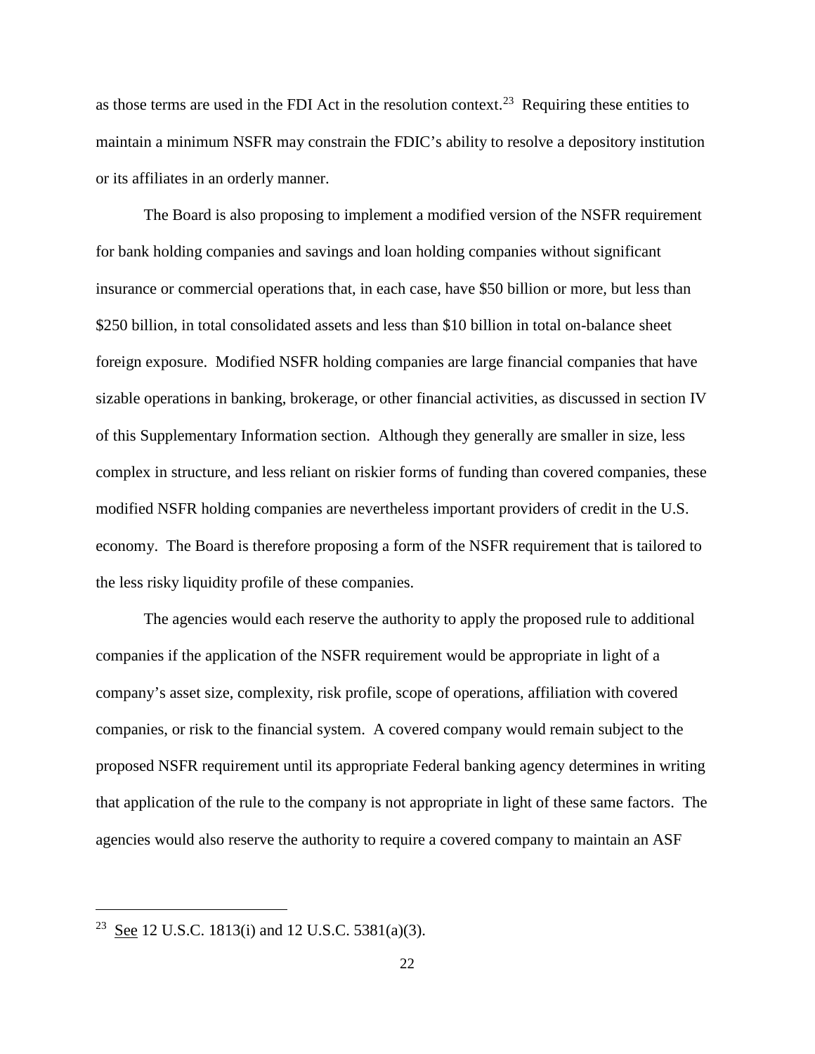as those terms are used in the FDI Act in the resolution context.[23] Requiring these entities to maintain a minimum NSFR may constrain the FDIC's ability to resolve a depository institution or its affiliates in an orderly manner.

The Board is also proposing to implement a modified version of the NSFR requirement for bank holding companies and savings and loan holding companies without significant insurance or commercial operations that, in each case, have \$50 billion or more, but less than \$250 billion, in total consolidated assets and less than \$10 billion in total on-balance sheet foreign exposure. Modified NSFR holding companies are large financial companies that have sizable operations in banking, brokerage, or other financial activities, as discussed in section IV of this Supplementary Information section. Although they generally are smaller in size, less complex in structure, and less reliant on riskier forms of funding than covered companies, these modified NSFR holding companies are nevertheless important providers of credit in the U.S. economy. The Board is therefore proposing a form of the NSFR requirement that is tailored to the less risky liquidity profile of these companies.

The agencies would each reserve the authority to apply the proposed rule to additional companies if the application of the NSFR requirement would be appropriate in light of a company's asset size, complexity, risk profile, scope of operations, affiliation with covered companies, or risk to the financial system. A covered company would remain subject to the proposed NSFR requirement until its appropriate Federal banking agency determines in writing that application of the rule to the company is not appropriate in light of these same factors. The agencies would also reserve the authority to require a covered company to maintain an ASF

---

[23] See 12 U.S.C. 1813(i) and 12 U.S.C. 5381(a)(3).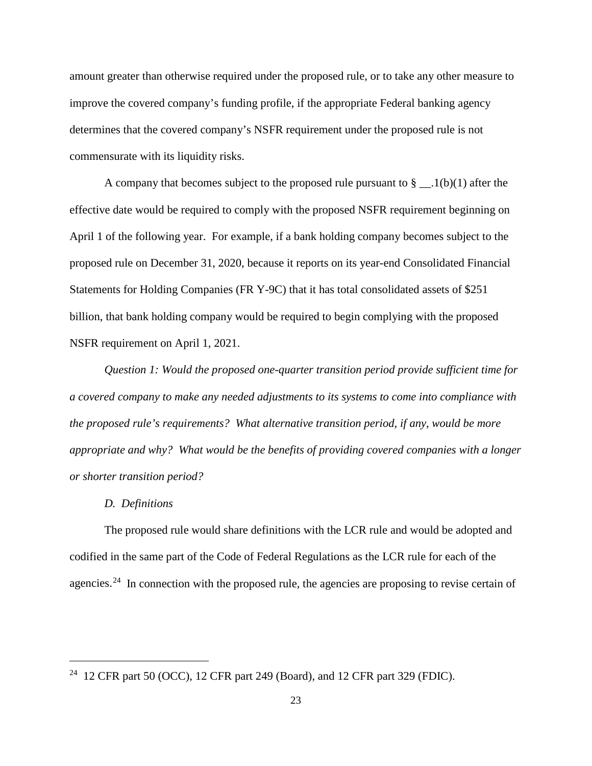amount greater than otherwise required under the proposed rule, or to take any other measure to improve the covered company's funding profile, if the appropriate Federal banking agency determines that the covered company's NSFR requirement under the proposed rule is not commensurate with its liquidity risks.

A company that becomes subject to the proposed rule pursuant to § __.1(b)(1) after the effective date would be required to comply with the proposed NSFR requirement beginning on April 1 of the following year. For example, if a bank holding company becomes subject to the proposed rule on December 31, 2020, because it reports on its year-end Consolidated Financial Statements for Holding Companies (FR Y-9C) that it has total consolidated assets of $251 billion, that bank holding company would be required to begin complying with the proposed NSFR requirement on April 1, 2021.

*Question 1: Would the proposed one-quarter transition period provide sufficient time for a covered company to make any needed adjustments to its systems to come into compliance with the proposed rule's requirements? What alternative transition period, if any, would be more appropriate and why? What would be the benefits of providing covered companies with a longer or shorter transition period?*

*D. Definitions*

The proposed rule would share definitions with the LCR rule and would be adopted and codified in the same part of the Code of Federal Regulations as the LCR rule for each of the agencies.[24] In connection with the proposed rule, the agencies are proposing to revise certain of

---

[24] 12 CFR part 50 (OCC), 12 CFR part 249 (Board), and 12 CFR part 329 (FDIC).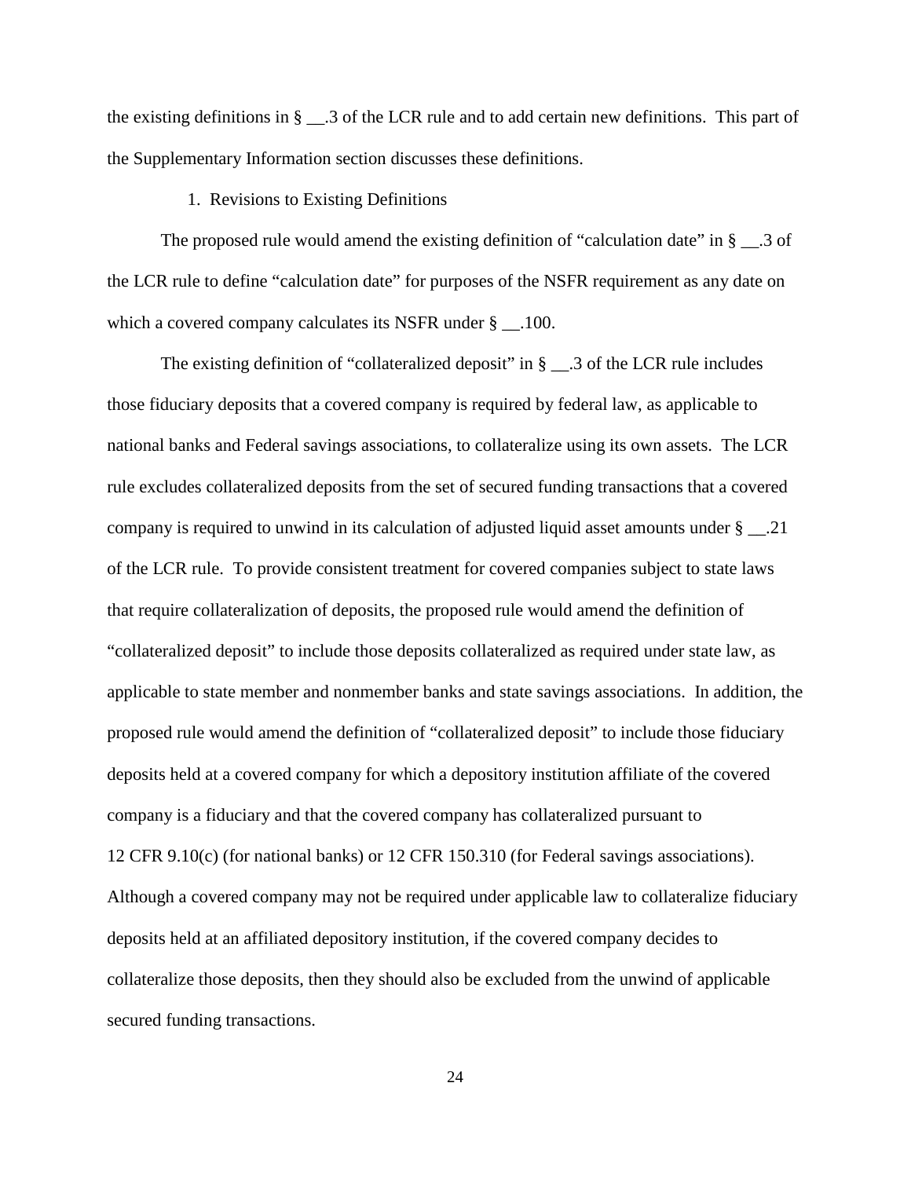the existing definitions in § __.3 of the LCR rule and to add certain new definitions. This part of the Supplementary Information section discusses these definitions.

1. Revisions to Existing Definitions

The proposed rule would amend the existing definition of "calculation date" in § __.3 of the LCR rule to define "calculation date" for purposes of the NSFR requirement as any date on which a covered company calculates its NSFR under § __.100.

The existing definition of "collateralized deposit" in § __.3 of the LCR rule includes those fiduciary deposits that a covered company is required by federal law, as applicable to national banks and Federal savings associations, to collateralize using its own assets. The LCR rule excludes collateralized deposits from the set of secured funding transactions that a covered company is required to unwind in its calculation of adjusted liquid asset amounts under § __.21 of the LCR rule. To provide consistent treatment for covered companies subject to state laws that require collateralization of deposits, the proposed rule would amend the definition of "collateralized deposit" to include those deposits collateralized as required under state law, as applicable to state member and nonmember banks and state savings associations. In addition, the proposed rule would amend the definition of "collateralized deposit" to include those fiduciary deposits held at a covered company for which a depository institution affiliate of the covered company is a fiduciary and that the covered company has collateralized pursuant to 12 CFR 9.10(c) (for national banks) or 12 CFR 150.310 (for Federal savings associations). Although a covered company may not be required under applicable law to collateralize fiduciary deposits held at an affiliated depository institution, if the covered company decides to collateralize those deposits, then they should also be excluded from the unwind of applicable secured funding transactions.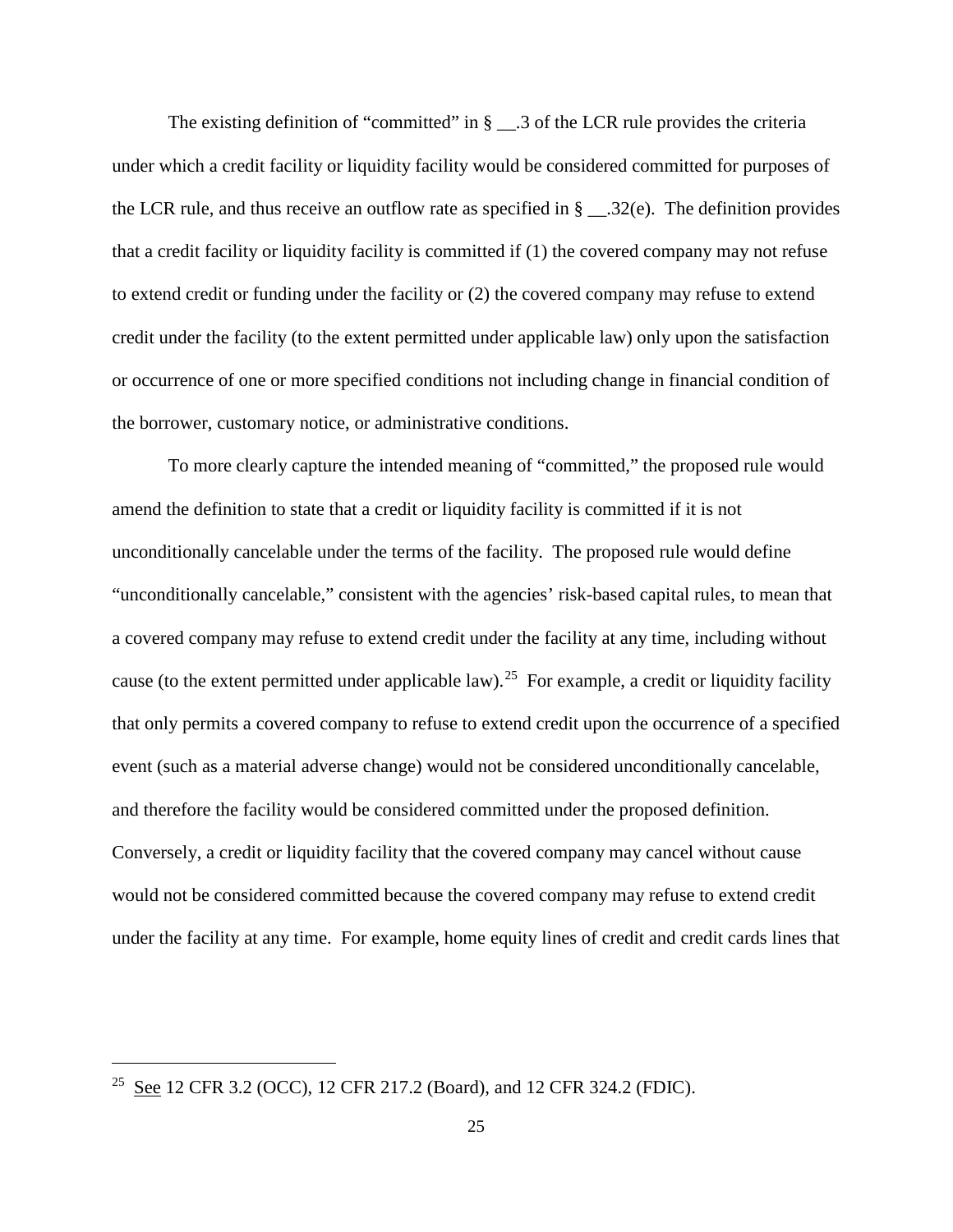The existing definition of "committed" in § __.3 of the LCR rule provides the criteria under which a credit facility or liquidity facility would be considered committed for purposes of the LCR rule, and thus receive an outflow rate as specified in § __.32(e). The definition provides that a credit facility or liquidity facility is committed if (1) the covered company may not refuse to extend credit or funding under the facility or (2) the covered company may refuse to extend credit under the facility (to the extent permitted under applicable law) only upon the satisfaction or occurrence of one or more specified conditions not including change in financial condition of the borrower, customary notice, or administrative conditions.

To more clearly capture the intended meaning of "committed," the proposed rule would amend the definition to state that a credit or liquidity facility is committed if it is not unconditionally cancelable under the terms of the facility. The proposed rule would define "unconditionally cancelable," consistent with the agencies' risk-based capital rules, to mean that a covered company may refuse to extend credit under the facility at any time, including without cause (to the extent permitted under applicable law).[25] For example, a credit or liquidity facility that only permits a covered company to refuse to extend credit upon the occurrence of a specified event (such as a material adverse change) would not be considered unconditionally cancelable, and therefore the facility would be considered committed under the proposed definition. Conversely, a credit or liquidity facility that the covered company may cancel without cause would not be considered committed because the covered company may refuse to extend credit under the facility at any time. For example, home equity lines of credit and credit cards lines that

[25] See 12 CFR 3.2 (OCC), 12 CFR 217.2 (Board), and 12 CFR 324.2 (FDIC).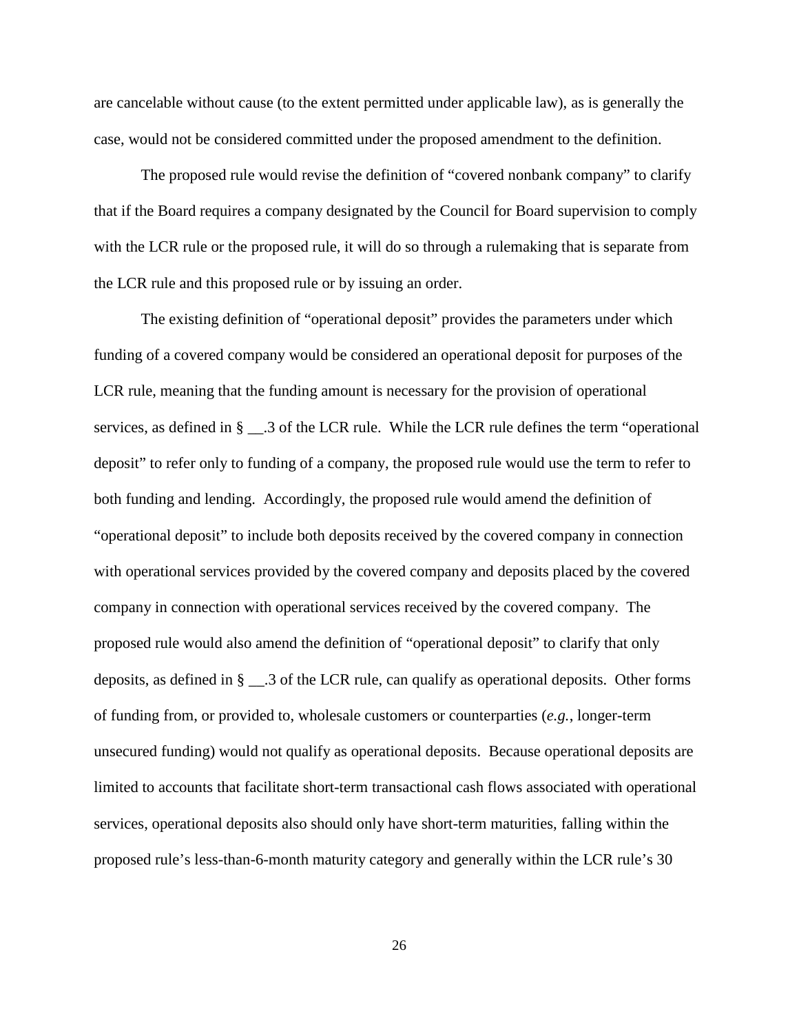are cancelable without cause (to the extent permitted under applicable law), as is generally the case, would not be considered committed under the proposed amendment to the definition.

The proposed rule would revise the definition of "covered nonbank company" to clarify that if the Board requires a company designated by the Council for Board supervision to comply with the LCR rule or the proposed rule, it will do so through a rulemaking that is separate from the LCR rule and this proposed rule or by issuing an order.

The existing definition of "operational deposit" provides the parameters under which funding of a covered company would be considered an operational deposit for purposes of the LCR rule, meaning that the funding amount is necessary for the provision of operational services, as defined in § __.3 of the LCR rule. While the LCR rule defines the term "operational deposit" to refer only to funding of a company, the proposed rule would use the term to refer to both funding and lending. Accordingly, the proposed rule would amend the definition of "operational deposit" to include both deposits received by the covered company in connection with operational services provided by the covered company and deposits placed by the covered company in connection with operational services received by the covered company. The proposed rule would also amend the definition of "operational deposit" to clarify that only deposits, as defined in § __.3 of the LCR rule, can qualify as operational deposits. Other forms of funding from, or provided to, wholesale customers or counterparties (*e.g.*, longer-term unsecured funding) would not qualify as operational deposits. Because operational deposits are limited to accounts that facilitate short-term transactional cash flows associated with operational services, operational deposits also should only have short-term maturities, falling within the proposed rule's less-than-6-month maturity category and generally within the LCR rule's 30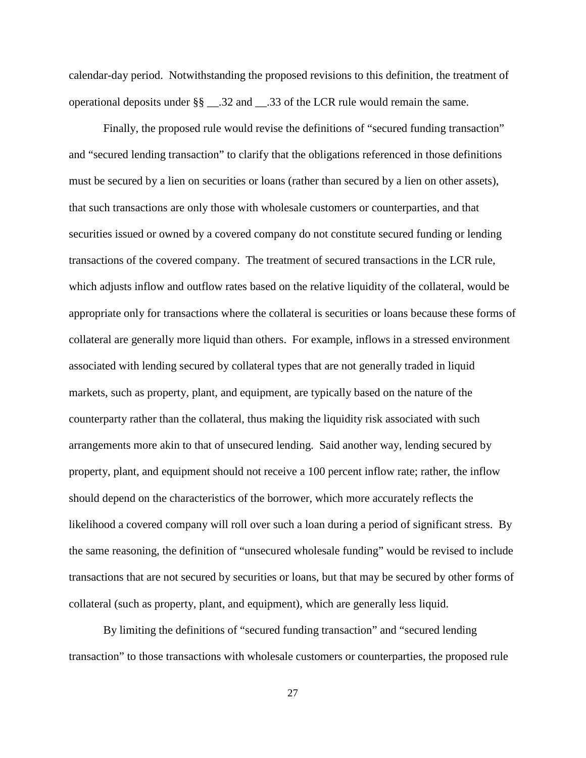calendar-day period. Notwithstanding the proposed revisions to this definition, the treatment of operational deposits under §§ __.32 and __.33 of the LCR rule would remain the same.

Finally, the proposed rule would revise the definitions of "secured funding transaction" and "secured lending transaction" to clarify that the obligations referenced in those definitions must be secured by a lien on securities or loans (rather than secured by a lien on other assets), that such transactions are only those with wholesale customers or counterparties, and that securities issued or owned by a covered company do not constitute secured funding or lending transactions of the covered company. The treatment of secured transactions in the LCR rule, which adjusts inflow and outflow rates based on the relative liquidity of the collateral, would be appropriate only for transactions where the collateral is securities or loans because these forms of collateral are generally more liquid than others. For example, inflows in a stressed environment associated with lending secured by collateral types that are not generally traded in liquid markets, such as property, plant, and equipment, are typically based on the nature of the counterparty rather than the collateral, thus making the liquidity risk associated with such arrangements more akin to that of unsecured lending. Said another way, lending secured by property, plant, and equipment should not receive a 100 percent inflow rate; rather, the inflow should depend on the characteristics of the borrower, which more accurately reflects the likelihood a covered company will roll over such a loan during a period of significant stress. By the same reasoning, the definition of "unsecured wholesale funding" would be revised to include transactions that are not secured by securities or loans, but that may be secured by other forms of collateral (such as property, plant, and equipment), which are generally less liquid.

By limiting the definitions of "secured funding transaction" and "secured lending transaction" to those transactions with wholesale customers or counterparties, the proposed rule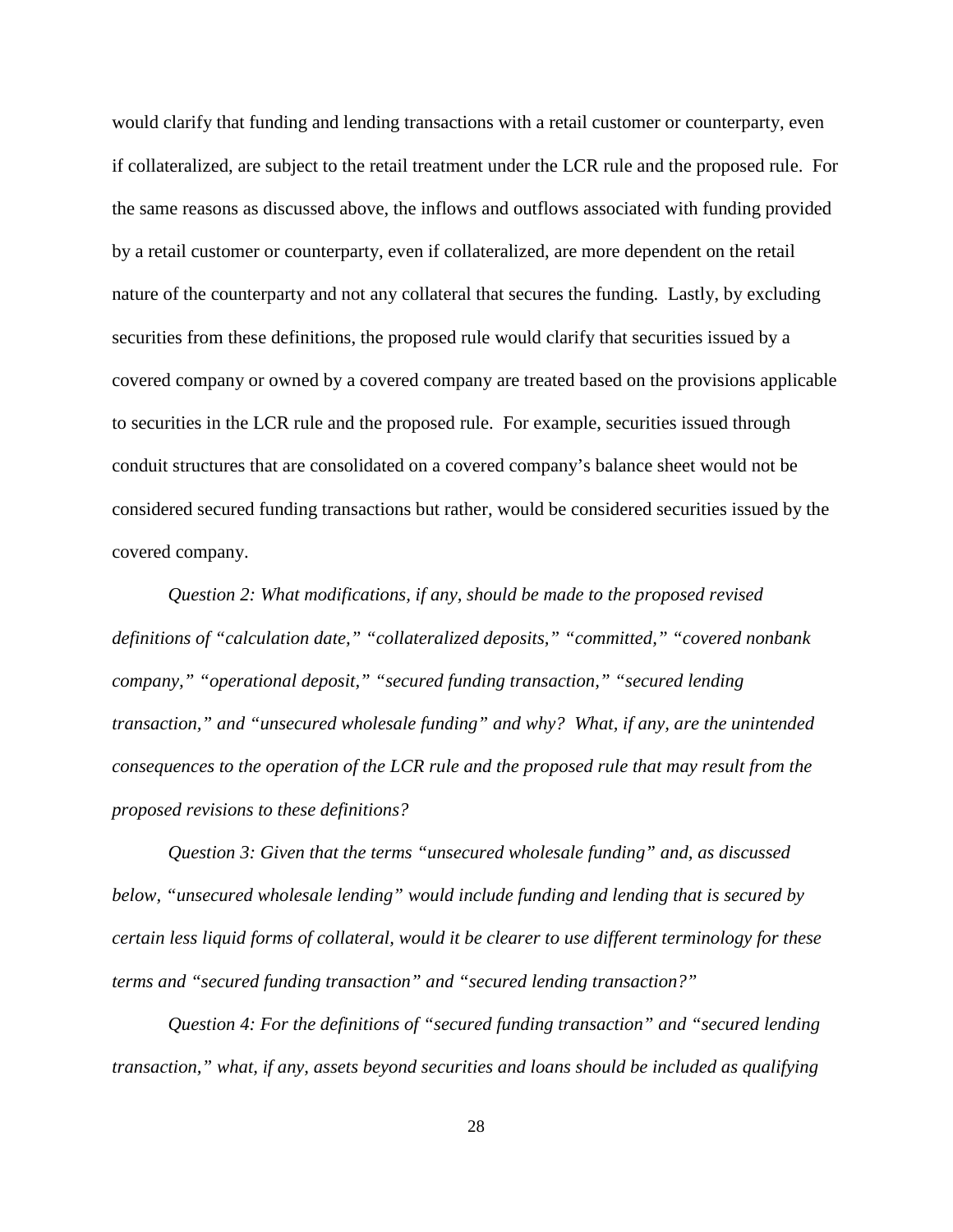would clarify that funding and lending transactions with a retail customer or counterparty, even if collateralized, are subject to the retail treatment under the LCR rule and the proposed rule. For the same reasons as discussed above, the inflows and outflows associated with funding provided by a retail customer or counterparty, even if collateralized, are more dependent on the retail nature of the counterparty and not any collateral that secures the funding. Lastly, by excluding securities from these definitions, the proposed rule would clarify that securities issued by a covered company or owned by a covered company are treated based on the provisions applicable to securities in the LCR rule and the proposed rule. For example, securities issued through conduit structures that are consolidated on a covered company's balance sheet would not be considered secured funding transactions but rather, would be considered securities issued by the covered company.

*Question 2: What modifications, if any, should be made to the proposed revised definitions of "calculation date," "collateralized deposits," "committed," "covered nonbank company," "operational deposit," "secured funding transaction," "secured lending transaction," and "unsecured wholesale funding" and why? What, if any, are the unintended consequences to the operation of the LCR rule and the proposed rule that may result from the proposed revisions to these definitions?*

*Question 3: Given that the terms "unsecured wholesale funding" and, as discussed below, "unsecured wholesale lending" would include funding and lending that is secured by certain less liquid forms of collateral, would it be clearer to use different terminology for these terms and "secured funding transaction" and "secured lending transaction?"*

*Question 4: For the definitions of "secured funding transaction" and "secured lending transaction," what, if any, assets beyond securities and loans should be included as qualifying*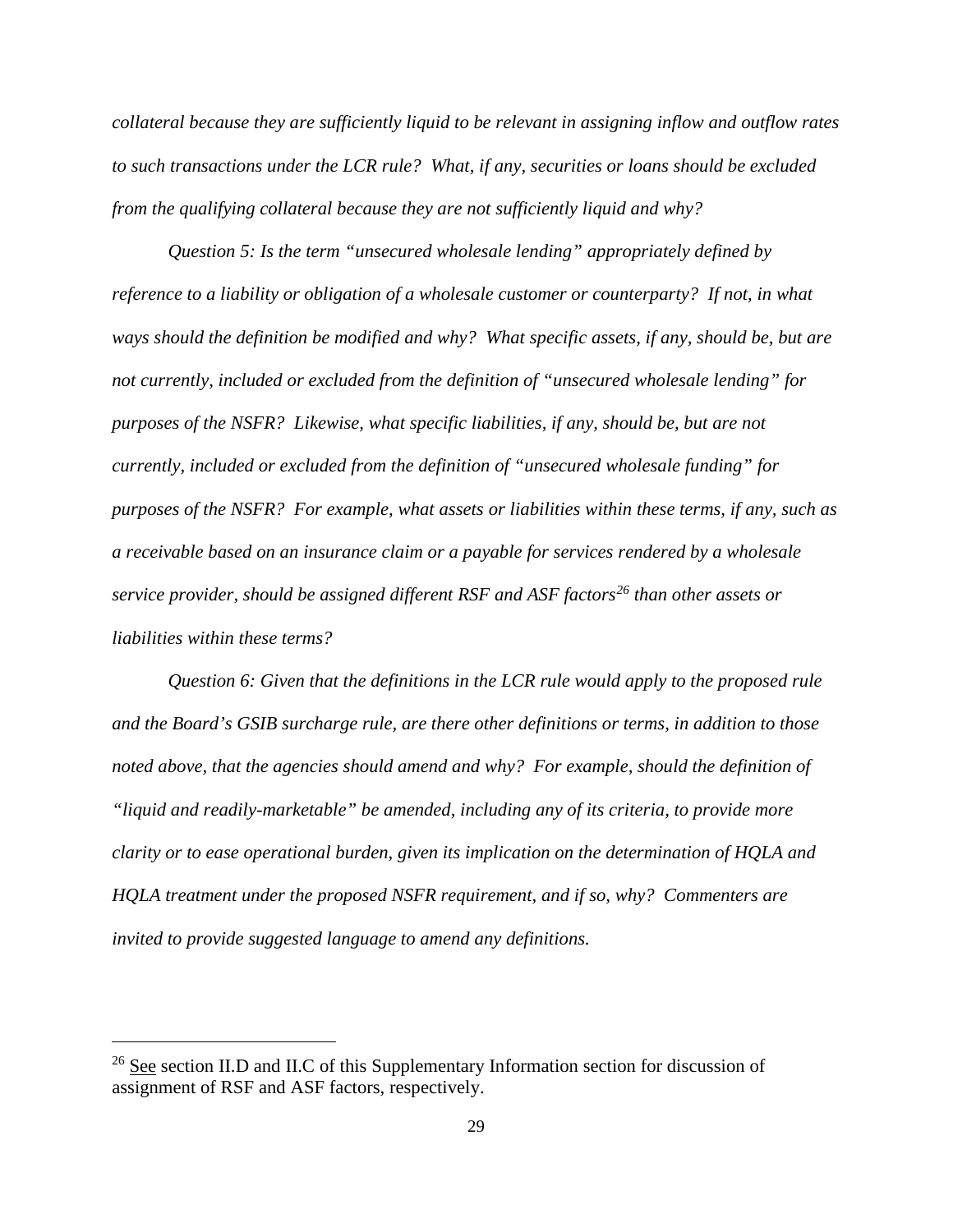*collateral because they are sufficiently liquid to be relevant in assigning inflow and outflow rates to such transactions under the LCR rule? What, if any, securities or loans should be excluded from the qualifying collateral because they are not sufficiently liquid and why?*

*Question 5: Is the term "unsecured wholesale lending" appropriately defined by reference to a liability or obligation of a wholesale customer or counterparty? If not, in what ways should the definition be modified and why? What specific assets, if any, should be, but are not currently, included or excluded from the definition of "unsecured wholesale lending" for purposes of the NSFR? Likewise, what specific liabilities, if any, should be, but are not currently, included or excluded from the definition of "unsecured wholesale funding" for purposes of the NSFR? For example, what assets or liabilities within these terms, if any, such as a receivable based on an insurance claim or a payable for services rendered by a wholesale service provider, should be assigned different RSF and ASF factors*[26] *than other assets or liabilities within these terms?*

*Question 6: Given that the definitions in the LCR rule would apply to the proposed rule and the Board's GSIB surcharge rule, are there other definitions or terms, in addition to those noted above, that the agencies should amend and why? For example, should the definition of "liquid and readily-marketable" be amended, including any of its criteria, to provide more clarity or to ease operational burden, given its implication on the determination of HQLA and HQLA treatment under the proposed NSFR requirement, and if so, why? Commenters are invited to provide suggested language to amend any definitions.*

---

[26] See section II.D and II.C of this Supplementary Information section for discussion of assignment of RSF and ASF factors, respectively.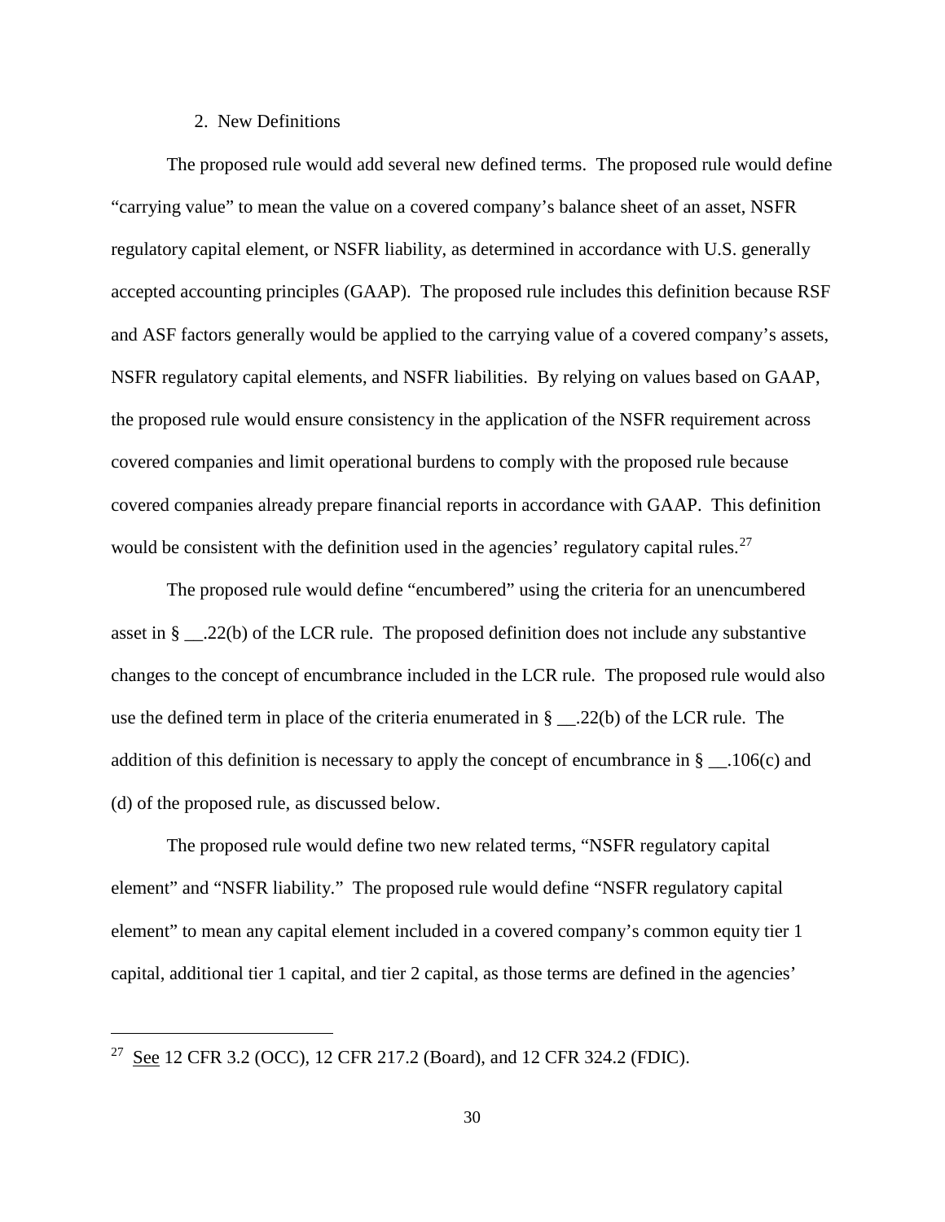### 2. New Definitions

The proposed rule would add several new defined terms. The proposed rule would define "carrying value" to mean the value on a covered company's balance sheet of an asset, NSFR regulatory capital element, or NSFR liability, as determined in accordance with U.S. generally accepted accounting principles (GAAP). The proposed rule includes this definition because RSF and ASF factors generally would be applied to the carrying value of a covered company's assets, NSFR regulatory capital elements, and NSFR liabilities. By relying on values based on GAAP, the proposed rule would ensure consistency in the application of the NSFR requirement across covered companies and limit operational burdens to comply with the proposed rule because covered companies already prepare financial reports in accordance with GAAP. This definition would be consistent with the definition used in the agencies' regulatory capital rules.[27]

The proposed rule would define "encumbered" using the criteria for an unencumbered asset in § __.22(b) of the LCR rule. The proposed definition does not include any substantive changes to the concept of encumbrance included in the LCR rule. The proposed rule would also use the defined term in place of the criteria enumerated in § __.22(b) of the LCR rule. The addition of this definition is necessary to apply the concept of encumbrance in § __.106(c) and (d) of the proposed rule, as discussed below.

The proposed rule would define two new related terms, "NSFR regulatory capital element" and "NSFR liability." The proposed rule would define "NSFR regulatory capital element" to mean any capital element included in a covered company's common equity tier 1 capital, additional tier 1 capital, and tier 2 capital, as those terms are defined in the agencies'

---

[27] See 12 CFR 3.2 (OCC), 12 CFR 217.2 (Board), and 12 CFR 324.2 (FDIC).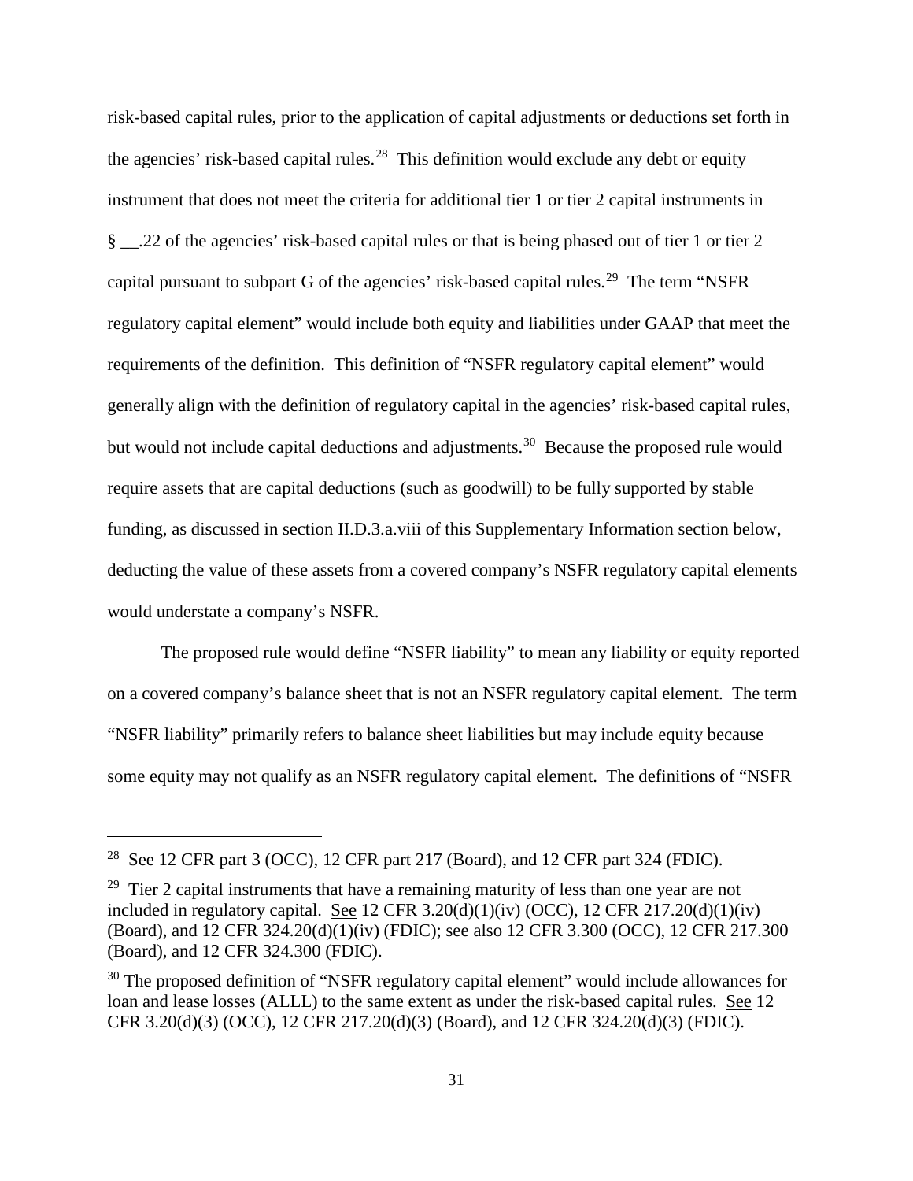risk-based capital rules, prior to the application of capital adjustments or deductions set forth in the agencies' risk-based capital rules.[28] This definition would exclude any debt or equity instrument that does not meet the criteria for additional tier 1 or tier 2 capital instruments in § __.22 of the agencies' risk-based capital rules or that is being phased out of tier 1 or tier 2 capital pursuant to subpart G of the agencies' risk-based capital rules.[29] The term "NSFR regulatory capital element" would include both equity and liabilities under GAAP that meet the requirements of the definition. This definition of "NSFR regulatory capital element" would generally align with the definition of regulatory capital in the agencies' risk-based capital rules, but would not include capital deductions and adjustments.[30] Because the proposed rule would require assets that are capital deductions (such as goodwill) to be fully supported by stable funding, as discussed in section II.D.3.a.viii of this Supplementary Information section below, deducting the value of these assets from a covered company's NSFR regulatory capital elements would understate a company's NSFR.

The proposed rule would define "NSFR liability" to mean any liability or equity reported on a covered company's balance sheet that is not an NSFR regulatory capital element. The term "NSFR liability" primarily refers to balance sheet liabilities but may include equity because some equity may not qualify as an NSFR regulatory capital element. The definitions of "NSFR

---

[28] See 12 CFR part 3 (OCC), 12 CFR part 217 (Board), and 12 CFR part 324 (FDIC).

[29] Tier 2 capital instruments that have a remaining maturity of less than one year are not included in regulatory capital. See 12 CFR 3.20(d)(1)(iv) (OCC), 12 CFR 217.20(d)(1)(iv) (Board), and 12 CFR 324.20(d)(1)(iv) (FDIC); see also 12 CFR 3.300 (OCC), 12 CFR 217.300 (Board), and 12 CFR 324.300 (FDIC).

[30] The proposed definition of "NSFR regulatory capital element" would include allowances for loan and lease losses (ALLL) to the same extent as under the risk-based capital rules. See 12 CFR 3.20(d)(3) (OCC), 12 CFR 217.20(d)(3) (Board), and 12 CFR 324.20(d)(3) (FDIC).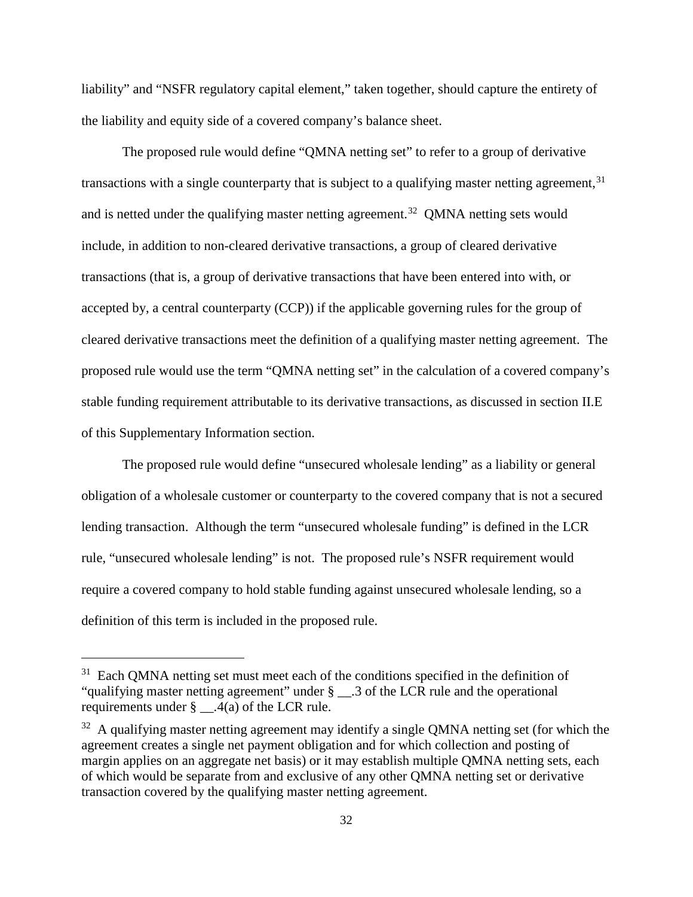liability" and "NSFR regulatory capital element," taken together, should capture the entirety of the liability and equity side of a covered company's balance sheet.

The proposed rule would define "QMNA netting set" to refer to a group of derivative transactions with a single counterparty that is subject to a qualifying master netting agreement,[31] and is netted under the qualifying master netting agreement.[32] QMNA netting sets would include, in addition to non-cleared derivative transactions, a group of cleared derivative transactions (that is, a group of derivative transactions that have been entered into with, or accepted by, a central counterparty (CCP)) if the applicable governing rules for the group of cleared derivative transactions meet the definition of a qualifying master netting agreement. The proposed rule would use the term "QMNA netting set" in the calculation of a covered company's stable funding requirement attributable to its derivative transactions, as discussed in section II.E of this Supplementary Information section.

The proposed rule would define "unsecured wholesale lending" as a liability or general obligation of a wholesale customer or counterparty to the covered company that is not a secured lending transaction. Although the term "unsecured wholesale funding" is defined in the LCR rule, "unsecured wholesale lending" is not. The proposed rule's NSFR requirement would require a covered company to hold stable funding against unsecured wholesale lending, so a definition of this term is included in the proposed rule.

---

[31] Each QMNA netting set must meet each of the conditions specified in the definition of "qualifying master netting agreement" under § __.3 of the LCR rule and the operational requirements under § __.4(a) of the LCR rule.

[32] A qualifying master netting agreement may identify a single QMNA netting set (for which the agreement creates a single net payment obligation and for which collection and posting of margin applies on an aggregate net basis) or it may establish multiple QMNA netting sets, each of which would be separate from and exclusive of any other QMNA netting set or derivative transaction covered by the qualifying master netting agreement.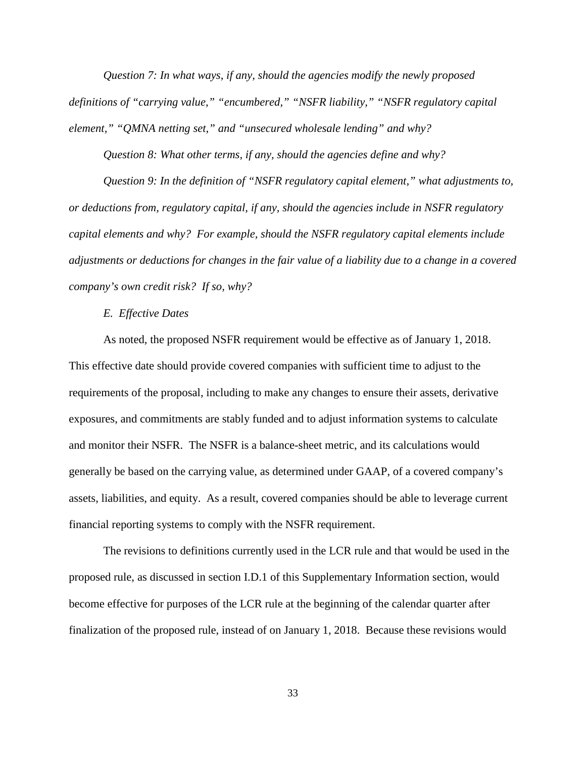*Question 7: In what ways, if any, should the agencies modify the newly proposed definitions of "carrying value," "encumbered," "NSFR liability," "NSFR regulatory capital element," "QMNA netting set," and "unsecured wholesale lending" and why?*

*Question 8: What other terms, if any, should the agencies define and why?*

*Question 9: In the definition of "NSFR regulatory capital element," what adjustments to, or deductions from, regulatory capital, if any, should the agencies include in NSFR regulatory capital elements and why? For example, should the NSFR regulatory capital elements include adjustments or deductions for changes in the fair value of a liability due to a change in a covered company's own credit risk? If so, why?*

*E. Effective Dates*

As noted, the proposed NSFR requirement would be effective as of January 1, 2018. This effective date should provide covered companies with sufficient time to adjust to the requirements of the proposal, including to make any changes to ensure their assets, derivative exposures, and commitments are stably funded and to adjust information systems to calculate and monitor their NSFR. The NSFR is a balance-sheet metric, and its calculations would generally be based on the carrying value, as determined under GAAP, of a covered company's assets, liabilities, and equity. As a result, covered companies should be able to leverage current financial reporting systems to comply with the NSFR requirement.

The revisions to definitions currently used in the LCR rule and that would be used in the proposed rule, as discussed in section I.D.1 of this Supplementary Information section, would become effective for purposes of the LCR rule at the beginning of the calendar quarter after finalization of the proposed rule, instead of on January 1, 2018. Because these revisions would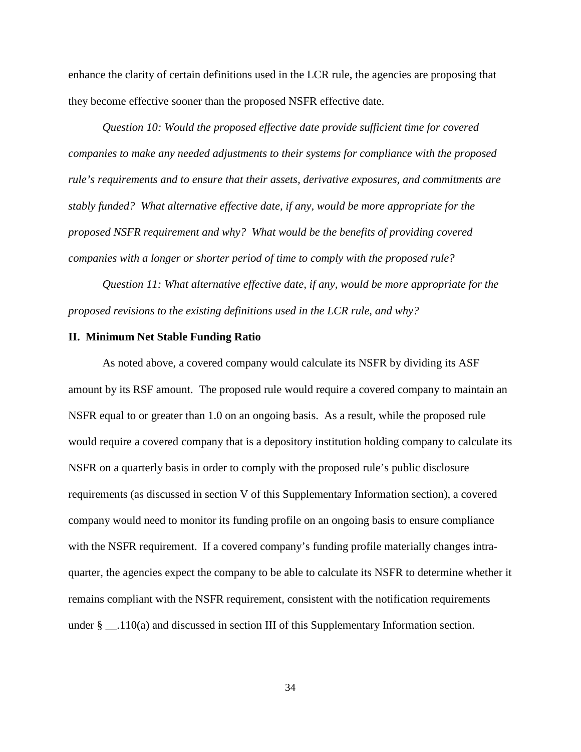enhance the clarity of certain definitions used in the LCR rule, the agencies are proposing that they become effective sooner than the proposed NSFR effective date.

*Question 10: Would the proposed effective date provide sufficient time for covered companies to make any needed adjustments to their systems for compliance with the proposed rule's requirements and to ensure that their assets, derivative exposures, and commitments are stably funded? What alternative effective date, if any, would be more appropriate for the proposed NSFR requirement and why? What would be the benefits of providing covered companies with a longer or shorter period of time to comply with the proposed rule?*

*Question 11: What alternative effective date, if any, would be more appropriate for the proposed revisions to the existing definitions used in the LCR rule, and why?*

## II. Minimum Net Stable Funding Ratio

As noted above, a covered company would calculate its NSFR by dividing its ASF amount by its RSF amount. The proposed rule would require a covered company to maintain an NSFR equal to or greater than 1.0 on an ongoing basis. As a result, while the proposed rule would require a covered company that is a depository institution holding company to calculate its NSFR on a quarterly basis in order to comply with the proposed rule's public disclosure requirements (as discussed in section V of this Supplementary Information section), a covered company would need to monitor its funding profile on an ongoing basis to ensure compliance with the NSFR requirement. If a covered company's funding profile materially changes intra-quarter, the agencies expect the company to be able to calculate its NSFR to determine whether it remains compliant with the NSFR requirement, consistent with the notification requirements under § __.110(a) and discussed in section III of this Supplementary Information section.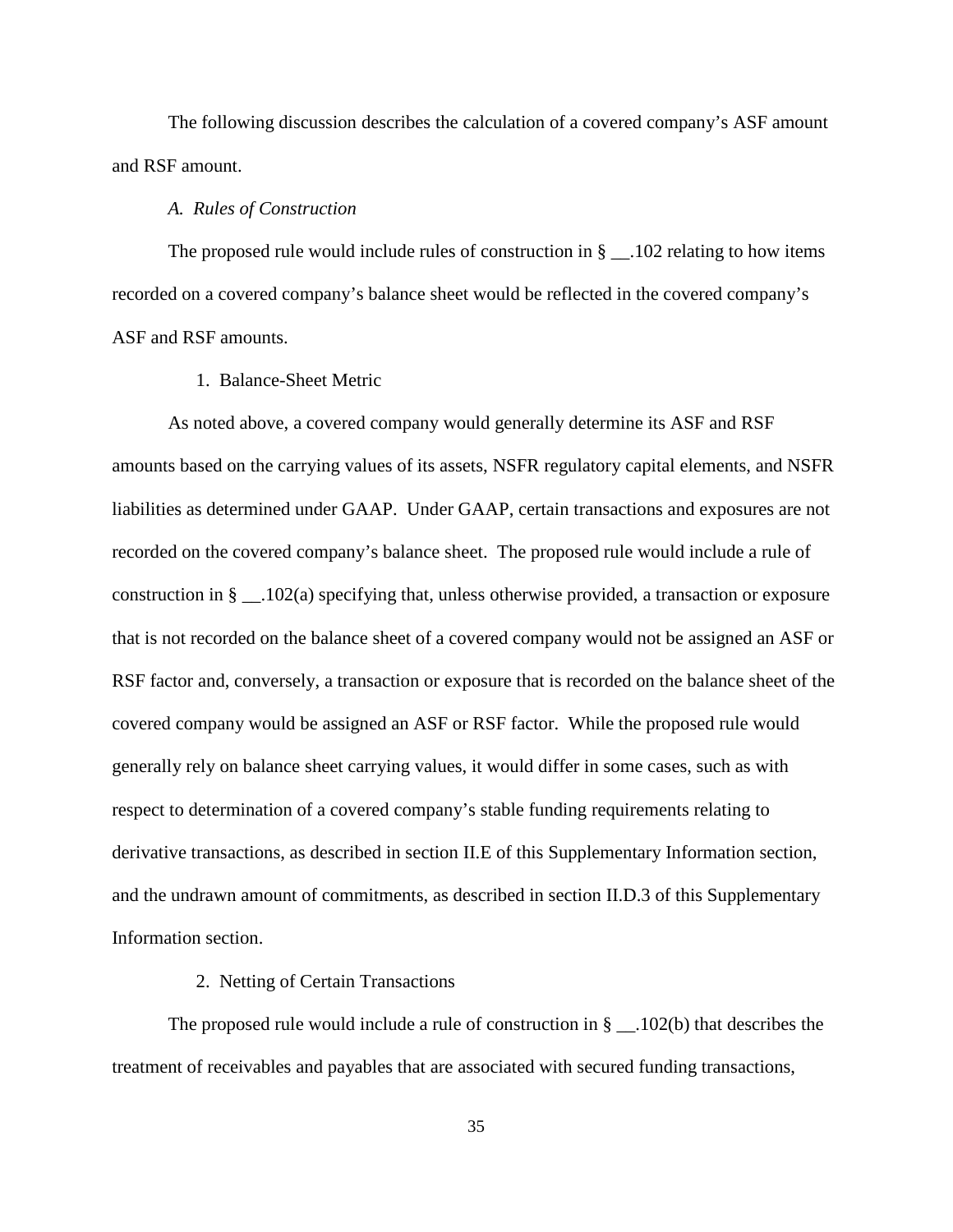The following discussion describes the calculation of a covered company's ASF amount and RSF amount.

### *A. Rules of Construction*

The proposed rule would include rules of construction in § __.102 relating to how items recorded on a covered company's balance sheet would be reflected in the covered company's ASF and RSF amounts.

#### 1. Balance-Sheet Metric

As noted above, a covered company would generally determine its ASF and RSF amounts based on the carrying values of its assets, NSFR regulatory capital elements, and NSFR liabilities as determined under GAAP. Under GAAP, certain transactions and exposures are not recorded on the covered company's balance sheet. The proposed rule would include a rule of construction in § __.102(a) specifying that, unless otherwise provided, a transaction or exposure that is not recorded on the balance sheet of a covered company would not be assigned an ASF or RSF factor and, conversely, a transaction or exposure that is recorded on the balance sheet of the covered company would be assigned an ASF or RSF factor. While the proposed rule would generally rely on balance sheet carrying values, it would differ in some cases, such as with respect to determination of a covered company's stable funding requirements relating to derivative transactions, as described in section II.E of this Supplementary Information section, and the undrawn amount of commitments, as described in section II.D.3 of this Supplementary Information section.

#### 2. Netting of Certain Transactions

The proposed rule would include a rule of construction in § __.102(b) that describes the treatment of receivables and payables that are associated with secured funding transactions,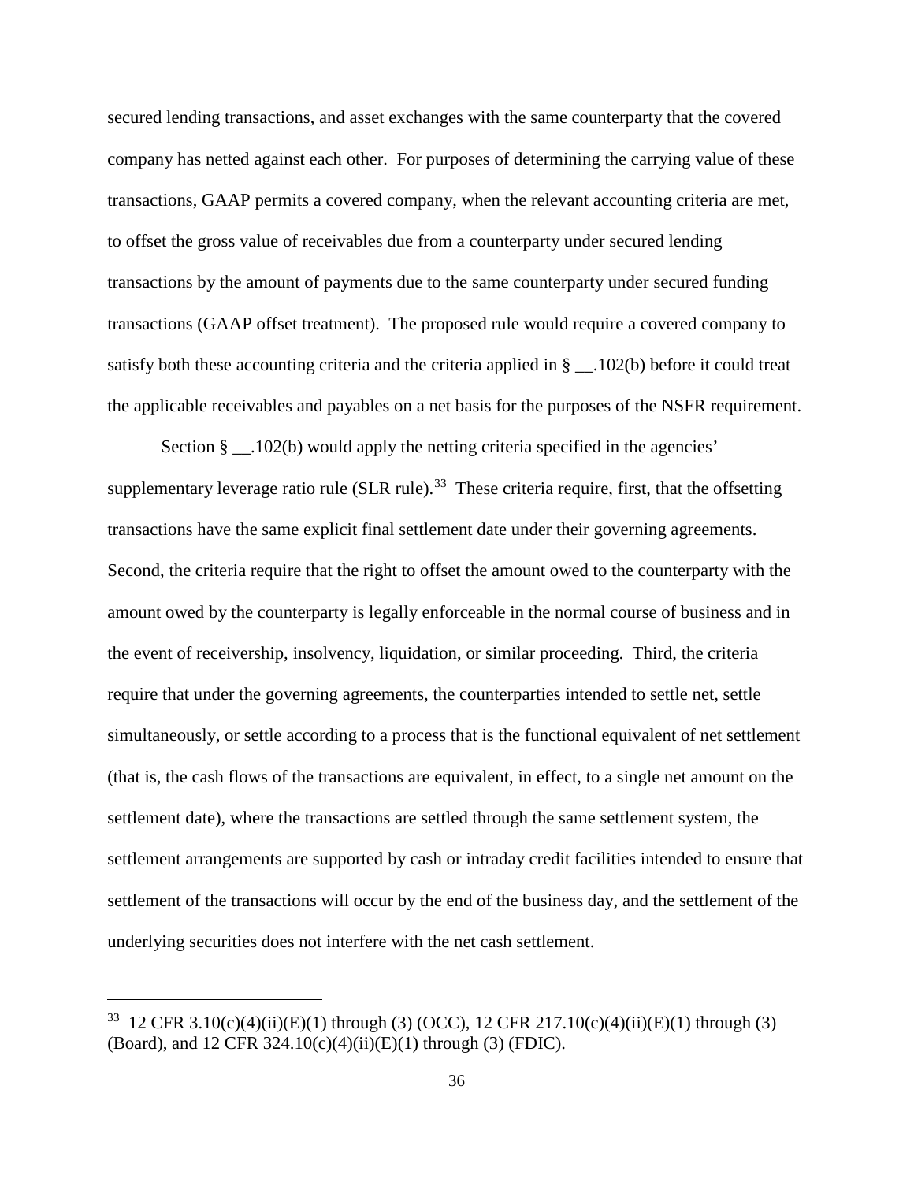secured lending transactions, and asset exchanges with the same counterparty that the covered company has netted against each other. For purposes of determining the carrying value of these transactions, GAAP permits a covered company, when the relevant accounting criteria are met, to offset the gross value of receivables due from a counterparty under secured lending transactions by the amount of payments due to the same counterparty under secured funding transactions (GAAP offset treatment). The proposed rule would require a covered company to satisfy both these accounting criteria and the criteria applied in § __.102(b) before it could treat the applicable receivables and payables on a net basis for the purposes of the NSFR requirement.

Section § __.102(b) would apply the netting criteria specified in the agencies' supplementary leverage ratio rule (SLR rule).[33] These criteria require, first, that the offsetting transactions have the same explicit final settlement date under their governing agreements. Second, the criteria require that the right to offset the amount owed to the counterparty with the amount owed by the counterparty is legally enforceable in the normal course of business and in the event of receivership, insolvency, liquidation, or similar proceeding. Third, the criteria require that under the governing agreements, the counterparties intended to settle net, settle simultaneously, or settle according to a process that is the functional equivalent of net settlement (that is, the cash flows of the transactions are equivalent, in effect, to a single net amount on the settlement date), where the transactions are settled through the same settlement system, the settlement arrangements are supported by cash or intraday credit facilities intended to ensure that settlement of the transactions will occur by the end of the business day, and the settlement of the underlying securities does not interfere with the net cash settlement.

---

[33] 12 CFR 3.10(c)(4)(ii)(E)(1) through (3) (OCC), 12 CFR 217.10(c)(4)(ii)(E)(1) through (3) (Board), and 12 CFR 324.10(c)(4)(ii)(E)(1) through (3) (FDIC).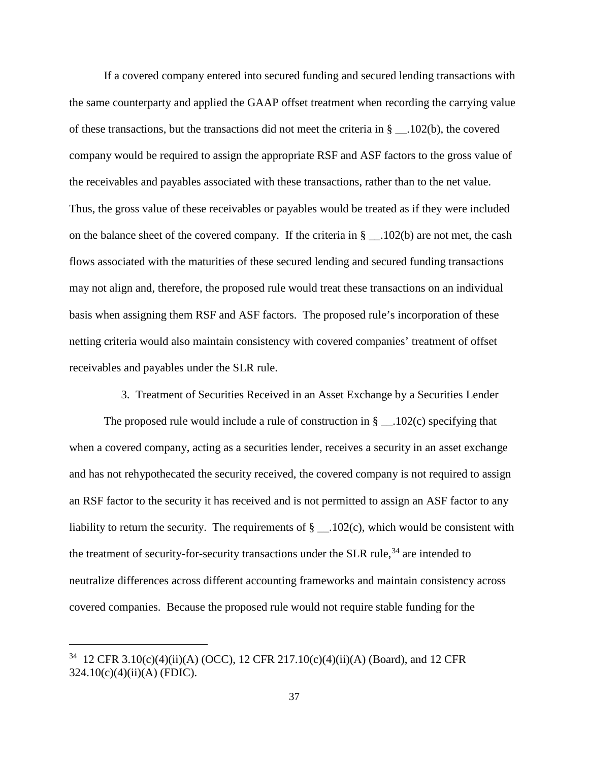If a covered company entered into secured funding and secured lending transactions with the same counterparty and applied the GAAP offset treatment when recording the carrying value of these transactions, but the transactions did not meet the criteria in § __.102(b), the covered company would be required to assign the appropriate RSF and ASF factors to the gross value of the receivables and payables associated with these transactions, rather than to the net value. Thus, the gross value of these receivables or payables would be treated as if they were included on the balance sheet of the covered company. If the criteria in § __.102(b) are not met, the cash flows associated with the maturities of these secured lending and secured funding transactions may not align and, therefore, the proposed rule would treat these transactions on an individual basis when assigning them RSF and ASF factors. The proposed rule's incorporation of these netting criteria would also maintain consistency with covered companies' treatment of offset receivables and payables under the SLR rule.

### 3. Treatment of Securities Received in an Asset Exchange by a Securities Lender

The proposed rule would include a rule of construction in § __.102(c) specifying that when a covered company, acting as a securities lender, receives a security in an asset exchange and has not rehypothecated the security received, the covered company is not required to assign an RSF factor to the security it has received and is not permitted to assign an ASF factor to any liability to return the security. The requirements of § __.102(c), which would be consistent with the treatment of security-for-security transactions under the SLR rule,[34] are intended to neutralize differences across different accounting frameworks and maintain consistency across covered companies. Because the proposed rule would not require stable funding for the

[34] 12 CFR 3.10(c)(4)(ii)(A) (OCC), 12 CFR 217.10(c)(4)(ii)(A) (Board), and 12 CFR 324.10(c)(4)(ii)(A) (FDIC).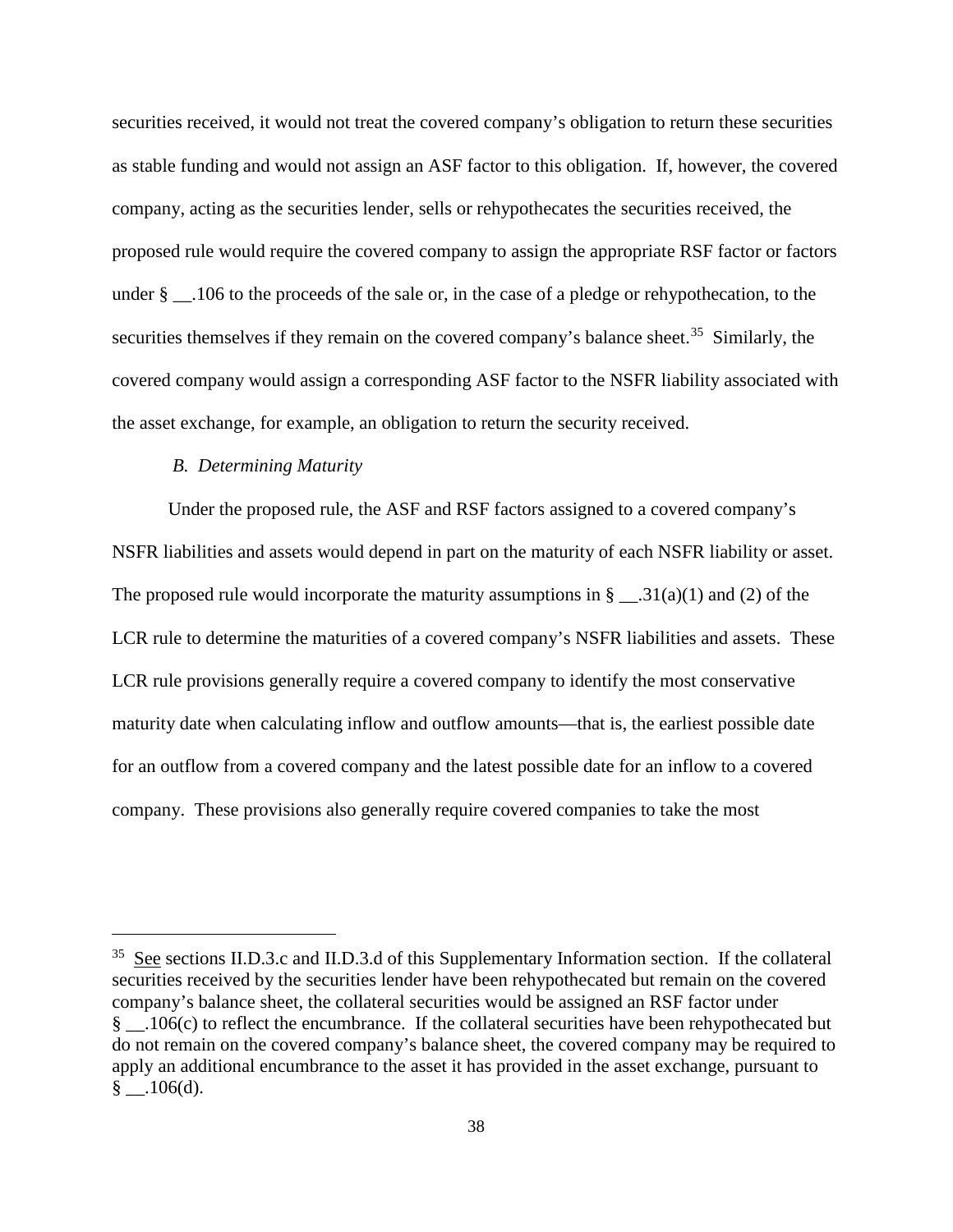securities received, it would not treat the covered company's obligation to return these securities as stable funding and would not assign an ASF factor to this obligation. If, however, the covered company, acting as the securities lender, sells or rehypothecates the securities received, the proposed rule would require the covered company to assign the appropriate RSF factor or factors under § __.106 to the proceeds of the sale or, in the case of a pledge or rehypothecation, to the securities themselves if they remain on the covered company's balance sheet.[35] Similarly, the covered company would assign a corresponding ASF factor to the NSFR liability associated with the asset exchange, for example, an obligation to return the security received.

### *B. Determining Maturity*

Under the proposed rule, the ASF and RSF factors assigned to a covered company's NSFR liabilities and assets would depend in part on the maturity of each NSFR liability or asset. The proposed rule would incorporate the maturity assumptions in § __.31(a)(1) and (2) of the LCR rule to determine the maturities of a covered company's NSFR liabilities and assets. These LCR rule provisions generally require a covered company to identify the most conservative maturity date when calculating inflow and outflow amounts—that is, the earliest possible date for an outflow from a covered company and the latest possible date for an inflow to a covered company. These provisions also generally require covered companies to take the most

---

[35] See sections II.D.3.c and II.D.3.d of this Supplementary Information section. If the collateral securities received by the securities lender have been rehypothecated but remain on the covered company's balance sheet, the collateral securities would be assigned an RSF factor under § __.106(c) to reflect the encumbrance. If the collateral securities have been rehypothecated but do not remain on the covered company's balance sheet, the covered company may be required to apply an additional encumbrance to the asset it has provided in the asset exchange, pursuant to § __.106(d).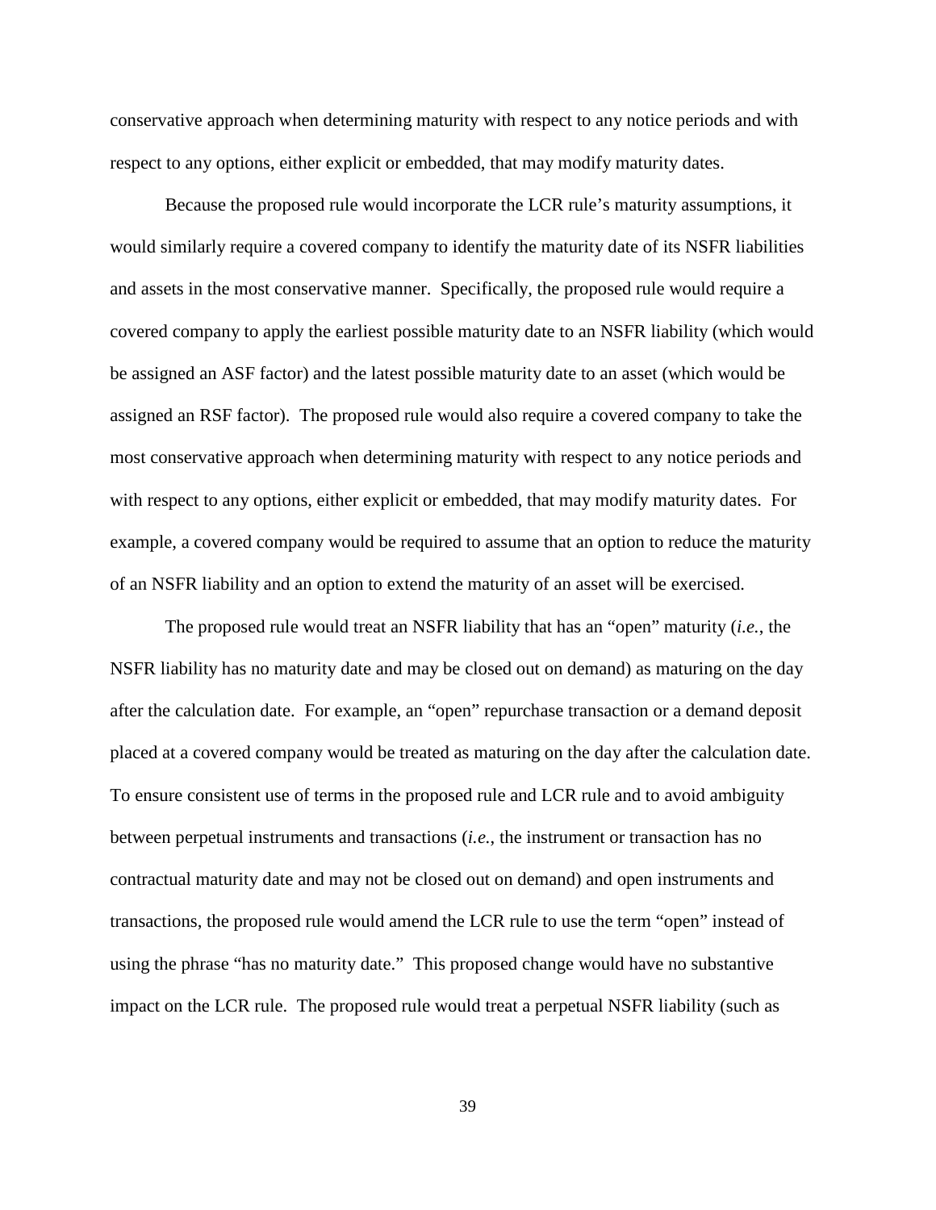conservative approach when determining maturity with respect to any notice periods and with respect to any options, either explicit or embedded, that may modify maturity dates.

Because the proposed rule would incorporate the LCR rule's maturity assumptions, it would similarly require a covered company to identify the maturity date of its NSFR liabilities and assets in the most conservative manner. Specifically, the proposed rule would require a covered company to apply the earliest possible maturity date to an NSFR liability (which would be assigned an ASF factor) and the latest possible maturity date to an asset (which would be assigned an RSF factor). The proposed rule would also require a covered company to take the most conservative approach when determining maturity with respect to any notice periods and with respect to any options, either explicit or embedded, that may modify maturity dates. For example, a covered company would be required to assume that an option to reduce the maturity of an NSFR liability and an option to extend the maturity of an asset will be exercised.

The proposed rule would treat an NSFR liability that has an "open" maturity (*i.e.*, the NSFR liability has no maturity date and may be closed out on demand) as maturing on the day after the calculation date. For example, an "open" repurchase transaction or a demand deposit placed at a covered company would be treated as maturing on the day after the calculation date. To ensure consistent use of terms in the proposed rule and LCR rule and to avoid ambiguity between perpetual instruments and transactions (*i.e.*, the instrument or transaction has no contractual maturity date and may not be closed out on demand) and open instruments and transactions, the proposed rule would amend the LCR rule to use the term "open" instead of using the phrase "has no maturity date." This proposed change would have no substantive impact on the LCR rule. The proposed rule would treat a perpetual NSFR liability (such as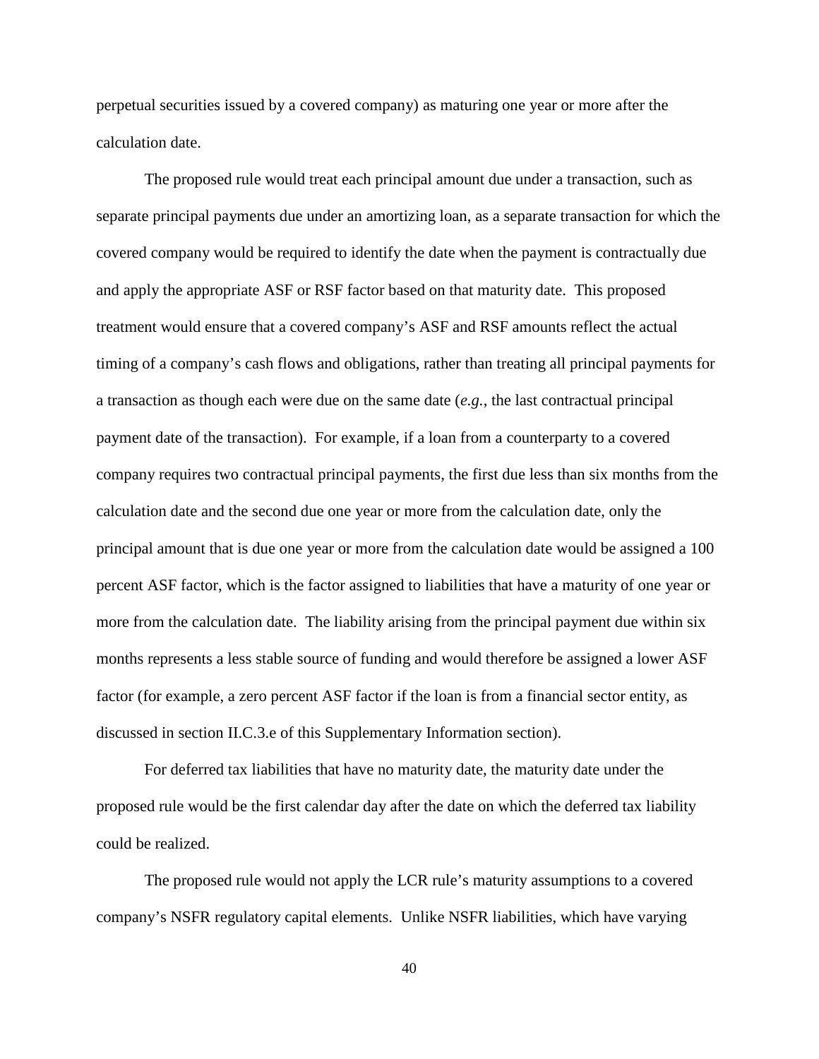perpetual securities issued by a covered company) as maturing one year or more after the calculation date.

The proposed rule would treat each principal amount due under a transaction, such as separate principal payments due under an amortizing loan, as a separate transaction for which the covered company would be required to identify the date when the payment is contractually due and apply the appropriate ASF or RSF factor based on that maturity date. This proposed treatment would ensure that a covered company's ASF and RSF amounts reflect the actual timing of a company's cash flows and obligations, rather than treating all principal payments for a transaction as though each were due on the same date (*e.g.*, the last contractual principal payment date of the transaction). For example, if a loan from a counterparty to a covered company requires two contractual principal payments, the first due less than six months from the calculation date and the second due one year or more from the calculation date, only the principal amount that is due one year or more from the calculation date would be assigned a 100 percent ASF factor, which is the factor assigned to liabilities that have a maturity of one year or more from the calculation date. The liability arising from the principal payment due within six months represents a less stable source of funding and would therefore be assigned a lower ASF factor (for example, a zero percent ASF factor if the loan is from a financial sector entity, as discussed in section II.C.3.e of this Supplementary Information section).

For deferred tax liabilities that have no maturity date, the maturity date under the proposed rule would be the first calendar day after the date on which the deferred tax liability could be realized.

The proposed rule would not apply the LCR rule's maturity assumptions to a covered company's NSFR regulatory capital elements. Unlike NSFR liabilities, which have varying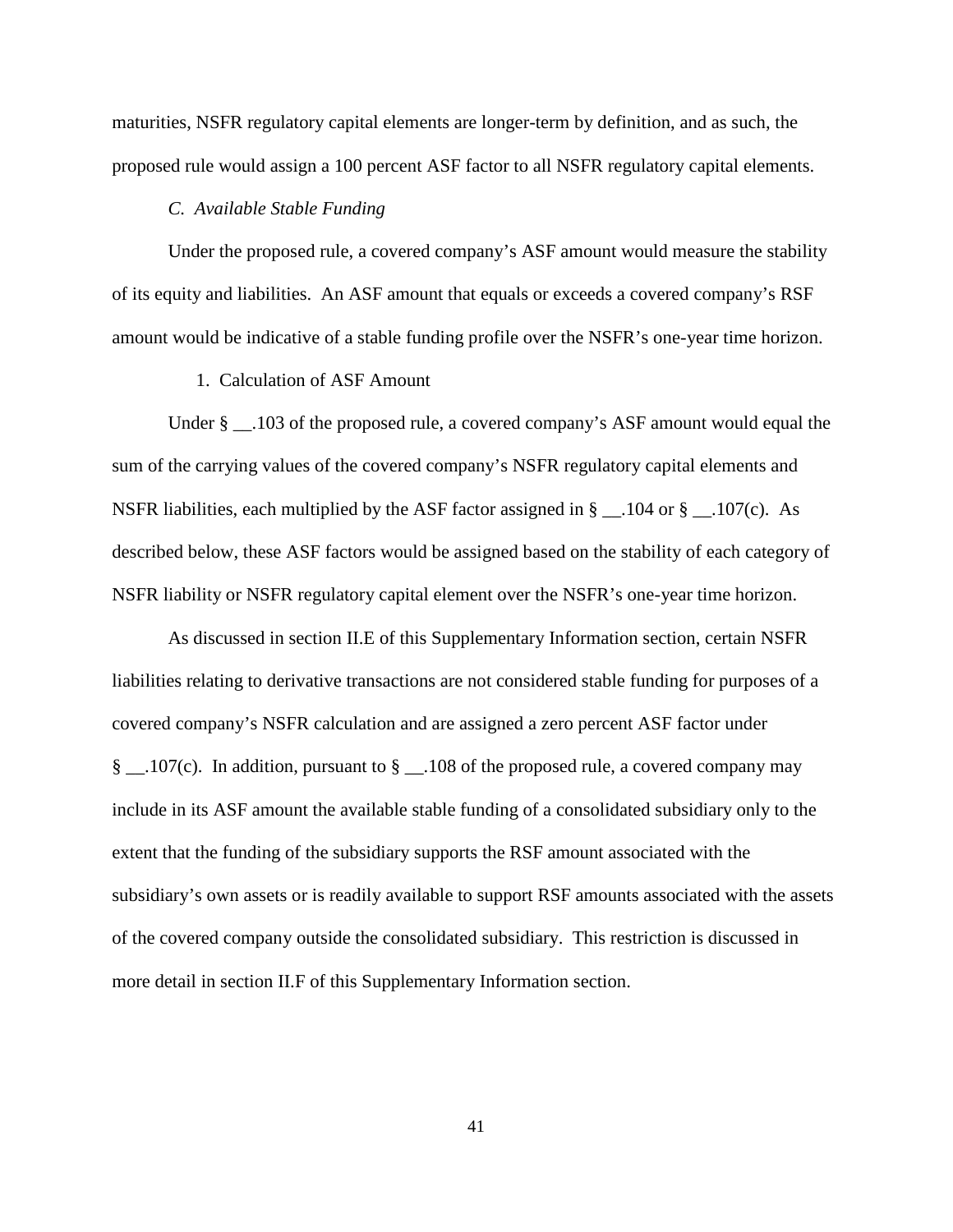maturities, NSFR regulatory capital elements are longer-term by definition, and as such, the proposed rule would assign a 100 percent ASF factor to all NSFR regulatory capital elements.

### *C. Available Stable Funding*

Under the proposed rule, a covered company's ASF amount would measure the stability of its equity and liabilities. An ASF amount that equals or exceeds a covered company's RSF amount would be indicative of a stable funding profile over the NSFR's one-year time horizon.

#### 1. Calculation of ASF Amount

Under § __.103 of the proposed rule, a covered company's ASF amount would equal the sum of the carrying values of the covered company's NSFR regulatory capital elements and NSFR liabilities, each multiplied by the ASF factor assigned in § __.104 or § __.107(c). As described below, these ASF factors would be assigned based on the stability of each category of NSFR liability or NSFR regulatory capital element over the NSFR's one-year time horizon.

As discussed in section II.E of this Supplementary Information section, certain NSFR liabilities relating to derivative transactions are not considered stable funding for purposes of a covered company's NSFR calculation and are assigned a zero percent ASF factor under § __.107(c). In addition, pursuant to § __.108 of the proposed rule, a covered company may include in its ASF amount the available stable funding of a consolidated subsidiary only to the extent that the funding of the subsidiary supports the RSF amount associated with the subsidiary's own assets or is readily available to support RSF amounts associated with the assets of the covered company outside the consolidated subsidiary. This restriction is discussed in more detail in section II.F of this Supplementary Information section.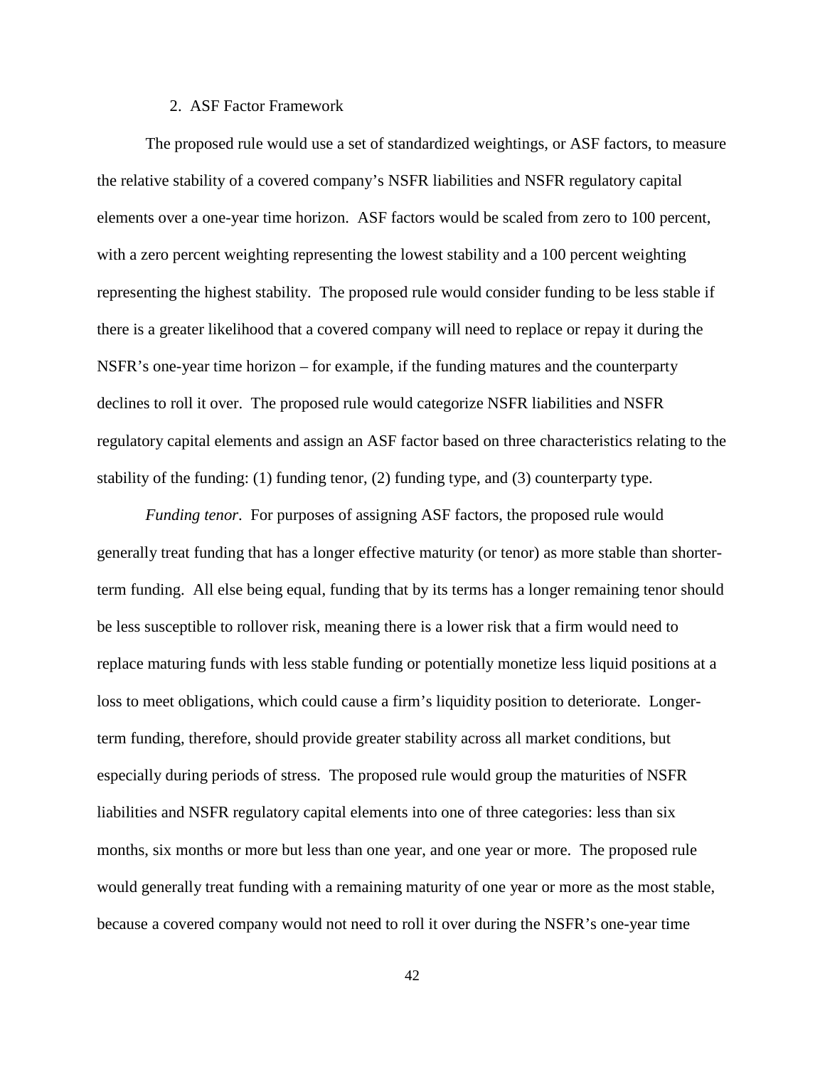### 2. ASF Factor Framework

The proposed rule would use a set of standardized weightings, or ASF factors, to measure the relative stability of a covered company's NSFR liabilities and NSFR regulatory capital elements over a one-year time horizon. ASF factors would be scaled from zero to 100 percent, with a zero percent weighting representing the lowest stability and a 100 percent weighting representing the highest stability. The proposed rule would consider funding to be less stable if there is a greater likelihood that a covered company will need to replace or repay it during the NSFR's one-year time horizon – for example, if the funding matures and the counterparty declines to roll it over. The proposed rule would categorize NSFR liabilities and NSFR regulatory capital elements and assign an ASF factor based on three characteristics relating to the stability of the funding: (1) funding tenor, (2) funding type, and (3) counterparty type.

*Funding tenor*. For purposes of assigning ASF factors, the proposed rule would generally treat funding that has a longer effective maturity (or tenor) as more stable than shorter-term funding. All else being equal, funding that by its terms has a longer remaining tenor should be less susceptible to rollover risk, meaning there is a lower risk that a firm would need to replace maturing funds with less stable funding or potentially monetize less liquid positions at a loss to meet obligations, which could cause a firm's liquidity position to deteriorate. Longer-term funding, therefore, should provide greater stability across all market conditions, but especially during periods of stress. The proposed rule would group the maturities of NSFR liabilities and NSFR regulatory capital elements into one of three categories: less than six months, six months or more but less than one year, and one year or more. The proposed rule would generally treat funding with a remaining maturity of one year or more as the most stable, because a covered company would not need to roll it over during the NSFR's one-year time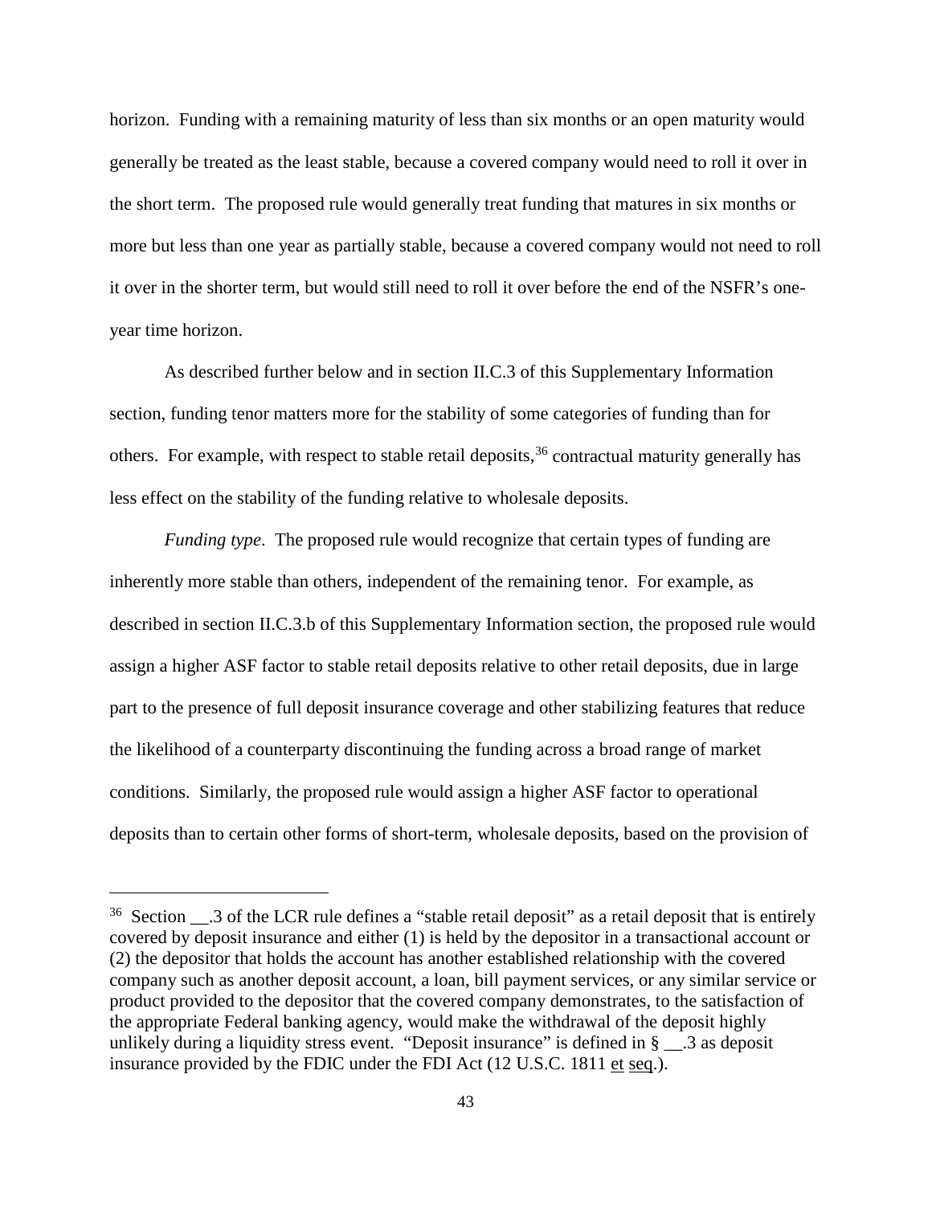horizon. Funding with a remaining maturity of less than six months or an open maturity would generally be treated as the least stable, because a covered company would need to roll it over in the short term. The proposed rule would generally treat funding that matures in six months or more but less than one year as partially stable, because a covered company would not need to roll it over in the shorter term, but would still need to roll it over before the end of the NSFR's one-year time horizon.

As described further below and in section II.C.3 of this Supplementary Information section, funding tenor matters more for the stability of some categories of funding than for others. For example, with respect to stable retail deposits,[36] contractual maturity generally has less effect on the stability of the funding relative to wholesale deposits.

*Funding type*. The proposed rule would recognize that certain types of funding are inherently more stable than others, independent of the remaining tenor. For example, as described in section II.C.3.b of this Supplementary Information section, the proposed rule would assign a higher ASF factor to stable retail deposits relative to other retail deposits, due in large part to the presence of full deposit insurance coverage and other stabilizing features that reduce the likelihood of a counterparty discontinuing the funding across a broad range of market conditions. Similarly, the proposed rule would assign a higher ASF factor to operational deposits than to certain other forms of short-term, wholesale deposits, based on the provision of

---

[36] Section __.3 of the LCR rule defines a "stable retail deposit" as a retail deposit that is entirely covered by deposit insurance and either (1) is held by the depositor in a transactional account or (2) the depositor that holds the account has another established relationship with the covered company such as another deposit account, a loan, bill payment services, or any similar service or product provided to the depositor that the covered company demonstrates, to the satisfaction of the appropriate Federal banking agency, would make the withdrawal of the deposit highly unlikely during a liquidity stress event. "Deposit insurance" is defined in § __.3 as deposit insurance provided by the FDIC under the FDI Act (12 U.S.C. 1811 et seq.).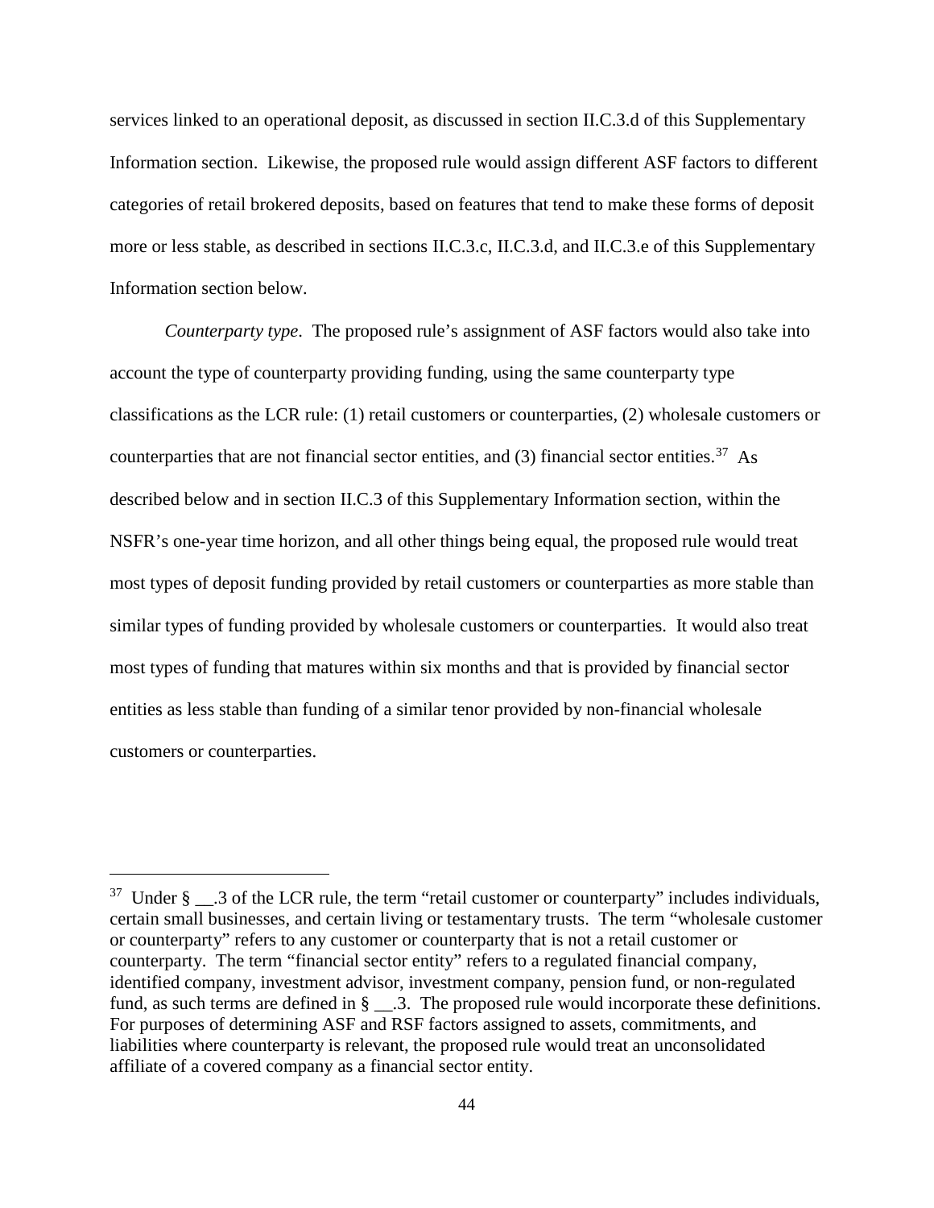services linked to an operational deposit, as discussed in section II.C.3.d of this Supplementary Information section. Likewise, the proposed rule would assign different ASF factors to different categories of retail brokered deposits, based on features that tend to make these forms of deposit more or less stable, as described in sections II.C.3.c, II.C.3.d, and II.C.3.e of this Supplementary Information section below.

*Counterparty type*. The proposed rule's assignment of ASF factors would also take into account the type of counterparty providing funding, using the same counterparty type classifications as the LCR rule: (1) retail customers or counterparties, (2) wholesale customers or counterparties that are not financial sector entities, and (3) financial sector entities.[37] As described below and in section II.C.3 of this Supplementary Information section, within the NSFR's one-year time horizon, and all other things being equal, the proposed rule would treat most types of deposit funding provided by retail customers or counterparties as more stable than similar types of funding provided by wholesale customers or counterparties. It would also treat most types of funding that matures within six months and that is provided by financial sector entities as less stable than funding of a similar tenor provided by non-financial wholesale customers or counterparties.

---

[37] Under § __.3 of the LCR rule, the term "retail customer or counterparty" includes individuals, certain small businesses, and certain living or testamentary trusts. The term "wholesale customer or counterparty" refers to any customer or counterparty that is not a retail customer or counterparty. The term "financial sector entity" refers to a regulated financial company, identified company, investment advisor, investment company, pension fund, or non-regulated fund, as such terms are defined in § __.3. The proposed rule would incorporate these definitions. For purposes of determining ASF and RSF factors assigned to assets, commitments, and liabilities where counterparty is relevant, the proposed rule would treat an unconsolidated affiliate of a covered company as a financial sector entity.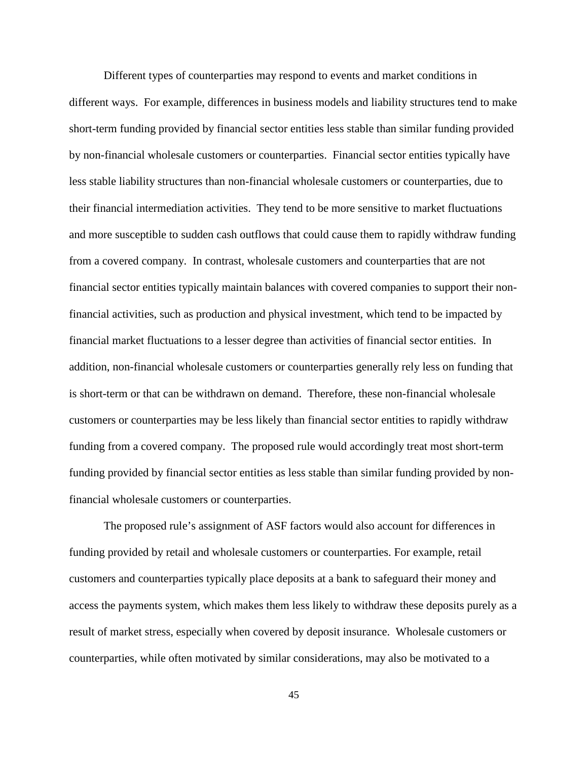Different types of counterparties may respond to events and market conditions in different ways. For example, differences in business models and liability structures tend to make short-term funding provided by financial sector entities less stable than similar funding provided by non-financial wholesale customers or counterparties. Financial sector entities typically have less stable liability structures than non-financial wholesale customers or counterparties, due to their financial intermediation activities. They tend to be more sensitive to market fluctuations and more susceptible to sudden cash outflows that could cause them to rapidly withdraw funding from a covered company. In contrast, wholesale customers and counterparties that are not financial sector entities typically maintain balances with covered companies to support their non-financial activities, such as production and physical investment, which tend to be impacted by financial market fluctuations to a lesser degree than activities of financial sector entities. In addition, non-financial wholesale customers or counterparties generally rely less on funding that is short-term or that can be withdrawn on demand. Therefore, these non-financial wholesale customers or counterparties may be less likely than financial sector entities to rapidly withdraw funding from a covered company. The proposed rule would accordingly treat most short-term funding provided by financial sector entities as less stable than similar funding provided by non-financial wholesale customers or counterparties.

The proposed rule's assignment of ASF factors would also account for differences in funding provided by retail and wholesale customers or counterparties. For example, retail customers and counterparties typically place deposits at a bank to safeguard their money and access the payments system, which makes them less likely to withdraw these deposits purely as a result of market stress, especially when covered by deposit insurance. Wholesale customers or counterparties, while often motivated by similar considerations, may also be motivated to a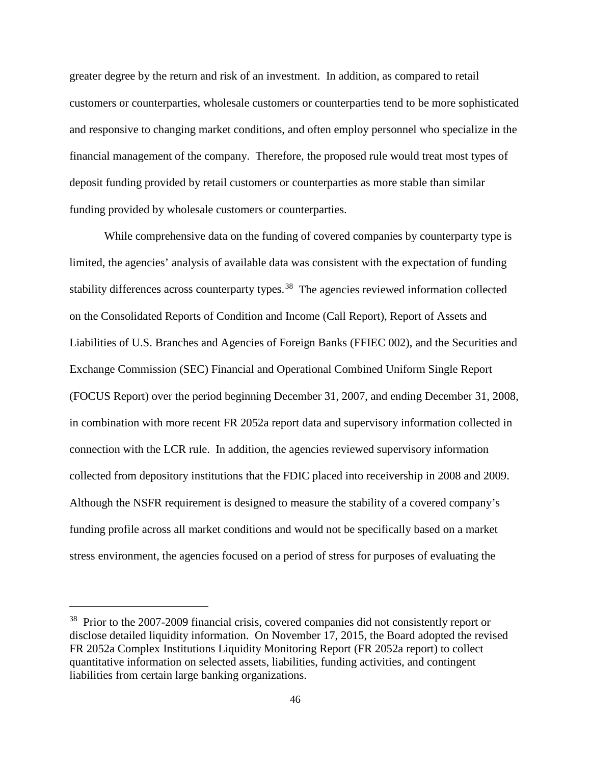greater degree by the return and risk of an investment. In addition, as compared to retail customers or counterparties, wholesale customers or counterparties tend to be more sophisticated and responsive to changing market conditions, and often employ personnel who specialize in the financial management of the company. Therefore, the proposed rule would treat most types of deposit funding provided by retail customers or counterparties as more stable than similar funding provided by wholesale customers or counterparties.

While comprehensive data on the funding of covered companies by counterparty type is limited, the agencies' analysis of available data was consistent with the expectation of funding stability differences across counterparty types.[38] The agencies reviewed information collected on the Consolidated Reports of Condition and Income (Call Report), Report of Assets and Liabilities of U.S. Branches and Agencies of Foreign Banks (FFIEC 002), and the Securities and Exchange Commission (SEC) Financial and Operational Combined Uniform Single Report (FOCUS Report) over the period beginning December 31, 2007, and ending December 31, 2008, in combination with more recent FR 2052a report data and supervisory information collected in connection with the LCR rule. In addition, the agencies reviewed supervisory information collected from depository institutions that the FDIC placed into receivership in 2008 and 2009. Although the NSFR requirement is designed to measure the stability of a covered company's funding profile across all market conditions and would not be specifically based on a market stress environment, the agencies focused on a period of stress for purposes of evaluating the

---

[38] Prior to the 2007-2009 financial crisis, covered companies did not consistently report or disclose detailed liquidity information. On November 17, 2015, the Board adopted the revised FR 2052a Complex Institutions Liquidity Monitoring Report (FR 2052a report) to collect quantitative information on selected assets, liabilities, funding activities, and contingent liabilities from certain large banking organizations.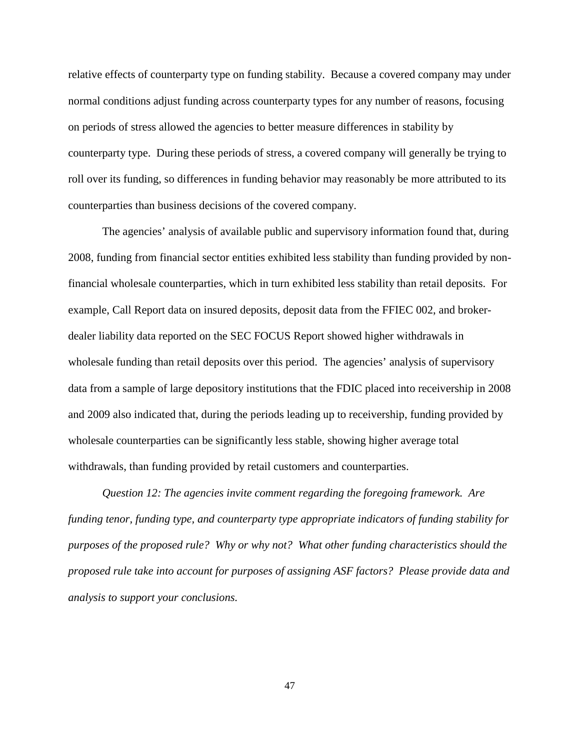relative effects of counterparty type on funding stability. Because a covered company may under normal conditions adjust funding across counterparty types for any number of reasons, focusing on periods of stress allowed the agencies to better measure differences in stability by counterparty type. During these periods of stress, a covered company will generally be trying to roll over its funding, so differences in funding behavior may reasonably be more attributed to its counterparties than business decisions of the covered company.

The agencies' analysis of available public and supervisory information found that, during 2008, funding from financial sector entities exhibited less stability than funding provided by non-financial wholesale counterparties, which in turn exhibited less stability than retail deposits. For example, Call Report data on insured deposits, deposit data from the FFIEC 002, and broker-dealer liability data reported on the SEC FOCUS Report showed higher withdrawals in wholesale funding than retail deposits over this period. The agencies' analysis of supervisory data from a sample of large depository institutions that the FDIC placed into receivership in 2008 and 2009 also indicated that, during the periods leading up to receivership, funding provided by wholesale counterparties can be significantly less stable, showing higher average total withdrawals, than funding provided by retail customers and counterparties.

*Question 12: The agencies invite comment regarding the foregoing framework. Are funding tenor, funding type, and counterparty type appropriate indicators of funding stability for purposes of the proposed rule? Why or why not? What other funding characteristics should the proposed rule take into account for purposes of assigning ASF factors? Please provide data and analysis to support your conclusions.*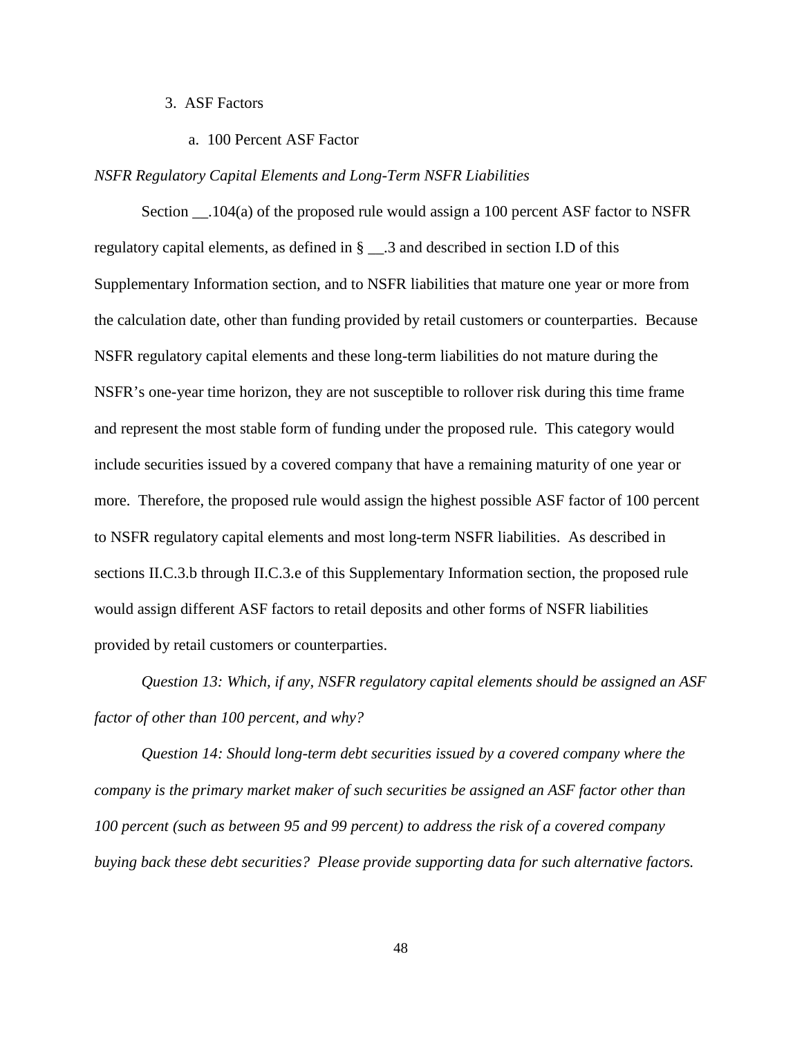### 3. ASF Factors

#### a. 100 Percent ASF Factor

*NSFR Regulatory Capital Elements and Long-Term NSFR Liabilities*

Section __.104(a) of the proposed rule would assign a 100 percent ASF factor to NSFR regulatory capital elements, as defined in § __.3 and described in section I.D of this Supplementary Information section, and to NSFR liabilities that mature one year or more from the calculation date, other than funding provided by retail customers or counterparties. Because NSFR regulatory capital elements and these long-term liabilities do not mature during the NSFR's one-year time horizon, they are not susceptible to rollover risk during this time frame and represent the most stable form of funding under the proposed rule. This category would include securities issued by a covered company that have a remaining maturity of one year or more. Therefore, the proposed rule would assign the highest possible ASF factor of 100 percent to NSFR regulatory capital elements and most long-term NSFR liabilities. As described in sections II.C.3.b through II.C.3.e of this Supplementary Information section, the proposed rule would assign different ASF factors to retail deposits and other forms of NSFR liabilities provided by retail customers or counterparties.

*Question 13: Which, if any, NSFR regulatory capital elements should be assigned an ASF factor of other than 100 percent, and why?*

*Question 14: Should long-term debt securities issued by a covered company where the company is the primary market maker of such securities be assigned an ASF factor other than 100 percent (such as between 95 and 99 percent) to address the risk of a covered company buying back these debt securities? Please provide supporting data for such alternative factors.*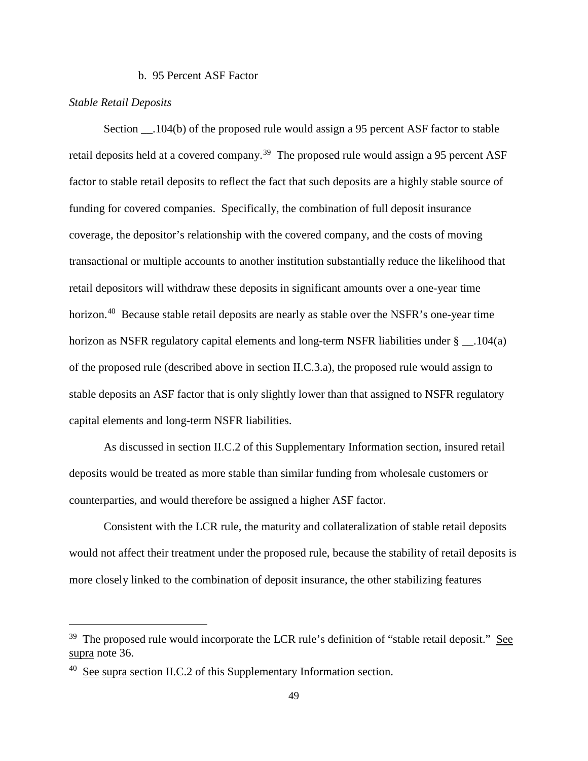### b. 95 Percent ASF Factor

*Stable Retail Deposits*

Section __.104(b) of the proposed rule would assign a 95 percent ASF factor to stable retail deposits held at a covered company.[39] The proposed rule would assign a 95 percent ASF factor to stable retail deposits to reflect the fact that such deposits are a highly stable source of funding for covered companies. Specifically, the combination of full deposit insurance coverage, the depositor's relationship with the covered company, and the costs of moving transactional or multiple accounts to another institution substantially reduce the likelihood that retail depositors will withdraw these deposits in significant amounts over a one-year time horizon.[40] Because stable retail deposits are nearly as stable over the NSFR's one-year time horizon as NSFR regulatory capital elements and long-term NSFR liabilities under § __.104(a) of the proposed rule (described above in section II.C.3.a), the proposed rule would assign to stable deposits an ASF factor that is only slightly lower than that assigned to NSFR regulatory capital elements and long-term NSFR liabilities.

As discussed in section II.C.2 of this Supplementary Information section, insured retail deposits would be treated as more stable than similar funding from wholesale customers or counterparties, and would therefore be assigned a higher ASF factor.

Consistent with the LCR rule, the maturity and collateralization of stable retail deposits would not affect their treatment under the proposed rule, because the stability of retail deposits is more closely linked to the combination of deposit insurance, the other stabilizing features

---

[39] The proposed rule would incorporate the LCR rule's definition of "stable retail deposit." See supra note 36.

[40] See supra section II.C.2 of this Supplementary Information section.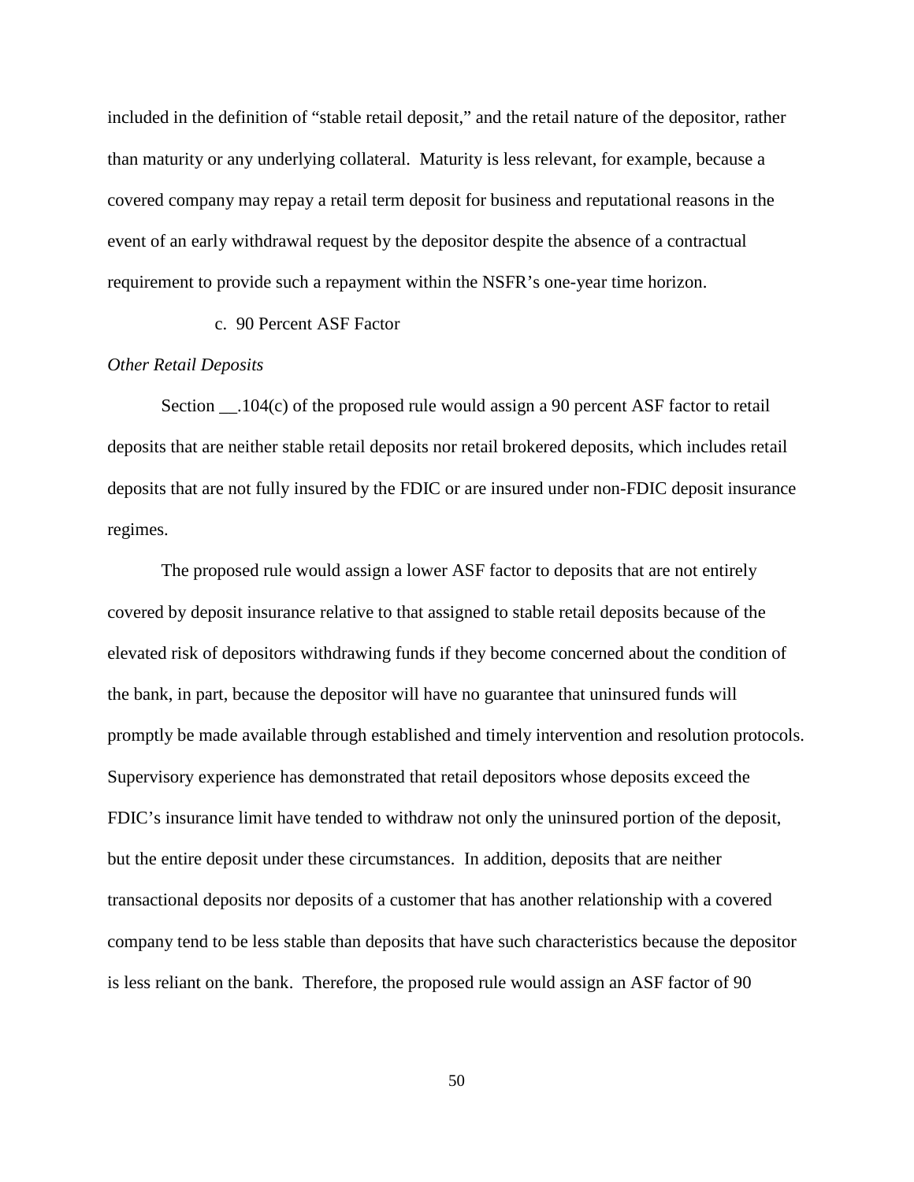included in the definition of "stable retail deposit," and the retail nature of the depositor, rather than maturity or any underlying collateral. Maturity is less relevant, for example, because a covered company may repay a retail term deposit for business and reputational reasons in the event of an early withdrawal request by the depositor despite the absence of a contractual requirement to provide such a repayment within the NSFR's one-year time horizon.

c. 90 Percent ASF Factor

*Other Retail Deposits*

Section __.104(c) of the proposed rule would assign a 90 percent ASF factor to retail deposits that are neither stable retail deposits nor retail brokered deposits, which includes retail deposits that are not fully insured by the FDIC or are insured under non-FDIC deposit insurance regimes.

The proposed rule would assign a lower ASF factor to deposits that are not entirely covered by deposit insurance relative to that assigned to stable retail deposits because of the elevated risk of depositors withdrawing funds if they become concerned about the condition of the bank, in part, because the depositor will have no guarantee that uninsured funds will promptly be made available through established and timely intervention and resolution protocols. Supervisory experience has demonstrated that retail depositors whose deposits exceed the FDIC's insurance limit have tended to withdraw not only the uninsured portion of the deposit, but the entire deposit under these circumstances. In addition, deposits that are neither transactional deposits nor deposits of a customer that has another relationship with a covered company tend to be less stable than deposits that have such characteristics because the depositor is less reliant on the bank. Therefore, the proposed rule would assign an ASF factor of 90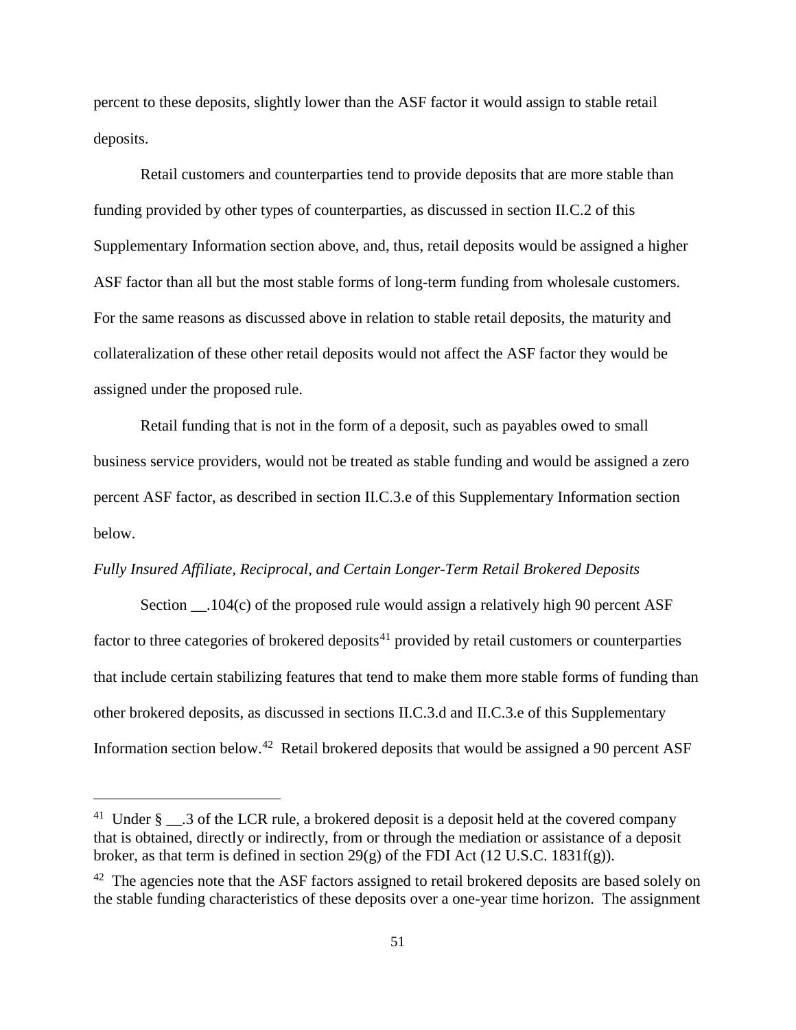percent to these deposits, slightly lower than the ASF factor it would assign to stable retail deposits.

Retail customers and counterparties tend to provide deposits that are more stable than funding provided by other types of counterparties, as discussed in section II.C.2 of this Supplementary Information section above, and, thus, retail deposits would be assigned a higher ASF factor than all but the most stable forms of long-term funding from wholesale customers. For the same reasons as discussed above in relation to stable retail deposits, the maturity and collateralization of these other retail deposits would not affect the ASF factor they would be assigned under the proposed rule.

Retail funding that is not in the form of a deposit, such as payables owed to small business service providers, would not be treated as stable funding and would be assigned a zero percent ASF factor, as described in section II.C.3.e of this Supplementary Information section below.

*Fully Insured Affiliate, Reciprocal, and Certain Longer-Term Retail Brokered Deposits*

Section __.104(c) of the proposed rule would assign a relatively high 90 percent ASF factor to three categories of brokered deposits[41] provided by retail customers or counterparties that include certain stabilizing features that tend to make them more stable forms of funding than other brokered deposits, as discussed in sections II.C.3.d and II.C.3.e of this Supplementary Information section below.[42] Retail brokered deposits that would be assigned a 90 percent ASF

---

[41] Under § __.3 of the LCR rule, a brokered deposit is a deposit held at the covered company that is obtained, directly or indirectly, from or through the mediation or assistance of a deposit broker, as that term is defined in section 29(g) of the FDI Act (12 U.S.C. 1831f(g)).

[42] The agencies note that the ASF factors assigned to retail brokered deposits are based solely on the stable funding characteristics of these deposits over a one-year time horizon. The assignment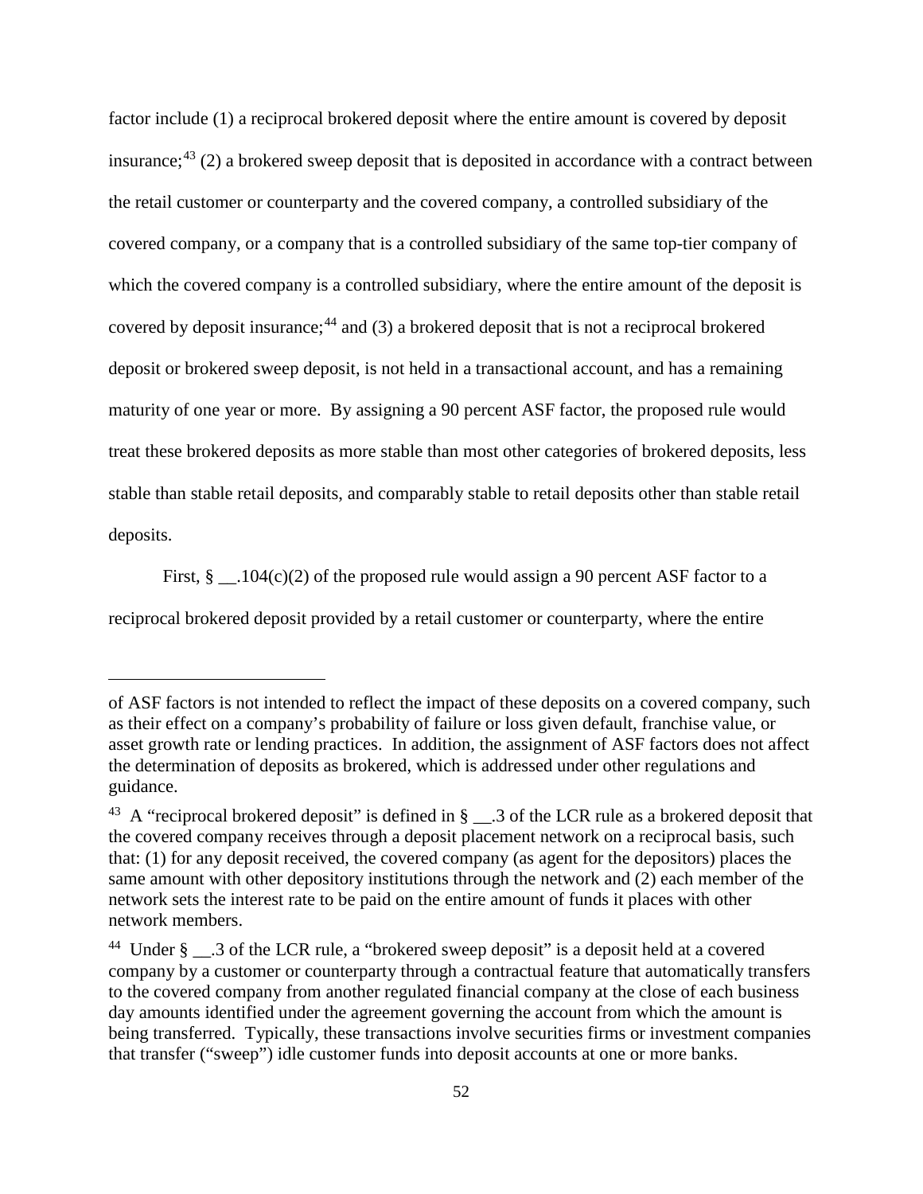factor include (1) a reciprocal brokered deposit where the entire amount is covered by deposit insurance;[43] (2) a brokered sweep deposit that is deposited in accordance with a contract between the retail customer or counterparty and the covered company, a controlled subsidiary of the covered company, or a company that is a controlled subsidiary of the same top-tier company of which the covered company is a controlled subsidiary, where the entire amount of the deposit is covered by deposit insurance;[44] and (3) a brokered deposit that is not a reciprocal brokered deposit or brokered sweep deposit, is not held in a transactional account, and has a remaining maturity of one year or more. By assigning a 90 percent ASF factor, the proposed rule would treat these brokered deposits as more stable than most other categories of brokered deposits, less stable than stable retail deposits, and comparably stable to retail deposits other than stable retail deposits.

First, § __.104(c)(2) of the proposed rule would assign a 90 percent ASF factor to a reciprocal brokered deposit provided by a retail customer or counterparty, where the entire

---

of ASF factors is not intended to reflect the impact of these deposits on a covered company, such as their effect on a company's probability of failure or loss given default, franchise value, or asset growth rate or lending practices. In addition, the assignment of ASF factors does not affect the determination of deposits as brokered, which is addressed under other regulations and guidance.

[43] A "reciprocal brokered deposit" is defined in § __.3 of the LCR rule as a brokered deposit that the covered company receives through a deposit placement network on a reciprocal basis, such that: (1) for any deposit received, the covered company (as agent for the depositors) places the same amount with other depository institutions through the network and (2) each member of the network sets the interest rate to be paid on the entire amount of funds it places with other network members.

[44] Under § __.3 of the LCR rule, a "brokered sweep deposit" is a deposit held at a covered company by a customer or counterparty through a contractual feature that automatically transfers to the covered company from another regulated financial company at the close of each business day amounts identified under the agreement governing the account from which the amount is being transferred. Typically, these transactions involve securities firms or investment companies that transfer ("sweep") idle customer funds into deposit accounts at one or more banks.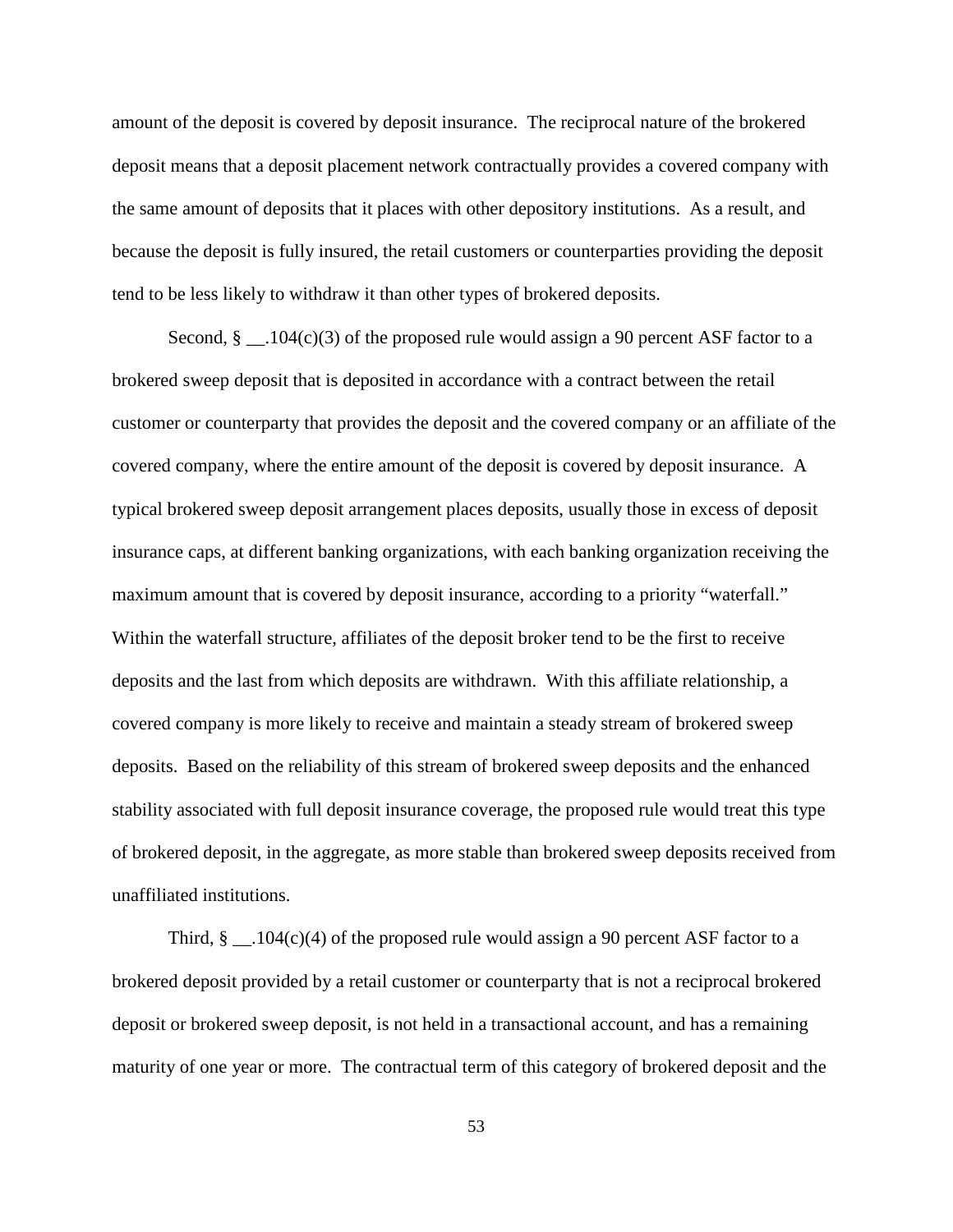amount of the deposit is covered by deposit insurance. The reciprocal nature of the brokered deposit means that a deposit placement network contractually provides a covered company with the same amount of deposits that it places with other depository institutions. As a result, and because the deposit is fully insured, the retail customers or counterparties providing the deposit tend to be less likely to withdraw it than other types of brokered deposits.

Second, § __.104(c)(3) of the proposed rule would assign a 90 percent ASF factor to a brokered sweep deposit that is deposited in accordance with a contract between the retail customer or counterparty that provides the deposit and the covered company or an affiliate of the covered company, where the entire amount of the deposit is covered by deposit insurance. A typical brokered sweep deposit arrangement places deposits, usually those in excess of deposit insurance caps, at different banking organizations, with each banking organization receiving the maximum amount that is covered by deposit insurance, according to a priority "waterfall." Within the waterfall structure, affiliates of the deposit broker tend to be the first to receive deposits and the last from which deposits are withdrawn. With this affiliate relationship, a covered company is more likely to receive and maintain a steady stream of brokered sweep deposits. Based on the reliability of this stream of brokered sweep deposits and the enhanced stability associated with full deposit insurance coverage, the proposed rule would treat this type of brokered deposit, in the aggregate, as more stable than brokered sweep deposits received from unaffiliated institutions.

Third, § __.104(c)(4) of the proposed rule would assign a 90 percent ASF factor to a brokered deposit provided by a retail customer or counterparty that is not a reciprocal brokered deposit or brokered sweep deposit, is not held in a transactional account, and has a remaining maturity of one year or more. The contractual term of this category of brokered deposit and the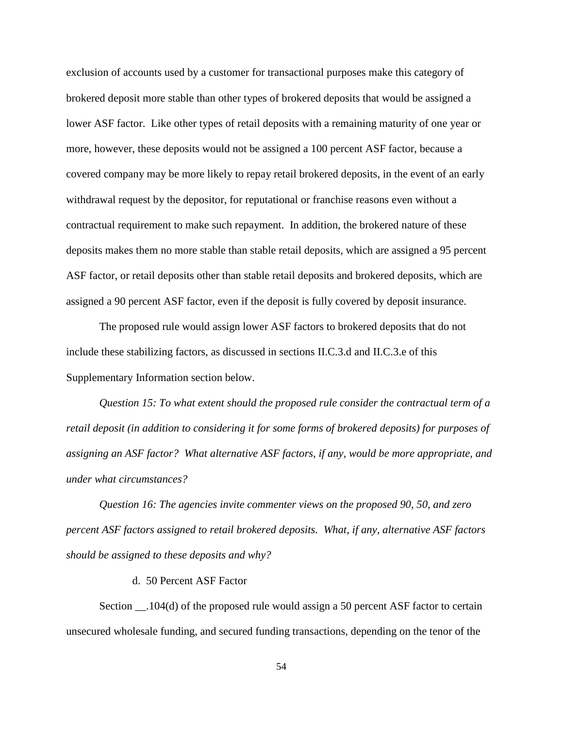exclusion of accounts used by a customer for transactional purposes make this category of brokered deposit more stable than other types of brokered deposits that would be assigned a lower ASF factor. Like other types of retail deposits with a remaining maturity of one year or more, however, these deposits would not be assigned a 100 percent ASF factor, because a covered company may be more likely to repay retail brokered deposits, in the event of an early withdrawal request by the depositor, for reputational or franchise reasons even without a contractual requirement to make such repayment. In addition, the brokered nature of these deposits makes them no more stable than stable retail deposits, which are assigned a 95 percent ASF factor, or retail deposits other than stable retail deposits and brokered deposits, which are assigned a 90 percent ASF factor, even if the deposit is fully covered by deposit insurance.

The proposed rule would assign lower ASF factors to brokered deposits that do not include these stabilizing factors, as discussed in sections II.C.3.d and II.C.3.e of this Supplementary Information section below.

*Question 15: To what extent should the proposed rule consider the contractual term of a retail deposit (in addition to considering it for some forms of brokered deposits) for purposes of assigning an ASF factor? What alternative ASF factors, if any, would be more appropriate, and under what circumstances?*

*Question 16: The agencies invite commenter views on the proposed 90, 50, and zero percent ASF factors assigned to retail brokered deposits. What, if any, alternative ASF factors should be assigned to these deposits and why?*

#### d. 50 Percent ASF Factor

Section __.104(d) of the proposed rule would assign a 50 percent ASF factor to certain unsecured wholesale funding, and secured funding transactions, depending on the tenor of the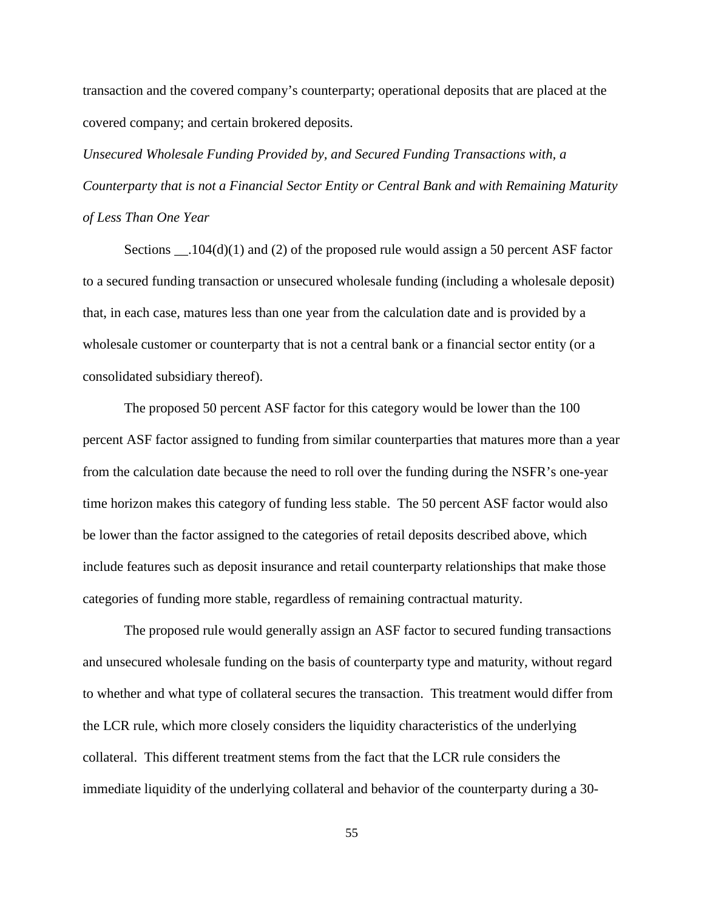transaction and the covered company's counterparty; operational deposits that are placed at the covered company; and certain brokered deposits.

*Unsecured Wholesale Funding Provided by, and Secured Funding Transactions with, a Counterparty that is not a Financial Sector Entity or Central Bank and with Remaining Maturity of Less Than One Year*

Sections __.104(d)(1) and (2) of the proposed rule would assign a 50 percent ASF factor to a secured funding transaction or unsecured wholesale funding (including a wholesale deposit) that, in each case, matures less than one year from the calculation date and is provided by a wholesale customer or counterparty that is not a central bank or a financial sector entity (or a consolidated subsidiary thereof).

The proposed 50 percent ASF factor for this category would be lower than the 100 percent ASF factor assigned to funding from similar counterparties that matures more than a year from the calculation date because the need to roll over the funding during the NSFR's one-year time horizon makes this category of funding less stable. The 50 percent ASF factor would also be lower than the factor assigned to the categories of retail deposits described above, which include features such as deposit insurance and retail counterparty relationships that make those categories of funding more stable, regardless of remaining contractual maturity.

The proposed rule would generally assign an ASF factor to secured funding transactions and unsecured wholesale funding on the basis of counterparty type and maturity, without regard to whether and what type of collateral secures the transaction. This treatment would differ from the LCR rule, which more closely considers the liquidity characteristics of the underlying collateral. This different treatment stems from the fact that the LCR rule considers the immediate liquidity of the underlying collateral and behavior of the counterparty during a 30-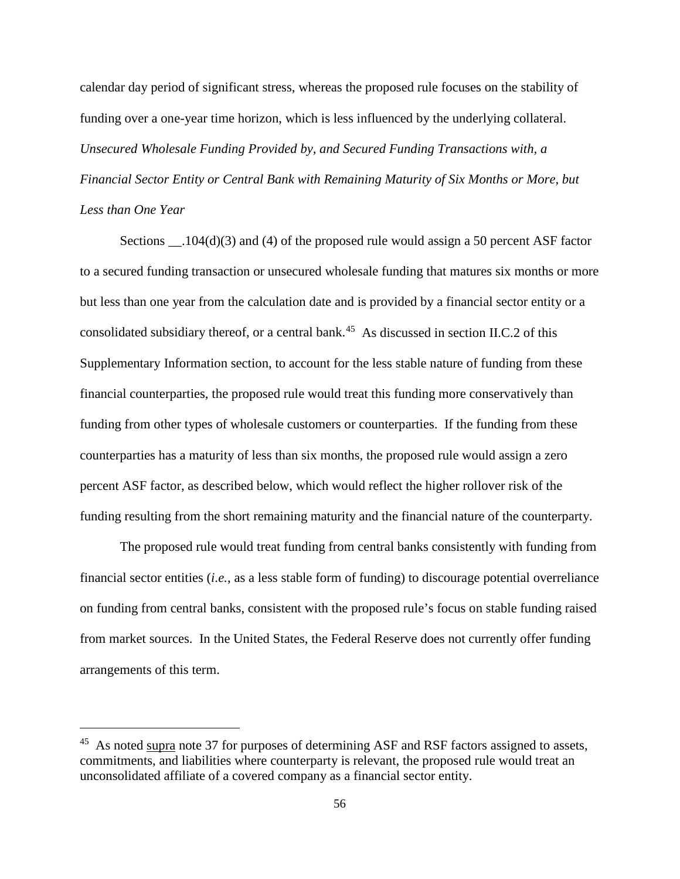calendar day period of significant stress, whereas the proposed rule focuses on the stability of funding over a one-year time horizon, which is less influenced by the underlying collateral.

*Unsecured Wholesale Funding Provided by, and Secured Funding Transactions with, a Financial Sector Entity or Central Bank with Remaining Maturity of Six Months or More, but Less than One Year*

Sections __.104(d)(3) and (4) of the proposed rule would assign a 50 percent ASF factor to a secured funding transaction or unsecured wholesale funding that matures six months or more but less than one year from the calculation date and is provided by a financial sector entity or a consolidated subsidiary thereof, or a central bank.[45] As discussed in section II.C.2 of this Supplementary Information section, to account for the less stable nature of funding from these financial counterparties, the proposed rule would treat this funding more conservatively than funding from other types of wholesale customers or counterparties. If the funding from these counterparties has a maturity of less than six months, the proposed rule would assign a zero percent ASF factor, as described below, which would reflect the higher rollover risk of the funding resulting from the short remaining maturity and the financial nature of the counterparty.

The proposed rule would treat funding from central banks consistently with funding from financial sector entities (*i.e.*, as a less stable form of funding) to discourage potential overreliance on funding from central banks, consistent with the proposed rule's focus on stable funding raised from market sources. In the United States, the Federal Reserve does not currently offer funding arrangements of this term.

---

[45] As noted supra note 37 for purposes of determining ASF and RSF factors assigned to assets, commitments, and liabilities where counterparty is relevant, the proposed rule would treat an unconsolidated affiliate of a covered company as a financial sector entity.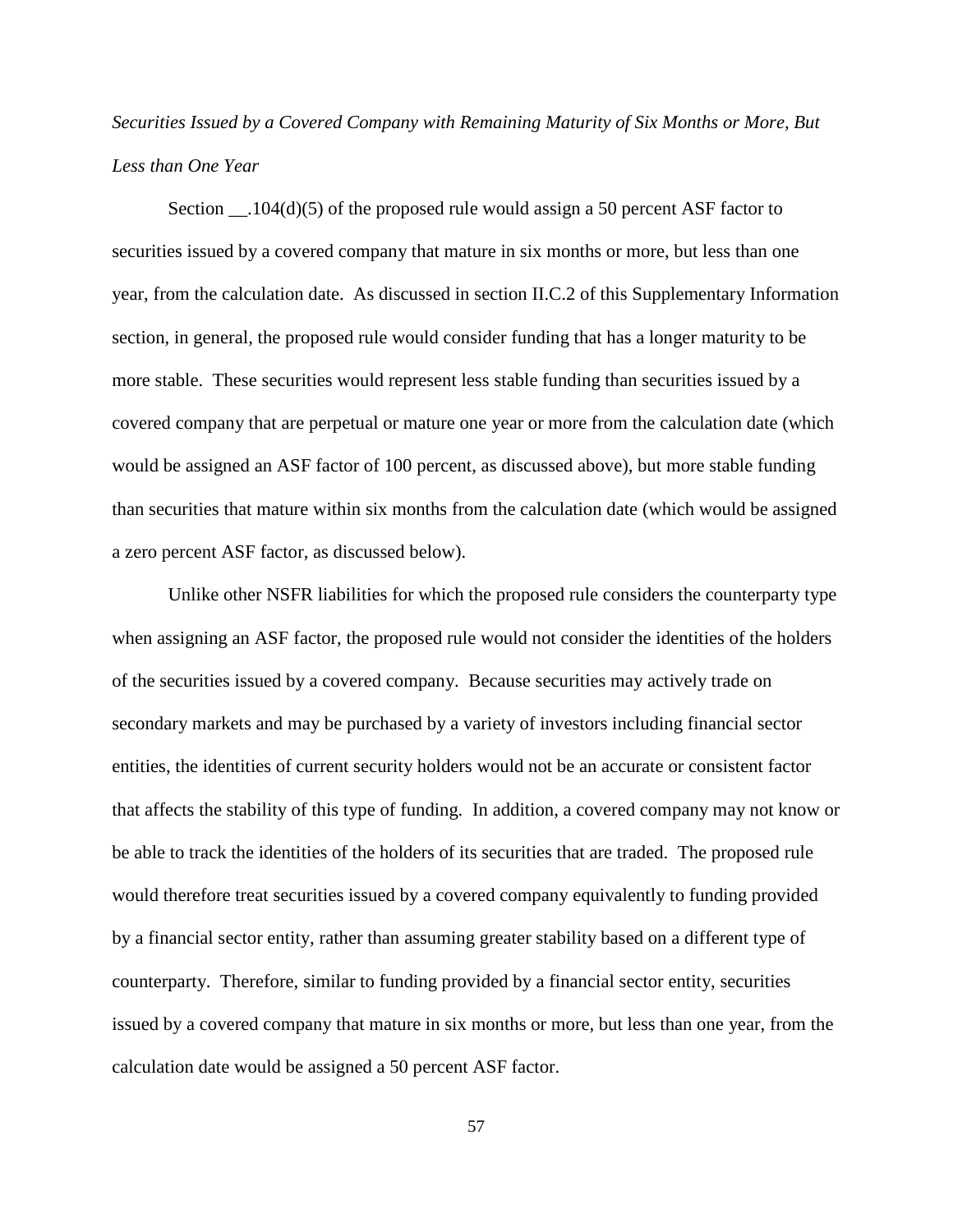*Securities Issued by a Covered Company with Remaining Maturity of Six Months or More, But Less than One Year*

Section __.104(d)(5) of the proposed rule would assign a 50 percent ASF factor to securities issued by a covered company that mature in six months or more, but less than one year, from the calculation date. As discussed in section II.C.2 of this Supplementary Information section, in general, the proposed rule would consider funding that has a longer maturity to be more stable. These securities would represent less stable funding than securities issued by a covered company that are perpetual or mature one year or more from the calculation date (which would be assigned an ASF factor of 100 percent, as discussed above), but more stable funding than securities that mature within six months from the calculation date (which would be assigned a zero percent ASF factor, as discussed below).

Unlike other NSFR liabilities for which the proposed rule considers the counterparty type when assigning an ASF factor, the proposed rule would not consider the identities of the holders of the securities issued by a covered company. Because securities may actively trade on secondary markets and may be purchased by a variety of investors including financial sector entities, the identities of current security holders would not be an accurate or consistent factor that affects the stability of this type of funding. In addition, a covered company may not know or be able to track the identities of the holders of its securities that are traded. The proposed rule would therefore treat securities issued by a covered company equivalently to funding provided by a financial sector entity, rather than assuming greater stability based on a different type of counterparty. Therefore, similar to funding provided by a financial sector entity, securities issued by a covered company that mature in six months or more, but less than one year, from the calculation date would be assigned a 50 percent ASF factor.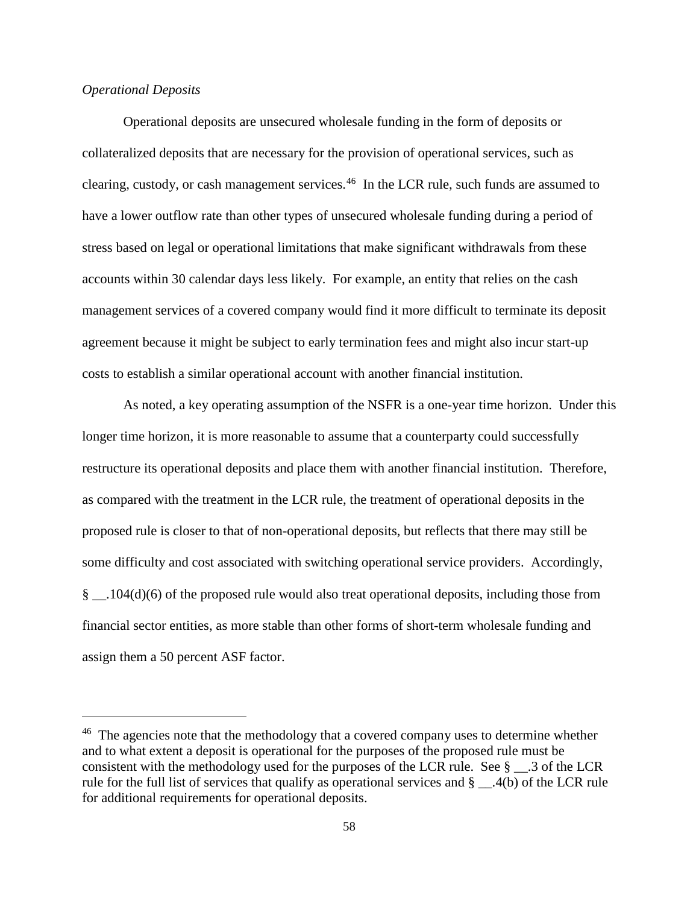*Operational Deposits*

Operational deposits are unsecured wholesale funding in the form of deposits or collateralized deposits that are necessary for the provision of operational services, such as clearing, custody, or cash management services.[46] In the LCR rule, such funds are assumed to have a lower outflow rate than other types of unsecured wholesale funding during a period of stress based on legal or operational limitations that make significant withdrawals from these accounts within 30 calendar days less likely. For example, an entity that relies on the cash management services of a covered company would find it more difficult to terminate its deposit agreement because it might be subject to early termination fees and might also incur start-up costs to establish a similar operational account with another financial institution.

As noted, a key operating assumption of the NSFR is a one-year time horizon. Under this longer time horizon, it is more reasonable to assume that a counterparty could successfully restructure its operational deposits and place them with another financial institution. Therefore, as compared with the treatment in the LCR rule, the treatment of operational deposits in the proposed rule is closer to that of non-operational deposits, but reflects that there may still be some difficulty and cost associated with switching operational service providers. Accordingly, § __.104(d)(6) of the proposed rule would also treat operational deposits, including those from financial sector entities, as more stable than other forms of short-term wholesale funding and assign them a 50 percent ASF factor.

---

[46] The agencies note that the methodology that a covered company uses to determine whether and to what extent a deposit is operational for the purposes of the proposed rule must be consistent with the methodology used for the purposes of the LCR rule. See § __.3 of the LCR rule for the full list of services that qualify as operational services and § __.4(b) of the LCR rule for additional requirements for operational deposits.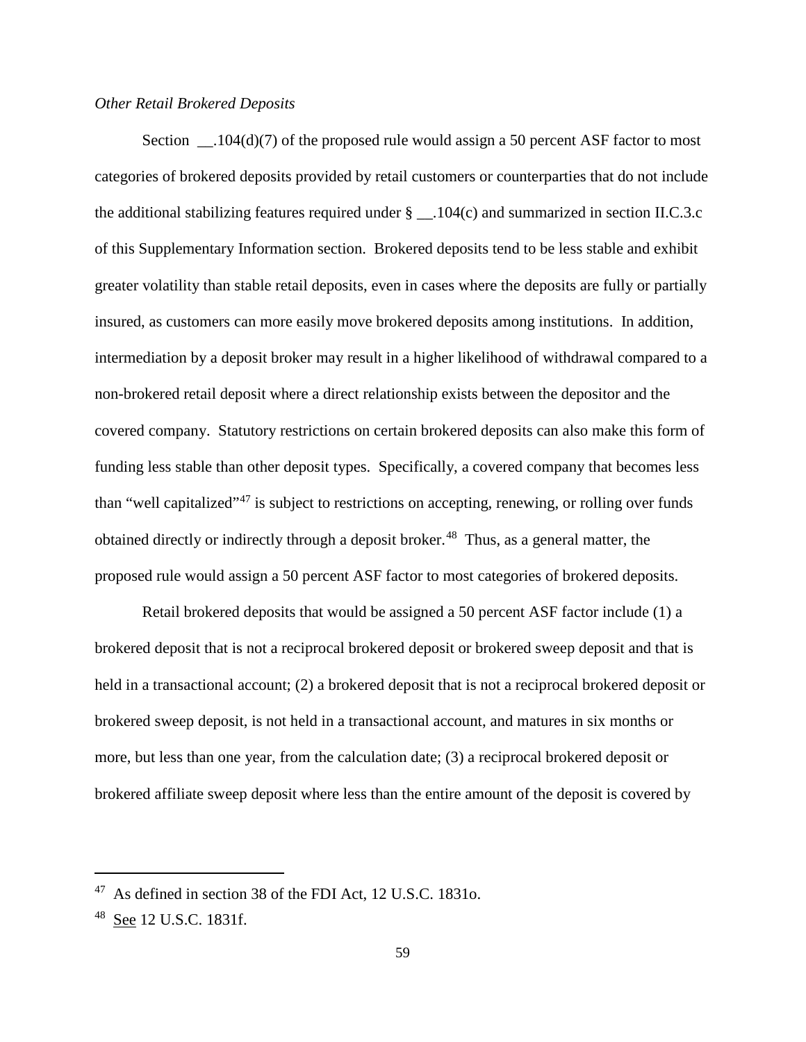*Other Retail Brokered Deposits*

Section __.104(d)(7) of the proposed rule would assign a 50 percent ASF factor to most categories of brokered deposits provided by retail customers or counterparties that do not include the additional stabilizing features required under § __.104(c) and summarized in section II.C.3.c of this Supplementary Information section. Brokered deposits tend to be less stable and exhibit greater volatility than stable retail deposits, even in cases where the deposits are fully or partially insured, as customers can more easily move brokered deposits among institutions. In addition, intermediation by a deposit broker may result in a higher likelihood of withdrawal compared to a non-brokered retail deposit where a direct relationship exists between the depositor and the covered company. Statutory restrictions on certain brokered deposits can also make this form of funding less stable than other deposit types. Specifically, a covered company that becomes less than "well capitalized"[47] is subject to restrictions on accepting, renewing, or rolling over funds obtained directly or indirectly through a deposit broker.[48] Thus, as a general matter, the proposed rule would assign a 50 percent ASF factor to most categories of brokered deposits.

Retail brokered deposits that would be assigned a 50 percent ASF factor include (1) a brokered deposit that is not a reciprocal brokered deposit or brokered sweep deposit and that is held in a transactional account; (2) a brokered deposit that is not a reciprocal brokered deposit or brokered sweep deposit, is not held in a transactional account, and matures in six months or more, but less than one year, from the calculation date; (3) a reciprocal brokered deposit or brokered affiliate sweep deposit where less than the entire amount of the deposit is covered by

---

[47] As defined in section 38 of the FDI Act, 12 U.S.C. 1831o.

[48] See 12 U.S.C. 1831f.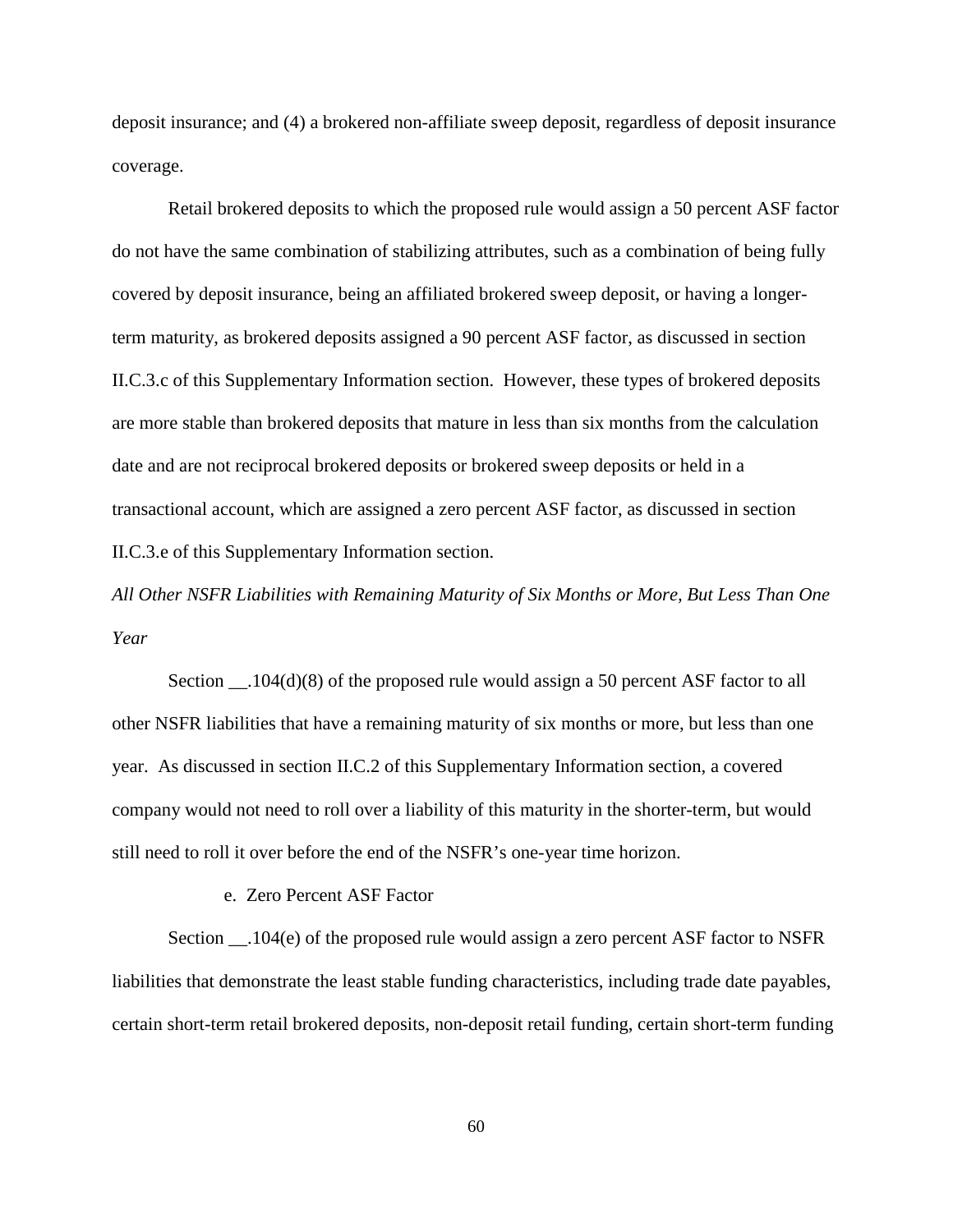deposit insurance; and (4) a brokered non-affiliate sweep deposit, regardless of deposit insurance coverage.

Retail brokered deposits to which the proposed rule would assign a 50 percent ASF factor do not have the same combination of stabilizing attributes, such as a combination of being fully covered by deposit insurance, being an affiliated brokered sweep deposit, or having a longer-term maturity, as brokered deposits assigned a 90 percent ASF factor, as discussed in section II.C.3.c of this Supplementary Information section. However, these types of brokered deposits are more stable than brokered deposits that mature in less than six months from the calculation date and are not reciprocal brokered deposits or brokered sweep deposits or held in a transactional account, which are assigned a zero percent ASF factor, as discussed in section II.C.3.e of this Supplementary Information section.

*All Other NSFR Liabilities with Remaining Maturity of Six Months or More, But Less Than One Year*

Section __.104(d)(8) of the proposed rule would assign a 50 percent ASF factor to all other NSFR liabilities that have a remaining maturity of six months or more, but less than one year. As discussed in section II.C.2 of this Supplementary Information section, a covered company would not need to roll over a liability of this maturity in the shorter-term, but would still need to roll it over before the end of the NSFR's one-year time horizon.

e. Zero Percent ASF Factor

Section __.104(e) of the proposed rule would assign a zero percent ASF factor to NSFR liabilities that demonstrate the least stable funding characteristics, including trade date payables, certain short-term retail brokered deposits, non-deposit retail funding, certain short-term funding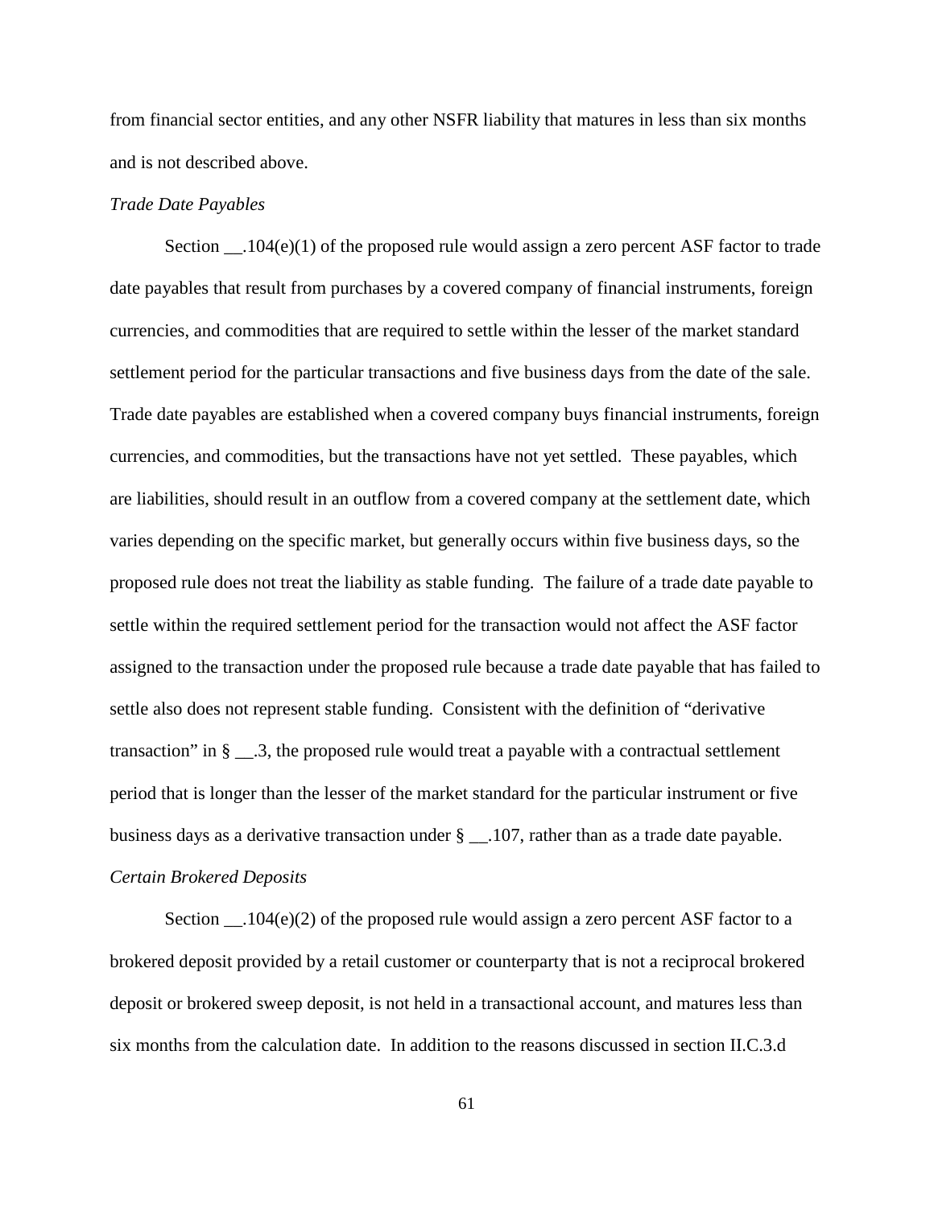from financial sector entities, and any other NSFR liability that matures in less than six months and is not described above.

*Trade Date Payables*

Section __.104(e)(1) of the proposed rule would assign a zero percent ASF factor to trade date payables that result from purchases by a covered company of financial instruments, foreign currencies, and commodities that are required to settle within the lesser of the market standard settlement period for the particular transactions and five business days from the date of the sale. Trade date payables are established when a covered company buys financial instruments, foreign currencies, and commodities, but the transactions have not yet settled. These payables, which are liabilities, should result in an outflow from a covered company at the settlement date, which varies depending on the specific market, but generally occurs within five business days, so the proposed rule does not treat the liability as stable funding. The failure of a trade date payable to settle within the required settlement period for the transaction would not affect the ASF factor assigned to the transaction under the proposed rule because a trade date payable that has failed to settle also does not represent stable funding. Consistent with the definition of "derivative transaction" in § __.3, the proposed rule would treat a payable with a contractual settlement period that is longer than the lesser of the market standard for the particular instrument or five business days as a derivative transaction under § __.107, rather than as a trade date payable.

*Certain Brokered Deposits*

Section __.104(e)(2) of the proposed rule would assign a zero percent ASF factor to a brokered deposit provided by a retail customer or counterparty that is not a reciprocal brokered deposit or brokered sweep deposit, is not held in a transactional account, and matures less than six months from the calculation date. In addition to the reasons discussed in section II.C.3.d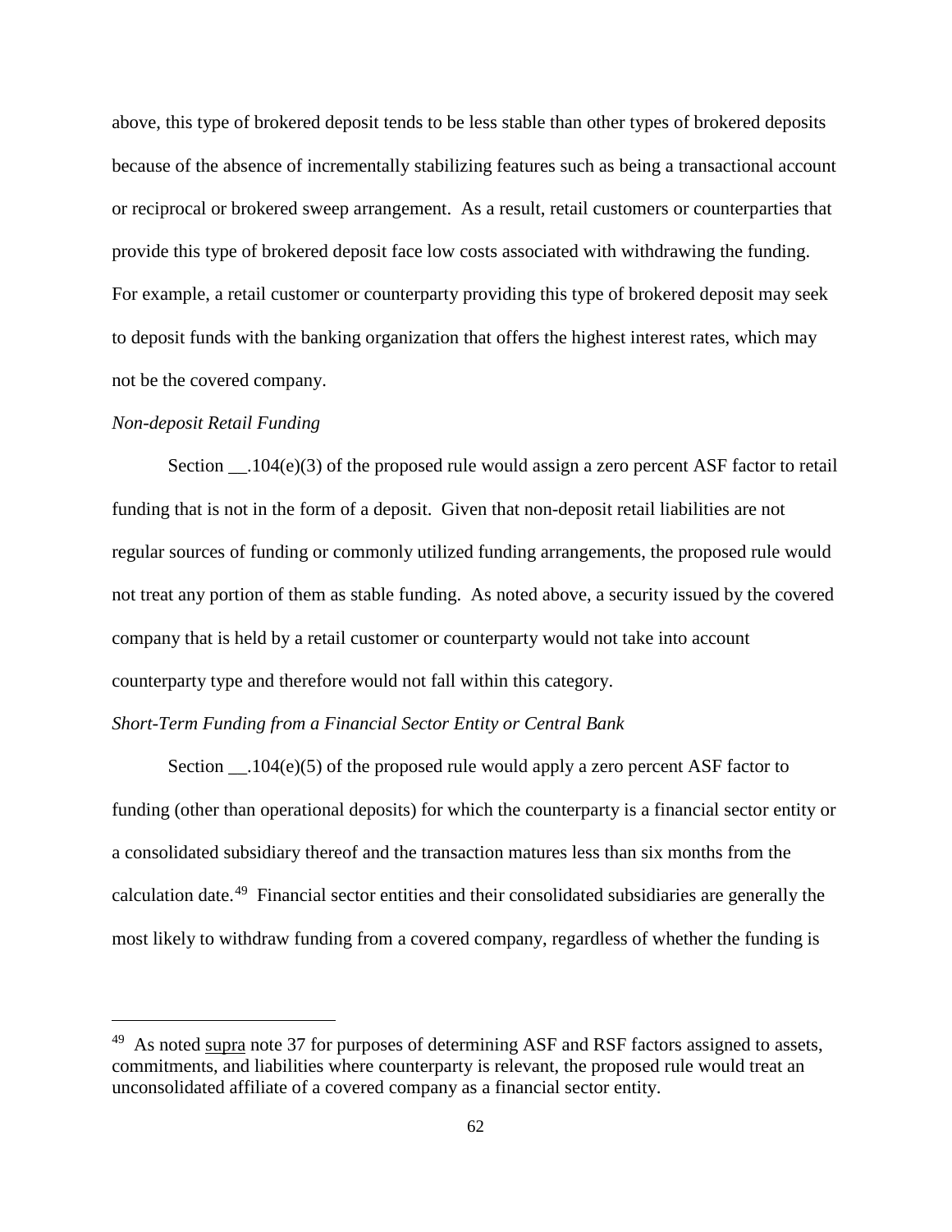above, this type of brokered deposit tends to be less stable than other types of brokered deposits because of the absence of incrementally stabilizing features such as being a transactional account or reciprocal or brokered sweep arrangement. As a result, retail customers or counterparties that provide this type of brokered deposit face low costs associated with withdrawing the funding. For example, a retail customer or counterparty providing this type of brokered deposit may seek to deposit funds with the banking organization that offers the highest interest rates, which may not be the covered company.

*Non-deposit Retail Funding*

Section __.104(e)(3) of the proposed rule would assign a zero percent ASF factor to retail funding that is not in the form of a deposit. Given that non-deposit retail liabilities are not regular sources of funding or commonly utilized funding arrangements, the proposed rule would not treat any portion of them as stable funding. As noted above, a security issued by the covered company that is held by a retail customer or counterparty would not take into account counterparty type and therefore would not fall within this category.

*Short-Term Funding from a Financial Sector Entity or Central Bank*

Section __.104(e)(5) of the proposed rule would apply a zero percent ASF factor to funding (other than operational deposits) for which the counterparty is a financial sector entity or a consolidated subsidiary thereof and the transaction matures less than six months from the calculation date.[49] Financial sector entities and their consolidated subsidiaries are generally the most likely to withdraw funding from a covered company, regardless of whether the funding is

---

[49] As noted supra note 37 for purposes of determining ASF and RSF factors assigned to assets, commitments, and liabilities where counterparty is relevant, the proposed rule would treat an unconsolidated affiliate of a covered company as a financial sector entity.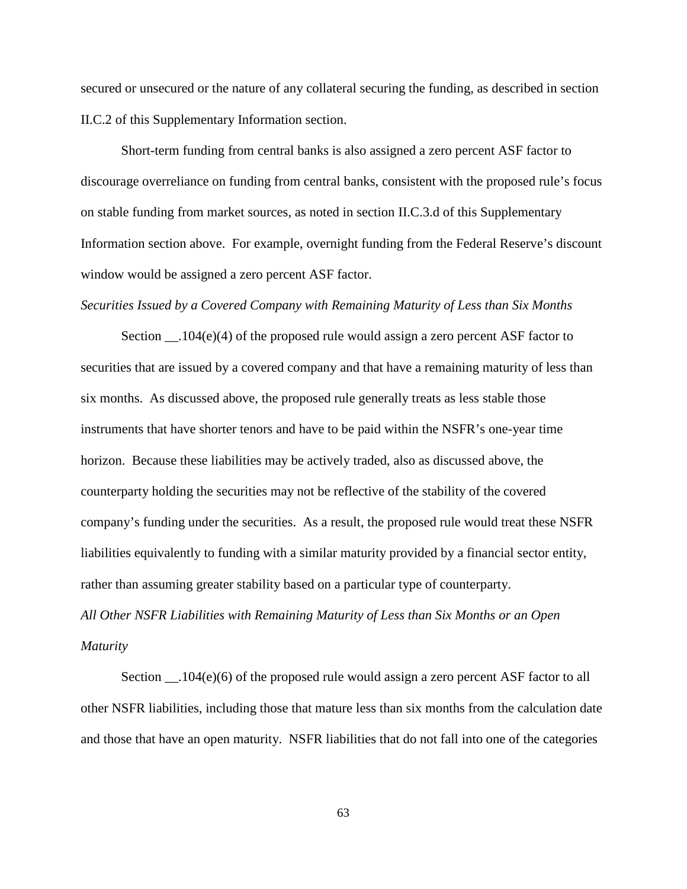secured or unsecured or the nature of any collateral securing the funding, as described in section II.C.2 of this Supplementary Information section.

Short-term funding from central banks is also assigned a zero percent ASF factor to discourage overreliance on funding from central banks, consistent with the proposed rule's focus on stable funding from market sources, as noted in section II.C.3.d of this Supplementary Information section above. For example, overnight funding from the Federal Reserve's discount window would be assigned a zero percent ASF factor.

*Securities Issued by a Covered Company with Remaining Maturity of Less than Six Months*

Section __.104(e)(4) of the proposed rule would assign a zero percent ASF factor to securities that are issued by a covered company and that have a remaining maturity of less than six months. As discussed above, the proposed rule generally treats as less stable those instruments that have shorter tenors and have to be paid within the NSFR's one-year time horizon. Because these liabilities may be actively traded, also as discussed above, the counterparty holding the securities may not be reflective of the stability of the covered company's funding under the securities. As a result, the proposed rule would treat these NSFR liabilities equivalently to funding with a similar maturity provided by a financial sector entity, rather than assuming greater stability based on a particular type of counterparty.

*All Other NSFR Liabilities with Remaining Maturity of Less than Six Months or an Open Maturity*

Section __.104(e)(6) of the proposed rule would assign a zero percent ASF factor to all other NSFR liabilities, including those that mature less than six months from the calculation date and those that have an open maturity. NSFR liabilities that do not fall into one of the categories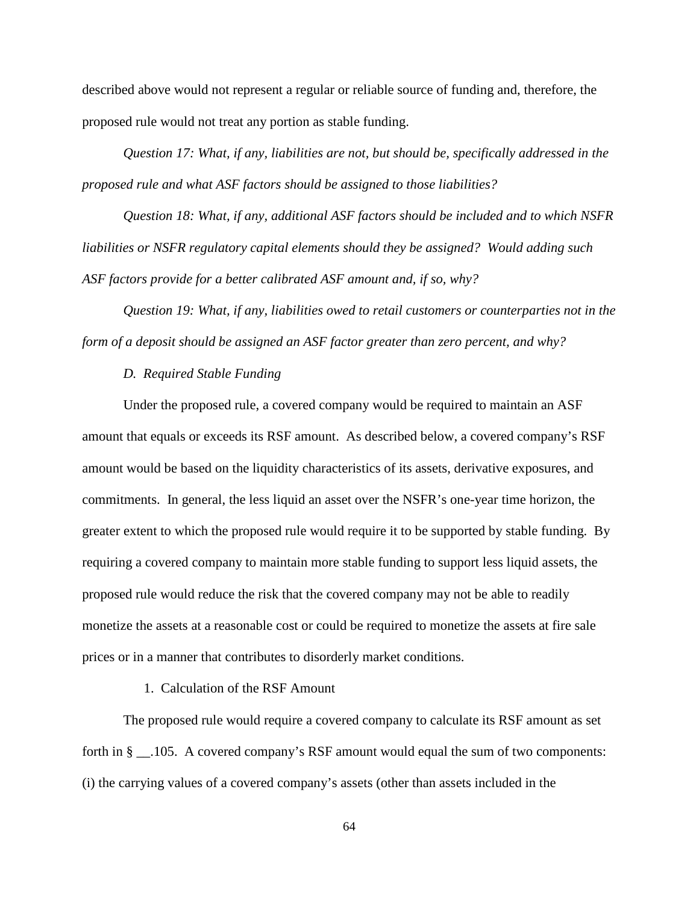described above would not represent a regular or reliable source of funding and, therefore, the proposed rule would not treat any portion as stable funding.

*Question 17: What, if any, liabilities are not, but should be, specifically addressed in the proposed rule and what ASF factors should be assigned to those liabilities?*

*Question 18: What, if any, additional ASF factors should be included and to which NSFR liabilities or NSFR regulatory capital elements should they be assigned? Would adding such ASF factors provide for a better calibrated ASF amount and, if so, why?*

*Question 19: What, if any, liabilities owed to retail customers or counterparties not in the form of a deposit should be assigned an ASF factor greater than zero percent, and why?*

### *D. Required Stable Funding*

Under the proposed rule, a covered company would be required to maintain an ASF amount that equals or exceeds its RSF amount. As described below, a covered company's RSF amount would be based on the liquidity characteristics of its assets, derivative exposures, and commitments. In general, the less liquid an asset over the NSFR's one-year time horizon, the greater extent to which the proposed rule would require it to be supported by stable funding. By requiring a covered company to maintain more stable funding to support less liquid assets, the proposed rule would reduce the risk that the covered company may not be able to readily monetize the assets at a reasonable cost or could be required to monetize the assets at fire sale prices or in a manner that contributes to disorderly market conditions.

#### 1. Calculation of the RSF Amount

The proposed rule would require a covered company to calculate its RSF amount as set forth in § __.105. A covered company's RSF amount would equal the sum of two components: (i) the carrying values of a covered company's assets (other than assets included in the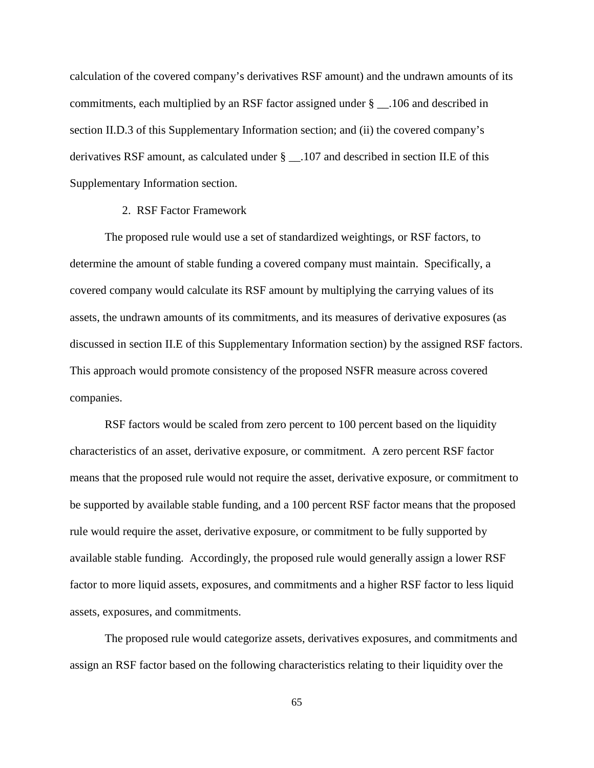calculation of the covered company's derivatives RSF amount) and the undrawn amounts of its commitments, each multiplied by an RSF factor assigned under § __.106 and described in section II.D.3 of this Supplementary Information section; and (ii) the covered company's derivatives RSF amount, as calculated under § __.107 and described in section II.E of this Supplementary Information section.

### 2. RSF Factor Framework

The proposed rule would use a set of standardized weightings, or RSF factors, to determine the amount of stable funding a covered company must maintain. Specifically, a covered company would calculate its RSF amount by multiplying the carrying values of its assets, the undrawn amounts of its commitments, and its measures of derivative exposures (as discussed in section II.E of this Supplementary Information section) by the assigned RSF factors. This approach would promote consistency of the proposed NSFR measure across covered companies.

RSF factors would be scaled from zero percent to 100 percent based on the liquidity characteristics of an asset, derivative exposure, or commitment. A zero percent RSF factor means that the proposed rule would not require the asset, derivative exposure, or commitment to be supported by available stable funding, and a 100 percent RSF factor means that the proposed rule would require the asset, derivative exposure, or commitment to be fully supported by available stable funding. Accordingly, the proposed rule would generally assign a lower RSF factor to more liquid assets, exposures, and commitments and a higher RSF factor to less liquid assets, exposures, and commitments.

The proposed rule would categorize assets, derivatives exposures, and commitments and assign an RSF factor based on the following characteristics relating to their liquidity over the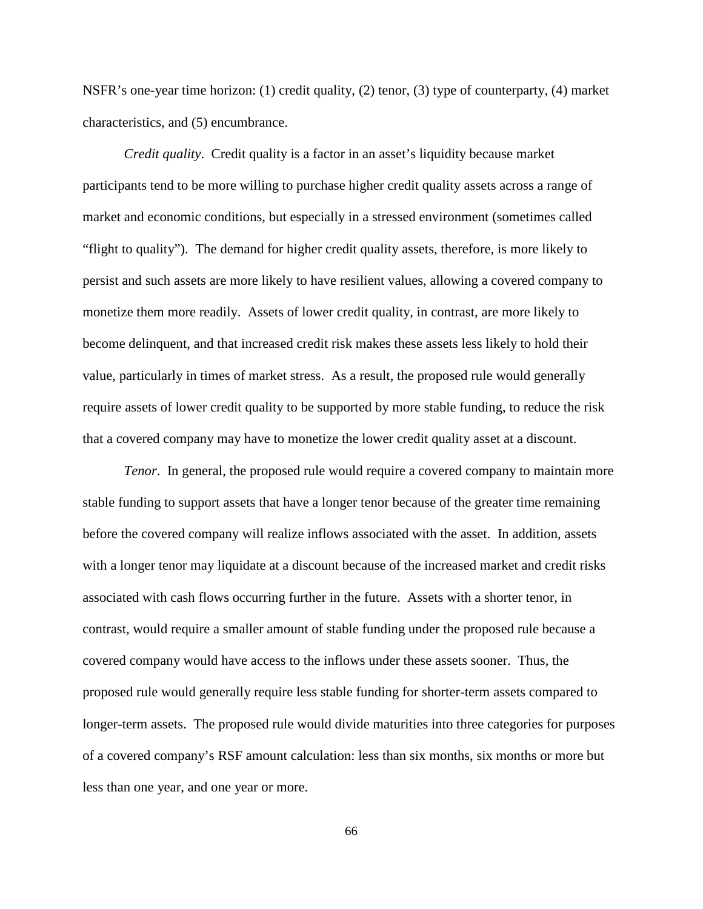NSFR's one-year time horizon: (1) credit quality, (2) tenor, (3) type of counterparty, (4) market characteristics, and (5) encumbrance.

*Credit quality*. Credit quality is a factor in an asset's liquidity because market participants tend to be more willing to purchase higher credit quality assets across a range of market and economic conditions, but especially in a stressed environment (sometimes called "flight to quality"). The demand for higher credit quality assets, therefore, is more likely to persist and such assets are more likely to have resilient values, allowing a covered company to monetize them more readily. Assets of lower credit quality, in contrast, are more likely to become delinquent, and that increased credit risk makes these assets less likely to hold their value, particularly in times of market stress. As a result, the proposed rule would generally require assets of lower credit quality to be supported by more stable funding, to reduce the risk that a covered company may have to monetize the lower credit quality asset at a discount.

*Tenor*. In general, the proposed rule would require a covered company to maintain more stable funding to support assets that have a longer tenor because of the greater time remaining before the covered company will realize inflows associated with the asset. In addition, assets with a longer tenor may liquidate at a discount because of the increased market and credit risks associated with cash flows occurring further in the future. Assets with a shorter tenor, in contrast, would require a smaller amount of stable funding under the proposed rule because a covered company would have access to the inflows under these assets sooner. Thus, the proposed rule would generally require less stable funding for shorter-term assets compared to longer-term assets. The proposed rule would divide maturities into three categories for purposes of a covered company's RSF amount calculation: less than six months, six months or more but less than one year, and one year or more.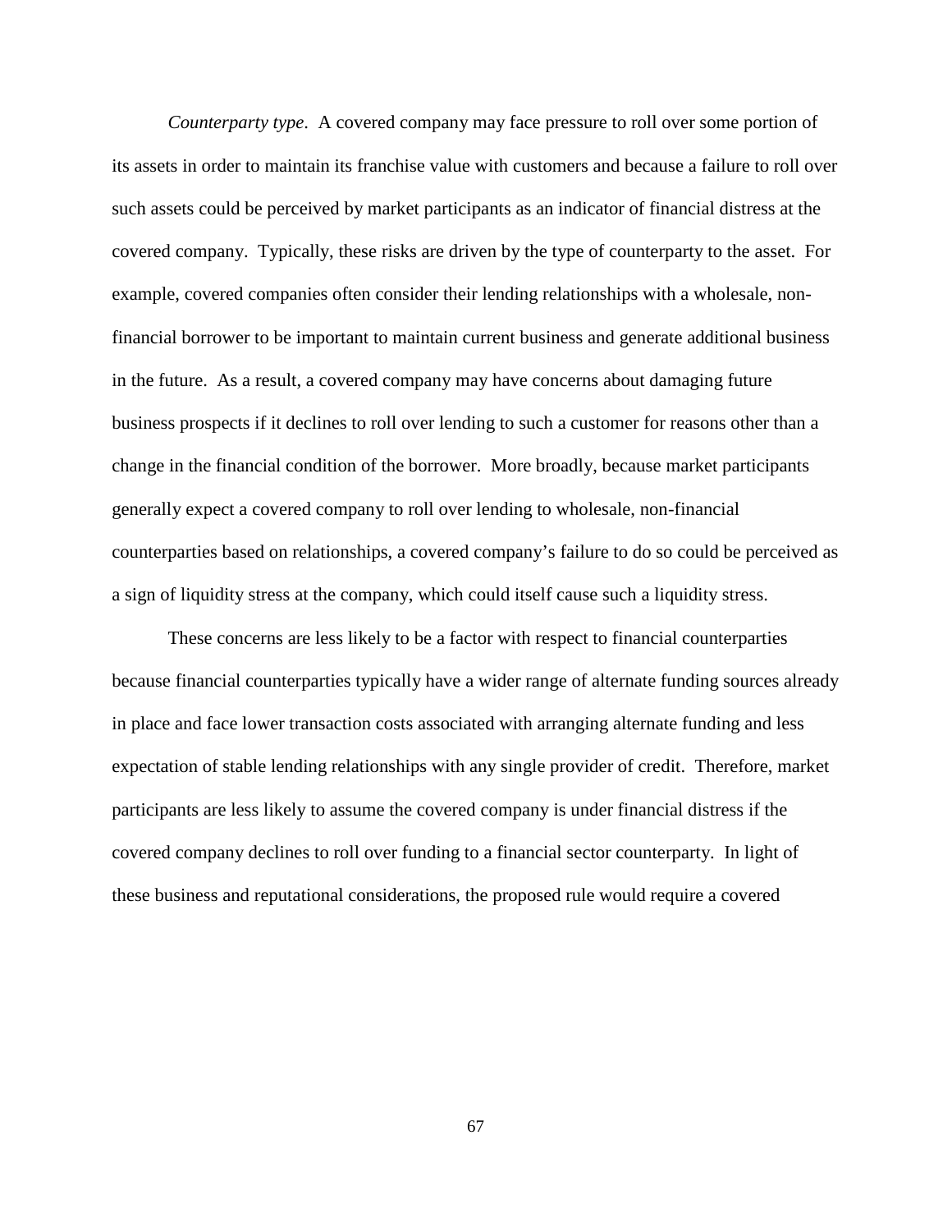*Counterparty type*. A covered company may face pressure to roll over some portion of its assets in order to maintain its franchise value with customers and because a failure to roll over such assets could be perceived by market participants as an indicator of financial distress at the covered company. Typically, these risks are driven by the type of counterparty to the asset. For example, covered companies often consider their lending relationships with a wholesale, non-financial borrower to be important to maintain current business and generate additional business in the future. As a result, a covered company may have concerns about damaging future business prospects if it declines to roll over lending to such a customer for reasons other than a change in the financial condition of the borrower. More broadly, because market participants generally expect a covered company to roll over lending to wholesale, non-financial counterparties based on relationships, a covered company's failure to do so could be perceived as a sign of liquidity stress at the company, which could itself cause such a liquidity stress.

These concerns are less likely to be a factor with respect to financial counterparties because financial counterparties typically have a wider range of alternate funding sources already in place and face lower transaction costs associated with arranging alternate funding and less expectation of stable lending relationships with any single provider of credit. Therefore, market participants are less likely to assume the covered company is under financial distress if the covered company declines to roll over funding to a financial sector counterparty. In light of these business and reputational considerations, the proposed rule would require a covered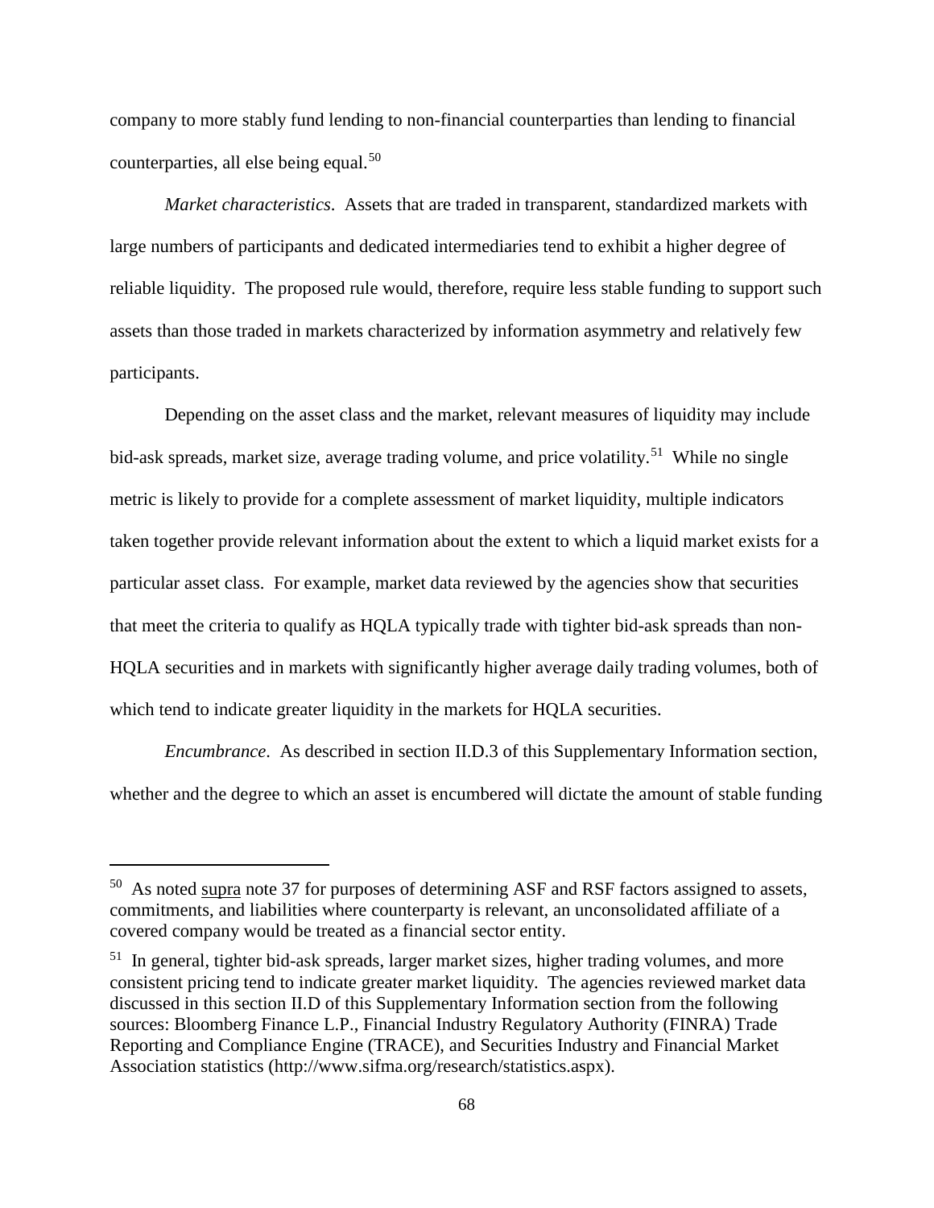company to more stably fund lending to non-financial counterparties than lending to financial counterparties, all else being equal.[50]

*Market characteristics*. Assets that are traded in transparent, standardized markets with large numbers of participants and dedicated intermediaries tend to exhibit a higher degree of reliable liquidity. The proposed rule would, therefore, require less stable funding to support such assets than those traded in markets characterized by information asymmetry and relatively few participants.

Depending on the asset class and the market, relevant measures of liquidity may include bid-ask spreads, market size, average trading volume, and price volatility.[51] While no single metric is likely to provide for a complete assessment of market liquidity, multiple indicators taken together provide relevant information about the extent to which a liquid market exists for a particular asset class. For example, market data reviewed by the agencies show that securities that meet the criteria to qualify as HQLA typically trade with tighter bid-ask spreads than non-HQLA securities and in markets with significantly higher average daily trading volumes, both of which tend to indicate greater liquidity in the markets for HQLA securities.

*Encumbrance*. As described in section II.D.3 of this Supplementary Information section, whether and the degree to which an asset is encumbered will dictate the amount of stable funding

---

[50] As noted supra note 37 for purposes of determining ASF and RSF factors assigned to assets, commitments, and liabilities where counterparty is relevant, an unconsolidated affiliate of a covered company would be treated as a financial sector entity.

[51] In general, tighter bid-ask spreads, larger market sizes, higher trading volumes, and more consistent pricing tend to indicate greater market liquidity. The agencies reviewed market data discussed in this section II.D of this Supplementary Information section from the following sources: Bloomberg Finance L.P., Financial Industry Regulatory Authority (FINRA) Trade Reporting and Compliance Engine (TRACE), and Securities Industry and Financial Market Association statistics (http://www.sifma.org/research/statistics.aspx).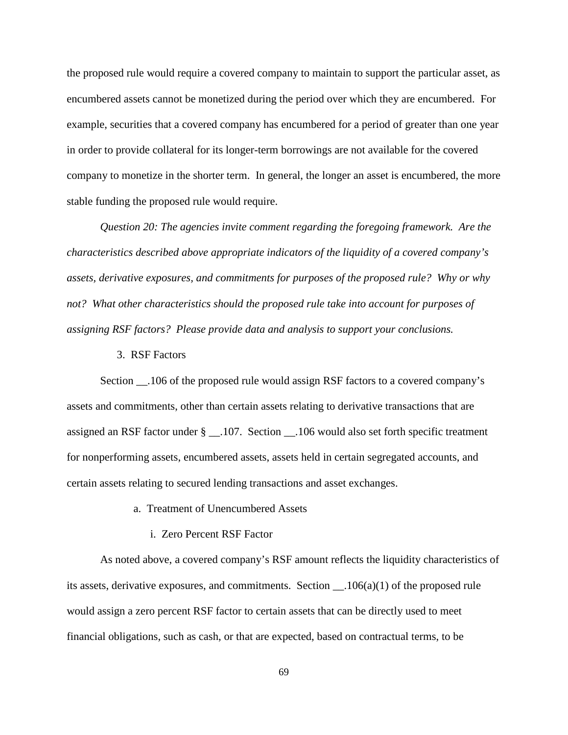the proposed rule would require a covered company to maintain to support the particular asset, as encumbered assets cannot be monetized during the period over which they are encumbered. For example, securities that a covered company has encumbered for a period of greater than one year in order to provide collateral for its longer-term borrowings are not available for the covered company to monetize in the shorter term. In general, the longer an asset is encumbered, the more stable funding the proposed rule would require.

*Question 20: The agencies invite comment regarding the foregoing framework. Are the characteristics described above appropriate indicators of the liquidity of a covered company's assets, derivative exposures, and commitments for purposes of the proposed rule? Why or why not? What other characteristics should the proposed rule take into account for purposes of assigning RSF factors? Please provide data and analysis to support your conclusions.*

3. RSF Factors

Section __.106 of the proposed rule would assign RSF factors to a covered company's assets and commitments, other than certain assets relating to derivative transactions that are assigned an RSF factor under § __.107. Section __.106 would also set forth specific treatment for nonperforming assets, encumbered assets, assets held in certain segregated accounts, and certain assets relating to secured lending transactions and asset exchanges.

a. Treatment of Unencumbered Assets

i. Zero Percent RSF Factor

As noted above, a covered company's RSF amount reflects the liquidity characteristics of its assets, derivative exposures, and commitments. Section __.106(a)(1) of the proposed rule would assign a zero percent RSF factor to certain assets that can be directly used to meet financial obligations, such as cash, or that are expected, based on contractual terms, to be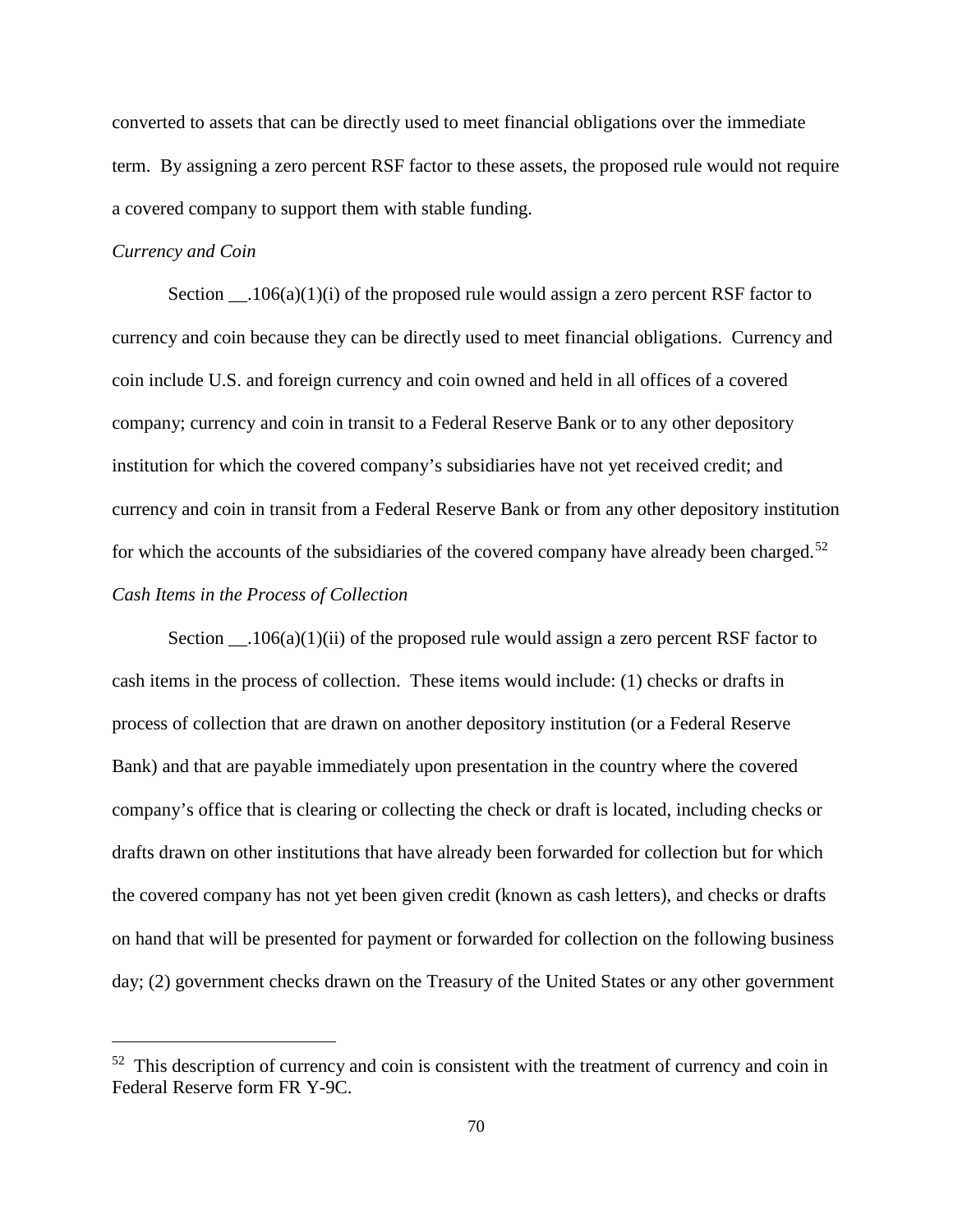converted to assets that can be directly used to meet financial obligations over the immediate term. By assigning a zero percent RSF factor to these assets, the proposed rule would not require a covered company to support them with stable funding.

*Currency and Coin*

Section __.106(a)(1)(i) of the proposed rule would assign a zero percent RSF factor to currency and coin because they can be directly used to meet financial obligations. Currency and coin include U.S. and foreign currency and coin owned and held in all offices of a covered company; currency and coin in transit to a Federal Reserve Bank or to any other depository institution for which the covered company's subsidiaries have not yet received credit; and currency and coin in transit from a Federal Reserve Bank or from any other depository institution for which the accounts of the subsidiaries of the covered company have already been charged.[52]

*Cash Items in the Process of Collection*

Section __.106(a)(1)(ii) of the proposed rule would assign a zero percent RSF factor to cash items in the process of collection. These items would include: (1) checks or drafts in process of collection that are drawn on another depository institution (or a Federal Reserve Bank) and that are payable immediately upon presentation in the country where the covered company's office that is clearing or collecting the check or draft is located, including checks or drafts drawn on other institutions that have already been forwarded for collection but for which the covered company has not yet been given credit (known as cash letters), and checks or drafts on hand that will be presented for payment or forwarded for collection on the following business day; (2) government checks drawn on the Treasury of the United States or any other government

---

[52] This description of currency and coin is consistent with the treatment of currency and coin in Federal Reserve form FR Y-9C.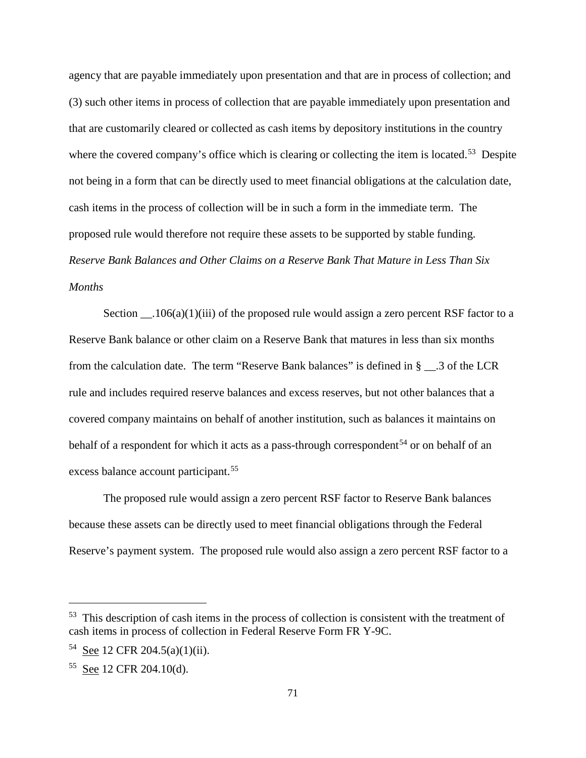agency that are payable immediately upon presentation and that are in process of collection; and (3) such other items in process of collection that are payable immediately upon presentation and that are customarily cleared or collected as cash items by depository institutions in the country where the covered company's office which is clearing or collecting the item is located.[53] Despite not being in a form that can be directly used to meet financial obligations at the calculation date, cash items in the process of collection will be in such a form in the immediate term. The proposed rule would therefore not require these assets to be supported by stable funding.

*Reserve Bank Balances and Other Claims on a Reserve Bank That Mature in Less Than Six Months*

Section __.106(a)(1)(iii) of the proposed rule would assign a zero percent RSF factor to a Reserve Bank balance or other claim on a Reserve Bank that matures in less than six months from the calculation date. The term "Reserve Bank balances" is defined in § __.3 of the LCR rule and includes required reserve balances and excess reserves, but not other balances that a covered company maintains on behalf of another institution, such as balances it maintains on behalf of a respondent for which it acts as a pass-through correspondent[54] or on behalf of an excess balance account participant.[55]

The proposed rule would assign a zero percent RSF factor to Reserve Bank balances because these assets can be directly used to meet financial obligations through the Federal Reserve's payment system. The proposed rule would also assign a zero percent RSF factor to a

---

[53] This description of cash items in the process of collection is consistent with the treatment of cash items in process of collection in Federal Reserve Form FR Y-9C.

[54] See 12 CFR 204.5(a)(1)(ii).

[55] See 12 CFR 204.10(d).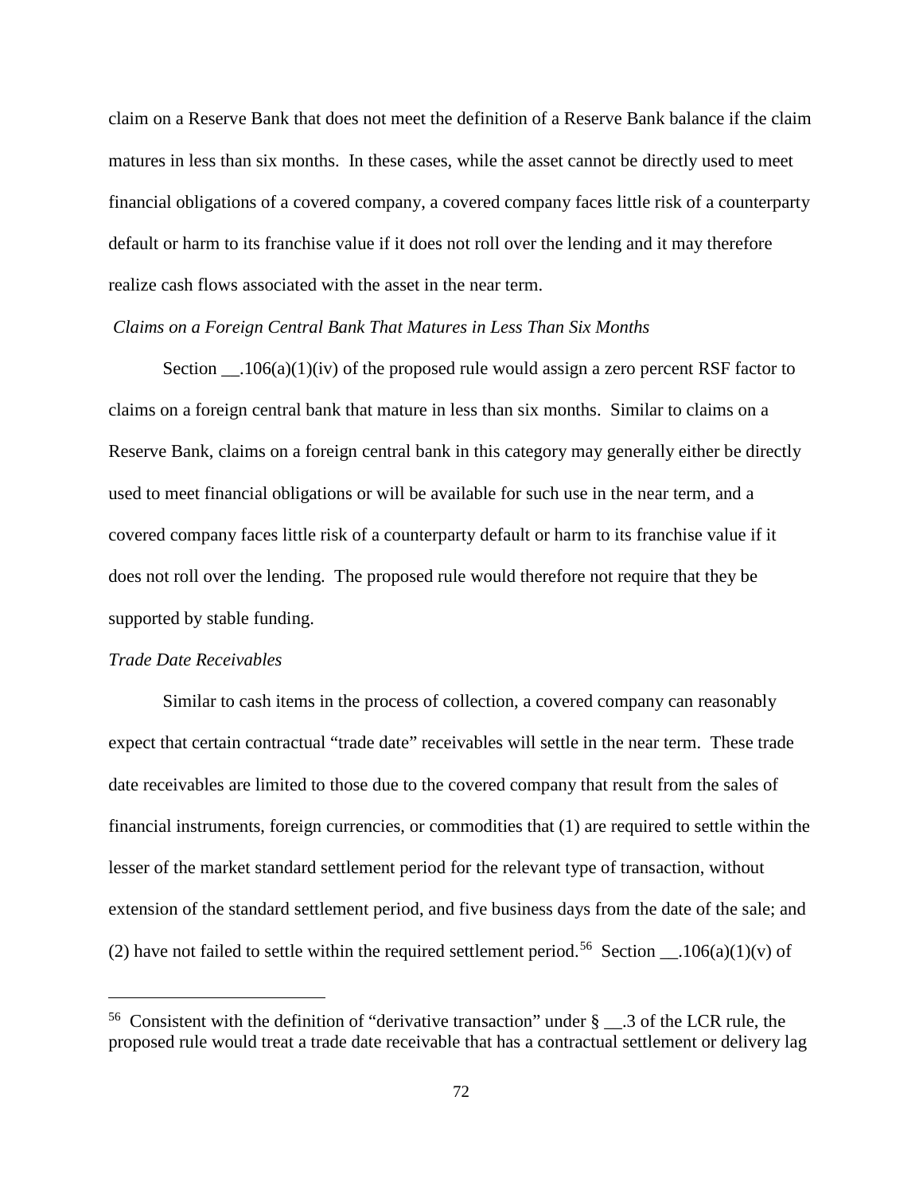claim on a Reserve Bank that does not meet the definition of a Reserve Bank balance if the claim matures in less than six months. In these cases, while the asset cannot be directly used to meet financial obligations of a covered company, a covered company faces little risk of a counterparty default or harm to its franchise value if it does not roll over the lending and it may therefore realize cash flows associated with the asset in the near term.

*Claims on a Foreign Central Bank That Matures in Less Than Six Months*

Section __.106(a)(1)(iv) of the proposed rule would assign a zero percent RSF factor to claims on a foreign central bank that mature in less than six months. Similar to claims on a Reserve Bank, claims on a foreign central bank in this category may generally either be directly used to meet financial obligations or will be available for such use in the near term, and a covered company faces little risk of a counterparty default or harm to its franchise value if it does not roll over the lending. The proposed rule would therefore not require that they be supported by stable funding.

*Trade Date Receivables*

Similar to cash items in the process of collection, a covered company can reasonably expect that certain contractual "trade date" receivables will settle in the near term. These trade date receivables are limited to those due to the covered company that result from the sales of financial instruments, foreign currencies, or commodities that (1) are required to settle within the lesser of the market standard settlement period for the relevant type of transaction, without extension of the standard settlement period, and five business days from the date of the sale; and (2) have not failed to settle within the required settlement period.[56] Section __.106(a)(1)(v) of

[56] Consistent with the definition of "derivative transaction" under § __.3 of the LCR rule, the proposed rule would treat a trade date receivable that has a contractual settlement or delivery lag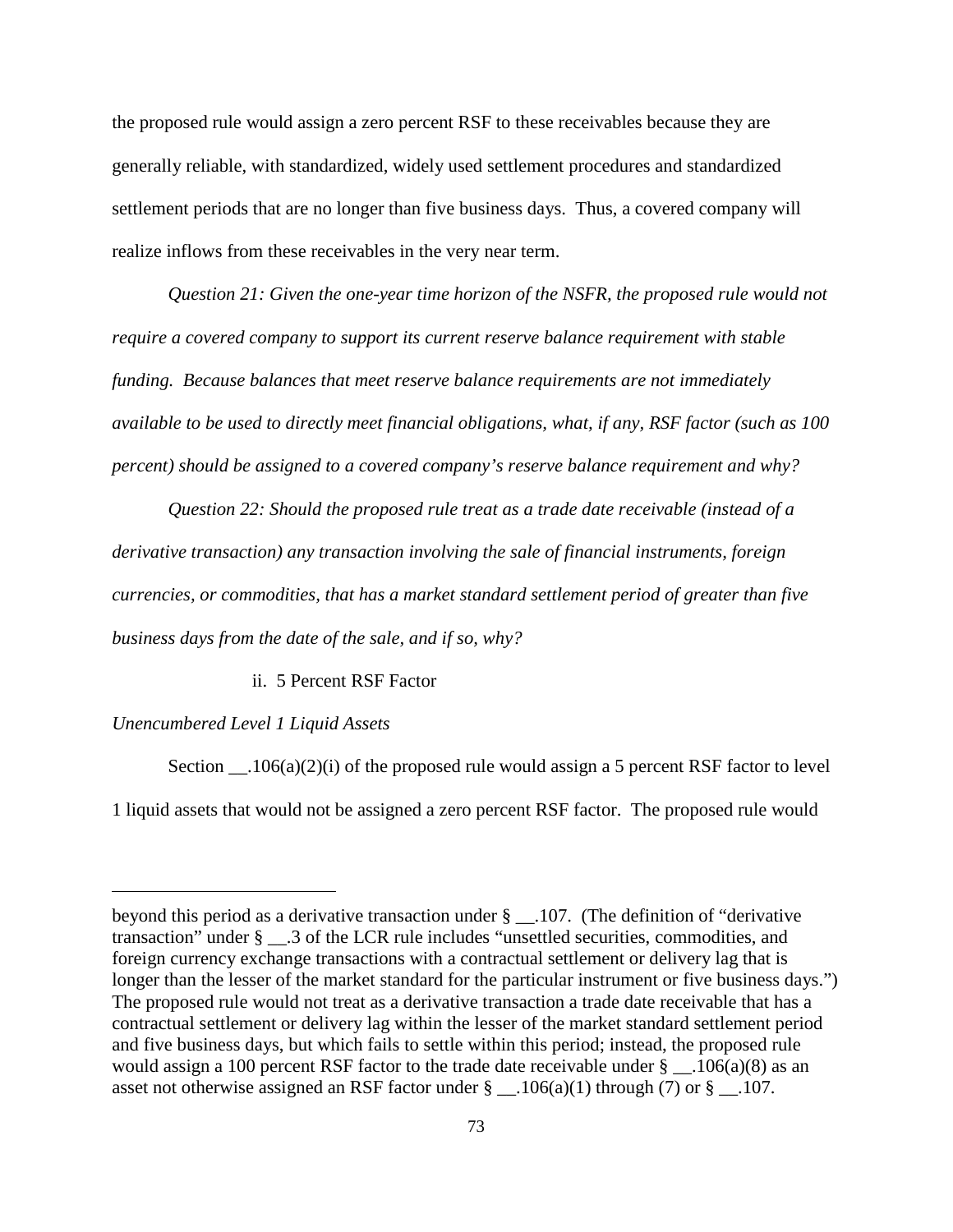the proposed rule would assign a zero percent RSF to these receivables because they are generally reliable, with standardized, widely used settlement procedures and standardized settlement periods that are no longer than five business days. Thus, a covered company will realize inflows from these receivables in the very near term.

*Question 21: Given the one-year time horizon of the NSFR, the proposed rule would not require a covered company to support its current reserve balance requirement with stable funding. Because balances that meet reserve balance requirements are not immediately available to be used to directly meet financial obligations, what, if any, RSF factor (such as 100 percent) should be assigned to a covered company's reserve balance requirement and why?*

*Question 22: Should the proposed rule treat as a trade date receivable (instead of a derivative transaction) any transaction involving the sale of financial instruments, foreign currencies, or commodities, that has a market standard settlement period of greater than five business days from the date of the sale, and if so, why?*

ii. 5 Percent RSF Factor

*Unencumbered Level 1 Liquid Assets*

Section __.106(a)(2)(i) of the proposed rule would assign a 5 percent RSF factor to level 1 liquid assets that would not be assigned a zero percent RSF factor. The proposed rule would

---

beyond this period as a derivative transaction under § __.107. (The definition of "derivative transaction" under § __.3 of the LCR rule includes "unsettled securities, commodities, and foreign currency exchange transactions with a contractual settlement or delivery lag that is longer than the lesser of the market standard for the particular instrument or five business days.") The proposed rule would not treat as a derivative transaction a trade date receivable that has a contractual settlement or delivery lag within the lesser of the market standard settlement period and five business days, but which fails to settle within this period; instead, the proposed rule would assign a 100 percent RSF factor to the trade date receivable under § __.106(a)(8) as an asset not otherwise assigned an RSF factor under § __.106(a)(1) through (7) or § __.107.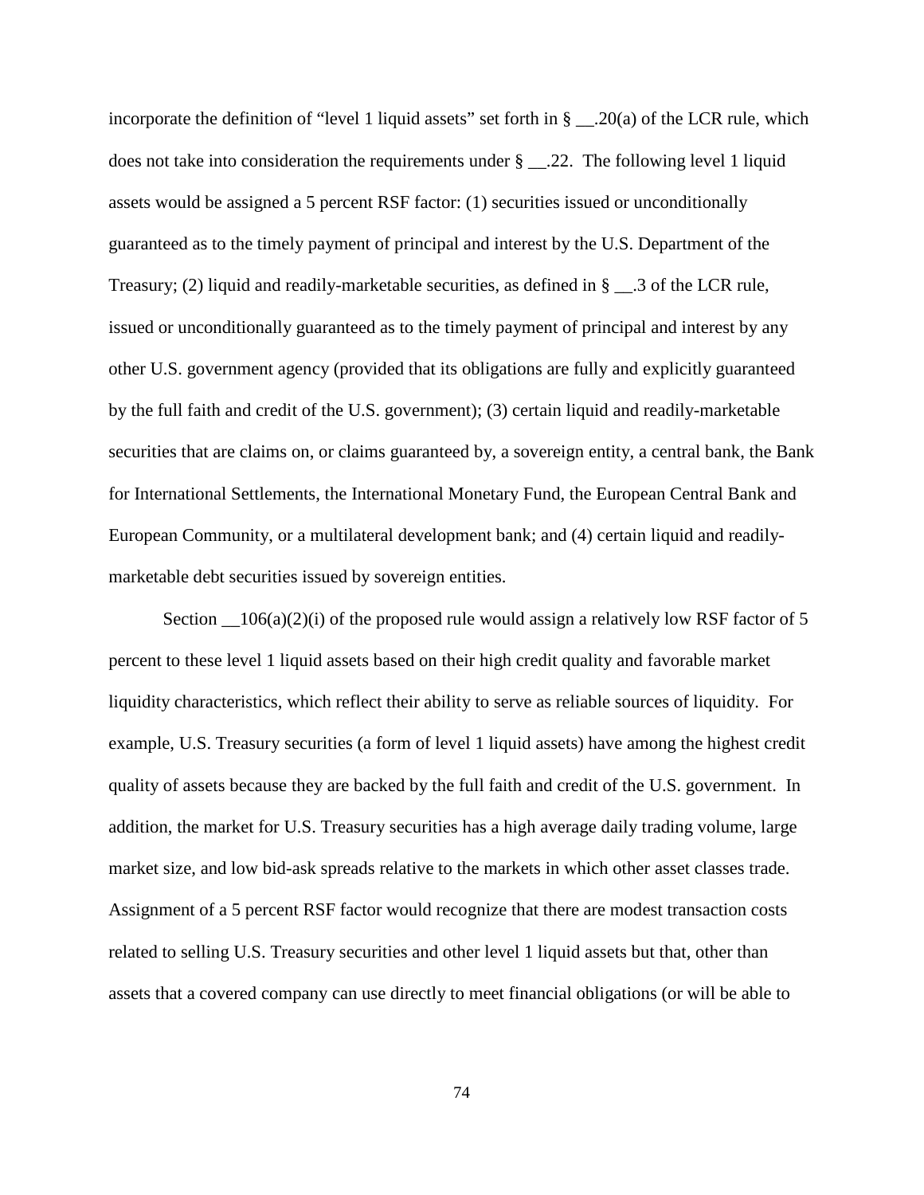incorporate the definition of "level 1 liquid assets" set forth in § __.20(a) of the LCR rule, which does not take into consideration the requirements under § __.22. The following level 1 liquid assets would be assigned a 5 percent RSF factor: (1) securities issued or unconditionally guaranteed as to the timely payment of principal and interest by the U.S. Department of the Treasury; (2) liquid and readily-marketable securities, as defined in § __.3 of the LCR rule, issued or unconditionally guaranteed as to the timely payment of principal and interest by any other U.S. government agency (provided that its obligations are fully and explicitly guaranteed by the full faith and credit of the U.S. government); (3) certain liquid and readily-marketable securities that are claims on, or claims guaranteed by, a sovereign entity, a central bank, the Bank for International Settlements, the International Monetary Fund, the European Central Bank and European Community, or a multilateral development bank; and (4) certain liquid and readily-marketable debt securities issued by sovereign entities.

Section __106(a)(2)(i) of the proposed rule would assign a relatively low RSF factor of 5 percent to these level 1 liquid assets based on their high credit quality and favorable market liquidity characteristics, which reflect their ability to serve as reliable sources of liquidity. For example, U.S. Treasury securities (a form of level 1 liquid assets) have among the highest credit quality of assets because they are backed by the full faith and credit of the U.S. government. In addition, the market for U.S. Treasury securities has a high average daily trading volume, large market size, and low bid-ask spreads relative to the markets in which other asset classes trade. Assignment of a 5 percent RSF factor would recognize that there are modest transaction costs related to selling U.S. Treasury securities and other level 1 liquid assets but that, other than assets that a covered company can use directly to meet financial obligations (or will be able to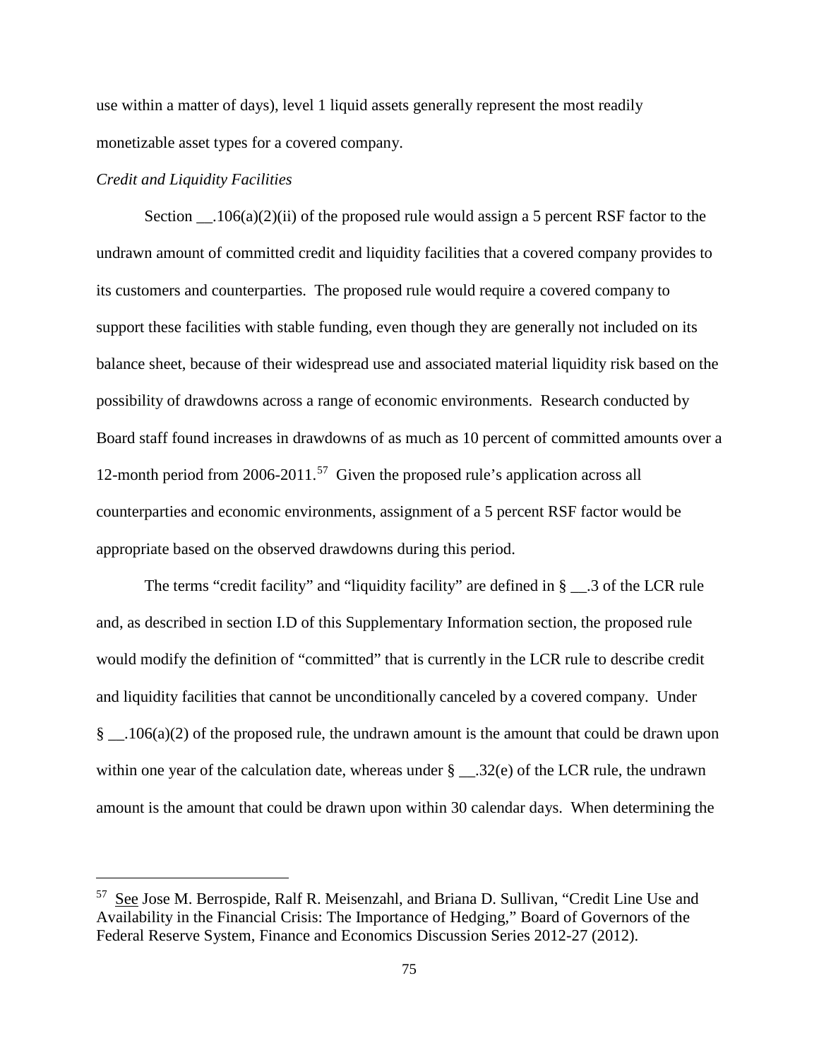use within a matter of days), level 1 liquid assets generally represent the most readily monetizable asset types for a covered company.

*Credit and Liquidity Facilities*

Section __.106(a)(2)(ii) of the proposed rule would assign a 5 percent RSF factor to the undrawn amount of committed credit and liquidity facilities that a covered company provides to its customers and counterparties. The proposed rule would require a covered company to support these facilities with stable funding, even though they are generally not included on its balance sheet, because of their widespread use and associated material liquidity risk based on the possibility of drawdowns across a range of economic environments. Research conducted by Board staff found increases in drawdowns of as much as 10 percent of committed amounts over a 12-month period from 2006-2011.[57] Given the proposed rule's application across all counterparties and economic environments, assignment of a 5 percent RSF factor would be appropriate based on the observed drawdowns during this period.

The terms "credit facility" and "liquidity facility" are defined in § __.3 of the LCR rule and, as described in section I.D of this Supplementary Information section, the proposed rule would modify the definition of "committed" that is currently in the LCR rule to describe credit and liquidity facilities that cannot be unconditionally canceled by a covered company. Under § __.106(a)(2) of the proposed rule, the undrawn amount is the amount that could be drawn upon within one year of the calculation date, whereas under § __.32(e) of the LCR rule, the undrawn amount is the amount that could be drawn upon within 30 calendar days. When determining the

[57] See Jose M. Berrospide, Ralf R. Meisenzahl, and Briana D. Sullivan, "Credit Line Use and Availability in the Financial Crisis: The Importance of Hedging," Board of Governors of the Federal Reserve System, Finance and Economics Discussion Series 2012-27 (2012).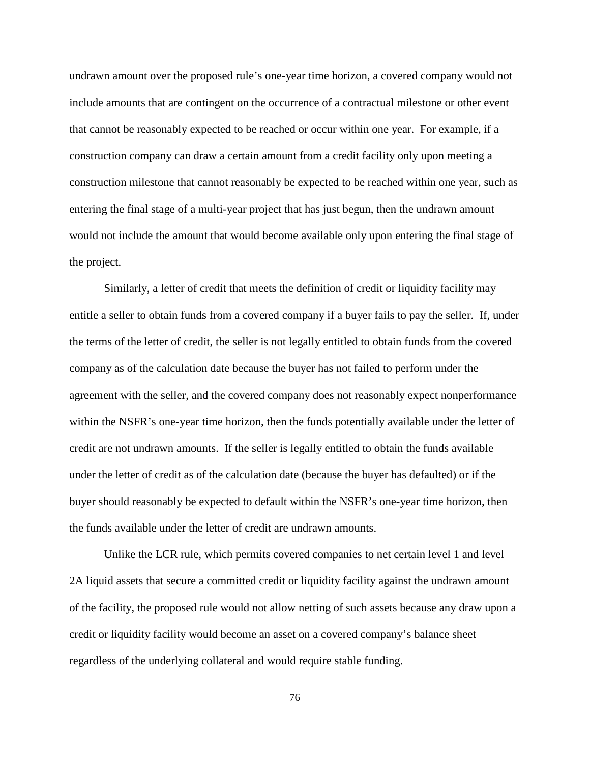undrawn amount over the proposed rule's one-year time horizon, a covered company would not include amounts that are contingent on the occurrence of a contractual milestone or other event that cannot be reasonably expected to be reached or occur within one year. For example, if a construction company can draw a certain amount from a credit facility only upon meeting a construction milestone that cannot reasonably be expected to be reached within one year, such as entering the final stage of a multi-year project that has just begun, then the undrawn amount would not include the amount that would become available only upon entering the final stage of the project.

Similarly, a letter of credit that meets the definition of credit or liquidity facility may entitle a seller to obtain funds from a covered company if a buyer fails to pay the seller. If, under the terms of the letter of credit, the seller is not legally entitled to obtain funds from the covered company as of the calculation date because the buyer has not failed to perform under the agreement with the seller, and the covered company does not reasonably expect nonperformance within the NSFR's one-year time horizon, then the funds potentially available under the letter of credit are not undrawn amounts. If the seller is legally entitled to obtain the funds available under the letter of credit as of the calculation date (because the buyer has defaulted) or if the buyer should reasonably be expected to default within the NSFR's one-year time horizon, then the funds available under the letter of credit are undrawn amounts.

Unlike the LCR rule, which permits covered companies to net certain level 1 and level 2A liquid assets that secure a committed credit or liquidity facility against the undrawn amount of the facility, the proposed rule would not allow netting of such assets because any draw upon a credit or liquidity facility would become an asset on a covered company's balance sheet regardless of the underlying collateral and would require stable funding.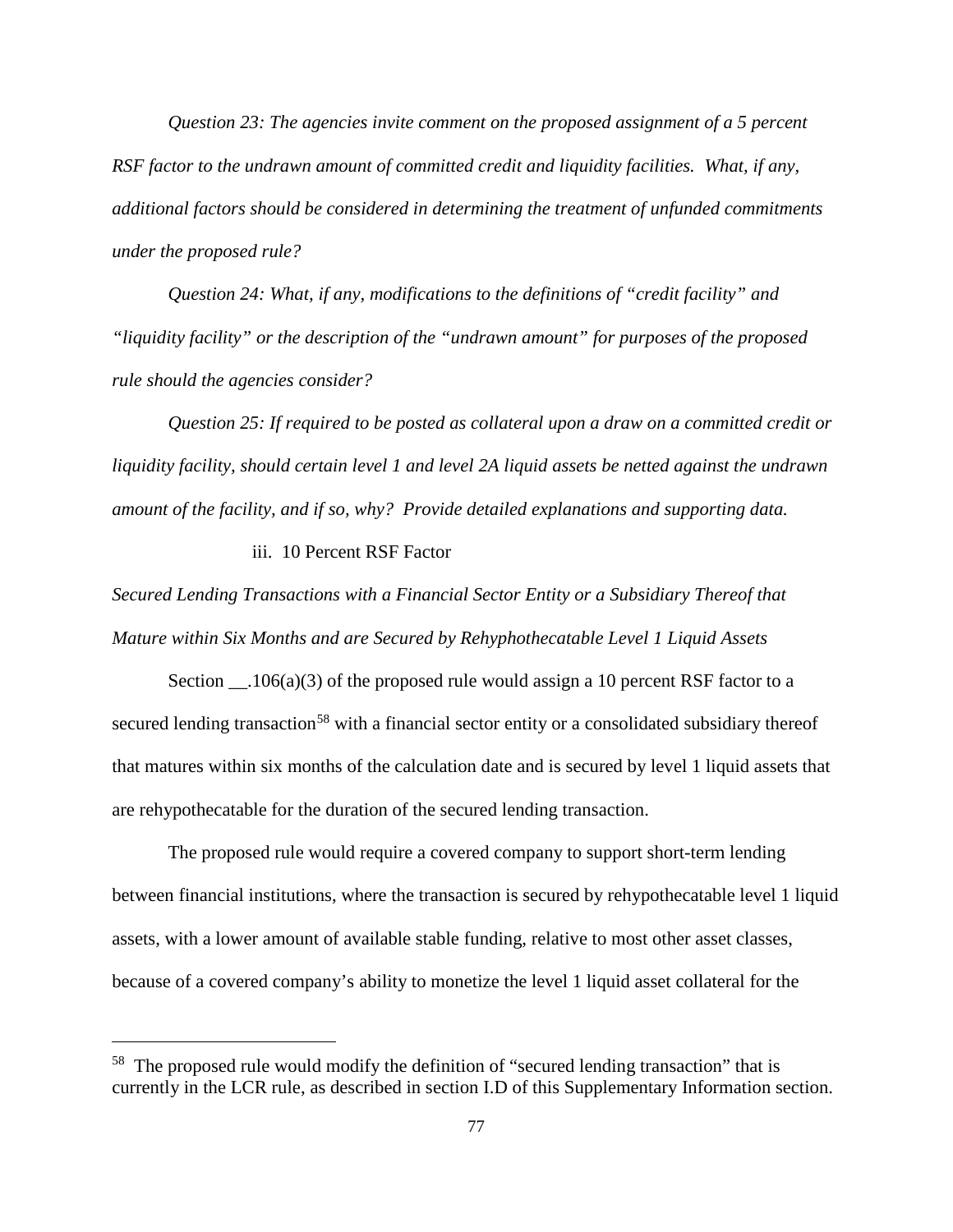*Question 23: The agencies invite comment on the proposed assignment of a 5 percent RSF factor to the undrawn amount of committed credit and liquidity facilities. What, if any, additional factors should be considered in determining the treatment of unfunded commitments under the proposed rule?*

*Question 24: What, if any, modifications to the definitions of "credit facility" and "liquidity facility" or the description of the "undrawn amount" for purposes of the proposed rule should the agencies consider?*

*Question 25: If required to be posted as collateral upon a draw on a committed credit or liquidity facility, should certain level 1 and level 2A liquid assets be netted against the undrawn amount of the facility, and if so, why? Provide detailed explanations and supporting data.*

#### iii. 10 Percent RSF Factor

*Secured Lending Transactions with a Financial Sector Entity or a Subsidiary Thereof that Mature within Six Months and are Secured by Rehyphothecatable Level 1 Liquid Assets*

Section __.106(a)(3) of the proposed rule would assign a 10 percent RSF factor to a secured lending transaction[58] with a financial sector entity or a consolidated subsidiary thereof that matures within six months of the calculation date and is secured by level 1 liquid assets that are rehypothecatable for the duration of the secured lending transaction.

The proposed rule would require a covered company to support short-term lending between financial institutions, where the transaction is secured by rehypothecatable level 1 liquid assets, with a lower amount of available stable funding, relative to most other asset classes, because of a covered company's ability to monetize the level 1 liquid asset collateral for the

---

[58] The proposed rule would modify the definition of "secured lending transaction" that is currently in the LCR rule, as described in section I.D of this Supplementary Information section.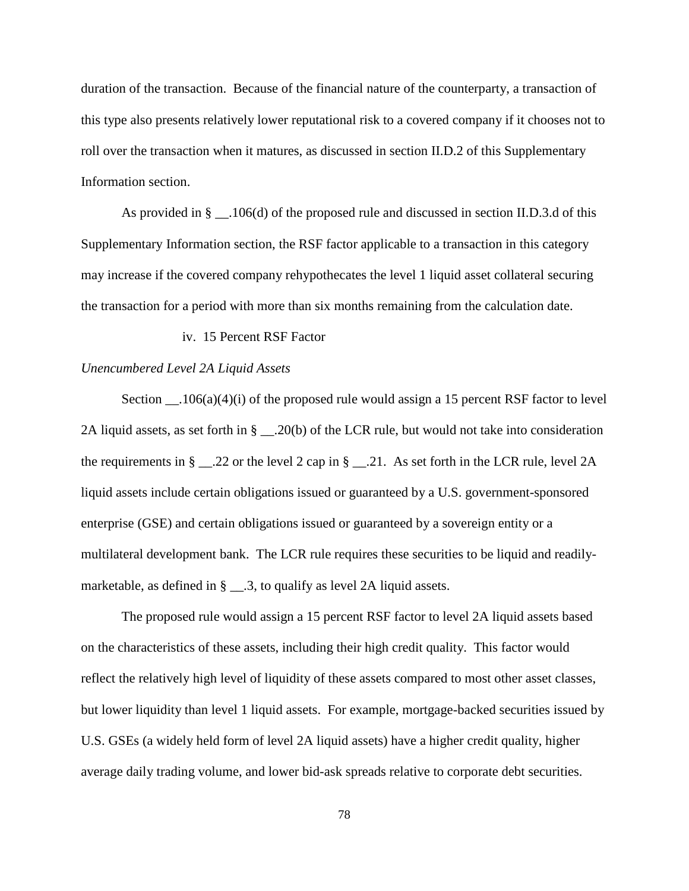duration of the transaction. Because of the financial nature of the counterparty, a transaction of this type also presents relatively lower reputational risk to a covered company if it chooses not to roll over the transaction when it matures, as discussed in section II.D.2 of this Supplementary Information section.

As provided in § __.106(d) of the proposed rule and discussed in section II.D.3.d of this Supplementary Information section, the RSF factor applicable to a transaction in this category may increase if the covered company rehypothecates the level 1 liquid asset collateral securing the transaction for a period with more than six months remaining from the calculation date.

iv. 15 Percent RSF Factor

*Unencumbered Level 2A Liquid Assets*

Section __.106(a)(4)(i) of the proposed rule would assign a 15 percent RSF factor to level 2A liquid assets, as set forth in § __.20(b) of the LCR rule, but would not take into consideration the requirements in § __.22 or the level 2 cap in § __.21. As set forth in the LCR rule, level 2A liquid assets include certain obligations issued or guaranteed by a U.S. government-sponsored enterprise (GSE) and certain obligations issued or guaranteed by a sovereign entity or a multilateral development bank. The LCR rule requires these securities to be liquid and readily-marketable, as defined in § __.3, to qualify as level 2A liquid assets.

The proposed rule would assign a 15 percent RSF factor to level 2A liquid assets based on the characteristics of these assets, including their high credit quality. This factor would reflect the relatively high level of liquidity of these assets compared to most other asset classes, but lower liquidity than level 1 liquid assets. For example, mortgage-backed securities issued by U.S. GSEs (a widely held form of level 2A liquid assets) have a higher credit quality, higher average daily trading volume, and lower bid-ask spreads relative to corporate debt securities.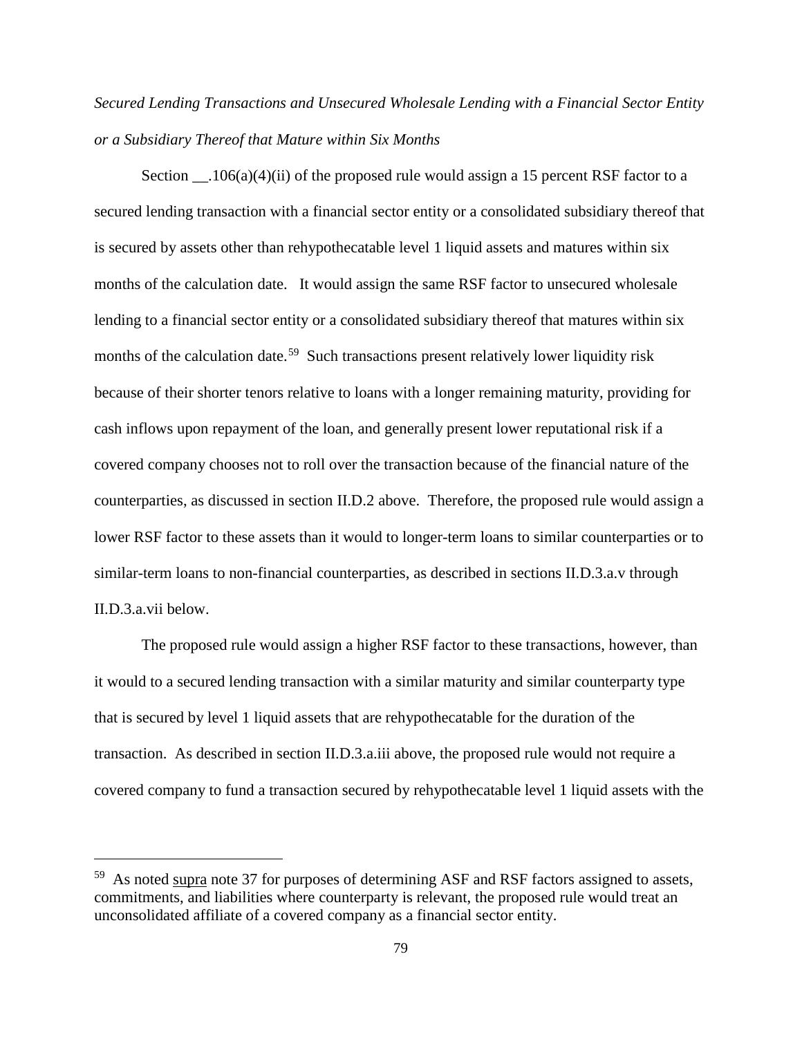*Secured Lending Transactions and Unsecured Wholesale Lending with a Financial Sector Entity or a Subsidiary Thereof that Mature within Six Months*

Section __.106(a)(4)(ii) of the proposed rule would assign a 15 percent RSF factor to a secured lending transaction with a financial sector entity or a consolidated subsidiary thereof that is secured by assets other than rehypothecatable level 1 liquid assets and matures within six months of the calculation date. It would assign the same RSF factor to unsecured wholesale lending to a financial sector entity or a consolidated subsidiary thereof that matures within six months of the calculation date.[59] Such transactions present relatively lower liquidity risk because of their shorter tenors relative to loans with a longer remaining maturity, providing for cash inflows upon repayment of the loan, and generally present lower reputational risk if a covered company chooses not to roll over the transaction because of the financial nature of the counterparties, as discussed in section II.D.2 above. Therefore, the proposed rule would assign a lower RSF factor to these assets than it would to longer-term loans to similar counterparties or to similar-term loans to non-financial counterparties, as described in sections II.D.3.a.v through II.D.3.a.vii below.

The proposed rule would assign a higher RSF factor to these transactions, however, than it would to a secured lending transaction with a similar maturity and similar counterparty type that is secured by level 1 liquid assets that are rehypothecatable for the duration of the transaction. As described in section II.D.3.a.iii above, the proposed rule would not require a covered company to fund a transaction secured by rehypothecatable level 1 liquid assets with the

[59] As noted supra note 37 for purposes of determining ASF and RSF factors assigned to assets, commitments, and liabilities where counterparty is relevant, the proposed rule would treat an unconsolidated affiliate of a covered company as a financial sector entity.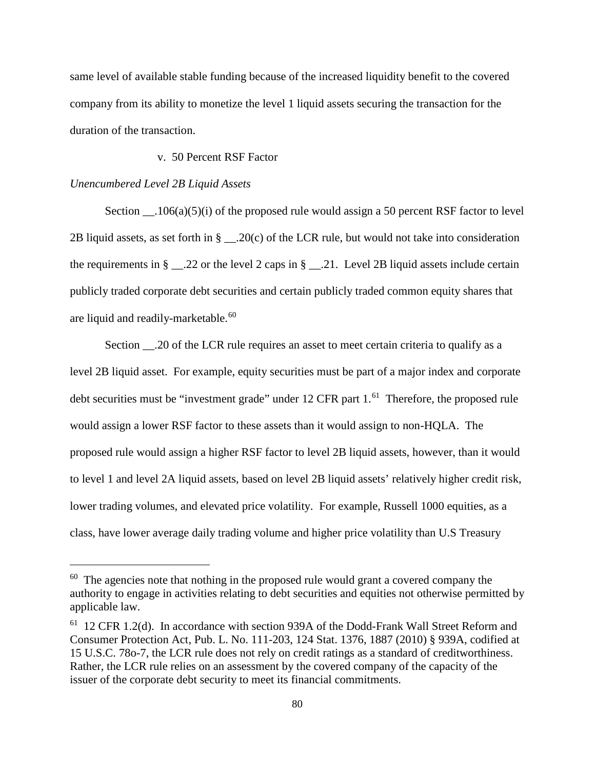same level of available stable funding because of the increased liquidity benefit to the covered company from its ability to monetize the level 1 liquid assets securing the transaction for the duration of the transaction.

v. 50 Percent RSF Factor

*Unencumbered Level 2B Liquid Assets*

Section __.106(a)(5)(i) of the proposed rule would assign a 50 percent RSF factor to level 2B liquid assets, as set forth in § __.20(c) of the LCR rule, but would not take into consideration the requirements in § __.22 or the level 2 caps in § __.21. Level 2B liquid assets include certain publicly traded corporate debt securities and certain publicly traded common equity shares that are liquid and readily-marketable.[60]

Section __.20 of the LCR rule requires an asset to meet certain criteria to qualify as a level 2B liquid asset. For example, equity securities must be part of a major index and corporate debt securities must be "investment grade" under 12 CFR part 1.[61] Therefore, the proposed rule would assign a lower RSF factor to these assets than it would assign to non-HQLA. The proposed rule would assign a higher RSF factor to level 2B liquid assets, however, than it would to level 1 and level 2A liquid assets, based on level 2B liquid assets' relatively higher credit risk, lower trading volumes, and elevated price volatility. For example, Russell 1000 equities, as a class, have lower average daily trading volume and higher price volatility than U.S Treasury

[60] The agencies note that nothing in the proposed rule would grant a covered company the authority to engage in activities relating to debt securities and equities not otherwise permitted by applicable law.

[61] 12 CFR 1.2(d). In accordance with section 939A of the Dodd-Frank Wall Street Reform and Consumer Protection Act, Pub. L. No. 111-203, 124 Stat. 1376, 1887 (2010) § 939A, codified at 15 U.S.C. 78o-7, the LCR rule does not rely on credit ratings as a standard of creditworthiness. Rather, the LCR rule relies on an assessment by the covered company of the capacity of the issuer of the corporate debt security to meet its financial commitments.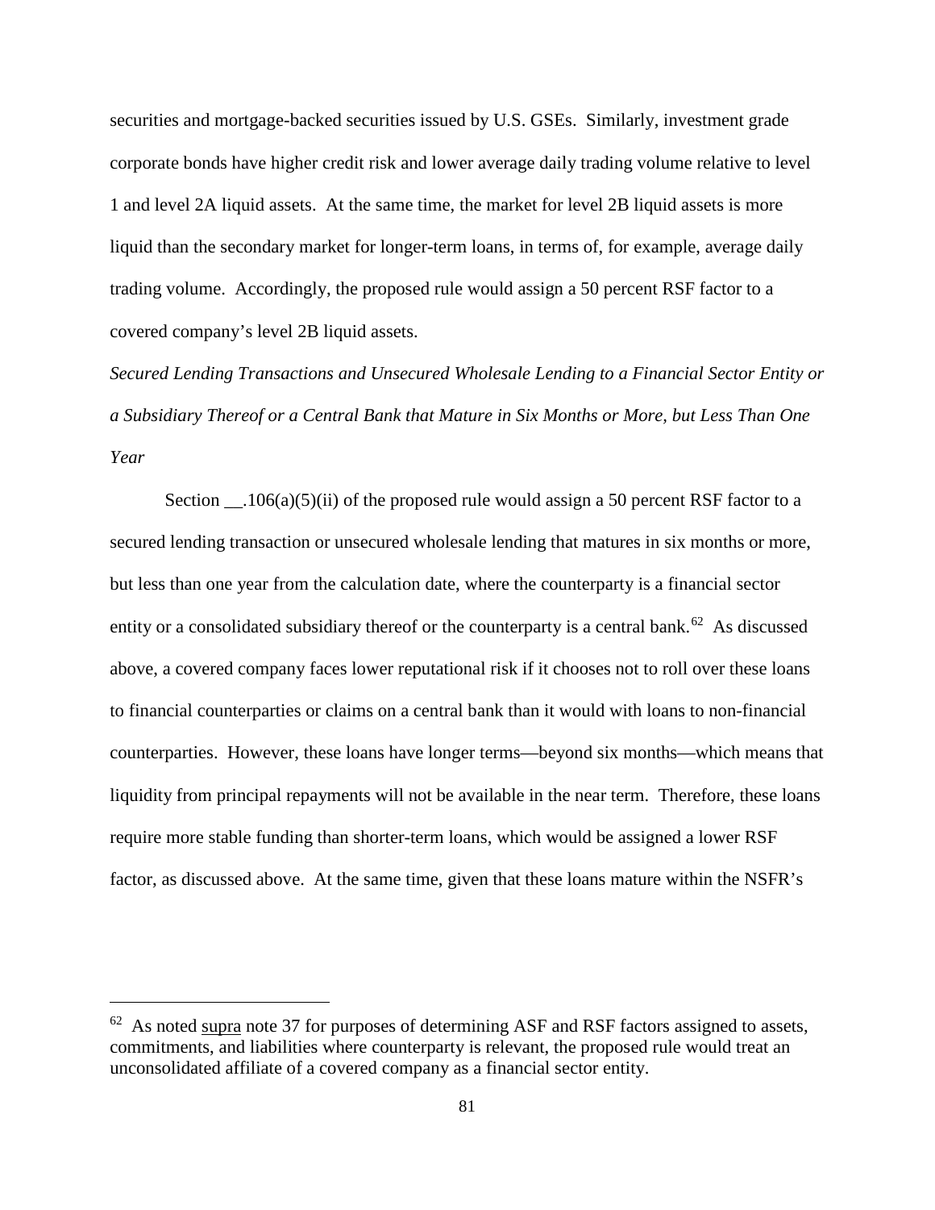securities and mortgage-backed securities issued by U.S. GSEs. Similarly, investment grade corporate bonds have higher credit risk and lower average daily trading volume relative to level 1 and level 2A liquid assets. At the same time, the market for level 2B liquid assets is more liquid than the secondary market for longer-term loans, in terms of, for example, average daily trading volume. Accordingly, the proposed rule would assign a 50 percent RSF factor to a covered company's level 2B liquid assets.

*Secured Lending Transactions and Unsecured Wholesale Lending to a Financial Sector Entity or a Subsidiary Thereof or a Central Bank that Mature in Six Months or More, but Less Than One Year*

Section __.106(a)(5)(ii) of the proposed rule would assign a 50 percent RSF factor to a secured lending transaction or unsecured wholesale lending that matures in six months or more, but less than one year from the calculation date, where the counterparty is a financial sector entity or a consolidated subsidiary thereof or the counterparty is a central bank.[62] As discussed above, a covered company faces lower reputational risk if it chooses not to roll over these loans to financial counterparties or claims on a central bank than it would with loans to non-financial counterparties. However, these loans have longer terms—beyond six months—which means that liquidity from principal repayments will not be available in the near term. Therefore, these loans require more stable funding than shorter-term loans, which would be assigned a lower RSF factor, as discussed above. At the same time, given that these loans mature within the NSFR's

[62] As noted supra note 37 for purposes of determining ASF and RSF factors assigned to assets, commitments, and liabilities where counterparty is relevant, the proposed rule would treat an unconsolidated affiliate of a covered company as a financial sector entity.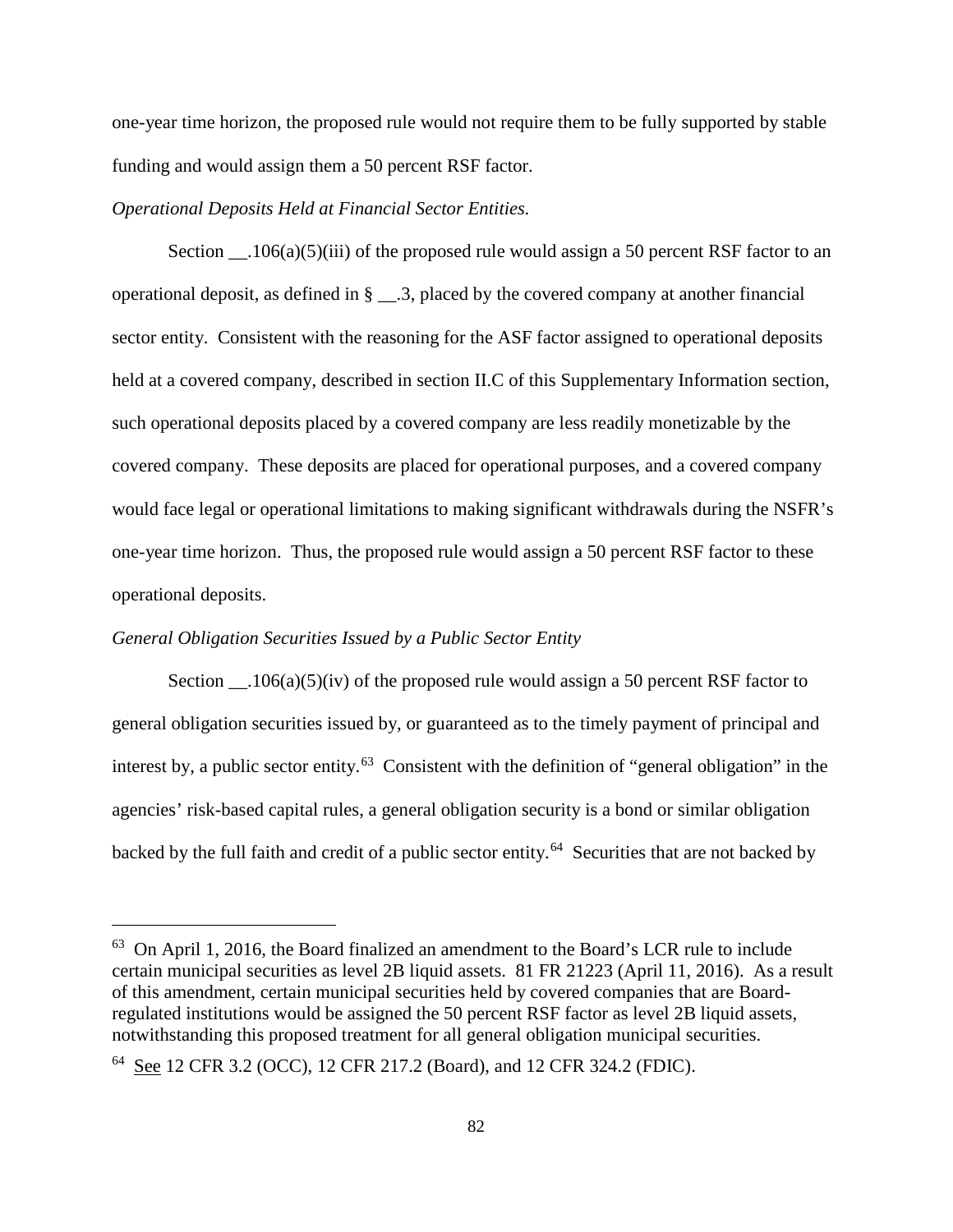one-year time horizon, the proposed rule would not require them to be fully supported by stable funding and would assign them a 50 percent RSF factor.

*Operational Deposits Held at Financial Sector Entities.*

Section __.106(a)(5)(iii) of the proposed rule would assign a 50 percent RSF factor to an operational deposit, as defined in § __.3, placed by the covered company at another financial sector entity. Consistent with the reasoning for the ASF factor assigned to operational deposits held at a covered company, described in section II.C of this Supplementary Information section, such operational deposits placed by a covered company are less readily monetizable by the covered company. These deposits are placed for operational purposes, and a covered company would face legal or operational limitations to making significant withdrawals during the NSFR's one-year time horizon. Thus, the proposed rule would assign a 50 percent RSF factor to these operational deposits.

*General Obligation Securities Issued by a Public Sector Entity*

Section __.106(a)(5)(iv) of the proposed rule would assign a 50 percent RSF factor to general obligation securities issued by, or guaranteed as to the timely payment of principal and interest by, a public sector entity.[63] Consistent with the definition of "general obligation" in the agencies' risk-based capital rules, a general obligation security is a bond or similar obligation backed by the full faith and credit of a public sector entity.[64] Securities that are not backed by

---

[63] On April 1, 2016, the Board finalized an amendment to the Board's LCR rule to include certain municipal securities as level 2B liquid assets. 81 FR 21223 (April 11, 2016). As a result of this amendment, certain municipal securities held by covered companies that are Board-regulated institutions would be assigned the 50 percent RSF factor as level 2B liquid assets, notwithstanding this proposed treatment for all general obligation municipal securities.

[64] See 12 CFR 3.2 (OCC), 12 CFR 217.2 (Board), and 12 CFR 324.2 (FDIC).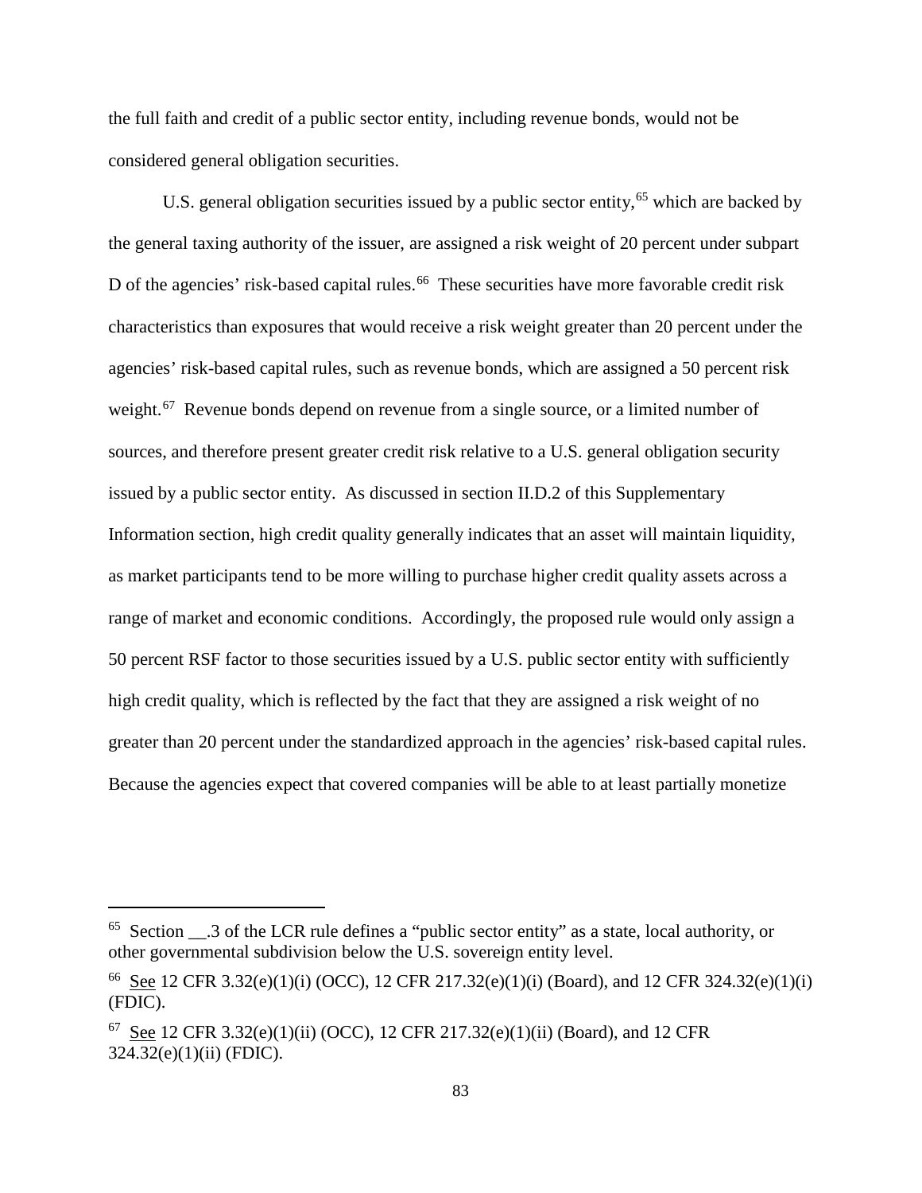the full faith and credit of a public sector entity, including revenue bonds, would not be considered general obligation securities.

U.S. general obligation securities issued by a public sector entity,[65] which are backed by the general taxing authority of the issuer, are assigned a risk weight of 20 percent under subpart D of the agencies' risk-based capital rules.[66] These securities have more favorable credit risk characteristics than exposures that would receive a risk weight greater than 20 percent under the agencies' risk-based capital rules, such as revenue bonds, which are assigned a 50 percent risk weight.[67] Revenue bonds depend on revenue from a single source, or a limited number of sources, and therefore present greater credit risk relative to a U.S. general obligation security issued by a public sector entity. As discussed in section II.D.2 of this Supplementary Information section, high credit quality generally indicates that an asset will maintain liquidity, as market participants tend to be more willing to purchase higher credit quality assets across a range of market and economic conditions. Accordingly, the proposed rule would only assign a 50 percent RSF factor to those securities issued by a U.S. public sector entity with sufficiently high credit quality, which is reflected by the fact that they are assigned a risk weight of no greater than 20 percent under the standardized approach in the agencies' risk-based capital rules. Because the agencies expect that covered companies will be able to at least partially monetize

---

[65] Section __.3 of the LCR rule defines a "public sector entity" as a state, local authority, or other governmental subdivision below the U.S. sovereign entity level.

[66] See 12 CFR 3.32(e)(1)(i) (OCC), 12 CFR 217.32(e)(1)(i) (Board), and 12 CFR 324.32(e)(1)(i) (FDIC).

[67] See 12 CFR 3.32(e)(1)(ii) (OCC), 12 CFR 217.32(e)(1)(ii) (Board), and 12 CFR 324.32(e)(1)(ii) (FDIC).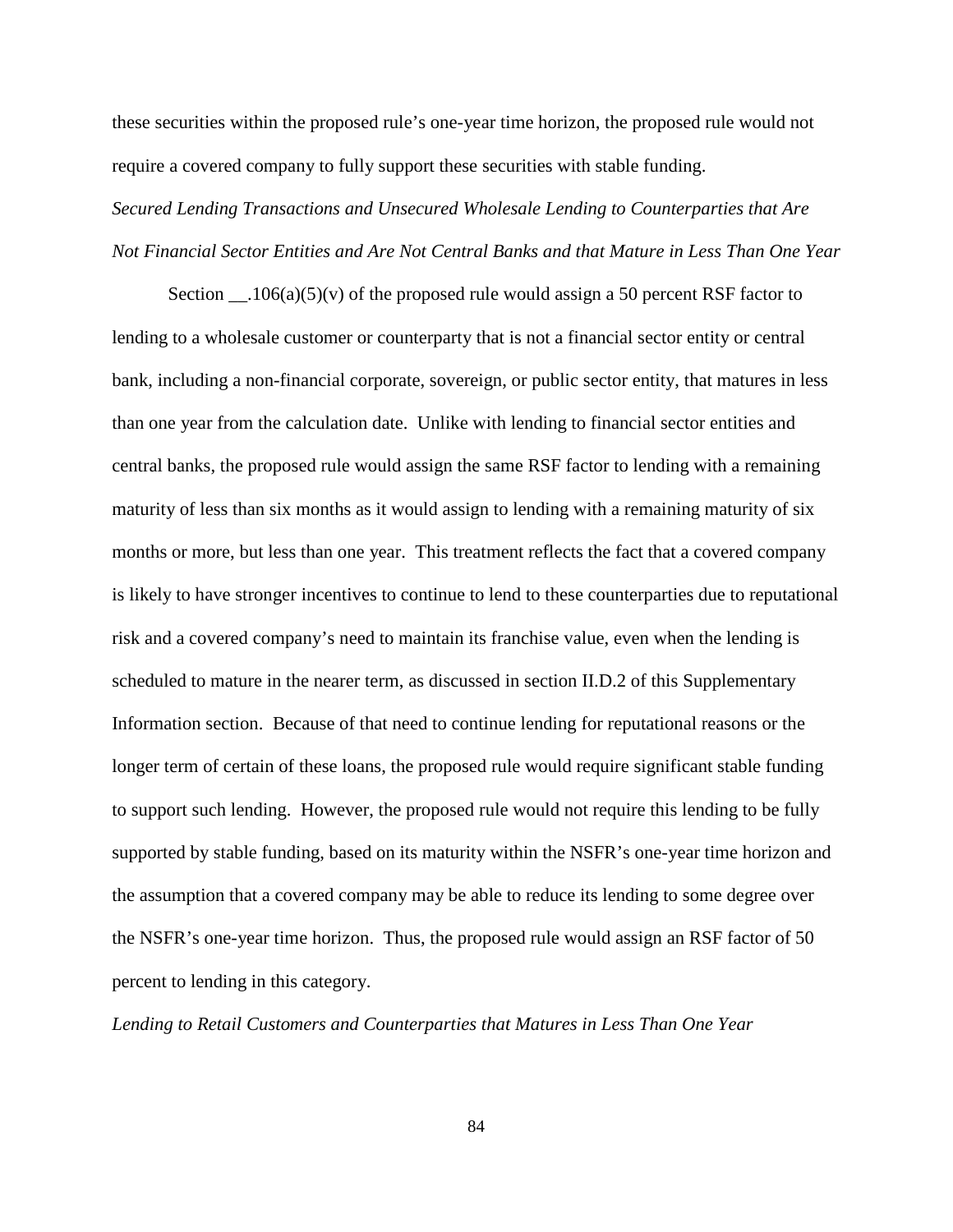these securities within the proposed rule's one-year time horizon, the proposed rule would not require a covered company to fully support these securities with stable funding.

*Secured Lending Transactions and Unsecured Wholesale Lending to Counterparties that Are Not Financial Sector Entities and Are Not Central Banks and that Mature in Less Than One Year*

Section __.106(a)(5)(v) of the proposed rule would assign a 50 percent RSF factor to lending to a wholesale customer or counterparty that is not a financial sector entity or central bank, including a non-financial corporate, sovereign, or public sector entity, that matures in less than one year from the calculation date. Unlike with lending to financial sector entities and central banks, the proposed rule would assign the same RSF factor to lending with a remaining maturity of less than six months as it would assign to lending with a remaining maturity of six months or more, but less than one year. This treatment reflects the fact that a covered company is likely to have stronger incentives to continue to lend to these counterparties due to reputational risk and a covered company's need to maintain its franchise value, even when the lending is scheduled to mature in the nearer term, as discussed in section II.D.2 of this Supplementary Information section. Because of that need to continue lending for reputational reasons or the longer term of certain of these loans, the proposed rule would require significant stable funding to support such lending. However, the proposed rule would not require this lending to be fully supported by stable funding, based on its maturity within the NSFR's one-year time horizon and the assumption that a covered company may be able to reduce its lending to some degree over the NSFR's one-year time horizon. Thus, the proposed rule would assign an RSF factor of 50 percent to lending in this category.

*Lending to Retail Customers and Counterparties that Matures in Less Than One Year*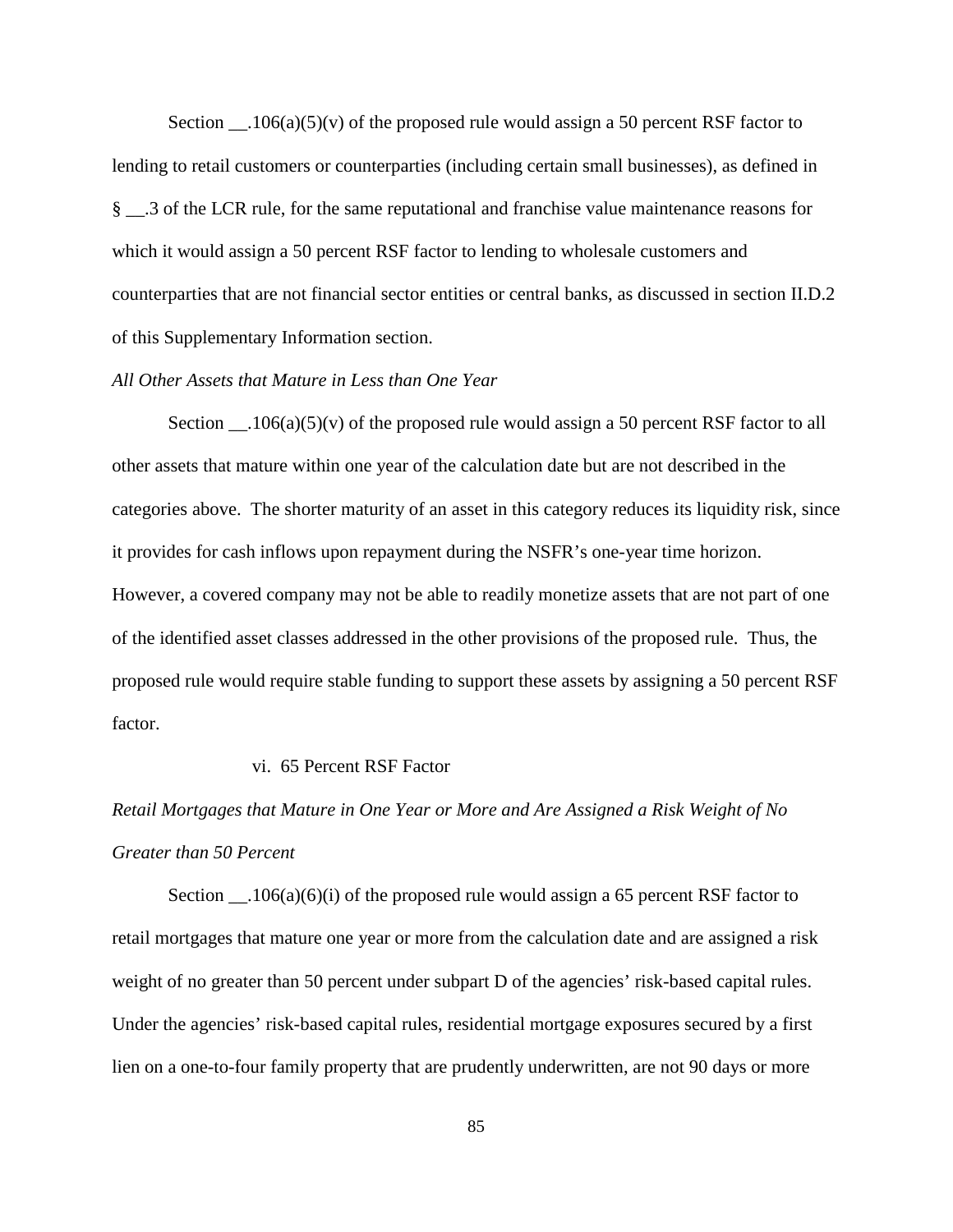Section __.106(a)(5)(v) of the proposed rule would assign a 50 percent RSF factor to lending to retail customers or counterparties (including certain small businesses), as defined in § __.3 of the LCR rule, for the same reputational and franchise value maintenance reasons for which it would assign a 50 percent RSF factor to lending to wholesale customers and counterparties that are not financial sector entities or central banks, as discussed in section II.D.2 of this Supplementary Information section.

*All Other Assets that Mature in Less than One Year*

Section __.106(a)(5)(v) of the proposed rule would assign a 50 percent RSF factor to all other assets that mature within one year of the calculation date but are not described in the categories above. The shorter maturity of an asset in this category reduces its liquidity risk, since it provides for cash inflows upon repayment during the NSFR's one-year time horizon. However, a covered company may not be able to readily monetize assets that are not part of one of the identified asset classes addressed in the other provisions of the proposed rule. Thus, the proposed rule would require stable funding to support these assets by assigning a 50 percent RSF factor.

vi. 65 Percent RSF Factor

*Retail Mortgages that Mature in One Year or More and Are Assigned a Risk Weight of No Greater than 50 Percent*

Section __.106(a)(6)(i) of the proposed rule would assign a 65 percent RSF factor to retail mortgages that mature one year or more from the calculation date and are assigned a risk weight of no greater than 50 percent under subpart D of the agencies' risk-based capital rules. Under the agencies' risk-based capital rules, residential mortgage exposures secured by a first lien on a one-to-four family property that are prudently underwritten, are not 90 days or more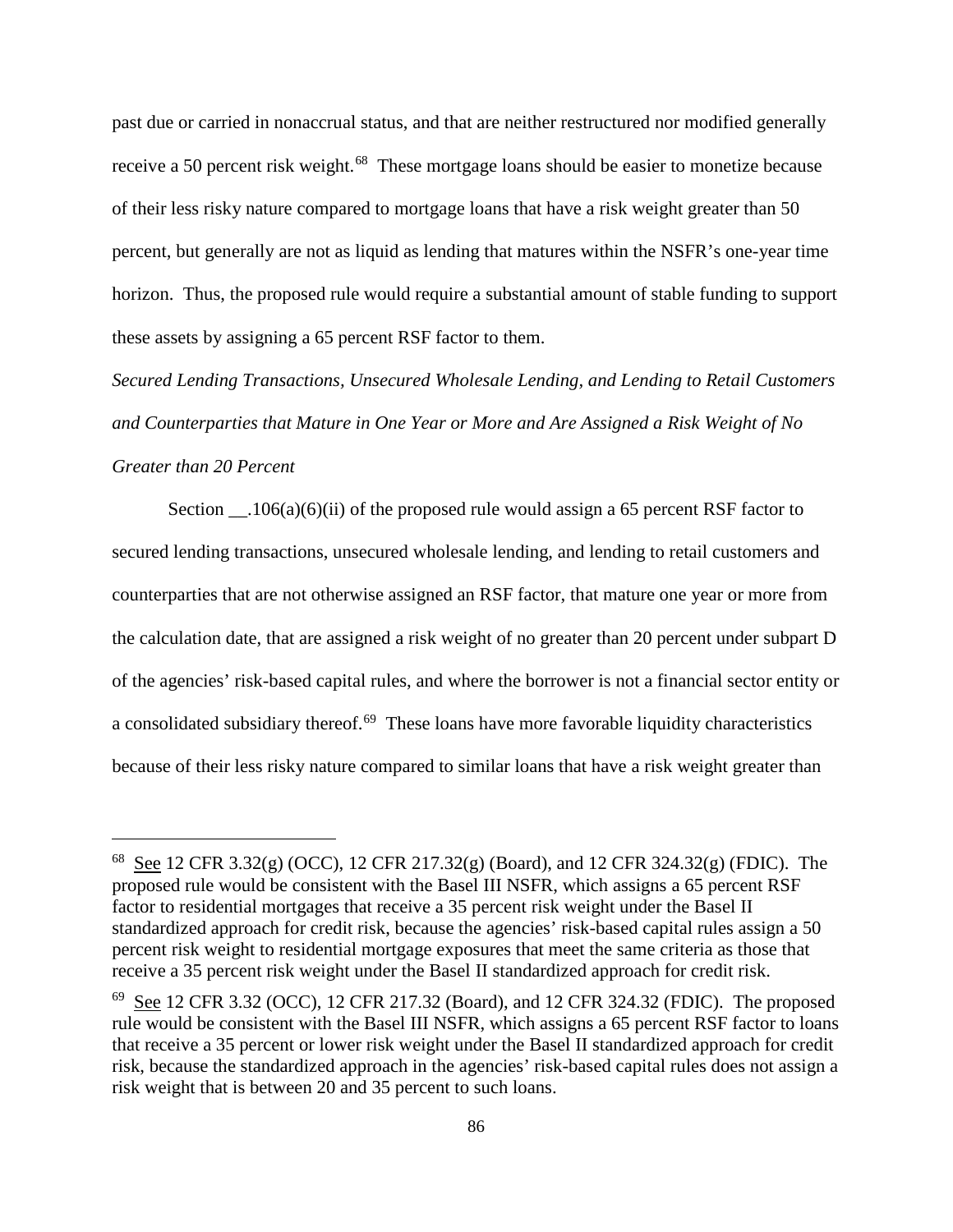past due or carried in nonaccrual status, and that are neither restructured nor modified generally receive a 50 percent risk weight.[68] These mortgage loans should be easier to monetize because of their less risky nature compared to mortgage loans that have a risk weight greater than 50 percent, but generally are not as liquid as lending that matures within the NSFR's one-year time horizon. Thus, the proposed rule would require a substantial amount of stable funding to support these assets by assigning a 65 percent RSF factor to them.

*Secured Lending Transactions, Unsecured Wholesale Lending, and Lending to Retail Customers and Counterparties that Mature in One Year or More and Are Assigned a Risk Weight of No Greater than 20 Percent*

Section __.106(a)(6)(ii) of the proposed rule would assign a 65 percent RSF factor to secured lending transactions, unsecured wholesale lending, and lending to retail customers and counterparties that are not otherwise assigned an RSF factor, that mature one year or more from the calculation date, that are assigned a risk weight of no greater than 20 percent under subpart D of the agencies' risk-based capital rules, and where the borrower is not a financial sector entity or a consolidated subsidiary thereof.[69] These loans have more favorable liquidity characteristics because of their less risky nature compared to similar loans that have a risk weight greater than

---

[68] See 12 CFR 3.32(g) (OCC), 12 CFR 217.32(g) (Board), and 12 CFR 324.32(g) (FDIC). The proposed rule would be consistent with the Basel III NSFR, which assigns a 65 percent RSF factor to residential mortgages that receive a 35 percent risk weight under the Basel II standardized approach for credit risk, because the agencies' risk-based capital rules assign a 50 percent risk weight to residential mortgage exposures that meet the same criteria as those that receive a 35 percent risk weight under the Basel II standardized approach for credit risk.

[69] See 12 CFR 3.32 (OCC), 12 CFR 217.32 (Board), and 12 CFR 324.32 (FDIC). The proposed rule would be consistent with the Basel III NSFR, which assigns a 65 percent RSF factor to loans that receive a 35 percent or lower risk weight under the Basel II standardized approach for credit risk, because the standardized approach in the agencies' risk-based capital rules does not assign a risk weight that is between 20 and 35 percent to such loans.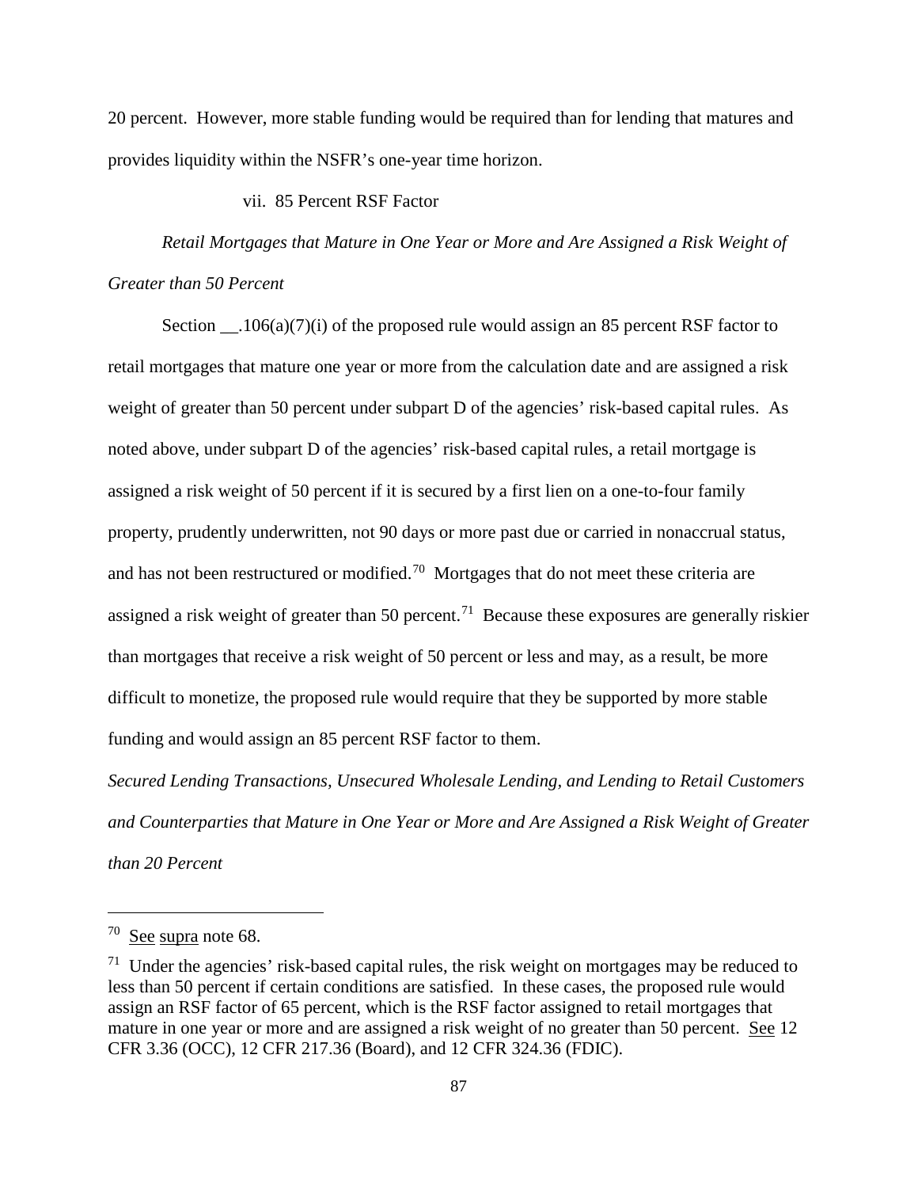20 percent. However, more stable funding would be required than for lending that matures and provides liquidity within the NSFR's one-year time horizon.

vii. 85 Percent RSF Factor

*Retail Mortgages that Mature in One Year or More and Are Assigned a Risk Weight of Greater than 50 Percent*

Section __.106(a)(7)(i) of the proposed rule would assign an 85 percent RSF factor to retail mortgages that mature one year or more from the calculation date and are assigned a risk weight of greater than 50 percent under subpart D of the agencies' risk-based capital rules. As noted above, under subpart D of the agencies' risk-based capital rules, a retail mortgage is assigned a risk weight of 50 percent if it is secured by a first lien on a one-to-four family property, prudently underwritten, not 90 days or more past due or carried in nonaccrual status, and has not been restructured or modified.[70] Mortgages that do not meet these criteria are assigned a risk weight of greater than 50 percent.[71] Because these exposures are generally riskier than mortgages that receive a risk weight of 50 percent or less and may, as a result, be more difficult to monetize, the proposed rule would require that they be supported by more stable funding and would assign an 85 percent RSF factor to them.

*Secured Lending Transactions, Unsecured Wholesale Lending, and Lending to Retail Customers and Counterparties that Mature in One Year or More and Are Assigned a Risk Weight of Greater than 20 Percent*

---

[70] See supra note 68.

[71] Under the agencies' risk-based capital rules, the risk weight on mortgages may be reduced to less than 50 percent if certain conditions are satisfied. In these cases, the proposed rule would assign an RSF factor of 65 percent, which is the RSF factor assigned to retail mortgages that mature in one year or more and are assigned a risk weight of no greater than 50 percent. See 12 CFR 3.36 (OCC), 12 CFR 217.36 (Board), and 12 CFR 324.36 (FDIC).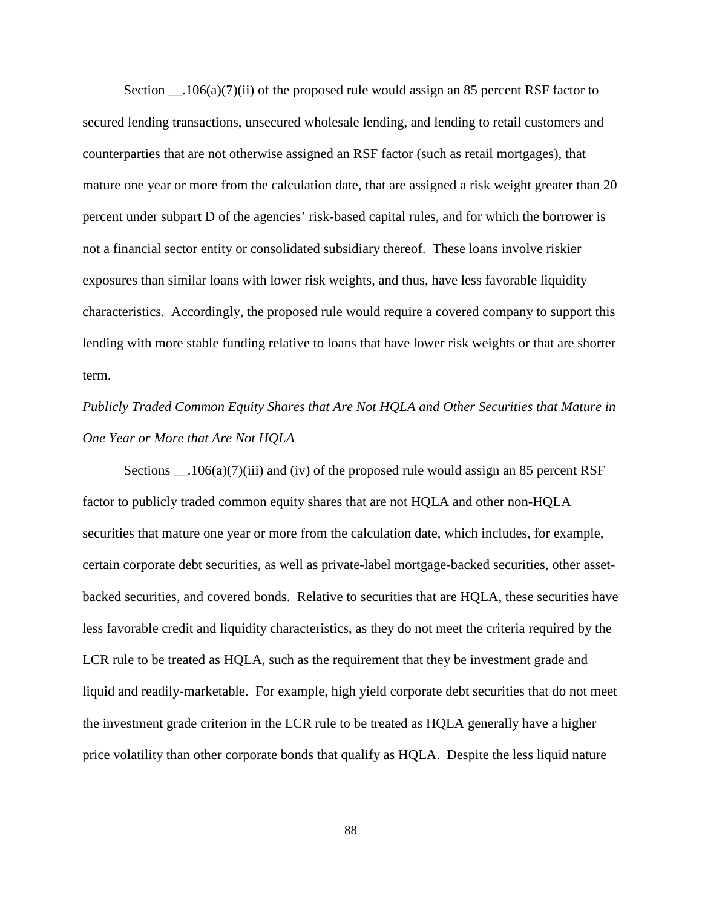Section __.106(a)(7)(ii) of the proposed rule would assign an 85 percent RSF factor to secured lending transactions, unsecured wholesale lending, and lending to retail customers and counterparties that are not otherwise assigned an RSF factor (such as retail mortgages), that mature one year or more from the calculation date, that are assigned a risk weight greater than 20 percent under subpart D of the agencies' risk-based capital rules, and for which the borrower is not a financial sector entity or consolidated subsidiary thereof. These loans involve riskier exposures than similar loans with lower risk weights, and thus, have less favorable liquidity characteristics. Accordingly, the proposed rule would require a covered company to support this lending with more stable funding relative to loans that have lower risk weights or that are shorter term.

*Publicly Traded Common Equity Shares that Are Not HQLA and Other Securities that Mature in One Year or More that Are Not HQLA*

Sections __.106(a)(7)(iii) and (iv) of the proposed rule would assign an 85 percent RSF factor to publicly traded common equity shares that are not HQLA and other non-HQLA securities that mature one year or more from the calculation date, which includes, for example, certain corporate debt securities, as well as private-label mortgage-backed securities, other asset-backed securities, and covered bonds. Relative to securities that are HQLA, these securities have less favorable credit and liquidity characteristics, as they do not meet the criteria required by the LCR rule to be treated as HQLA, such as the requirement that they be investment grade and liquid and readily-marketable. For example, high yield corporate debt securities that do not meet the investment grade criterion in the LCR rule to be treated as HQLA generally have a higher price volatility than other corporate bonds that qualify as HQLA. Despite the less liquid nature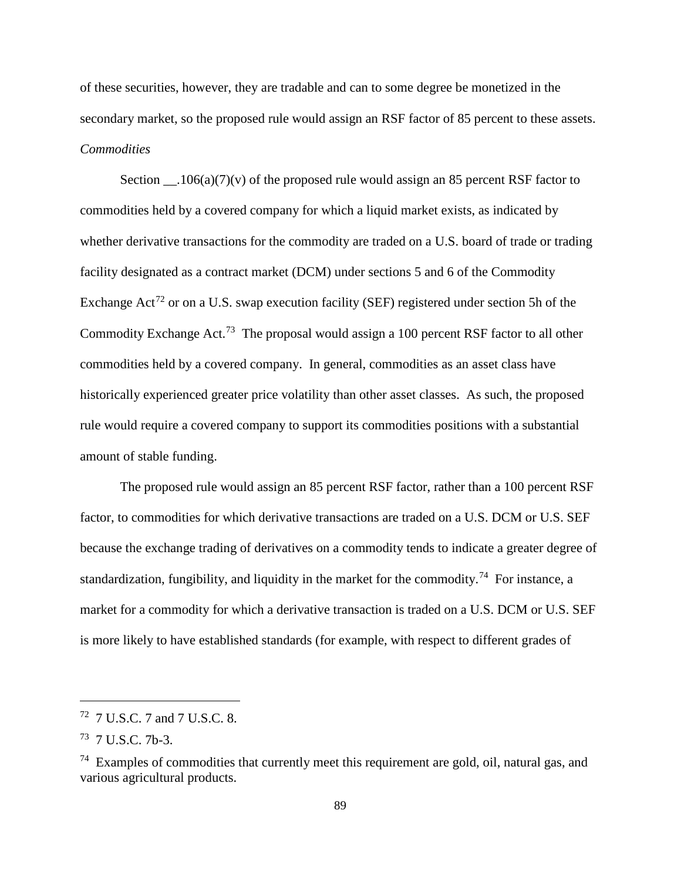of these securities, however, they are tradable and can to some degree be monetized in the secondary market, so the proposed rule would assign an RSF factor of 85 percent to these assets.

*Commodities*

Section __.106(a)(7)(v) of the proposed rule would assign an 85 percent RSF factor to commodities held by a covered company for which a liquid market exists, as indicated by whether derivative transactions for the commodity are traded on a U.S. board of trade or trading facility designated as a contract market (DCM) under sections 5 and 6 of the Commodity Exchange Act[72] or on a U.S. swap execution facility (SEF) registered under section 5h of the Commodity Exchange Act.[73] The proposal would assign a 100 percent RSF factor to all other commodities held by a covered company. In general, commodities as an asset class have historically experienced greater price volatility than other asset classes. As such, the proposed rule would require a covered company to support its commodities positions with a substantial amount of stable funding.

The proposed rule would assign an 85 percent RSF factor, rather than a 100 percent RSF factor, to commodities for which derivative transactions are traded on a U.S. DCM or U.S. SEF because the exchange trading of derivatives on a commodity tends to indicate a greater degree of standardization, fungibility, and liquidity in the market for the commodity.[74] For instance, a market for a commodity for which a derivative transaction is traded on a U.S. DCM or U.S. SEF is more likely to have established standards (for example, with respect to different grades of

---

[72] 7 U.S.C. 7 and 7 U.S.C. 8.

[73] 7 U.S.C. 7b-3.

[74] Examples of commodities that currently meet this requirement are gold, oil, natural gas, and various agricultural products.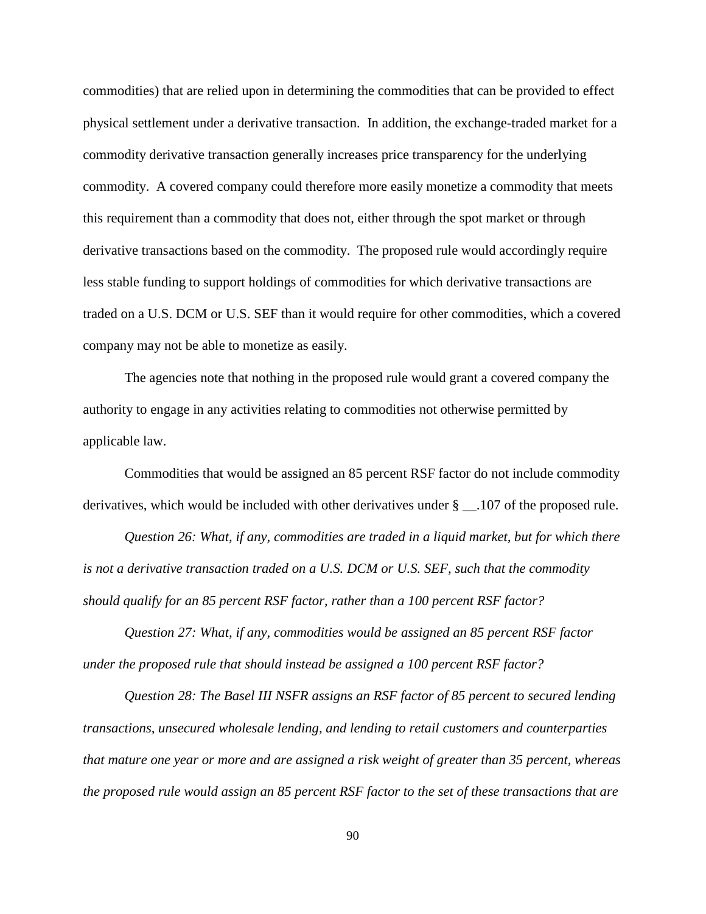commodities) that are relied upon in determining the commodities that can be provided to effect physical settlement under a derivative transaction. In addition, the exchange-traded market for a commodity derivative transaction generally increases price transparency for the underlying commodity. A covered company could therefore more easily monetize a commodity that meets this requirement than a commodity that does not, either through the spot market or through derivative transactions based on the commodity. The proposed rule would accordingly require less stable funding to support holdings of commodities for which derivative transactions are traded on a U.S. DCM or U.S. SEF than it would require for other commodities, which a covered company may not be able to monetize as easily.

The agencies note that nothing in the proposed rule would grant a covered company the authority to engage in any activities relating to commodities not otherwise permitted by applicable law.

Commodities that would be assigned an 85 percent RSF factor do not include commodity derivatives, which would be included with other derivatives under § __.107 of the proposed rule.

*Question 26: What, if any, commodities are traded in a liquid market, but for which there is not a derivative transaction traded on a U.S. DCM or U.S. SEF, such that the commodity should qualify for an 85 percent RSF factor, rather than a 100 percent RSF factor?*

*Question 27: What, if any, commodities would be assigned an 85 percent RSF factor under the proposed rule that should instead be assigned a 100 percent RSF factor?*

*Question 28: The Basel III NSFR assigns an RSF factor of 85 percent to secured lending transactions, unsecured wholesale lending, and lending to retail customers and counterparties that mature one year or more and are assigned a risk weight of greater than 35 percent, whereas the proposed rule would assign an 85 percent RSF factor to the set of these transactions that are*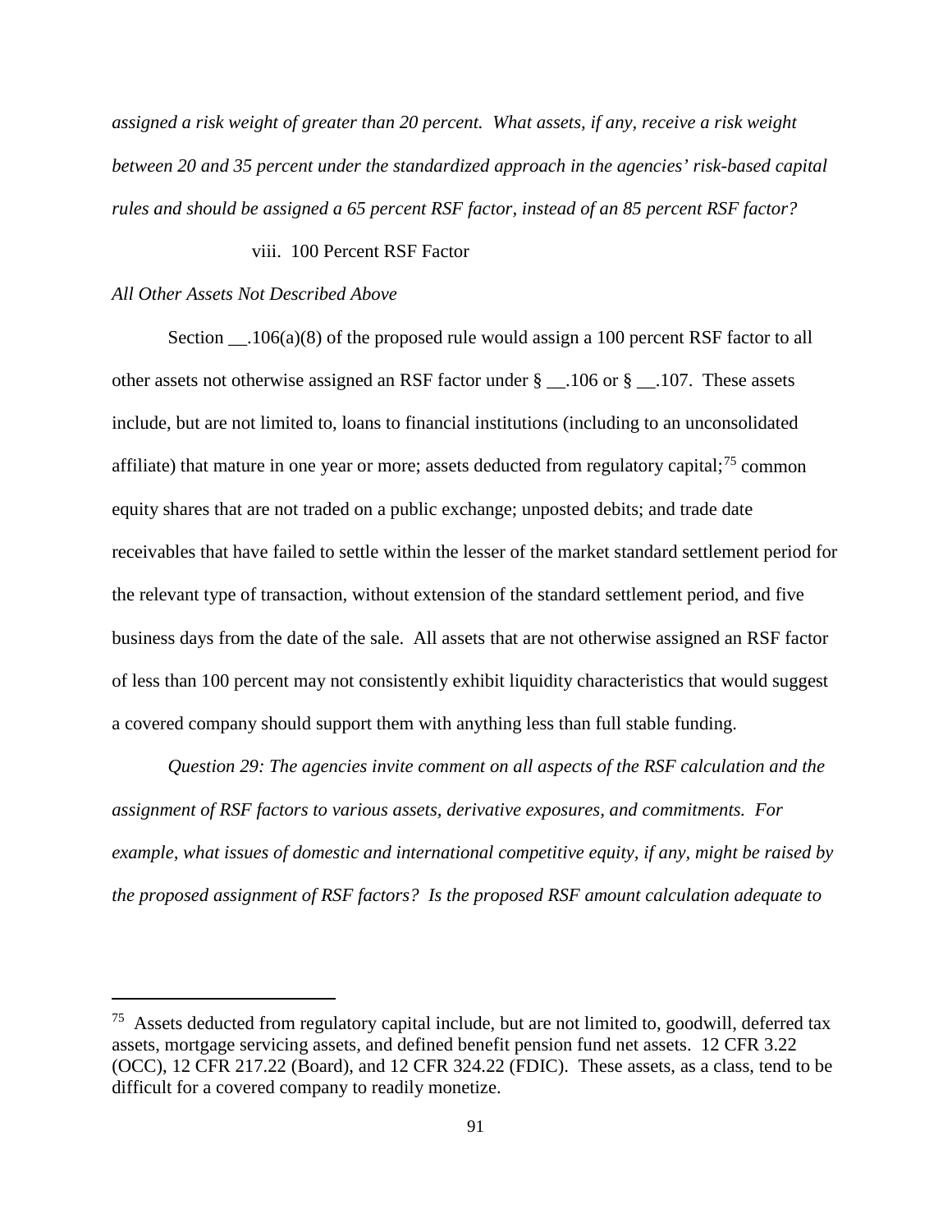*assigned a risk weight of greater than 20 percent. What assets, if any, receive a risk weight between 20 and 35 percent under the standardized approach in the agencies' risk-based capital rules and should be assigned a 65 percent RSF factor, instead of an 85 percent RSF factor?*

viii. 100 Percent RSF Factor

*All Other Assets Not Described Above*

Section __.106(a)(8) of the proposed rule would assign a 100 percent RSF factor to all other assets not otherwise assigned an RSF factor under § __.106 or § __.107. These assets include, but are not limited to, loans to financial institutions (including to an unconsolidated affiliate) that mature in one year or more; assets deducted from regulatory capital;[75] common equity shares that are not traded on a public exchange; unposted debits; and trade date receivables that have failed to settle within the lesser of the market standard settlement period for the relevant type of transaction, without extension of the standard settlement period, and five business days from the date of the sale. All assets that are not otherwise assigned an RSF factor of less than 100 percent may not consistently exhibit liquidity characteristics that would suggest a covered company should support them with anything less than full stable funding.

*Question 29: The agencies invite comment on all aspects of the RSF calculation and the assignment of RSF factors to various assets, derivative exposures, and commitments. For example, what issues of domestic and international competitive equity, if any, might be raised by the proposed assignment of RSF factors? Is the proposed RSF amount calculation adequate to*

[75] Assets deducted from regulatory capital include, but are not limited to, goodwill, deferred tax assets, mortgage servicing assets, and defined benefit pension fund net assets. 12 CFR 3.22 (OCC), 12 CFR 217.22 (Board), and 12 CFR 324.22 (FDIC). These assets, as a class, tend to be difficult for a covered company to readily monetize.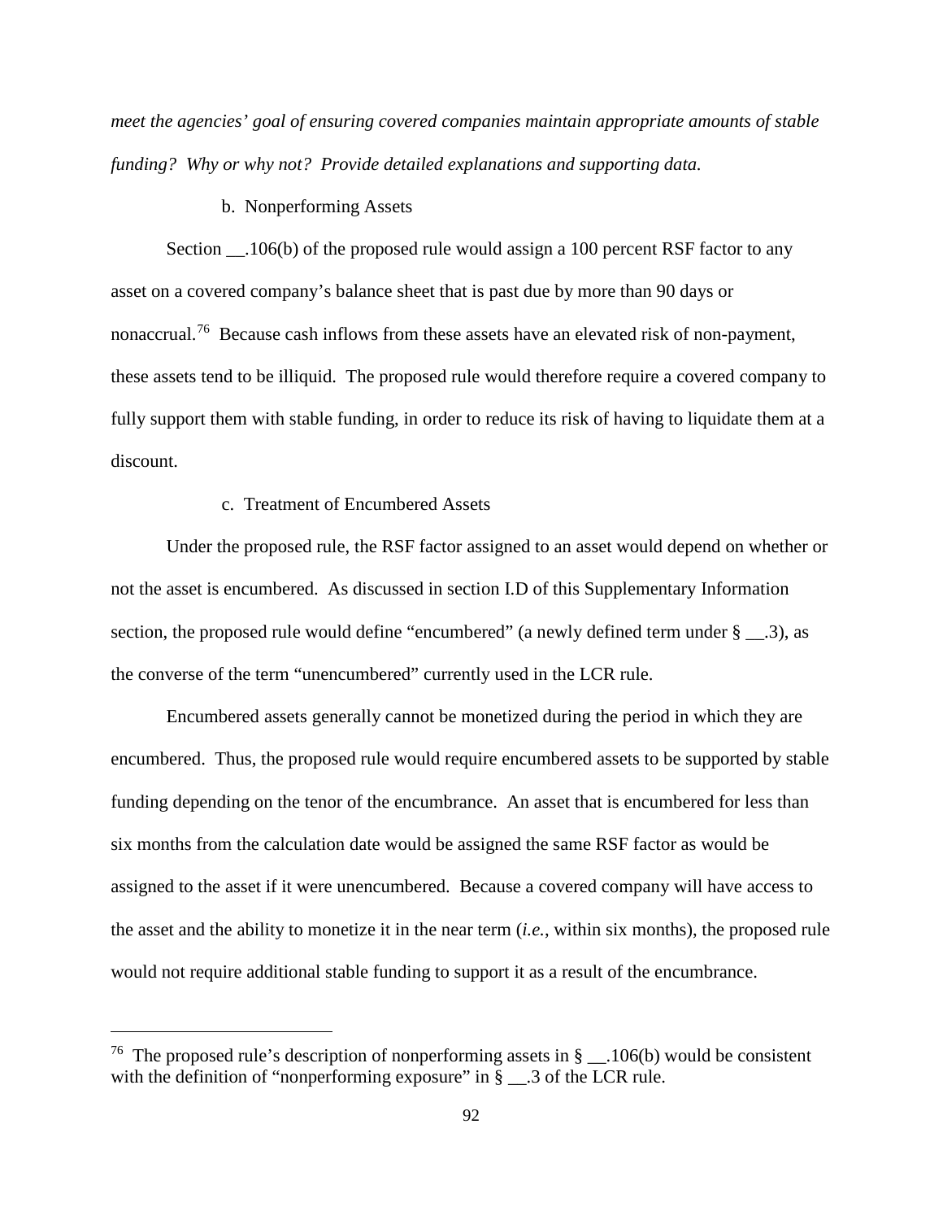*meet the agencies' goal of ensuring covered companies maintain appropriate amounts of stable funding? Why or why not? Provide detailed explanations and supporting data.*

b. Nonperforming Assets

Section __.106(b) of the proposed rule would assign a 100 percent RSF factor to any asset on a covered company's balance sheet that is past due by more than 90 days or nonaccrual.[76] Because cash inflows from these assets have an elevated risk of non-payment, these assets tend to be illiquid. The proposed rule would therefore require a covered company to fully support them with stable funding, in order to reduce its risk of having to liquidate them at a discount.

c. Treatment of Encumbered Assets

Under the proposed rule, the RSF factor assigned to an asset would depend on whether or not the asset is encumbered. As discussed in section I.D of this Supplementary Information section, the proposed rule would define "encumbered" (a newly defined term under § __.3), as the converse of the term "unencumbered" currently used in the LCR rule.

Encumbered assets generally cannot be monetized during the period in which they are encumbered. Thus, the proposed rule would require encumbered assets to be supported by stable funding depending on the tenor of the encumbrance. An asset that is encumbered for less than six months from the calculation date would be assigned the same RSF factor as would be assigned to the asset if it were unencumbered. Because a covered company will have access to the asset and the ability to monetize it in the near term (*i.e.*, within six months), the proposed rule would not require additional stable funding to support it as a result of the encumbrance.

---

[76] The proposed rule's description of nonperforming assets in § __.106(b) would be consistent with the definition of "nonperforming exposure" in § __.3 of the LCR rule.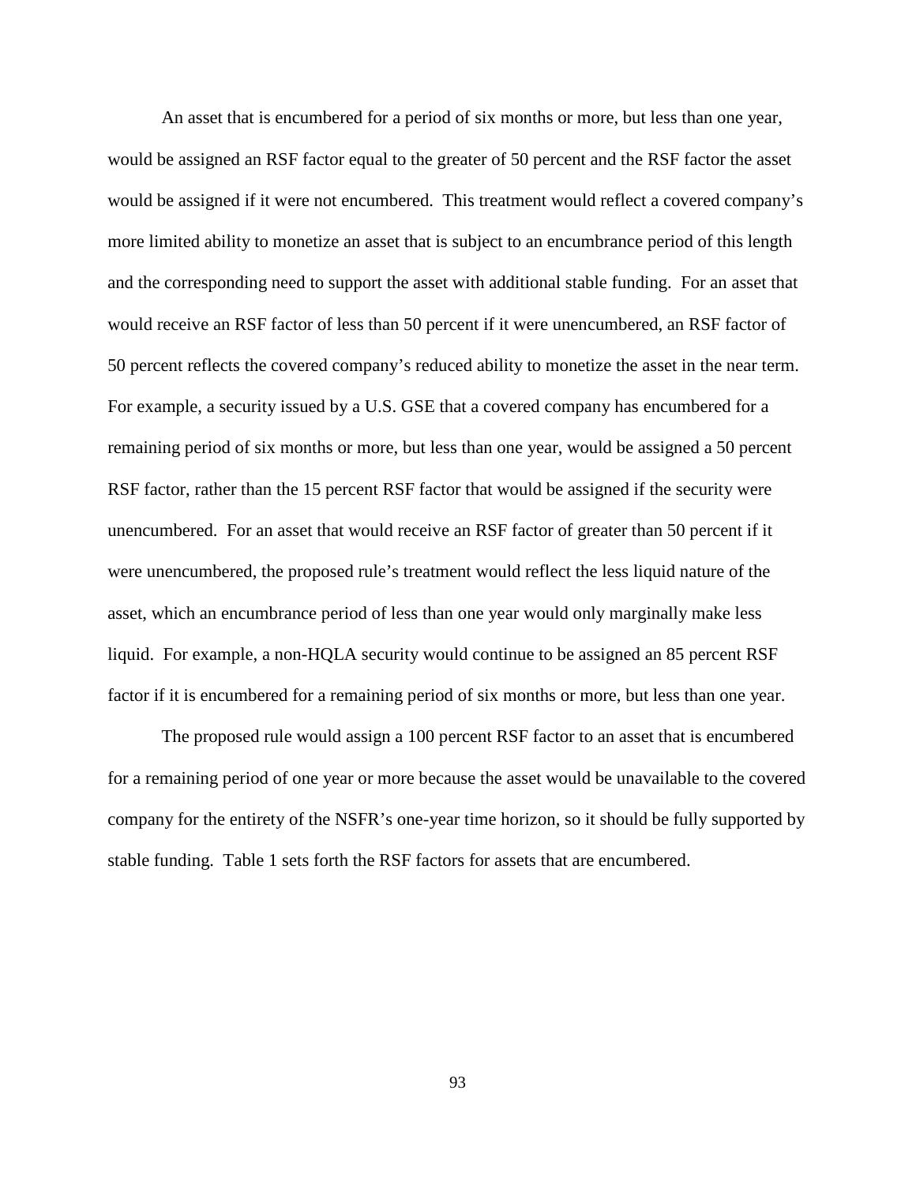An asset that is encumbered for a period of six months or more, but less than one year, would be assigned an RSF factor equal to the greater of 50 percent and the RSF factor the asset would be assigned if it were not encumbered. This treatment would reflect a covered company's more limited ability to monetize an asset that is subject to an encumbrance period of this length and the corresponding need to support the asset with additional stable funding. For an asset that would receive an RSF factor of less than 50 percent if it were unencumbered, an RSF factor of 50 percent reflects the covered company's reduced ability to monetize the asset in the near term. For example, a security issued by a U.S. GSE that a covered company has encumbered for a remaining period of six months or more, but less than one year, would be assigned a 50 percent RSF factor, rather than the 15 percent RSF factor that would be assigned if the security were unencumbered. For an asset that would receive an RSF factor of greater than 50 percent if it were unencumbered, the proposed rule's treatment would reflect the less liquid nature of the asset, which an encumbrance period of less than one year would only marginally make less liquid. For example, a non-HQLA security would continue to be assigned an 85 percent RSF factor if it is encumbered for a remaining period of six months or more, but less than one year.

The proposed rule would assign a 100 percent RSF factor to an asset that is encumbered for a remaining period of one year or more because the asset would be unavailable to the covered company for the entirety of the NSFR's one-year time horizon, so it should be fully supported by stable funding. Table 1 sets forth the RSF factors for assets that are encumbered.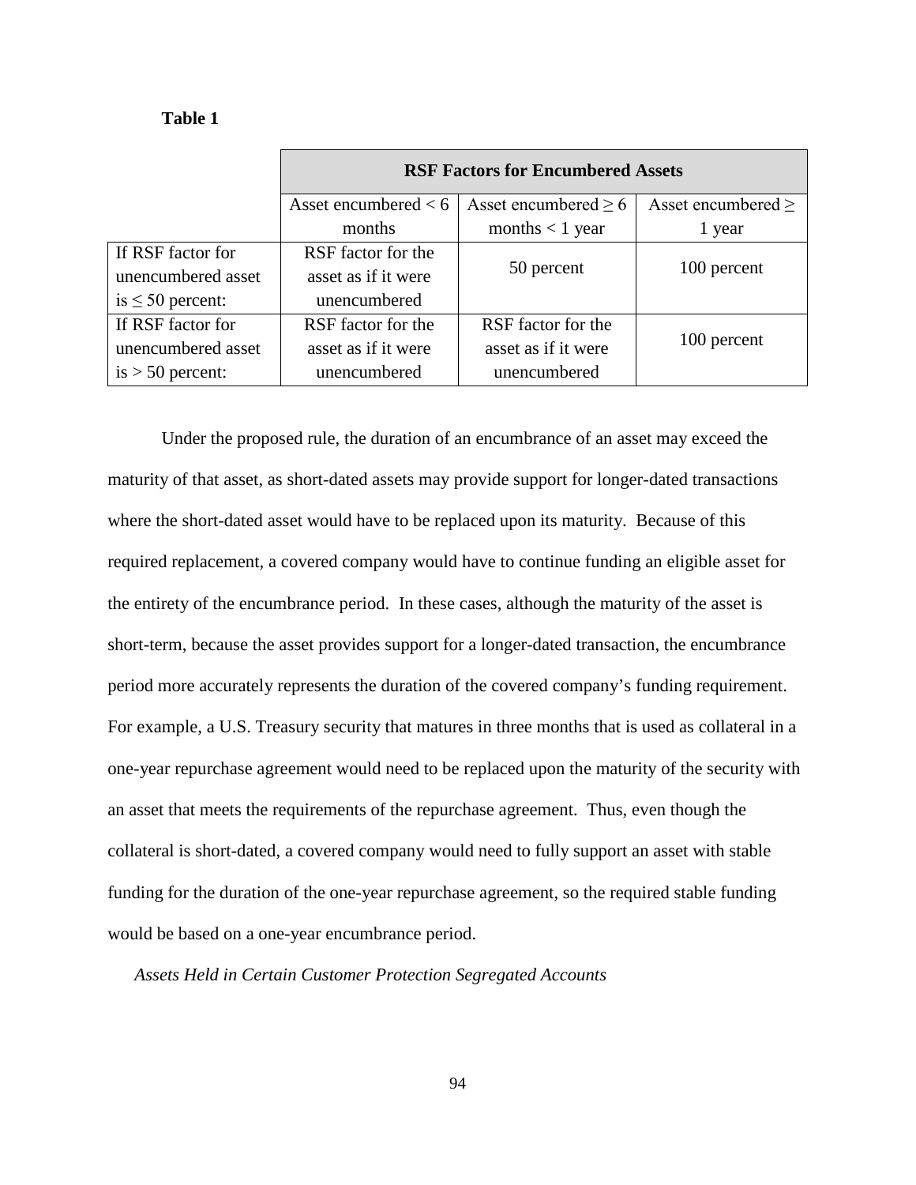**Table 1**

| | RSF Factors for Encumbered Assets | | |
|---|---|---|---|
| | Asset encumbered < 6 months | Asset encumbered ≥ 6 months < 1 year | Asset encumbered ≥ 1 year |
| If RSF factor for unencumbered asset is ≤ 50 percent: | RSF factor for the asset as if it were unencumbered | 50 percent | 100 percent |
| If RSF factor for unencumbered asset is > 50 percent: | RSF factor for the asset as if it were unencumbered | RSF factor for the asset as if it were unencumbered | 100 percent |

Under the proposed rule, the duration of an encumbrance of an asset may exceed the maturity of that asset, as short-dated assets may provide support for longer-dated transactions where the short-dated asset would have to be replaced upon its maturity. Because of this required replacement, a covered company would have to continue funding an eligible asset for the entirety of the encumbrance period. In these cases, although the maturity of the asset is short-term, because the asset provides support for a longer-dated transaction, the encumbrance period more accurately represents the duration of the covered company's funding requirement. For example, a U.S. Treasury security that matures in three months that is used as collateral in a one-year repurchase agreement would need to be replaced upon the maturity of the security with an asset that meets the requirements of the repurchase agreement. Thus, even though the collateral is short-dated, a covered company would need to fully support an asset with stable funding for the duration of the one-year repurchase agreement, so the required stable funding would be based on a one-year encumbrance period.

*Assets Held in Certain Customer Protection Segregated Accounts*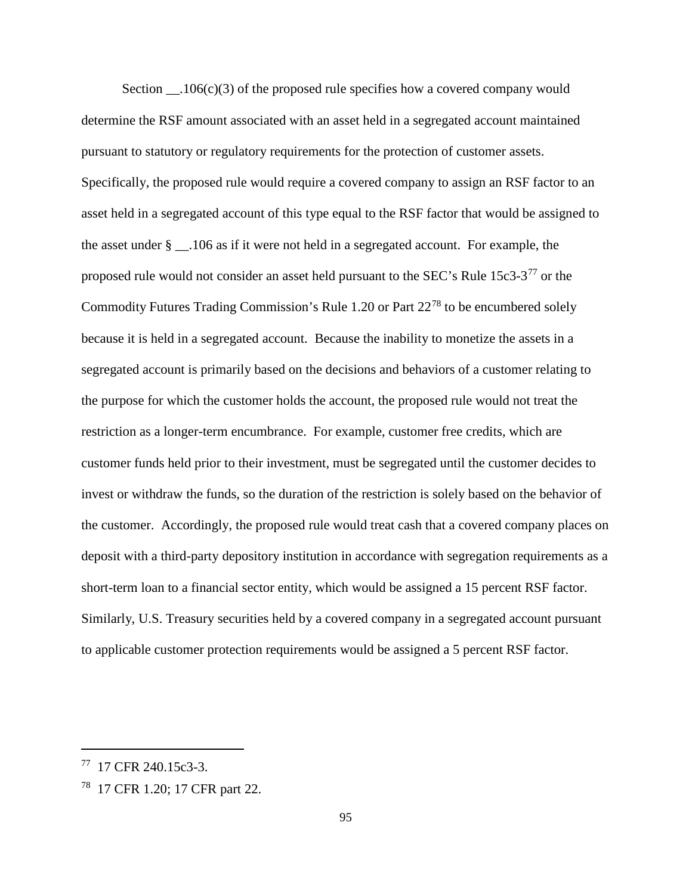Section __.106(c)(3) of the proposed rule specifies how a covered company would determine the RSF amount associated with an asset held in a segregated account maintained pursuant to statutory or regulatory requirements for the protection of customer assets. Specifically, the proposed rule would require a covered company to assign an RSF factor to an asset held in a segregated account of this type equal to the RSF factor that would be assigned to the asset under § __.106 as if it were not held in a segregated account. For example, the proposed rule would not consider an asset held pursuant to the SEC's Rule 15c3-3[77] or the Commodity Futures Trading Commission's Rule 1.20 or Part 22[78] to be encumbered solely because it is held in a segregated account. Because the inability to monetize the assets in a segregated account is primarily based on the decisions and behaviors of a customer relating to the purpose for which the customer holds the account, the proposed rule would not treat the restriction as a longer-term encumbrance. For example, customer free credits, which are customer funds held prior to their investment, must be segregated until the customer decides to invest or withdraw the funds, so the duration of the restriction is solely based on the behavior of the customer. Accordingly, the proposed rule would treat cash that a covered company places on deposit with a third-party depository institution in accordance with segregation requirements as a short-term loan to a financial sector entity, which would be assigned a 15 percent RSF factor. Similarly, U.S. Treasury securities held by a covered company in a segregated account pursuant to applicable customer protection requirements would be assigned a 5 percent RSF factor.

---

[77] 17 CFR 240.15c3-3.

[78] 17 CFR 1.20; 17 CFR part 22.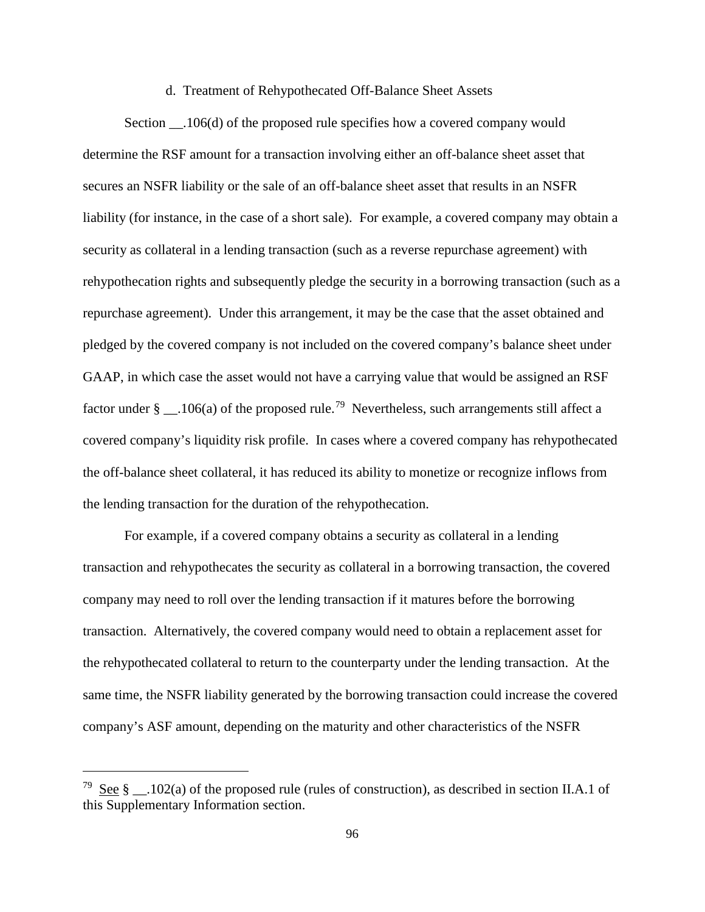### d. Treatment of Rehypothecated Off-Balance Sheet Assets

Section __.106(d) of the proposed rule specifies how a covered company would determine the RSF amount for a transaction involving either an off-balance sheet asset that secures an NSFR liability or the sale of an off-balance sheet asset that results in an NSFR liability (for instance, in the case of a short sale). For example, a covered company may obtain a security as collateral in a lending transaction (such as a reverse repurchase agreement) with rehypothecation rights and subsequently pledge the security in a borrowing transaction (such as a repurchase agreement). Under this arrangement, it may be the case that the asset obtained and pledged by the covered company is not included on the covered company's balance sheet under GAAP, in which case the asset would not have a carrying value that would be assigned an RSF factor under § __.106(a) of the proposed rule.[79] Nevertheless, such arrangements still affect a covered company's liquidity risk profile. In cases where a covered company has rehypothecated the off-balance sheet collateral, it has reduced its ability to monetize or recognize inflows from the lending transaction for the duration of the rehypothecation.

For example, if a covered company obtains a security as collateral in a lending transaction and rehypothecates the security as collateral in a borrowing transaction, the covered company may need to roll over the lending transaction if it matures before the borrowing transaction. Alternatively, the covered company would need to obtain a replacement asset for the rehypothecated collateral to return to the counterparty under the lending transaction. At the same time, the NSFR liability generated by the borrowing transaction could increase the covered company's ASF amount, depending on the maturity and other characteristics of the NSFR

---

[79] See § __.102(a) of the proposed rule (rules of construction), as described in section II.A.1 of this Supplementary Information section.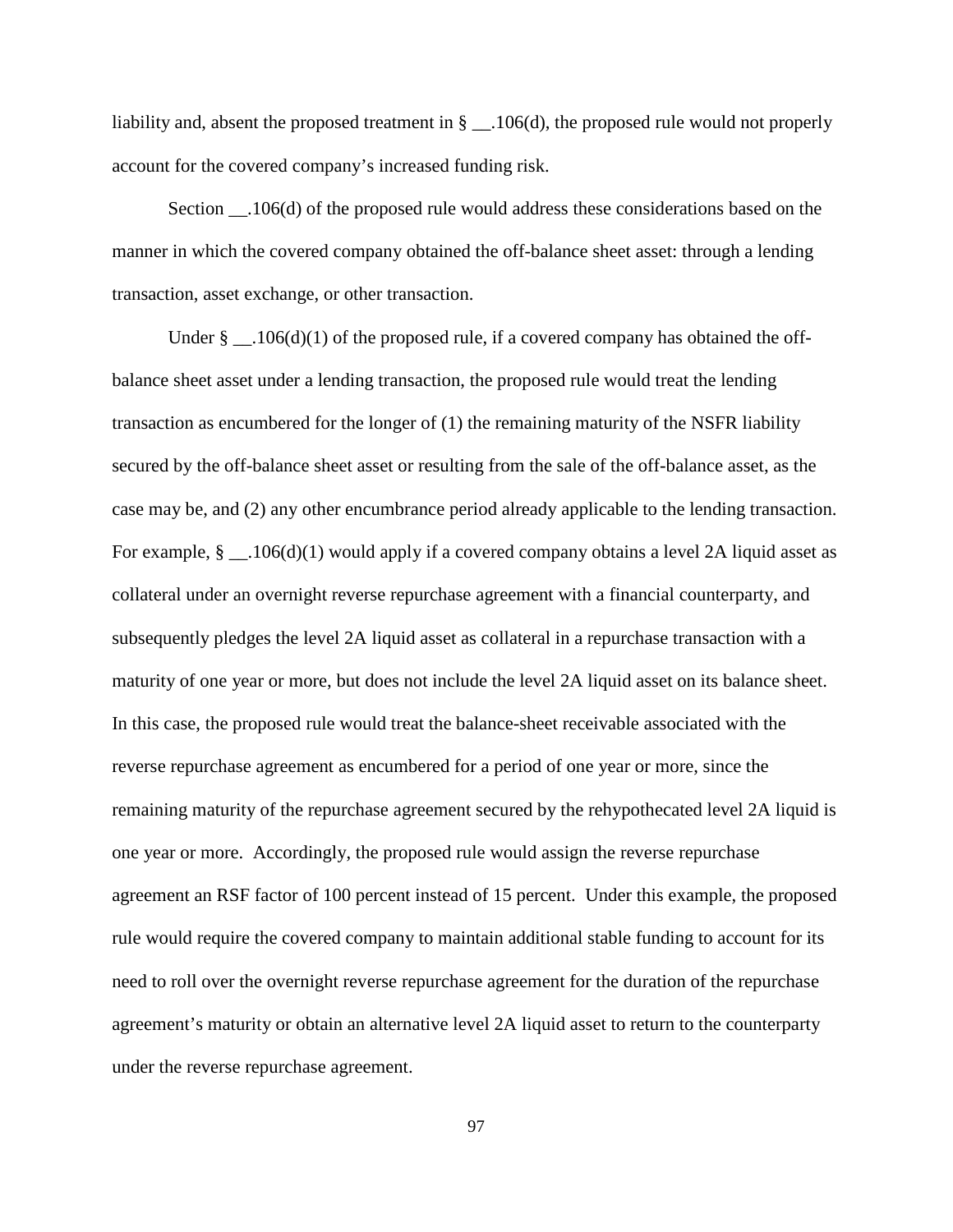liability and, absent the proposed treatment in § __.106(d), the proposed rule would not properly account for the covered company's increased funding risk.

Section __.106(d) of the proposed rule would address these considerations based on the manner in which the covered company obtained the off-balance sheet asset: through a lending transaction, asset exchange, or other transaction.

Under § __.106(d)(1) of the proposed rule, if a covered company has obtained the off-balance sheet asset under a lending transaction, the proposed rule would treat the lending transaction as encumbered for the longer of (1) the remaining maturity of the NSFR liability secured by the off-balance sheet asset or resulting from the sale of the off-balance asset, as the case may be, and (2) any other encumbrance period already applicable to the lending transaction. For example, § __.106(d)(1) would apply if a covered company obtains a level 2A liquid asset as collateral under an overnight reverse repurchase agreement with a financial counterparty, and subsequently pledges the level 2A liquid asset as collateral in a repurchase transaction with a maturity of one year or more, but does not include the level 2A liquid asset on its balance sheet. In this case, the proposed rule would treat the balance-sheet receivable associated with the reverse repurchase agreement as encumbered for a period of one year or more, since the remaining maturity of the repurchase agreement secured by the rehypothecated level 2A liquid is one year or more. Accordingly, the proposed rule would assign the reverse repurchase agreement an RSF factor of 100 percent instead of 15 percent. Under this example, the proposed rule would require the covered company to maintain additional stable funding to account for its need to roll over the overnight reverse repurchase agreement for the duration of the repurchase agreement's maturity or obtain an alternative level 2A liquid asset to return to the counterparty under the reverse repurchase agreement.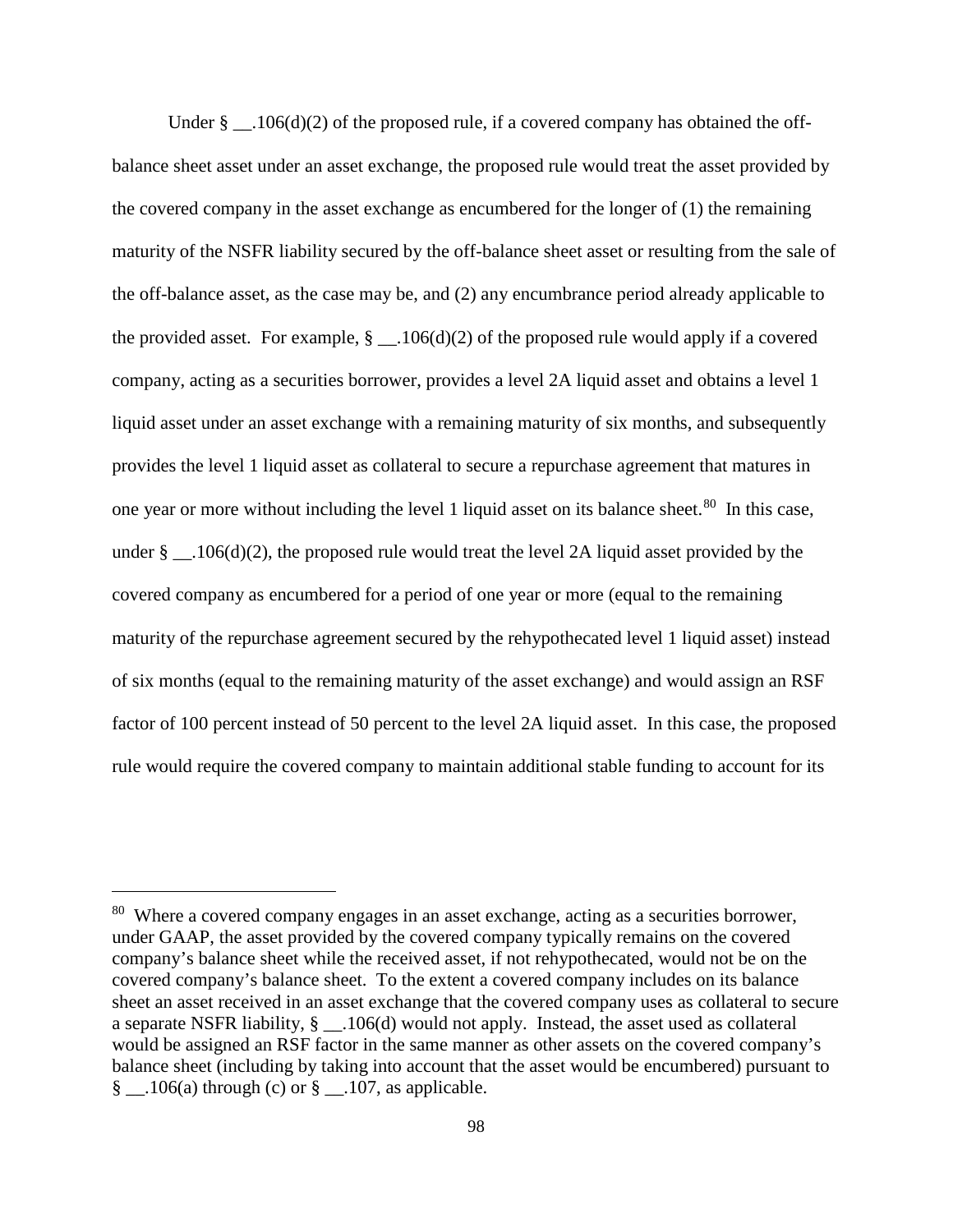Under § __.106(d)(2) of the proposed rule, if a covered company has obtained the off-balance sheet asset under an asset exchange, the proposed rule would treat the asset provided by the covered company in the asset exchange as encumbered for the longer of (1) the remaining maturity of the NSFR liability secured by the off-balance sheet asset or resulting from the sale of the off-balance asset, as the case may be, and (2) any encumbrance period already applicable to the provided asset. For example, § __.106(d)(2) of the proposed rule would apply if a covered company, acting as a securities borrower, provides a level 2A liquid asset and obtains a level 1 liquid asset under an asset exchange with a remaining maturity of six months, and subsequently provides the level 1 liquid asset as collateral to secure a repurchase agreement that matures in one year or more without including the level 1 liquid asset on its balance sheet.[80] In this case, under § __.106(d)(2), the proposed rule would treat the level 2A liquid asset provided by the covered company as encumbered for a period of one year or more (equal to the remaining maturity of the repurchase agreement secured by the rehypothecated level 1 liquid asset) instead of six months (equal to the remaining maturity of the asset exchange) and would assign an RSF factor of 100 percent instead of 50 percent to the level 2A liquid asset. In this case, the proposed rule would require the covered company to maintain additional stable funding to account for its

---

[80] Where a covered company engages in an asset exchange, acting as a securities borrower, under GAAP, the asset provided by the covered company typically remains on the covered company's balance sheet while the received asset, if not rehypothecated, would not be on the covered company's balance sheet. To the extent a covered company includes on its balance sheet an asset received in an asset exchange that the covered company uses as collateral to secure a separate NSFR liability, § __.106(d) would not apply. Instead, the asset used as collateral would be assigned an RSF factor in the same manner as other assets on the covered company's balance sheet (including by taking into account that the asset would be encumbered) pursuant to § __.106(a) through (c) or § __.107, as applicable.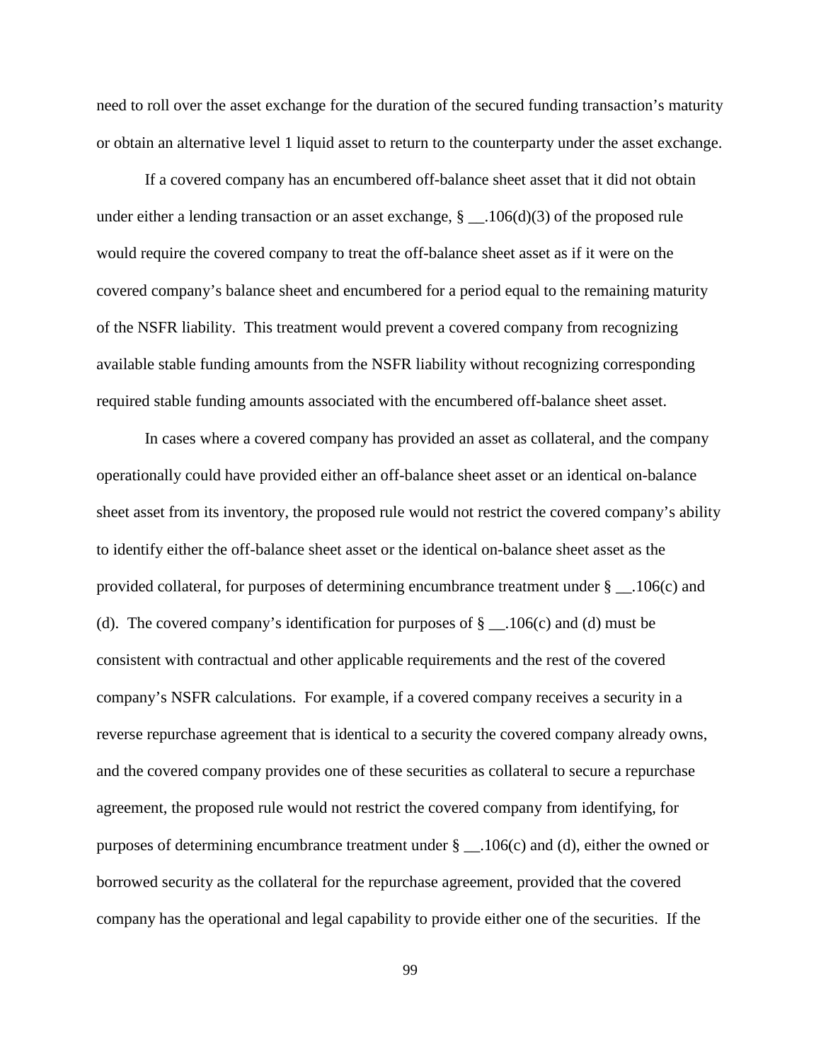need to roll over the asset exchange for the duration of the secured funding transaction's maturity or obtain an alternative level 1 liquid asset to return to the counterparty under the asset exchange.

If a covered company has an encumbered off-balance sheet asset that it did not obtain under either a lending transaction or an asset exchange, § __.106(d)(3) of the proposed rule would require the covered company to treat the off-balance sheet asset as if it were on the covered company's balance sheet and encumbered for a period equal to the remaining maturity of the NSFR liability. This treatment would prevent a covered company from recognizing available stable funding amounts from the NSFR liability without recognizing corresponding required stable funding amounts associated with the encumbered off-balance sheet asset.

In cases where a covered company has provided an asset as collateral, and the company operationally could have provided either an off-balance sheet asset or an identical on-balance sheet asset from its inventory, the proposed rule would not restrict the covered company's ability to identify either the off-balance sheet asset or the identical on-balance sheet asset as the provided collateral, for purposes of determining encumbrance treatment under § __.106(c) and (d). The covered company's identification for purposes of § __.106(c) and (d) must be consistent with contractual and other applicable requirements and the rest of the covered company's NSFR calculations. For example, if a covered company receives a security in a reverse repurchase agreement that is identical to a security the covered company already owns, and the covered company provides one of these securities as collateral to secure a repurchase agreement, the proposed rule would not restrict the covered company from identifying, for purposes of determining encumbrance treatment under § __.106(c) and (d), either the owned or borrowed security as the collateral for the repurchase agreement, provided that the covered company has the operational and legal capability to provide either one of the securities. If the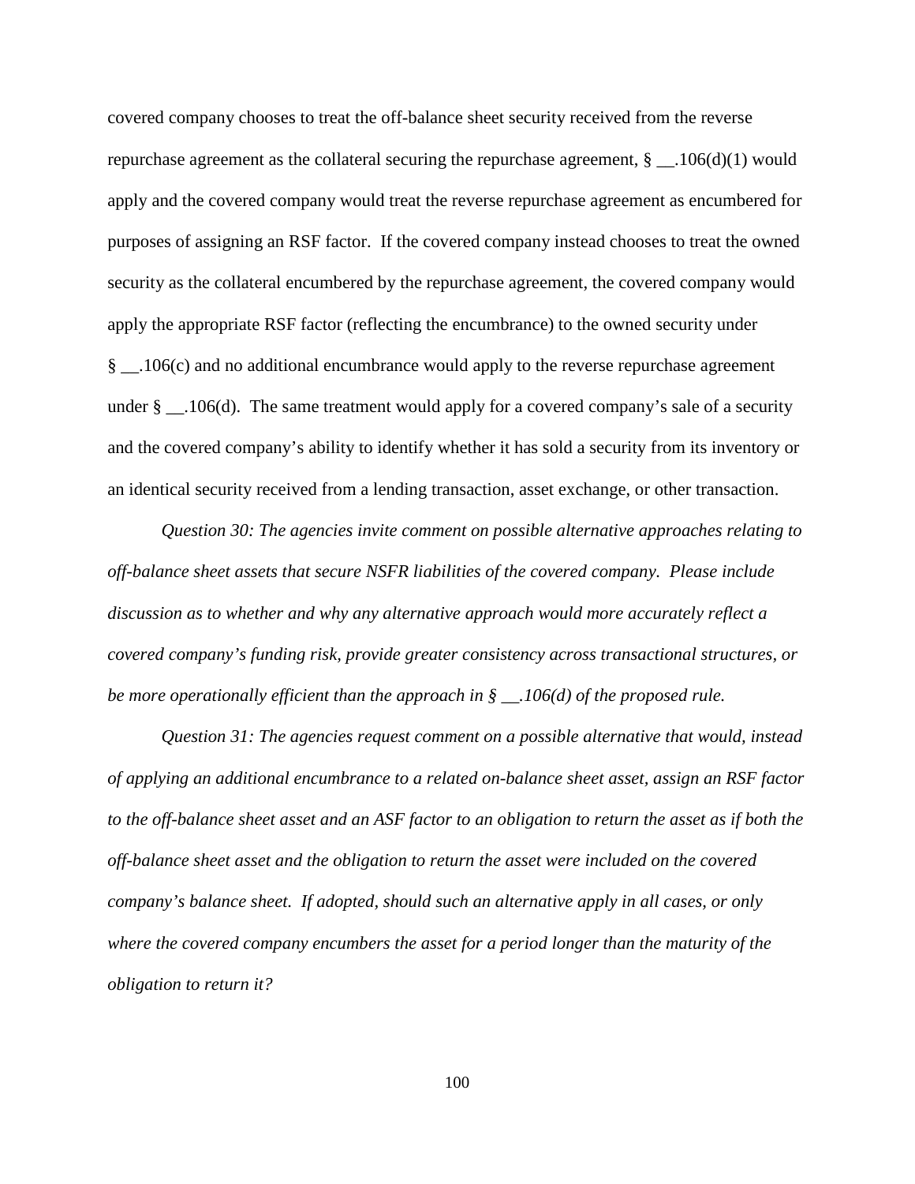covered company chooses to treat the off-balance sheet security received from the reverse repurchase agreement as the collateral securing the repurchase agreement, § __.106(d)(1) would apply and the covered company would treat the reverse repurchase agreement as encumbered for purposes of assigning an RSF factor. If the covered company instead chooses to treat the owned security as the collateral encumbered by the repurchase agreement, the covered company would apply the appropriate RSF factor (reflecting the encumbrance) to the owned security under § __.106(c) and no additional encumbrance would apply to the reverse repurchase agreement under § __.106(d). The same treatment would apply for a covered company's sale of a security and the covered company's ability to identify whether it has sold a security from its inventory or an identical security received from a lending transaction, asset exchange, or other transaction.

*Question 30: The agencies invite comment on possible alternative approaches relating to off-balance sheet assets that secure NSFR liabilities of the covered company. Please include discussion as to whether and why any alternative approach would more accurately reflect a covered company's funding risk, provide greater consistency across transactional structures, or be more operationally efficient than the approach in § __.106(d) of the proposed rule.*

*Question 31: The agencies request comment on a possible alternative that would, instead of applying an additional encumbrance to a related on-balance sheet asset, assign an RSF factor to the off-balance sheet asset and an ASF factor to an obligation to return the asset as if both the off-balance sheet asset and the obligation to return the asset were included on the covered company's balance sheet. If adopted, should such an alternative apply in all cases, or only where the covered company encumbers the asset for a period longer than the maturity of the obligation to return it?*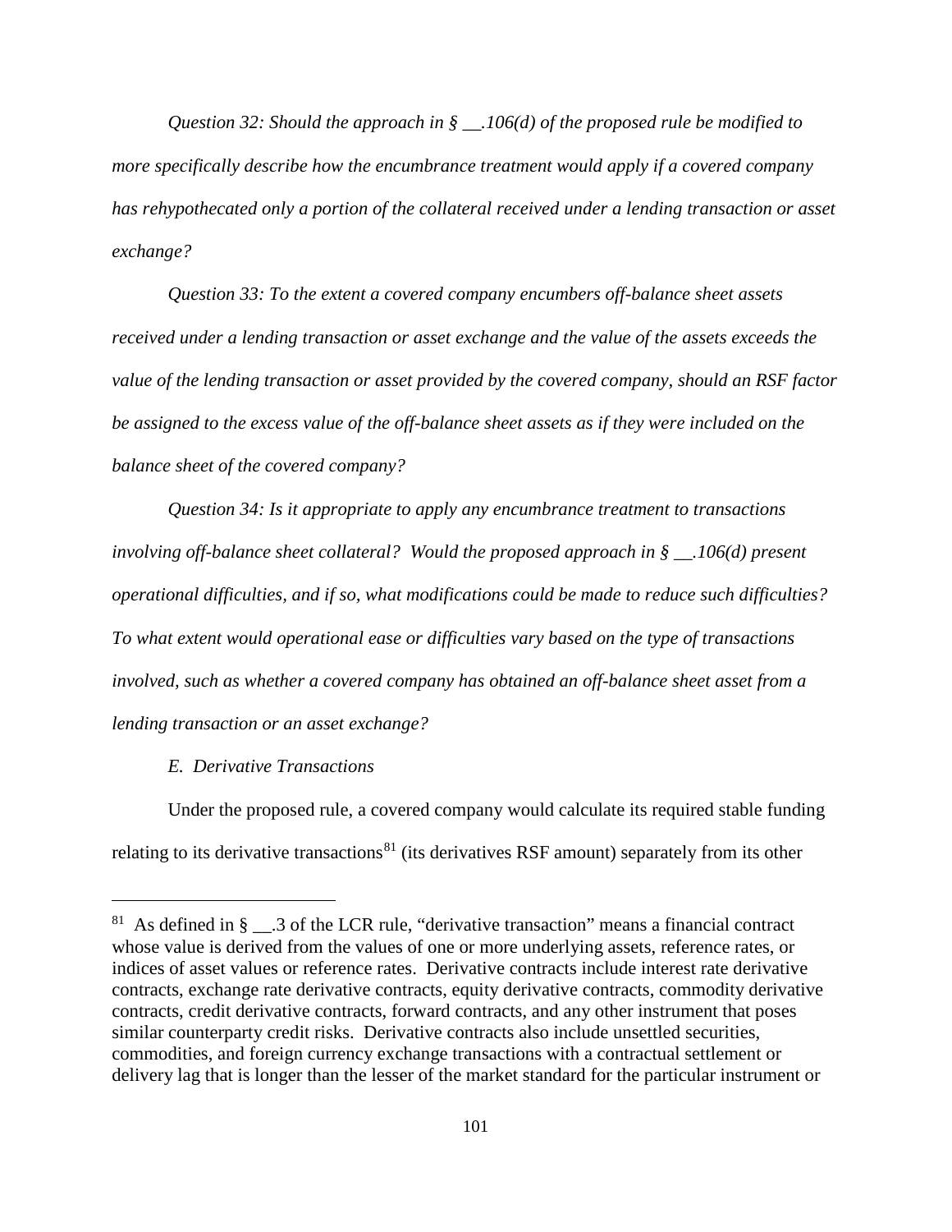*Question 32: Should the approach in § __.106(d) of the proposed rule be modified to more specifically describe how the encumbrance treatment would apply if a covered company has rehypothecated only a portion of the collateral received under a lending transaction or asset exchange?*

*Question 33: To the extent a covered company encumbers off-balance sheet assets received under a lending transaction or asset exchange and the value of the assets exceeds the value of the lending transaction or asset provided by the covered company, should an RSF factor be assigned to the excess value of the off-balance sheet assets as if they were included on the balance sheet of the covered company?*

*Question 34: Is it appropriate to apply any encumbrance treatment to transactions involving off-balance sheet collateral? Would the proposed approach in § __.106(d) present operational difficulties, and if so, what modifications could be made to reduce such difficulties? To what extent would operational ease or difficulties vary based on the type of transactions involved, such as whether a covered company has obtained an off-balance sheet asset from a lending transaction or an asset exchange?*

### *E. Derivative Transactions*

Under the proposed rule, a covered company would calculate its required stable funding relating to its derivative transactions[81] (its derivatives RSF amount) separately from its other

---

[81] As defined in § __.3 of the LCR rule, "derivative transaction" means a financial contract whose value is derived from the values of one or more underlying assets, reference rates, or indices of asset values or reference rates. Derivative contracts include interest rate derivative contracts, exchange rate derivative contracts, equity derivative contracts, commodity derivative contracts, credit derivative contracts, forward contracts, and any other instrument that poses similar counterparty credit risks. Derivative contracts also include unsettled securities, commodities, and foreign currency exchange transactions with a contractual settlement or delivery lag that is longer than the lesser of the market standard for the particular instrument or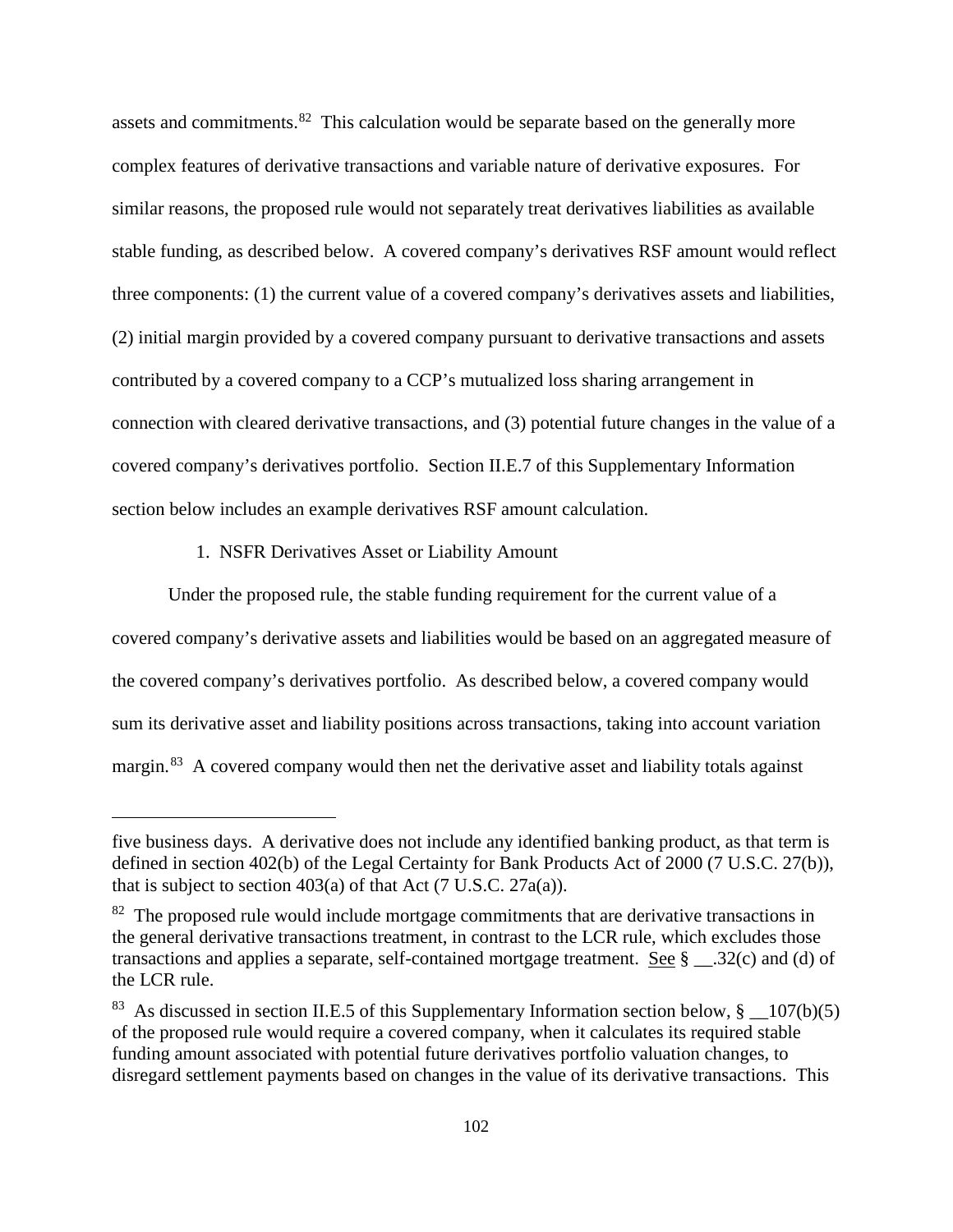assets and commitments.[82] This calculation would be separate based on the generally more complex features of derivative transactions and variable nature of derivative exposures. For similar reasons, the proposed rule would not separately treat derivatives liabilities as available stable funding, as described below. A covered company's derivatives RSF amount would reflect three components: (1) the current value of a covered company's derivatives assets and liabilities, (2) initial margin provided by a covered company pursuant to derivative transactions and assets contributed by a covered company to a CCP's mutualized loss sharing arrangement in connection with cleared derivative transactions, and (3) potential future changes in the value of a covered company's derivatives portfolio. Section II.E.7 of this Supplementary Information section below includes an example derivatives RSF amount calculation.

1. NSFR Derivatives Asset or Liability Amount

Under the proposed rule, the stable funding requirement for the current value of a covered company's derivative assets and liabilities would be based on an aggregated measure of the covered company's derivatives portfolio. As described below, a covered company would sum its derivative asset and liability positions across transactions, taking into account variation margin.[83] A covered company would then net the derivative asset and liability totals against

---

five business days. A derivative does not include any identified banking product, as that term is defined in section 402(b) of the Legal Certainty for Bank Products Act of 2000 (7 U.S.C. 27(b)), that is subject to section 403(a) of that Act (7 U.S.C. 27a(a)).

[82] The proposed rule would include mortgage commitments that are derivative transactions in the general derivative transactions treatment, in contrast to the LCR rule, which excludes those transactions and applies a separate, self-contained mortgage treatment. See § __.32(c) and (d) of the LCR rule.

[83] As discussed in section II.E.5 of this Supplementary Information section below, § __107(b)(5) of the proposed rule would require a covered company, when it calculates its required stable funding amount associated with potential future derivatives portfolio valuation changes, to disregard settlement payments based on changes in the value of its derivative transactions. This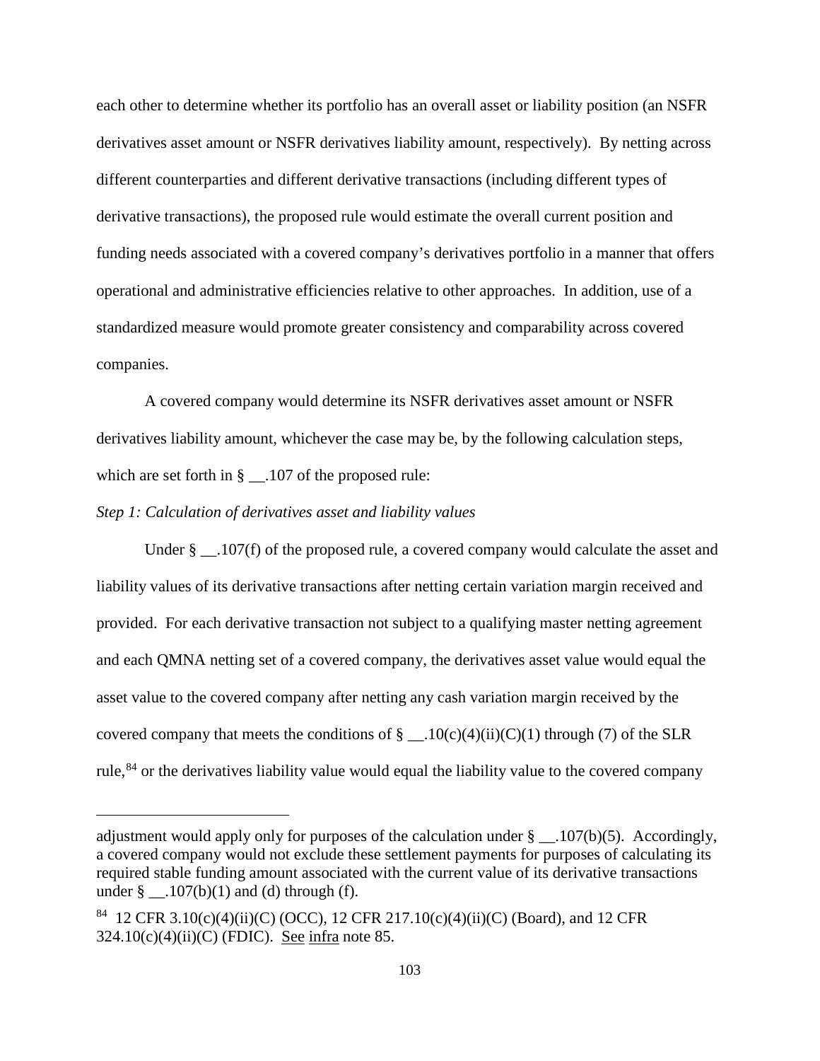each other to determine whether its portfolio has an overall asset or liability position (an NSFR derivatives asset amount or NSFR derivatives liability amount, respectively). By netting across different counterparties and different derivative transactions (including different types of derivative transactions), the proposed rule would estimate the overall current position and funding needs associated with a covered company's derivatives portfolio in a manner that offers operational and administrative efficiencies relative to other approaches. In addition, use of a standardized measure would promote greater consistency and comparability across covered companies.

A covered company would determine its NSFR derivatives asset amount or NSFR derivatives liability amount, whichever the case may be, by the following calculation steps, which are set forth in § __.107 of the proposed rule:

*Step 1: Calculation of derivatives asset and liability values*

Under § __.107(f) of the proposed rule, a covered company would calculate the asset and liability values of its derivative transactions after netting certain variation margin received and provided. For each derivative transaction not subject to a qualifying master netting agreement and each QMNA netting set of a covered company, the derivatives asset value would equal the asset value to the covered company after netting any cash variation margin received by the covered company that meets the conditions of § __.10(c)(4)(ii)(C)(1) through (7) of the SLR rule,[84] or the derivatives liability value would equal the liability value to the covered company

---

adjustment would apply only for purposes of the calculation under § __.107(b)(5). Accordingly, a covered company would not exclude these settlement payments for purposes of calculating its required stable funding amount associated with the current value of its derivative transactions under § __.107(b)(1) and (d) through (f).

[84] 12 CFR 3.10(c)(4)(ii)(C) (OCC), 12 CFR 217.10(c)(4)(ii)(C) (Board), and 12 CFR 324.10(c)(4)(ii)(C) (FDIC). See infra note 85.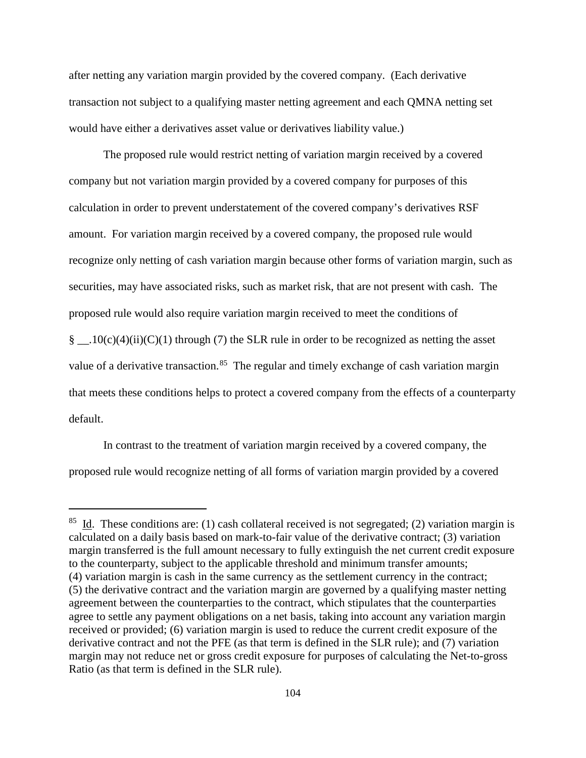after netting any variation margin provided by the covered company. (Each derivative transaction not subject to a qualifying master netting agreement and each QMNA netting set would have either a derivatives asset value or derivatives liability value.)

The proposed rule would restrict netting of variation margin received by a covered company but not variation margin provided by a covered company for purposes of this calculation in order to prevent understatement of the covered company's derivatives RSF amount. For variation margin received by a covered company, the proposed rule would recognize only netting of cash variation margin because other forms of variation margin, such as securities, may have associated risks, such as market risk, that are not present with cash. The proposed rule would also require variation margin received to meet the conditions of § __.10(c)(4)(ii)(C)(1) through (7) the SLR rule in order to be recognized as netting the asset value of a derivative transaction.[85] The regular and timely exchange of cash variation margin that meets these conditions helps to protect a covered company from the effects of a counterparty default.

In contrast to the treatment of variation margin received by a covered company, the proposed rule would recognize netting of all forms of variation margin provided by a covered

---

[85] Id. These conditions are: (1) cash collateral received is not segregated; (2) variation margin is calculated on a daily basis based on mark-to-fair value of the derivative contract; (3) variation margin transferred is the full amount necessary to fully extinguish the net current credit exposure to the counterparty, subject to the applicable threshold and minimum transfer amounts; (4) variation margin is cash in the same currency as the settlement currency in the contract; (5) the derivative contract and the variation margin are governed by a qualifying master netting agreement between the counterparties to the contract, which stipulates that the counterparties agree to settle any payment obligations on a net basis, taking into account any variation margin received or provided; (6) variation margin is used to reduce the current credit exposure of the derivative contract and not the PFE (as that term is defined in the SLR rule); and (7) variation margin may not reduce net or gross credit exposure for purposes of calculating the Net-to-gross Ratio (as that term is defined in the SLR rule).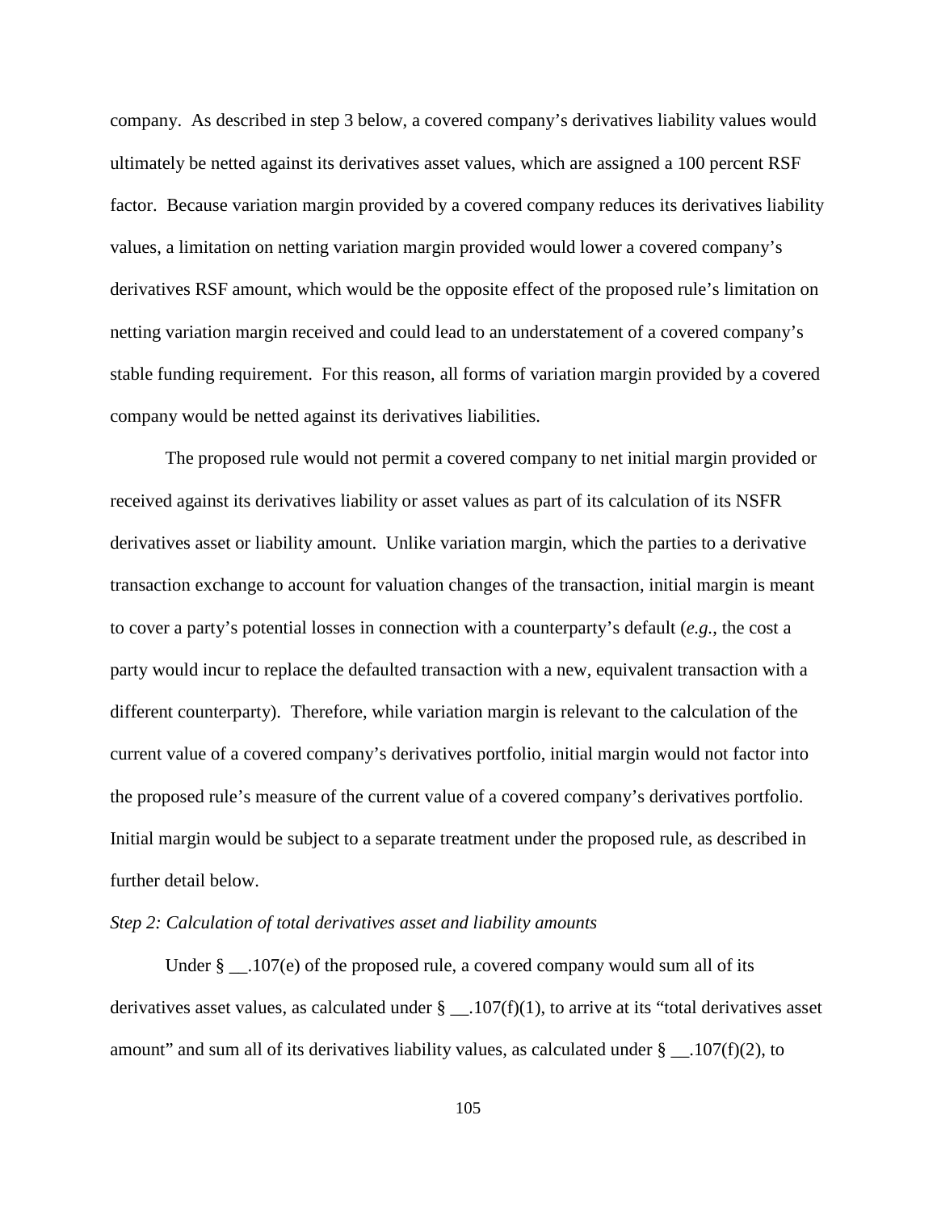company. As described in step 3 below, a covered company's derivatives liability values would ultimately be netted against its derivatives asset values, which are assigned a 100 percent RSF factor. Because variation margin provided by a covered company reduces its derivatives liability values, a limitation on netting variation margin provided would lower a covered company's derivatives RSF amount, which would be the opposite effect of the proposed rule's limitation on netting variation margin received and could lead to an understatement of a covered company's stable funding requirement. For this reason, all forms of variation margin provided by a covered company would be netted against its derivatives liabilities.

The proposed rule would not permit a covered company to net initial margin provided or received against its derivatives liability or asset values as part of its calculation of its NSFR derivatives asset or liability amount. Unlike variation margin, which the parties to a derivative transaction exchange to account for valuation changes of the transaction, initial margin is meant to cover a party's potential losses in connection with a counterparty's default (*e.g.*, the cost a party would incur to replace the defaulted transaction with a new, equivalent transaction with a different counterparty). Therefore, while variation margin is relevant to the calculation of the current value of a covered company's derivatives portfolio, initial margin would not factor into the proposed rule's measure of the current value of a covered company's derivatives portfolio. Initial margin would be subject to a separate treatment under the proposed rule, as described in further detail below.

*Step 2: Calculation of total derivatives asset and liability amounts*

Under § __.107(e) of the proposed rule, a covered company would sum all of its derivatives asset values, as calculated under § __.107(f)(1), to arrive at its "total derivatives asset amount" and sum all of its derivatives liability values, as calculated under § __.107(f)(2), to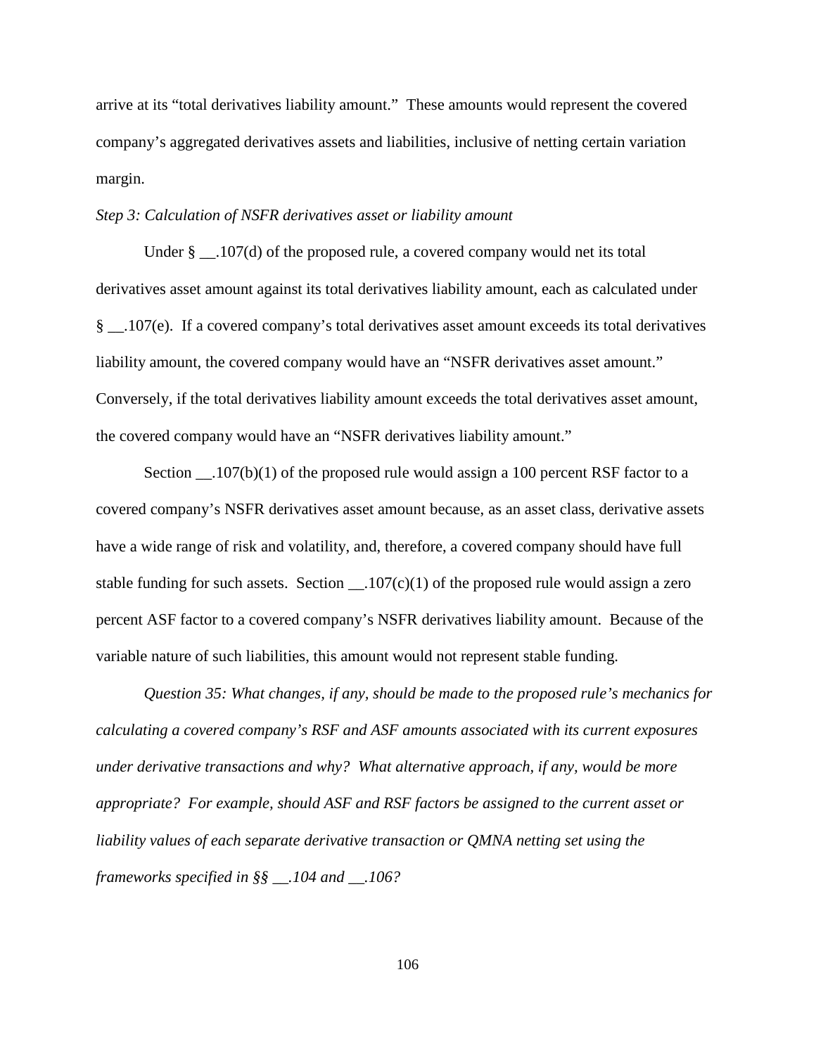arrive at its "total derivatives liability amount." These amounts would represent the covered company's aggregated derivatives assets and liabilities, inclusive of netting certain variation margin.

*Step 3: Calculation of NSFR derivatives asset or liability amount*

Under § __.107(d) of the proposed rule, a covered company would net its total derivatives asset amount against its total derivatives liability amount, each as calculated under § __.107(e). If a covered company's total derivatives asset amount exceeds its total derivatives liability amount, the covered company would have an "NSFR derivatives asset amount." Conversely, if the total derivatives liability amount exceeds the total derivatives asset amount, the covered company would have an "NSFR derivatives liability amount."

Section __.107(b)(1) of the proposed rule would assign a 100 percent RSF factor to a covered company's NSFR derivatives asset amount because, as an asset class, derivative assets have a wide range of risk and volatility, and, therefore, a covered company should have full stable funding for such assets. Section __.107(c)(1) of the proposed rule would assign a zero percent ASF factor to a covered company's NSFR derivatives liability amount. Because of the variable nature of such liabilities, this amount would not represent stable funding.

*Question 35: What changes, if any, should be made to the proposed rule's mechanics for calculating a covered company's RSF and ASF amounts associated with its current exposures under derivative transactions and why? What alternative approach, if any, would be more appropriate? For example, should ASF and RSF factors be assigned to the current asset or liability values of each separate derivative transaction or QMNA netting set using the frameworks specified in §§ __.104 and __.106?*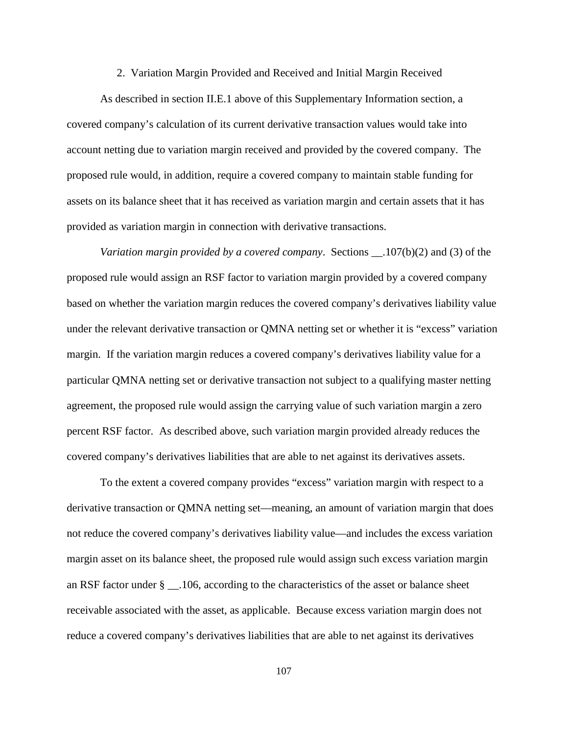## 2. Variation Margin Provided and Received and Initial Margin Received

As described in section II.E.1 above of this Supplementary Information section, a covered company's calculation of its current derivative transaction values would take into account netting due to variation margin received and provided by the covered company. The proposed rule would, in addition, require a covered company to maintain stable funding for assets on its balance sheet that it has received as variation margin and certain assets that it has provided as variation margin in connection with derivative transactions.

*Variation margin provided by a covered company*. Sections __.107(b)(2) and (3) of the proposed rule would assign an RSF factor to variation margin provided by a covered company based on whether the variation margin reduces the covered company's derivatives liability value under the relevant derivative transaction or QMNA netting set or whether it is "excess" variation margin. If the variation margin reduces a covered company's derivatives liability value for a particular QMNA netting set or derivative transaction not subject to a qualifying master netting agreement, the proposed rule would assign the carrying value of such variation margin a zero percent RSF factor. As described above, such variation margin provided already reduces the covered company's derivatives liabilities that are able to net against its derivatives assets.

To the extent a covered company provides "excess" variation margin with respect to a derivative transaction or QMNA netting set—meaning, an amount of variation margin that does not reduce the covered company's derivatives liability value—and includes the excess variation margin asset on its balance sheet, the proposed rule would assign such excess variation margin an RSF factor under § __.106, according to the characteristics of the asset or balance sheet receivable associated with the asset, as applicable. Because excess variation margin does not reduce a covered company's derivatives liabilities that are able to net against its derivatives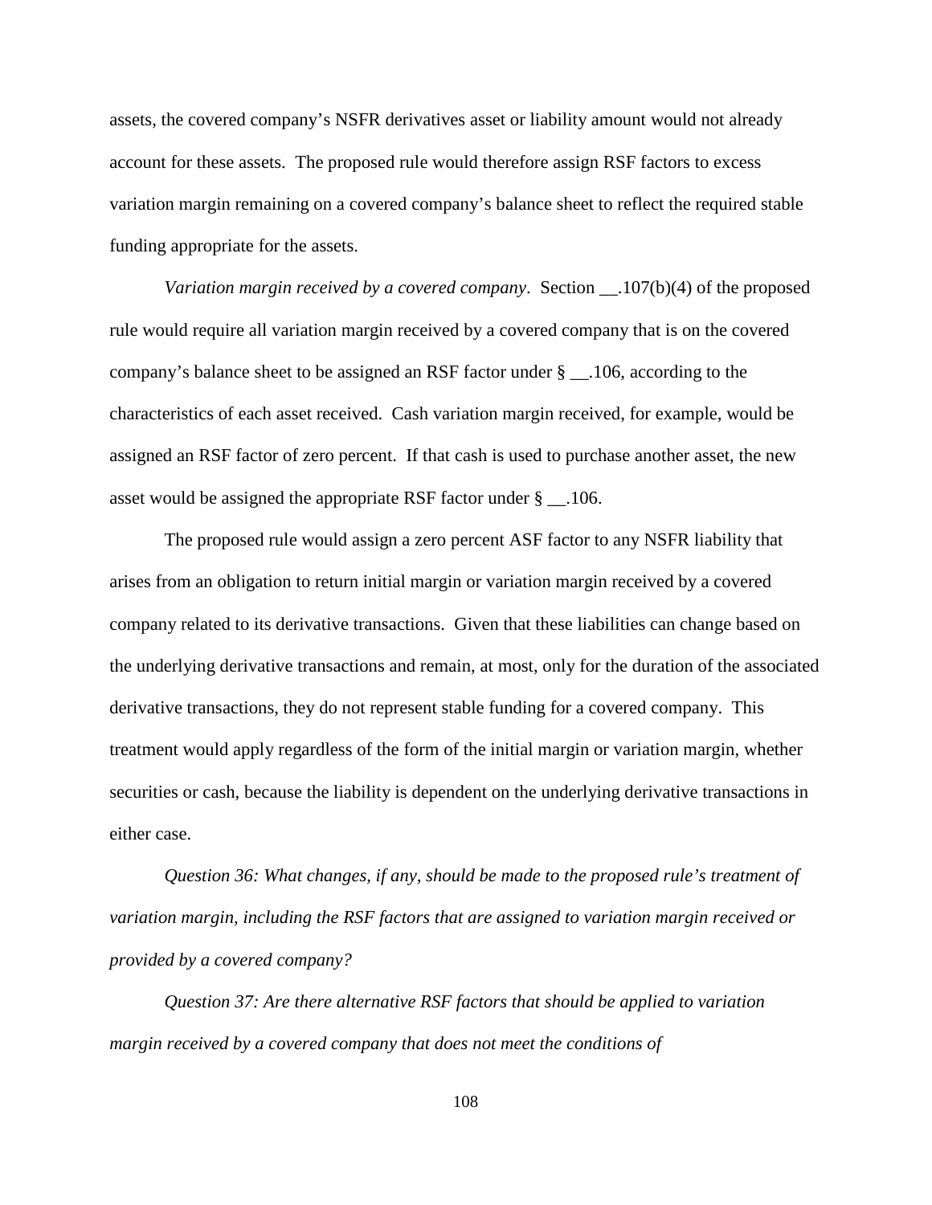assets, the covered company's NSFR derivatives asset or liability amount would not already account for these assets. The proposed rule would therefore assign RSF factors to excess variation margin remaining on a covered company's balance sheet to reflect the required stable funding appropriate for the assets.

*Variation margin received by a covered company*. Section __.107(b)(4) of the proposed rule would require all variation margin received by a covered company that is on the covered company's balance sheet to be assigned an RSF factor under § __.106, according to the characteristics of each asset received. Cash variation margin received, for example, would be assigned an RSF factor of zero percent. If that cash is used to purchase another asset, the new asset would be assigned the appropriate RSF factor under § __.106.

The proposed rule would assign a zero percent ASF factor to any NSFR liability that arises from an obligation to return initial margin or variation margin received by a covered company related to its derivative transactions. Given that these liabilities can change based on the underlying derivative transactions and remain, at most, only for the duration of the associated derivative transactions, they do not represent stable funding for a covered company. This treatment would apply regardless of the form of the initial margin or variation margin, whether securities or cash, because the liability is dependent on the underlying derivative transactions in either case.

*Question 36: What changes, if any, should be made to the proposed rule's treatment of variation margin, including the RSF factors that are assigned to variation margin received or provided by a covered company?*

*Question 37: Are there alternative RSF factors that should be applied to variation margin received by a covered company that does not meet the conditions of*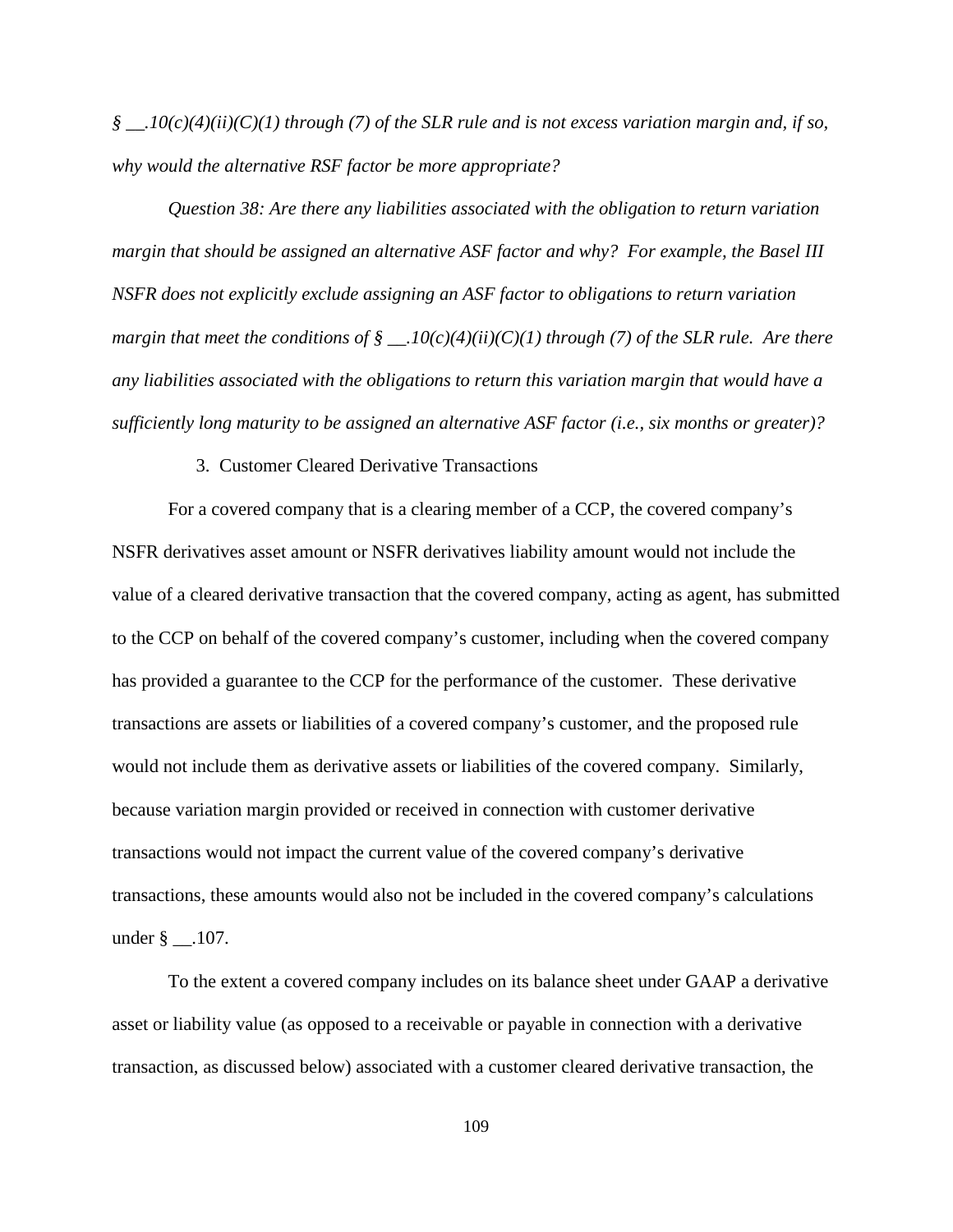*§ __.10(c)(4)(ii)(C)(1) through (7) of the SLR rule and is not excess variation margin and, if so, why would the alternative RSF factor be more appropriate?*

*Question 38: Are there any liabilities associated with the obligation to return variation margin that should be assigned an alternative ASF factor and why? For example, the Basel III NSFR does not explicitly exclude assigning an ASF factor to obligations to return variation margin that meet the conditions of § __.10(c)(4)(ii)(C)(1) through (7) of the SLR rule. Are there any liabilities associated with the obligations to return this variation margin that would have a sufficiently long maturity to be assigned an alternative ASF factor (i.e., six months or greater)?*

3. Customer Cleared Derivative Transactions

For a covered company that is a clearing member of a CCP, the covered company's NSFR derivatives asset amount or NSFR derivatives liability amount would not include the value of a cleared derivative transaction that the covered company, acting as agent, has submitted to the CCP on behalf of the covered company's customer, including when the covered company has provided a guarantee to the CCP for the performance of the customer. These derivative transactions are assets or liabilities of a covered company's customer, and the proposed rule would not include them as derivative assets or liabilities of the covered company. Similarly, because variation margin provided or received in connection with customer derivative transactions would not impact the current value of the covered company's derivative transactions, these amounts would also not be included in the covered company's calculations under § __.107.

To the extent a covered company includes on its balance sheet under GAAP a derivative asset or liability value (as opposed to a receivable or payable in connection with a derivative transaction, as discussed below) associated with a customer cleared derivative transaction, the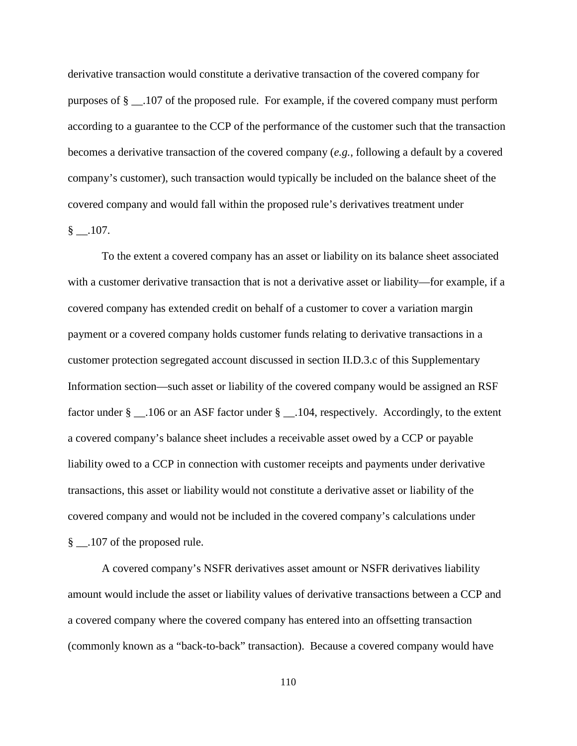derivative transaction would constitute a derivative transaction of the covered company for purposes of § __.107 of the proposed rule. For example, if the covered company must perform according to a guarantee to the CCP of the performance of the customer such that the transaction becomes a derivative transaction of the covered company (*e.g.*, following a default by a covered company's customer), such transaction would typically be included on the balance sheet of the covered company and would fall within the proposed rule's derivatives treatment under § __.107.

To the extent a covered company has an asset or liability on its balance sheet associated with a customer derivative transaction that is not a derivative asset or liability—for example, if a covered company has extended credit on behalf of a customer to cover a variation margin payment or a covered company holds customer funds relating to derivative transactions in a customer protection segregated account discussed in section II.D.3.c of this Supplementary Information section—such asset or liability of the covered company would be assigned an RSF factor under § __.106 or an ASF factor under § __.104, respectively. Accordingly, to the extent a covered company's balance sheet includes a receivable asset owed by a CCP or payable liability owed to a CCP in connection with customer receipts and payments under derivative transactions, this asset or liability would not constitute a derivative asset or liability of the covered company and would not be included in the covered company's calculations under § __.107 of the proposed rule.

A covered company's NSFR derivatives asset amount or NSFR derivatives liability amount would include the asset or liability values of derivative transactions between a CCP and a covered company where the covered company has entered into an offsetting transaction (commonly known as a "back-to-back" transaction). Because a covered company would have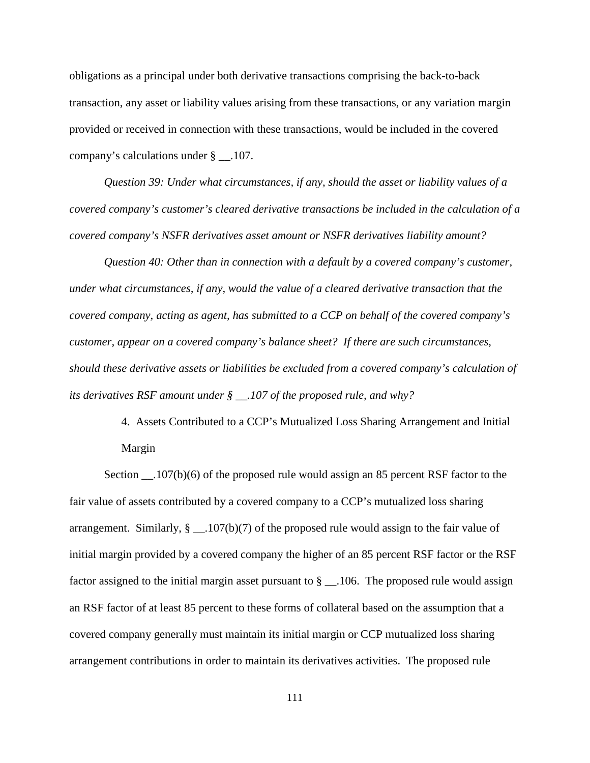obligations as a principal under both derivative transactions comprising the back-to-back transaction, any asset or liability values arising from these transactions, or any variation margin provided or received in connection with these transactions, would be included in the covered company's calculations under § __.107.

*Question 39: Under what circumstances, if any, should the asset or liability values of a covered company's customer's cleared derivative transactions be included in the calculation of a covered company's NSFR derivatives asset amount or NSFR derivatives liability amount?*

*Question 40: Other than in connection with a default by a covered company's customer, under what circumstances, if any, would the value of a cleared derivative transaction that the covered company, acting as agent, has submitted to a CCP on behalf of the covered company's customer, appear on a covered company's balance sheet? If there are such circumstances, should these derivative assets or liabilities be excluded from a covered company's calculation of its derivatives RSF amount under § __.107 of the proposed rule, and why?*

4. Assets Contributed to a CCP's Mutualized Loss Sharing Arrangement and Initial Margin

Section __.107(b)(6) of the proposed rule would assign an 85 percent RSF factor to the fair value of assets contributed by a covered company to a CCP's mutualized loss sharing arrangement. Similarly, § __.107(b)(7) of the proposed rule would assign to the fair value of initial margin provided by a covered company the higher of an 85 percent RSF factor or the RSF factor assigned to the initial margin asset pursuant to § __.106. The proposed rule would assign an RSF factor of at least 85 percent to these forms of collateral based on the assumption that a covered company generally must maintain its initial margin or CCP mutualized loss sharing arrangement contributions in order to maintain its derivatives activities. The proposed rule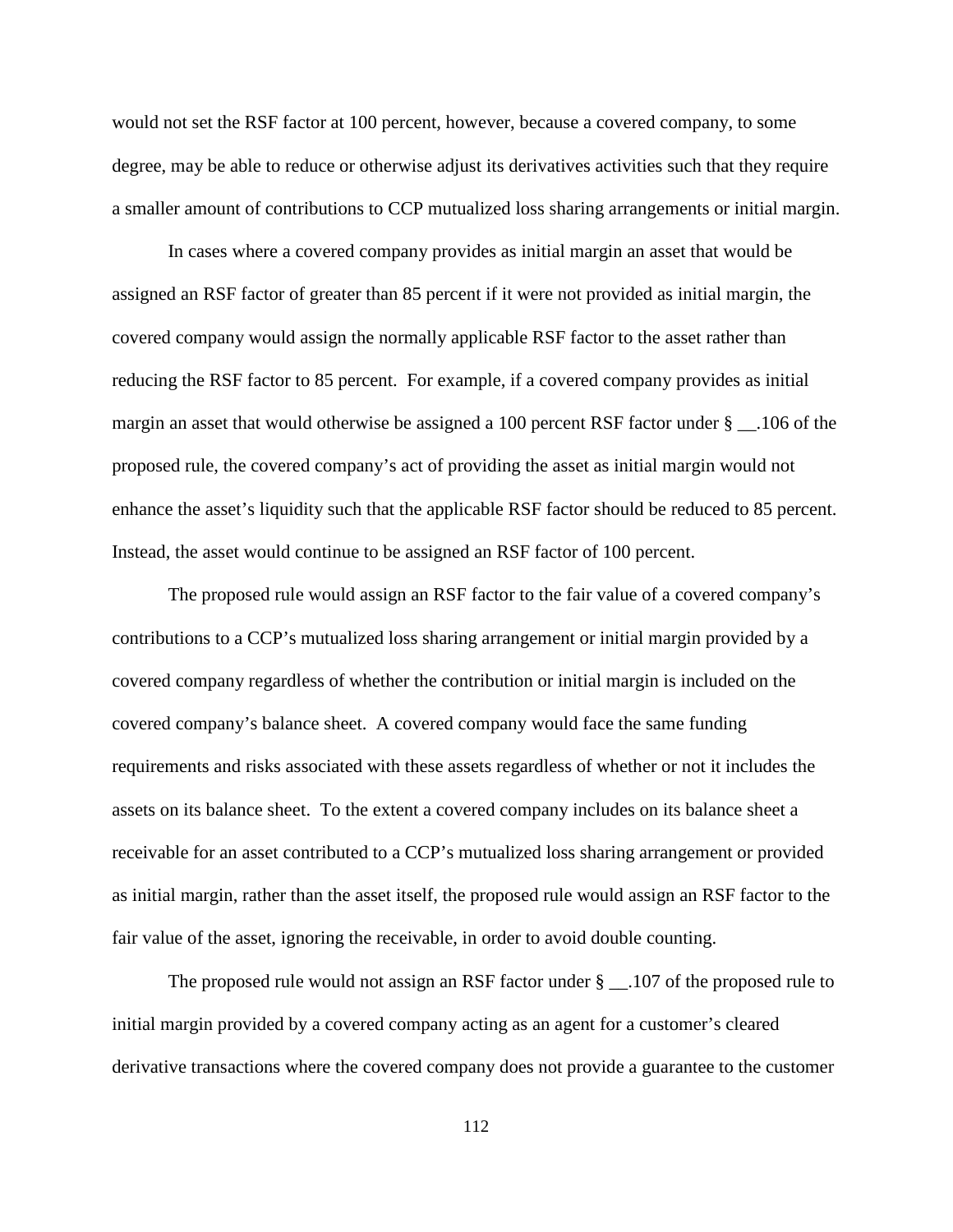would not set the RSF factor at 100 percent, however, because a covered company, to some degree, may be able to reduce or otherwise adjust its derivatives activities such that they require a smaller amount of contributions to CCP mutualized loss sharing arrangements or initial margin.

In cases where a covered company provides as initial margin an asset that would be assigned an RSF factor of greater than 85 percent if it were not provided as initial margin, the covered company would assign the normally applicable RSF factor to the asset rather than reducing the RSF factor to 85 percent. For example, if a covered company provides as initial margin an asset that would otherwise be assigned a 100 percent RSF factor under § __.106 of the proposed rule, the covered company's act of providing the asset as initial margin would not enhance the asset's liquidity such that the applicable RSF factor should be reduced to 85 percent. Instead, the asset would continue to be assigned an RSF factor of 100 percent.

The proposed rule would assign an RSF factor to the fair value of a covered company's contributions to a CCP's mutualized loss sharing arrangement or initial margin provided by a covered company regardless of whether the contribution or initial margin is included on the covered company's balance sheet. A covered company would face the same funding requirements and risks associated with these assets regardless of whether or not it includes the assets on its balance sheet. To the extent a covered company includes on its balance sheet a receivable for an asset contributed to a CCP's mutualized loss sharing arrangement or provided as initial margin, rather than the asset itself, the proposed rule would assign an RSF factor to the fair value of the asset, ignoring the receivable, in order to avoid double counting.

The proposed rule would not assign an RSF factor under § __.107 of the proposed rule to initial margin provided by a covered company acting as an agent for a customer's cleared derivative transactions where the covered company does not provide a guarantee to the customer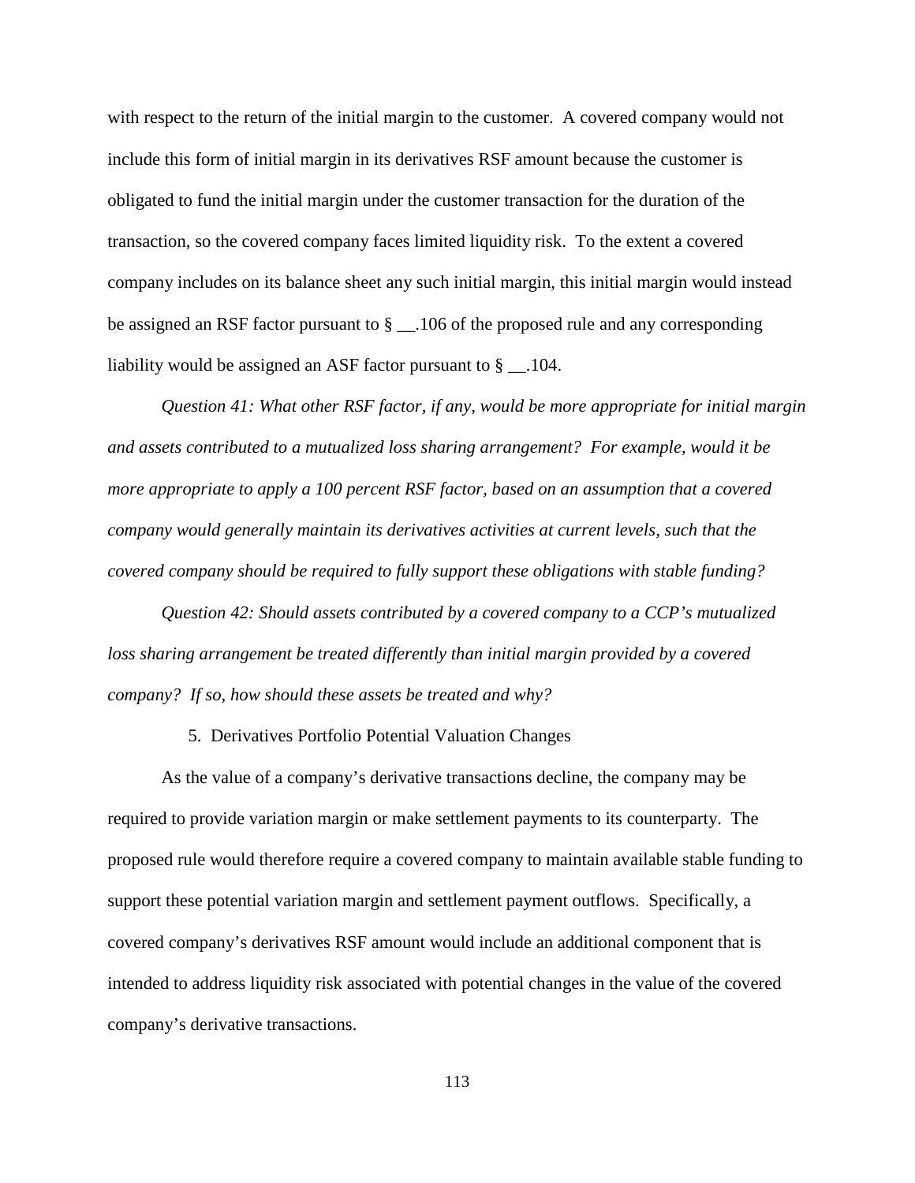with respect to the return of the initial margin to the customer. A covered company would not include this form of initial margin in its derivatives RSF amount because the customer is obligated to fund the initial margin under the customer transaction for the duration of the transaction, so the covered company faces limited liquidity risk. To the extent a covered company includes on its balance sheet any such initial margin, this initial margin would instead be assigned an RSF factor pursuant to § __.106 of the proposed rule and any corresponding liability would be assigned an ASF factor pursuant to § __.104.

*Question 41: What other RSF factor, if any, would be more appropriate for initial margin and assets contributed to a mutualized loss sharing arrangement? For example, would it be more appropriate to apply a 100 percent RSF factor, based on an assumption that a covered company would generally maintain its derivatives activities at current levels, such that the covered company should be required to fully support these obligations with stable funding?*

*Question 42: Should assets contributed by a covered company to a CCP's mutualized loss sharing arrangement be treated differently than initial margin provided by a covered company? If so, how should these assets be treated and why?*

5. Derivatives Portfolio Potential Valuation Changes

As the value of a company's derivative transactions decline, the company may be required to provide variation margin or make settlement payments to its counterparty. The proposed rule would therefore require a covered company to maintain available stable funding to support these potential variation margin and settlement payment outflows. Specifically, a covered company's derivatives RSF amount would include an additional component that is intended to address liquidity risk associated with potential changes in the value of the covered company's derivative transactions.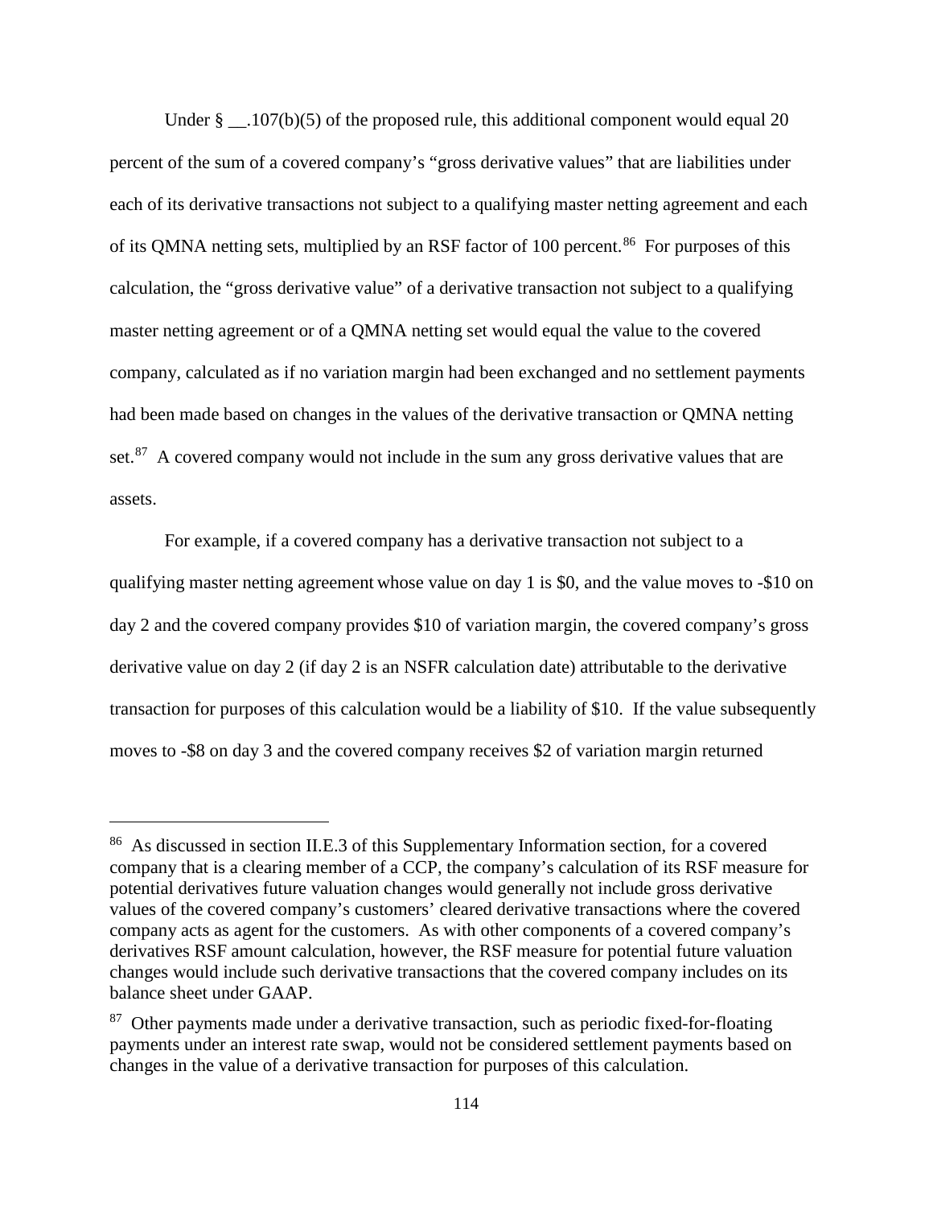Under § __.107(b)(5) of the proposed rule, this additional component would equal 20 percent of the sum of a covered company's "gross derivative values" that are liabilities under each of its derivative transactions not subject to a qualifying master netting agreement and each of its QMNA netting sets, multiplied by an RSF factor of 100 percent.[86] For purposes of this calculation, the "gross derivative value" of a derivative transaction not subject to a qualifying master netting agreement or of a QMNA netting set would equal the value to the covered company, calculated as if no variation margin had been exchanged and no settlement payments had been made based on changes in the values of the derivative transaction or QMNA netting set.[87] A covered company would not include in the sum any gross derivative values that are assets.

For example, if a covered company has a derivative transaction not subject to a qualifying master netting agreement whose value on day 1 is $0, and the value moves to -$10 on day 2 and the covered company provides $10 of variation margin, the covered company's gross derivative value on day 2 (if day 2 is an NSFR calculation date) attributable to the derivative transaction for purposes of this calculation would be a liability of $10. If the value subsequently moves to -$8 on day 3 and the covered company receives $2 of variation margin returned

---

[86] As discussed in section II.E.3 of this Supplementary Information section, for a covered company that is a clearing member of a CCP, the company's calculation of its RSF measure for potential derivatives future valuation changes would generally not include gross derivative values of the covered company's customers' cleared derivative transactions where the covered company acts as agent for the customers. As with other components of a covered company's derivatives RSF amount calculation, however, the RSF measure for potential future valuation changes would include such derivative transactions that the covered company includes on its balance sheet under GAAP.

[87] Other payments made under a derivative transaction, such as periodic fixed-for-floating payments under an interest rate swap, would not be considered settlement payments based on changes in the value of a derivative transaction for purposes of this calculation.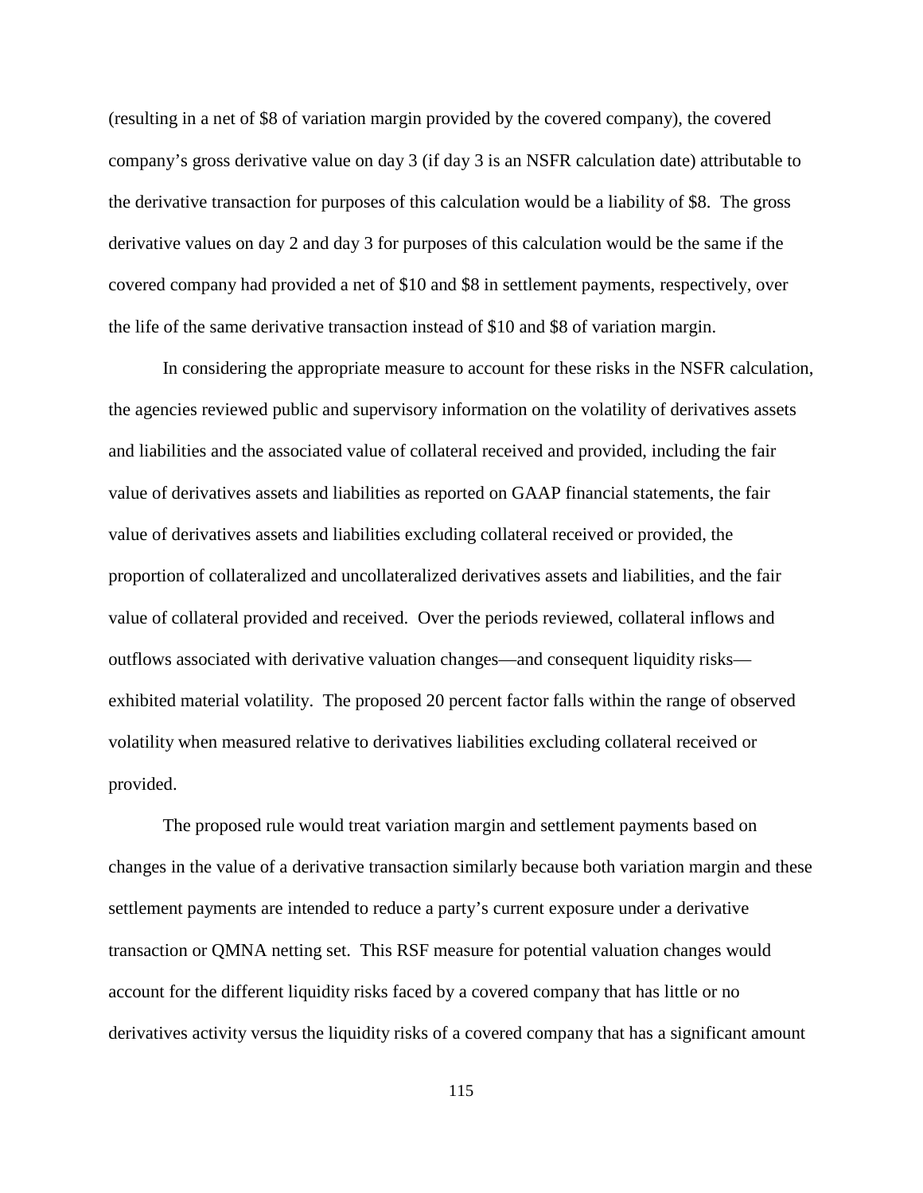(resulting in a net of $8 of variation margin provided by the covered company), the covered company's gross derivative value on day 3 (if day 3 is an NSFR calculation date) attributable to the derivative transaction for purposes of this calculation would be a liability of $8. The gross derivative values on day 2 and day 3 for purposes of this calculation would be the same if the covered company had provided a net of $10 and $8 in settlement payments, respectively, over the life of the same derivative transaction instead of $10 and $8 of variation margin.

In considering the appropriate measure to account for these risks in the NSFR calculation, the agencies reviewed public and supervisory information on the volatility of derivatives assets and liabilities and the associated value of collateral received and provided, including the fair value of derivatives assets and liabilities as reported on GAAP financial statements, the fair value of derivatives assets and liabilities excluding collateral received or provided, the proportion of collateralized and uncollateralized derivatives assets and liabilities, and the fair value of collateral provided and received. Over the periods reviewed, collateral inflows and outflows associated with derivative valuation changes—and consequent liquidity risks—exhibited material volatility. The proposed 20 percent factor falls within the range of observed volatility when measured relative to derivatives liabilities excluding collateral received or provided.

The proposed rule would treat variation margin and settlement payments based on changes in the value of a derivative transaction similarly because both variation margin and these settlement payments are intended to reduce a party's current exposure under a derivative transaction or QMNA netting set. This RSF measure for potential valuation changes would account for the different liquidity risks faced by a covered company that has little or no derivatives activity versus the liquidity risks of a covered company that has a significant amount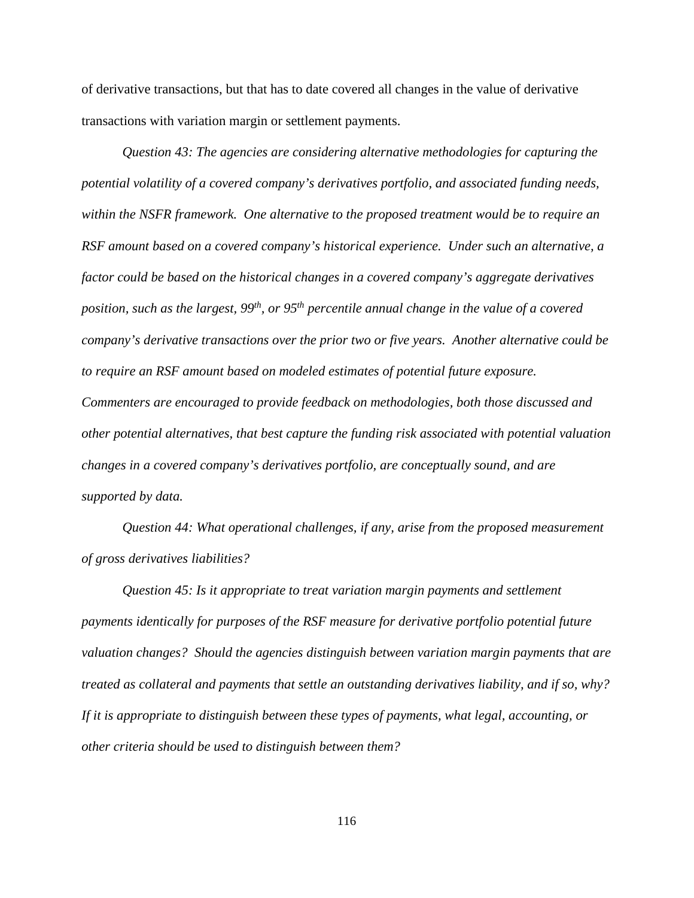of derivative transactions, but that has to date covered all changes in the value of derivative transactions with variation margin or settlement payments.

*Question 43: The agencies are considering alternative methodologies for capturing the potential volatility of a covered company's derivatives portfolio, and associated funding needs, within the NSFR framework. One alternative to the proposed treatment would be to require an RSF amount based on a covered company's historical experience. Under such an alternative, a factor could be based on the historical changes in a covered company's aggregate derivatives position, such as the largest, 99th, or 95th percentile annual change in the value of a covered company's derivative transactions over the prior two or five years. Another alternative could be to require an RSF amount based on modeled estimates of potential future exposure. Commenters are encouraged to provide feedback on methodologies, both those discussed and other potential alternatives, that best capture the funding risk associated with potential valuation changes in a covered company's derivatives portfolio, are conceptually sound, and are supported by data.*

*Question 44: What operational challenges, if any, arise from the proposed measurement of gross derivatives liabilities?*

*Question 45: Is it appropriate to treat variation margin payments and settlement payments identically for purposes of the RSF measure for derivative portfolio potential future valuation changes? Should the agencies distinguish between variation margin payments that are treated as collateral and payments that settle an outstanding derivatives liability, and if so, why? If it is appropriate to distinguish between these types of payments, what legal, accounting, or other criteria should be used to distinguish between them?*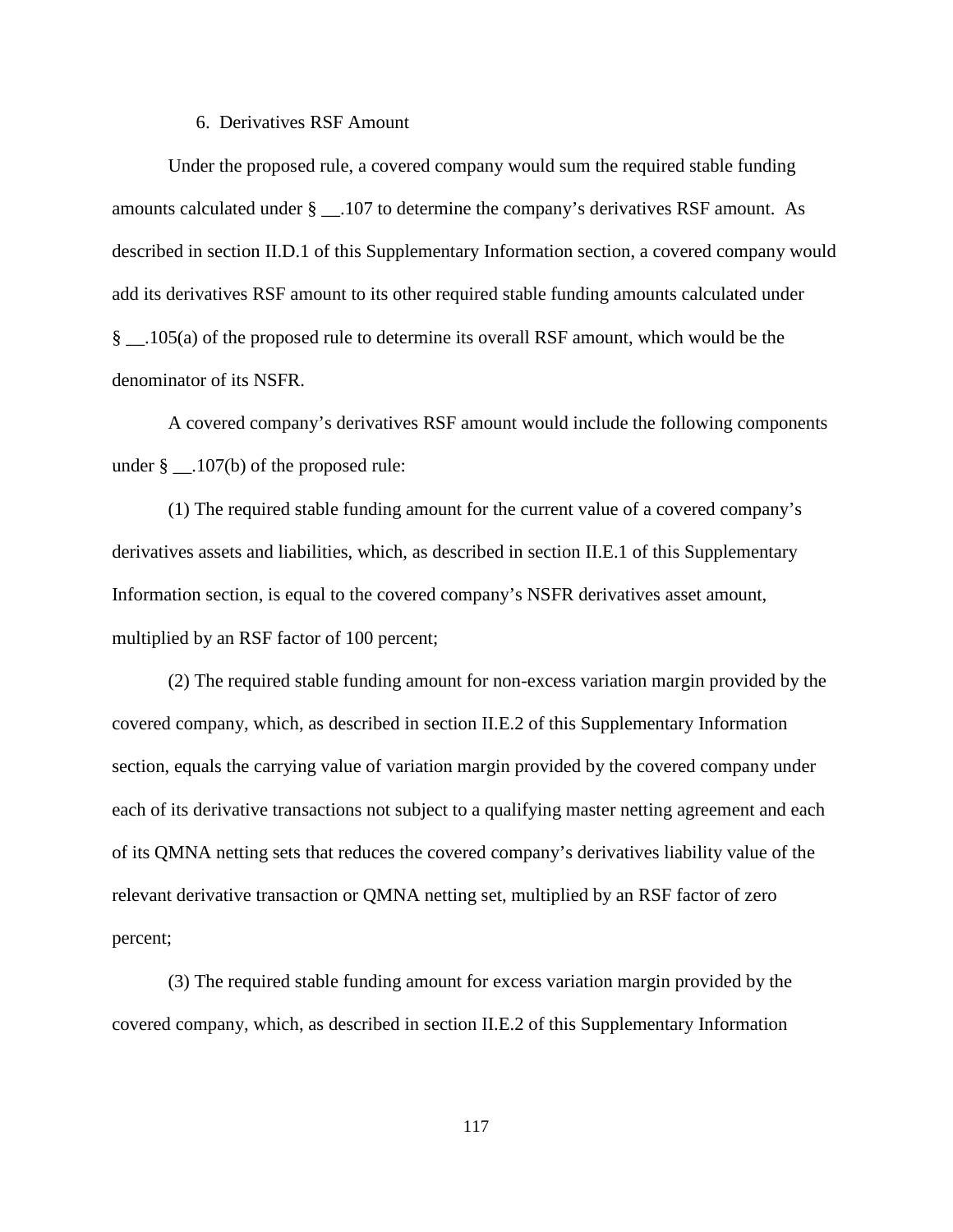### 6. Derivatives RSF Amount

Under the proposed rule, a covered company would sum the required stable funding amounts calculated under § __.107 to determine the company's derivatives RSF amount. As described in section II.D.1 of this Supplementary Information section, a covered company would add its derivatives RSF amount to its other required stable funding amounts calculated under § __.105(a) of the proposed rule to determine its overall RSF amount, which would be the denominator of its NSFR.

A covered company's derivatives RSF amount would include the following components under § __.107(b) of the proposed rule:

(1) The required stable funding amount for the current value of a covered company's derivatives assets and liabilities, which, as described in section II.E.1 of this Supplementary Information section, is equal to the covered company's NSFR derivatives asset amount, multiplied by an RSF factor of 100 percent;

(2) The required stable funding amount for non-excess variation margin provided by the covered company, which, as described in section II.E.2 of this Supplementary Information section, equals the carrying value of variation margin provided by the covered company under each of its derivative transactions not subject to a qualifying master netting agreement and each of its QMNA netting sets that reduces the covered company's derivatives liability value of the relevant derivative transaction or QMNA netting set, multiplied by an RSF factor of zero percent;

(3) The required stable funding amount for excess variation margin provided by the covered company, which, as described in section II.E.2 of this Supplementary Information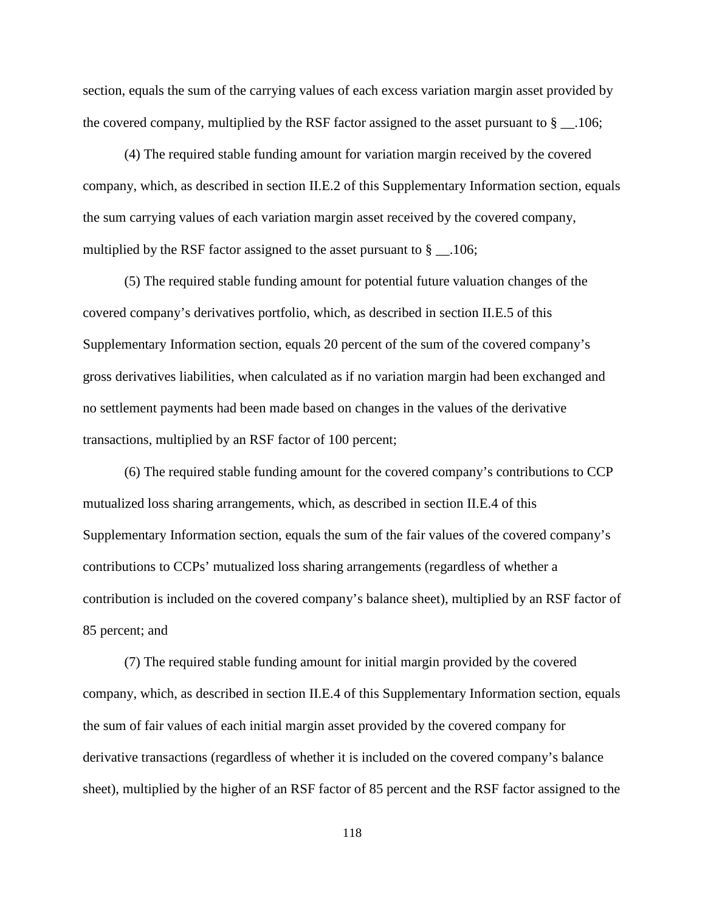section, equals the sum of the carrying values of each excess variation margin asset provided by the covered company, multiplied by the RSF factor assigned to the asset pursuant to § __.106;

(4) The required stable funding amount for variation margin received by the covered company, which, as described in section II.E.2 of this Supplementary Information section, equals the sum carrying values of each variation margin asset received by the covered company, multiplied by the RSF factor assigned to the asset pursuant to § __.106;

(5) The required stable funding amount for potential future valuation changes of the covered company's derivatives portfolio, which, as described in section II.E.5 of this Supplementary Information section, equals 20 percent of the sum of the covered company's gross derivatives liabilities, when calculated as if no variation margin had been exchanged and no settlement payments had been made based on changes in the values of the derivative transactions, multiplied by an RSF factor of 100 percent;

(6) The required stable funding amount for the covered company's contributions to CCP mutualized loss sharing arrangements, which, as described in section II.E.4 of this Supplementary Information section, equals the sum of the fair values of the covered company's contributions to CCPs' mutualized loss sharing arrangements (regardless of whether a contribution is included on the covered company's balance sheet), multiplied by an RSF factor of 85 percent; and

(7) The required stable funding amount for initial margin provided by the covered company, which, as described in section II.E.4 of this Supplementary Information section, equals the sum of fair values of each initial margin asset provided by the covered company for derivative transactions (regardless of whether it is included on the covered company's balance sheet), multiplied by the higher of an RSF factor of 85 percent and the RSF factor assigned to the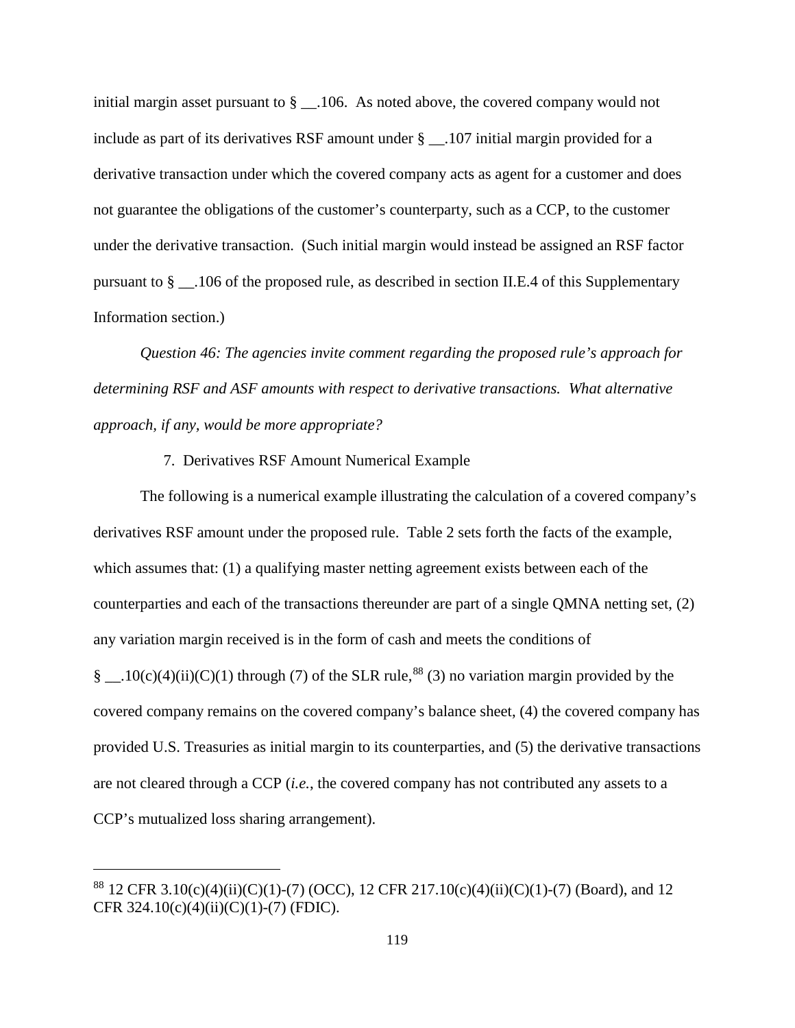initial margin asset pursuant to § __.106. As noted above, the covered company would not include as part of its derivatives RSF amount under § __.107 initial margin provided for a derivative transaction under which the covered company acts as agent for a customer and does not guarantee the obligations of the customer's counterparty, such as a CCP, to the customer under the derivative transaction. (Such initial margin would instead be assigned an RSF factor pursuant to § __.106 of the proposed rule, as described in section II.E.4 of this Supplementary Information section.)

*Question 46: The agencies invite comment regarding the proposed rule's approach for determining RSF and ASF amounts with respect to derivative transactions. What alternative approach, if any, would be more appropriate?*

7. Derivatives RSF Amount Numerical Example

The following is a numerical example illustrating the calculation of a covered company's derivatives RSF amount under the proposed rule. Table 2 sets forth the facts of the example, which assumes that: (1) a qualifying master netting agreement exists between each of the counterparties and each of the transactions thereunder are part of a single QMNA netting set, (2) any variation margin received is in the form of cash and meets the conditions of § __.10(c)(4)(ii)(C)(1) through (7) of the SLR rule,[88] (3) no variation margin provided by the covered company remains on the covered company's balance sheet, (4) the covered company has provided U.S. Treasuries as initial margin to its counterparties, and (5) the derivative transactions are not cleared through a CCP (*i.e.*, the covered company has not contributed any assets to a CCP's mutualized loss sharing arrangement).

[88] 12 CFR 3.10(c)(4)(ii)(C)(1)-(7) (OCC), 12 CFR 217.10(c)(4)(ii)(C)(1)-(7) (Board), and 12 CFR 324.10(c)(4)(ii)(C)(1)-(7) (FDIC).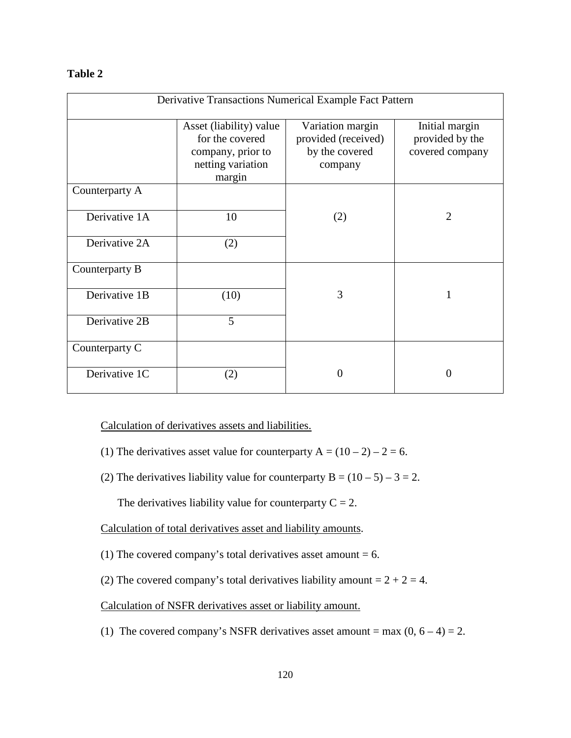**Table 2**

| Derivative Transactions Numerical Example Fact Pattern | | | |
|---|---|---|---|
| | Asset (liability) value for the covered company, prior to netting variation margin | Variation margin provided (received) by the covered company | Initial margin provided by the covered company |
| Counterparty A | | | |
| Derivative 1A | 10 | (2) | 2 |
| Derivative 2A | (2) | | |
| Counterparty B | | | |
| Derivative 1B | (10) | 3 | 1 |
| Derivative 2B | 5 | | |
| Counterparty C | | | |
| Derivative 1C | (2) | 0 | 0 |

Calculation of derivatives assets and liabilities.

(1) The derivatives asset value for counterparty A = (10 – 2) – 2 = 6.

(2) The derivatives liability value for counterparty B = (10 – 5) – 3 = 2.

The derivatives liability value for counterparty C = 2.

Calculation of total derivatives asset and liability amounts.

(1) The covered company's total derivatives asset amount = 6.

(2) The covered company's total derivatives liability amount = 2 + 2 = 4.

Calculation of NSFR derivatives asset or liability amount.

(1) The covered company's NSFR derivatives asset amount = max (0, 6 – 4) = 2.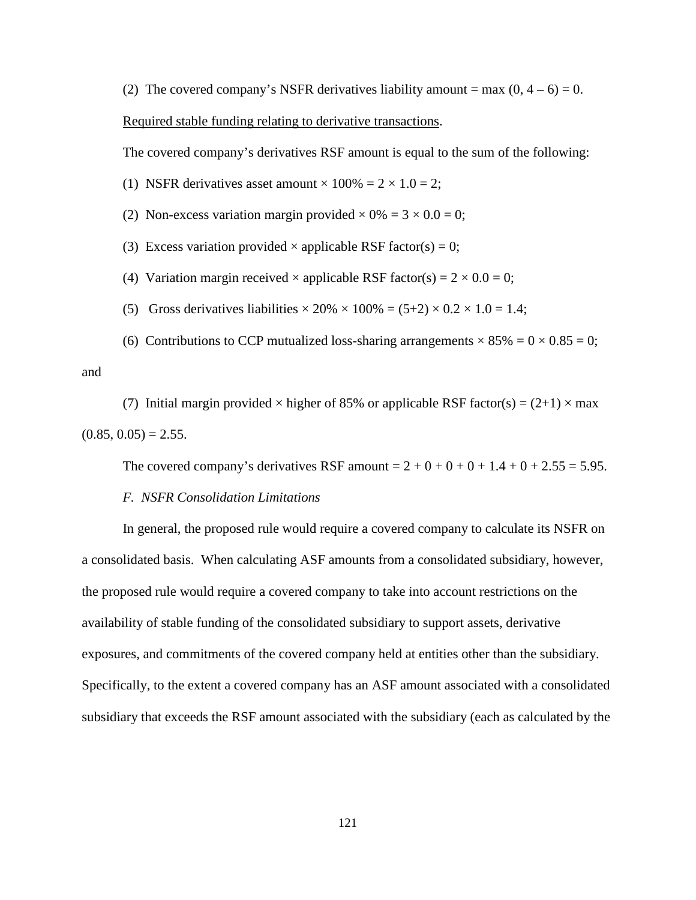(2) The covered company's NSFR derivatives liability amount = max $(0, 4 - 6) = 0$.

Required stable funding relating to derivative transactions.

The covered company's derivatives RSF amount is equal to the sum of the following:

(1) NSFR derivatives asset amount × 100% = $2 \times 1.0 = 2$;

(2) Non-excess variation margin provided × 0% = $3 \times 0.0 = 0$;

(3) Excess variation provided × applicable RSF factor(s) = 0;

(4) Variation margin received × applicable RSF factor(s) = $2 \times 0.0 = 0$;

(5) Gross derivatives liabilities × 20% × 100% = $(5+2) \times 0.2 \times 1.0 = 1.4$;

(6) Contributions to CCP mutualized loss-sharing arrangements × 85% = $0 \times 0.85 = 0$; and

(7) Initial margin provided × higher of 85% or applicable RSF factor(s) = $(2+1) \times \max(0.85, 0.05) = 2.55$.

The covered company's derivatives RSF amount = $2 + 0 + 0 + 0 + 1.4 + 0 + 2.55 = 5.95$.

*F. NSFR Consolidation Limitations*

In general, the proposed rule would require a covered company to calculate its NSFR on a consolidated basis. When calculating ASF amounts from a consolidated subsidiary, however, the proposed rule would require a covered company to take into account restrictions on the availability of stable funding of the consolidated subsidiary to support assets, derivative exposures, and commitments of the covered company held at entities other than the subsidiary. Specifically, to the extent a covered company has an ASF amount associated with a consolidated subsidiary that exceeds the RSF amount associated with the subsidiary (each as calculated by the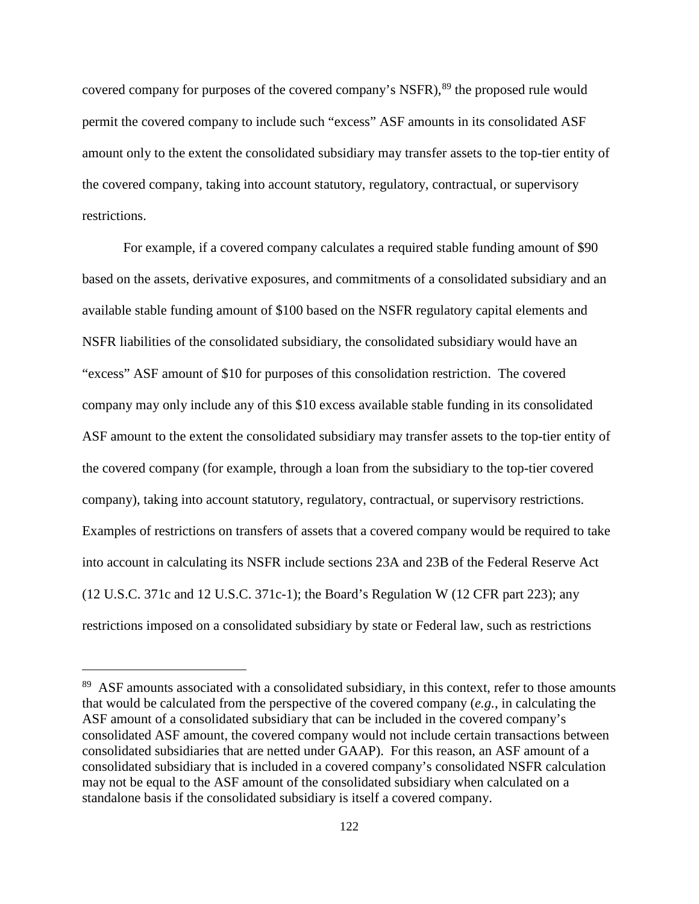covered company for purposes of the covered company's NSFR),[89] the proposed rule would permit the covered company to include such "excess" ASF amounts in its consolidated ASF amount only to the extent the consolidated subsidiary may transfer assets to the top-tier entity of the covered company, taking into account statutory, regulatory, contractual, or supervisory restrictions.

For example, if a covered company calculates a required stable funding amount of $90 based on the assets, derivative exposures, and commitments of a consolidated subsidiary and an available stable funding amount of $100 based on the NSFR regulatory capital elements and NSFR liabilities of the consolidated subsidiary, the consolidated subsidiary would have an "excess" ASF amount of $10 for purposes of this consolidation restriction. The covered company may only include any of this $10 excess available stable funding in its consolidated ASF amount to the extent the consolidated subsidiary may transfer assets to the top-tier entity of the covered company (for example, through a loan from the subsidiary to the top-tier covered company), taking into account statutory, regulatory, contractual, or supervisory restrictions. Examples of restrictions on transfers of assets that a covered company would be required to take into account in calculating its NSFR include sections 23A and 23B of the Federal Reserve Act (12 U.S.C. 371c and 12 U.S.C. 371c-1); the Board's Regulation W (12 CFR part 223); any restrictions imposed on a consolidated subsidiary by state or Federal law, such as restrictions

---

[89] ASF amounts associated with a consolidated subsidiary, in this context, refer to those amounts that would be calculated from the perspective of the covered company (*e.g.*, in calculating the ASF amount of a consolidated subsidiary that can be included in the covered company's consolidated ASF amount, the covered company would not include certain transactions between consolidated subsidiaries that are netted under GAAP). For this reason, an ASF amount of a consolidated subsidiary that is included in a covered company's consolidated NSFR calculation may not be equal to the ASF amount of the consolidated subsidiary when calculated on a standalone basis if the consolidated subsidiary is itself a covered company.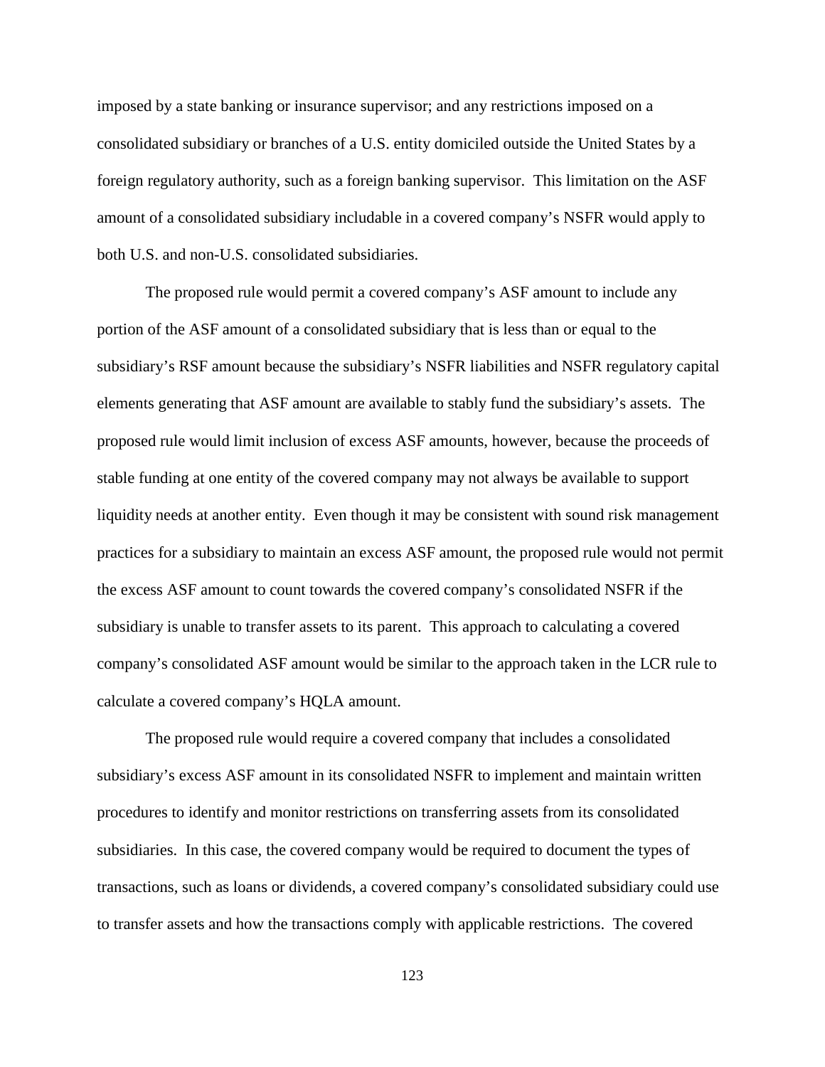imposed by a state banking or insurance supervisor; and any restrictions imposed on a consolidated subsidiary or branches of a U.S. entity domiciled outside the United States by a foreign regulatory authority, such as a foreign banking supervisor. This limitation on the ASF amount of a consolidated subsidiary includable in a covered company's NSFR would apply to both U.S. and non-U.S. consolidated subsidiaries.

The proposed rule would permit a covered company's ASF amount to include any portion of the ASF amount of a consolidated subsidiary that is less than or equal to the subsidiary's RSF amount because the subsidiary's NSFR liabilities and NSFR regulatory capital elements generating that ASF amount are available to stably fund the subsidiary's assets. The proposed rule would limit inclusion of excess ASF amounts, however, because the proceeds of stable funding at one entity of the covered company may not always be available to support liquidity needs at another entity. Even though it may be consistent with sound risk management practices for a subsidiary to maintain an excess ASF amount, the proposed rule would not permit the excess ASF amount to count towards the covered company's consolidated NSFR if the subsidiary is unable to transfer assets to its parent. This approach to calculating a covered company's consolidated ASF amount would be similar to the approach taken in the LCR rule to calculate a covered company's HQLA amount.

The proposed rule would require a covered company that includes a consolidated subsidiary's excess ASF amount in its consolidated NSFR to implement and maintain written procedures to identify and monitor restrictions on transferring assets from its consolidated subsidiaries. In this case, the covered company would be required to document the types of transactions, such as loans or dividends, a covered company's consolidated subsidiary could use to transfer assets and how the transactions comply with applicable restrictions. The covered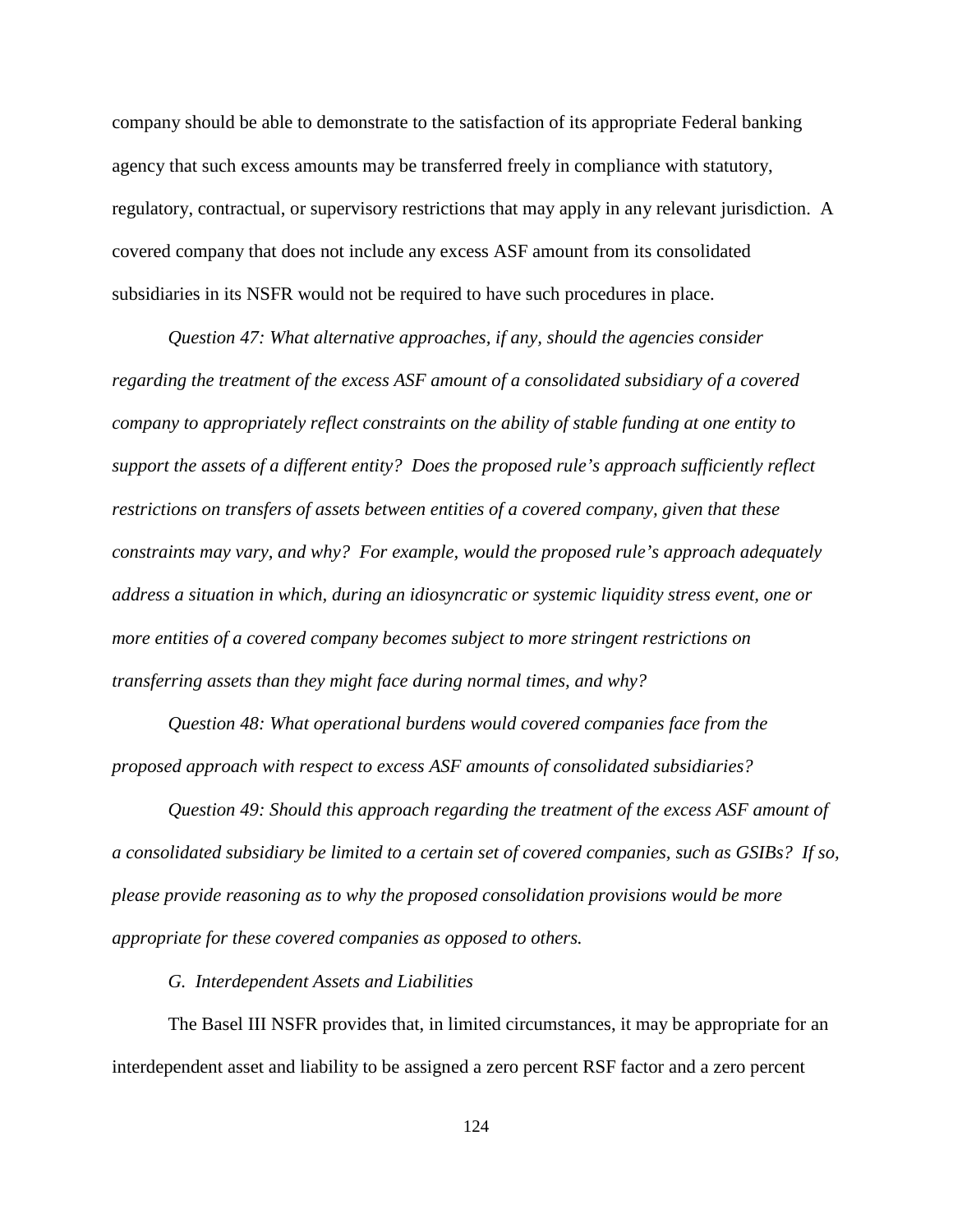company should be able to demonstrate to the satisfaction of its appropriate Federal banking agency that such excess amounts may be transferred freely in compliance with statutory, regulatory, contractual, or supervisory restrictions that may apply in any relevant jurisdiction. A covered company that does not include any excess ASF amount from its consolidated subsidiaries in its NSFR would not be required to have such procedures in place.

*Question 47: What alternative approaches, if any, should the agencies consider regarding the treatment of the excess ASF amount of a consolidated subsidiary of a covered company to appropriately reflect constraints on the ability of stable funding at one entity to support the assets of a different entity? Does the proposed rule's approach sufficiently reflect restrictions on transfers of assets between entities of a covered company, given that these constraints may vary, and why? For example, would the proposed rule's approach adequately address a situation in which, during an idiosyncratic or systemic liquidity stress event, one or more entities of a covered company becomes subject to more stringent restrictions on transferring assets than they might face during normal times, and why?*

*Question 48: What operational burdens would covered companies face from the proposed approach with respect to excess ASF amounts of consolidated subsidiaries?*

*Question 49: Should this approach regarding the treatment of the excess ASF amount of a consolidated subsidiary be limited to a certain set of covered companies, such as GSIBs? If so, please provide reasoning as to why the proposed consolidation provisions would be more appropriate for these covered companies as opposed to others.*

### *G. Interdependent Assets and Liabilities*

The Basel III NSFR provides that, in limited circumstances, it may be appropriate for an interdependent asset and liability to be assigned a zero percent RSF factor and a zero percent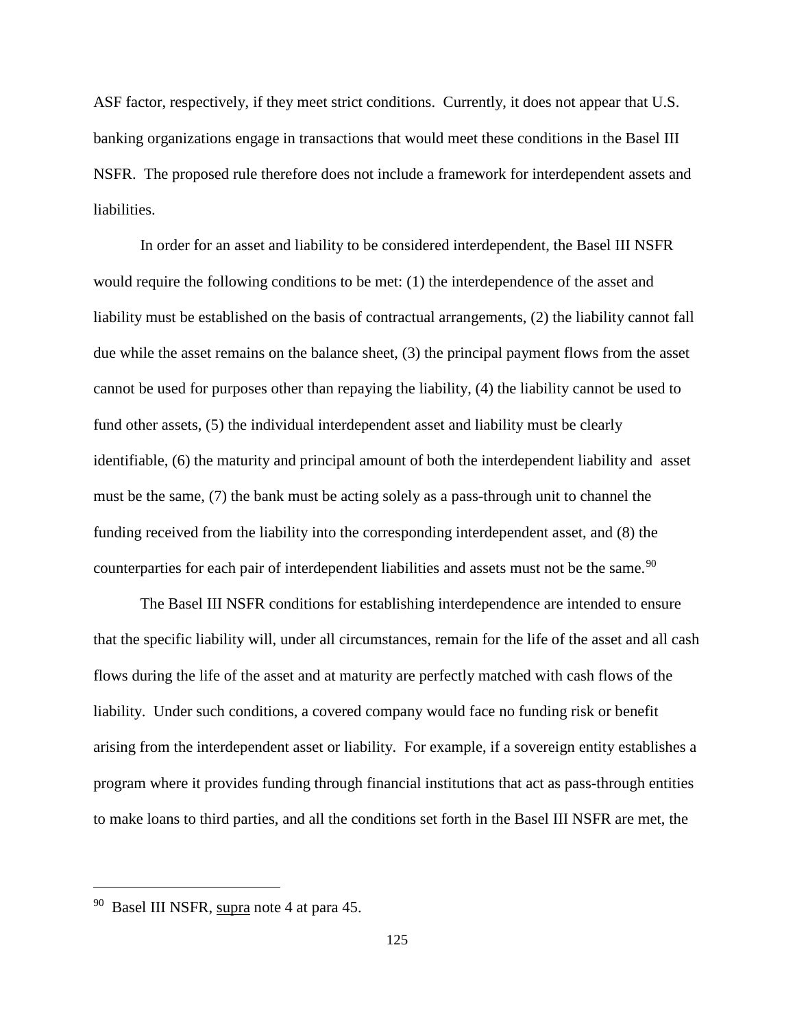ASF factor, respectively, if they meet strict conditions. Currently, it does not appear that U.S. banking organizations engage in transactions that would meet these conditions in the Basel III NSFR. The proposed rule therefore does not include a framework for interdependent assets and liabilities.

In order for an asset and liability to be considered interdependent, the Basel III NSFR would require the following conditions to be met: (1) the interdependence of the asset and liability must be established on the basis of contractual arrangements, (2) the liability cannot fall due while the asset remains on the balance sheet, (3) the principal payment flows from the asset cannot be used for purposes other than repaying the liability, (4) the liability cannot be used to fund other assets, (5) the individual interdependent asset and liability must be clearly identifiable, (6) the maturity and principal amount of both the interdependent liability and asset must be the same, (7) the bank must be acting solely as a pass-through unit to channel the funding received from the liability into the corresponding interdependent asset, and (8) the counterparties for each pair of interdependent liabilities and assets must not be the same.[90]

The Basel III NSFR conditions for establishing interdependence are intended to ensure that the specific liability will, under all circumstances, remain for the life of the asset and all cash flows during the life of the asset and at maturity are perfectly matched with cash flows of the liability. Under such conditions, a covered company would face no funding risk or benefit arising from the interdependent asset or liability. For example, if a sovereign entity establishes a program where it provides funding through financial institutions that act as pass-through entities to make loans to third parties, and all the conditions set forth in the Basel III NSFR are met, the

---

[90] Basel III NSFR, supra note 4 at para 45.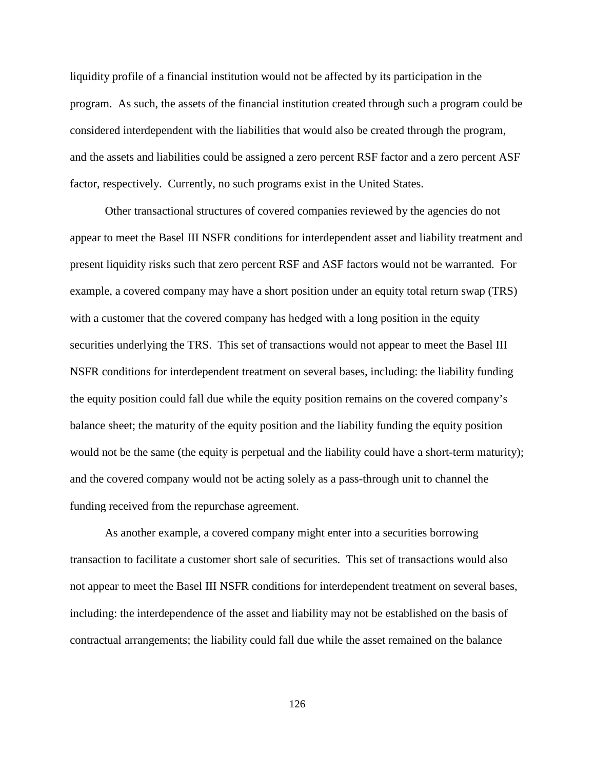liquidity profile of a financial institution would not be affected by its participation in the program. As such, the assets of the financial institution created through such a program could be considered interdependent with the liabilities that would also be created through the program, and the assets and liabilities could be assigned a zero percent RSF factor and a zero percent ASF factor, respectively. Currently, no such programs exist in the United States.

Other transactional structures of covered companies reviewed by the agencies do not appear to meet the Basel III NSFR conditions for interdependent asset and liability treatment and present liquidity risks such that zero percent RSF and ASF factors would not be warranted. For example, a covered company may have a short position under an equity total return swap (TRS) with a customer that the covered company has hedged with a long position in the equity securities underlying the TRS. This set of transactions would not appear to meet the Basel III NSFR conditions for interdependent treatment on several bases, including: the liability funding the equity position could fall due while the equity position remains on the covered company's balance sheet; the maturity of the equity position and the liability funding the equity position would not be the same (the equity is perpetual and the liability could have a short-term maturity); and the covered company would not be acting solely as a pass-through unit to channel the funding received from the repurchase agreement.

As another example, a covered company might enter into a securities borrowing transaction to facilitate a customer short sale of securities. This set of transactions would also not appear to meet the Basel III NSFR conditions for interdependent treatment on several bases, including: the interdependence of the asset and liability may not be established on the basis of contractual arrangements; the liability could fall due while the asset remained on the balance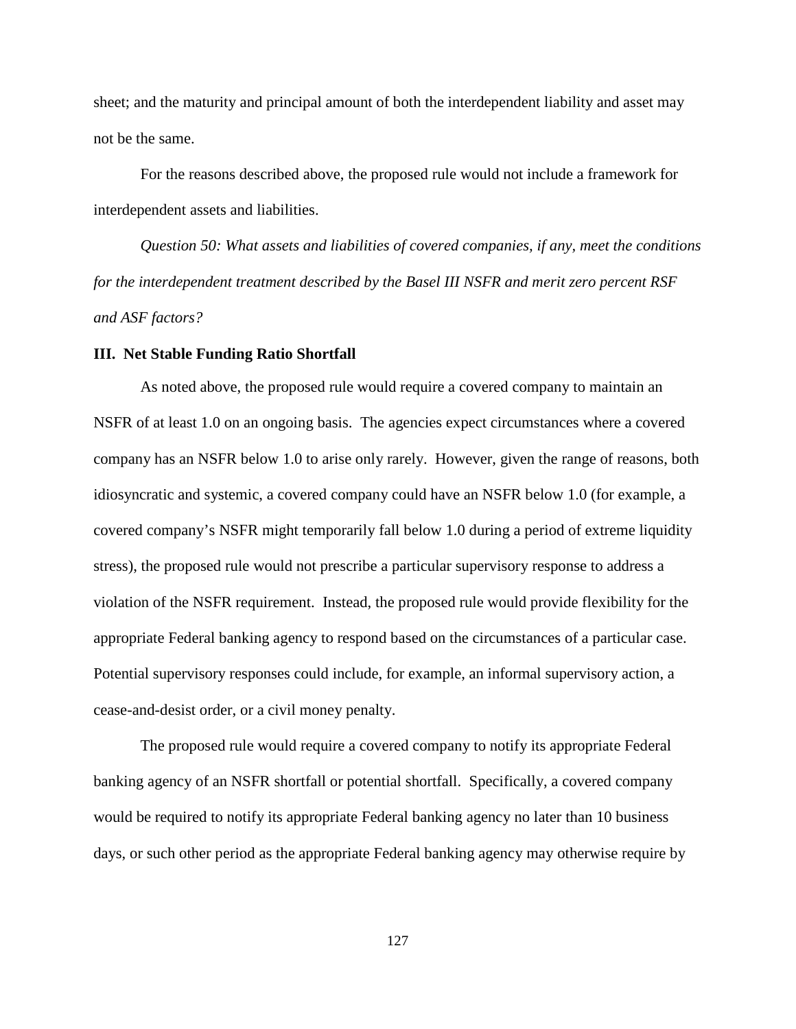sheet; and the maturity and principal amount of both the interdependent liability and asset may not be the same.

For the reasons described above, the proposed rule would not include a framework for interdependent assets and liabilities.

*Question 50: What assets and liabilities of covered companies, if any, meet the conditions for the interdependent treatment described by the Basel III NSFR and merit zero percent RSF and ASF factors?*

## III. Net Stable Funding Ratio Shortfall

As noted above, the proposed rule would require a covered company to maintain an NSFR of at least 1.0 on an ongoing basis. The agencies expect circumstances where a covered company has an NSFR below 1.0 to arise only rarely. However, given the range of reasons, both idiosyncratic and systemic, a covered company could have an NSFR below 1.0 (for example, a covered company's NSFR might temporarily fall below 1.0 during a period of extreme liquidity stress), the proposed rule would not prescribe a particular supervisory response to address a violation of the NSFR requirement. Instead, the proposed rule would provide flexibility for the appropriate Federal banking agency to respond based on the circumstances of a particular case. Potential supervisory responses could include, for example, an informal supervisory action, a cease-and-desist order, or a civil money penalty.

The proposed rule would require a covered company to notify its appropriate Federal banking agency of an NSFR shortfall or potential shortfall. Specifically, a covered company would be required to notify its appropriate Federal banking agency no later than 10 business days, or such other period as the appropriate Federal banking agency may otherwise require by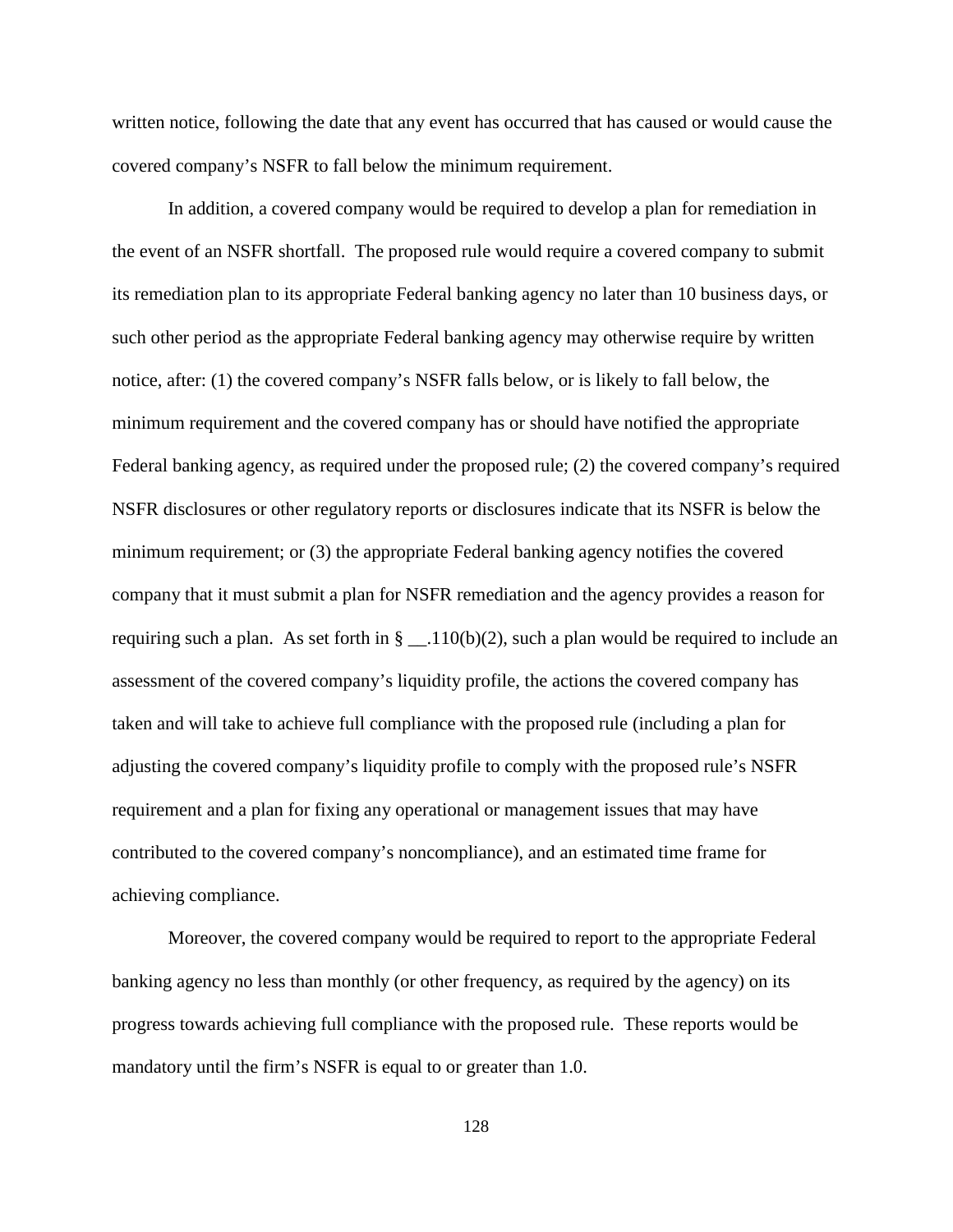written notice, following the date that any event has occurred that has caused or would cause the covered company's NSFR to fall below the minimum requirement.

In addition, a covered company would be required to develop a plan for remediation in the event of an NSFR shortfall. The proposed rule would require a covered company to submit its remediation plan to its appropriate Federal banking agency no later than 10 business days, or such other period as the appropriate Federal banking agency may otherwise require by written notice, after: (1) the covered company's NSFR falls below, or is likely to fall below, the minimum requirement and the covered company has or should have notified the appropriate Federal banking agency, as required under the proposed rule; (2) the covered company's required NSFR disclosures or other regulatory reports or disclosures indicate that its NSFR is below the minimum requirement; or (3) the appropriate Federal banking agency notifies the covered company that it must submit a plan for NSFR remediation and the agency provides a reason for requiring such a plan. As set forth in § __.110(b)(2), such a plan would be required to include an assessment of the covered company's liquidity profile, the actions the covered company has taken and will take to achieve full compliance with the proposed rule (including a plan for adjusting the covered company's liquidity profile to comply with the proposed rule's NSFR requirement and a plan for fixing any operational or management issues that may have contributed to the covered company's noncompliance), and an estimated time frame for achieving compliance.

Moreover, the covered company would be required to report to the appropriate Federal banking agency no less than monthly (or other frequency, as required by the agency) on its progress towards achieving full compliance with the proposed rule. These reports would be mandatory until the firm's NSFR is equal to or greater than 1.0.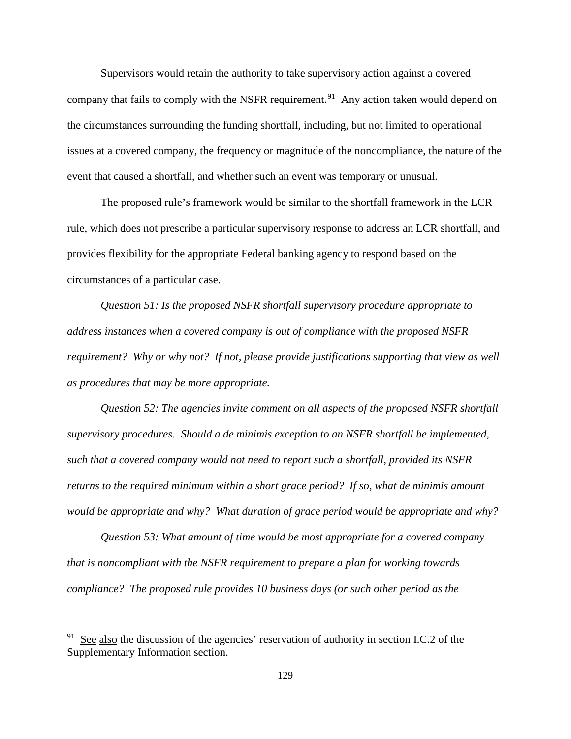Supervisors would retain the authority to take supervisory action against a covered company that fails to comply with the NSFR requirement.[91] Any action taken would depend on the circumstances surrounding the funding shortfall, including, but not limited to operational issues at a covered company, the frequency or magnitude of the noncompliance, the nature of the event that caused a shortfall, and whether such an event was temporary or unusual.

The proposed rule's framework would be similar to the shortfall framework in the LCR rule, which does not prescribe a particular supervisory response to address an LCR shortfall, and provides flexibility for the appropriate Federal banking agency to respond based on the circumstances of a particular case.

*Question 51: Is the proposed NSFR shortfall supervisory procedure appropriate to address instances when a covered company is out of compliance with the proposed NSFR requirement? Why or why not? If not, please provide justifications supporting that view as well as procedures that may be more appropriate.*

*Question 52: The agencies invite comment on all aspects of the proposed NSFR shortfall supervisory procedures. Should a de minimis exception to an NSFR shortfall be implemented, such that a covered company would not need to report such a shortfall, provided its NSFR returns to the required minimum within a short grace period? If so, what de minimis amount would be appropriate and why? What duration of grace period would be appropriate and why?*

*Question 53: What amount of time would be most appropriate for a covered company that is noncompliant with the NSFR requirement to prepare a plan for working towards compliance? The proposed rule provides 10 business days (or such other period as the*

---

[91] See also the discussion of the agencies' reservation of authority in section I.C.2 of the Supplementary Information section.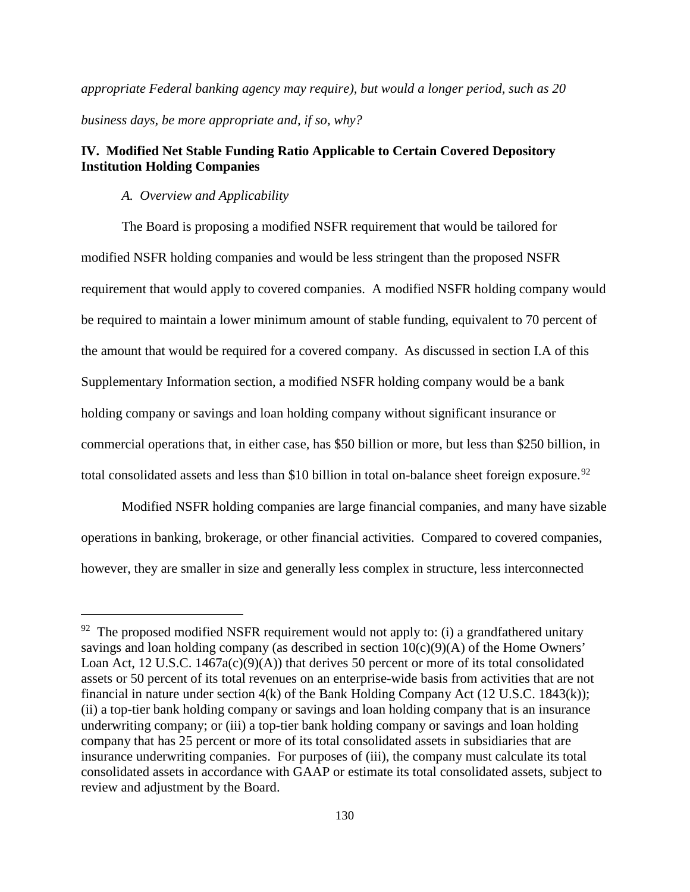*appropriate Federal banking agency may require), but would a longer period, such as 20 business days, be more appropriate and, if so, why?*

## IV. Modified Net Stable Funding Ratio Applicable to Certain Covered Depository Institution Holding Companies

### *A. Overview and Applicability*

The Board is proposing a modified NSFR requirement that would be tailored for modified NSFR holding companies and would be less stringent than the proposed NSFR requirement that would apply to covered companies. A modified NSFR holding company would be required to maintain a lower minimum amount of stable funding, equivalent to 70 percent of the amount that would be required for a covered company. As discussed in section I.A of this Supplementary Information section, a modified NSFR holding company would be a bank holding company or savings and loan holding company without significant insurance or commercial operations that, in either case, has \$50 billion or more, but less than \$250 billion, in total consolidated assets and less than \$10 billion in total on-balance sheet foreign exposure.[92]

Modified NSFR holding companies are large financial companies, and many have sizable operations in banking, brokerage, or other financial activities. Compared to covered companies, however, they are smaller in size and generally less complex in structure, less interconnected

---

[92] The proposed modified NSFR requirement would not apply to: (i) a grandfathered unitary savings and loan holding company (as described in section 10(c)(9)(A) of the Home Owners' Loan Act, 12 U.S.C. 1467a(c)(9)(A)) that derives 50 percent or more of its total consolidated assets or 50 percent of its total revenues on an enterprise-wide basis from activities that are not financial in nature under section 4(k) of the Bank Holding Company Act (12 U.S.C. 1843(k)); (ii) a top-tier bank holding company or savings and loan holding company that is an insurance underwriting company; or (iii) a top-tier bank holding company or savings and loan holding company that has 25 percent or more of its total consolidated assets in subsidiaries that are insurance underwriting companies. For purposes of (iii), the company must calculate its total consolidated assets in accordance with GAAP or estimate its total consolidated assets, subject to review and adjustment by the Board.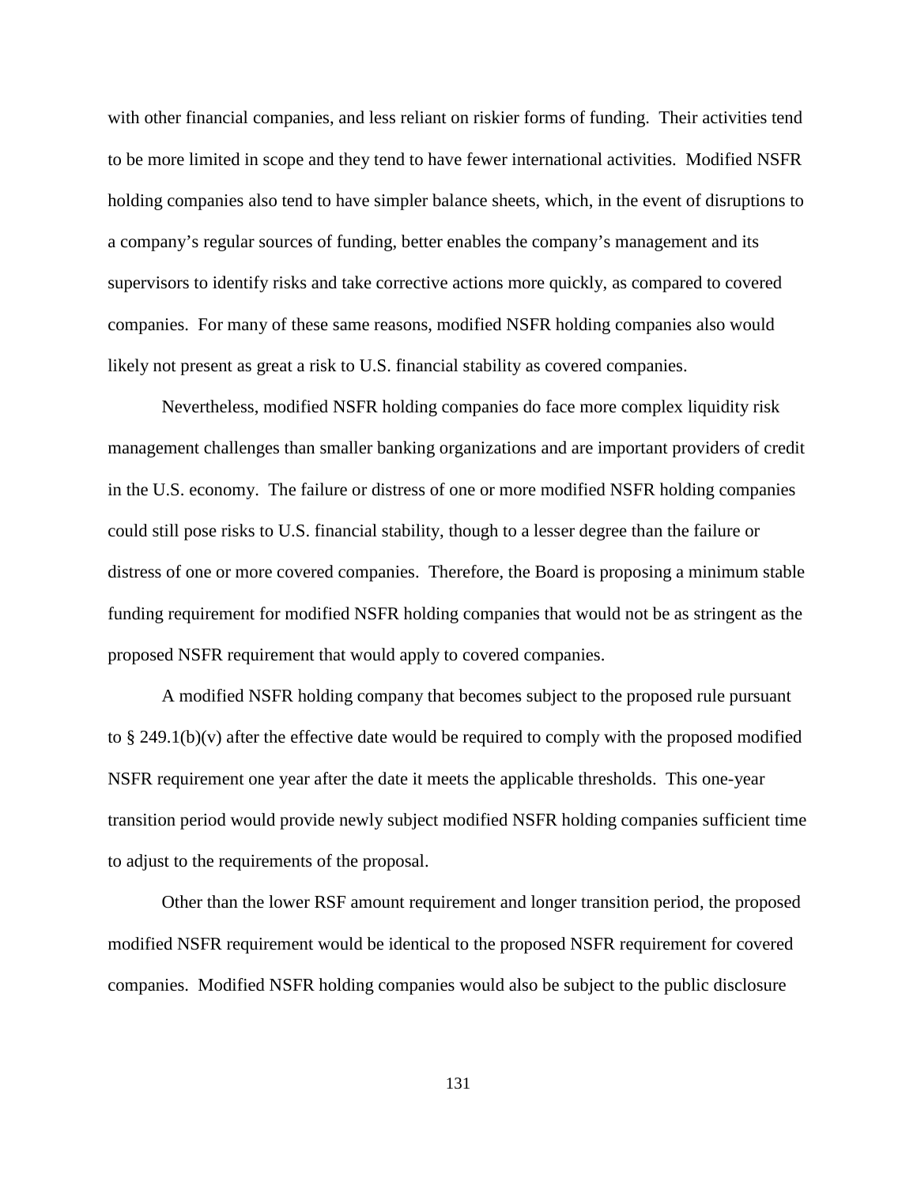with other financial companies, and less reliant on riskier forms of funding. Their activities tend to be more limited in scope and they tend to have fewer international activities. Modified NSFR holding companies also tend to have simpler balance sheets, which, in the event of disruptions to a company's regular sources of funding, better enables the company's management and its supervisors to identify risks and take corrective actions more quickly, as compared to covered companies. For many of these same reasons, modified NSFR holding companies also would likely not present as great a risk to U.S. financial stability as covered companies.

Nevertheless, modified NSFR holding companies do face more complex liquidity risk management challenges than smaller banking organizations and are important providers of credit in the U.S. economy. The failure or distress of one or more modified NSFR holding companies could still pose risks to U.S. financial stability, though to a lesser degree than the failure or distress of one or more covered companies. Therefore, the Board is proposing a minimum stable funding requirement for modified NSFR holding companies that would not be as stringent as the proposed NSFR requirement that would apply to covered companies.

A modified NSFR holding company that becomes subject to the proposed rule pursuant to § 249.1(b)(v) after the effective date would be required to comply with the proposed modified NSFR requirement one year after the date it meets the applicable thresholds. This one-year transition period would provide newly subject modified NSFR holding companies sufficient time to adjust to the requirements of the proposal.

Other than the lower RSF amount requirement and longer transition period, the proposed modified NSFR requirement would be identical to the proposed NSFR requirement for covered companies. Modified NSFR holding companies would also be subject to the public disclosure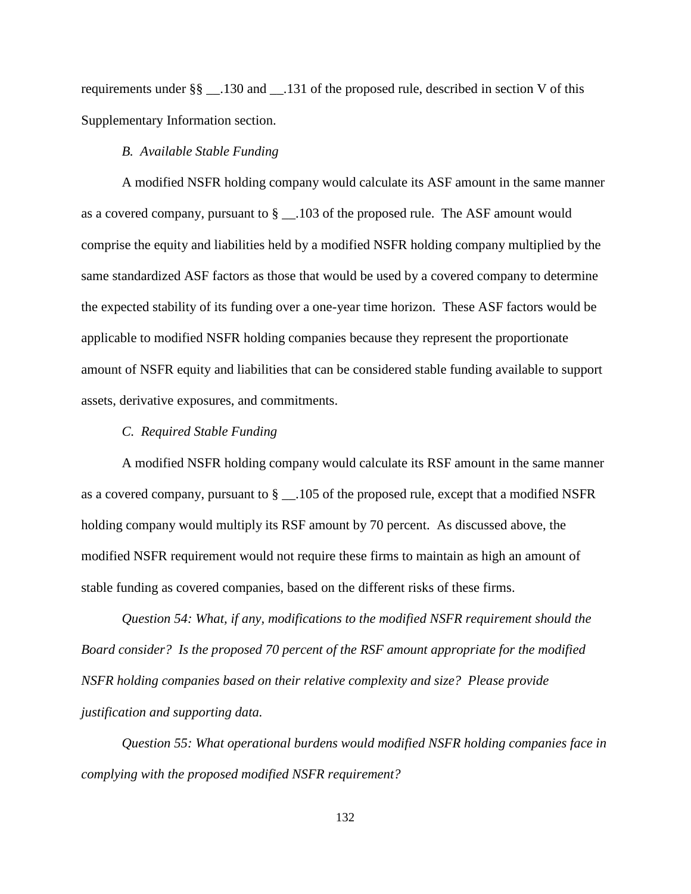requirements under §§ __.130 and __.131 of the proposed rule, described in section V of this Supplementary Information section.

### *B. Available Stable Funding*

A modified NSFR holding company would calculate its ASF amount in the same manner as a covered company, pursuant to § __.103 of the proposed rule. The ASF amount would comprise the equity and liabilities held by a modified NSFR holding company multiplied by the same standardized ASF factors as those that would be used by a covered company to determine the expected stability of its funding over a one-year time horizon. These ASF factors would be applicable to modified NSFR holding companies because they represent the proportionate amount of NSFR equity and liabilities that can be considered stable funding available to support assets, derivative exposures, and commitments.

### *C. Required Stable Funding*

A modified NSFR holding company would calculate its RSF amount in the same manner as a covered company, pursuant to § __.105 of the proposed rule, except that a modified NSFR holding company would multiply its RSF amount by 70 percent. As discussed above, the modified NSFR requirement would not require these firms to maintain as high an amount of stable funding as covered companies, based on the different risks of these firms.

*Question 54: What, if any, modifications to the modified NSFR requirement should the Board consider? Is the proposed 70 percent of the RSF amount appropriate for the modified NSFR holding companies based on their relative complexity and size? Please provide justification and supporting data.*

*Question 55: What operational burdens would modified NSFR holding companies face in complying with the proposed modified NSFR requirement?*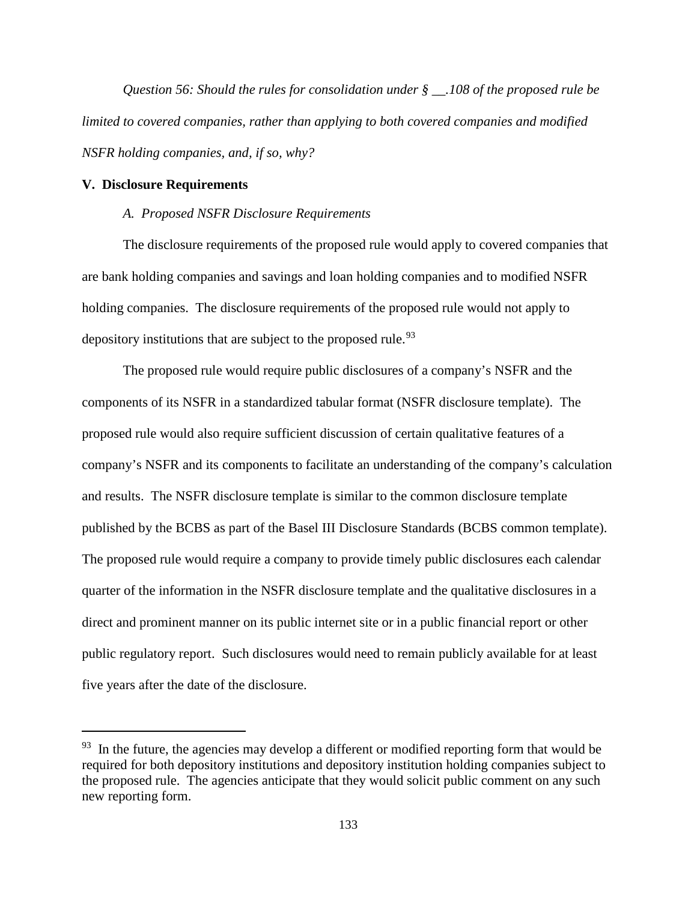*Question 56: Should the rules for consolidation under § __.108 of the proposed rule be limited to covered companies, rather than applying to both covered companies and modified NSFR holding companies, and, if so, why?*

## V. Disclosure Requirements

### *A. Proposed NSFR Disclosure Requirements*

The disclosure requirements of the proposed rule would apply to covered companies that are bank holding companies and savings and loan holding companies and to modified NSFR holding companies. The disclosure requirements of the proposed rule would not apply to depository institutions that are subject to the proposed rule.[93]

The proposed rule would require public disclosures of a company's NSFR and the components of its NSFR in a standardized tabular format (NSFR disclosure template). The proposed rule would also require sufficient discussion of certain qualitative features of a company's NSFR and its components to facilitate an understanding of the company's calculation and results. The NSFR disclosure template is similar to the common disclosure template published by the BCBS as part of the Basel III Disclosure Standards (BCBS common template). The proposed rule would require a company to provide timely public disclosures each calendar quarter of the information in the NSFR disclosure template and the qualitative disclosures in a direct and prominent manner on its public internet site or in a public financial report or other public regulatory report. Such disclosures would need to remain publicly available for at least five years after the date of the disclosure.

---

[93] In the future, the agencies may develop a different or modified reporting form that would be required for both depository institutions and depository institution holding companies subject to the proposed rule. The agencies anticipate that they would solicit public comment on any such new reporting form.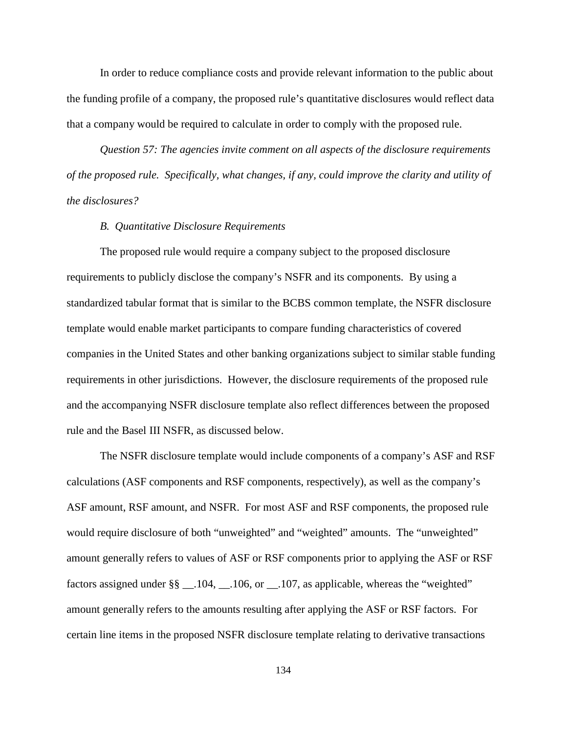In order to reduce compliance costs and provide relevant information to the public about the funding profile of a company, the proposed rule's quantitative disclosures would reflect data that a company would be required to calculate in order to comply with the proposed rule.

*Question 57: The agencies invite comment on all aspects of the disclosure requirements of the proposed rule. Specifically, what changes, if any, could improve the clarity and utility of the disclosures?*

### *B. Quantitative Disclosure Requirements*

The proposed rule would require a company subject to the proposed disclosure requirements to publicly disclose the company's NSFR and its components. By using a standardized tabular format that is similar to the BCBS common template, the NSFR disclosure template would enable market participants to compare funding characteristics of covered companies in the United States and other banking organizations subject to similar stable funding requirements in other jurisdictions. However, the disclosure requirements of the proposed rule and the accompanying NSFR disclosure template also reflect differences between the proposed rule and the Basel III NSFR, as discussed below.

The NSFR disclosure template would include components of a company's ASF and RSF calculations (ASF components and RSF components, respectively), as well as the company's ASF amount, RSF amount, and NSFR. For most ASF and RSF components, the proposed rule would require disclosure of both "unweighted" and "weighted" amounts. The "unweighted" amount generally refers to values of ASF or RSF components prior to applying the ASF or RSF factors assigned under §§ __.104, __.106, or __.107, as applicable, whereas the "weighted" amount generally refers to the amounts resulting after applying the ASF or RSF factors. For certain line items in the proposed NSFR disclosure template relating to derivative transactions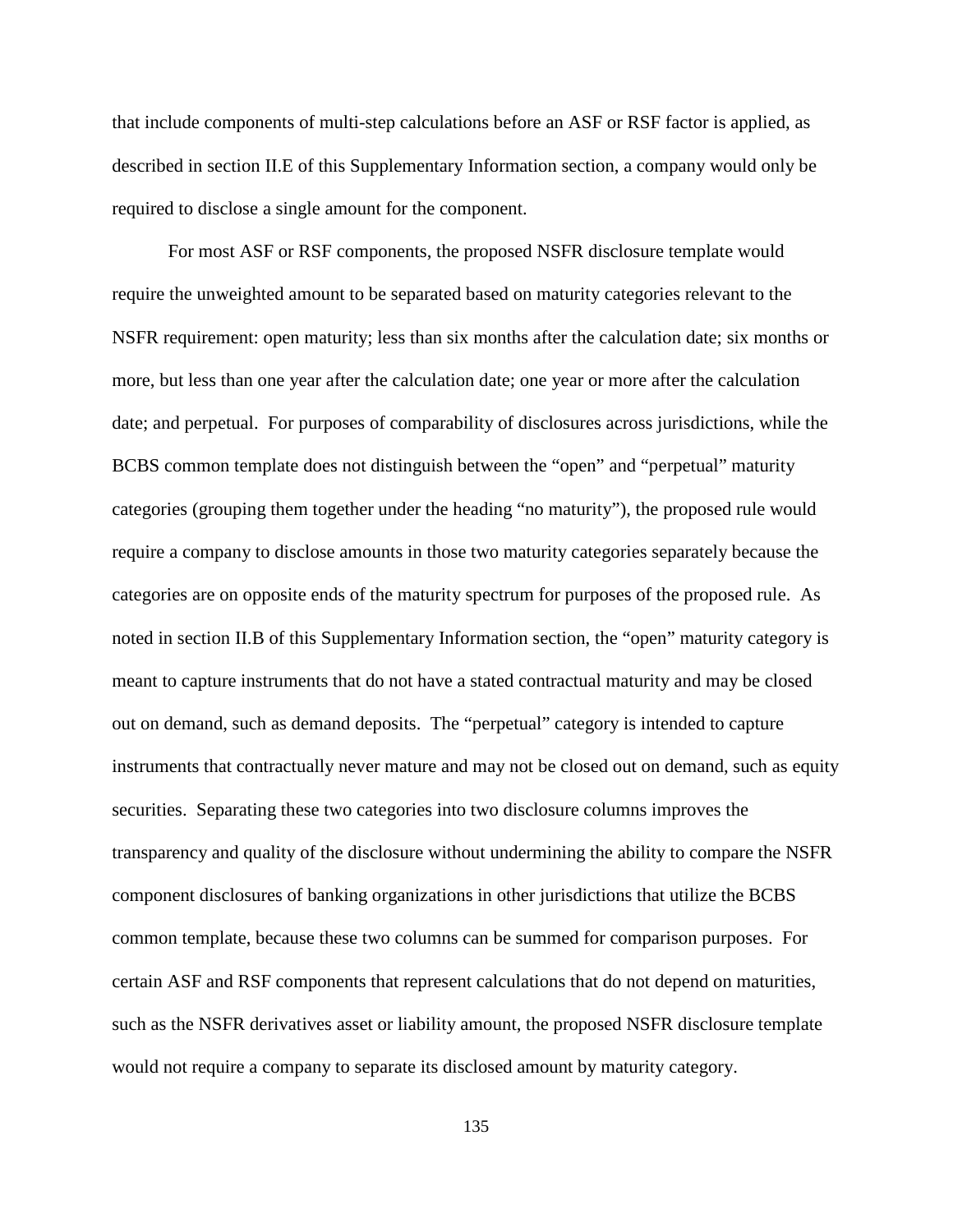that include components of multi-step calculations before an ASF or RSF factor is applied, as described in section II.E of this Supplementary Information section, a company would only be required to disclose a single amount for the component.

For most ASF or RSF components, the proposed NSFR disclosure template would require the unweighted amount to be separated based on maturity categories relevant to the NSFR requirement: open maturity; less than six months after the calculation date; six months or more, but less than one year after the calculation date; one year or more after the calculation date; and perpetual. For purposes of comparability of disclosures across jurisdictions, while the BCBS common template does not distinguish between the "open" and "perpetual" maturity categories (grouping them together under the heading "no maturity"), the proposed rule would require a company to disclose amounts in those two maturity categories separately because the categories are on opposite ends of the maturity spectrum for purposes of the proposed rule. As noted in section II.B of this Supplementary Information section, the "open" maturity category is meant to capture instruments that do not have a stated contractual maturity and may be closed out on demand, such as demand deposits. The "perpetual" category is intended to capture instruments that contractually never mature and may not be closed out on demand, such as equity securities. Separating these two categories into two disclosure columns improves the transparency and quality of the disclosure without undermining the ability to compare the NSFR component disclosures of banking organizations in other jurisdictions that utilize the BCBS common template, because these two columns can be summed for comparison purposes. For certain ASF and RSF components that represent calculations that do not depend on maturities, such as the NSFR derivatives asset or liability amount, the proposed NSFR disclosure template would not require a company to separate its disclosed amount by maturity category.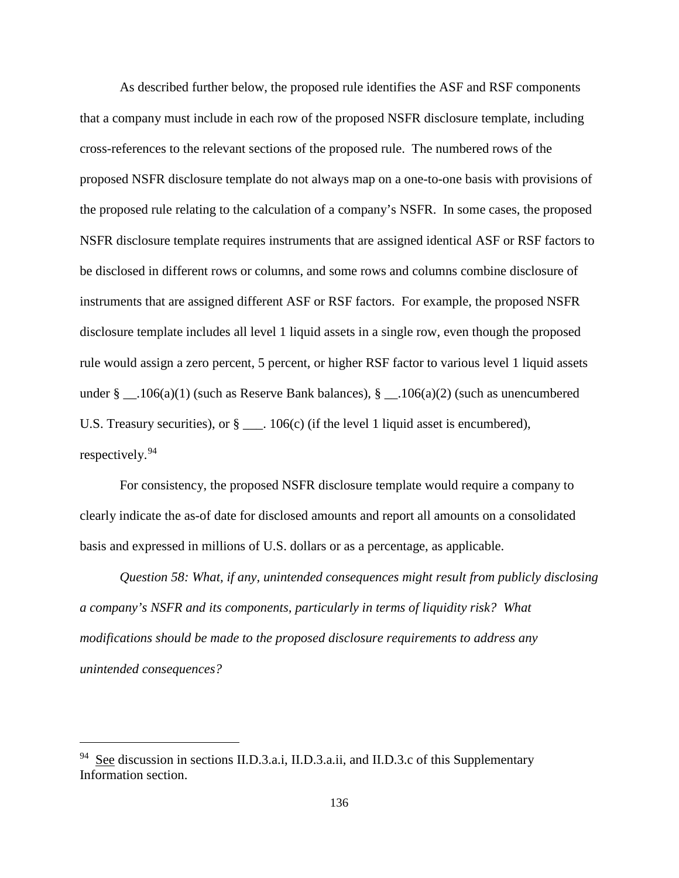As described further below, the proposed rule identifies the ASF and RSF components that a company must include in each row of the proposed NSFR disclosure template, including cross-references to the relevant sections of the proposed rule. The numbered rows of the proposed NSFR disclosure template do not always map on a one-to-one basis with provisions of the proposed rule relating to the calculation of a company's NSFR. In some cases, the proposed NSFR disclosure template requires instruments that are assigned identical ASF or RSF factors to be disclosed in different rows or columns, and some rows and columns combine disclosure of instruments that are assigned different ASF or RSF factors. For example, the proposed NSFR disclosure template includes all level 1 liquid assets in a single row, even though the proposed rule would assign a zero percent, 5 percent, or higher RSF factor to various level 1 liquid assets under § __.106(a)(1) (such as Reserve Bank balances), § __.106(a)(2) (such as unencumbered U.S. Treasury securities), or § ___. 106(c) (if the level 1 liquid asset is encumbered), respectively.[94]

For consistency, the proposed NSFR disclosure template would require a company to clearly indicate the as-of date for disclosed amounts and report all amounts on a consolidated basis and expressed in millions of U.S. dollars or as a percentage, as applicable.

*Question 58: What, if any, unintended consequences might result from publicly disclosing a company's NSFR and its components, particularly in terms of liquidity risk? What modifications should be made to the proposed disclosure requirements to address any unintended consequences?*

---

[94] See discussion in sections II.D.3.a.i, II.D.3.a.ii, and II.D.3.c of this Supplementary Information section.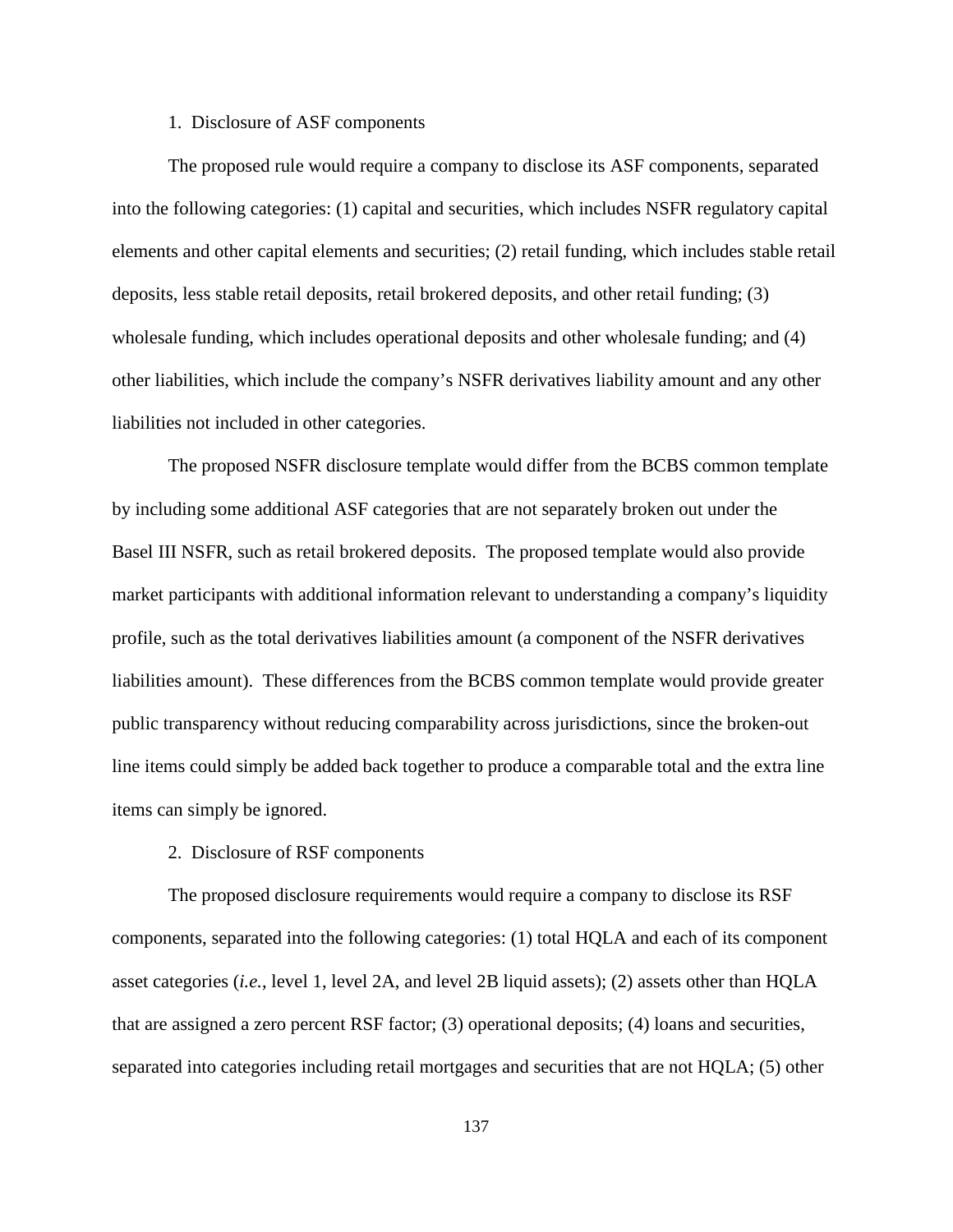1. Disclosure of ASF components

The proposed rule would require a company to disclose its ASF components, separated into the following categories: (1) capital and securities, which includes NSFR regulatory capital elements and other capital elements and securities; (2) retail funding, which includes stable retail deposits, less stable retail deposits, retail brokered deposits, and other retail funding; (3) wholesale funding, which includes operational deposits and other wholesale funding; and (4) other liabilities, which include the company's NSFR derivatives liability amount and any other liabilities not included in other categories.

The proposed NSFR disclosure template would differ from the BCBS common template by including some additional ASF categories that are not separately broken out under the Basel III NSFR, such as retail brokered deposits. The proposed template would also provide market participants with additional information relevant to understanding a company's liquidity profile, such as the total derivatives liabilities amount (a component of the NSFR derivatives liabilities amount). These differences from the BCBS common template would provide greater public transparency without reducing comparability across jurisdictions, since the broken-out line items could simply be added back together to produce a comparable total and the extra line items can simply be ignored.

2. Disclosure of RSF components

The proposed disclosure requirements would require a company to disclose its RSF components, separated into the following categories: (1) total HQLA and each of its component asset categories (*i.e.*, level 1, level 2A, and level 2B liquid assets); (2) assets other than HQLA that are assigned a zero percent RSF factor; (3) operational deposits; (4) loans and securities, separated into categories including retail mortgages and securities that are not HQLA; (5) other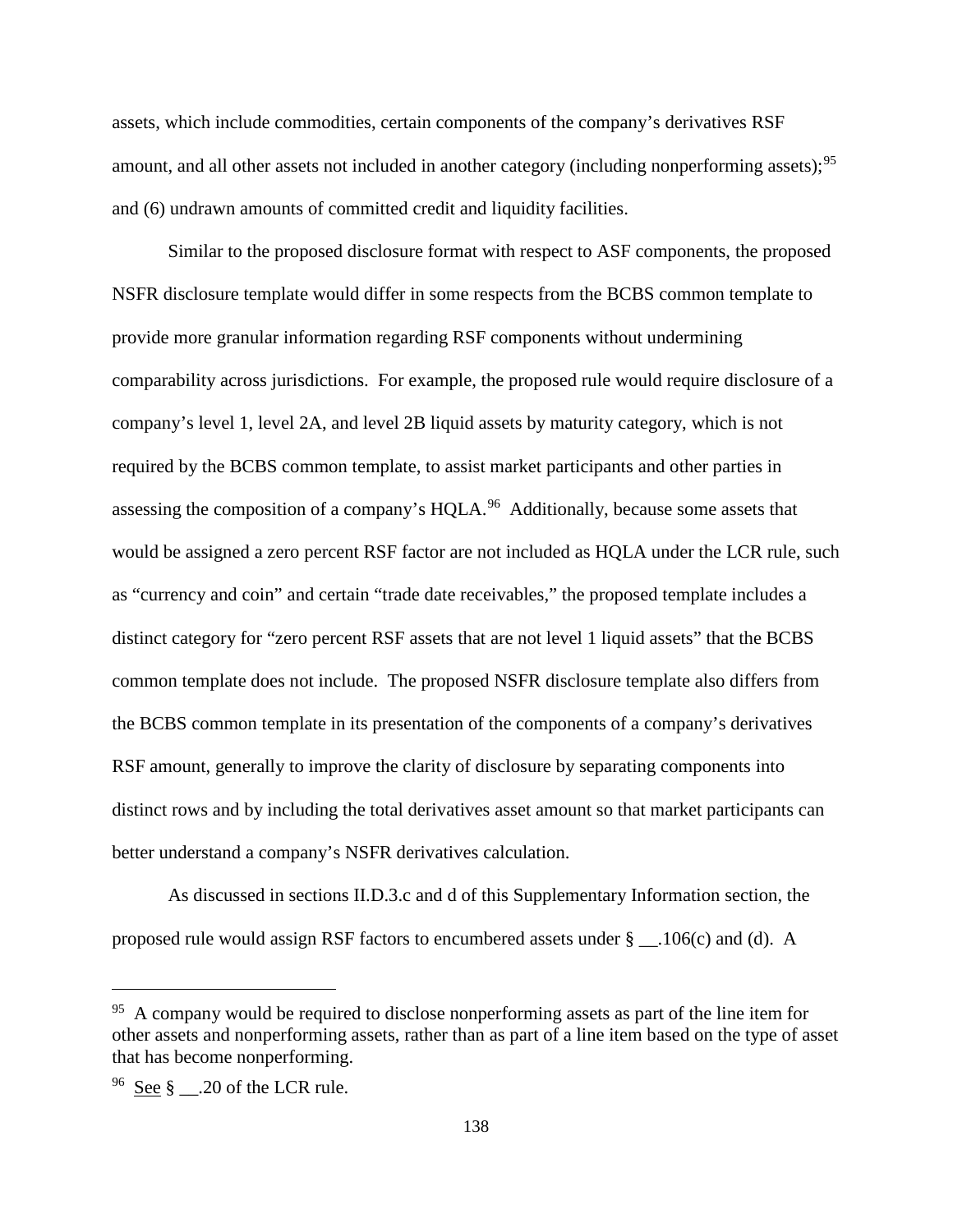assets, which include commodities, certain components of the company's derivatives RSF amount, and all other assets not included in another category (including nonperforming assets);[95] and (6) undrawn amounts of committed credit and liquidity facilities.

Similar to the proposed disclosure format with respect to ASF components, the proposed NSFR disclosure template would differ in some respects from the BCBS common template to provide more granular information regarding RSF components without undermining comparability across jurisdictions. For example, the proposed rule would require disclosure of a company's level 1, level 2A, and level 2B liquid assets by maturity category, which is not required by the BCBS common template, to assist market participants and other parties in assessing the composition of a company's HQLA.[96] Additionally, because some assets that would be assigned a zero percent RSF factor are not included as HQLA under the LCR rule, such as "currency and coin" and certain "trade date receivables," the proposed template includes a distinct category for "zero percent RSF assets that are not level 1 liquid assets" that the BCBS common template does not include. The proposed NSFR disclosure template also differs from the BCBS common template in its presentation of the components of a company's derivatives RSF amount, generally to improve the clarity of disclosure by separating components into distinct rows and by including the total derivatives asset amount so that market participants can better understand a company's NSFR derivatives calculation.

As discussed in sections II.D.3.c and d of this Supplementary Information section, the proposed rule would assign RSF factors to encumbered assets under § __.106(c) and (d). A

---

[95] A company would be required to disclose nonperforming assets as part of the line item for other assets and nonperforming assets, rather than as part of a line item based on the type of asset that has become nonperforming.

[96] See § __.20 of the LCR rule.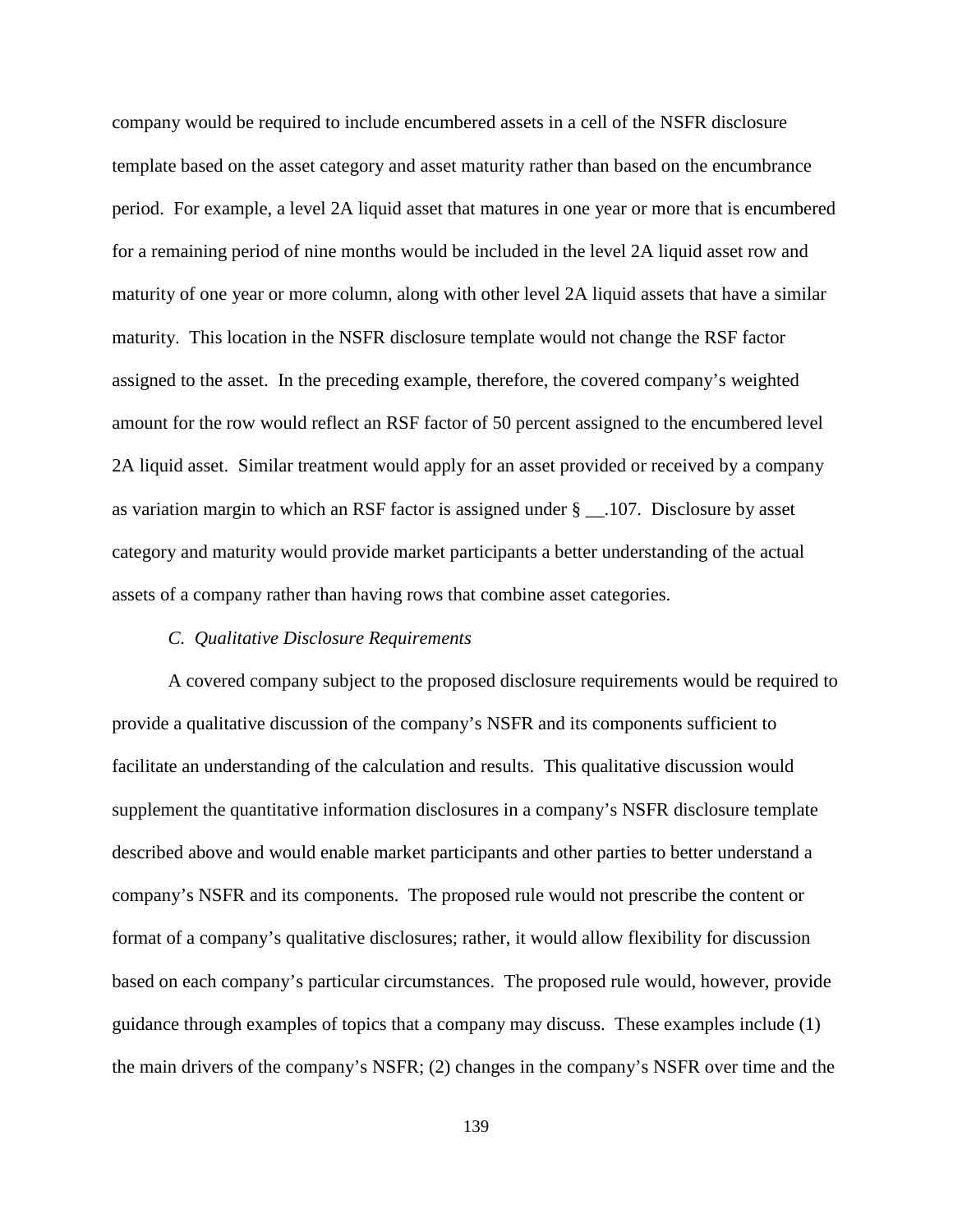company would be required to include encumbered assets in a cell of the NSFR disclosure template based on the asset category and asset maturity rather than based on the encumbrance period. For example, a level 2A liquid asset that matures in one year or more that is encumbered for a remaining period of nine months would be included in the level 2A liquid asset row and maturity of one year or more column, along with other level 2A liquid assets that have a similar maturity. This location in the NSFR disclosure template would not change the RSF factor assigned to the asset. In the preceding example, therefore, the covered company's weighted amount for the row would reflect an RSF factor of 50 percent assigned to the encumbered level 2A liquid asset. Similar treatment would apply for an asset provided or received by a company as variation margin to which an RSF factor is assigned under § __.107. Disclosure by asset category and maturity would provide market participants a better understanding of the actual assets of a company rather than having rows that combine asset categories.

*C. Qualitative Disclosure Requirements*

A covered company subject to the proposed disclosure requirements would be required to provide a qualitative discussion of the company's NSFR and its components sufficient to facilitate an understanding of the calculation and results. This qualitative discussion would supplement the quantitative information disclosures in a company's NSFR disclosure template described above and would enable market participants and other parties to better understand a company's NSFR and its components. The proposed rule would not prescribe the content or format of a company's qualitative disclosures; rather, it would allow flexibility for discussion based on each company's particular circumstances. The proposed rule would, however, provide guidance through examples of topics that a company may discuss. These examples include (1) the main drivers of the company's NSFR; (2) changes in the company's NSFR over time and the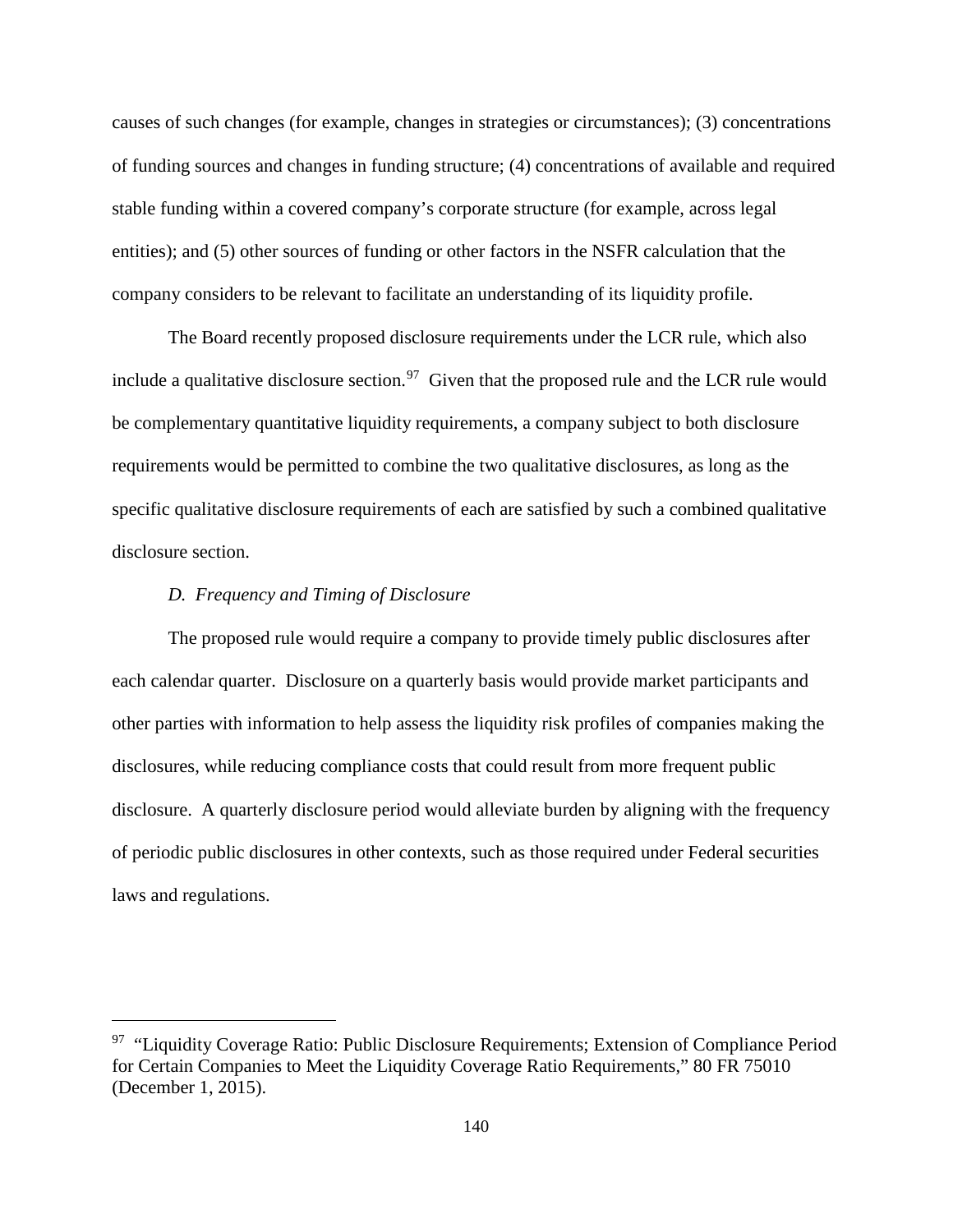causes of such changes (for example, changes in strategies or circumstances); (3) concentrations of funding sources and changes in funding structure; (4) concentrations of available and required stable funding within a covered company's corporate structure (for example, across legal entities); and (5) other sources of funding or other factors in the NSFR calculation that the company considers to be relevant to facilitate an understanding of its liquidity profile.

The Board recently proposed disclosure requirements under the LCR rule, which also include a qualitative disclosure section.[97] Given that the proposed rule and the LCR rule would be complementary quantitative liquidity requirements, a company subject to both disclosure requirements would be permitted to combine the two qualitative disclosures, as long as the specific qualitative disclosure requirements of each are satisfied by such a combined qualitative disclosure section.

*D. Frequency and Timing of Disclosure*

The proposed rule would require a company to provide timely public disclosures after each calendar quarter. Disclosure on a quarterly basis would provide market participants and other parties with information to help assess the liquidity risk profiles of companies making the disclosures, while reducing compliance costs that could result from more frequent public disclosure. A quarterly disclosure period would alleviate burden by aligning with the frequency of periodic public disclosures in other contexts, such as those required under Federal securities laws and regulations.

---

[97] "Liquidity Coverage Ratio: Public Disclosure Requirements; Extension of Compliance Period for Certain Companies to Meet the Liquidity Coverage Ratio Requirements," 80 FR 75010 (December 1, 2015).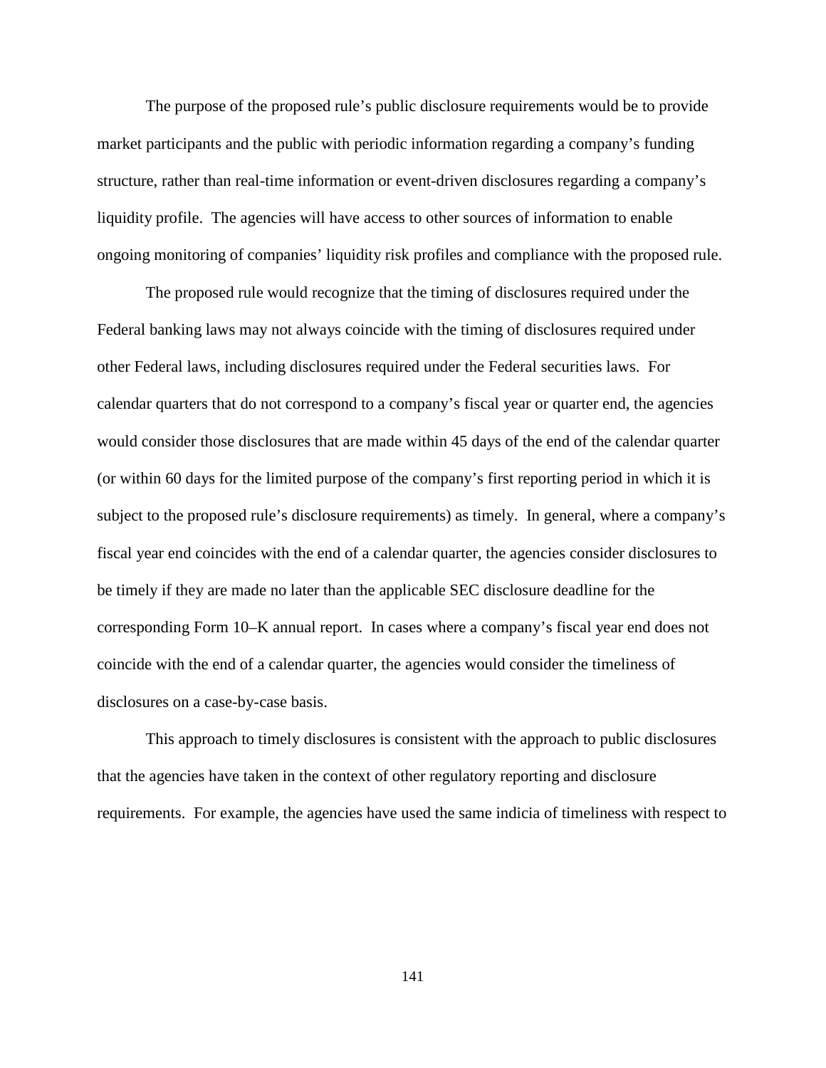The purpose of the proposed rule's public disclosure requirements would be to provide market participants and the public with periodic information regarding a company's funding structure, rather than real-time information or event-driven disclosures regarding a company's liquidity profile. The agencies will have access to other sources of information to enable ongoing monitoring of companies' liquidity risk profiles and compliance with the proposed rule.

The proposed rule would recognize that the timing of disclosures required under the Federal banking laws may not always coincide with the timing of disclosures required under other Federal laws, including disclosures required under the Federal securities laws. For calendar quarters that do not correspond to a company's fiscal year or quarter end, the agencies would consider those disclosures that are made within 45 days of the end of the calendar quarter (or within 60 days for the limited purpose of the company's first reporting period in which it is subject to the proposed rule's disclosure requirements) as timely. In general, where a company's fiscal year end coincides with the end of a calendar quarter, the agencies consider disclosures to be timely if they are made no later than the applicable SEC disclosure deadline for the corresponding Form 10–K annual report. In cases where a company's fiscal year end does not coincide with the end of a calendar quarter, the agencies would consider the timeliness of disclosures on a case-by-case basis.

This approach to timely disclosures is consistent with the approach to public disclosures that the agencies have taken in the context of other regulatory reporting and disclosure requirements. For example, the agencies have used the same indicia of timeliness with respect to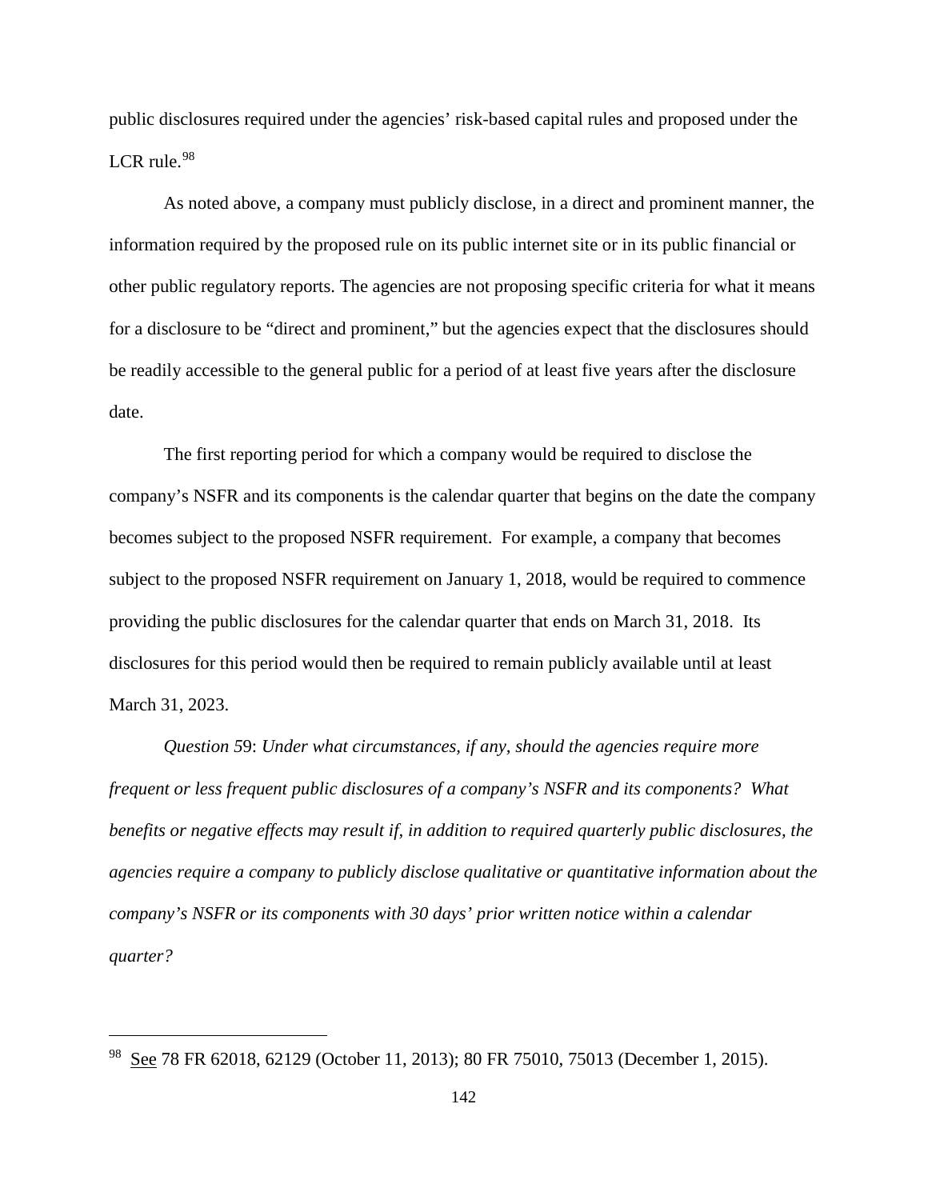public disclosures required under the agencies' risk-based capital rules and proposed under the LCR rule.[98]

As noted above, a company must publicly disclose, in a direct and prominent manner, the information required by the proposed rule on its public internet site or in its public financial or other public regulatory reports. The agencies are not proposing specific criteria for what it means for a disclosure to be "direct and prominent," but the agencies expect that the disclosures should be readily accessible to the general public for a period of at least five years after the disclosure date.

The first reporting period for which a company would be required to disclose the company's NSFR and its components is the calendar quarter that begins on the date the company becomes subject to the proposed NSFR requirement. For example, a company that becomes subject to the proposed NSFR requirement on January 1, 2018, would be required to commence providing the public disclosures for the calendar quarter that ends on March 31, 2018. Its disclosures for this period would then be required to remain publicly available until at least March 31, 2023.

*Question 59*: *Under what circumstances, if any, should the agencies require more frequent or less frequent public disclosures of a company's NSFR and its components? What benefits or negative effects may result if, in addition to required quarterly public disclosures, the agencies require a company to publicly disclose qualitative or quantitative information about the company's NSFR or its components with 30 days' prior written notice within a calendar quarter?*

---

[98] See 78 FR 62018, 62129 (October 11, 2013); 80 FR 75010, 75013 (December 1, 2015).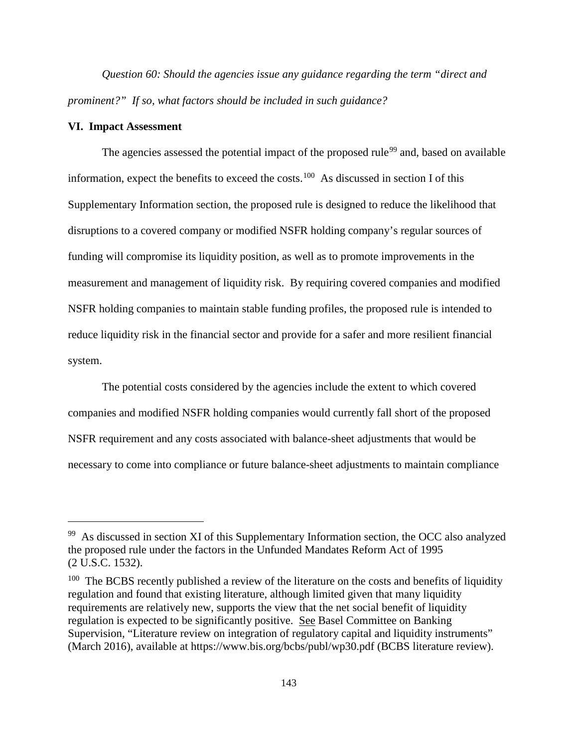*Question 60: Should the agencies issue any guidance regarding the term "direct and prominent?" If so, what factors should be included in such guidance?*

## VI. Impact Assessment

The agencies assessed the potential impact of the proposed rule[99] and, based on available information, expect the benefits to exceed the costs.[100] As discussed in section I of this Supplementary Information section, the proposed rule is designed to reduce the likelihood that disruptions to a covered company or modified NSFR holding company's regular sources of funding will compromise its liquidity position, as well as to promote improvements in the measurement and management of liquidity risk. By requiring covered companies and modified NSFR holding companies to maintain stable funding profiles, the proposed rule is intended to reduce liquidity risk in the financial sector and provide for a safer and more resilient financial system.

The potential costs considered by the agencies include the extent to which covered companies and modified NSFR holding companies would currently fall short of the proposed NSFR requirement and any costs associated with balance-sheet adjustments that would be necessary to come into compliance or future balance-sheet adjustments to maintain compliance

---

[99] As discussed in section XI of this Supplementary Information section, the OCC also analyzed the proposed rule under the factors in the Unfunded Mandates Reform Act of 1995 (2 U.S.C. 1532).

[100] The BCBS recently published a review of the literature on the costs and benefits of liquidity regulation and found that existing literature, although limited given that many liquidity requirements are relatively new, supports the view that the net social benefit of liquidity regulation is expected to be significantly positive. See Basel Committee on Banking Supervision, "Literature review on integration of regulatory capital and liquidity instruments" (March 2016), available at https://www.bis.org/bcbs/publ/wp30.pdf (BCBS literature review).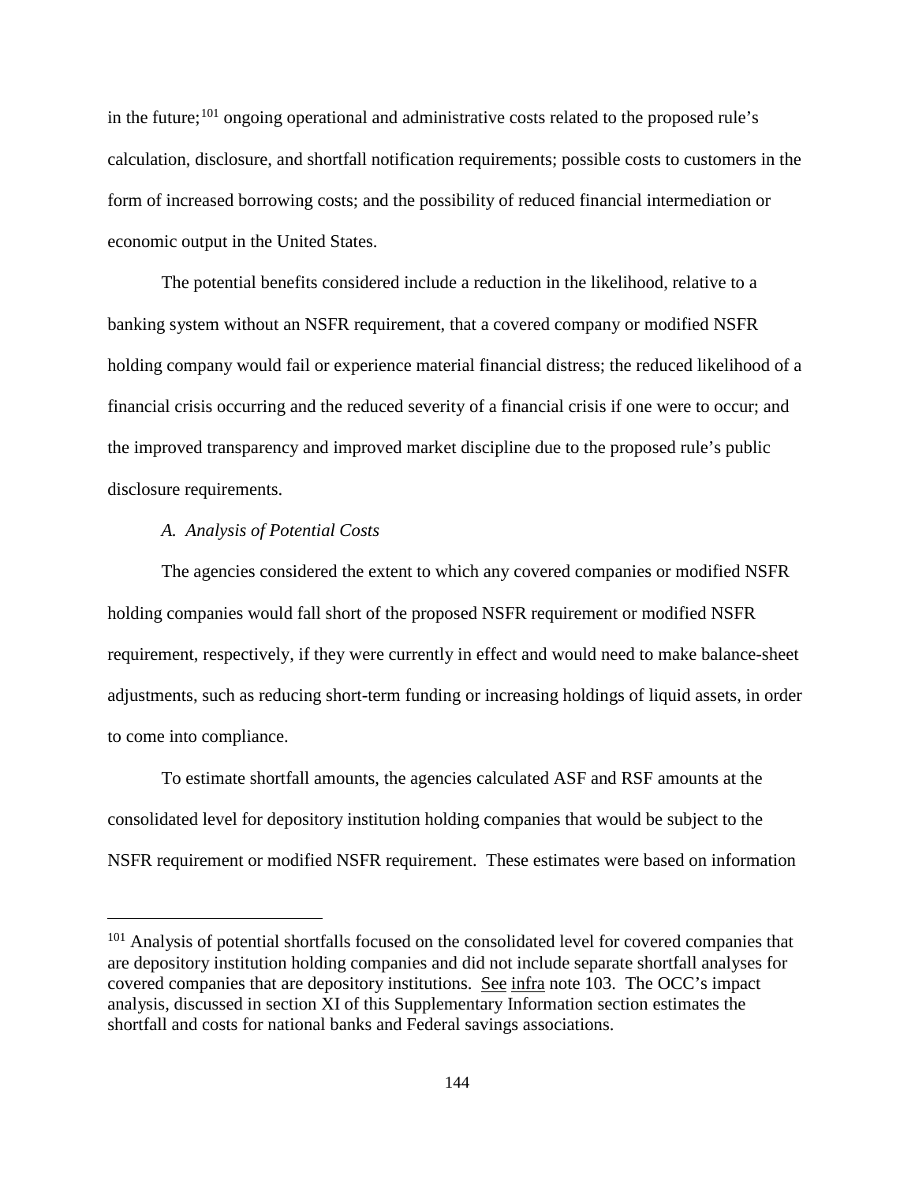in the future;[101] ongoing operational and administrative costs related to the proposed rule's calculation, disclosure, and shortfall notification requirements; possible costs to customers in the form of increased borrowing costs; and the possibility of reduced financial intermediation or economic output in the United States.

The potential benefits considered include a reduction in the likelihood, relative to a banking system without an NSFR requirement, that a covered company or modified NSFR holding company would fail or experience material financial distress; the reduced likelihood of a financial crisis occurring and the reduced severity of a financial crisis if one were to occur; and the improved transparency and improved market discipline due to the proposed rule's public disclosure requirements.

*A. Analysis of Potential Costs*

The agencies considered the extent to which any covered companies or modified NSFR holding companies would fall short of the proposed NSFR requirement or modified NSFR requirement, respectively, if they were currently in effect and would need to make balance-sheet adjustments, such as reducing short-term funding or increasing holdings of liquid assets, in order to come into compliance.

To estimate shortfall amounts, the agencies calculated ASF and RSF amounts at the consolidated level for depository institution holding companies that would be subject to the NSFR requirement or modified NSFR requirement. These estimates were based on information

---

[101] Analysis of potential shortfalls focused on the consolidated level for covered companies that are depository institution holding companies and did not include separate shortfall analyses for covered companies that are depository institutions. See infra note 103. The OCC's impact analysis, discussed in section XI of this Supplementary Information section estimates the shortfall and costs for national banks and Federal savings associations.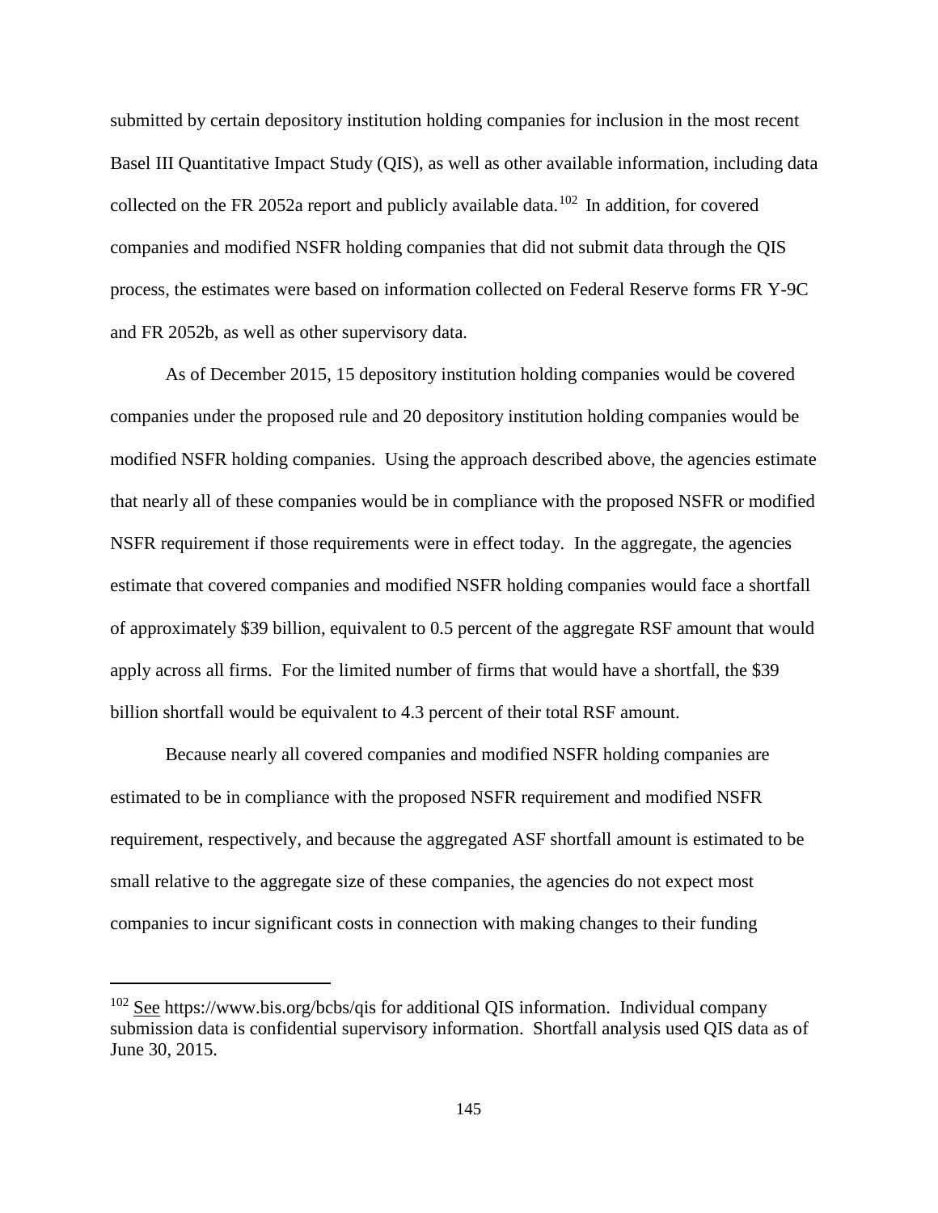submitted by certain depository institution holding companies for inclusion in the most recent Basel III Quantitative Impact Study (QIS), as well as other available information, including data collected on the FR 2052a report and publicly available data.[102] In addition, for covered companies and modified NSFR holding companies that did not submit data through the QIS process, the estimates were based on information collected on Federal Reserve forms FR Y-9C and FR 2052b, as well as other supervisory data.

As of December 2015, 15 depository institution holding companies would be covered companies under the proposed rule and 20 depository institution holding companies would be modified NSFR holding companies. Using the approach described above, the agencies estimate that nearly all of these companies would be in compliance with the proposed NSFR or modified NSFR requirement if those requirements were in effect today. In the aggregate, the agencies estimate that covered companies and modified NSFR holding companies would face a shortfall of approximately $39 billion, equivalent to 0.5 percent of the aggregate RSF amount that would apply across all firms. For the limited number of firms that would have a shortfall, the $39 billion shortfall would be equivalent to 4.3 percent of their total RSF amount.

Because nearly all covered companies and modified NSFR holding companies are estimated to be in compliance with the proposed NSFR requirement and modified NSFR requirement, respectively, and because the aggregated ASF shortfall amount is estimated to be small relative to the aggregate size of these companies, the agencies do not expect most companies to incur significant costs in connection with making changes to their funding

[102] See https://www.bis.org/bcbs/qis for additional QIS information. Individual company submission data is confidential supervisory information. Shortfall analysis used QIS data as of June 30, 2015.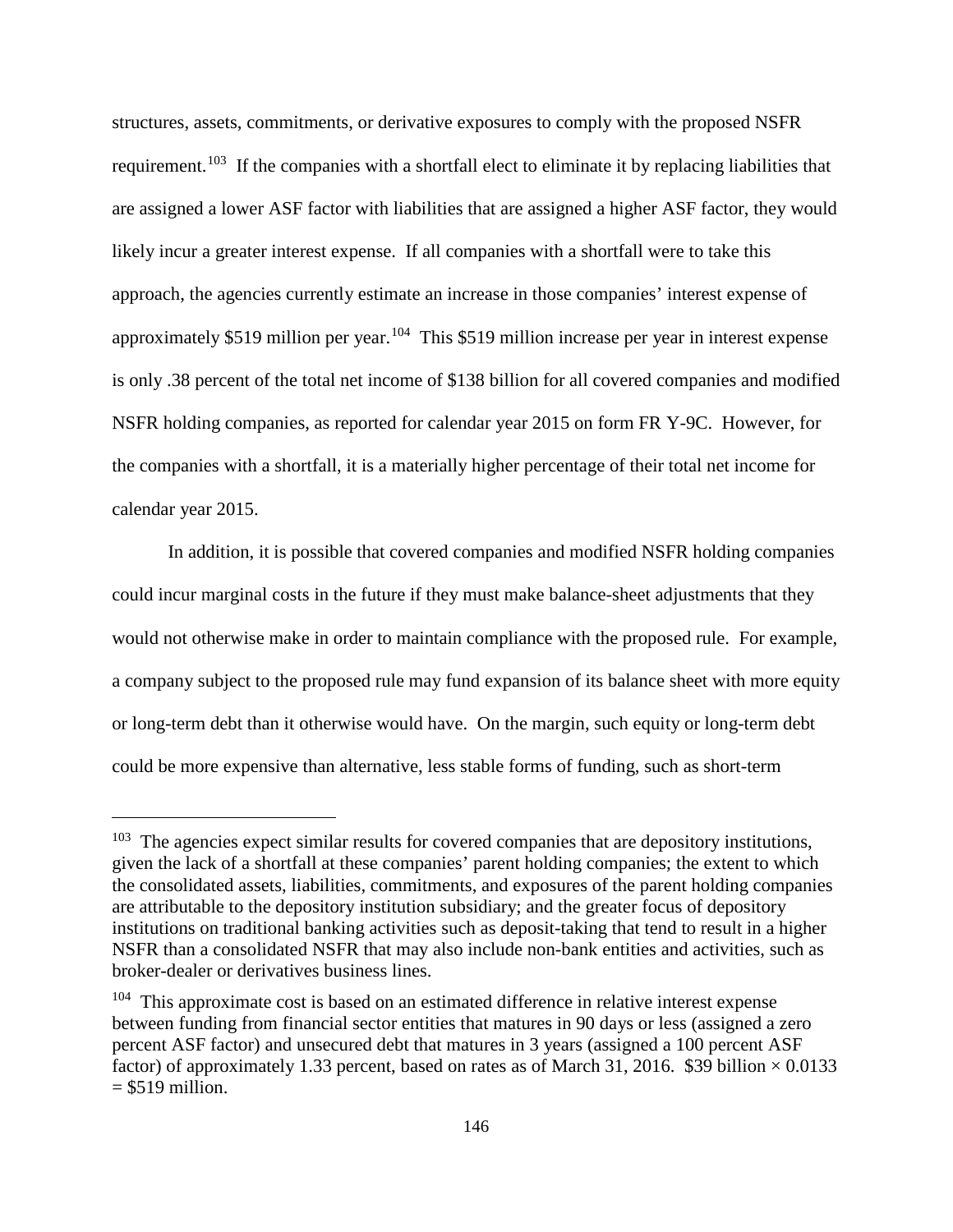structures, assets, commitments, or derivative exposures to comply with the proposed NSFR requirement.[103] If the companies with a shortfall elect to eliminate it by replacing liabilities that are assigned a lower ASF factor with liabilities that are assigned a higher ASF factor, they would likely incur a greater interest expense. If all companies with a shortfall were to take this approach, the agencies currently estimate an increase in those companies' interest expense of approximately $519 million per year.[104] This $519 million increase per year in interest expense is only .38 percent of the total net income of $138 billion for all covered companies and modified NSFR holding companies, as reported for calendar year 2015 on form FR Y-9C. However, for the companies with a shortfall, it is a materially higher percentage of their total net income for calendar year 2015.

In addition, it is possible that covered companies and modified NSFR holding companies could incur marginal costs in the future if they must make balance-sheet adjustments that they would not otherwise make in order to maintain compliance with the proposed rule. For example, a company subject to the proposed rule may fund expansion of its balance sheet with more equity or long-term debt than it otherwise would have. On the margin, such equity or long-term debt could be more expensive than alternative, less stable forms of funding, such as short-term

---

[103] The agencies expect similar results for covered companies that are depository institutions, given the lack of a shortfall at these companies' parent holding companies; the extent to which the consolidated assets, liabilities, commitments, and exposures of the parent holding companies are attributable to the depository institution subsidiary; and the greater focus of depository institutions on traditional banking activities such as deposit-taking that tend to result in a higher NSFR than a consolidated NSFR that may also include non-bank entities and activities, such as broker-dealer or derivatives business lines.

[104] This approximate cost is based on an estimated difference in relative interest expense between funding from financial sector entities that matures in 90 days or less (assigned a zero percent ASF factor) and unsecured debt that matures in 3 years (assigned a 100 percent ASF factor) of approximately 1.33 percent, based on rates as of March 31, 2016. $39 billion × 0.0133 = $519 million.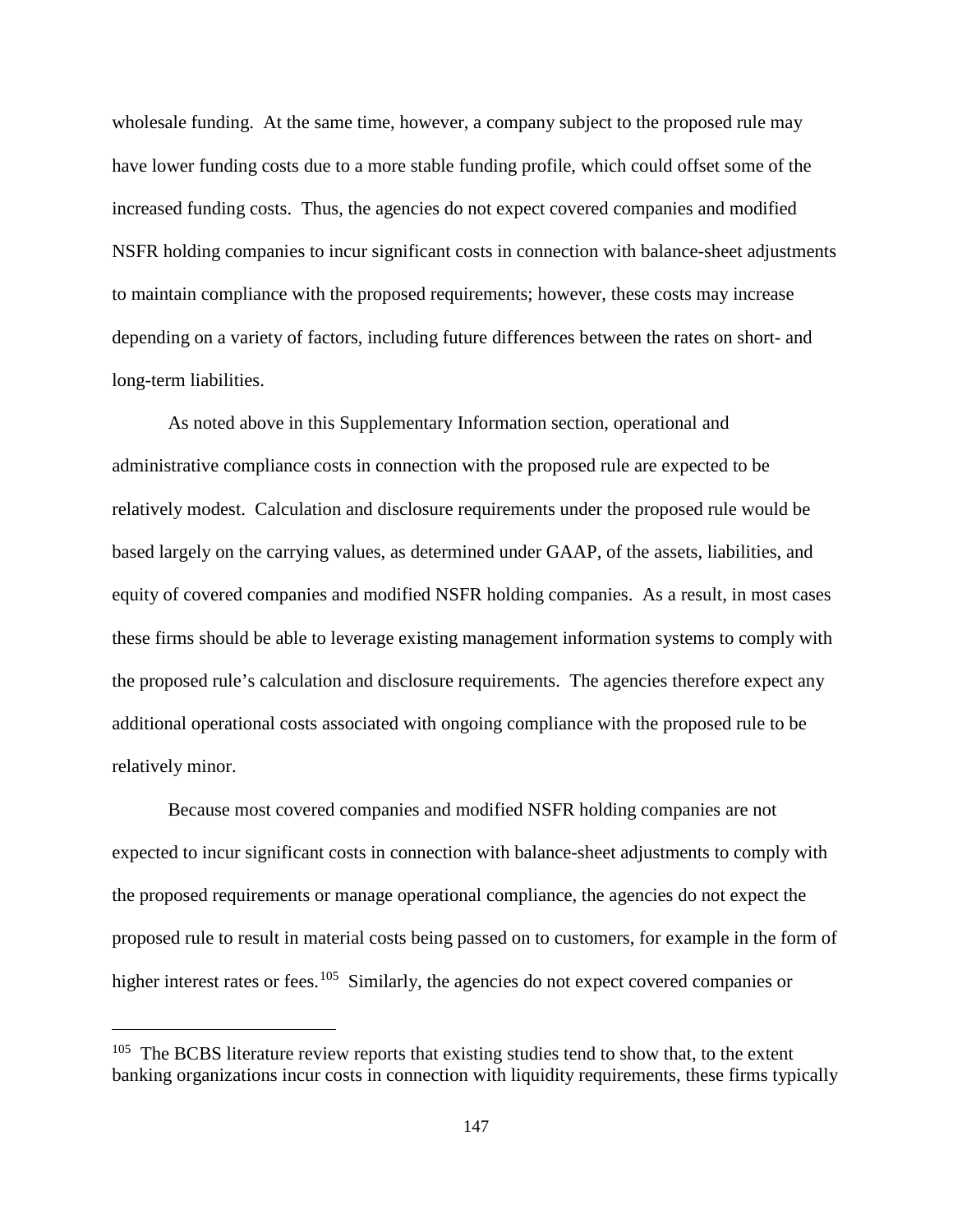wholesale funding. At the same time, however, a company subject to the proposed rule may have lower funding costs due to a more stable funding profile, which could offset some of the increased funding costs. Thus, the agencies do not expect covered companies and modified NSFR holding companies to incur significant costs in connection with balance-sheet adjustments to maintain compliance with the proposed requirements; however, these costs may increase depending on a variety of factors, including future differences between the rates on short- and long-term liabilities.

As noted above in this Supplementary Information section, operational and administrative compliance costs in connection with the proposed rule are expected to be relatively modest. Calculation and disclosure requirements under the proposed rule would be based largely on the carrying values, as determined under GAAP, of the assets, liabilities, and equity of covered companies and modified NSFR holding companies. As a result, in most cases these firms should be able to leverage existing management information systems to comply with the proposed rule's calculation and disclosure requirements. The agencies therefore expect any additional operational costs associated with ongoing compliance with the proposed rule to be relatively minor.

Because most covered companies and modified NSFR holding companies are not expected to incur significant costs in connection with balance-sheet adjustments to comply with the proposed requirements or manage operational compliance, the agencies do not expect the proposed rule to result in material costs being passed on to customers, for example in the form of higher interest rates or fees.[105] Similarly, the agencies do not expect covered companies or

---

[105] The BCBS literature review reports that existing studies tend to show that, to the extent banking organizations incur costs in connection with liquidity requirements, these firms typically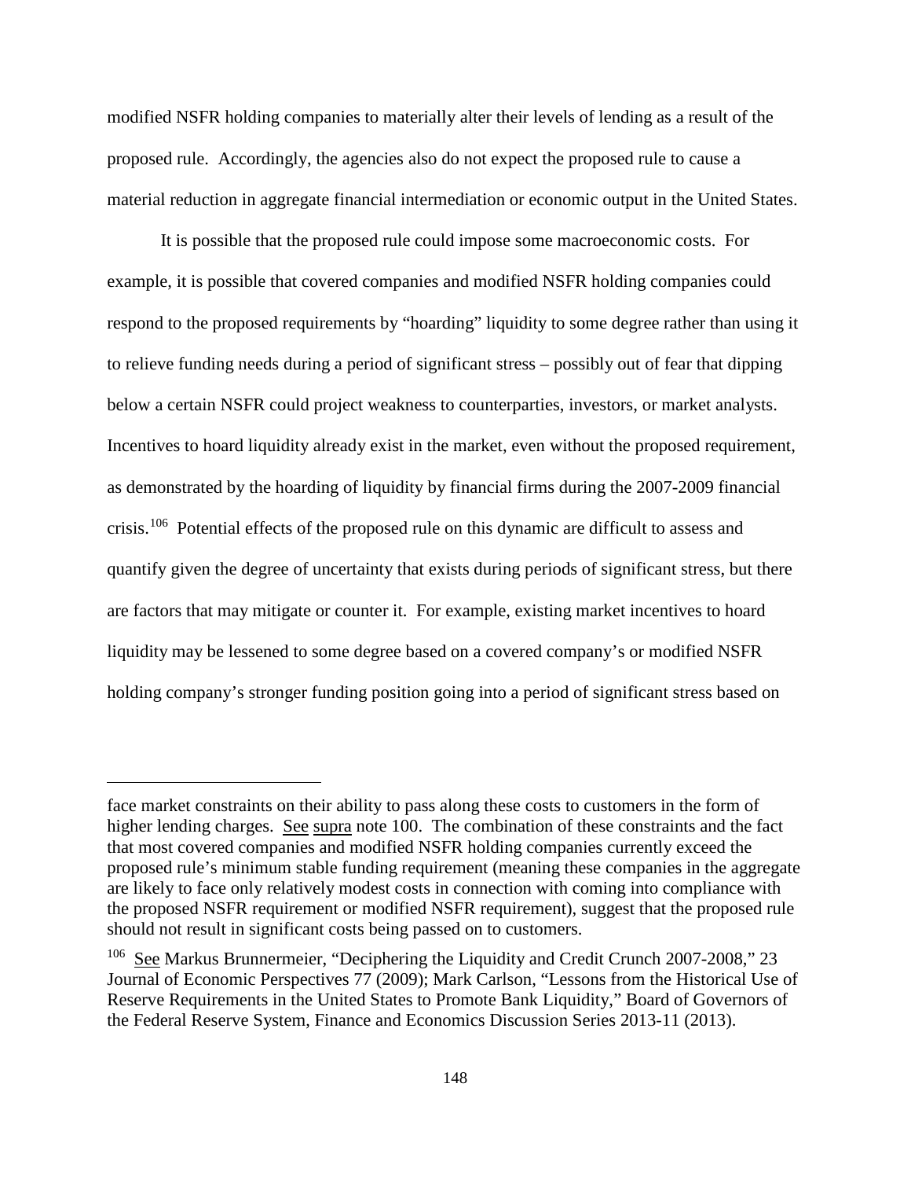modified NSFR holding companies to materially alter their levels of lending as a result of the proposed rule. Accordingly, the agencies also do not expect the proposed rule to cause a material reduction in aggregate financial intermediation or economic output in the United States.

It is possible that the proposed rule could impose some macroeconomic costs. For example, it is possible that covered companies and modified NSFR holding companies could respond to the proposed requirements by "hoarding" liquidity to some degree rather than using it to relieve funding needs during a period of significant stress – possibly out of fear that dipping below a certain NSFR could project weakness to counterparties, investors, or market analysts. Incentives to hoard liquidity already exist in the market, even without the proposed requirement, as demonstrated by the hoarding of liquidity by financial firms during the 2007-2009 financial crisis.[106] Potential effects of the proposed rule on this dynamic are difficult to assess and quantify given the degree of uncertainty that exists during periods of significant stress, but there are factors that may mitigate or counter it. For example, existing market incentives to hoard liquidity may be lessened to some degree based on a covered company's or modified NSFR holding company's stronger funding position going into a period of significant stress based on

---

face market constraints on their ability to pass along these costs to customers in the form of higher lending charges. See supra note 100. The combination of these constraints and the fact that most covered companies and modified NSFR holding companies currently exceed the proposed rule's minimum stable funding requirement (meaning these companies in the aggregate are likely to face only relatively modest costs in connection with coming into compliance with the proposed NSFR requirement or modified NSFR requirement), suggest that the proposed rule should not result in significant costs being passed on to customers.

[106] See Markus Brunnermeier, "Deciphering the Liquidity and Credit Crunch 2007-2008," 23 Journal of Economic Perspectives 77 (2009); Mark Carlson, "Lessons from the Historical Use of Reserve Requirements in the United States to Promote Bank Liquidity," Board of Governors of the Federal Reserve System, Finance and Economics Discussion Series 2013-11 (2013).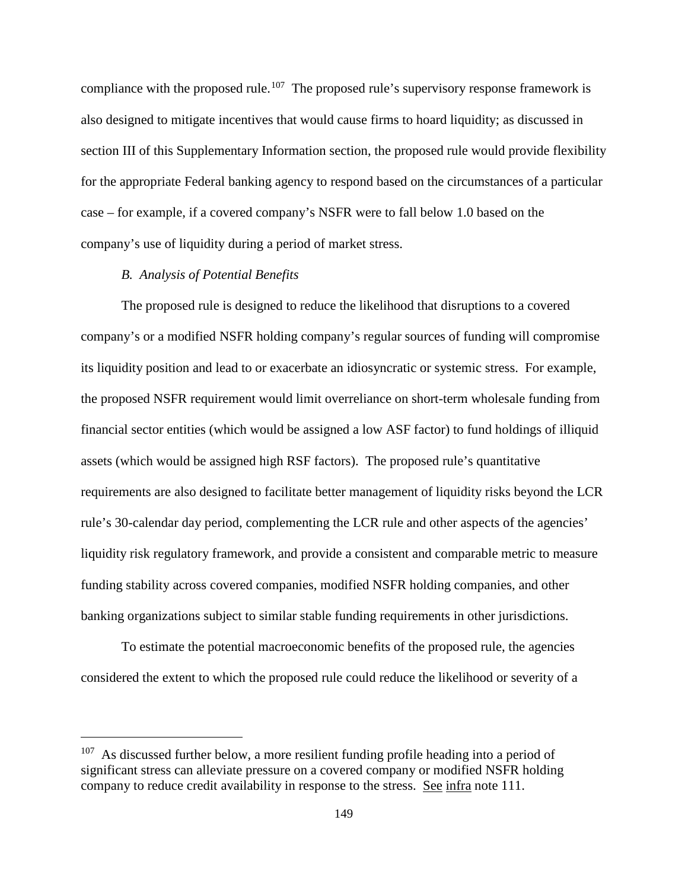compliance with the proposed rule.[107] The proposed rule's supervisory response framework is also designed to mitigate incentives that would cause firms to hoard liquidity; as discussed in section III of this Supplementary Information section, the proposed rule would provide flexibility for the appropriate Federal banking agency to respond based on the circumstances of a particular case – for example, if a covered company's NSFR were to fall below 1.0 based on the company's use of liquidity during a period of market stress.

### *B. Analysis of Potential Benefits*

The proposed rule is designed to reduce the likelihood that disruptions to a covered company's or a modified NSFR holding company's regular sources of funding will compromise its liquidity position and lead to or exacerbate an idiosyncratic or systemic stress. For example, the proposed NSFR requirement would limit overreliance on short-term wholesale funding from financial sector entities (which would be assigned a low ASF factor) to fund holdings of illiquid assets (which would be assigned high RSF factors). The proposed rule's quantitative requirements are also designed to facilitate better management of liquidity risks beyond the LCR rule's 30-calendar day period, complementing the LCR rule and other aspects of the agencies' liquidity risk regulatory framework, and provide a consistent and comparable metric to measure funding stability across covered companies, modified NSFR holding companies, and other banking organizations subject to similar stable funding requirements in other jurisdictions.

To estimate the potential macroeconomic benefits of the proposed rule, the agencies considered the extent to which the proposed rule could reduce the likelihood or severity of a

---

[107] As discussed further below, a more resilient funding profile heading into a period of significant stress can alleviate pressure on a covered company or modified NSFR holding company to reduce credit availability in response to the stress. See infra note 111.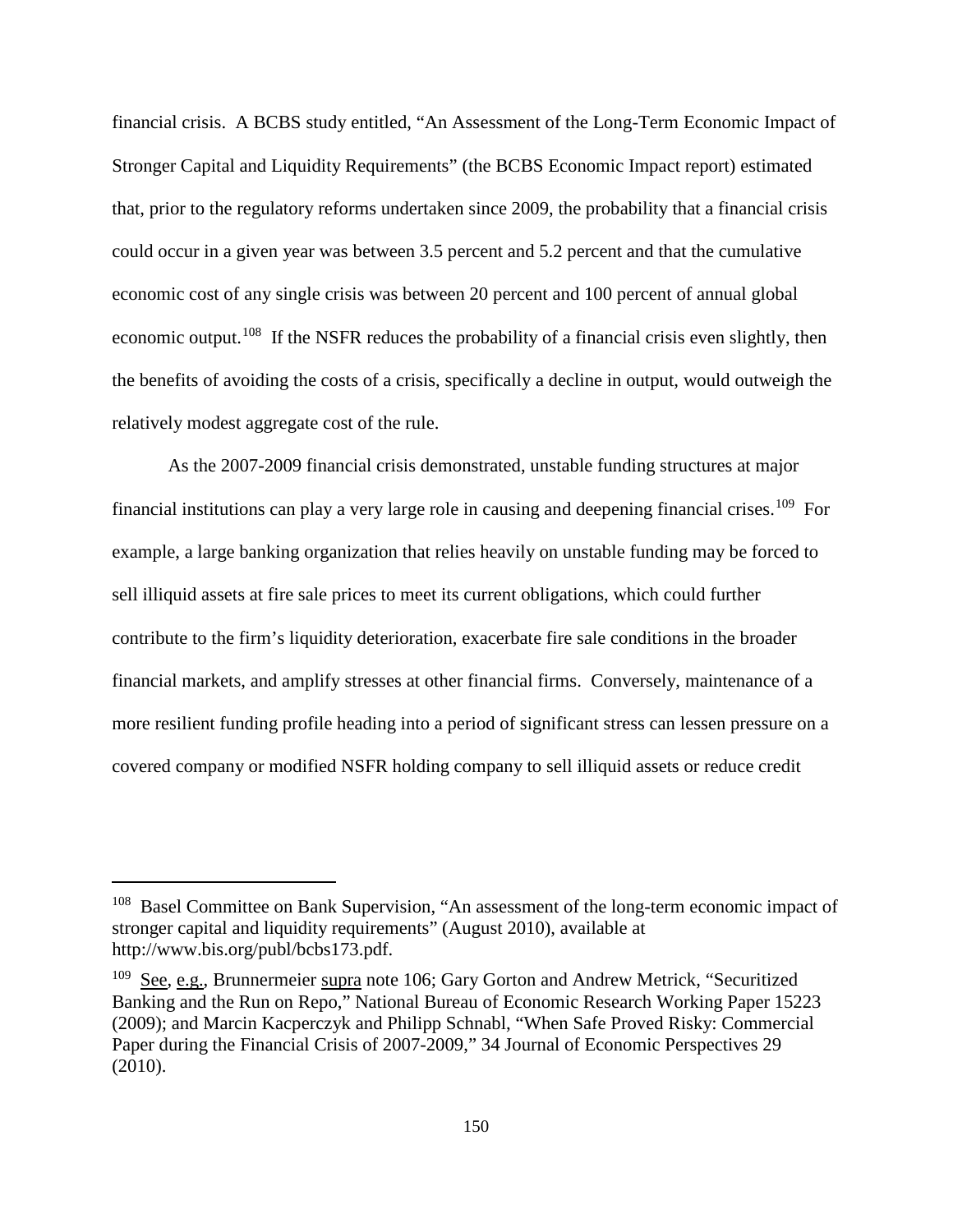financial crisis. A BCBS study entitled, "An Assessment of the Long-Term Economic Impact of Stronger Capital and Liquidity Requirements" (the BCBS Economic Impact report) estimated that, prior to the regulatory reforms undertaken since 2009, the probability that a financial crisis could occur in a given year was between 3.5 percent and 5.2 percent and that the cumulative economic cost of any single crisis was between 20 percent and 100 percent of annual global economic output.[108] If the NSFR reduces the probability of a financial crisis even slightly, then the benefits of avoiding the costs of a crisis, specifically a decline in output, would outweigh the relatively modest aggregate cost of the rule.

As the 2007-2009 financial crisis demonstrated, unstable funding structures at major financial institutions can play a very large role in causing and deepening financial crises.[109] For example, a large banking organization that relies heavily on unstable funding may be forced to sell illiquid assets at fire sale prices to meet its current obligations, which could further contribute to the firm's liquidity deterioration, exacerbate fire sale conditions in the broader financial markets, and amplify stresses at other financial firms. Conversely, maintenance of a more resilient funding profile heading into a period of significant stress can lessen pressure on a covered company or modified NSFR holding company to sell illiquid assets or reduce credit

---

[108] Basel Committee on Bank Supervision, "An assessment of the long-term economic impact of stronger capital and liquidity requirements" (August 2010), available at http://www.bis.org/publ/bcbs173.pdf.

[109] See, e.g., Brunnermeier supra note 106; Gary Gorton and Andrew Metrick, "Securitized Banking and the Run on Repo," National Bureau of Economic Research Working Paper 15223 (2009); and Marcin Kacperczyk and Philipp Schnabl, "When Safe Proved Risky: Commercial Paper during the Financial Crisis of 2007-2009," 34 Journal of Economic Perspectives 29 (2010).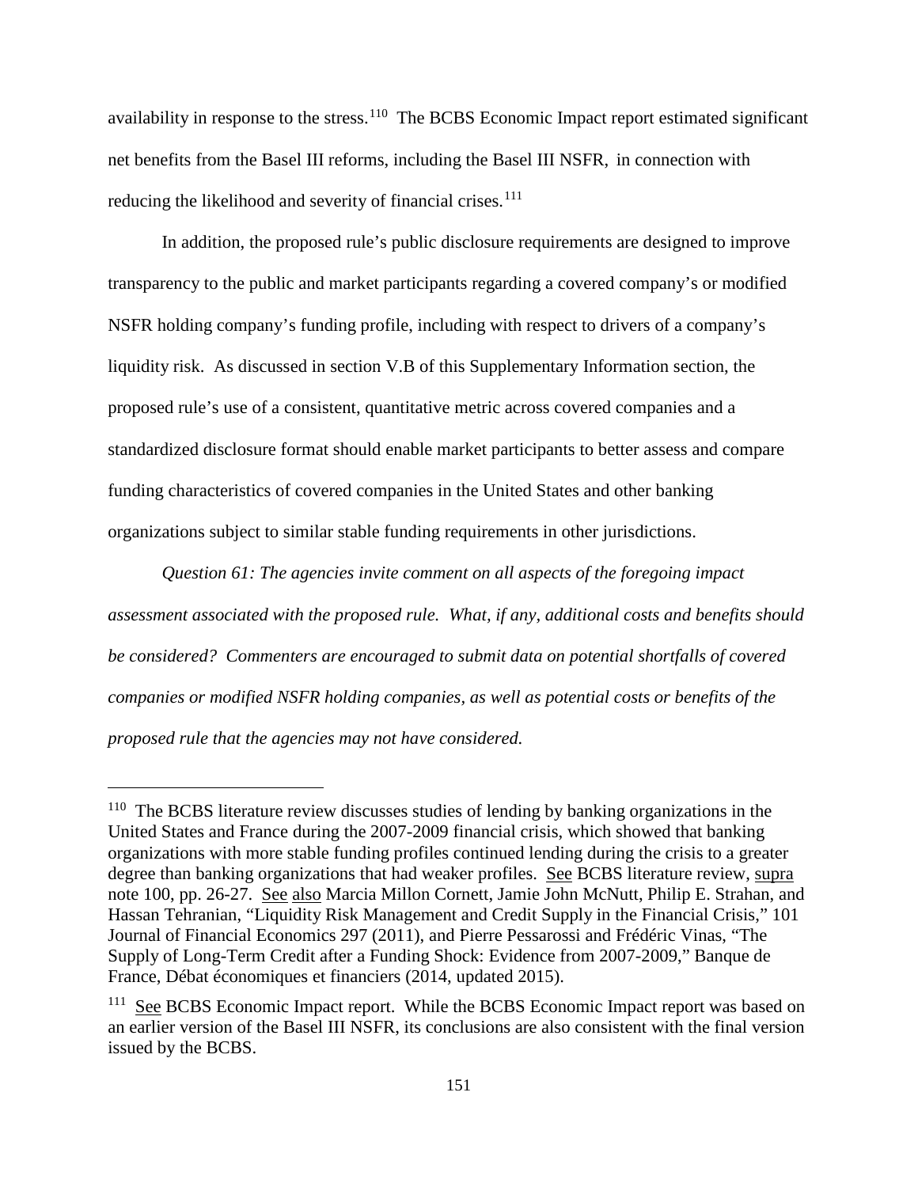availability in response to the stress.[110] The BCBS Economic Impact report estimated significant net benefits from the Basel III reforms, including the Basel III NSFR, in connection with reducing the likelihood and severity of financial crises.[111]

In addition, the proposed rule's public disclosure requirements are designed to improve transparency to the public and market participants regarding a covered company's or modified NSFR holding company's funding profile, including with respect to drivers of a company's liquidity risk. As discussed in section V.B of this Supplementary Information section, the proposed rule's use of a consistent, quantitative metric across covered companies and a standardized disclosure format should enable market participants to better assess and compare funding characteristics of covered companies in the United States and other banking organizations subject to similar stable funding requirements in other jurisdictions.

*Question 61: The agencies invite comment on all aspects of the foregoing impact assessment associated with the proposed rule. What, if any, additional costs and benefits should be considered? Commenters are encouraged to submit data on potential shortfalls of covered companies or modified NSFR holding companies, as well as potential costs or benefits of the proposed rule that the agencies may not have considered.*

---

[110] The BCBS literature review discusses studies of lending by banking organizations in the United States and France during the 2007-2009 financial crisis, which showed that banking organizations with more stable funding profiles continued lending during the crisis to a greater degree than banking organizations that had weaker profiles. See BCBS literature review, supra note 100, pp. 26-27. See also Marcia Millon Cornett, Jamie John McNutt, Philip E. Strahan, and Hassan Tehranian, "Liquidity Risk Management and Credit Supply in the Financial Crisis," 101 Journal of Financial Economics 297 (2011), and Pierre Pessarossi and Frédéric Vinas, "The Supply of Long-Term Credit after a Funding Shock: Evidence from 2007-2009," Banque de France, Débat économiques et financiers (2014, updated 2015).

[111] See BCBS Economic Impact report. While the BCBS Economic Impact report was based on an earlier version of the Basel III NSFR, its conclusions are also consistent with the final version issued by the BCBS.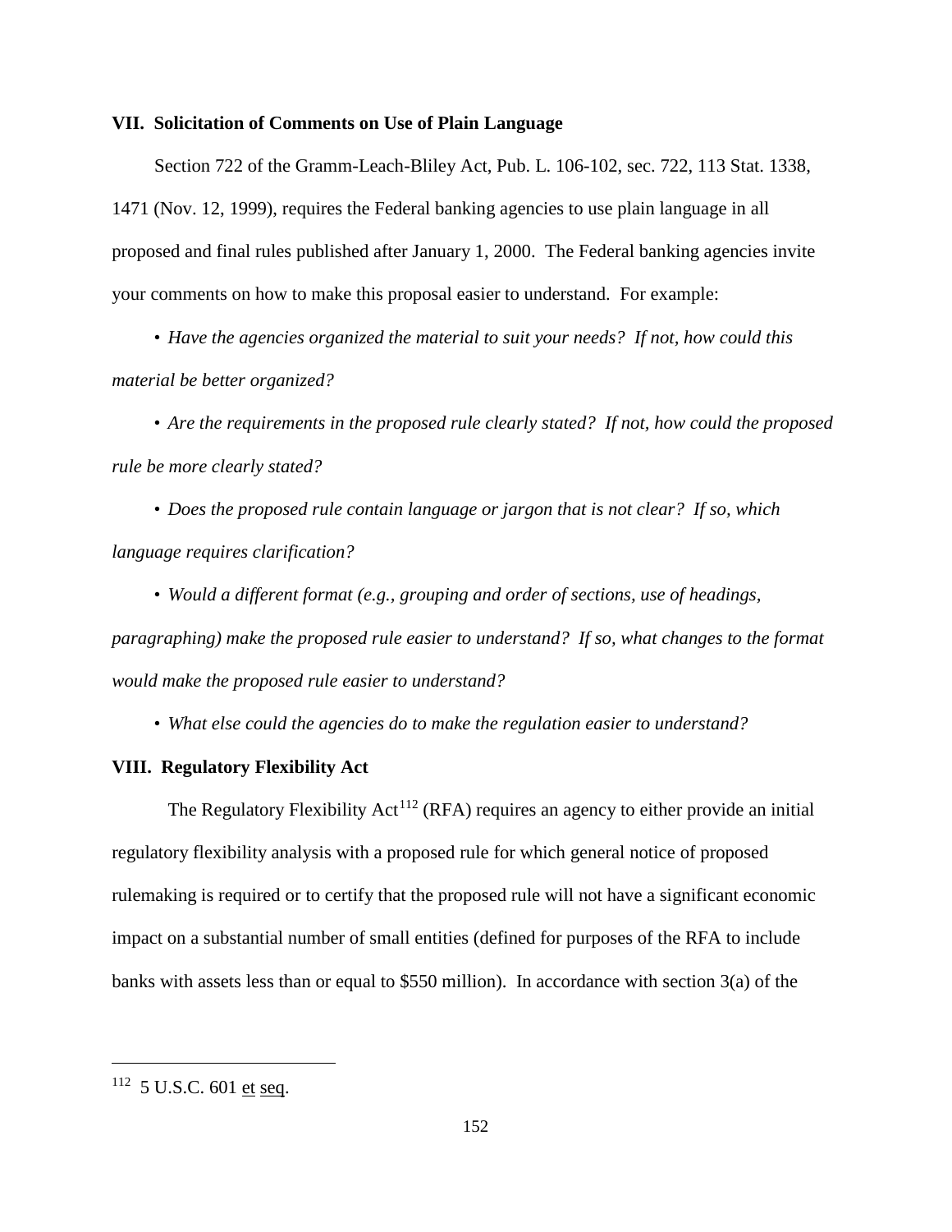## VII. Solicitation of Comments on Use of Plain Language

Section 722 of the Gramm-Leach-Bliley Act, Pub. L. 106-102, sec. 722, 113 Stat. 1338, 1471 (Nov. 12, 1999), requires the Federal banking agencies to use plain language in all proposed and final rules published after January 1, 2000. The Federal banking agencies invite your comments on how to make this proposal easier to understand. For example:

- *Have the agencies organized the material to suit your needs? If not, how could this material be better organized?*
- *Are the requirements in the proposed rule clearly stated? If not, how could the proposed rule be more clearly stated?*
- *Does the proposed rule contain language or jargon that is not clear? If so, which language requires clarification?*
- *Would a different format (e.g., grouping and order of sections, use of headings, paragraphing) make the proposed rule easier to understand? If so, what changes to the format would make the proposed rule easier to understand?*
- *What else could the agencies do to make the regulation easier to understand?*

## VIII. Regulatory Flexibility Act

The Regulatory Flexibility Act[112] (RFA) requires an agency to either provide an initial regulatory flexibility analysis with a proposed rule for which general notice of proposed rulemaking is required or to certify that the proposed rule will not have a significant economic impact on a substantial number of small entities (defined for purposes of the RFA to include banks with assets less than or equal to $550 million). In accordance with section 3(a) of the

---

[112] 5 U.S.C. 601 et seq.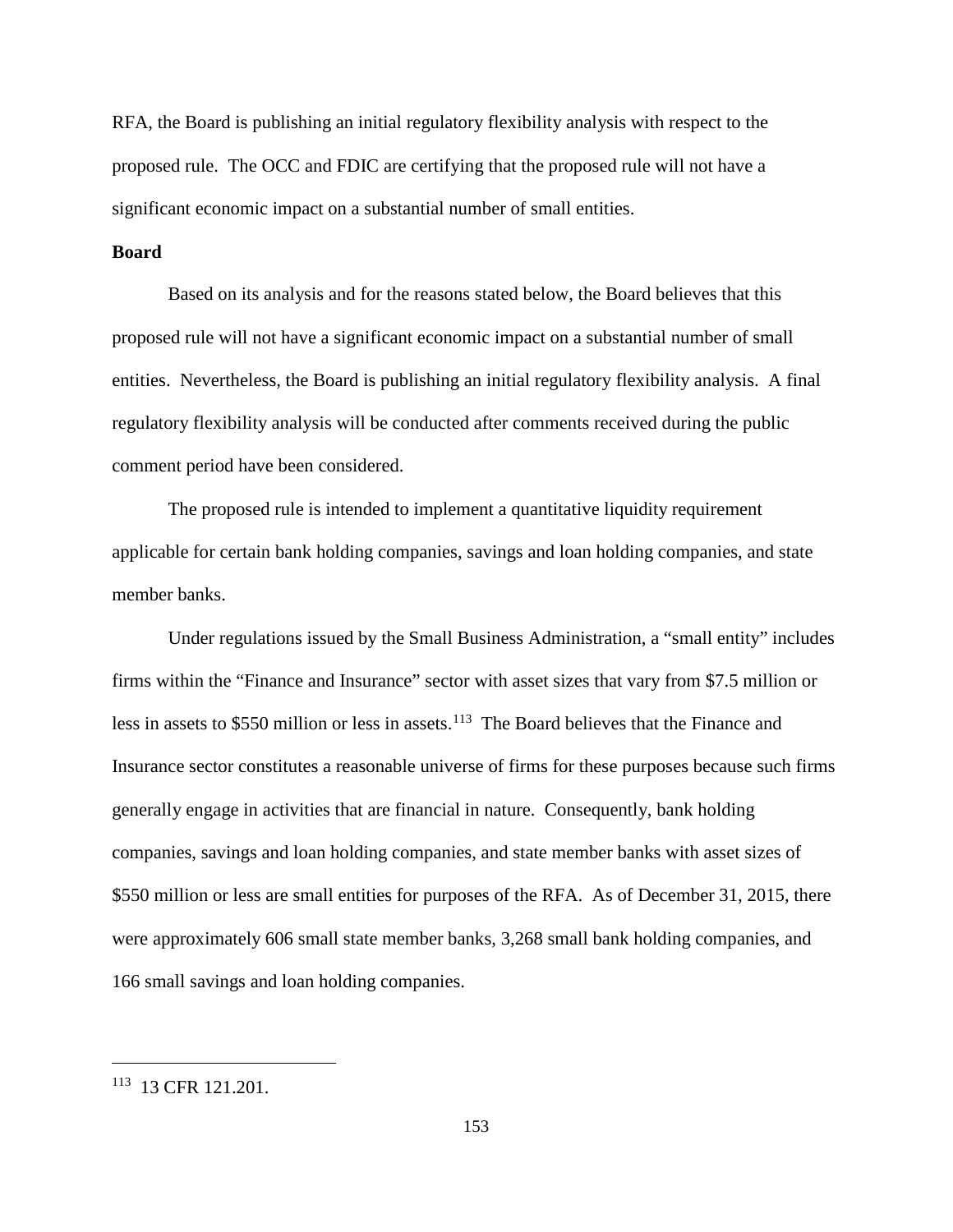RFA, the Board is publishing an initial regulatory flexibility analysis with respect to the proposed rule. The OCC and FDIC are certifying that the proposed rule will not have a significant economic impact on a substantial number of small entities.

**Board**

Based on its analysis and for the reasons stated below, the Board believes that this proposed rule will not have a significant economic impact on a substantial number of small entities. Nevertheless, the Board is publishing an initial regulatory flexibility analysis. A final regulatory flexibility analysis will be conducted after comments received during the public comment period have been considered.

The proposed rule is intended to implement a quantitative liquidity requirement applicable for certain bank holding companies, savings and loan holding companies, and state member banks.

Under regulations issued by the Small Business Administration, a "small entity" includes firms within the "Finance and Insurance" sector with asset sizes that vary from \$7.5 million or less in assets to \$550 million or less in assets.[113] The Board believes that the Finance and Insurance sector constitutes a reasonable universe of firms for these purposes because such firms generally engage in activities that are financial in nature. Consequently, bank holding companies, savings and loan holding companies, and state member banks with asset sizes of \$550 million or less are small entities for purposes of the RFA. As of December 31, 2015, there were approximately 606 small state member banks, 3,268 small bank holding companies, and 166 small savings and loan holding companies.

---

[113] 13 CFR 121.201.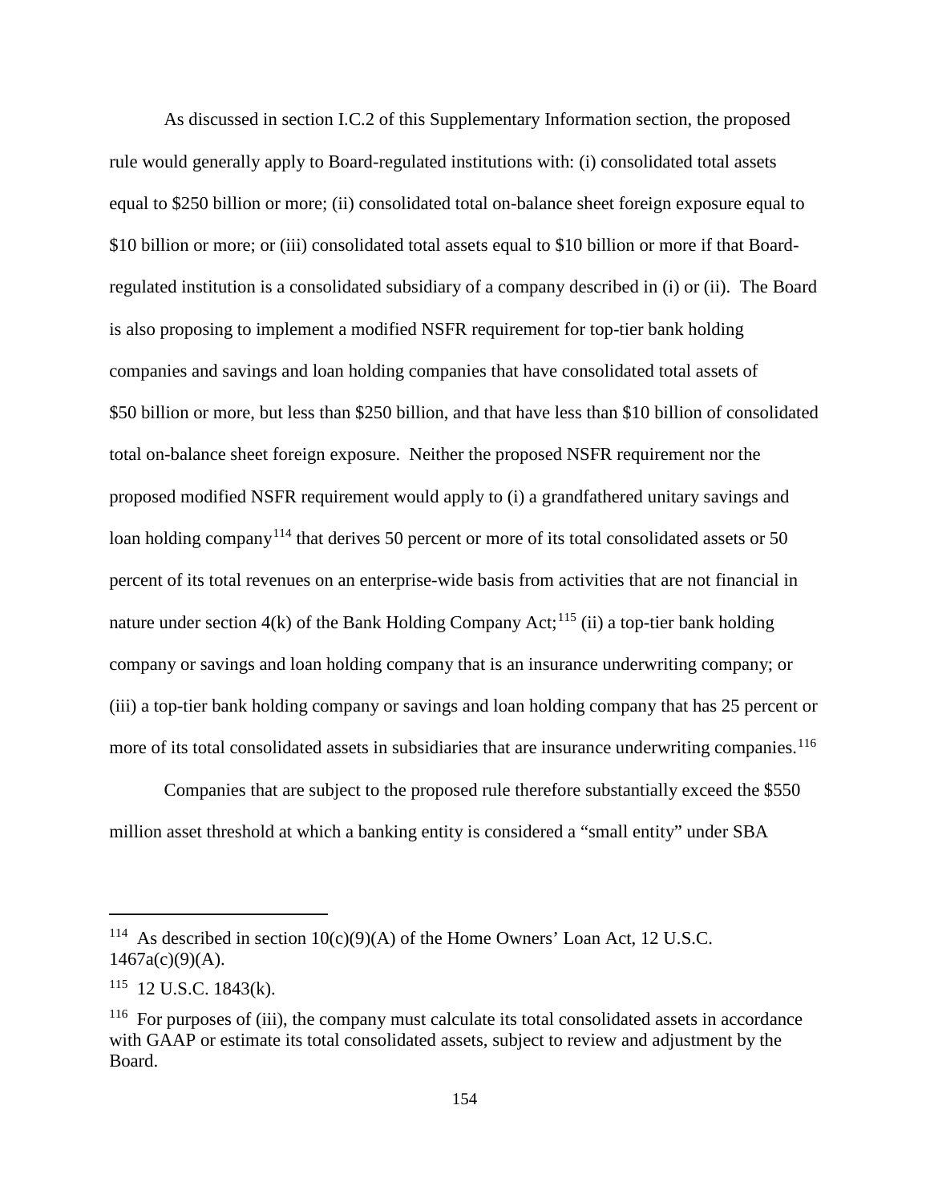As discussed in section I.C.2 of this Supplementary Information section, the proposed rule would generally apply to Board-regulated institutions with: (i) consolidated total assets equal to $250 billion or more; (ii) consolidated total on-balance sheet foreign exposure equal to $10 billion or more; or (iii) consolidated total assets equal to $10 billion or more if that Board-regulated institution is a consolidated subsidiary of a company described in (i) or (ii). The Board is also proposing to implement a modified NSFR requirement for top-tier bank holding companies and savings and loan holding companies that have consolidated total assets of $50 billion or more, but less than $250 billion, and that have less than $10 billion of consolidated total on-balance sheet foreign exposure. Neither the proposed NSFR requirement nor the proposed modified NSFR requirement would apply to (i) a grandfathered unitary savings and loan holding company[114] that derives 50 percent or more of its total consolidated assets or 50 percent of its total revenues on an enterprise-wide basis from activities that are not financial in nature under section 4(k) of the Bank Holding Company Act;[115] (ii) a top-tier bank holding company or savings and loan holding company that is an insurance underwriting company; or (iii) a top-tier bank holding company or savings and loan holding company that has 25 percent or more of its total consolidated assets in subsidiaries that are insurance underwriting companies.[116]

Companies that are subject to the proposed rule therefore substantially exceed the $550 million asset threshold at which a banking entity is considered a "small entity" under SBA

---

[114] As described in section 10(c)(9)(A) of the Home Owners' Loan Act, 12 U.S.C. 1467a(c)(9)(A).

[115] 12 U.S.C. 1843(k).

[116] For purposes of (iii), the company must calculate its total consolidated assets in accordance with GAAP or estimate its total consolidated assets, subject to review and adjustment by the Board.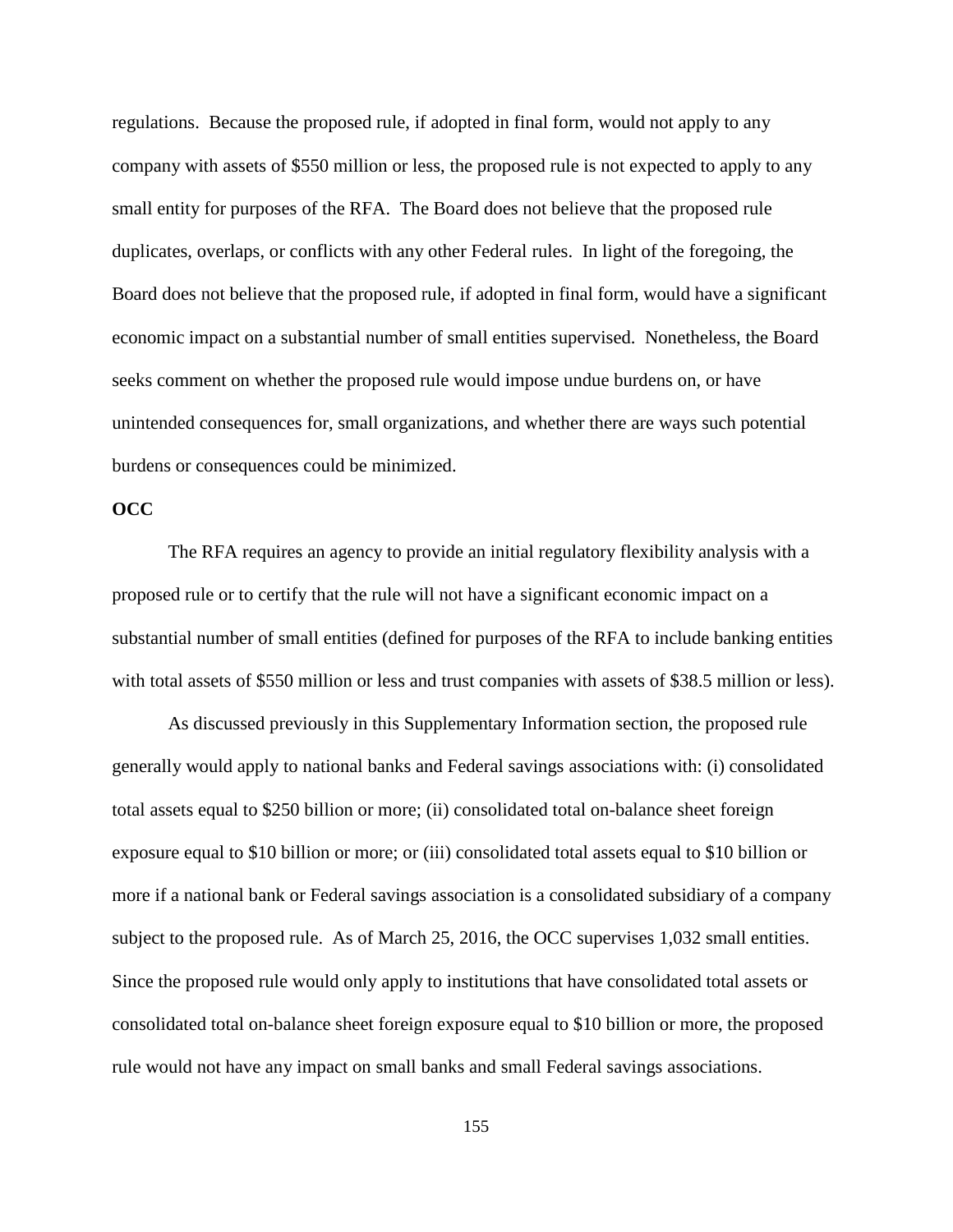regulations. Because the proposed rule, if adopted in final form, would not apply to any company with assets of $550 million or less, the proposed rule is not expected to apply to any small entity for purposes of the RFA. The Board does not believe that the proposed rule duplicates, overlaps, or conflicts with any other Federal rules. In light of the foregoing, the Board does not believe that the proposed rule, if adopted in final form, would have a significant economic impact on a substantial number of small entities supervised. Nonetheless, the Board seeks comment on whether the proposed rule would impose undue burdens on, or have unintended consequences for, small organizations, and whether there are ways such potential burdens or consequences could be minimized.

**OCC**

The RFA requires an agency to provide an initial regulatory flexibility analysis with a proposed rule or to certify that the rule will not have a significant economic impact on a substantial number of small entities (defined for purposes of the RFA to include banking entities with total assets of $550 million or less and trust companies with assets of $38.5 million or less).

As discussed previously in this Supplementary Information section, the proposed rule generally would apply to national banks and Federal savings associations with: (i) consolidated total assets equal to $250 billion or more; (ii) consolidated total on-balance sheet foreign exposure equal to $10 billion or more; or (iii) consolidated total assets equal to $10 billion or more if a national bank or Federal savings association is a consolidated subsidiary of a company subject to the proposed rule. As of March 25, 2016, the OCC supervises 1,032 small entities. Since the proposed rule would only apply to institutions that have consolidated total assets or consolidated total on-balance sheet foreign exposure equal to $10 billion or more, the proposed rule would not have any impact on small banks and small Federal savings associations.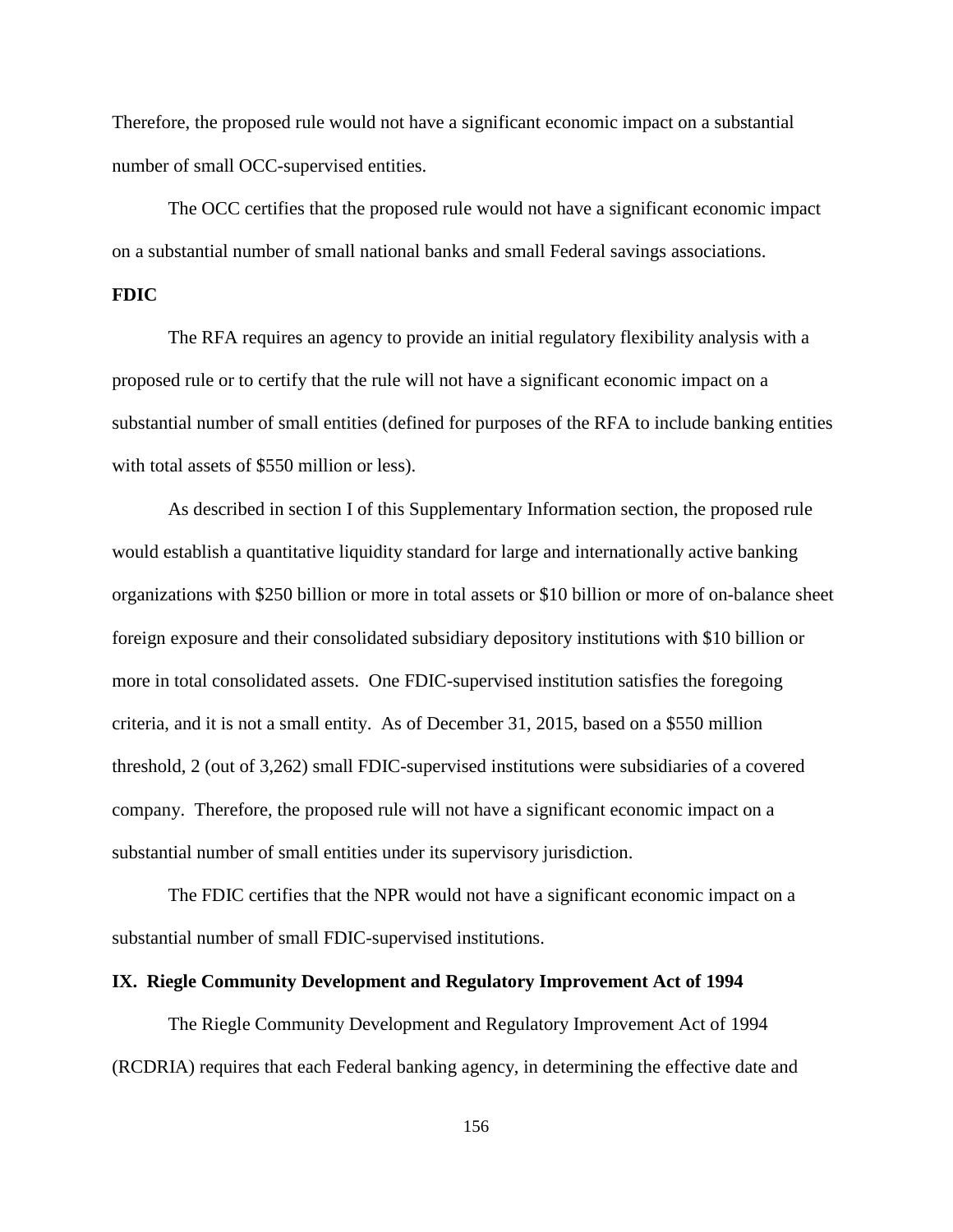Therefore, the proposed rule would not have a significant economic impact on a substantial number of small OCC-supervised entities.

The OCC certifies that the proposed rule would not have a significant economic impact on a substantial number of small national banks and small Federal savings associations.

**FDIC**

The RFA requires an agency to provide an initial regulatory flexibility analysis with a proposed rule or to certify that the rule will not have a significant economic impact on a substantial number of small entities (defined for purposes of the RFA to include banking entities with total assets of $550 million or less).

As described in section I of this Supplementary Information section, the proposed rule would establish a quantitative liquidity standard for large and internationally active banking organizations with $250 billion or more in total assets or $10 billion or more of on-balance sheet foreign exposure and their consolidated subsidiary depository institutions with $10 billion or more in total consolidated assets. One FDIC-supervised institution satisfies the foregoing criteria, and it is not a small entity. As of December 31, 2015, based on a $550 million threshold, 2 (out of 3,262) small FDIC-supervised institutions were subsidiaries of a covered company. Therefore, the proposed rule will not have a significant economic impact on a substantial number of small entities under its supervisory jurisdiction.

The FDIC certifies that the NPR would not have a significant economic impact on a substantial number of small FDIC-supervised institutions.

## IX. Riegle Community Development and Regulatory Improvement Act of 1994

The Riegle Community Development and Regulatory Improvement Act of 1994 (RCDRIA) requires that each Federal banking agency, in determining the effective date and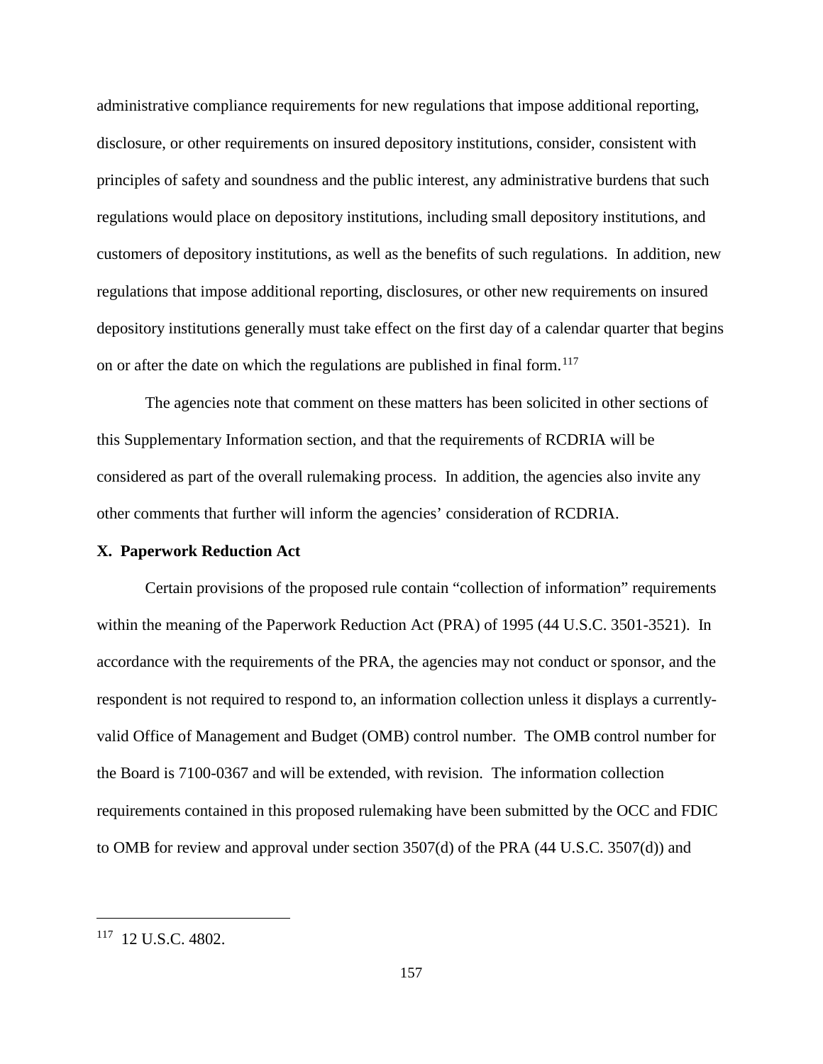administrative compliance requirements for new regulations that impose additional reporting, disclosure, or other requirements on insured depository institutions, consider, consistent with principles of safety and soundness and the public interest, any administrative burdens that such regulations would place on depository institutions, including small depository institutions, and customers of depository institutions, as well as the benefits of such regulations. In addition, new regulations that impose additional reporting, disclosures, or other new requirements on insured depository institutions generally must take effect on the first day of a calendar quarter that begins on or after the date on which the regulations are published in final form.[117]

The agencies note that comment on these matters has been solicited in other sections of this Supplementary Information section, and that the requirements of RCDRIA will be considered as part of the overall rulemaking process. In addition, the agencies also invite any other comments that further will inform the agencies' consideration of RCDRIA.

## X. Paperwork Reduction Act

Certain provisions of the proposed rule contain "collection of information" requirements within the meaning of the Paperwork Reduction Act (PRA) of 1995 (44 U.S.C. 3501-3521). In accordance with the requirements of the PRA, the agencies may not conduct or sponsor, and the respondent is not required to respond to, an information collection unless it displays a currently-valid Office of Management and Budget (OMB) control number. The OMB control number for the Board is 7100-0367 and will be extended, with revision. The information collection requirements contained in this proposed rulemaking have been submitted by the OCC and FDIC to OMB for review and approval under section 3507(d) of the PRA (44 U.S.C. 3507(d)) and

---

[117] 12 U.S.C. 4802.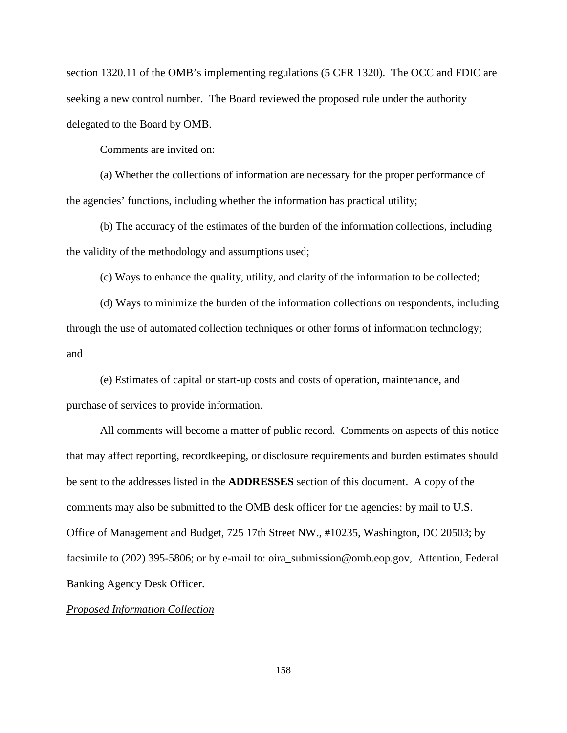section 1320.11 of the OMB's implementing regulations (5 CFR 1320). The OCC and FDIC are seeking a new control number. The Board reviewed the proposed rule under the authority delegated to the Board by OMB.

Comments are invited on:

(a) Whether the collections of information are necessary for the proper performance of the agencies' functions, including whether the information has practical utility;

(b) The accuracy of the estimates of the burden of the information collections, including the validity of the methodology and assumptions used;

(c) Ways to enhance the quality, utility, and clarity of the information to be collected;

(d) Ways to minimize the burden of the information collections on respondents, including through the use of automated collection techniques or other forms of information technology; and

(e) Estimates of capital or start-up costs and costs of operation, maintenance, and purchase of services to provide information.

All comments will become a matter of public record. Comments on aspects of this notice that may affect reporting, recordkeeping, or disclosure requirements and burden estimates should be sent to the addresses listed in the **ADDRESSES** section of this document. A copy of the comments may also be submitted to the OMB desk officer for the agencies: by mail to U.S. Office of Management and Budget, 725 17th Street NW., #10235, Washington, DC 20503; by facsimile to (202) 395-5806; or by e-mail to: oira_submission@omb.eop.gov, Attention, Federal Banking Agency Desk Officer.

*Proposed Information Collection*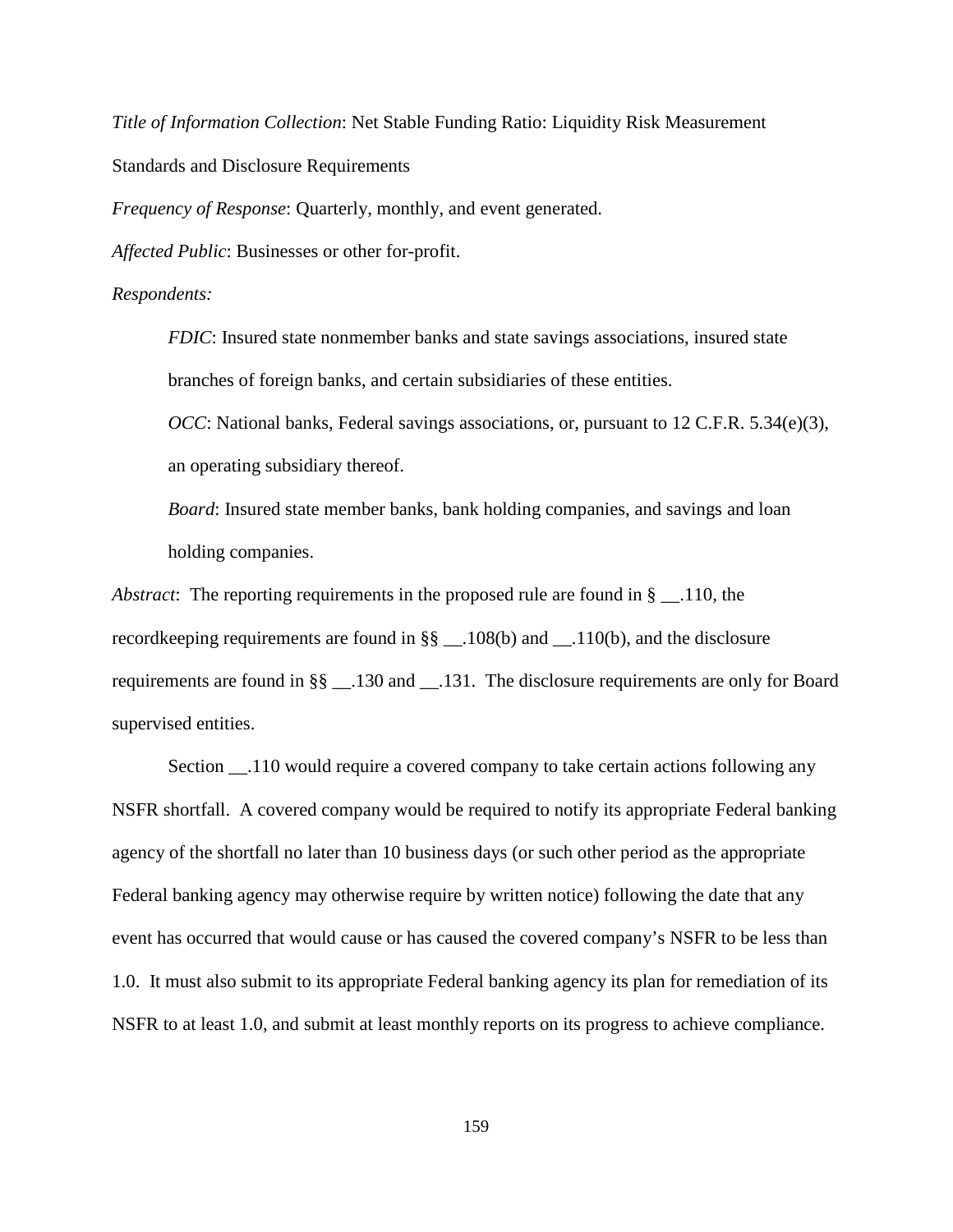*Title of Information Collection*: Net Stable Funding Ratio: Liquidity Risk Measurement Standards and Disclosure Requirements

*Frequency of Response*: Quarterly, monthly, and event generated.

*Affected Public*: Businesses or other for-profit.

*Respondents:*

> *FDIC*: Insured state nonmember banks and state savings associations, insured state branches of foreign banks, and certain subsidiaries of these entities.
>
> *OCC*: National banks, Federal savings associations, or, pursuant to 12 C.F.R. 5.34(e)(3), an operating subsidiary thereof.
>
> *Board*: Insured state member banks, bank holding companies, and savings and loan holding companies.

*Abstract*: The reporting requirements in the proposed rule are found in § __.110, the recordkeeping requirements are found in §§ __.108(b) and __.110(b), and the disclosure requirements are found in §§ __.130 and __.131. The disclosure requirements are only for Board supervised entities.

Section __.110 would require a covered company to take certain actions following any NSFR shortfall. A covered company would be required to notify its appropriate Federal banking agency of the shortfall no later than 10 business days (or such other period as the appropriate Federal banking agency may otherwise require by written notice) following the date that any event has occurred that would cause or has caused the covered company's NSFR to be less than 1.0. It must also submit to its appropriate Federal banking agency its plan for remediation of its NSFR to at least 1.0, and submit at least monthly reports on its progress to achieve compliance.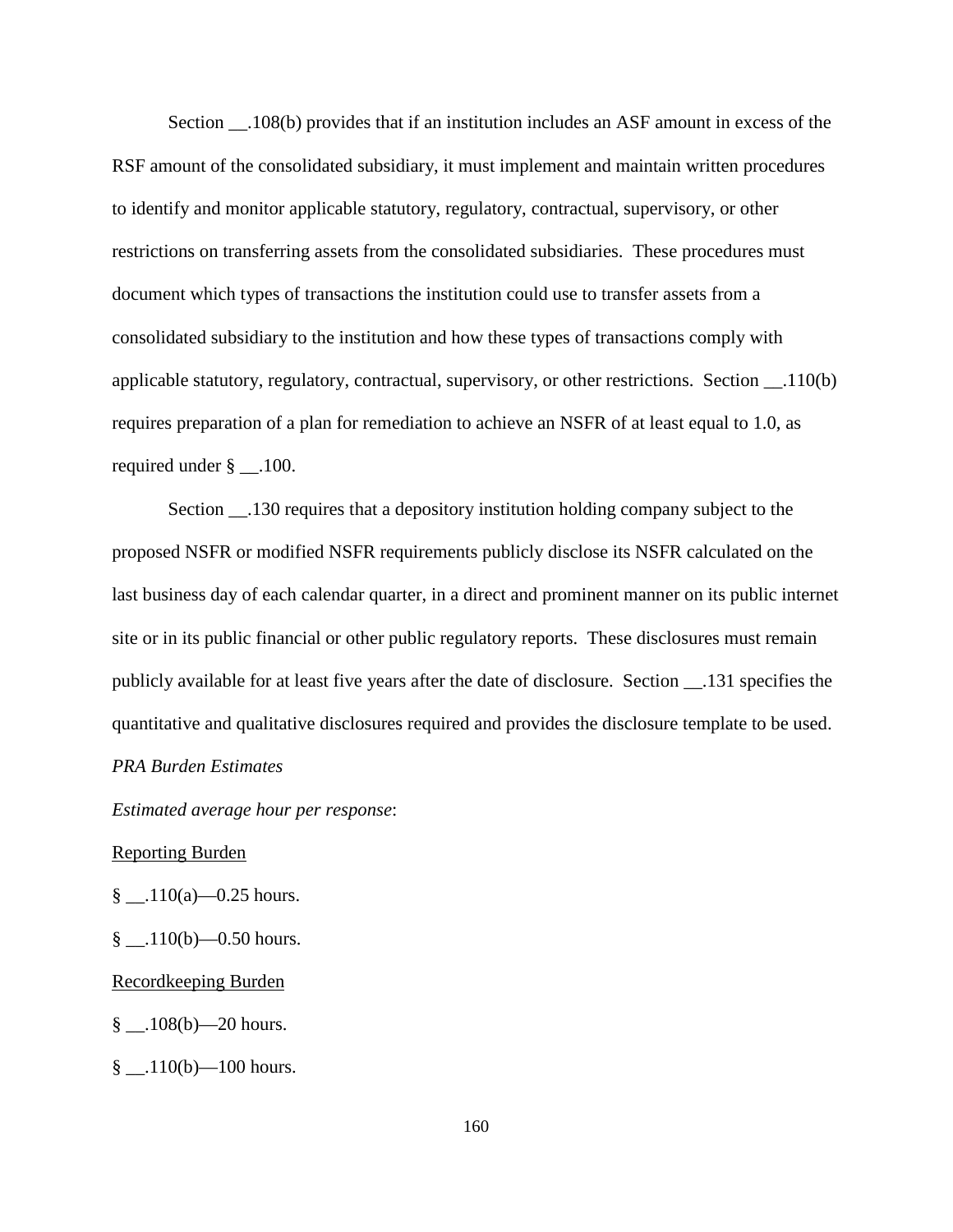Section __.108(b) provides that if an institution includes an ASF amount in excess of the RSF amount of the consolidated subsidiary, it must implement and maintain written procedures to identify and monitor applicable statutory, regulatory, contractual, supervisory, or other restrictions on transferring assets from the consolidated subsidiaries. These procedures must document which types of transactions the institution could use to transfer assets from a consolidated subsidiary to the institution and how these types of transactions comply with applicable statutory, regulatory, contractual, supervisory, or other restrictions. Section __.110(b) requires preparation of a plan for remediation to achieve an NSFR of at least equal to 1.0, as required under § __.100.

Section __.130 requires that a depository institution holding company subject to the proposed NSFR or modified NSFR requirements publicly disclose its NSFR calculated on the last business day of each calendar quarter, in a direct and prominent manner on its public internet site or in its public financial or other public regulatory reports. These disclosures must remain publicly available for at least five years after the date of disclosure. Section __.131 specifies the quantitative and qualitative disclosures required and provides the disclosure template to be used.

*PRA Burden Estimates*

*Estimated average hour per response*:

Reporting Burden

§ __.110(a)—0.25 hours.

§ __.110(b)—0.50 hours.

Recordkeeping Burden

§ __.108(b)—20 hours.

§ __.110(b)—100 hours.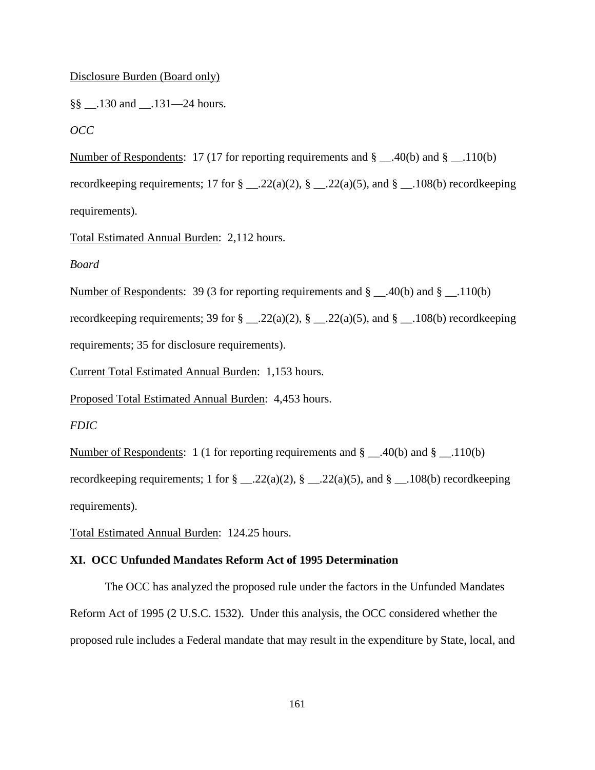Disclosure Burden (Board only)

§§ __.130 and __.131—24 hours.

*OCC*

Number of Respondents: 17 (17 for reporting requirements and § __.40(b) and § __.110(b) recordkeeping requirements; 17 for § __.22(a)(2), § __.22(a)(5), and § __.108(b) recordkeeping requirements).

Total Estimated Annual Burden: 2,112 hours.

*Board*

Number of Respondents: 39 (3 for reporting requirements and § __.40(b) and § __.110(b) recordkeeping requirements; 39 for § __.22(a)(2), § __.22(a)(5), and § __.108(b) recordkeeping requirements; 35 for disclosure requirements).

Current Total Estimated Annual Burden: 1,153 hours.

Proposed Total Estimated Annual Burden: 4,453 hours.

*FDIC*

Number of Respondents: 1 (1 for reporting requirements and § __.40(b) and § __.110(b) recordkeeping requirements; 1 for § __.22(a)(2), § __.22(a)(5), and § __.108(b) recordkeeping requirements).

Total Estimated Annual Burden: 124.25 hours.

## XI. OCC Unfunded Mandates Reform Act of 1995 Determination

The OCC has analyzed the proposed rule under the factors in the Unfunded Mandates Reform Act of 1995 (2 U.S.C. 1532). Under this analysis, the OCC considered whether the proposed rule includes a Federal mandate that may result in the expenditure by State, local, and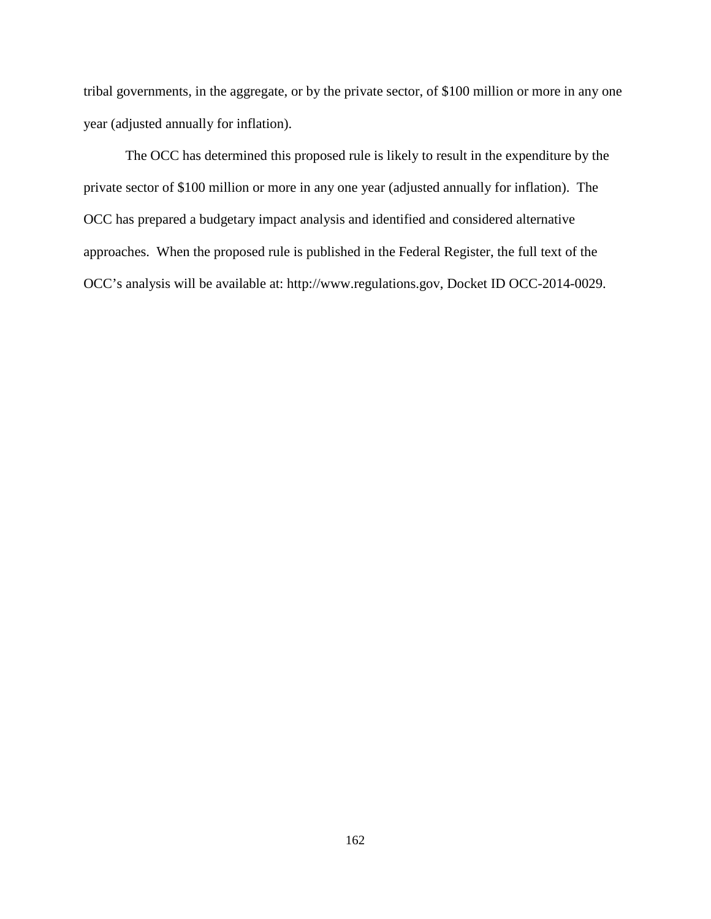tribal governments, in the aggregate, or by the private sector, of $100 million or more in any one year (adjusted annually for inflation).

The OCC has determined this proposed rule is likely to result in the expenditure by the private sector of $100 million or more in any one year (adjusted annually for inflation). The OCC has prepared a budgetary impact analysis and identified and considered alternative approaches. When the proposed rule is published in the Federal Register, the full text of the OCC's analysis will be available at: http://www.regulations.gov, Docket ID OCC-2014-0029.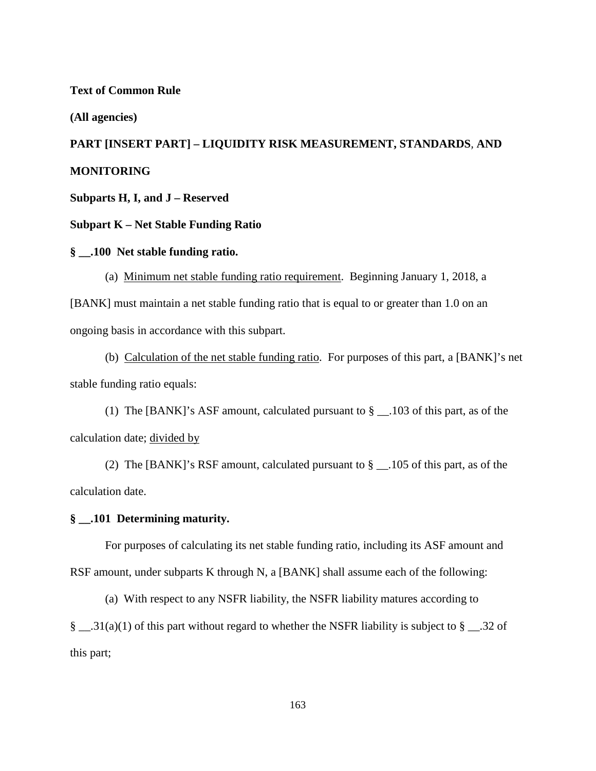**Text of Common Rule**

**(All agencies)**

**PART [INSERT PART] – LIQUIDITY RISK MEASUREMENT, STANDARDS, AND MONITORING**

**Subparts H, I, and J – Reserved**

**Subpart K – Net Stable Funding Ratio**

**§ __.100 Net stable funding ratio.**

(a) Minimum net stable funding ratio requirement. Beginning January 1, 2018, a [BANK] must maintain a net stable funding ratio that is equal to or greater than 1.0 on an ongoing basis in accordance with this subpart.

(b) Calculation of the net stable funding ratio. For purposes of this part, a [BANK]'s net stable funding ratio equals:

(1) The [BANK]'s ASF amount, calculated pursuant to § __.103 of this part, as of the calculation date; divided by

(2) The [BANK]'s RSF amount, calculated pursuant to § __.105 of this part, as of the calculation date.

**§ __.101 Determining maturity.**

For purposes of calculating its net stable funding ratio, including its ASF amount and RSF amount, under subparts K through N, a [BANK] shall assume each of the following:

(a) With respect to any NSFR liability, the NSFR liability matures according to § __.31(a)(1) of this part without regard to whether the NSFR liability is subject to § __.32 of this part;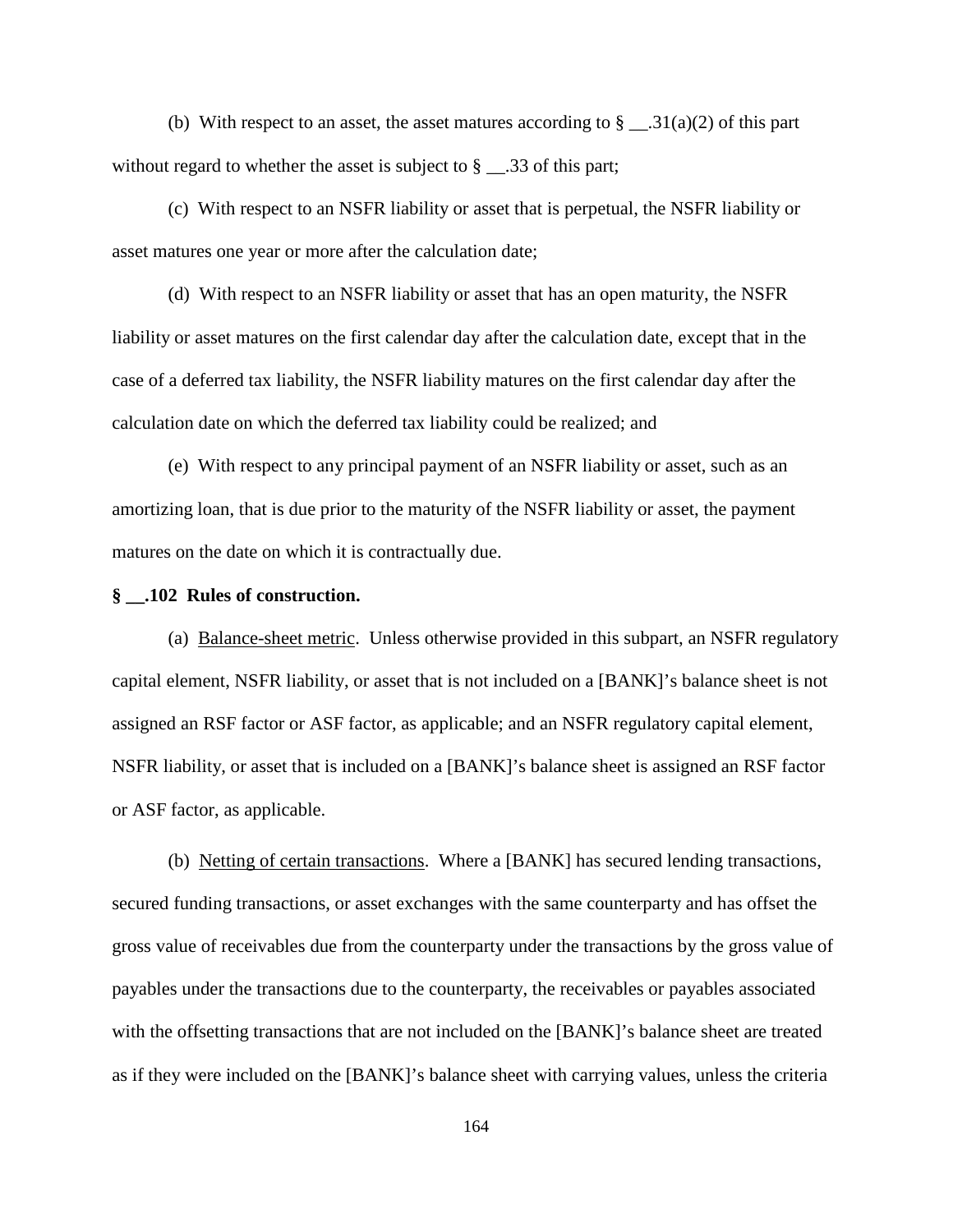(b) With respect to an asset, the asset matures according to § __.31(a)(2) of this part without regard to whether the asset is subject to § __.33 of this part;

(c) With respect to an NSFR liability or asset that is perpetual, the NSFR liability or asset matures one year or more after the calculation date;

(d) With respect to an NSFR liability or asset that has an open maturity, the NSFR liability or asset matures on the first calendar day after the calculation date, except that in the case of a deferred tax liability, the NSFR liability matures on the first calendar day after the calculation date on which the deferred tax liability could be realized; and

(e) With respect to any principal payment of an NSFR liability or asset, such as an amortizing loan, that is due prior to the maturity of the NSFR liability or asset, the payment matures on the date on which it is contractually due.

**§ __.102 Rules of construction.**

(a) Balance-sheet metric. Unless otherwise provided in this subpart, an NSFR regulatory capital element, NSFR liability, or asset that is not included on a [BANK]'s balance sheet is not assigned an RSF factor or ASF factor, as applicable; and an NSFR regulatory capital element, NSFR liability, or asset that is included on a [BANK]'s balance sheet is assigned an RSF factor or ASF factor, as applicable.

(b) Netting of certain transactions. Where a [BANK] has secured lending transactions, secured funding transactions, or asset exchanges with the same counterparty and has offset the gross value of receivables due from the counterparty under the transactions by the gross value of payables under the transactions due to the counterparty, the receivables or payables associated with the offsetting transactions that are not included on the [BANK]'s balance sheet are treated as if they were included on the [BANK]'s balance sheet with carrying values, unless the criteria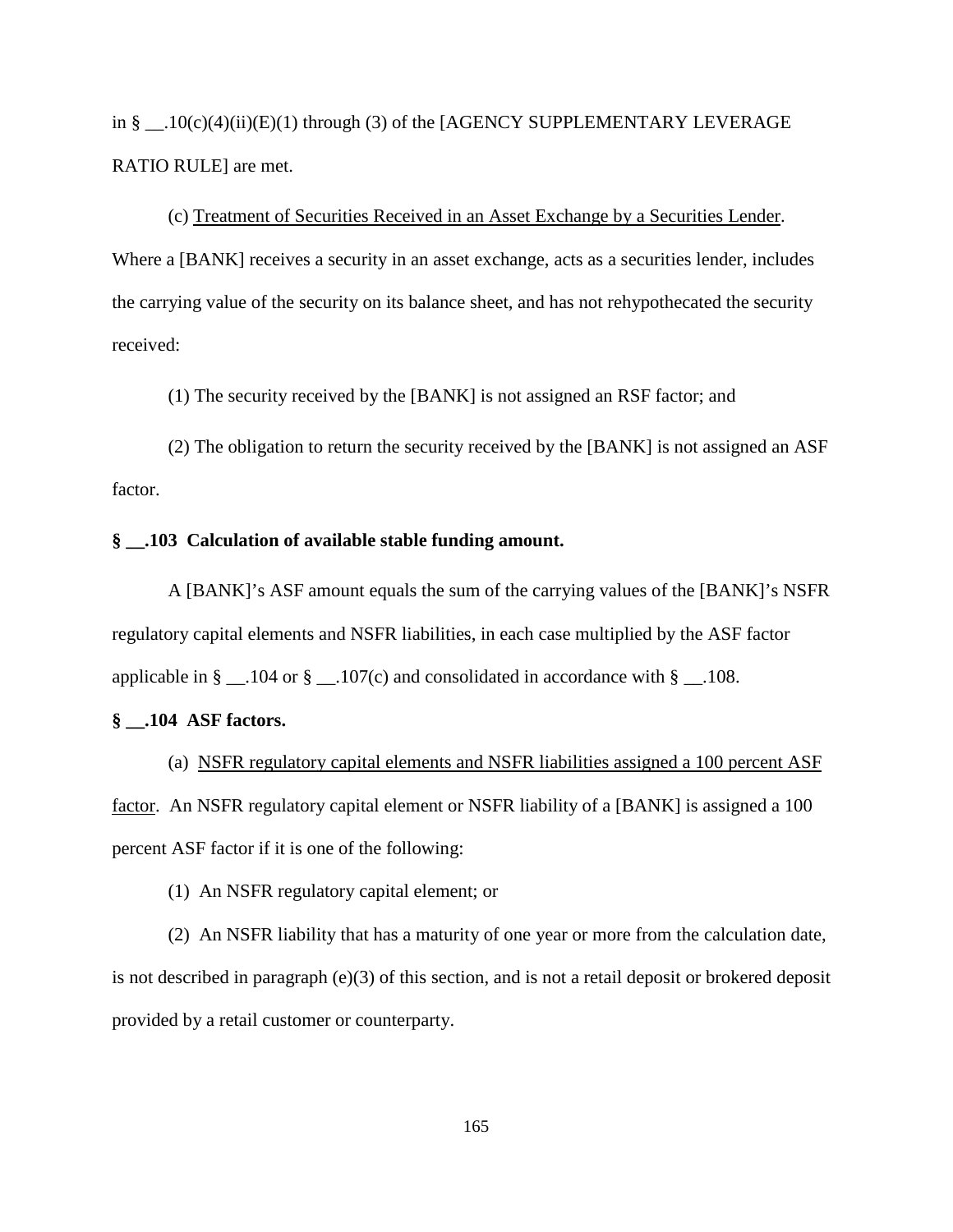in § __.10(c)(4)(ii)(E)(1) through (3) of the [AGENCY SUPPLEMENTARY LEVERAGE RATIO RULE] are met.

(c) Treatment of Securities Received in an Asset Exchange by a Securities Lender. Where a [BANK] receives a security in an asset exchange, acts as a securities lender, includes the carrying value of the security on its balance sheet, and has not rehypothecated the security received:

(1) The security received by the [BANK] is not assigned an RSF factor; and

(2) The obligation to return the security received by the [BANK] is not assigned an ASF factor.

**§ __.103 Calculation of available stable funding amount.**

A [BANK]'s ASF amount equals the sum of the carrying values of the [BANK]'s NSFR regulatory capital elements and NSFR liabilities, in each case multiplied by the ASF factor applicable in § __.104 or § __.107(c) and consolidated in accordance with § __.108.

**§ __.104 ASF factors.**

(a) NSFR regulatory capital elements and NSFR liabilities assigned a 100 percent ASF factor. An NSFR regulatory capital element or NSFR liability of a [BANK] is assigned a 100 percent ASF factor if it is one of the following:

(1) An NSFR regulatory capital element; or

(2) An NSFR liability that has a maturity of one year or more from the calculation date, is not described in paragraph (e)(3) of this section, and is not a retail deposit or brokered deposit provided by a retail customer or counterparty.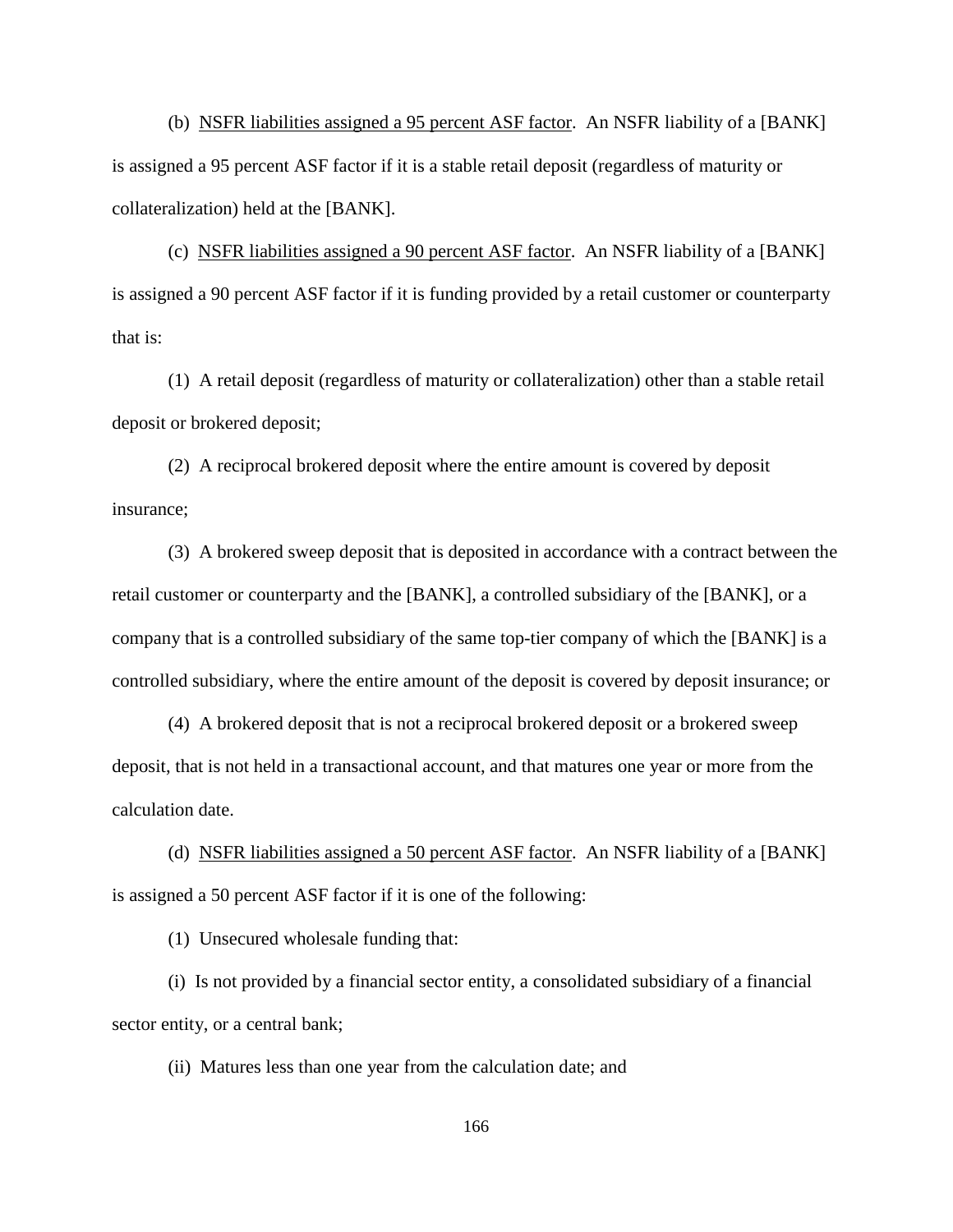(b) <u>NSFR liabilities assigned a 95 percent ASF factor</u>. An NSFR liability of a [BANK] is assigned a 95 percent ASF factor if it is a stable retail deposit (regardless of maturity or collateralization) held at the [BANK].

(c) <u>NSFR liabilities assigned a 90 percent ASF factor</u>. An NSFR liability of a [BANK] is assigned a 90 percent ASF factor if it is funding provided by a retail customer or counterparty that is:

(1) A retail deposit (regardless of maturity or collateralization) other than a stable retail deposit or brokered deposit;

(2) A reciprocal brokered deposit where the entire amount is covered by deposit insurance;

(3) A brokered sweep deposit that is deposited in accordance with a contract between the retail customer or counterparty and the [BANK], a controlled subsidiary of the [BANK], or a company that is a controlled subsidiary of the same top-tier company of which the [BANK] is a controlled subsidiary, where the entire amount of the deposit is covered by deposit insurance; or

(4) A brokered deposit that is not a reciprocal brokered deposit or a brokered sweep deposit, that is not held in a transactional account, and that matures one year or more from the calculation date.

(d) <u>NSFR liabilities assigned a 50 percent ASF factor</u>. An NSFR liability of a [BANK] is assigned a 50 percent ASF factor if it is one of the following:

(1) Unsecured wholesale funding that:

(i) Is not provided by a financial sector entity, a consolidated subsidiary of a financial sector entity, or a central bank;

(ii) Matures less than one year from the calculation date; and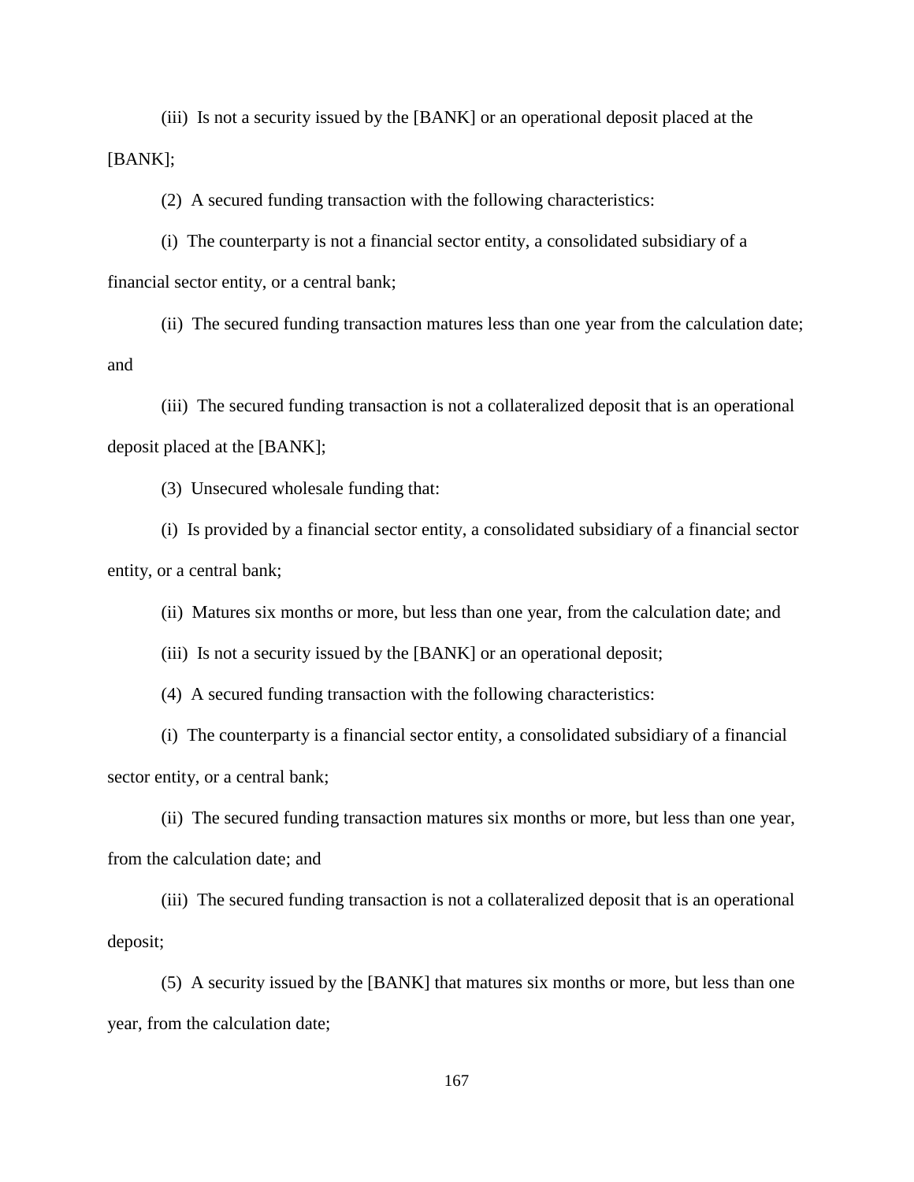(iii) Is not a security issued by the [BANK] or an operational deposit placed at the [BANK];

(2) A secured funding transaction with the following characteristics:

(i) The counterparty is not a financial sector entity, a consolidated subsidiary of a financial sector entity, or a central bank;

(ii) The secured funding transaction matures less than one year from the calculation date; and

(iii) The secured funding transaction is not a collateralized deposit that is an operational deposit placed at the [BANK];

(3) Unsecured wholesale funding that:

(i) Is provided by a financial sector entity, a consolidated subsidiary of a financial sector entity, or a central bank;

(ii) Matures six months or more, but less than one year, from the calculation date; and

(iii) Is not a security issued by the [BANK] or an operational deposit;

(4) A secured funding transaction with the following characteristics:

(i) The counterparty is a financial sector entity, a consolidated subsidiary of a financial sector entity, or a central bank;

(ii) The secured funding transaction matures six months or more, but less than one year, from the calculation date; and

(iii) The secured funding transaction is not a collateralized deposit that is an operational deposit;

(5) A security issued by the [BANK] that matures six months or more, but less than one year, from the calculation date;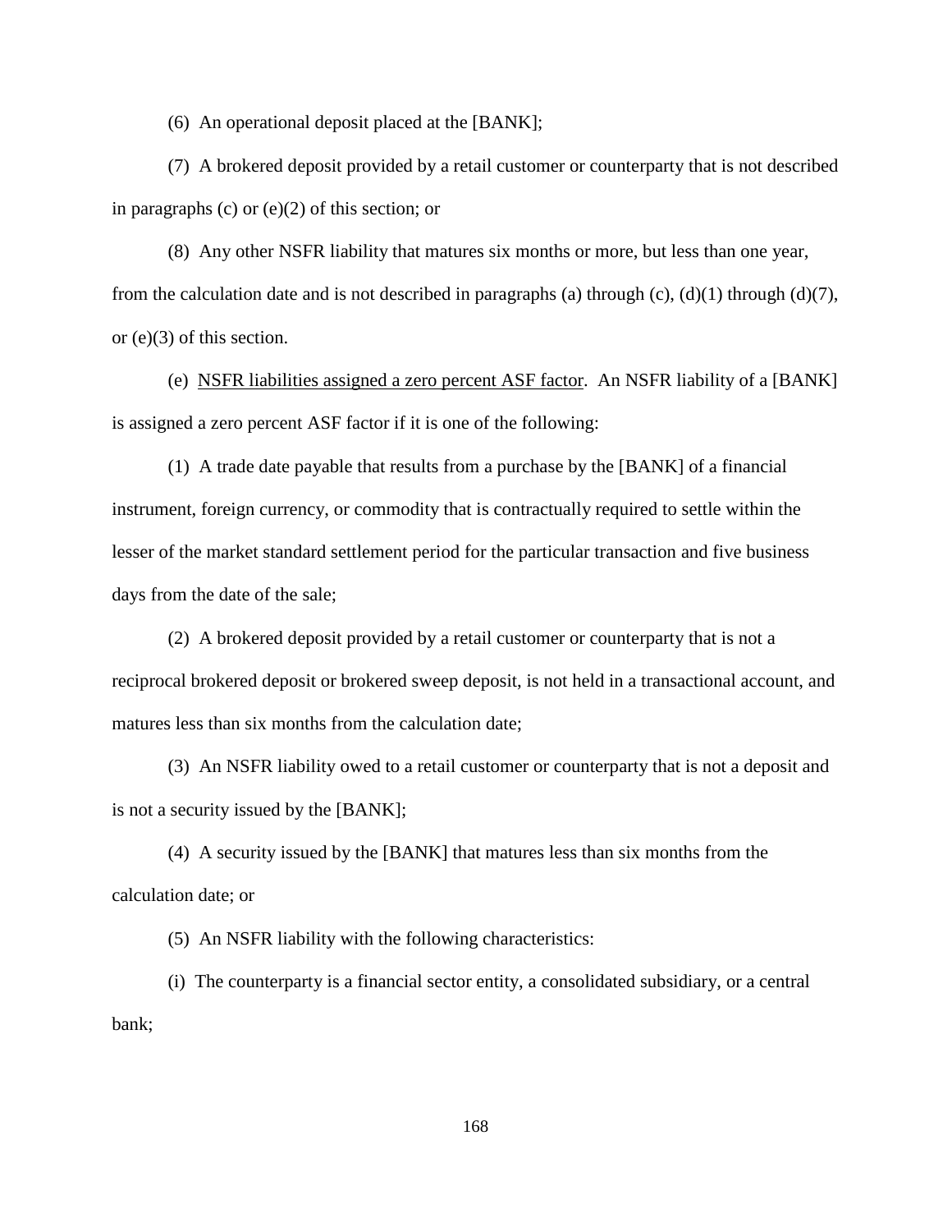(6) An operational deposit placed at the [BANK];

(7) A brokered deposit provided by a retail customer or counterparty that is not described in paragraphs (c) or (e)(2) of this section; or

(8) Any other NSFR liability that matures six months or more, but less than one year, from the calculation date and is not described in paragraphs (a) through (c), (d)(1) through (d)(7), or (e)(3) of this section.

(e) <u>NSFR liabilities assigned a zero percent ASF factor</u>. An NSFR liability of a [BANK] is assigned a zero percent ASF factor if it is one of the following:

(1) A trade date payable that results from a purchase by the [BANK] of a financial instrument, foreign currency, or commodity that is contractually required to settle within the lesser of the market standard settlement period for the particular transaction and five business days from the date of the sale;

(2) A brokered deposit provided by a retail customer or counterparty that is not a reciprocal brokered deposit or brokered sweep deposit, is not held in a transactional account, and matures less than six months from the calculation date;

(3) An NSFR liability owed to a retail customer or counterparty that is not a deposit and is not a security issued by the [BANK];

(4) A security issued by the [BANK] that matures less than six months from the calculation date; or

(5) An NSFR liability with the following characteristics:

(i) The counterparty is a financial sector entity, a consolidated subsidiary, or a central bank;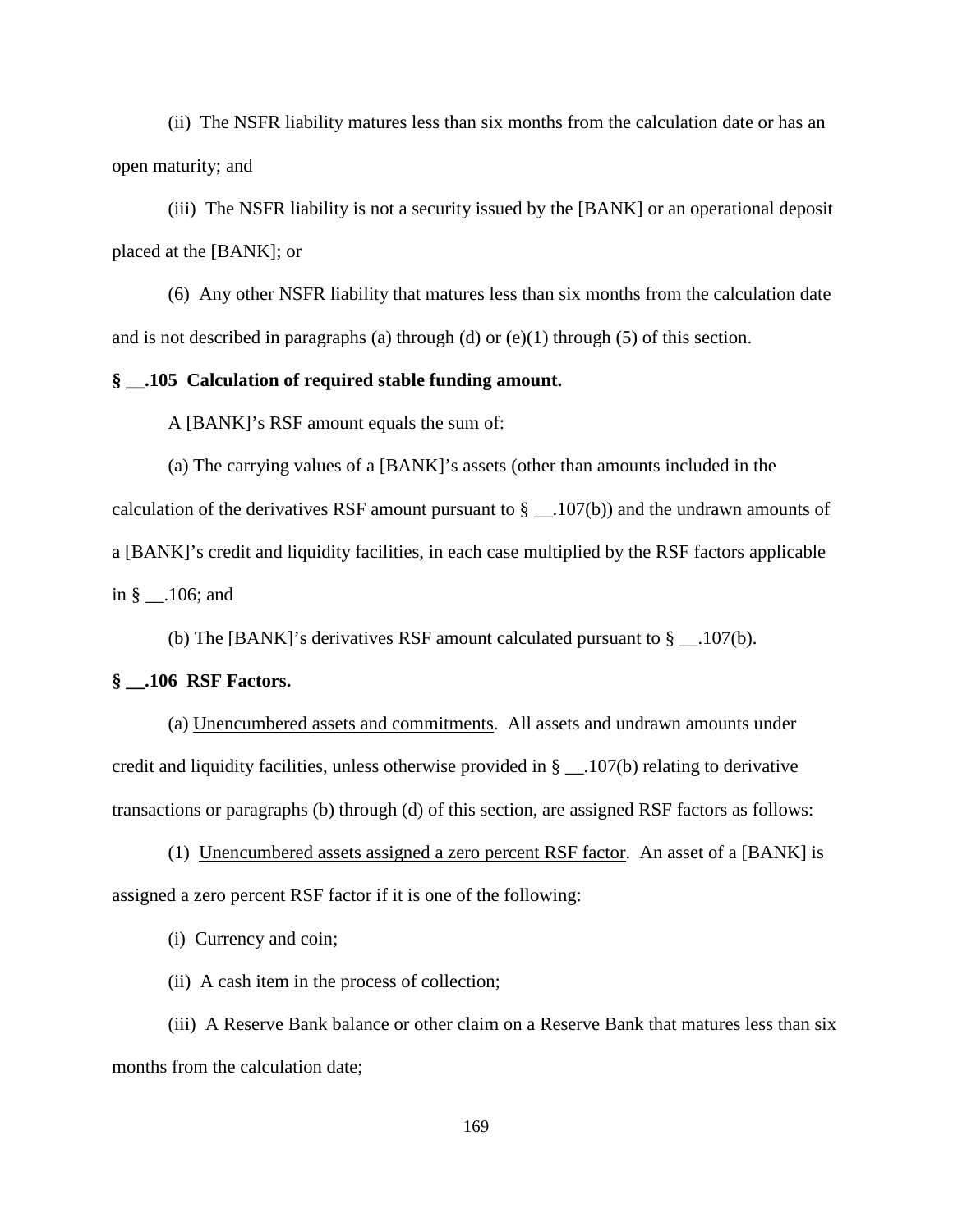(ii) The NSFR liability matures less than six months from the calculation date or has an open maturity; and

(iii) The NSFR liability is not a security issued by the [BANK] or an operational deposit placed at the [BANK]; or

(6) Any other NSFR liability that matures less than six months from the calculation date and is not described in paragraphs (a) through (d) or (e)(1) through (5) of this section.

**§ __.105 Calculation of required stable funding amount.**

A [BANK]'s RSF amount equals the sum of:

(a) The carrying values of a [BANK]'s assets (other than amounts included in the calculation of the derivatives RSF amount pursuant to § __.107(b)) and the undrawn amounts of a [BANK]'s credit and liquidity facilities, in each case multiplied by the RSF factors applicable in § __.106; and

(b) The [BANK]'s derivatives RSF amount calculated pursuant to § __.107(b).

**§ __.106 RSF Factors.**

(a) Unencumbered assets and commitments. All assets and undrawn amounts under credit and liquidity facilities, unless otherwise provided in § __.107(b) relating to derivative transactions or paragraphs (b) through (d) of this section, are assigned RSF factors as follows:

(1) Unencumbered assets assigned a zero percent RSF factor. An asset of a [BANK] is assigned a zero percent RSF factor if it is one of the following:

(i) Currency and coin;

(ii) A cash item in the process of collection;

(iii) A Reserve Bank balance or other claim on a Reserve Bank that matures less than six months from the calculation date;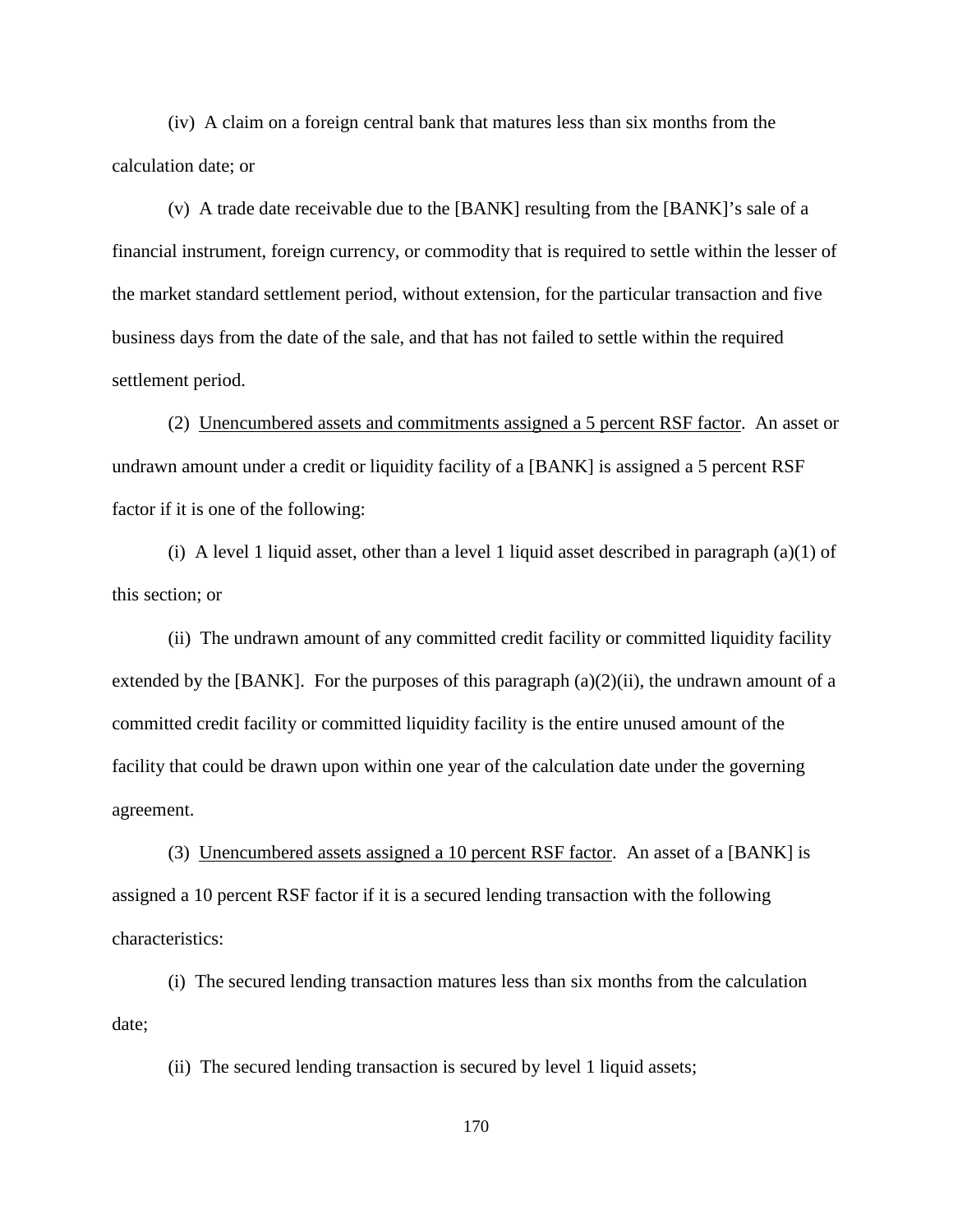(iv) A claim on a foreign central bank that matures less than six months from the calculation date; or

(v) A trade date receivable due to the [BANK] resulting from the [BANK]'s sale of a financial instrument, foreign currency, or commodity that is required to settle within the lesser of the market standard settlement period, without extension, for the particular transaction and five business days from the date of the sale, and that has not failed to settle within the required settlement period.

(2) <u>Unencumbered assets and commitments assigned a 5 percent RSF factor</u>. An asset or undrawn amount under a credit or liquidity facility of a [BANK] is assigned a 5 percent RSF factor if it is one of the following:

(i) A level 1 liquid asset, other than a level 1 liquid asset described in paragraph (a)(1) of this section; or

(ii) The undrawn amount of any committed credit facility or committed liquidity facility extended by the [BANK]. For the purposes of this paragraph (a)(2)(ii), the undrawn amount of a committed credit facility or committed liquidity facility is the entire unused amount of the facility that could be drawn upon within one year of the calculation date under the governing agreement.

(3) <u>Unencumbered assets assigned a 10 percent RSF factor</u>. An asset of a [BANK] is assigned a 10 percent RSF factor if it is a secured lending transaction with the following characteristics:

(i) The secured lending transaction matures less than six months from the calculation date;

(ii) The secured lending transaction is secured by level 1 liquid assets;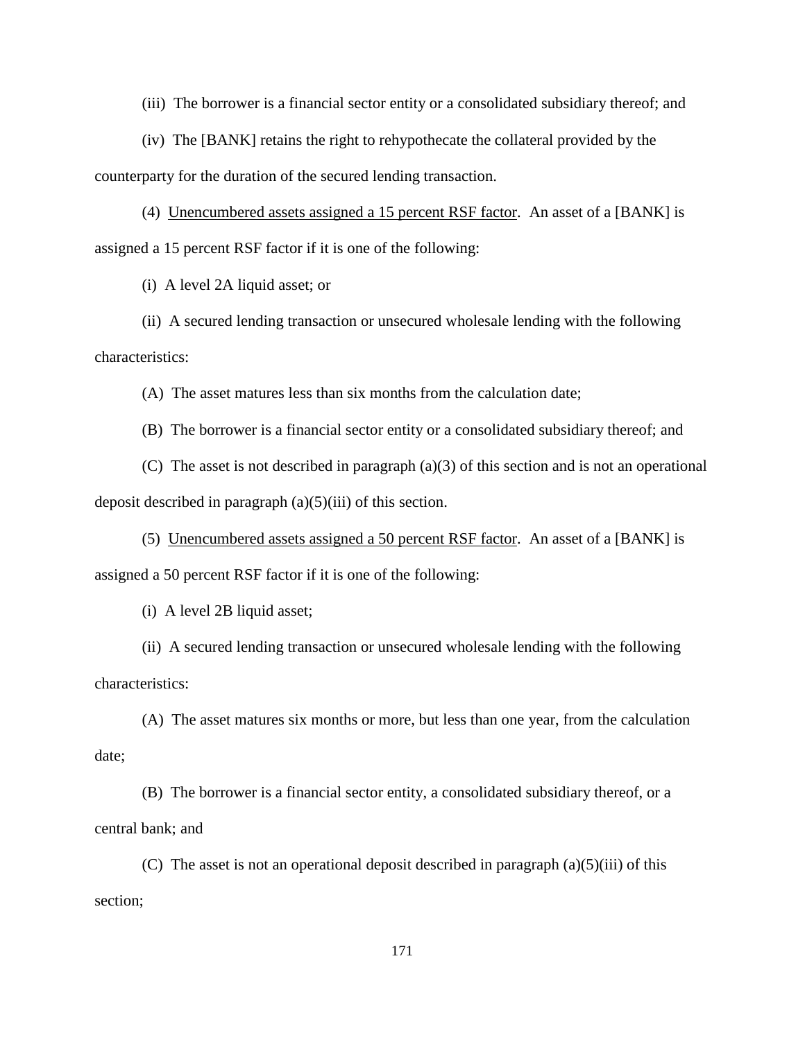(iii) The borrower is a financial sector entity or a consolidated subsidiary thereof; and

(iv) The [BANK] retains the right to rehypothecate the collateral provided by the counterparty for the duration of the secured lending transaction.

(4) Unencumbered assets assigned a 15 percent RSF factor. An asset of a [BANK] is assigned a 15 percent RSF factor if it is one of the following:

(i) A level 2A liquid asset; or

(ii) A secured lending transaction or unsecured wholesale lending with the following characteristics:

(A) The asset matures less than six months from the calculation date;

(B) The borrower is a financial sector entity or a consolidated subsidiary thereof; and

(C) The asset is not described in paragraph (a)(3) of this section and is not an operational deposit described in paragraph (a)(5)(iii) of this section.

(5) Unencumbered assets assigned a 50 percent RSF factor. An asset of a [BANK] is assigned a 50 percent RSF factor if it is one of the following:

(i) A level 2B liquid asset;

(ii) A secured lending transaction or unsecured wholesale lending with the following characteristics:

(A) The asset matures six months or more, but less than one year, from the calculation date;

(B) The borrower is a financial sector entity, a consolidated subsidiary thereof, or a central bank; and

(C) The asset is not an operational deposit described in paragraph (a)(5)(iii) of this section;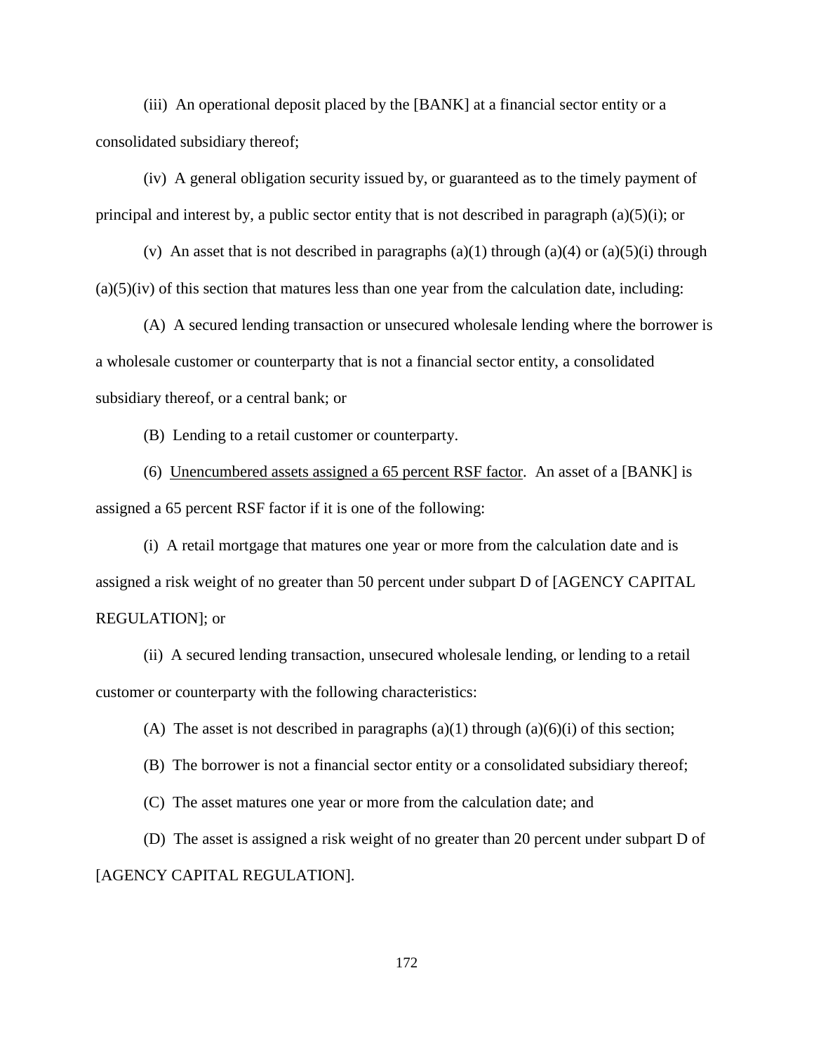(iii) An operational deposit placed by the [BANK] at a financial sector entity or a consolidated subsidiary thereof;

(iv) A general obligation security issued by, or guaranteed as to the timely payment of principal and interest by, a public sector entity that is not described in paragraph (a)(5)(i); or

(v) An asset that is not described in paragraphs (a)(1) through (a)(4) or (a)(5)(i) through (a)(5)(iv) of this section that matures less than one year from the calculation date, including:

(A) A secured lending transaction or unsecured wholesale lending where the borrower is a wholesale customer or counterparty that is not a financial sector entity, a consolidated subsidiary thereof, or a central bank; or

(B) Lending to a retail customer or counterparty.

(6) Unencumbered assets assigned a 65 percent RSF factor. An asset of a [BANK] is assigned a 65 percent RSF factor if it is one of the following:

(i) A retail mortgage that matures one year or more from the calculation date and is assigned a risk weight of no greater than 50 percent under subpart D of [AGENCY CAPITAL REGULATION]; or

(ii) A secured lending transaction, unsecured wholesale lending, or lending to a retail customer or counterparty with the following characteristics:

(A) The asset is not described in paragraphs (a)(1) through (a)(6)(i) of this section;

(B) The borrower is not a financial sector entity or a consolidated subsidiary thereof;

(C) The asset matures one year or more from the calculation date; and

(D) The asset is assigned a risk weight of no greater than 20 percent under subpart D of [AGENCY CAPITAL REGULATION].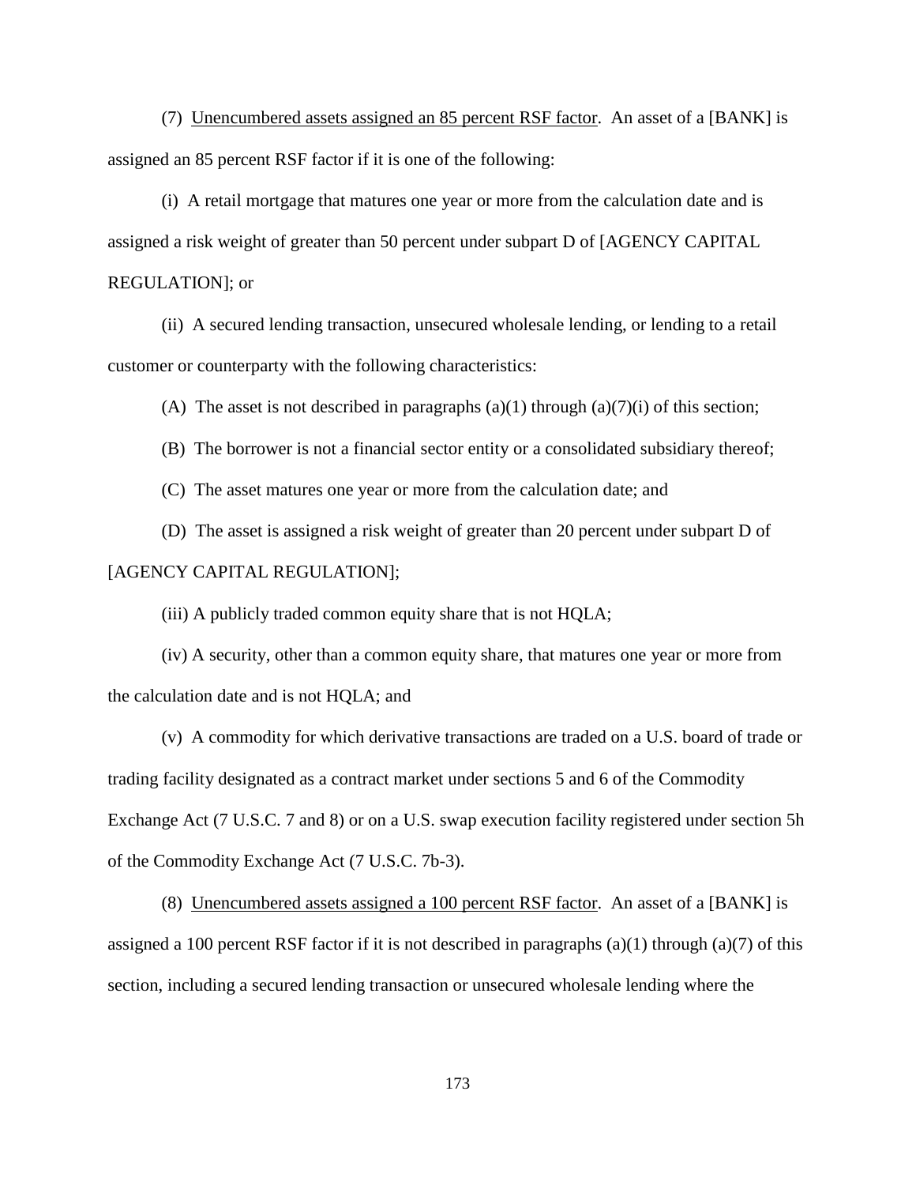(7) <u>Unencumbered assets assigned an 85 percent RSF factor</u>. An asset of a [BANK] is assigned an 85 percent RSF factor if it is one of the following:

(i) A retail mortgage that matures one year or more from the calculation date and is assigned a risk weight of greater than 50 percent under subpart D of [AGENCY CAPITAL REGULATION]; or

(ii) A secured lending transaction, unsecured wholesale lending, or lending to a retail customer or counterparty with the following characteristics:

(A) The asset is not described in paragraphs (a)(1) through (a)(7)(i) of this section;

(B) The borrower is not a financial sector entity or a consolidated subsidiary thereof;

(C) The asset matures one year or more from the calculation date; and

(D) The asset is assigned a risk weight of greater than 20 percent under subpart D of [AGENCY CAPITAL REGULATION];

(iii) A publicly traded common equity share that is not HQLA;

(iv) A security, other than a common equity share, that matures one year or more from the calculation date and is not HQLA; and

(v) A commodity for which derivative transactions are traded on a U.S. board of trade or trading facility designated as a contract market under sections 5 and 6 of the Commodity Exchange Act (7 U.S.C. 7 and 8) or on a U.S. swap execution facility registered under section 5h of the Commodity Exchange Act (7 U.S.C. 7b-3).

(8) <u>Unencumbered assets assigned a 100 percent RSF factor</u>. An asset of a [BANK] is assigned a 100 percent RSF factor if it is not described in paragraphs (a)(1) through (a)(7) of this section, including a secured lending transaction or unsecured wholesale lending where the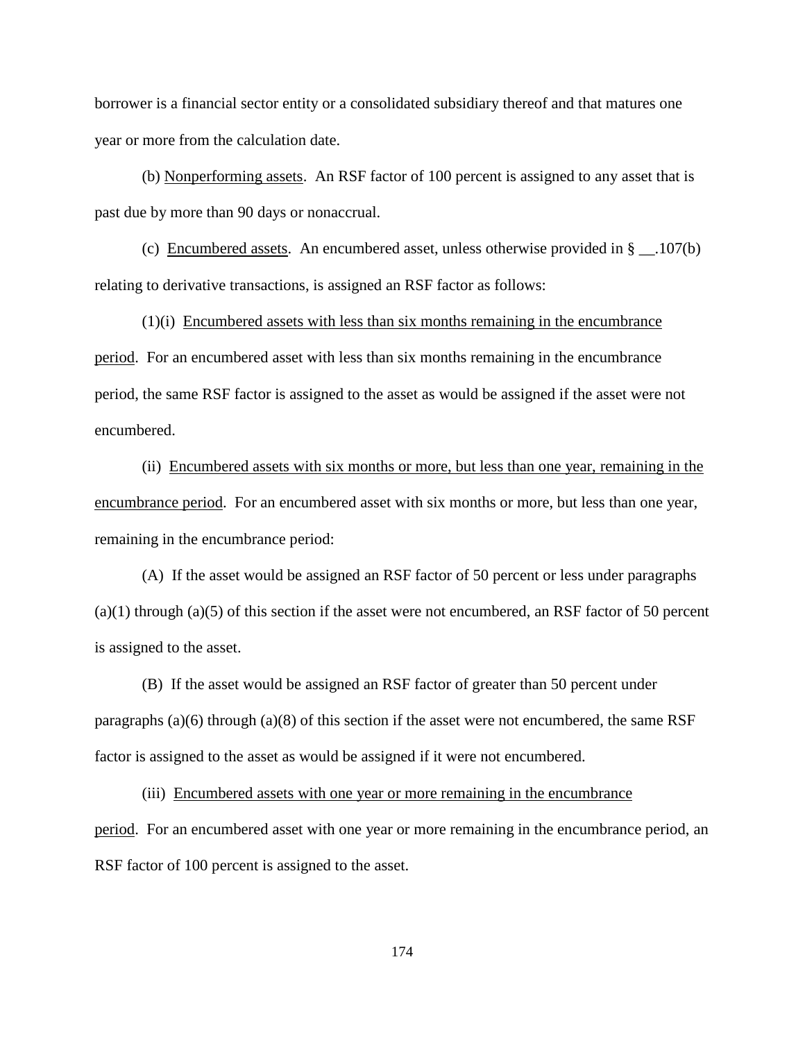borrower is a financial sector entity or a consolidated subsidiary thereof and that matures one year or more from the calculation date.

(b) Nonperforming assets. An RSF factor of 100 percent is assigned to any asset that is past due by more than 90 days or nonaccrual.

(c) Encumbered assets. An encumbered asset, unless otherwise provided in § __.107(b) relating to derivative transactions, is assigned an RSF factor as follows:

(1)(i) Encumbered assets with less than six months remaining in the encumbrance period. For an encumbered asset with less than six months remaining in the encumbrance period, the same RSF factor is assigned to the asset as would be assigned if the asset were not encumbered.

(ii) Encumbered assets with six months or more, but less than one year, remaining in the encumbrance period. For an encumbered asset with six months or more, but less than one year, remaining in the encumbrance period:

(A) If the asset would be assigned an RSF factor of 50 percent or less under paragraphs (a)(1) through (a)(5) of this section if the asset were not encumbered, an RSF factor of 50 percent is assigned to the asset.

(B) If the asset would be assigned an RSF factor of greater than 50 percent under paragraphs (a)(6) through (a)(8) of this section if the asset were not encumbered, the same RSF factor is assigned to the asset as would be assigned if it were not encumbered.

(iii) Encumbered assets with one year or more remaining in the encumbrance period. For an encumbered asset with one year or more remaining in the encumbrance period, an RSF factor of 100 percent is assigned to the asset.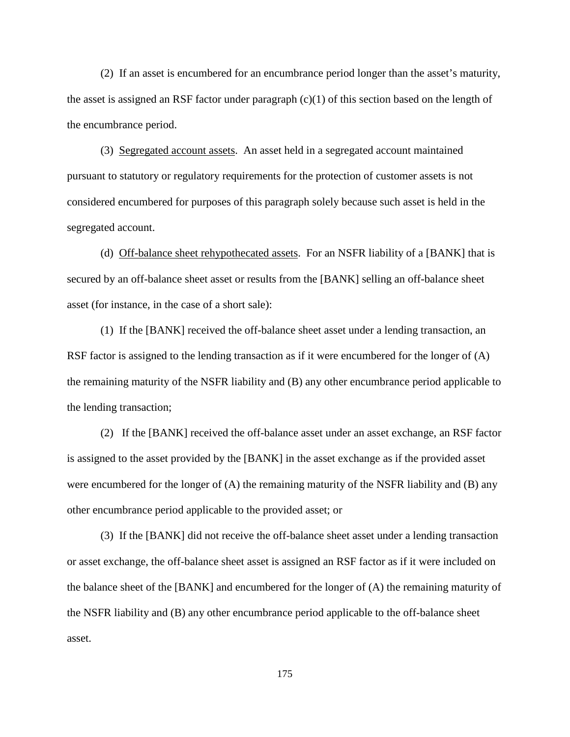(2) If an asset is encumbered for an encumbrance period longer than the asset's maturity, the asset is assigned an RSF factor under paragraph (c)(1) of this section based on the length of the encumbrance period.

(3) Segregated account assets. An asset held in a segregated account maintained pursuant to statutory or regulatory requirements for the protection of customer assets is not considered encumbered for purposes of this paragraph solely because such asset is held in the segregated account.

(d) Off-balance sheet rehypothecated assets. For an NSFR liability of a [BANK] that is secured by an off-balance sheet asset or results from the [BANK] selling an off-balance sheet asset (for instance, in the case of a short sale):

(1) If the [BANK] received the off-balance sheet asset under a lending transaction, an RSF factor is assigned to the lending transaction as if it were encumbered for the longer of (A) the remaining maturity of the NSFR liability and (B) any other encumbrance period applicable to the lending transaction;

(2) If the [BANK] received the off-balance asset under an asset exchange, an RSF factor is assigned to the asset provided by the [BANK] in the asset exchange as if the provided asset were encumbered for the longer of (A) the remaining maturity of the NSFR liability and (B) any other encumbrance period applicable to the provided asset; or

(3) If the [BANK] did not receive the off-balance sheet asset under a lending transaction or asset exchange, the off-balance sheet asset is assigned an RSF factor as if it were included on the balance sheet of the [BANK] and encumbered for the longer of (A) the remaining maturity of the NSFR liability and (B) any other encumbrance period applicable to the off-balance sheet asset.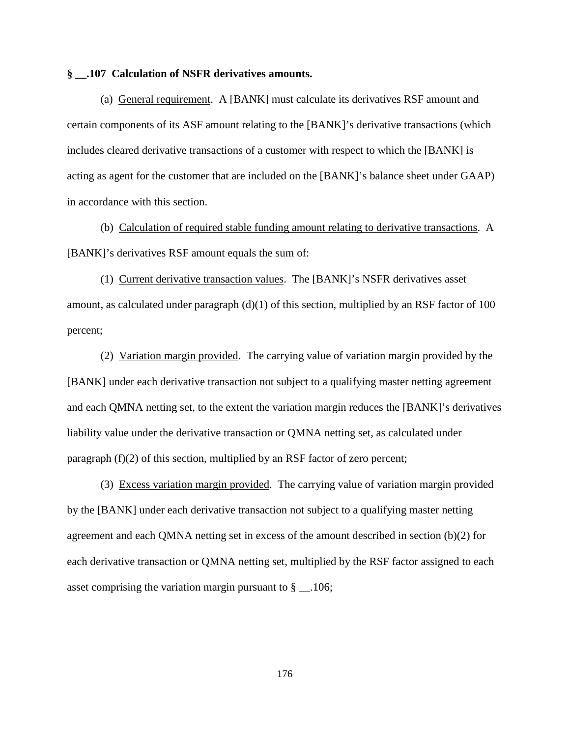**§ __.107 Calculation of NSFR derivatives amounts.**

(a) General requirement. A [BANK] must calculate its derivatives RSF amount and certain components of its ASF amount relating to the [BANK]'s derivative transactions (which includes cleared derivative transactions of a customer with respect to which the [BANK] is acting as agent for the customer that are included on the [BANK]'s balance sheet under GAAP) in accordance with this section.

(b) Calculation of required stable funding amount relating to derivative transactions. A [BANK]'s derivatives RSF amount equals the sum of:

(1) Current derivative transaction values. The [BANK]'s NSFR derivatives asset amount, as calculated under paragraph (d)(1) of this section, multiplied by an RSF factor of 100 percent;

(2) Variation margin provided. The carrying value of variation margin provided by the [BANK] under each derivative transaction not subject to a qualifying master netting agreement and each QMNA netting set, to the extent the variation margin reduces the [BANK]'s derivatives liability value under the derivative transaction or QMNA netting set, as calculated under paragraph (f)(2) of this section, multiplied by an RSF factor of zero percent;

(3) Excess variation margin provided. The carrying value of variation margin provided by the [BANK] under each derivative transaction not subject to a qualifying master netting agreement and each QMNA netting set in excess of the amount described in section (b)(2) for each derivative transaction or QMNA netting set, multiplied by the RSF factor assigned to each asset comprising the variation margin pursuant to § __.106;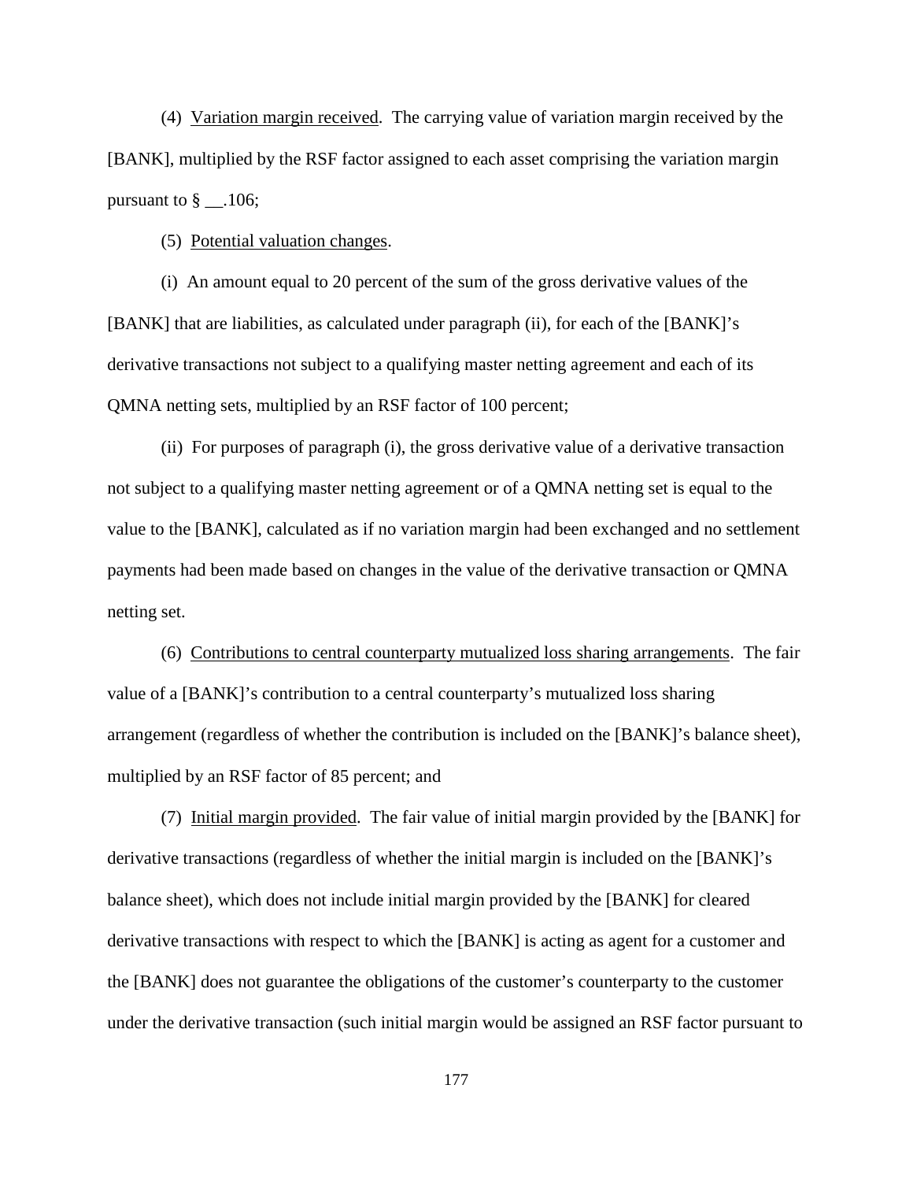(4) Variation margin received. The carrying value of variation margin received by the [BANK], multiplied by the RSF factor assigned to each asset comprising the variation margin pursuant to § __.106;

(5) Potential valuation changes.

(i) An amount equal to 20 percent of the sum of the gross derivative values of the [BANK] that are liabilities, as calculated under paragraph (ii), for each of the [BANK]'s derivative transactions not subject to a qualifying master netting agreement and each of its QMNA netting sets, multiplied by an RSF factor of 100 percent;

(ii) For purposes of paragraph (i), the gross derivative value of a derivative transaction not subject to a qualifying master netting agreement or of a QMNA netting set is equal to the value to the [BANK], calculated as if no variation margin had been exchanged and no settlement payments had been made based on changes in the value of the derivative transaction or QMNA netting set.

(6) Contributions to central counterparty mutualized loss sharing arrangements. The fair value of a [BANK]'s contribution to a central counterparty's mutualized loss sharing arrangement (regardless of whether the contribution is included on the [BANK]'s balance sheet), multiplied by an RSF factor of 85 percent; and

(7) Initial margin provided. The fair value of initial margin provided by the [BANK] for derivative transactions (regardless of whether the initial margin is included on the [BANK]'s balance sheet), which does not include initial margin provided by the [BANK] for cleared derivative transactions with respect to which the [BANK] is acting as agent for a customer and the [BANK] does not guarantee the obligations of the customer's counterparty to the customer under the derivative transaction (such initial margin would be assigned an RSF factor pursuant to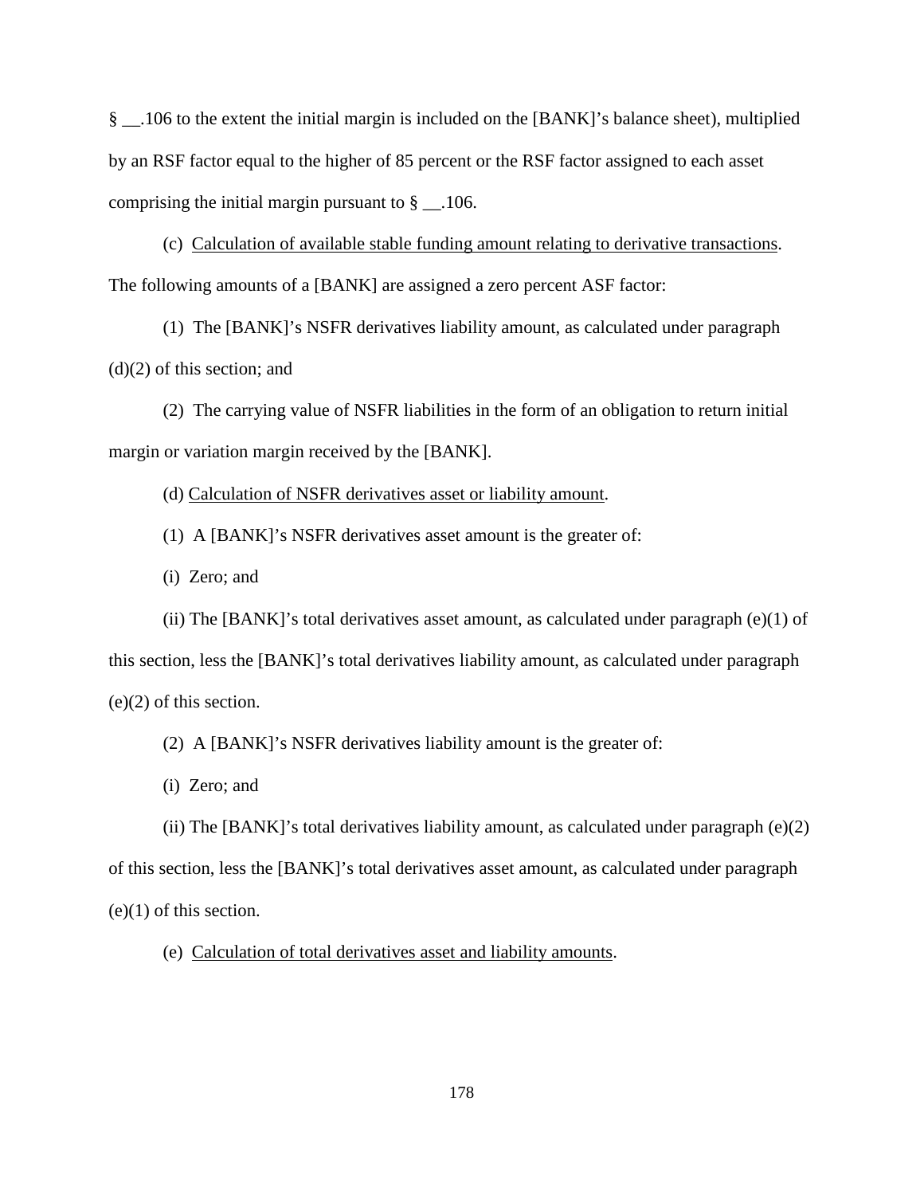§ __.106 to the extent the initial margin is included on the [BANK]'s balance sheet), multiplied by an RSF factor equal to the higher of 85 percent or the RSF factor assigned to each asset comprising the initial margin pursuant to § __.106.

(c) Calculation of available stable funding amount relating to derivative transactions. The following amounts of a [BANK] are assigned a zero percent ASF factor:

(1) The [BANK]'s NSFR derivatives liability amount, as calculated under paragraph (d)(2) of this section; and

(2) The carrying value of NSFR liabilities in the form of an obligation to return initial margin or variation margin received by the [BANK].

(d) Calculation of NSFR derivatives asset or liability amount.

(1) A [BANK]'s NSFR derivatives asset amount is the greater of:

(i) Zero; and

(ii) The [BANK]'s total derivatives asset amount, as calculated under paragraph (e)(1) of this section, less the [BANK]'s total derivatives liability amount, as calculated under paragraph (e)(2) of this section.

(2) A [BANK]'s NSFR derivatives liability amount is the greater of:

(i) Zero; and

(ii) The [BANK]'s total derivatives liability amount, as calculated under paragraph (e)(2) of this section, less the [BANK]'s total derivatives asset amount, as calculated under paragraph (e)(1) of this section.

(e) Calculation of total derivatives asset and liability amounts.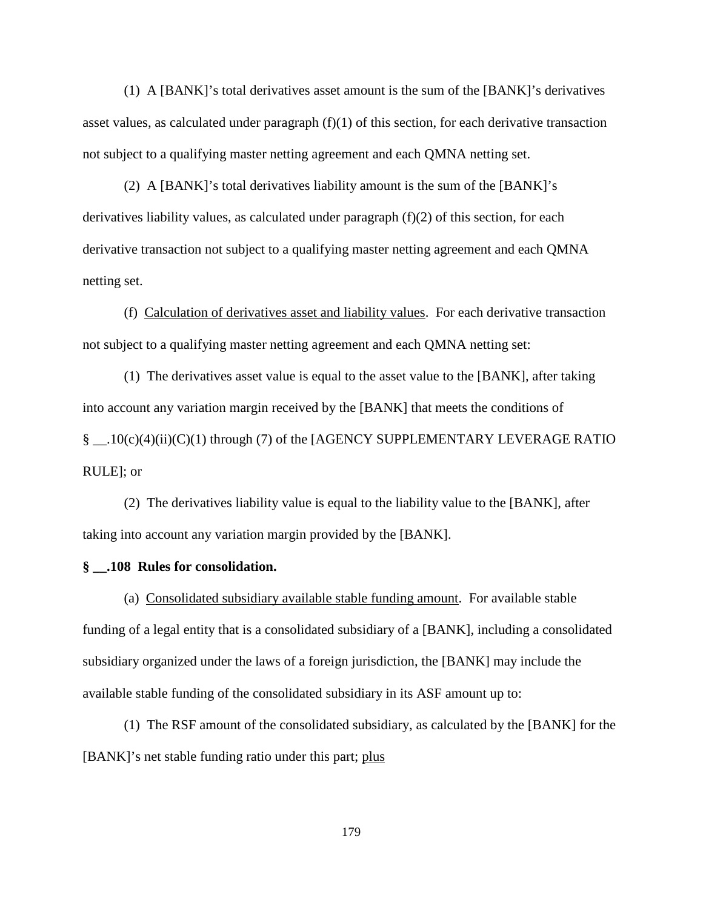(1) A [BANK]'s total derivatives asset amount is the sum of the [BANK]'s derivatives asset values, as calculated under paragraph (f)(1) of this section, for each derivative transaction not subject to a qualifying master netting agreement and each QMNA netting set.

(2) A [BANK]'s total derivatives liability amount is the sum of the [BANK]'s derivatives liability values, as calculated under paragraph (f)(2) of this section, for each derivative transaction not subject to a qualifying master netting agreement and each QMNA netting set.

(f) Calculation of derivatives asset and liability values. For each derivative transaction not subject to a qualifying master netting agreement and each QMNA netting set:

(1) The derivatives asset value is equal to the asset value to the [BANK], after taking into account any variation margin received by the [BANK] that meets the conditions of § __.10(c)(4)(ii)(C)(1) through (7) of the [AGENCY SUPPLEMENTARY LEVERAGE RATIO RULE]; or

(2) The derivatives liability value is equal to the liability value to the [BANK], after taking into account any variation margin provided by the [BANK].

**§ __.108 Rules for consolidation.**

(a) Consolidated subsidiary available stable funding amount. For available stable funding of a legal entity that is a consolidated subsidiary of a [BANK], including a consolidated subsidiary organized under the laws of a foreign jurisdiction, the [BANK] may include the available stable funding of the consolidated subsidiary in its ASF amount up to:

(1) The RSF amount of the consolidated subsidiary, as calculated by the [BANK] for the [BANK]'s net stable funding ratio under this part; plus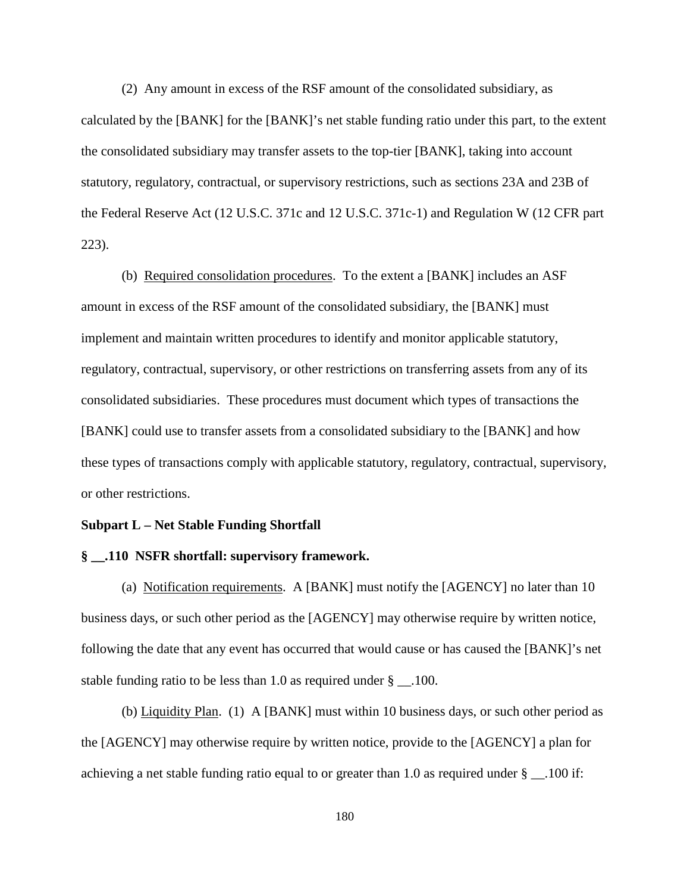(2) Any amount in excess of the RSF amount of the consolidated subsidiary, as calculated by the [BANK] for the [BANK]'s net stable funding ratio under this part, to the extent the consolidated subsidiary may transfer assets to the top-tier [BANK], taking into account statutory, regulatory, contractual, or supervisory restrictions, such as sections 23A and 23B of the Federal Reserve Act (12 U.S.C. 371c and 12 U.S.C. 371c-1) and Regulation W (12 CFR part 223).

(b) Required consolidation procedures. To the extent a [BANK] includes an ASF amount in excess of the RSF amount of the consolidated subsidiary, the [BANK] must implement and maintain written procedures to identify and monitor applicable statutory, regulatory, contractual, supervisory, or other restrictions on transferring assets from any of its consolidated subsidiaries. These procedures must document which types of transactions the [BANK] could use to transfer assets from a consolidated subsidiary to the [BANK] and how these types of transactions comply with applicable statutory, regulatory, contractual, supervisory, or other restrictions.

**Subpart L – Net Stable Funding Shortfall**

**§ __.110 NSFR shortfall: supervisory framework.**

(a) Notification requirements. A [BANK] must notify the [AGENCY] no later than 10 business days, or such other period as the [AGENCY] may otherwise require by written notice, following the date that any event has occurred that would cause or has caused the [BANK]'s net stable funding ratio to be less than 1.0 as required under § __.100.

(b) Liquidity Plan. (1) A [BANK] must within 10 business days, or such other period as the [AGENCY] may otherwise require by written notice, provide to the [AGENCY] a plan for achieving a net stable funding ratio equal to or greater than 1.0 as required under § __.100 if: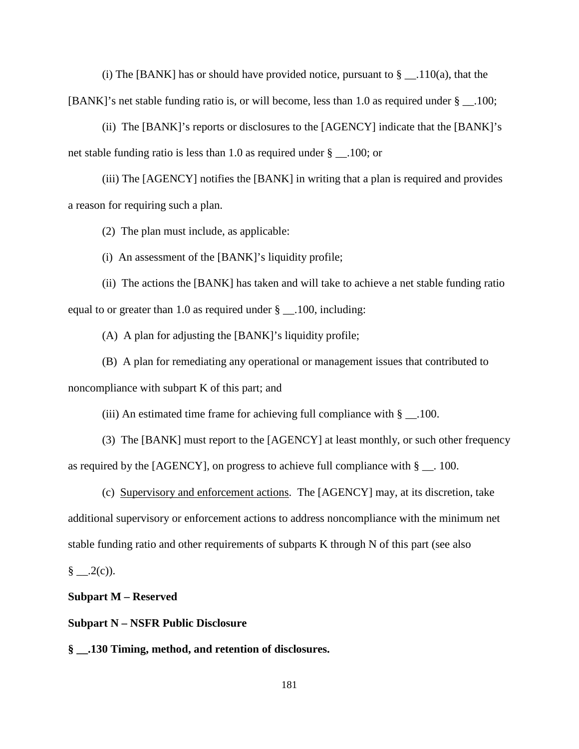(i) The [BANK] has or should have provided notice, pursuant to § __.110(a), that the [BANK]'s net stable funding ratio is, or will become, less than 1.0 as required under § __.100;

(ii) The [BANK]'s reports or disclosures to the [AGENCY] indicate that the [BANK]'s net stable funding ratio is less than 1.0 as required under § __.100; or

(iii) The [AGENCY] notifies the [BANK] in writing that a plan is required and provides a reason for requiring such a plan.

(2) The plan must include, as applicable:

(i) An assessment of the [BANK]'s liquidity profile;

(ii) The actions the [BANK] has taken and will take to achieve a net stable funding ratio equal to or greater than 1.0 as required under § __.100, including:

(A) A plan for adjusting the [BANK]'s liquidity profile;

(B) A plan for remediating any operational or management issues that contributed to noncompliance with subpart K of this part; and

(iii) An estimated time frame for achieving full compliance with § __.100.

(3) The [BANK] must report to the [AGENCY] at least monthly, or such other frequency as required by the [AGENCY], on progress to achieve full compliance with § __. 100.

(c) Supervisory and enforcement actions. The [AGENCY] may, at its discretion, take additional supervisory or enforcement actions to address noncompliance with the minimum net stable funding ratio and other requirements of subparts K through N of this part (see also § __.2(c)).

**Subpart M – Reserved**

**Subpart N – NSFR Public Disclosure**

**§ __.130 Timing, method, and retention of disclosures.**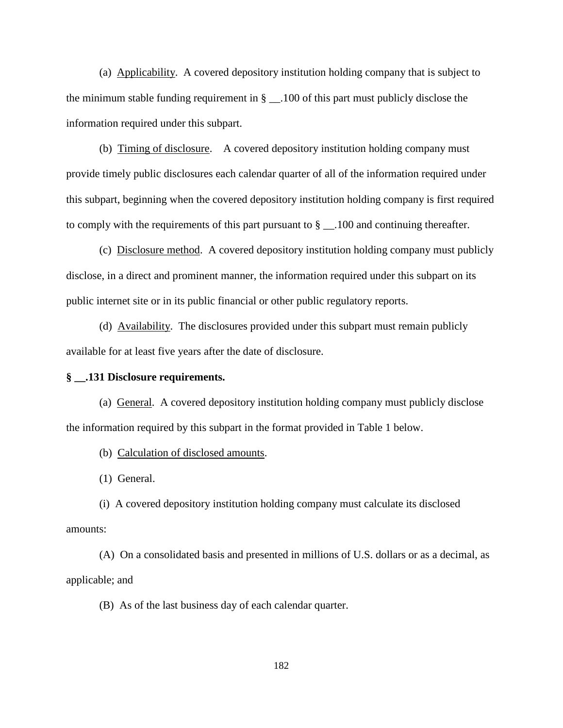(a) Applicability. A covered depository institution holding company that is subject to the minimum stable funding requirement in § __.100 of this part must publicly disclose the information required under this subpart.

(b) Timing of disclosure. A covered depository institution holding company must provide timely public disclosures each calendar quarter of all of the information required under this subpart, beginning when the covered depository institution holding company is first required to comply with the requirements of this part pursuant to § __.100 and continuing thereafter.

(c) Disclosure method. A covered depository institution holding company must publicly disclose, in a direct and prominent manner, the information required under this subpart on its public internet site or in its public financial or other public regulatory reports.

(d) Availability. The disclosures provided under this subpart must remain publicly available for at least five years after the date of disclosure.

**§ __.131 Disclosure requirements.**

(a) General. A covered depository institution holding company must publicly disclose the information required by this subpart in the format provided in Table 1 below.

(b) Calculation of disclosed amounts.

(1) General.

(i) A covered depository institution holding company must calculate its disclosed amounts:

(A) On a consolidated basis and presented in millions of U.S. dollars or as a decimal, as applicable; and

(B) As of the last business day of each calendar quarter.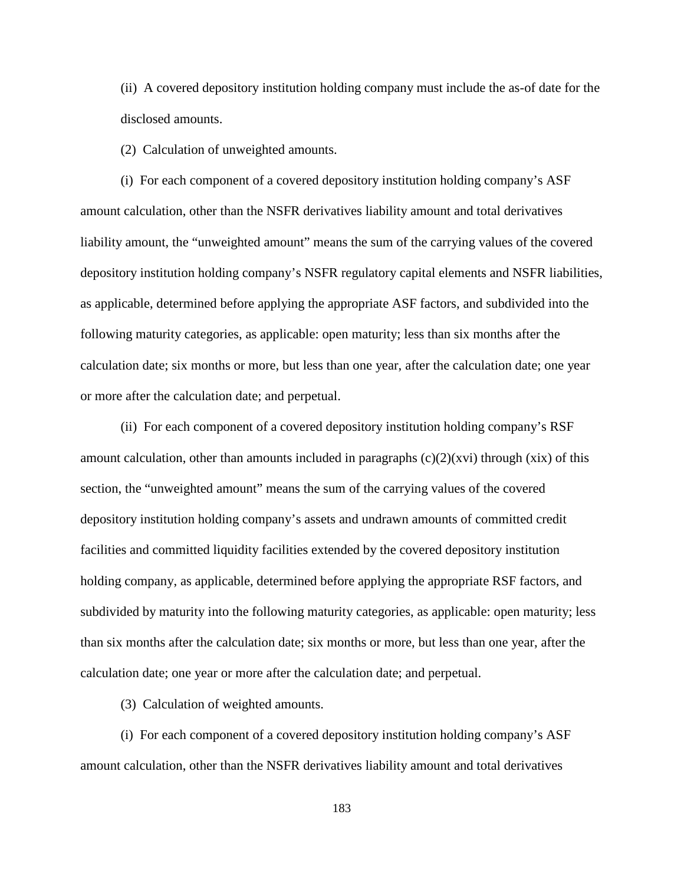(ii) A covered depository institution holding company must include the as-of date for the disclosed amounts.

(2) Calculation of unweighted amounts.

(i) For each component of a covered depository institution holding company's ASF amount calculation, other than the NSFR derivatives liability amount and total derivatives liability amount, the "unweighted amount" means the sum of the carrying values of the covered depository institution holding company's NSFR regulatory capital elements and NSFR liabilities, as applicable, determined before applying the appropriate ASF factors, and subdivided into the following maturity categories, as applicable: open maturity; less than six months after the calculation date; six months or more, but less than one year, after the calculation date; one year or more after the calculation date; and perpetual.

(ii) For each component of a covered depository institution holding company's RSF amount calculation, other than amounts included in paragraphs (c)(2)(xvi) through (xix) of this section, the "unweighted amount" means the sum of the carrying values of the covered depository institution holding company's assets and undrawn amounts of committed credit facilities and committed liquidity facilities extended by the covered depository institution holding company, as applicable, determined before applying the appropriate RSF factors, and subdivided by maturity into the following maturity categories, as applicable: open maturity; less than six months after the calculation date; six months or more, but less than one year, after the calculation date; one year or more after the calculation date; and perpetual.

(3) Calculation of weighted amounts.

(i) For each component of a covered depository institution holding company's ASF amount calculation, other than the NSFR derivatives liability amount and total derivatives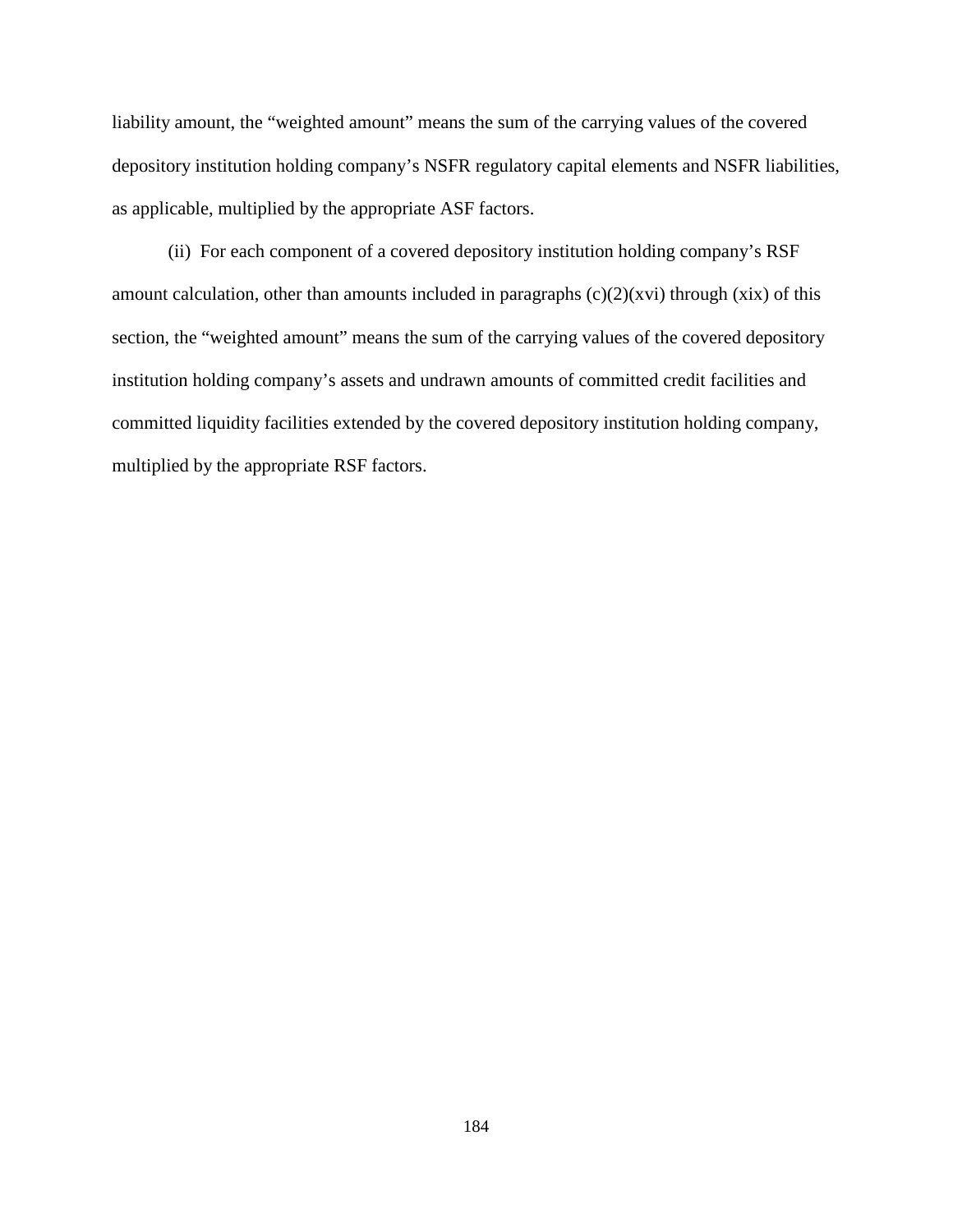liability amount, the "weighted amount" means the sum of the carrying values of the covered depository institution holding company's NSFR regulatory capital elements and NSFR liabilities, as applicable, multiplied by the appropriate ASF factors.

(ii) For each component of a covered depository institution holding company's RSF amount calculation, other than amounts included in paragraphs (c)(2)(xvi) through (xix) of this section, the "weighted amount" means the sum of the carrying values of the covered depository institution holding company's assets and undrawn amounts of committed credit facilities and committed liquidity facilities extended by the covered depository institution holding company, multiplied by the appropriate RSF factors.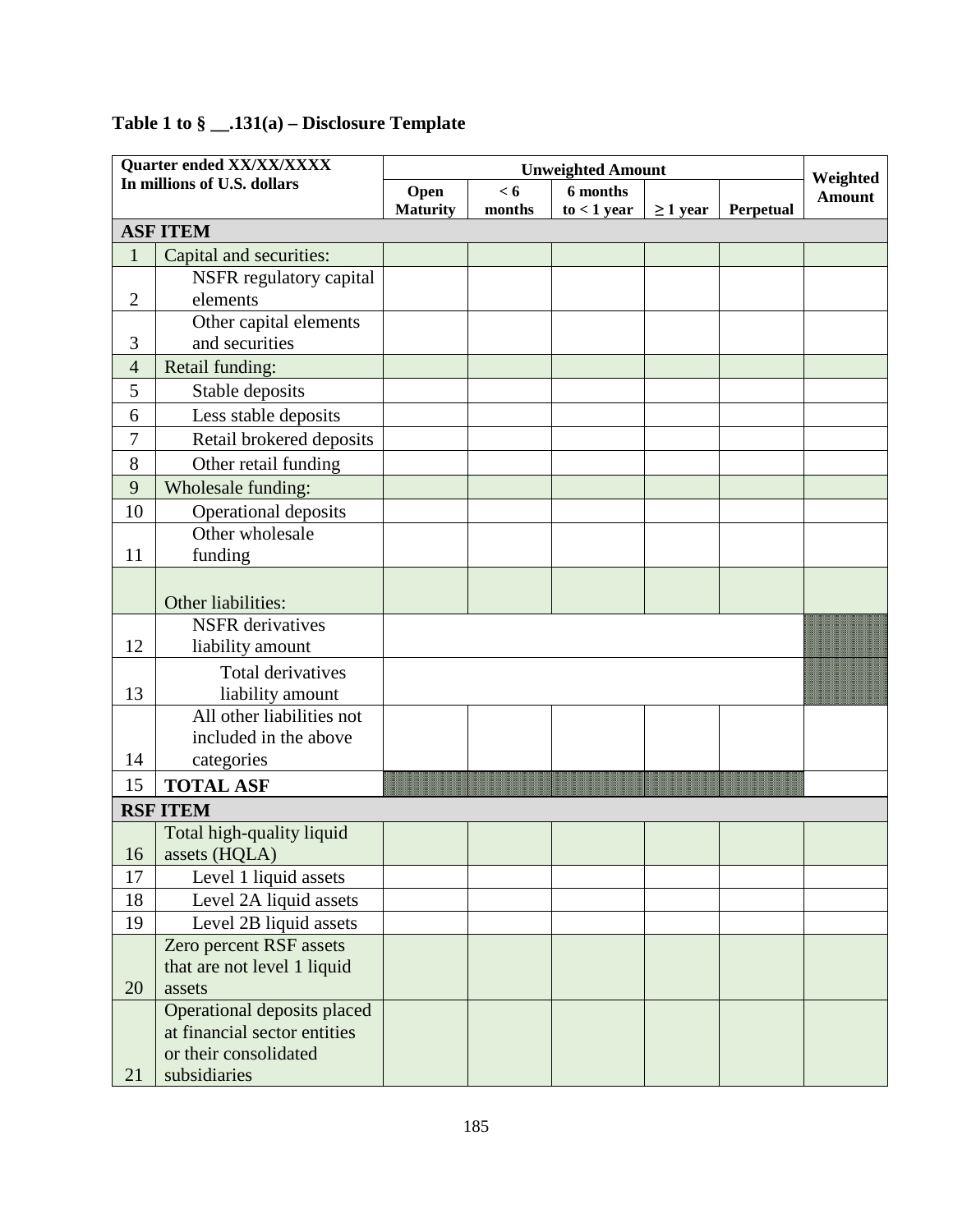**Table 1 to § __.131(a) – Disclosure Template**

| Quarter ended XX/XX/XXXX<br>In millions of U.S. dollars | | Unweighted Amount | | | | | Weighted Amount |
|---|---|---|---|---|---|---|---|
| | | Open Maturity | < 6 months | 6 months to < 1 year | ≥ 1 year | Perpetual | |
| **ASF ITEM** | | | | | | | |
| 1 | Capital and securities: | | | | | | |
| 2 | NSFR regulatory capital elements | | | | | | |
| 3 | Other capital elements and securities | | | | | | |
| 4 | Retail funding: | | | | | | |
| 5 | Stable deposits | | | | | | |
| 6 | Less stable deposits | | | | | | |
| 7 | Retail brokered deposits | | | | | | |
| 8 | Other retail funding | | | | | | |
| 9 | Wholesale funding: | | | | | | |
| 10 | Operational deposits | | | | | | |
| 11 | Other wholesale funding | | | | | | |
| | Other liabilities: | | | | | | |
| 12 | NSFR derivatives liability amount | | | | | | |
| 13 | Total derivatives liability amount | | | | | | |
| 14 | All other liabilities not included in the above categories | | | | | | |
| 15 | **TOTAL ASF** | | | | | | |
| **RSF ITEM** | | | | | | | |
| 16 | Total high-quality liquid assets (HQLA) | | | | | | |
| 17 | Level 1 liquid assets | | | | | | |
| 18 | Level 2A liquid assets | | | | | | |
| 19 | Level 2B liquid assets | | | | | | |
| 20 | Zero percent RSF assets that are not level 1 liquid assets | | | | | | |
| 21 | Operational deposits placed at financial sector entities or their consolidated subsidiaries | | | | | | |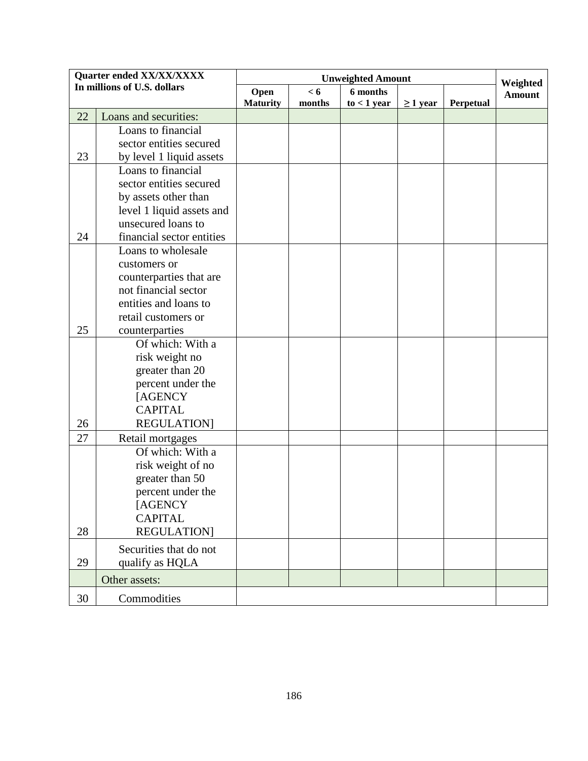| Quarter ended XX/XX/XXXX<br>In millions of U.S. dollars | | Unweighted Amount | | | | | Weighted Amount |
|---|---|---|---|---|---|---|---|
| | | Open Maturity | < 6 months | 6 months to < 1 year | ≥ 1 year | Perpetual | |
| 22 | Loans and securities: | | | | | | |
| 23 | Loans to financial sector entities secured by level 1 liquid assets | | | | | | |
| 24 | Loans to financial sector entities secured by assets other than level 1 liquid assets and unsecured loans to financial sector entities | | | | | | |
| 25 | Loans to wholesale customers or counterparties that are not financial sector entities and loans to retail customers or counterparties | | | | | | |
| 26 | Of which: With a risk weight no greater than 20 percent under the [AGENCY CAPITAL REGULATION] | | | | | | |
| 27 | Retail mortgages | | | | | | |
| 28 | Of which: With a risk weight of no greater than 50 percent under the [AGENCY CAPITAL REGULATION] | | | | | | |
| 29 | Securities that do not qualify as HQLA | | | | | | |
| | Other assets: | | | | | | |
| 30 | Commodities | | | | | | |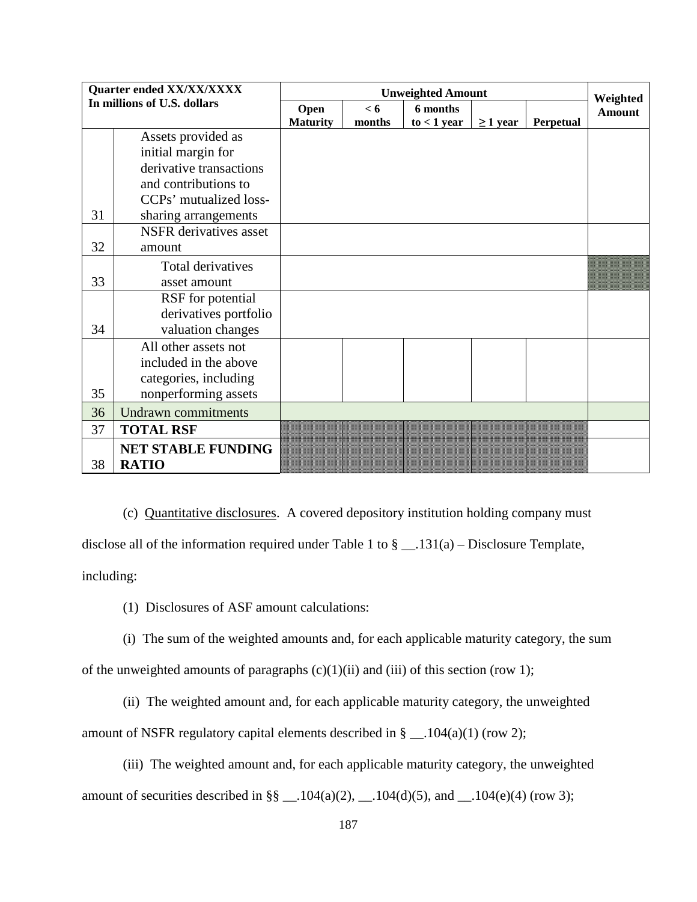| Quarter ended XX/XX/XXXX In millions of U.S. dollars | | Unweighted Amount | | | | | Weighted Amount |
|---|---|---|---|---|---|---|---|
| | | Open Maturity | < 6 months | 6 months to < 1 year | ≥ 1 year | Perpetual | |
| 31 | Assets provided as initial margin for derivative transactions and contributions to CCPs' mutualized loss-sharing arrangements | | | | | | |
| 32 | NSFR derivatives asset amount | | | | | | |
| 33 | Total derivatives asset amount | | | | | | |
| 34 | RSF for potential derivatives portfolio valuation changes | | | | | | |
| 35 | All other assets not included in the above categories, including nonperforming assets | | | | | | |
| 36 | Undrawn commitments | | | | | | |
| 37 | **TOTAL RSF** | | | | | | |
| 38 | **NET STABLE FUNDING RATIO** | | | | | | |

(c) Quantitative disclosures. A covered depository institution holding company must disclose all of the information required under Table 1 to § __.131(a) – Disclosure Template, including:

(1) Disclosures of ASF amount calculations:

(i) The sum of the weighted amounts and, for each applicable maturity category, the sum of the unweighted amounts of paragraphs (c)(1)(ii) and (iii) of this section (row 1);

(ii) The weighted amount and, for each applicable maturity category, the unweighted amount of NSFR regulatory capital elements described in § __.104(a)(1) (row 2);

(iii) The weighted amount and, for each applicable maturity category, the unweighted amount of securities described in §§ __.104(a)(2), __.104(d)(5), and __.104(e)(4) (row 3);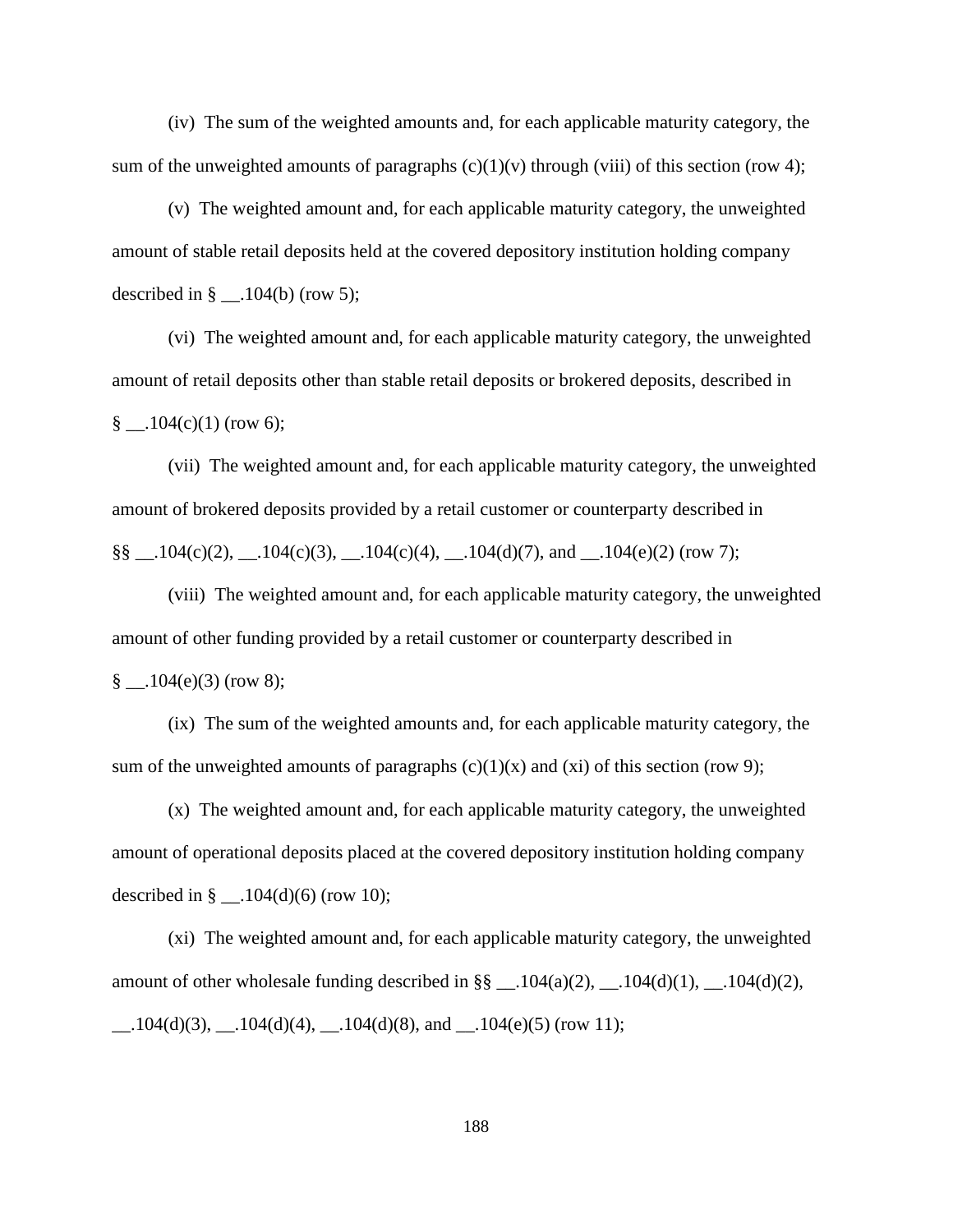(iv) The sum of the weighted amounts and, for each applicable maturity category, the sum of the unweighted amounts of paragraphs (c)(1)(v) through (viii) of this section (row 4);

(v) The weighted amount and, for each applicable maturity category, the unweighted amount of stable retail deposits held at the covered depository institution holding company described in § __.104(b) (row 5);

(vi) The weighted amount and, for each applicable maturity category, the unweighted amount of retail deposits other than stable retail deposits or brokered deposits, described in § __.104(c)(1) (row 6);

(vii) The weighted amount and, for each applicable maturity category, the unweighted amount of brokered deposits provided by a retail customer or counterparty described in §§ __.104(c)(2), __.104(c)(3), __.104(c)(4), __.104(d)(7), and __.104(e)(2) (row 7);

(viii) The weighted amount and, for each applicable maturity category, the unweighted amount of other funding provided by a retail customer or counterparty described in § __.104(e)(3) (row 8);

(ix) The sum of the weighted amounts and, for each applicable maturity category, the sum of the unweighted amounts of paragraphs (c)(1)(x) and (xi) of this section (row 9);

(x) The weighted amount and, for each applicable maturity category, the unweighted amount of operational deposits placed at the covered depository institution holding company described in § __.104(d)(6) (row 10);

(xi) The weighted amount and, for each applicable maturity category, the unweighted amount of other wholesale funding described in §§ __.104(a)(2), __.104(d)(1), __.104(d)(2), __.104(d)(3), __.104(d)(4), __.104(d)(8), and __.104(e)(5) (row 11);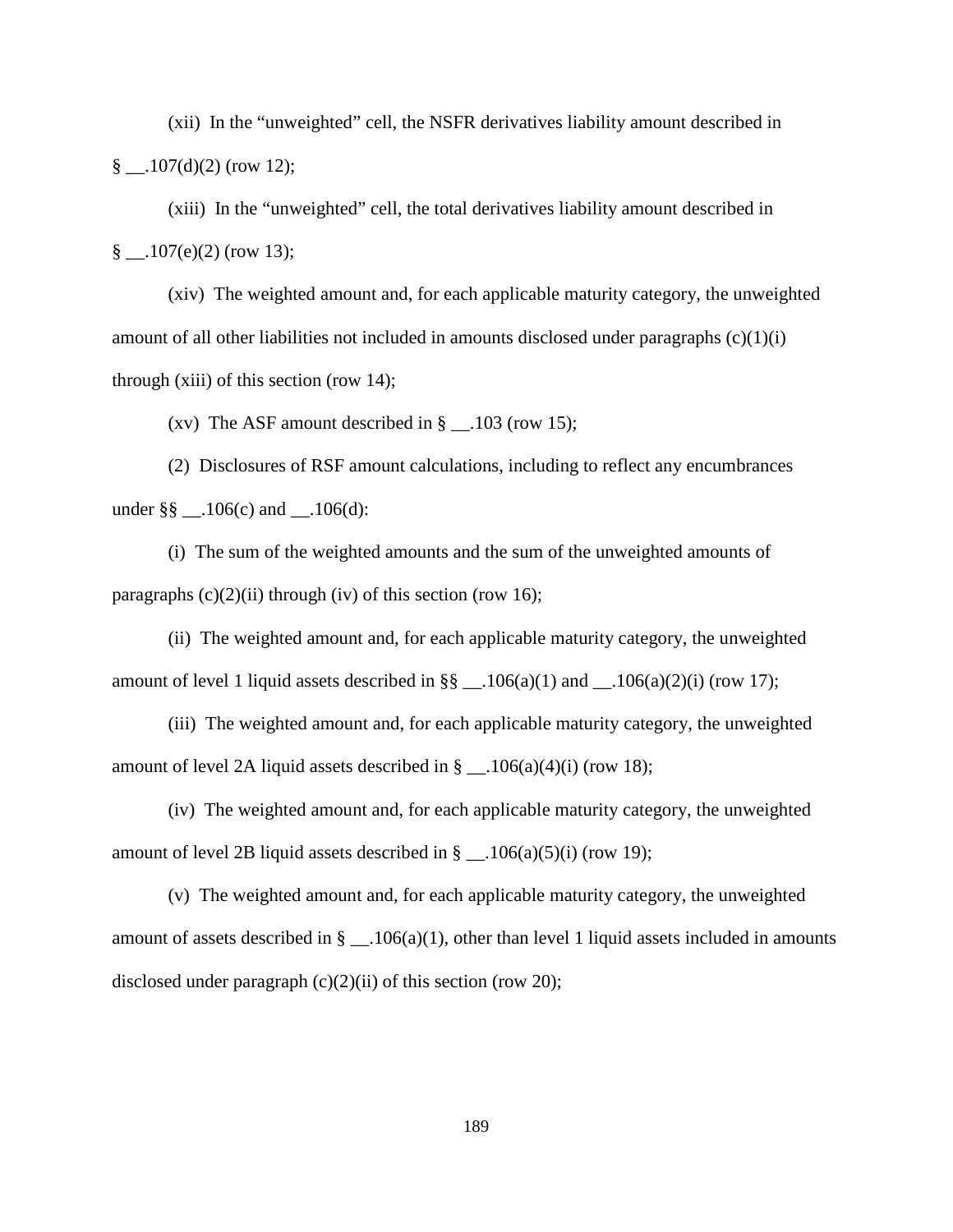(xii) In the "unweighted" cell, the NSFR derivatives liability amount described in § __.107(d)(2) (row 12);

(xiii) In the "unweighted" cell, the total derivatives liability amount described in § __.107(e)(2) (row 13);

(xiv) The weighted amount and, for each applicable maturity category, the unweighted amount of all other liabilities not included in amounts disclosed under paragraphs (c)(1)(i) through (xiii) of this section (row 14);

(xv) The ASF amount described in § __.103 (row 15);

(2) Disclosures of RSF amount calculations, including to reflect any encumbrances under §§ __.106(c) and __.106(d):

(i) The sum of the weighted amounts and the sum of the unweighted amounts of paragraphs (c)(2)(ii) through (iv) of this section (row 16);

(ii) The weighted amount and, for each applicable maturity category, the unweighted amount of level 1 liquid assets described in §§ __.106(a)(1) and __.106(a)(2)(i) (row 17);

(iii) The weighted amount and, for each applicable maturity category, the unweighted amount of level 2A liquid assets described in § __.106(a)(4)(i) (row 18);

(iv) The weighted amount and, for each applicable maturity category, the unweighted amount of level 2B liquid assets described in § __.106(a)(5)(i) (row 19);

(v) The weighted amount and, for each applicable maturity category, the unweighted amount of assets described in § __.106(a)(1), other than level 1 liquid assets included in amounts disclosed under paragraph (c)(2)(ii) of this section (row 20);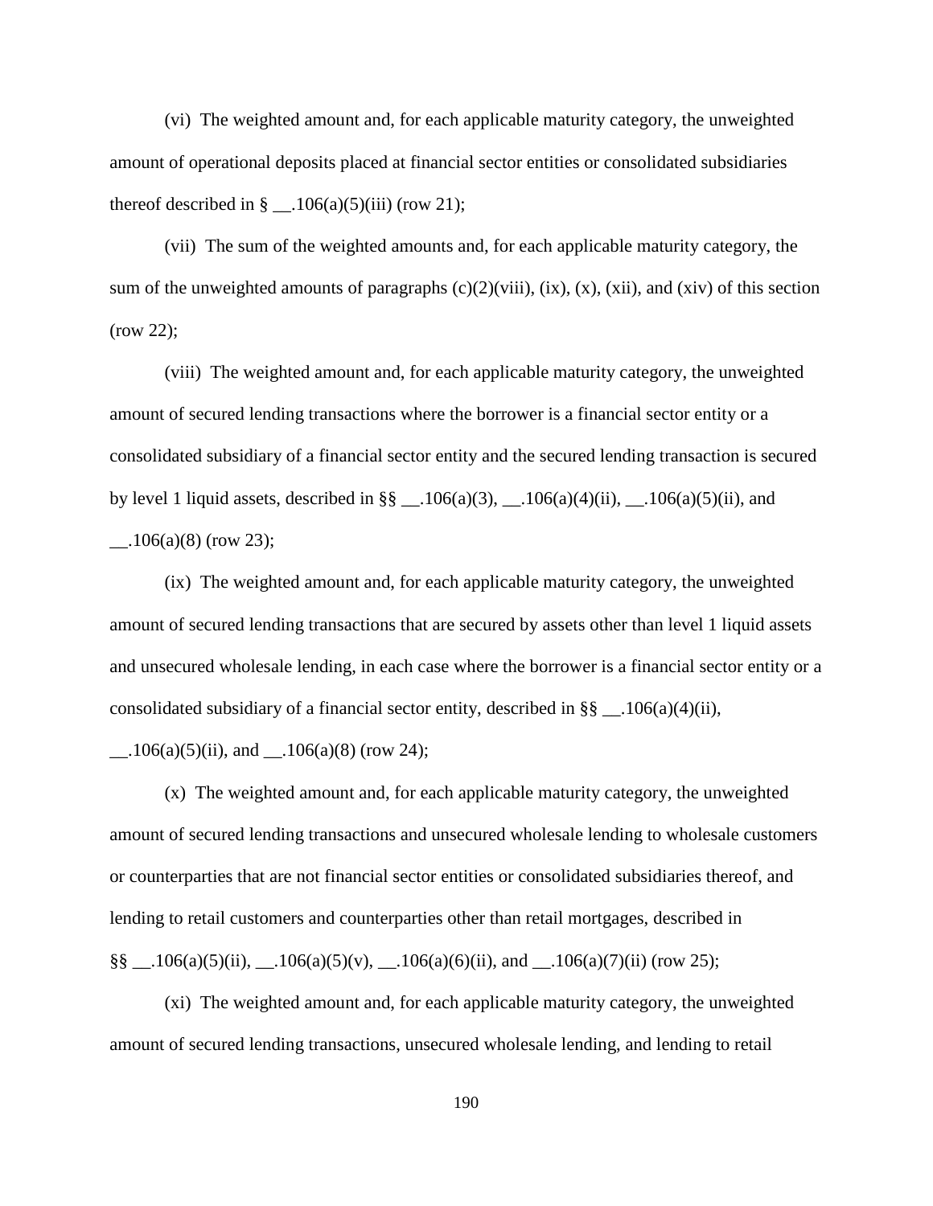(vi) The weighted amount and, for each applicable maturity category, the unweighted amount of operational deposits placed at financial sector entities or consolidated subsidiaries thereof described in § __.106(a)(5)(iii) (row 21);

(vii) The sum of the weighted amounts and, for each applicable maturity category, the sum of the unweighted amounts of paragraphs (c)(2)(viii), (ix), (x), (xii), and (xiv) of this section (row 22);

(viii) The weighted amount and, for each applicable maturity category, the unweighted amount of secured lending transactions where the borrower is a financial sector entity or a consolidated subsidiary of a financial sector entity and the secured lending transaction is secured by level 1 liquid assets, described in §§ __.106(a)(3), __.106(a)(4)(ii), __.106(a)(5)(ii), and __.106(a)(8) (row 23);

(ix) The weighted amount and, for each applicable maturity category, the unweighted amount of secured lending transactions that are secured by assets other than level 1 liquid assets and unsecured wholesale lending, in each case where the borrower is a financial sector entity or a consolidated subsidiary of a financial sector entity, described in §§ __.106(a)(4)(ii), __.106(a)(5)(ii), and __.106(a)(8) (row 24);

(x) The weighted amount and, for each applicable maturity category, the unweighted amount of secured lending transactions and unsecured wholesale lending to wholesale customers or counterparties that are not financial sector entities or consolidated subsidiaries thereof, and lending to retail customers and counterparties other than retail mortgages, described in §§ __.106(a)(5)(ii), __.106(a)(5)(v), __.106(a)(6)(ii), and __.106(a)(7)(ii) (row 25);

(xi) The weighted amount and, for each applicable maturity category, the unweighted amount of secured lending transactions, unsecured wholesale lending, and lending to retail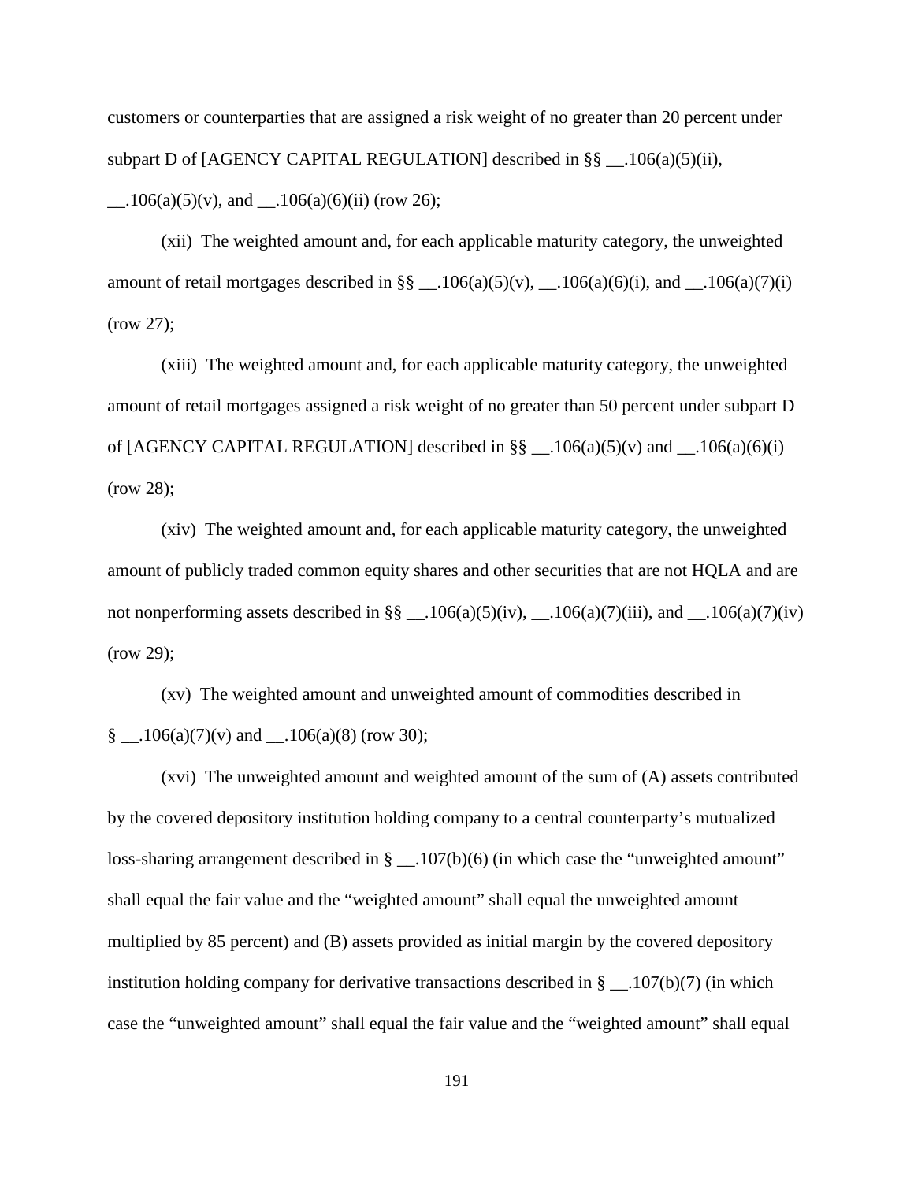customers or counterparties that are assigned a risk weight of no greater than 20 percent under subpart D of [AGENCY CAPITAL REGULATION] described in §§ __.106(a)(5)(ii), __.106(a)(5)(v), and __.106(a)(6)(ii) (row 26);

(xii) The weighted amount and, for each applicable maturity category, the unweighted amount of retail mortgages described in §§ __.106(a)(5)(v), __.106(a)(6)(i), and __.106(a)(7)(i) (row 27);

(xiii) The weighted amount and, for each applicable maturity category, the unweighted amount of retail mortgages assigned a risk weight of no greater than 50 percent under subpart D of [AGENCY CAPITAL REGULATION] described in §§ __.106(a)(5)(v) and __.106(a)(6)(i) (row 28);

(xiv) The weighted amount and, for each applicable maturity category, the unweighted amount of publicly traded common equity shares and other securities that are not HQLA and are not nonperforming assets described in §§ __.106(a)(5)(iv), __.106(a)(7)(iii), and __.106(a)(7)(iv) (row 29);

(xv) The weighted amount and unweighted amount of commodities described in § __.106(a)(7)(v) and __.106(a)(8) (row 30);

(xvi) The unweighted amount and weighted amount of the sum of (A) assets contributed by the covered depository institution holding company to a central counterparty's mutualized loss-sharing arrangement described in § __.107(b)(6) (in which case the "unweighted amount" shall equal the fair value and the "weighted amount" shall equal the unweighted amount multiplied by 85 percent) and (B) assets provided as initial margin by the covered depository institution holding company for derivative transactions described in § __.107(b)(7) (in which case the "unweighted amount" shall equal the fair value and the "weighted amount" shall equal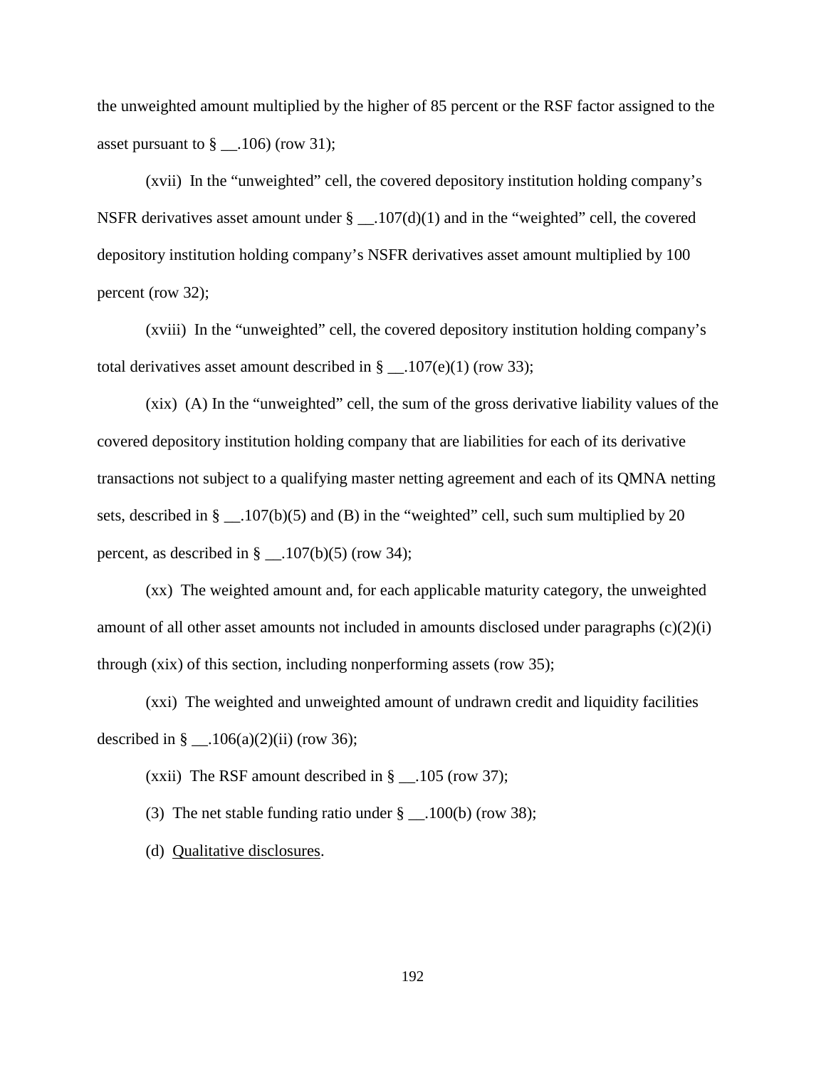the unweighted amount multiplied by the higher of 85 percent or the RSF factor assigned to the asset pursuant to § __.106) (row 31);

(xvii) In the "unweighted" cell, the covered depository institution holding company's NSFR derivatives asset amount under § __.107(d)(1) and in the "weighted" cell, the covered depository institution holding company's NSFR derivatives asset amount multiplied by 100 percent (row 32);

(xviii) In the "unweighted" cell, the covered depository institution holding company's total derivatives asset amount described in § __.107(e)(1) (row 33);

(xix) (A) In the "unweighted" cell, the sum of the gross derivative liability values of the covered depository institution holding company that are liabilities for each of its derivative transactions not subject to a qualifying master netting agreement and each of its QMNA netting sets, described in § __.107(b)(5) and (B) in the "weighted" cell, such sum multiplied by 20 percent, as described in § __.107(b)(5) (row 34);

(xx) The weighted amount and, for each applicable maturity category, the unweighted amount of all other asset amounts not included in amounts disclosed under paragraphs (c)(2)(i) through (xix) of this section, including nonperforming assets (row 35);

(xxi) The weighted and unweighted amount of undrawn credit and liquidity facilities described in § __.106(a)(2)(ii) (row 36);

(xxii) The RSF amount described in § __.105 (row 37);

(3) The net stable funding ratio under § __.100(b) (row 38);

(d) Qualitative disclosures.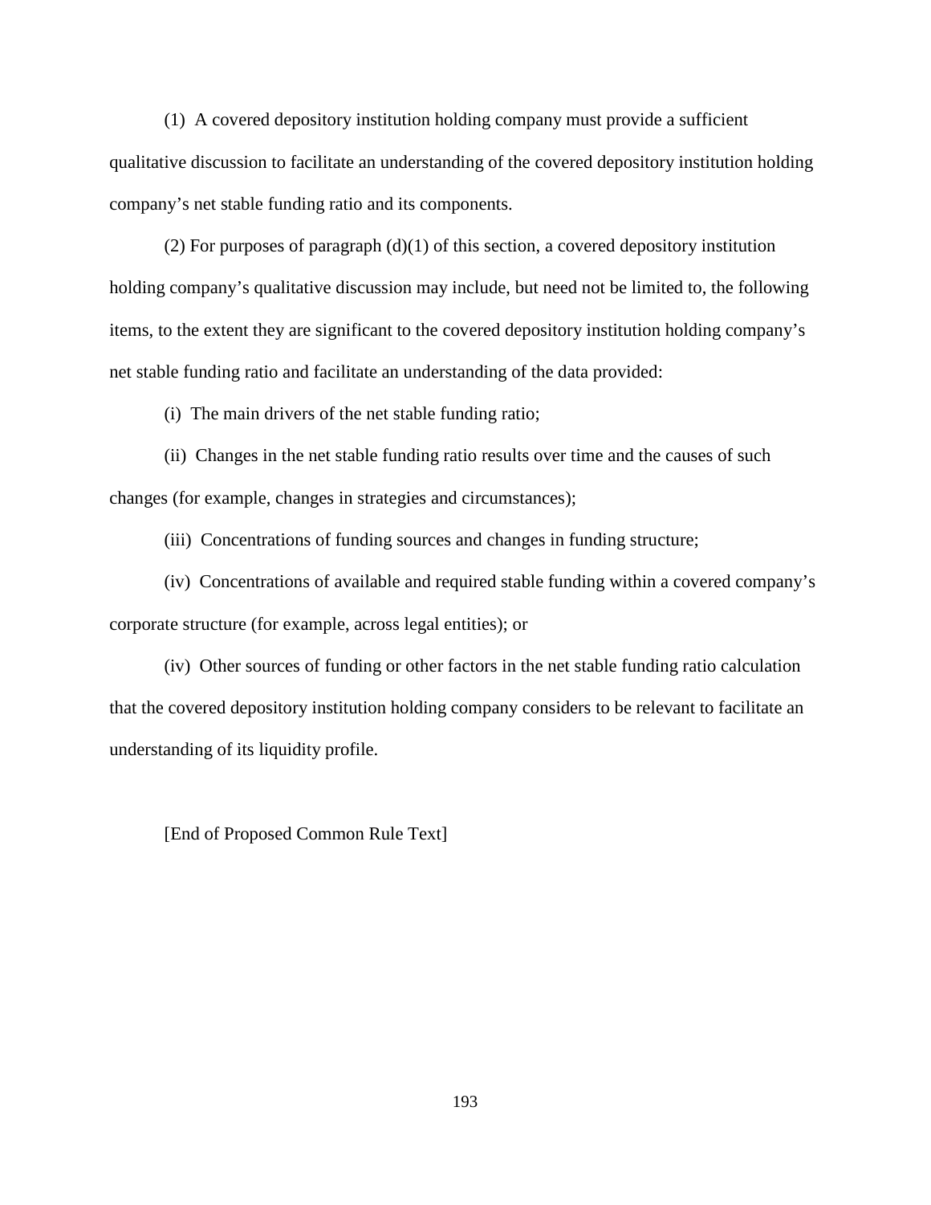(1) A covered depository institution holding company must provide a sufficient qualitative discussion to facilitate an understanding of the covered depository institution holding company's net stable funding ratio and its components.

(2) For purposes of paragraph (d)(1) of this section, a covered depository institution holding company's qualitative discussion may include, but need not be limited to, the following items, to the extent they are significant to the covered depository institution holding company's net stable funding ratio and facilitate an understanding of the data provided:

(i) The main drivers of the net stable funding ratio;

(ii) Changes in the net stable funding ratio results over time and the causes of such changes (for example, changes in strategies and circumstances);

(iii) Concentrations of funding sources and changes in funding structure;

(iv) Concentrations of available and required stable funding within a covered company's corporate structure (for example, across legal entities); or

(iv) Other sources of funding or other factors in the net stable funding ratio calculation that the covered depository institution holding company considers to be relevant to facilitate an understanding of its liquidity profile.

[End of Proposed Common Rule Text]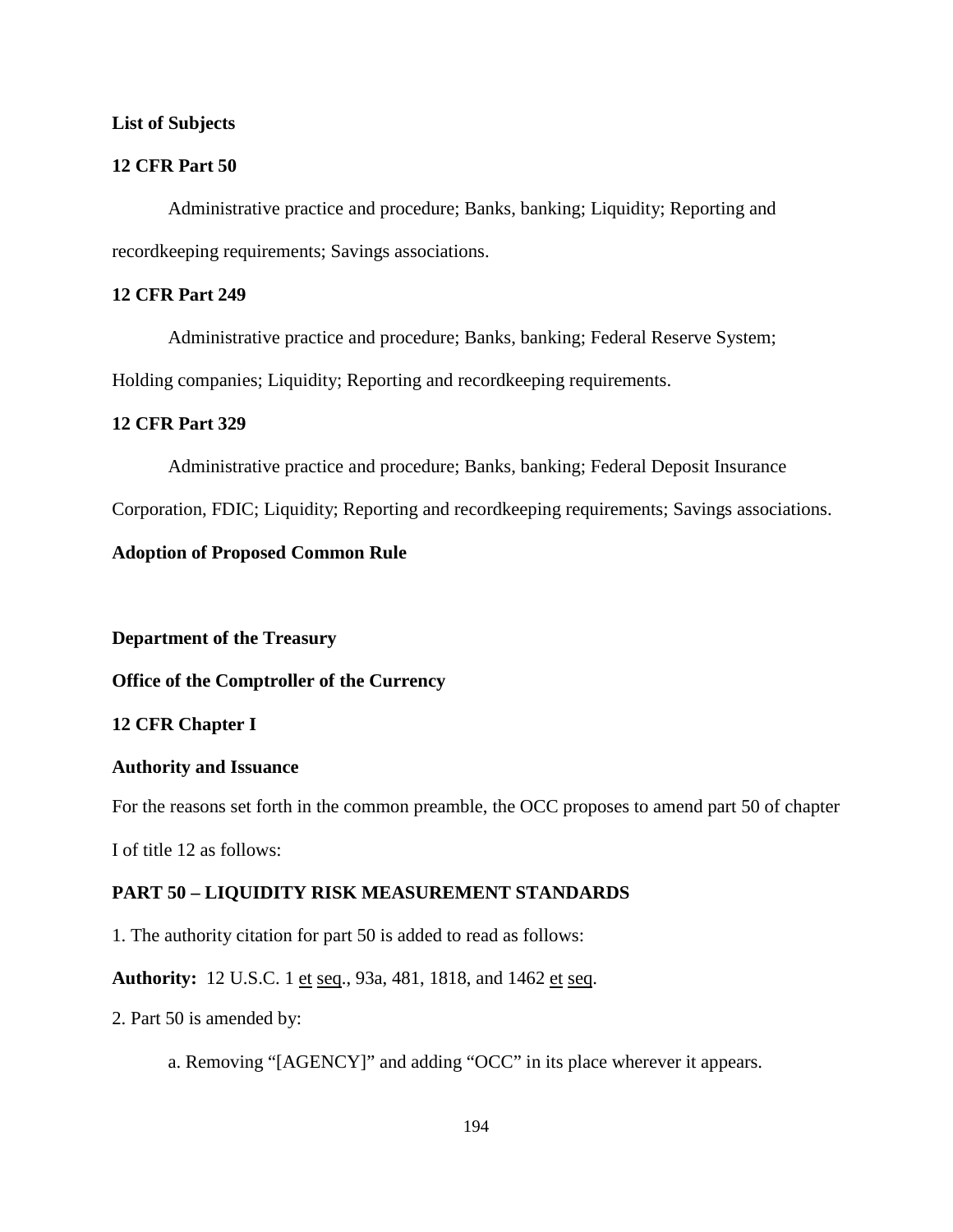**List of Subjects**

**12 CFR Part 50**

Administrative practice and procedure; Banks, banking; Liquidity; Reporting and recordkeeping requirements; Savings associations.

**12 CFR Part 249**

Administrative practice and procedure; Banks, banking; Federal Reserve System; Holding companies; Liquidity; Reporting and recordkeeping requirements.

**12 CFR Part 329**

Administrative practice and procedure; Banks, banking; Federal Deposit Insurance Corporation, FDIC; Liquidity; Reporting and recordkeeping requirements; Savings associations.

**Adoption of Proposed Common Rule**

**Department of the Treasury**

**Office of the Comptroller of the Currency**

**12 CFR Chapter I**

**Authority and Issuance**

For the reasons set forth in the common preamble, the OCC proposes to amend part 50 of chapter I of title 12 as follows:

**PART 50 – LIQUIDITY RISK MEASUREMENT STANDARDS**

1. The authority citation for part 50 is added to read as follows:

**Authority:** 12 U.S.C. 1 et seq., 93a, 481, 1818, and 1462 et seq.

2. Part 50 is amended by:

a. Removing "[AGENCY]" and adding "OCC" in its place wherever it appears.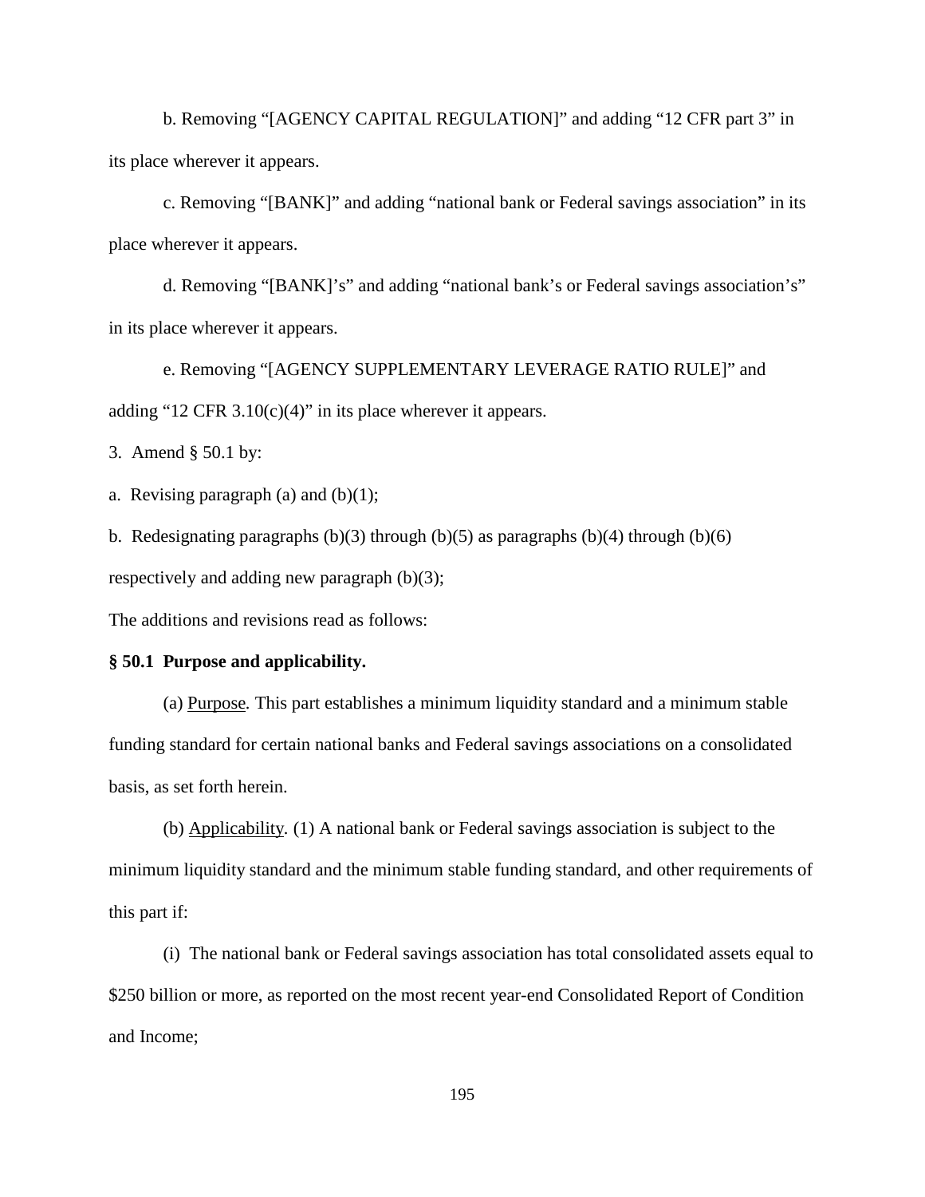b. Removing “[AGENCY CAPITAL REGULATION]” and adding “12 CFR part 3” in its place wherever it appears.

c. Removing “[BANK]” and adding “national bank or Federal savings association” in its place wherever it appears.

d. Removing “[BANK]’s” and adding “national bank’s or Federal savings association’s” in its place wherever it appears.

e. Removing “[AGENCY SUPPLEMENTARY LEVERAGE RATIO RULE]” and adding “12 CFR 3.10(c)(4)” in its place wherever it appears.

3. Amend § 50.1 by:

a. Revising paragraph (a) and (b)(1);

b. Redesignating paragraphs (b)(3) through (b)(5) as paragraphs (b)(4) through (b)(6) respectively and adding new paragraph (b)(3);

The additions and revisions read as follows:

**§ 50.1 Purpose and applicability.**

(a) Purpose. This part establishes a minimum liquidity standard and a minimum stable funding standard for certain national banks and Federal savings associations on a consolidated basis, as set forth herein.

(b) Applicability. (1) A national bank or Federal savings association is subject to the minimum liquidity standard and the minimum stable funding standard, and other requirements of this part if:

(i) The national bank or Federal savings association has total consolidated assets equal to $250 billion or more, as reported on the most recent year-end Consolidated Report of Condition and Income;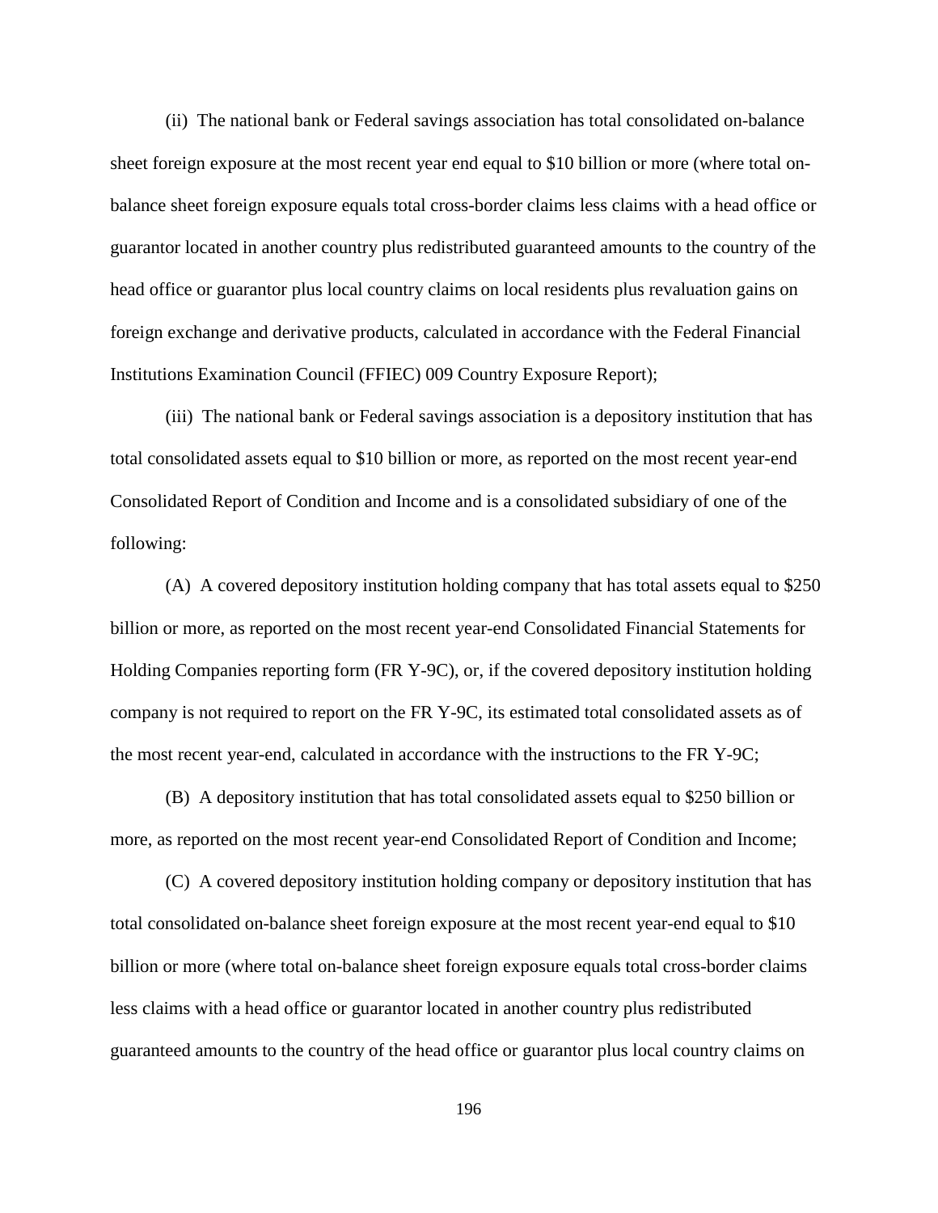(ii) The national bank or Federal savings association has total consolidated on-balance sheet foreign exposure at the most recent year end equal to $10 billion or more (where total on-balance sheet foreign exposure equals total cross-border claims less claims with a head office or guarantor located in another country plus redistributed guaranteed amounts to the country of the head office or guarantor plus local country claims on local residents plus revaluation gains on foreign exchange and derivative products, calculated in accordance with the Federal Financial Institutions Examination Council (FFIEC) 009 Country Exposure Report);

(iii) The national bank or Federal savings association is a depository institution that has total consolidated assets equal to $10 billion or more, as reported on the most recent year-end Consolidated Report of Condition and Income and is a consolidated subsidiary of one of the following:

(A) A covered depository institution holding company that has total assets equal to $250 billion or more, as reported on the most recent year-end Consolidated Financial Statements for Holding Companies reporting form (FR Y-9C), or, if the covered depository institution holding company is not required to report on the FR Y-9C, its estimated total consolidated assets as of the most recent year-end, calculated in accordance with the instructions to the FR Y-9C;

(B) A depository institution that has total consolidated assets equal to $250 billion or more, as reported on the most recent year-end Consolidated Report of Condition and Income;

(C) A covered depository institution holding company or depository institution that has total consolidated on-balance sheet foreign exposure at the most recent year-end equal to $10 billion or more (where total on-balance sheet foreign exposure equals total cross-border claims less claims with a head office or guarantor located in another country plus redistributed guaranteed amounts to the country of the head office or guarantor plus local country claims on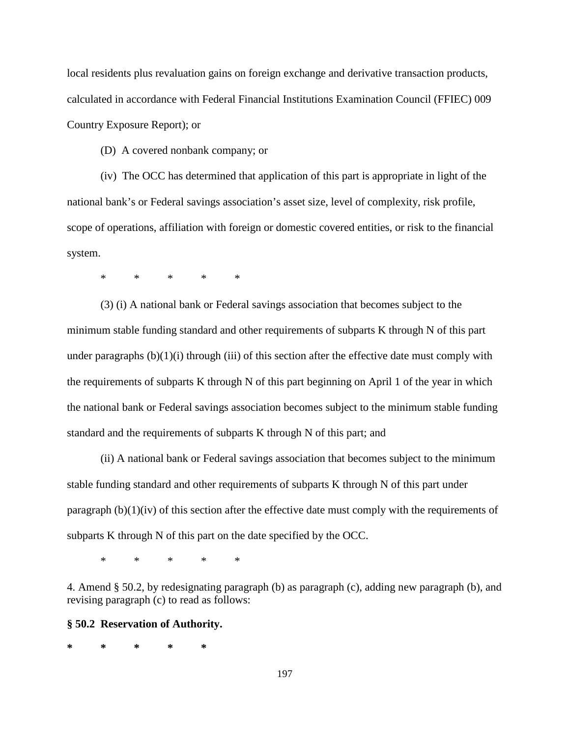local residents plus revaluation gains on foreign exchange and derivative transaction products, calculated in accordance with Federal Financial Institutions Examination Council (FFIEC) 009 Country Exposure Report); or

(D) A covered nonbank company; or

(iv) The OCC has determined that application of this part is appropriate in light of the national bank's or Federal savings association's asset size, level of complexity, risk profile, scope of operations, affiliation with foreign or domestic covered entities, or risk to the financial system.

\* \* \* \* \*

(3) (i) A national bank or Federal savings association that becomes subject to the minimum stable funding standard and other requirements of subparts K through N of this part under paragraphs (b)(1)(i) through (iii) of this section after the effective date must comply with the requirements of subparts K through N of this part beginning on April 1 of the year in which the national bank or Federal savings association becomes subject to the minimum stable funding standard and the requirements of subparts K through N of this part; and

(ii) A national bank or Federal savings association that becomes subject to the minimum stable funding standard and other requirements of subparts K through N of this part under paragraph (b)(1)(iv) of this section after the effective date must comply with the requirements of subparts K through N of this part on the date specified by the OCC.

\* \* \* \* \*

4. Amend § 50.2, by redesignating paragraph (b) as paragraph (c), adding new paragraph (b), and revising paragraph (c) to read as follows:

**§ 50.2 Reservation of Authority.**

**\* \* \* \* \***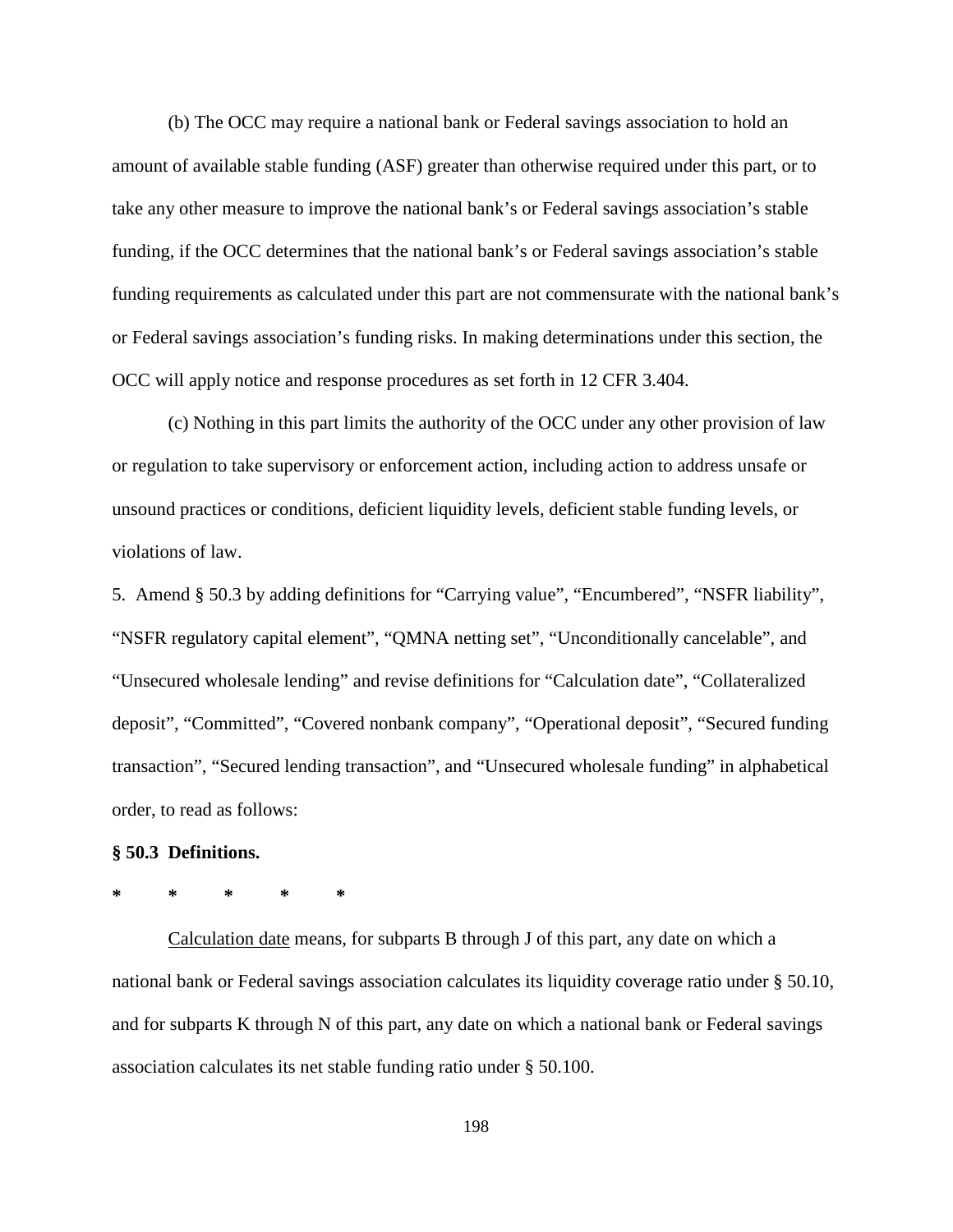(b) The OCC may require a national bank or Federal savings association to hold an amount of available stable funding (ASF) greater than otherwise required under this part, or to take any other measure to improve the national bank's or Federal savings association's stable funding, if the OCC determines that the national bank's or Federal savings association's stable funding requirements as calculated under this part are not commensurate with the national bank's or Federal savings association's funding risks. In making determinations under this section, the OCC will apply notice and response procedures as set forth in 12 CFR 3.404.

(c) Nothing in this part limits the authority of the OCC under any other provision of law or regulation to take supervisory or enforcement action, including action to address unsafe or unsound practices or conditions, deficient liquidity levels, deficient stable funding levels, or violations of law.

5. Amend § 50.3 by adding definitions for "Carrying value", "Encumbered", "NSFR liability", "NSFR regulatory capital element", "QMNA netting set", "Unconditionally cancelable", and "Unsecured wholesale lending" and revise definitions for "Calculation date", "Collateralized deposit", "Committed", "Covered nonbank company", "Operational deposit", "Secured funding transaction", "Secured lending transaction", and "Unsecured wholesale funding" in alphabetical order, to read as follows:

**§ 50.3 Definitions.**

**\* \* \* \* \***

Calculation date means, for subparts B through J of this part, any date on which a national bank or Federal savings association calculates its liquidity coverage ratio under § 50.10, and for subparts K through N of this part, any date on which a national bank or Federal savings association calculates its net stable funding ratio under § 50.100.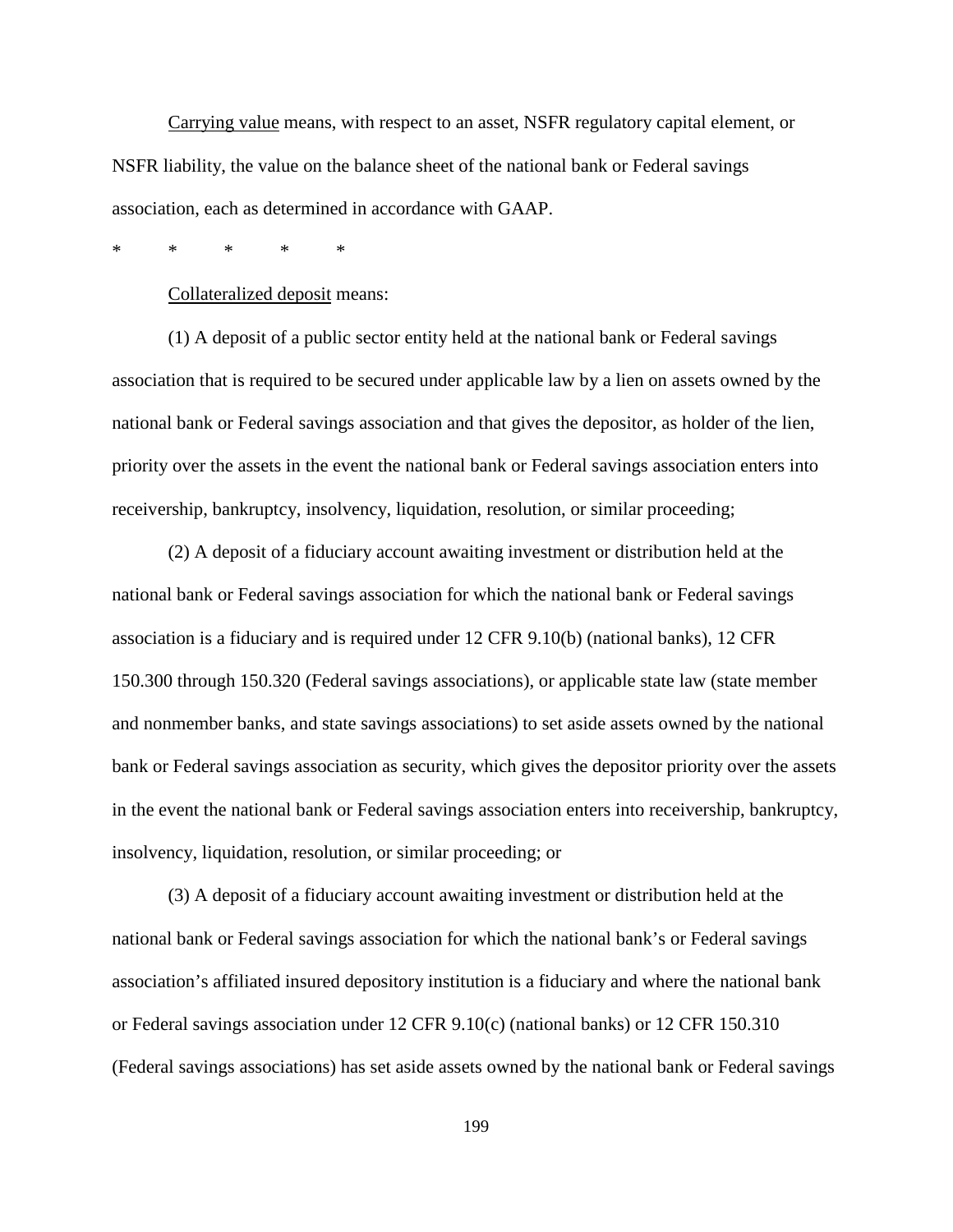Carrying value means, with respect to an asset, NSFR regulatory capital element, or NSFR liability, the value on the balance sheet of the national bank or Federal savings association, each as determined in accordance with GAAP.

\* \* \* \* \*

Collateralized deposit means:

(1) A deposit of a public sector entity held at the national bank or Federal savings association that is required to be secured under applicable law by a lien on assets owned by the national bank or Federal savings association and that gives the depositor, as holder of the lien, priority over the assets in the event the national bank or Federal savings association enters into receivership, bankruptcy, insolvency, liquidation, resolution, or similar proceeding;

(2) A deposit of a fiduciary account awaiting investment or distribution held at the national bank or Federal savings association for which the national bank or Federal savings association is a fiduciary and is required under 12 CFR 9.10(b) (national banks), 12 CFR 150.300 through 150.320 (Federal savings associations), or applicable state law (state member and nonmember banks, and state savings associations) to set aside assets owned by the national bank or Federal savings association as security, which gives the depositor priority over the assets in the event the national bank or Federal savings association enters into receivership, bankruptcy, insolvency, liquidation, resolution, or similar proceeding; or

(3) A deposit of a fiduciary account awaiting investment or distribution held at the national bank or Federal savings association for which the national bank's or Federal savings association's affiliated insured depository institution is a fiduciary and where the national bank or Federal savings association under 12 CFR 9.10(c) (national banks) or 12 CFR 150.310 (Federal savings associations) has set aside assets owned by the national bank or Federal savings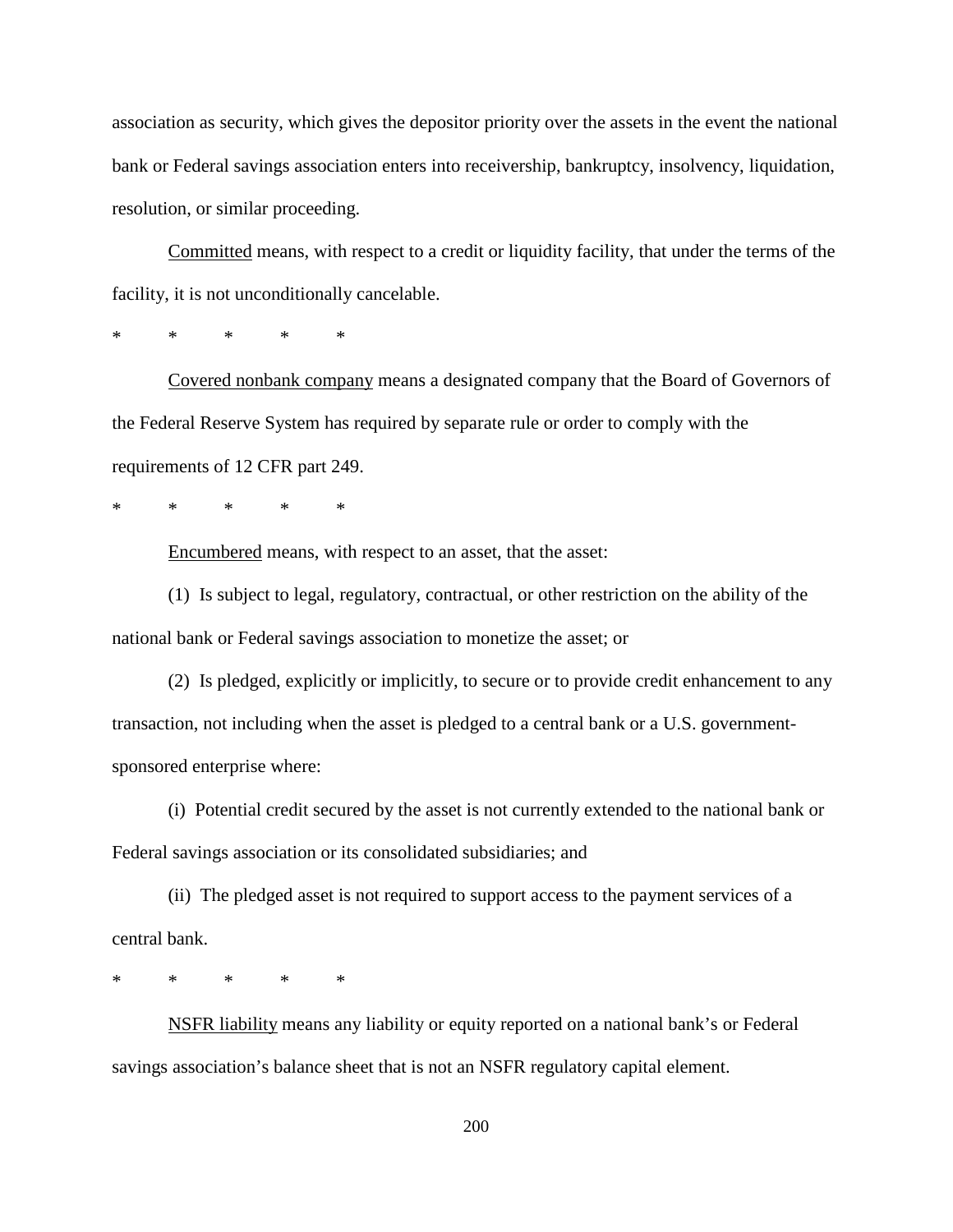association as security, which gives the depositor priority over the assets in the event the national bank or Federal savings association enters into receivership, bankruptcy, insolvency, liquidation, resolution, or similar proceeding.

Committed means, with respect to a credit or liquidity facility, that under the terms of the facility, it is not unconditionally cancelable.

\* \* \* \* \*

Covered nonbank company means a designated company that the Board of Governors of the Federal Reserve System has required by separate rule or order to comply with the requirements of 12 CFR part 249.

\* \* \* \* \*

Encumbered means, with respect to an asset, that the asset:

(1) Is subject to legal, regulatory, contractual, or other restriction on the ability of the national bank or Federal savings association to monetize the asset; or

(2) Is pledged, explicitly or implicitly, to secure or to provide credit enhancement to any transaction, not including when the asset is pledged to a central bank or a U.S. government-sponsored enterprise where:

(i) Potential credit secured by the asset is not currently extended to the national bank or Federal savings association or its consolidated subsidiaries; and

(ii) The pledged asset is not required to support access to the payment services of a central bank.

\* \* \* \* \*

NSFR liability means any liability or equity reported on a national bank's or Federal savings association's balance sheet that is not an NSFR regulatory capital element.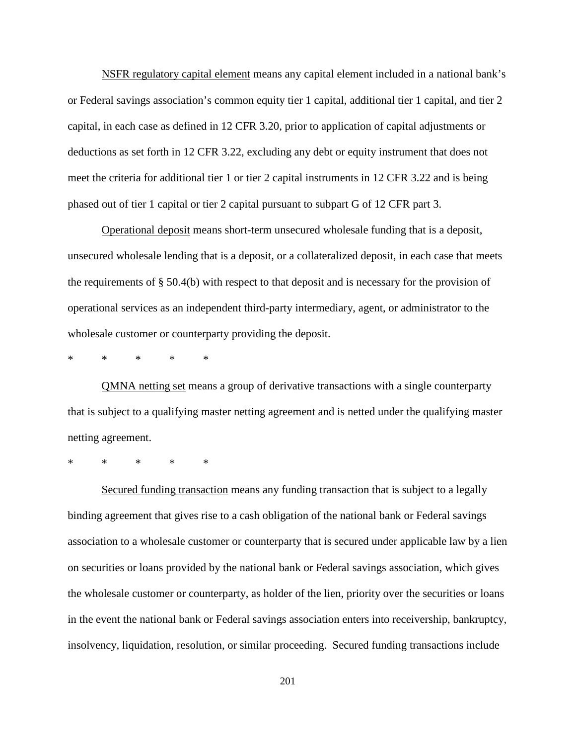<u>NSFR regulatory capital element</u> means any capital element included in a national bank's or Federal savings association's common equity tier 1 capital, additional tier 1 capital, and tier 2 capital, in each case as defined in 12 CFR 3.20, prior to application of capital adjustments or deductions as set forth in 12 CFR 3.22, excluding any debt or equity instrument that does not meet the criteria for additional tier 1 or tier 2 capital instruments in 12 CFR 3.22 and is being phased out of tier 1 capital or tier 2 capital pursuant to subpart G of 12 CFR part 3.

<u>Operational deposit</u> means short-term unsecured wholesale funding that is a deposit, unsecured wholesale lending that is a deposit, or a collateralized deposit, in each case that meets the requirements of § 50.4(b) with respect to that deposit and is necessary for the provision of operational services as an independent third-party intermediary, agent, or administrator to the wholesale customer or counterparty providing the deposit.

\* \* \* \* \*

<u>QMNA netting set</u> means a group of derivative transactions with a single counterparty that is subject to a qualifying master netting agreement and is netted under the qualifying master netting agreement.

\* \* \* \* \*

<u>Secured funding transaction</u> means any funding transaction that is subject to a legally binding agreement that gives rise to a cash obligation of the national bank or Federal savings association to a wholesale customer or counterparty that is secured under applicable law by a lien on securities or loans provided by the national bank or Federal savings association, which gives the wholesale customer or counterparty, as holder of the lien, priority over the securities or loans in the event the national bank or Federal savings association enters into receivership, bankruptcy, insolvency, liquidation, resolution, or similar proceeding. Secured funding transactions include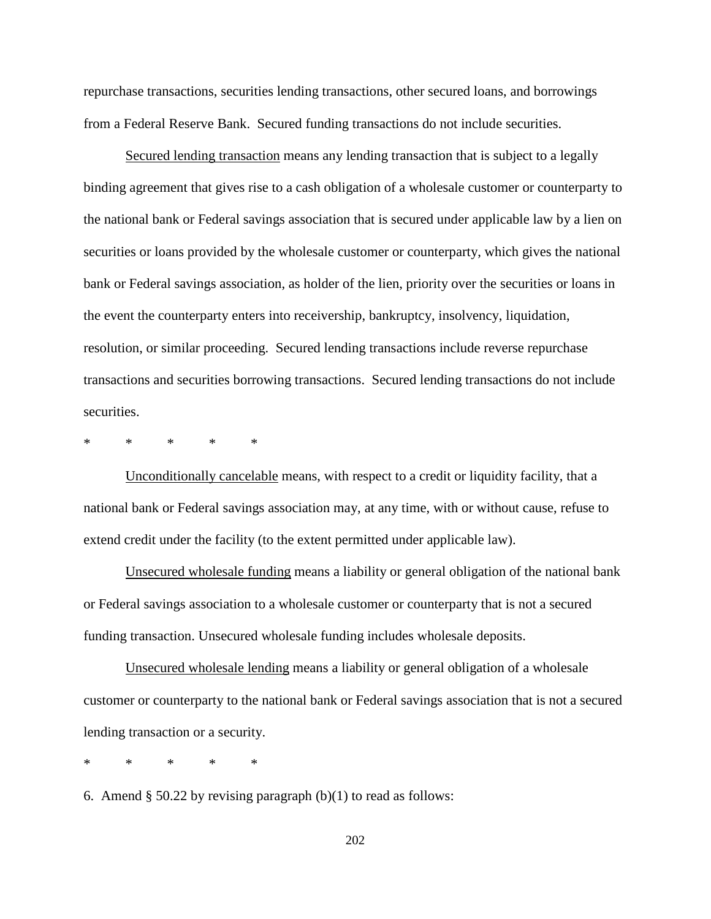repurchase transactions, securities lending transactions, other secured loans, and borrowings from a Federal Reserve Bank. Secured funding transactions do not include securities.

Secured lending transaction means any lending transaction that is subject to a legally binding agreement that gives rise to a cash obligation of a wholesale customer or counterparty to the national bank or Federal savings association that is secured under applicable law by a lien on securities or loans provided by the wholesale customer or counterparty, which gives the national bank or Federal savings association, as holder of the lien, priority over the securities or loans in the event the counterparty enters into receivership, bankruptcy, insolvency, liquidation, resolution, or similar proceeding. Secured lending transactions include reverse repurchase transactions and securities borrowing transactions. Secured lending transactions do not include securities.

\* \* \* \* \*

Unconditionally cancelable means, with respect to a credit or liquidity facility, that a national bank or Federal savings association may, at any time, with or without cause, refuse to extend credit under the facility (to the extent permitted under applicable law).

Unsecured wholesale funding means a liability or general obligation of the national bank or Federal savings association to a wholesale customer or counterparty that is not a secured funding transaction. Unsecured wholesale funding includes wholesale deposits.

Unsecured wholesale lending means a liability or general obligation of a wholesale customer or counterparty to the national bank or Federal savings association that is not a secured lending transaction or a security.

\* \* \* \* \*

6. Amend § 50.22 by revising paragraph (b)(1) to read as follows: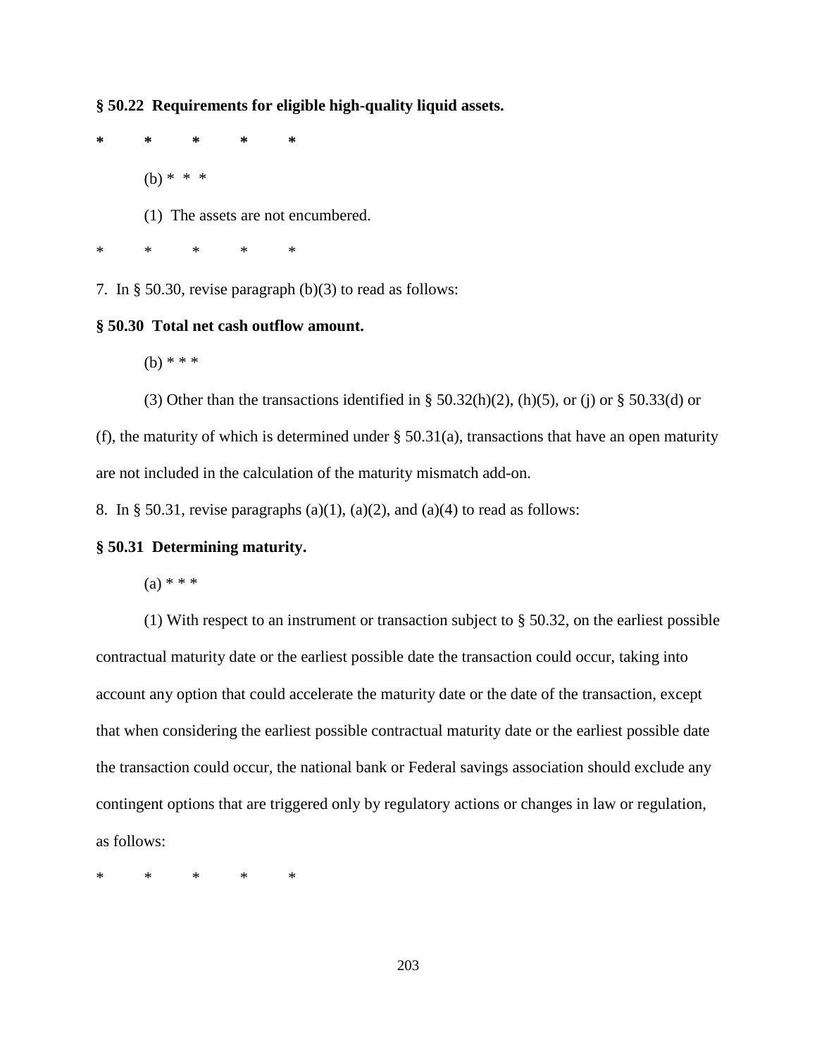**§ 50.22 Requirements for eligible high-quality liquid assets.**

**\* \* \* \* \***

(b) \* \* \*

(1) The assets are not encumbered.

\* \* \* \* \*

7. In § 50.30, revise paragraph (b)(3) to read as follows:

**§ 50.30 Total net cash outflow amount.**

(b) \* \* \*

(3) Other than the transactions identified in § 50.32(h)(2), (h)(5), or (j) or § 50.33(d) or (f), the maturity of which is determined under § 50.31(a), transactions that have an open maturity are not included in the calculation of the maturity mismatch add-on.

8. In § 50.31, revise paragraphs (a)(1), (a)(2), and (a)(4) to read as follows:

**§ 50.31 Determining maturity.**

(a) \* \* \*

(1) With respect to an instrument or transaction subject to § 50.32, on the earliest possible contractual maturity date or the earliest possible date the transaction could occur, taking into account any option that could accelerate the maturity date or the date of the transaction, except that when considering the earliest possible contractual maturity date or the earliest possible date the transaction could occur, the national bank or Federal savings association should exclude any contingent options that are triggered only by regulatory actions or changes in law or regulation, as follows:

\* \* \* \* \*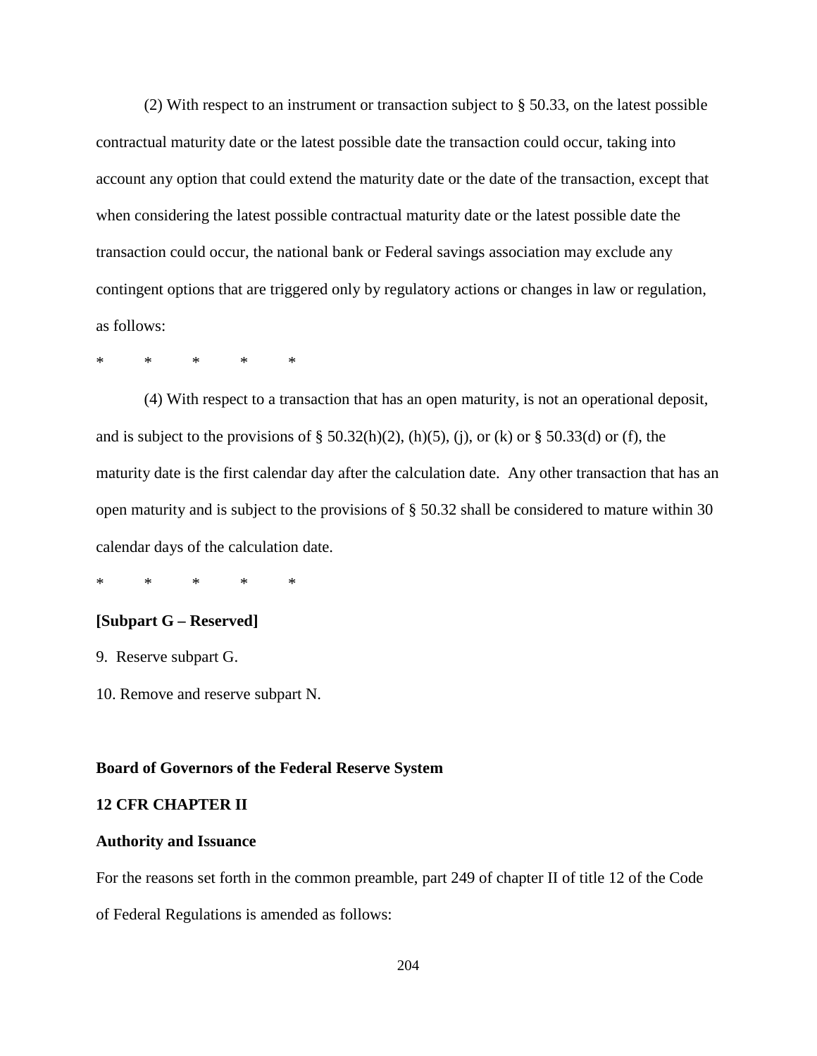(2) With respect to an instrument or transaction subject to § 50.33, on the latest possible contractual maturity date or the latest possible date the transaction could occur, taking into account any option that could extend the maturity date or the date of the transaction, except that when considering the latest possible contractual maturity date or the latest possible date the transaction could occur, the national bank or Federal savings association may exclude any contingent options that are triggered only by regulatory actions or changes in law or regulation, as follows:

\* \* \* \* \*

(4) With respect to a transaction that has an open maturity, is not an operational deposit, and is subject to the provisions of § 50.32(h)(2), (h)(5), (j), or (k) or § 50.33(d) or (f), the maturity date is the first calendar day after the calculation date. Any other transaction that has an open maturity and is subject to the provisions of § 50.32 shall be considered to mature within 30 calendar days of the calculation date.

\* \* \* \* \*

**[Subpart G – Reserved]**

9. Reserve subpart G.

10. Remove and reserve subpart N.

**Board of Governors of the Federal Reserve System**

**12 CFR CHAPTER II**

**Authority and Issuance**

For the reasons set forth in the common preamble, part 249 of chapter II of title 12 of the Code of Federal Regulations is amended as follows: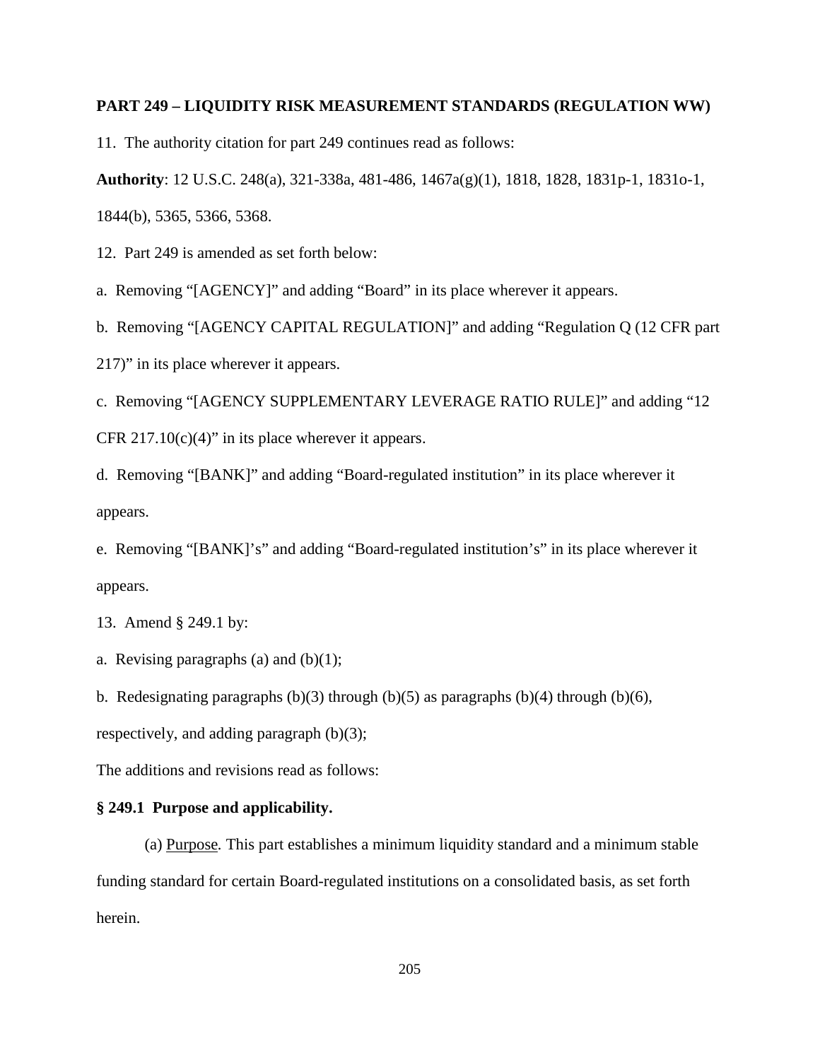**PART 249 – LIQUIDITY RISK MEASUREMENT STANDARDS (REGULATION WW)**

11. The authority citation for part 249 continues read as follows:

**Authority**: 12 U.S.C. 248(a), 321-338a, 481-486, 1467a(g)(1), 1818, 1828, 1831p-1, 1831o-1, 1844(b), 5365, 5366, 5368.

12. Part 249 is amended as set forth below:

a. Removing "[AGENCY]" and adding "Board" in its place wherever it appears.

b. Removing "[AGENCY CAPITAL REGULATION]" and adding "Regulation Q (12 CFR part 217)" in its place wherever it appears.

c. Removing "[AGENCY SUPPLEMENTARY LEVERAGE RATIO RULE]" and adding "12 CFR 217.10(c)(4)" in its place wherever it appears.

d. Removing "[BANK]" and adding "Board-regulated institution" in its place wherever it appears.

e. Removing "[BANK]'s" and adding "Board-regulated institution's" in its place wherever it appears.

13. Amend § 249.1 by:

a. Revising paragraphs (a) and (b)(1);

b. Redesignating paragraphs (b)(3) through (b)(5) as paragraphs (b)(4) through (b)(6), respectively, and adding paragraph (b)(3);

The additions and revisions read as follows:

**§ 249.1 Purpose and applicability.**

(a) Purpose. This part establishes a minimum liquidity standard and a minimum stable funding standard for certain Board-regulated institutions on a consolidated basis, as set forth herein.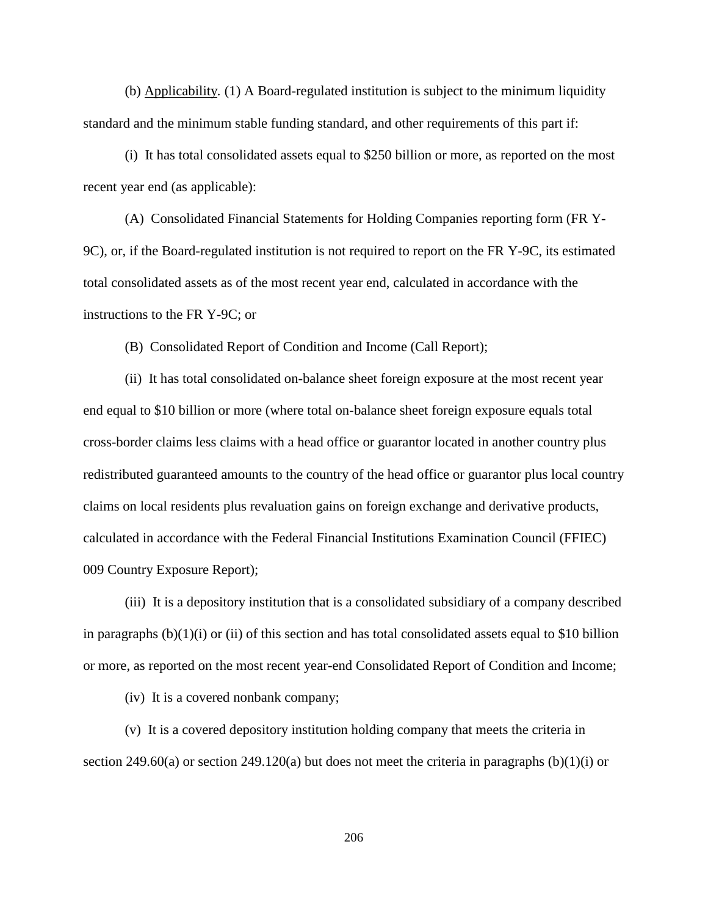(b) Applicability. (1) A Board-regulated institution is subject to the minimum liquidity standard and the minimum stable funding standard, and other requirements of this part if:

(i) It has total consolidated assets equal to $250 billion or more, as reported on the most recent year end (as applicable):

(A) Consolidated Financial Statements for Holding Companies reporting form (FR Y-9C), or, if the Board-regulated institution is not required to report on the FR Y-9C, its estimated total consolidated assets as of the most recent year end, calculated in accordance with the instructions to the FR Y-9C; or

(B) Consolidated Report of Condition and Income (Call Report);

(ii) It has total consolidated on-balance sheet foreign exposure at the most recent year end equal to $10 billion or more (where total on-balance sheet foreign exposure equals total cross-border claims less claims with a head office or guarantor located in another country plus redistributed guaranteed amounts to the country of the head office or guarantor plus local country claims on local residents plus revaluation gains on foreign exchange and derivative products, calculated in accordance with the Federal Financial Institutions Examination Council (FFIEC) 009 Country Exposure Report);

(iii) It is a depository institution that is a consolidated subsidiary of a company described in paragraphs (b)(1)(i) or (ii) of this section and has total consolidated assets equal to $10 billion or more, as reported on the most recent year-end Consolidated Report of Condition and Income;

(iv) It is a covered nonbank company;

(v) It is a covered depository institution holding company that meets the criteria in section 249.60(a) or section 249.120(a) but does not meet the criteria in paragraphs (b)(1)(i) or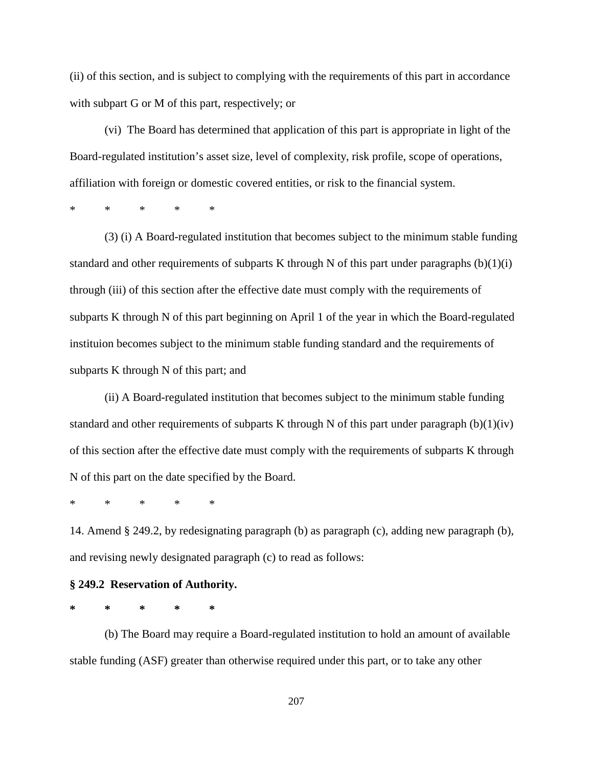(ii) of this section, and is subject to complying with the requirements of this part in accordance with subpart G or M of this part, respectively; or

(vi) The Board has determined that application of this part is appropriate in light of the Board-regulated institution's asset size, level of complexity, risk profile, scope of operations, affiliation with foreign or domestic covered entities, or risk to the financial system.

\* \* \* \* \*

(3) (i) A Board-regulated institution that becomes subject to the minimum stable funding standard and other requirements of subparts K through N of this part under paragraphs (b)(1)(i) through (iii) of this section after the effective date must comply with the requirements of subparts K through N of this part beginning on April 1 of the year in which the Board-regulated instituion becomes subject to the minimum stable funding standard and the requirements of subparts K through N of this part; and

(ii) A Board-regulated institution that becomes subject to the minimum stable funding standard and other requirements of subparts K through N of this part under paragraph (b)(1)(iv) of this section after the effective date must comply with the requirements of subparts K through N of this part on the date specified by the Board.

\* \* \* \* \*

14. Amend § 249.2, by redesignating paragraph (b) as paragraph (c), adding new paragraph (b), and revising newly designated paragraph (c) to read as follows:

**§ 249.2 Reservation of Authority.**

**\* \* \* \* \***

(b) The Board may require a Board-regulated institution to hold an amount of available stable funding (ASF) greater than otherwise required under this part, or to take any other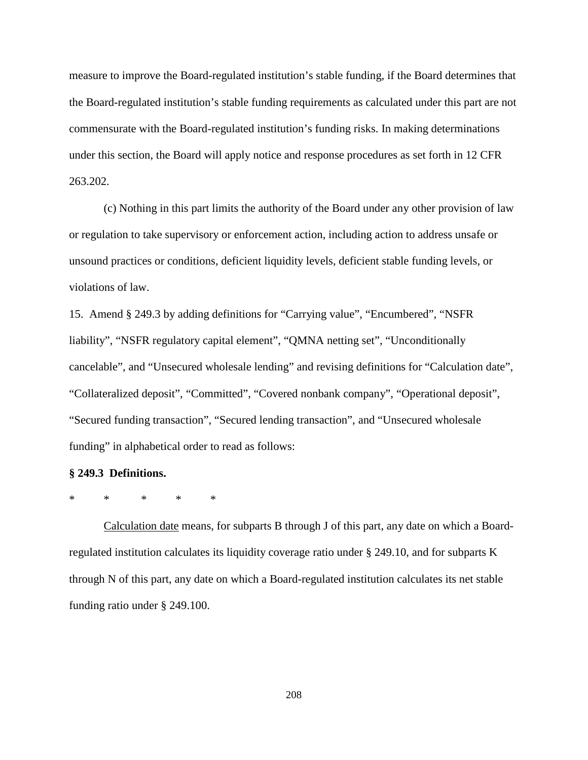measure to improve the Board-regulated institution's stable funding, if the Board determines that the Board-regulated institution's stable funding requirements as calculated under this part are not commensurate with the Board-regulated institution's funding risks. In making determinations under this section, the Board will apply notice and response procedures as set forth in 12 CFR 263.202.

(c) Nothing in this part limits the authority of the Board under any other provision of law or regulation to take supervisory or enforcement action, including action to address unsafe or unsound practices or conditions, deficient liquidity levels, deficient stable funding levels, or violations of law.

15. Amend § 249.3 by adding definitions for "Carrying value", "Encumbered", "NSFR liability", "NSFR regulatory capital element", "QMNA netting set", "Unconditionally cancelable", and "Unsecured wholesale lending" and revising definitions for "Calculation date", "Collateralized deposit", "Committed", "Covered nonbank company", "Operational deposit", "Secured funding transaction", "Secured lending transaction", and "Unsecured wholesale funding" in alphabetical order to read as follows:

**§ 249.3 Definitions.**

\* \* \* \* \*

Calculation date means, for subparts B through J of this part, any date on which a Board-regulated institution calculates its liquidity coverage ratio under § 249.10, and for subparts K through N of this part, any date on which a Board-regulated institution calculates its net stable funding ratio under § 249.100.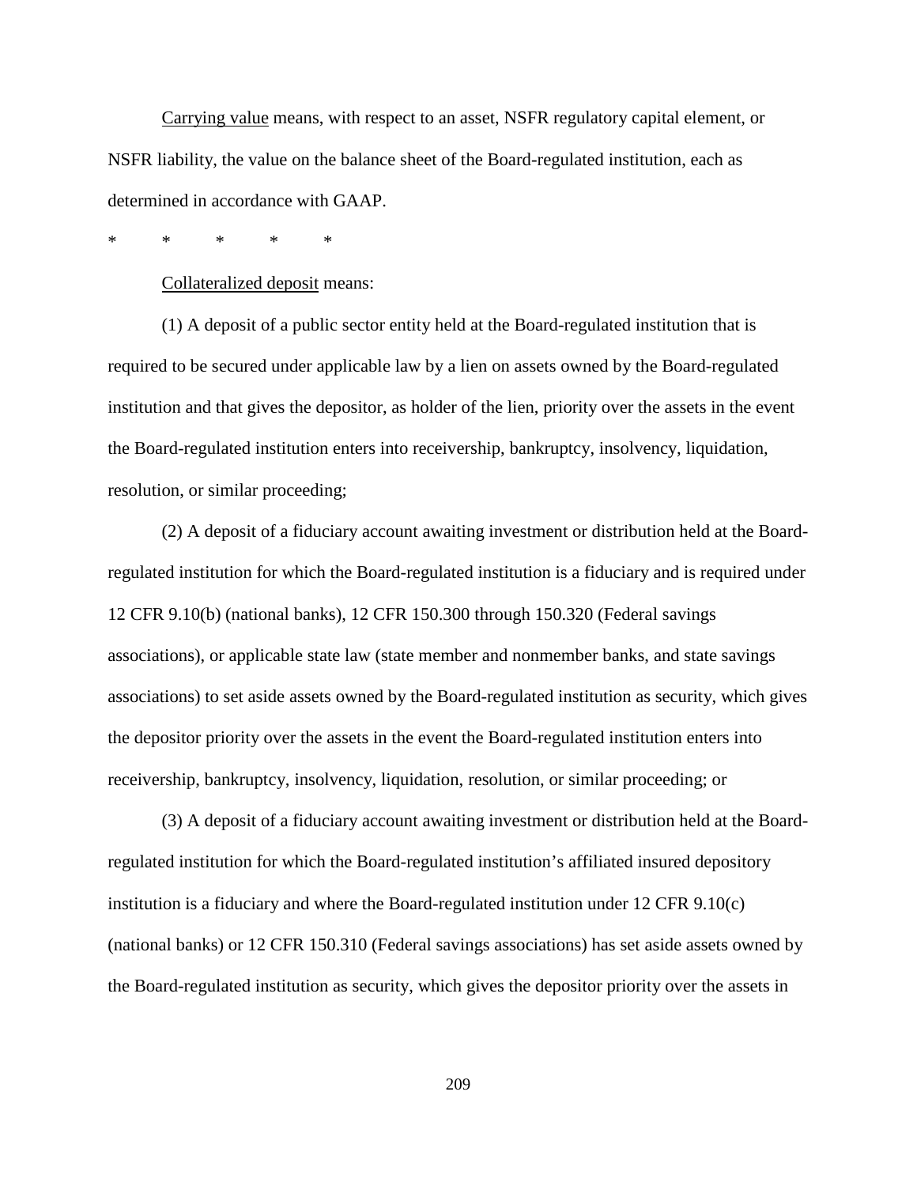Carrying value means, with respect to an asset, NSFR regulatory capital element, or NSFR liability, the value on the balance sheet of the Board-regulated institution, each as determined in accordance with GAAP.

\* \* \* \* \*

Collateralized deposit means:

(1) A deposit of a public sector entity held at the Board-regulated institution that is required to be secured under applicable law by a lien on assets owned by the Board-regulated institution and that gives the depositor, as holder of the lien, priority over the assets in the event the Board-regulated institution enters into receivership, bankruptcy, insolvency, liquidation, resolution, or similar proceeding;

(2) A deposit of a fiduciary account awaiting investment or distribution held at the Board-regulated institution for which the Board-regulated institution is a fiduciary and is required under 12 CFR 9.10(b) (national banks), 12 CFR 150.300 through 150.320 (Federal savings associations), or applicable state law (state member and nonmember banks, and state savings associations) to set aside assets owned by the Board-regulated institution as security, which gives the depositor priority over the assets in the event the Board-regulated institution enters into receivership, bankruptcy, insolvency, liquidation, resolution, or similar proceeding; or

(3) A deposit of a fiduciary account awaiting investment or distribution held at the Board-regulated institution for which the Board-regulated institution's affiliated insured depository institution is a fiduciary and where the Board-regulated institution under 12 CFR 9.10(c) (national banks) or 12 CFR 150.310 (Federal savings associations) has set aside assets owned by the Board-regulated institution as security, which gives the depositor priority over the assets in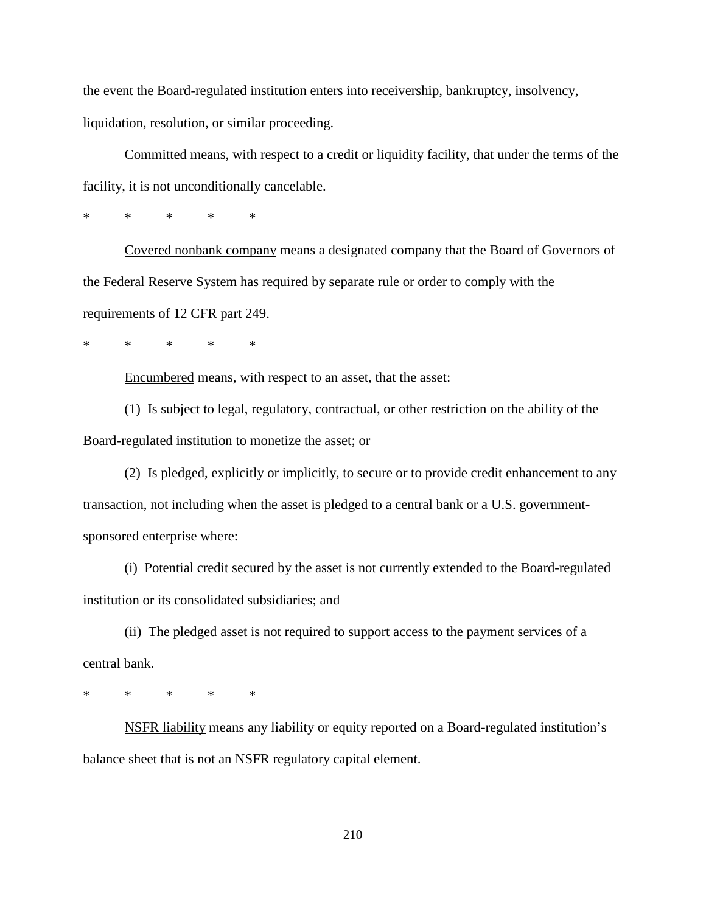the event the Board-regulated institution enters into receivership, bankruptcy, insolvency, liquidation, resolution, or similar proceeding.

Committed means, with respect to a credit or liquidity facility, that under the terms of the facility, it is not unconditionally cancelable.

\* \* \* \* \*

Covered nonbank company means a designated company that the Board of Governors of the Federal Reserve System has required by separate rule or order to comply with the requirements of 12 CFR part 249.

\* \* \* \* \*

Encumbered means, with respect to an asset, that the asset:

(1) Is subject to legal, regulatory, contractual, or other restriction on the ability of the Board-regulated institution to monetize the asset; or

(2) Is pledged, explicitly or implicitly, to secure or to provide credit enhancement to any transaction, not including when the asset is pledged to a central bank or a U.S. government-sponsored enterprise where:

(i) Potential credit secured by the asset is not currently extended to the Board-regulated institution or its consolidated subsidiaries; and

(ii) The pledged asset is not required to support access to the payment services of a central bank.

\* \* \* \* \*

NSFR liability means any liability or equity reported on a Board-regulated institution's balance sheet that is not an NSFR regulatory capital element.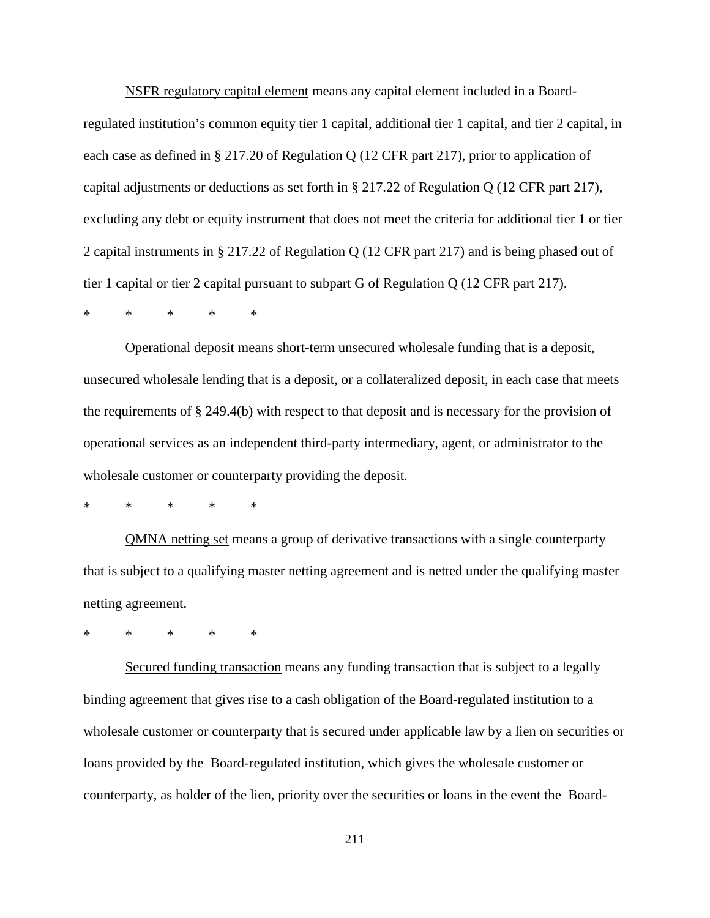NSFR regulatory capital element means any capital element included in a Board-regulated institution's common equity tier 1 capital, additional tier 1 capital, and tier 2 capital, in each case as defined in § 217.20 of Regulation Q (12 CFR part 217), prior to application of capital adjustments or deductions as set forth in § 217.22 of Regulation Q (12 CFR part 217), excluding any debt or equity instrument that does not meet the criteria for additional tier 1 or tier 2 capital instruments in § 217.22 of Regulation Q (12 CFR part 217) and is being phased out of tier 1 capital or tier 2 capital pursuant to subpart G of Regulation Q (12 CFR part 217).

\* \* \* \* \*

Operational deposit means short-term unsecured wholesale funding that is a deposit, unsecured wholesale lending that is a deposit, or a collateralized deposit, in each case that meets the requirements of § 249.4(b) with respect to that deposit and is necessary for the provision of operational services as an independent third-party intermediary, agent, or administrator to the wholesale customer or counterparty providing the deposit.

\* \* \* \* \*

QMNA netting set means a group of derivative transactions with a single counterparty that is subject to a qualifying master netting agreement and is netted under the qualifying master netting agreement.

\* \* \* \* \*

Secured funding transaction means any funding transaction that is subject to a legally binding agreement that gives rise to a cash obligation of the Board-regulated institution to a wholesale customer or counterparty that is secured under applicable law by a lien on securities or loans provided by the Board-regulated institution, which gives the wholesale customer or counterparty, as holder of the lien, priority over the securities or loans in the event the Board-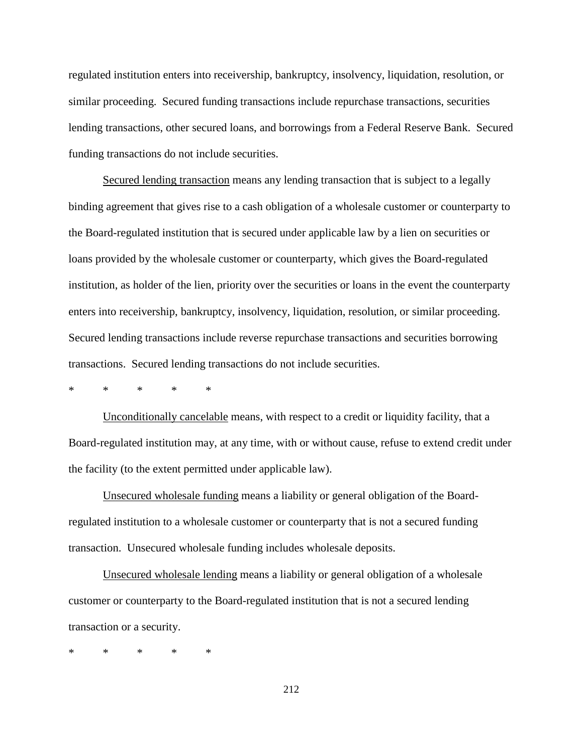regulated institution enters into receivership, bankruptcy, insolvency, liquidation, resolution, or similar proceeding. Secured funding transactions include repurchase transactions, securities lending transactions, other secured loans, and borrowings from a Federal Reserve Bank. Secured funding transactions do not include securities.

<u>Secured lending transaction</u> means any lending transaction that is subject to a legally binding agreement that gives rise to a cash obligation of a wholesale customer or counterparty to the Board-regulated institution that is secured under applicable law by a lien on securities or loans provided by the wholesale customer or counterparty, which gives the Board-regulated institution, as holder of the lien, priority over the securities or loans in the event the counterparty enters into receivership, bankruptcy, insolvency, liquidation, resolution, or similar proceeding. Secured lending transactions include reverse repurchase transactions and securities borrowing transactions. Secured lending transactions do not include securities.

\*     \*     \*     \*     \*

<u>Unconditionally cancelable</u> means, with respect to a credit or liquidity facility, that a Board-regulated institution may, at any time, with or without cause, refuse to extend credit under the facility (to the extent permitted under applicable law).

<u>Unsecured wholesale funding</u> means a liability or general obligation of the Board-regulated institution to a wholesale customer or counterparty that is not a secured funding transaction. Unsecured wholesale funding includes wholesale deposits.

<u>Unsecured wholesale lending</u> means a liability or general obligation of a wholesale customer or counterparty to the Board-regulated institution that is not a secured lending transaction or a security.

\*     \*     \*     \*     \*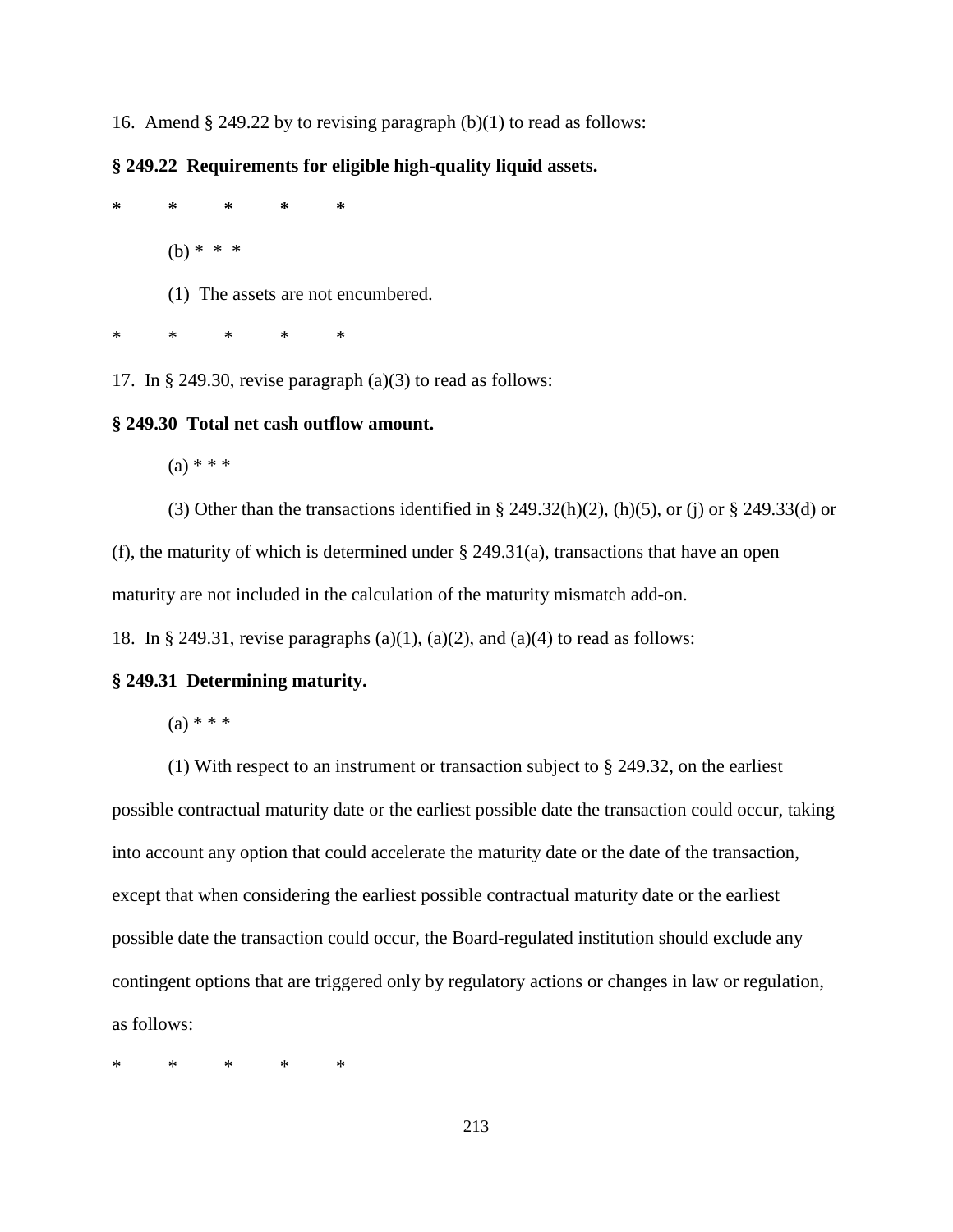16. Amend § 249.22 by to revising paragraph (b)(1) to read as follows:

**§ 249.22 Requirements for eligible high-quality liquid assets.**

**\* \* \* \* \***

(b) * * *

(1) The assets are not encumbered.

\* \* \* \* \*

17. In § 249.30, revise paragraph (a)(3) to read as follows:

**§ 249.30 Total net cash outflow amount.**

(a) * * *

(3) Other than the transactions identified in § 249.32(h)(2), (h)(5), or (j) or § 249.33(d) or (f), the maturity of which is determined under § 249.31(a), transactions that have an open maturity are not included in the calculation of the maturity mismatch add-on.

18. In § 249.31, revise paragraphs (a)(1), (a)(2), and (a)(4) to read as follows:

**§ 249.31 Determining maturity.**

(a) * * *

(1) With respect to an instrument or transaction subject to § 249.32, on the earliest possible contractual maturity date or the earliest possible date the transaction could occur, taking into account any option that could accelerate the maturity date or the date of the transaction, except that when considering the earliest possible contractual maturity date or the earliest possible date the transaction could occur, the Board-regulated institution should exclude any contingent options that are triggered only by regulatory actions or changes in law or regulation, as follows:

\* \* \* \* \*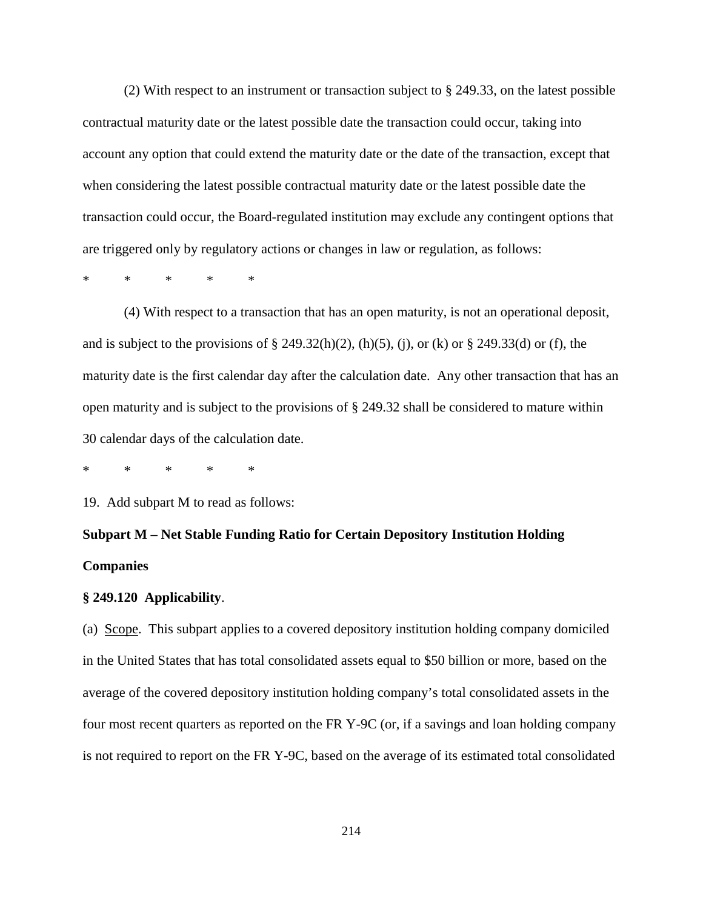(2) With respect to an instrument or transaction subject to § 249.33, on the latest possible contractual maturity date or the latest possible date the transaction could occur, taking into account any option that could extend the maturity date or the date of the transaction, except that when considering the latest possible contractual maturity date or the latest possible date the transaction could occur, the Board-regulated institution may exclude any contingent options that are triggered only by regulatory actions or changes in law or regulation, as follows:

\*     \*     \*     \*     \*

(4) With respect to a transaction that has an open maturity, is not an operational deposit, and is subject to the provisions of § 249.32(h)(2), (h)(5), (j), or (k) or § 249.33(d) or (f), the maturity date is the first calendar day after the calculation date. Any other transaction that has an open maturity and is subject to the provisions of § 249.32 shall be considered to mature within 30 calendar days of the calculation date.

\*     \*     \*     \*     \*

19. Add subpart M to read as follows:

**Subpart M – Net Stable Funding Ratio for Certain Depository Institution Holding Companies**

**§ 249.120 Applicability**.

(a) Scope. This subpart applies to a covered depository institution holding company domiciled in the United States that has total consolidated assets equal to $50 billion or more, based on the average of the covered depository institution holding company's total consolidated assets in the four most recent quarters as reported on the FR Y-9C (or, if a savings and loan holding company is not required to report on the FR Y-9C, based on the average of its estimated total consolidated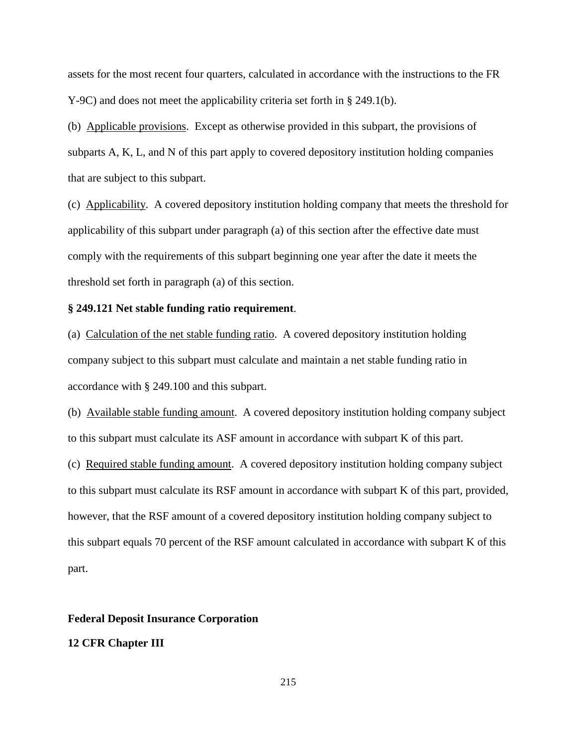assets for the most recent four quarters, calculated in accordance with the instructions to the FR Y-9C) and does not meet the applicability criteria set forth in § 249.1(b).

(b) Applicable provisions. Except as otherwise provided in this subpart, the provisions of subparts A, K, L, and N of this part apply to covered depository institution holding companies that are subject to this subpart.

(c) Applicability. A covered depository institution holding company that meets the threshold for applicability of this subpart under paragraph (a) of this section after the effective date must comply with the requirements of this subpart beginning one year after the date it meets the threshold set forth in paragraph (a) of this section.

**§ 249.121 Net stable funding ratio requirement**.

(a) Calculation of the net stable funding ratio. A covered depository institution holding company subject to this subpart must calculate and maintain a net stable funding ratio in accordance with § 249.100 and this subpart.

(b) Available stable funding amount. A covered depository institution holding company subject to this subpart must calculate its ASF amount in accordance with subpart K of this part.

(c) Required stable funding amount. A covered depository institution holding company subject to this subpart must calculate its RSF amount in accordance with subpart K of this part, provided, however, that the RSF amount of a covered depository institution holding company subject to this subpart equals 70 percent of the RSF amount calculated in accordance with subpart K of this part.

**Federal Deposit Insurance Corporation**

**12 CFR Chapter III**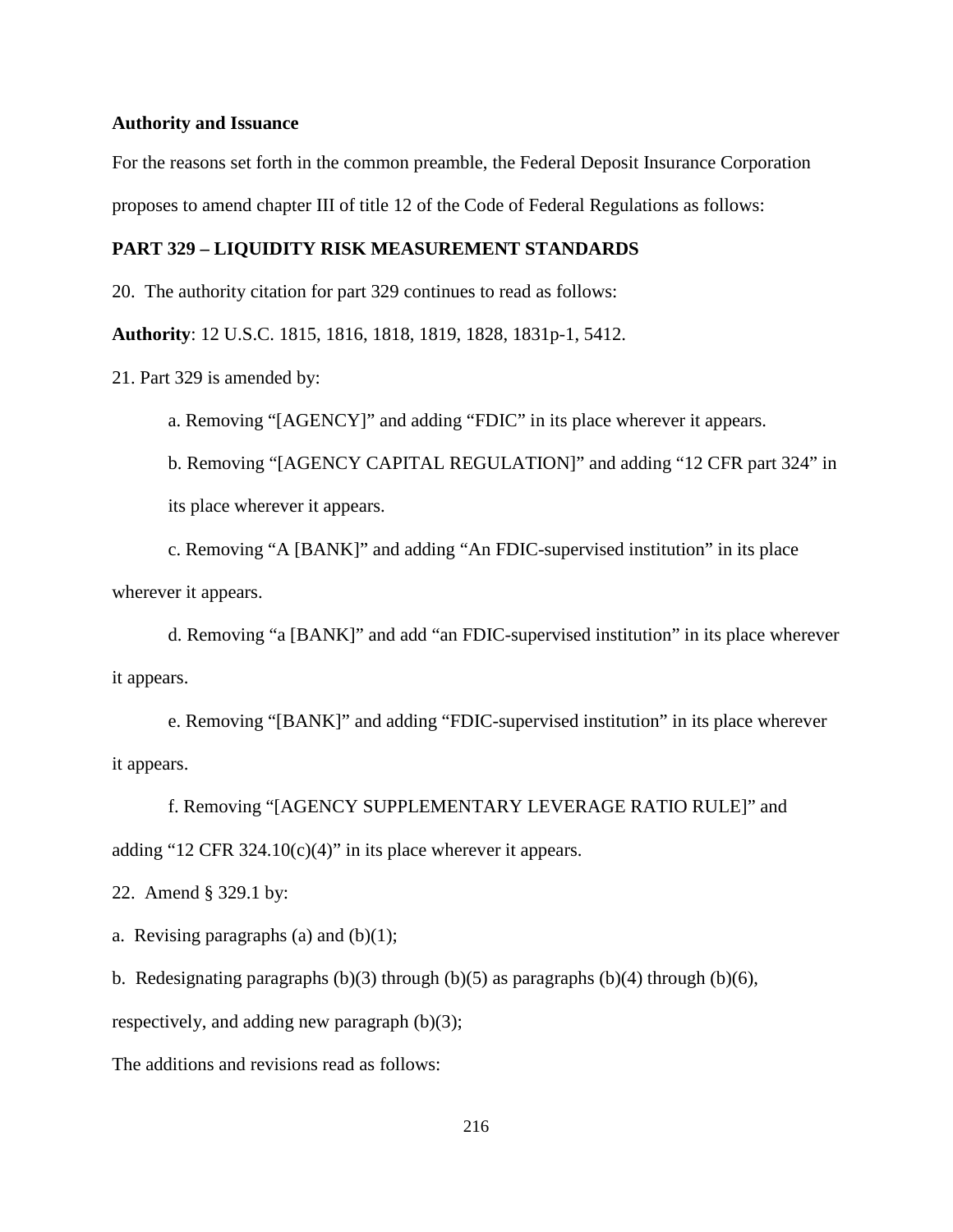**Authority and Issuance**

For the reasons set forth in the common preamble, the Federal Deposit Insurance Corporation proposes to amend chapter III of title 12 of the Code of Federal Regulations as follows:

**PART 329 – LIQUIDITY RISK MEASUREMENT STANDARDS**

20. The authority citation for part 329 continues to read as follows:

**Authority**: 12 U.S.C. 1815, 1816, 1818, 1819, 1828, 1831p-1, 5412.

21. Part 329 is amended by:

a. Removing "[AGENCY]" and adding "FDIC" in its place wherever it appears.

b. Removing "[AGENCY CAPITAL REGULATION]" and adding "12 CFR part 324" in its place wherever it appears.

c. Removing "A [BANK]" and adding "An FDIC-supervised institution" in its place wherever it appears.

d. Removing "a [BANK]" and add "an FDIC-supervised institution" in its place wherever it appears.

e. Removing "[BANK]" and adding "FDIC-supervised institution" in its place wherever it appears.

f. Removing "[AGENCY SUPPLEMENTARY LEVERAGE RATIO RULE]" and adding "12 CFR 324.10(c)(4)" in its place wherever it appears.

22. Amend § 329.1 by:

a. Revising paragraphs (a) and (b)(1);

b. Redesignating paragraphs (b)(3) through (b)(5) as paragraphs (b)(4) through (b)(6), respectively, and adding new paragraph (b)(3);

The additions and revisions read as follows: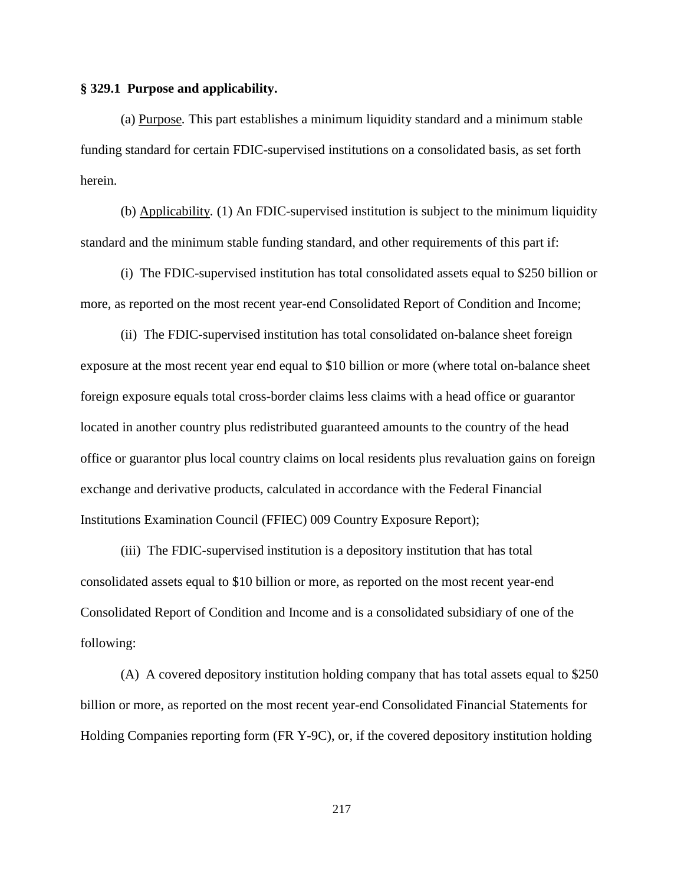**§ 329.1 Purpose and applicability.**

(a) Purpose. This part establishes a minimum liquidity standard and a minimum stable funding standard for certain FDIC-supervised institutions on a consolidated basis, as set forth herein.

(b) Applicability. (1) An FDIC-supervised institution is subject to the minimum liquidity standard and the minimum stable funding standard, and other requirements of this part if:

(i) The FDIC-supervised institution has total consolidated assets equal to $250 billion or more, as reported on the most recent year-end Consolidated Report of Condition and Income;

(ii) The FDIC-supervised institution has total consolidated on-balance sheet foreign exposure at the most recent year end equal to $10 billion or more (where total on-balance sheet foreign exposure equals total cross-border claims less claims with a head office or guarantor located in another country plus redistributed guaranteed amounts to the country of the head office or guarantor plus local country claims on local residents plus revaluation gains on foreign exchange and derivative products, calculated in accordance with the Federal Financial Institutions Examination Council (FFIEC) 009 Country Exposure Report);

(iii) The FDIC-supervised institution is a depository institution that has total consolidated assets equal to $10 billion or more, as reported on the most recent year-end Consolidated Report of Condition and Income and is a consolidated subsidiary of one of the following:

(A) A covered depository institution holding company that has total assets equal to $250 billion or more, as reported on the most recent year-end Consolidated Financial Statements for Holding Companies reporting form (FR Y-9C), or, if the covered depository institution holding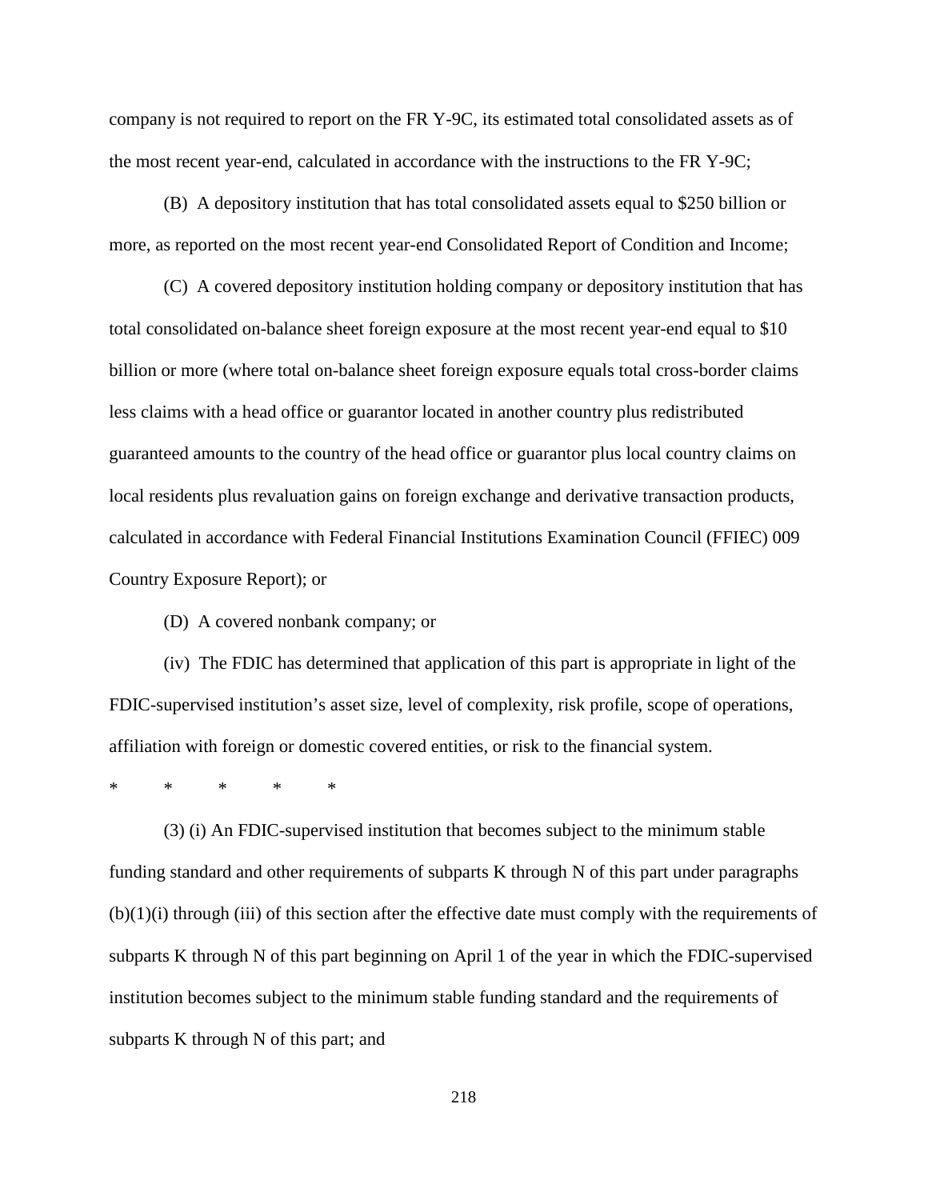company is not required to report on the FR Y-9C, its estimated total consolidated assets as of the most recent year-end, calculated in accordance with the instructions to the FR Y-9C;

(B) A depository institution that has total consolidated assets equal to $250 billion or more, as reported on the most recent year-end Consolidated Report of Condition and Income;

(C) A covered depository institution holding company or depository institution that has total consolidated on-balance sheet foreign exposure at the most recent year-end equal to $10 billion or more (where total on-balance sheet foreign exposure equals total cross-border claims less claims with a head office or guarantor located in another country plus redistributed guaranteed amounts to the country of the head office or guarantor plus local country claims on local residents plus revaluation gains on foreign exchange and derivative transaction products, calculated in accordance with Federal Financial Institutions Examination Council (FFIEC) 009 Country Exposure Report); or

(D) A covered nonbank company; or

(iv) The FDIC has determined that application of this part is appropriate in light of the FDIC-supervised institution's asset size, level of complexity, risk profile, scope of operations, affiliation with foreign or domestic covered entities, or risk to the financial system.

\* \* \* \* \*

(3) (i) An FDIC-supervised institution that becomes subject to the minimum stable funding standard and other requirements of subparts K through N of this part under paragraphs (b)(1)(i) through (iii) of this section after the effective date must comply with the requirements of subparts K through N of this part beginning on April 1 of the year in which the FDIC-supervised institution becomes subject to the minimum stable funding standard and the requirements of subparts K through N of this part; and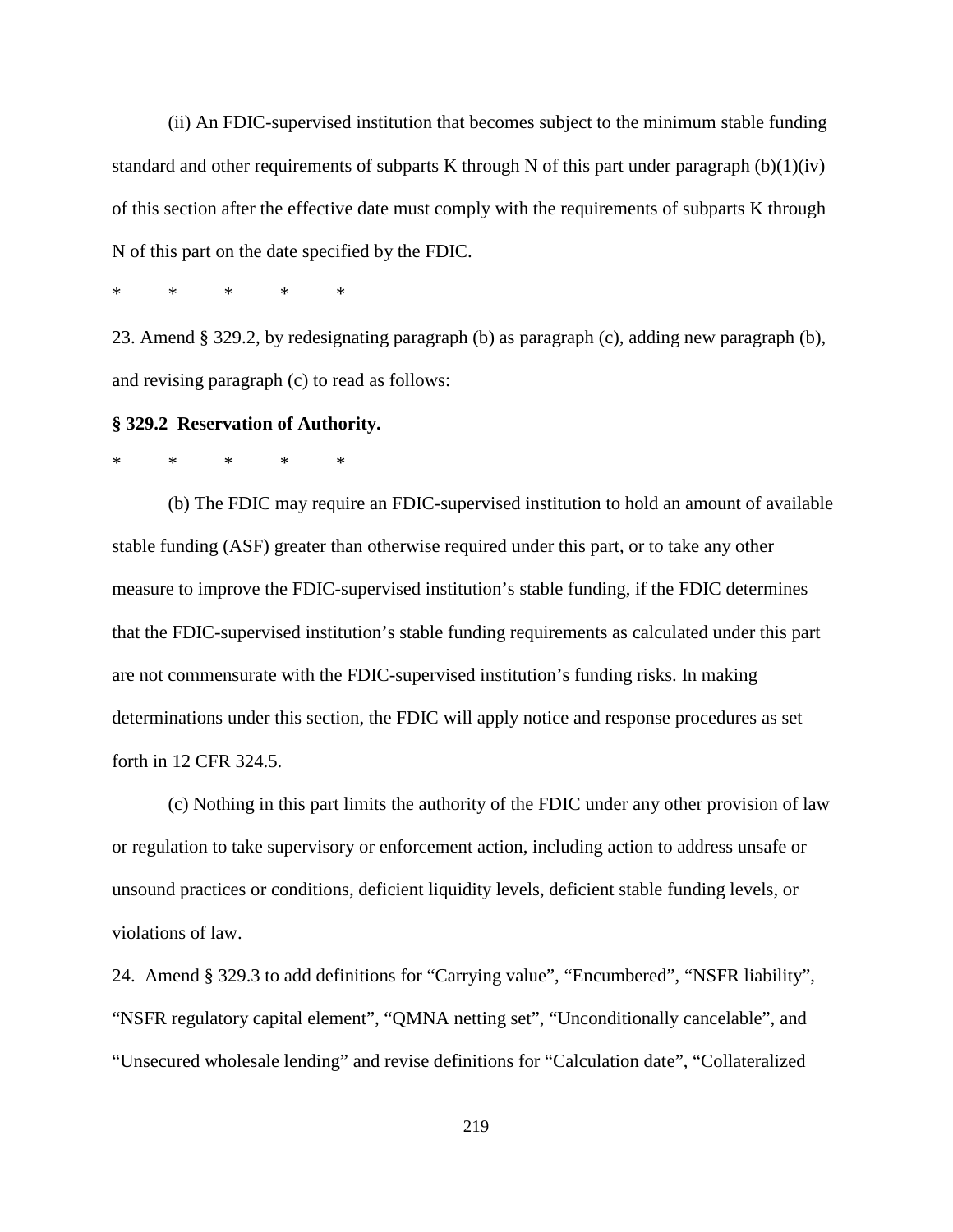(ii) An FDIC-supervised institution that becomes subject to the minimum stable funding standard and other requirements of subparts K through N of this part under paragraph (b)(1)(iv) of this section after the effective date must comply with the requirements of subparts K through N of this part on the date specified by the FDIC.

\* \* \* \* \*

23. Amend § 329.2, by redesignating paragraph (b) as paragraph (c), adding new paragraph (b), and revising paragraph (c) to read as follows:

**§ 329.2 Reservation of Authority.**

\* \* \* \* \*

(b) The FDIC may require an FDIC-supervised institution to hold an amount of available stable funding (ASF) greater than otherwise required under this part, or to take any other measure to improve the FDIC-supervised institution's stable funding, if the FDIC determines that the FDIC-supervised institution's stable funding requirements as calculated under this part are not commensurate with the FDIC-supervised institution's funding risks. In making determinations under this section, the FDIC will apply notice and response procedures as set forth in 12 CFR 324.5.

(c) Nothing in this part limits the authority of the FDIC under any other provision of law or regulation to take supervisory or enforcement action, including action to address unsafe or unsound practices or conditions, deficient liquidity levels, deficient stable funding levels, or violations of law.

24. Amend § 329.3 to add definitions for "Carrying value", "Encumbered", "NSFR liability", "NSFR regulatory capital element", "QMNA netting set", "Unconditionally cancelable", and "Unsecured wholesale lending" and revise definitions for "Calculation date", "Collateralized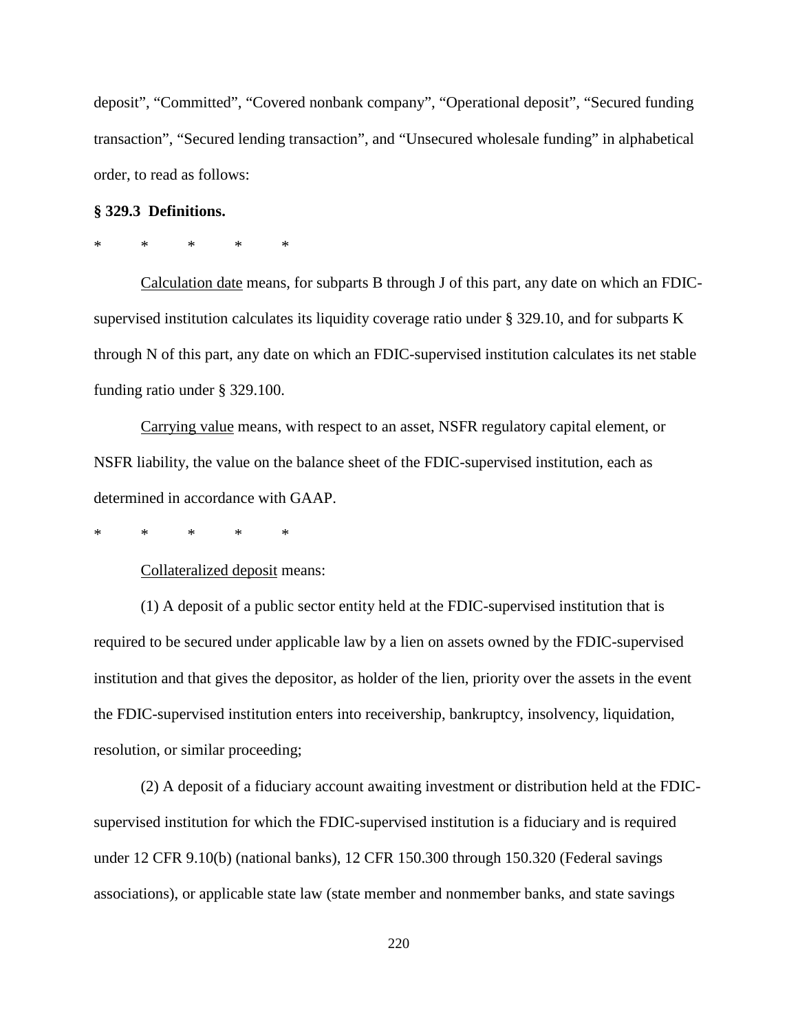deposit", "Committed", "Covered nonbank company", "Operational deposit", "Secured funding transaction", "Secured lending transaction", and "Unsecured wholesale funding" in alphabetical order, to read as follows:

**§ 329.3 Definitions.**

\* \* \* \* \*

Calculation date means, for subparts B through J of this part, any date on which an FDIC-supervised institution calculates its liquidity coverage ratio under § 329.10, and for subparts K through N of this part, any date on which an FDIC-supervised institution calculates its net stable funding ratio under § 329.100.

Carrying value means, with respect to an asset, NSFR regulatory capital element, or NSFR liability, the value on the balance sheet of the FDIC-supervised institution, each as determined in accordance with GAAP.

\* \* \* \* \*

Collateralized deposit means:

(1) A deposit of a public sector entity held at the FDIC-supervised institution that is required to be secured under applicable law by a lien on assets owned by the FDIC-supervised institution and that gives the depositor, as holder of the lien, priority over the assets in the event the FDIC-supervised institution enters into receivership, bankruptcy, insolvency, liquidation, resolution, or similar proceeding;

(2) A deposit of a fiduciary account awaiting investment or distribution held at the FDIC-supervised institution for which the FDIC-supervised institution is a fiduciary and is required under 12 CFR 9.10(b) (national banks), 12 CFR 150.300 through 150.320 (Federal savings associations), or applicable state law (state member and nonmember banks, and state savings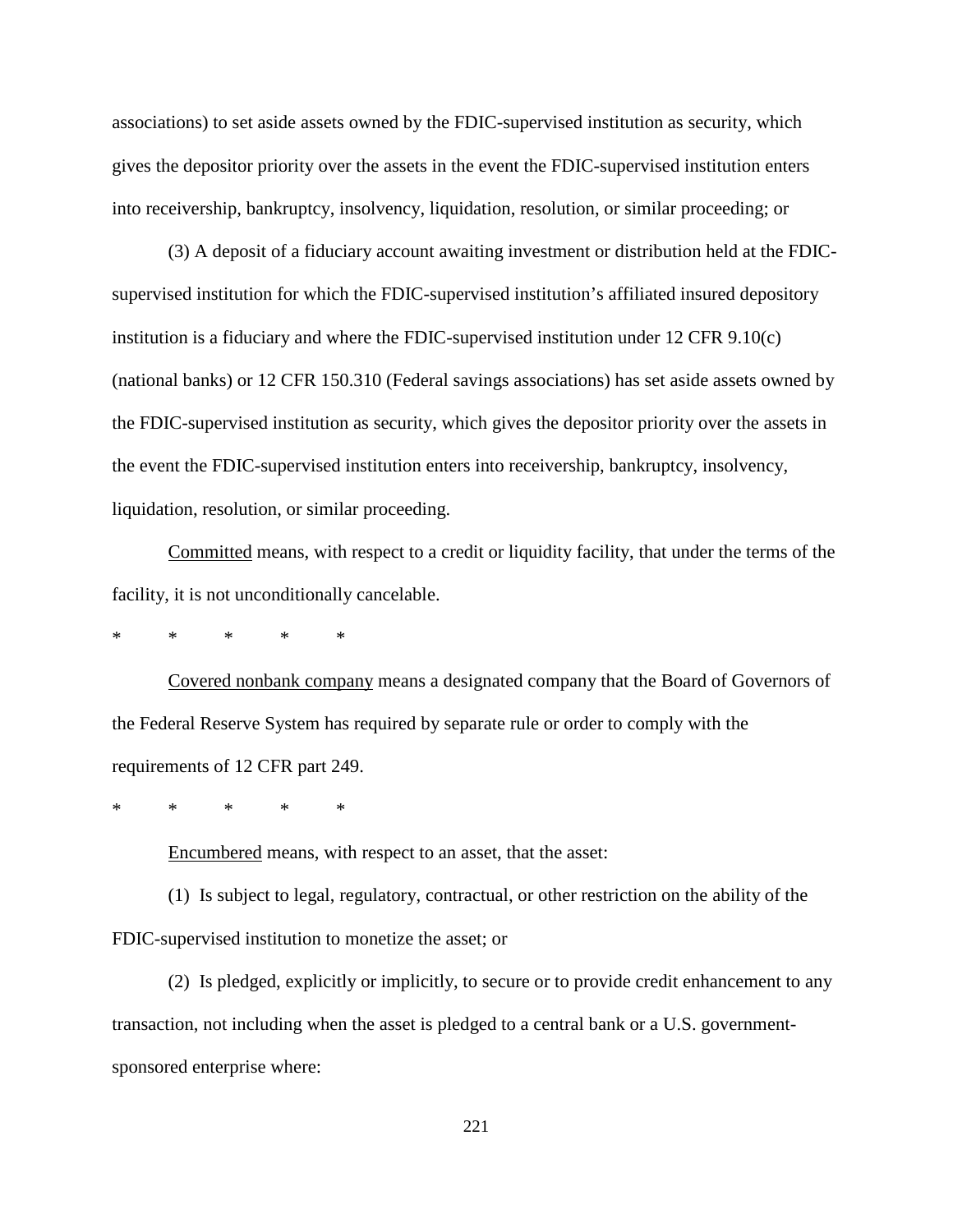associations) to set aside assets owned by the FDIC-supervised institution as security, which gives the depositor priority over the assets in the event the FDIC-supervised institution enters into receivership, bankruptcy, insolvency, liquidation, resolution, or similar proceeding; or

(3) A deposit of a fiduciary account awaiting investment or distribution held at the FDIC-supervised institution for which the FDIC-supervised institution's affiliated insured depository institution is a fiduciary and where the FDIC-supervised institution under 12 CFR 9.10(c) (national banks) or 12 CFR 150.310 (Federal savings associations) has set aside assets owned by the FDIC-supervised institution as security, which gives the depositor priority over the assets in the event the FDIC-supervised institution enters into receivership, bankruptcy, insolvency, liquidation, resolution, or similar proceeding.

<u>Committed</u> means, with respect to a credit or liquidity facility, that under the terms of the facility, it is not unconditionally cancelable.

\* \* \* \* \*

<u>Covered nonbank company</u> means a designated company that the Board of Governors of the Federal Reserve System has required by separate rule or order to comply with the requirements of 12 CFR part 249.

\* \* \* \* \*

<u>Encumbered</u> means, with respect to an asset, that the asset:

(1) Is subject to legal, regulatory, contractual, or other restriction on the ability of the FDIC-supervised institution to monetize the asset; or

(2) Is pledged, explicitly or implicitly, to secure or to provide credit enhancement to any transaction, not including when the asset is pledged to a central bank or a U.S. government-sponsored enterprise where: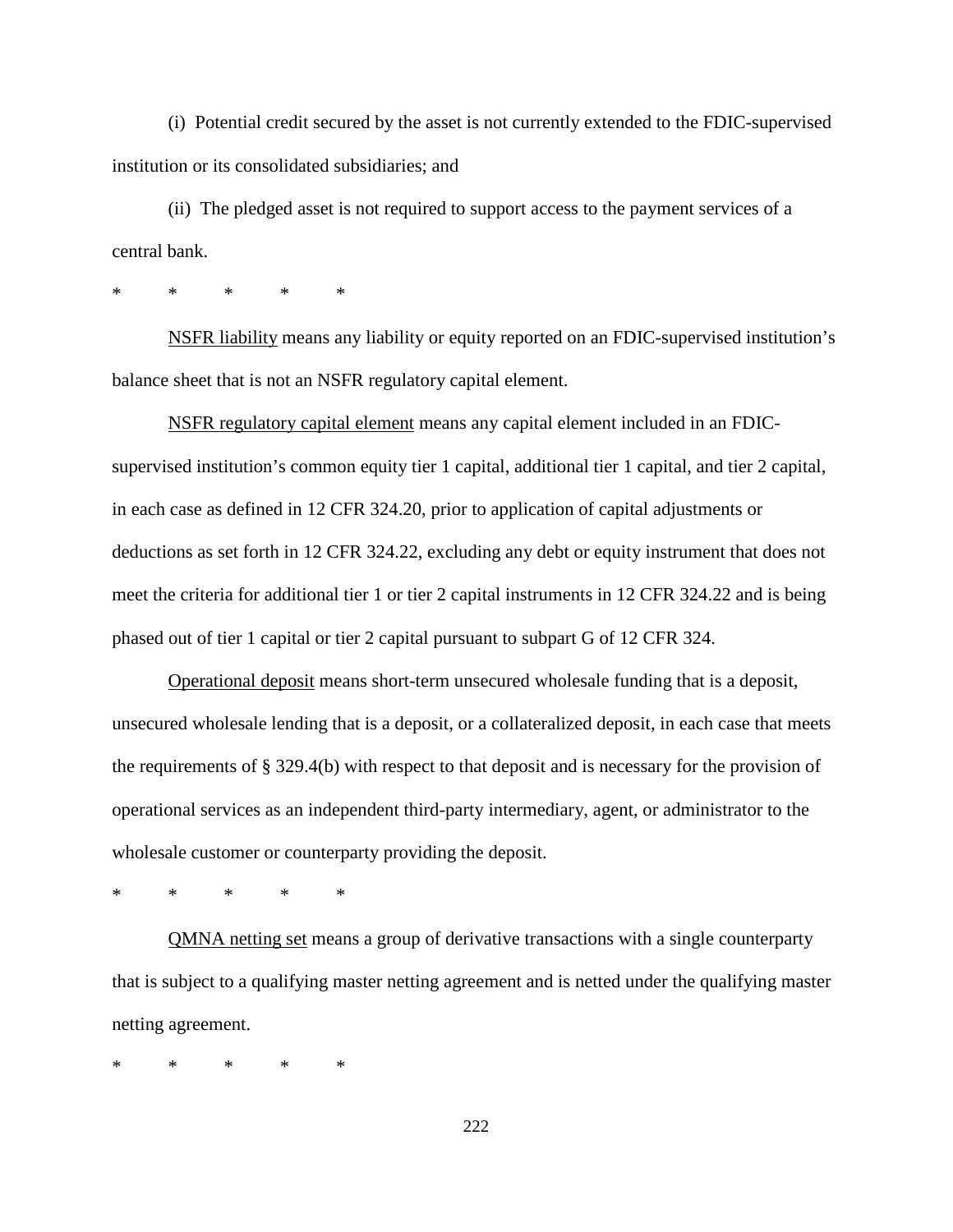(i) Potential credit secured by the asset is not currently extended to the FDIC-supervised institution or its consolidated subsidiaries; and

(ii) The pledged asset is not required to support access to the payment services of a central bank.

\* \* \* \* \*

NSFR liability means any liability or equity reported on an FDIC-supervised institution's balance sheet that is not an NSFR regulatory capital element.

NSFR regulatory capital element means any capital element included in an FDIC-supervised institution's common equity tier 1 capital, additional tier 1 capital, and tier 2 capital, in each case as defined in 12 CFR 324.20, prior to application of capital adjustments or deductions as set forth in 12 CFR 324.22, excluding any debt or equity instrument that does not meet the criteria for additional tier 1 or tier 2 capital instruments in 12 CFR 324.22 and is being phased out of tier 1 capital or tier 2 capital pursuant to subpart G of 12 CFR 324.

Operational deposit means short-term unsecured wholesale funding that is a deposit, unsecured wholesale lending that is a deposit, or a collateralized deposit, in each case that meets the requirements of § 329.4(b) with respect to that deposit and is necessary for the provision of operational services as an independent third-party intermediary, agent, or administrator to the wholesale customer or counterparty providing the deposit.

\* \* \* \* \*

QMNA netting set means a group of derivative transactions with a single counterparty that is subject to a qualifying master netting agreement and is netted under the qualifying master netting agreement.

\* \* \* \* \*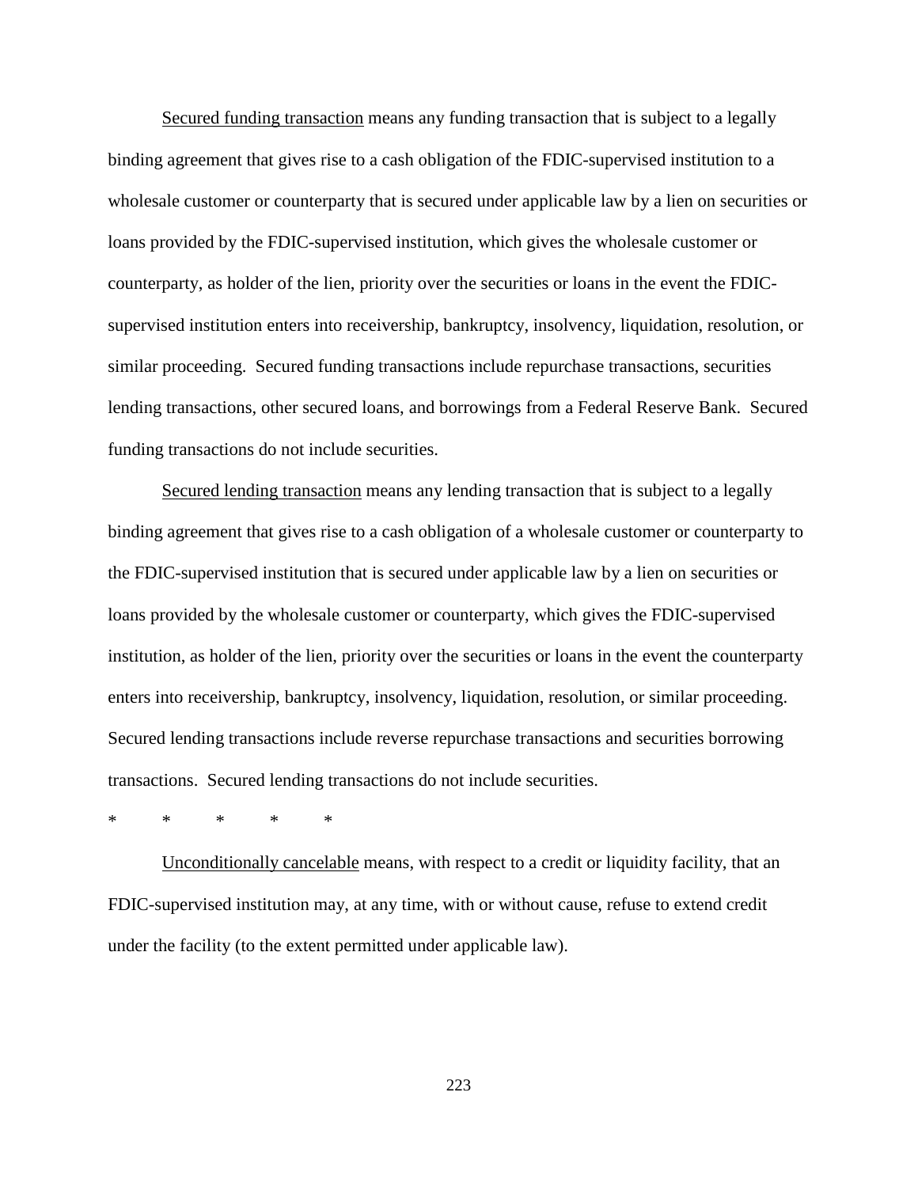Secured funding transaction means any funding transaction that is subject to a legally binding agreement that gives rise to a cash obligation of the FDIC-supervised institution to a wholesale customer or counterparty that is secured under applicable law by a lien on securities or loans provided by the FDIC-supervised institution, which gives the wholesale customer or counterparty, as holder of the lien, priority over the securities or loans in the event the FDIC-supervised institution enters into receivership, bankruptcy, insolvency, liquidation, resolution, or similar proceeding. Secured funding transactions include repurchase transactions, securities lending transactions, other secured loans, and borrowings from a Federal Reserve Bank. Secured funding transactions do not include securities.

Secured lending transaction means any lending transaction that is subject to a legally binding agreement that gives rise to a cash obligation of a wholesale customer or counterparty to the FDIC-supervised institution that is secured under applicable law by a lien on securities or loans provided by the wholesale customer or counterparty, which gives the FDIC-supervised institution, as holder of the lien, priority over the securities or loans in the event the counterparty enters into receivership, bankruptcy, insolvency, liquidation, resolution, or similar proceeding. Secured lending transactions include reverse repurchase transactions and securities borrowing transactions. Secured lending transactions do not include securities.

\* \* \* \* \*

Unconditionally cancelable means, with respect to a credit or liquidity facility, that an FDIC-supervised institution may, at any time, with or without cause, refuse to extend credit under the facility (to the extent permitted under applicable law).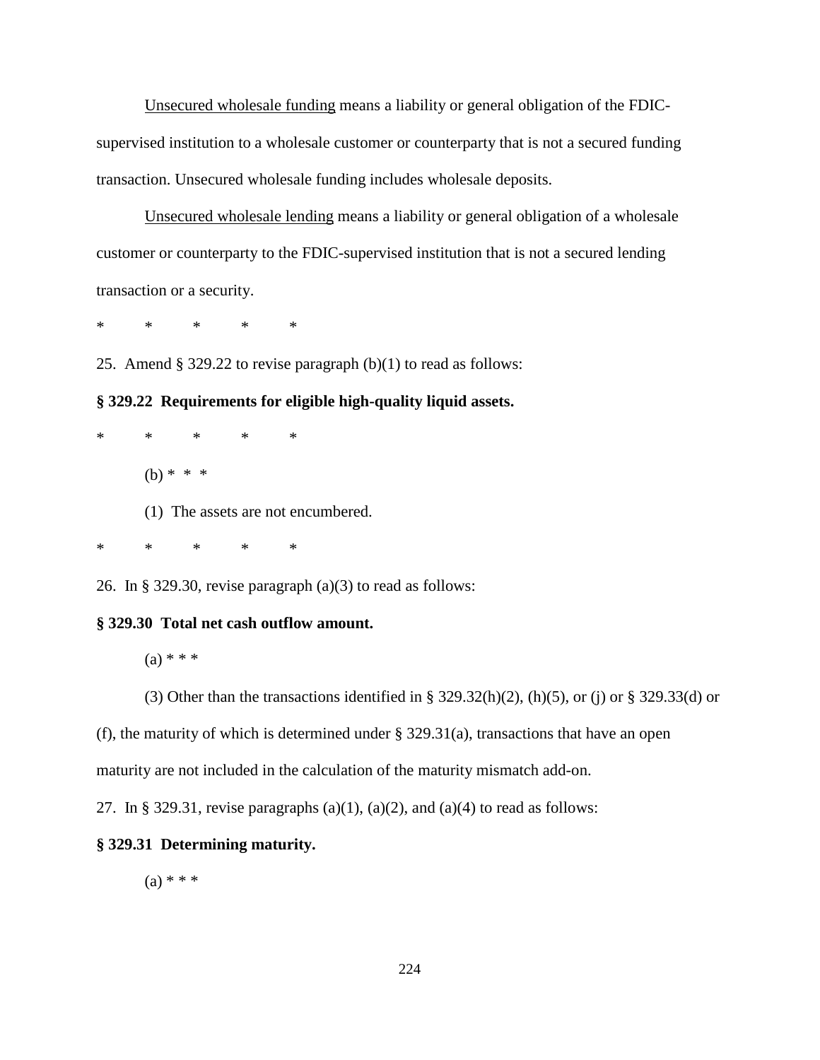Unsecured wholesale funding means a liability or general obligation of the FDIC-supervised institution to a wholesale customer or counterparty that is not a secured funding transaction. Unsecured wholesale funding includes wholesale deposits.

Unsecured wholesale lending means a liability or general obligation of a wholesale customer or counterparty to the FDIC-supervised institution that is not a secured lending transaction or a security.

\* \* \* \* \*

25. Amend § 329.22 to revise paragraph (b)(1) to read as follows:

**§ 329.22 Requirements for eligible high-quality liquid assets.**

\* \* \* \* \*

(b) \* \* \*

(1) The assets are not encumbered.

\* \* \* \* \*

26. In § 329.30, revise paragraph (a)(3) to read as follows:

**§ 329.30 Total net cash outflow amount.**

(a) \* \* \*

(3) Other than the transactions identified in § 329.32(h)(2), (h)(5), or (j) or § 329.33(d) or (f), the maturity of which is determined under § 329.31(a), transactions that have an open maturity are not included in the calculation of the maturity mismatch add-on.

27. In § 329.31, revise paragraphs (a)(1), (a)(2), and (a)(4) to read as follows:

**§ 329.31 Determining maturity.**

(a) \* \* \*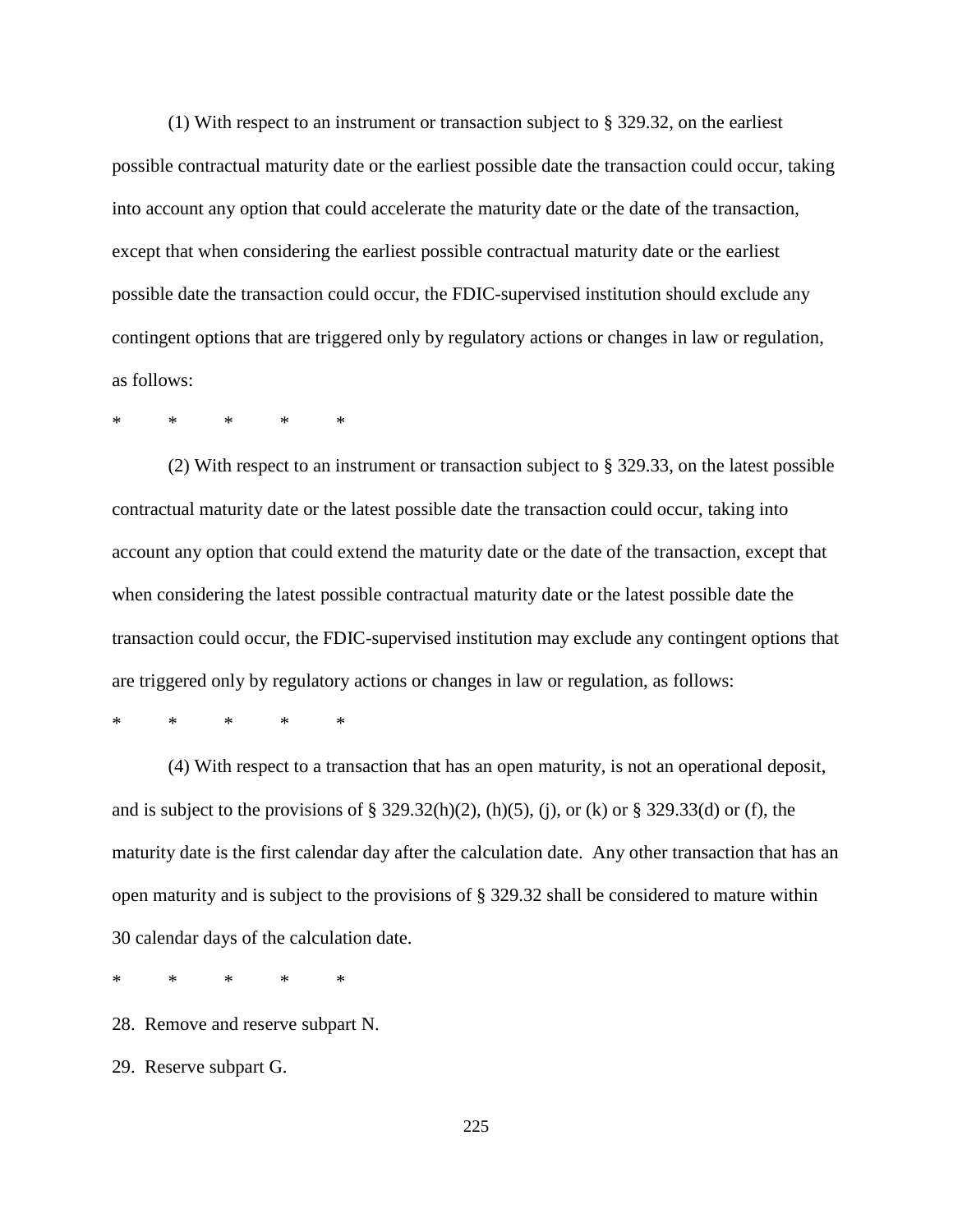(1) With respect to an instrument or transaction subject to § 329.32, on the earliest possible contractual maturity date or the earliest possible date the transaction could occur, taking into account any option that could accelerate the maturity date or the date of the transaction, except that when considering the earliest possible contractual maturity date or the earliest possible date the transaction could occur, the FDIC-supervised institution should exclude any contingent options that are triggered only by regulatory actions or changes in law or regulation, as follows:

\* \* \* \* \*

(2) With respect to an instrument or transaction subject to § 329.33, on the latest possible contractual maturity date or the latest possible date the transaction could occur, taking into account any option that could extend the maturity date or the date of the transaction, except that when considering the latest possible contractual maturity date or the latest possible date the transaction could occur, the FDIC-supervised institution may exclude any contingent options that are triggered only by regulatory actions or changes in law or regulation, as follows:

\* \* \* \* \*

(4) With respect to a transaction that has an open maturity, is not an operational deposit, and is subject to the provisions of § 329.32(h)(2), (h)(5), (j), or (k) or § 329.33(d) or (f), the maturity date is the first calendar day after the calculation date. Any other transaction that has an open maturity and is subject to the provisions of § 329.32 shall be considered to mature within 30 calendar days of the calculation date.

\* \* \* \* \*

28. Remove and reserve subpart N.

29. Reserve subpart G.